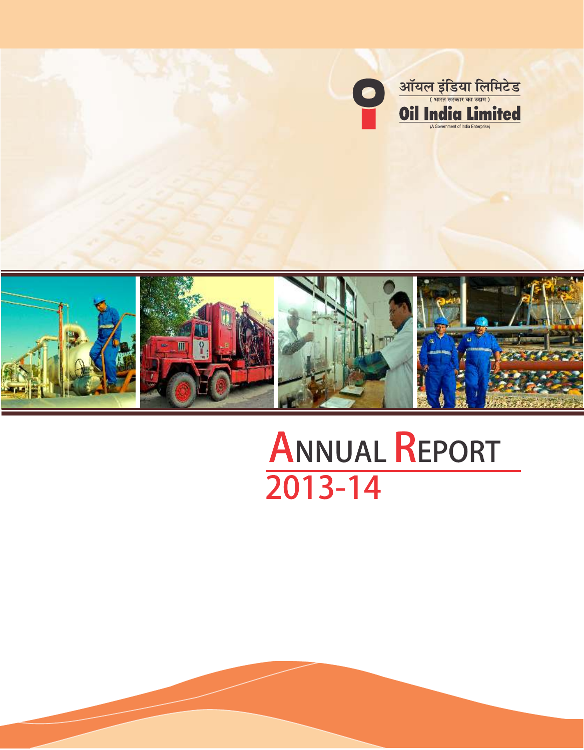ऑयल इंडिया लिमिटेड

( भारत सरकार का उद्यम )

**Oil India Limited**

(A Government of India Enterprise)

# ANNUAL REPORT 2013-14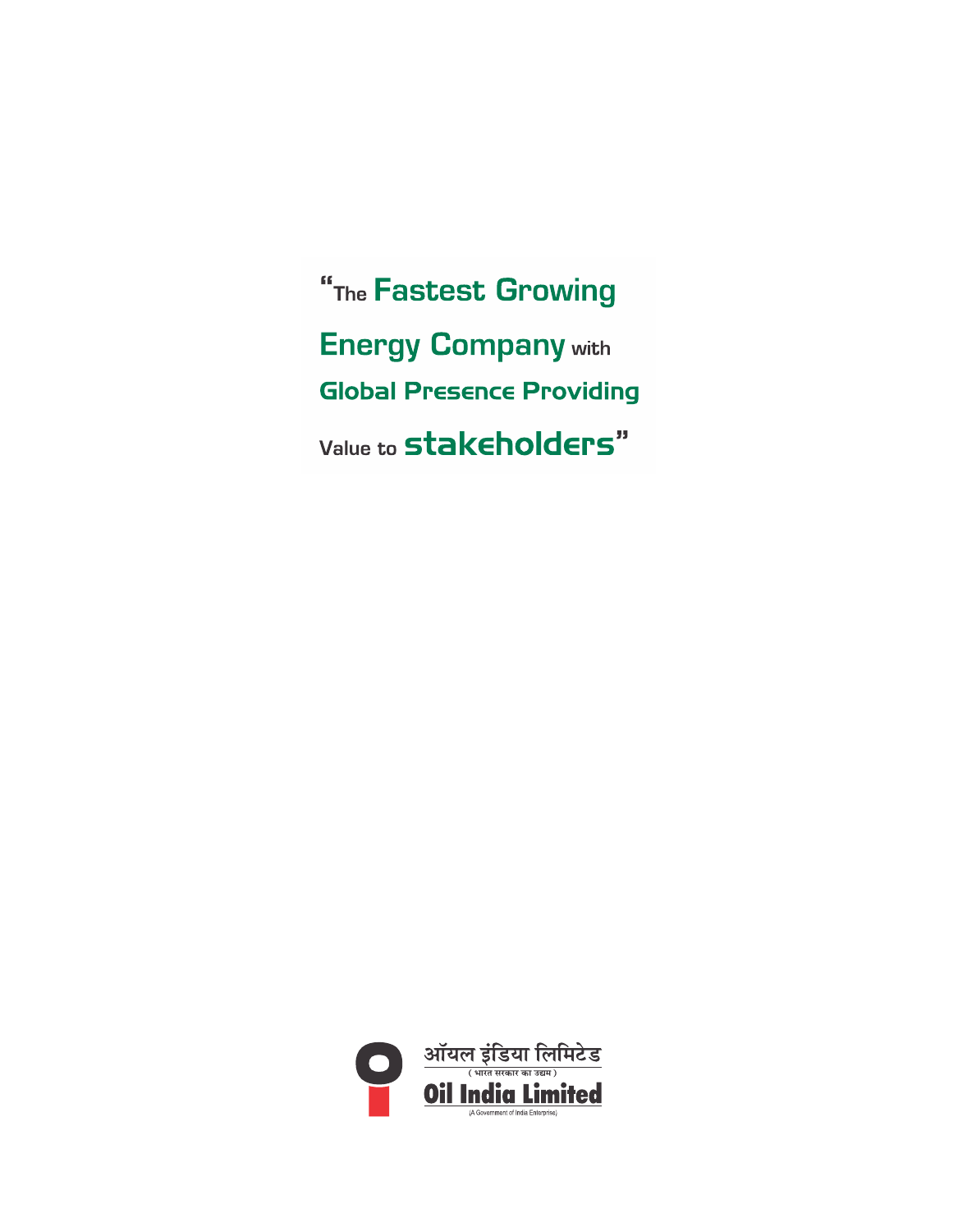"The **Fastest Growing Energy Company** with **Global Presence Providing** Value to **stakeholders**"

ऑयल इंडिया लिमिटेड

( भारत सरकार का उद्यम )

**Oil India Limited**

(A Government of India Enterprise)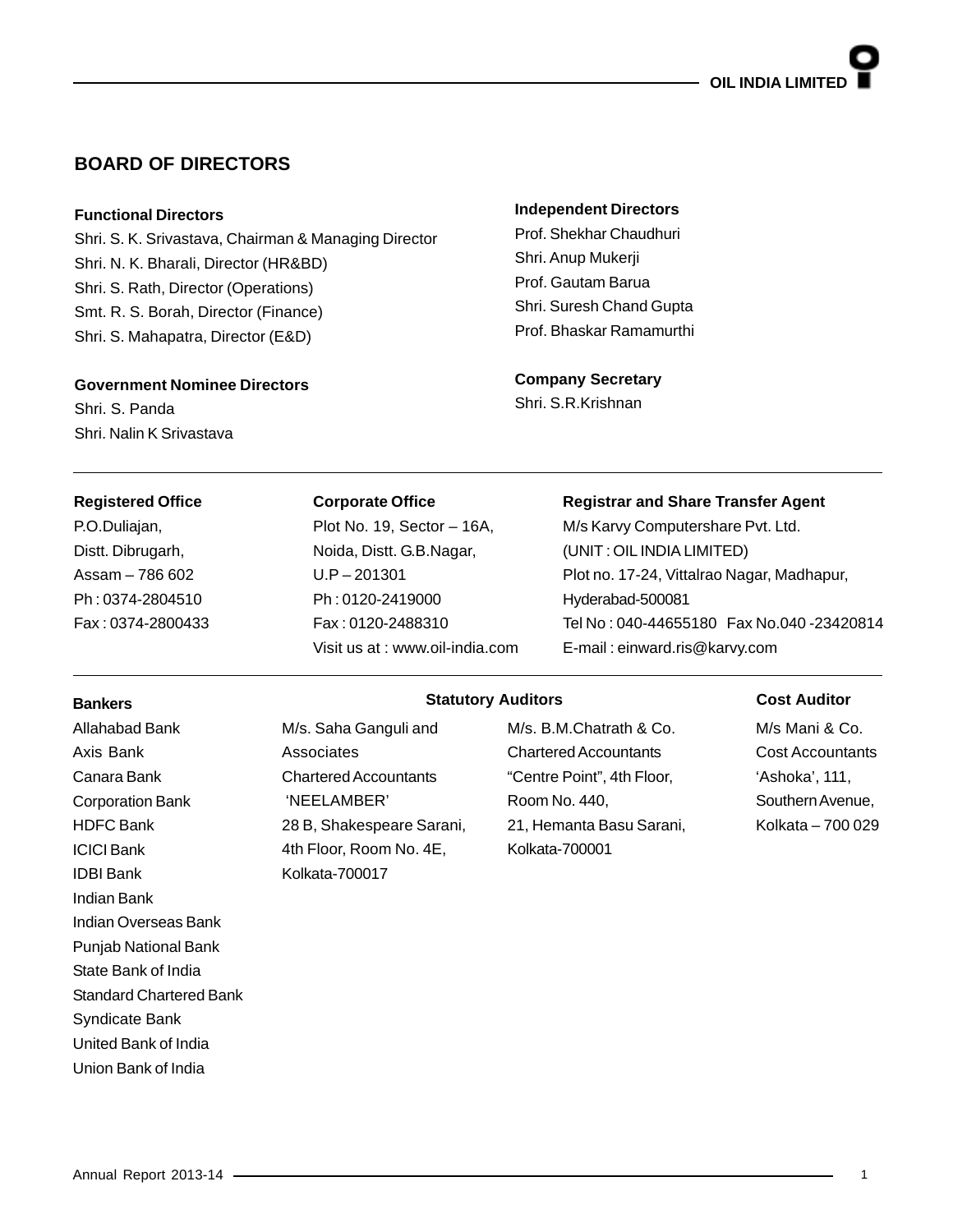## BOARD OF DIRECTORS

### Functional Directors

Shri. S. K. Srivastava, Chairman & Managing Director
Shri. N. K. Bharali, Director (HR&BD)
Shri. S. Rath, Director (Operations)
Smt. R. S. Borah, Director (Finance)
Shri. S. Mahapatra, Director (E&D)

### Government Nominee Directors

Shri. S. Panda
Shri. Nalin K Srivastava

### Independent Directors

Prof. Shekhar Chaudhuri
Shri. Anup Mukerji
Prof. Gautam Barua
Shri. Suresh Chand Gupta
Prof. Bhaskar Ramamurthi

### Company Secretary

Shri. S.R.Krishnan

---

**Registered Office**

P.O.Duliajan,
Distt. Dibrugarh,
Assam – 786 602
Ph : 0374-2804510
Fax : 0374-2800433

**Corporate Office**

Plot No. 19, Sector – 16A,
Noida, Distt. G.B.Nagar,
U.P – 201301
Ph : 0120-2419000
Fax : 0120-2488310
Visit us at : www.oil-india.com

**Registrar and Share Transfer Agent**

M/s Karvy Computershare Pvt. Ltd.
(UNIT : OIL INDIA LIMITED)
Plot no. 17-24, Vittalrao Nagar, Madhapur,
Hyderabad-500081
Tel No : 040-44655180 Fax No.040 -23420814
E-mail : einward.ris@karvy.com

---

**Bankers**

Allahabad Bank
Axis Bank
Canara Bank
Corporation Bank
HDFC Bank
ICICI Bank
IDBI Bank
Indian Bank
Indian Overseas Bank
Punjab National Bank
State Bank of India
Standard Chartered Bank
Syndicate Bank
United Bank of India
Union Bank of India

**Statutory Auditors**

M/s. Saha Ganguli and Associates
Chartered Accountants
'NEELAMBER'
28 B, Shakespeare Sarani,
4th Floor, Room No. 4E,
Kolkata-700017

M/s. B.M.Chatrath & Co.
Chartered Accountants
"Centre Point", 4th Floor,
Room No. 440,
21, Hemanta Basu Sarani,
Kolkata-700001

**Cost Auditor**

M/s Mani & Co.
Cost Accountants
'Ashoka', 111,
Southern Avenue,
Kolkata – 700 029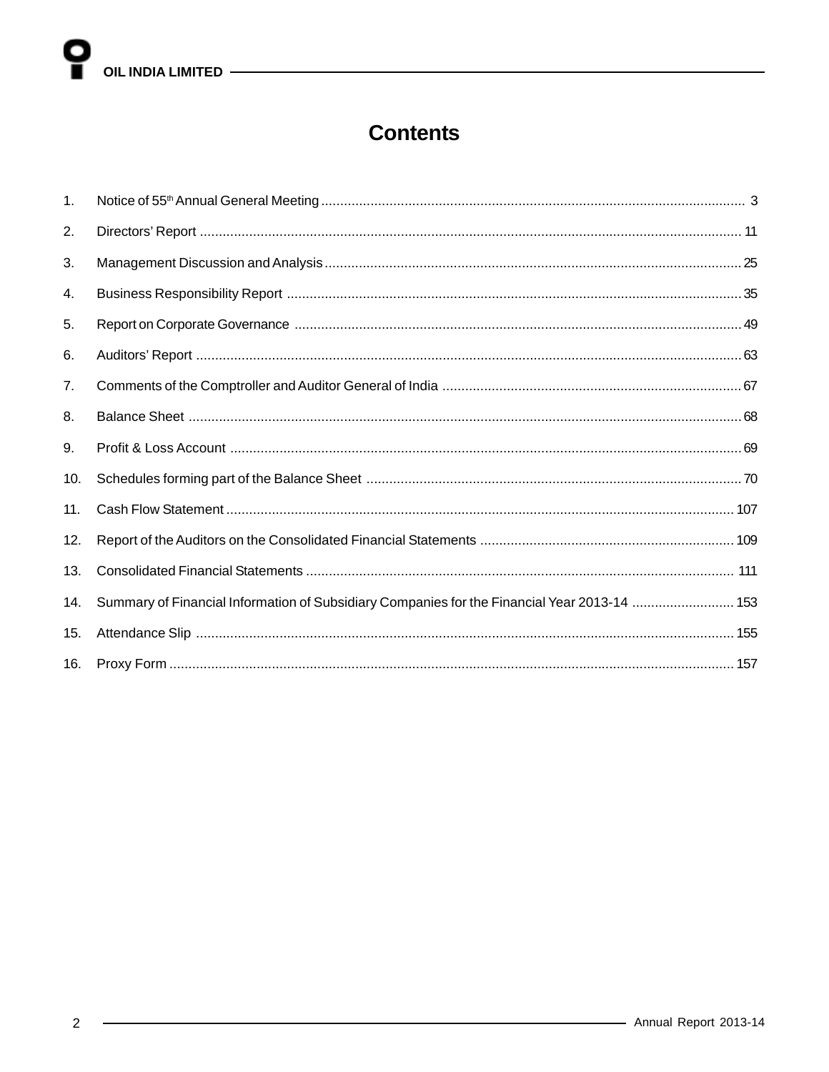# Contents

| | | |
|---|---|---|
| 1. | Notice of 55th Annual General Meeting | 3 |
| 2. | Directors' Report | 11 |
| 3. | Management Discussion and Analysis | 25 |
| 4. | Business Responsibility Report | 35 |
| 5. | Report on Corporate Governance | 49 |
| 6. | Auditors' Report | 63 |
| 7. | Comments of the Comptroller and Auditor General of India | 67 |
| 8. | Balance Sheet | 68 |
| 9. | Profit & Loss Account | 69 |
| 10. | Schedules forming part of the Balance Sheet | 70 |
| 11. | Cash Flow Statement | 107 |
| 12. | Report of the Auditors on the Consolidated Financial Statements | 109 |
| 13. | Consolidated Financial Statements | 111 |
| 14. | Summary of Financial Information of Subsidiary Companies for the Financial Year 2013-14 | 153 |
| 15. | Attendance Slip | 155 |
| 16. | Proxy Form | 157 |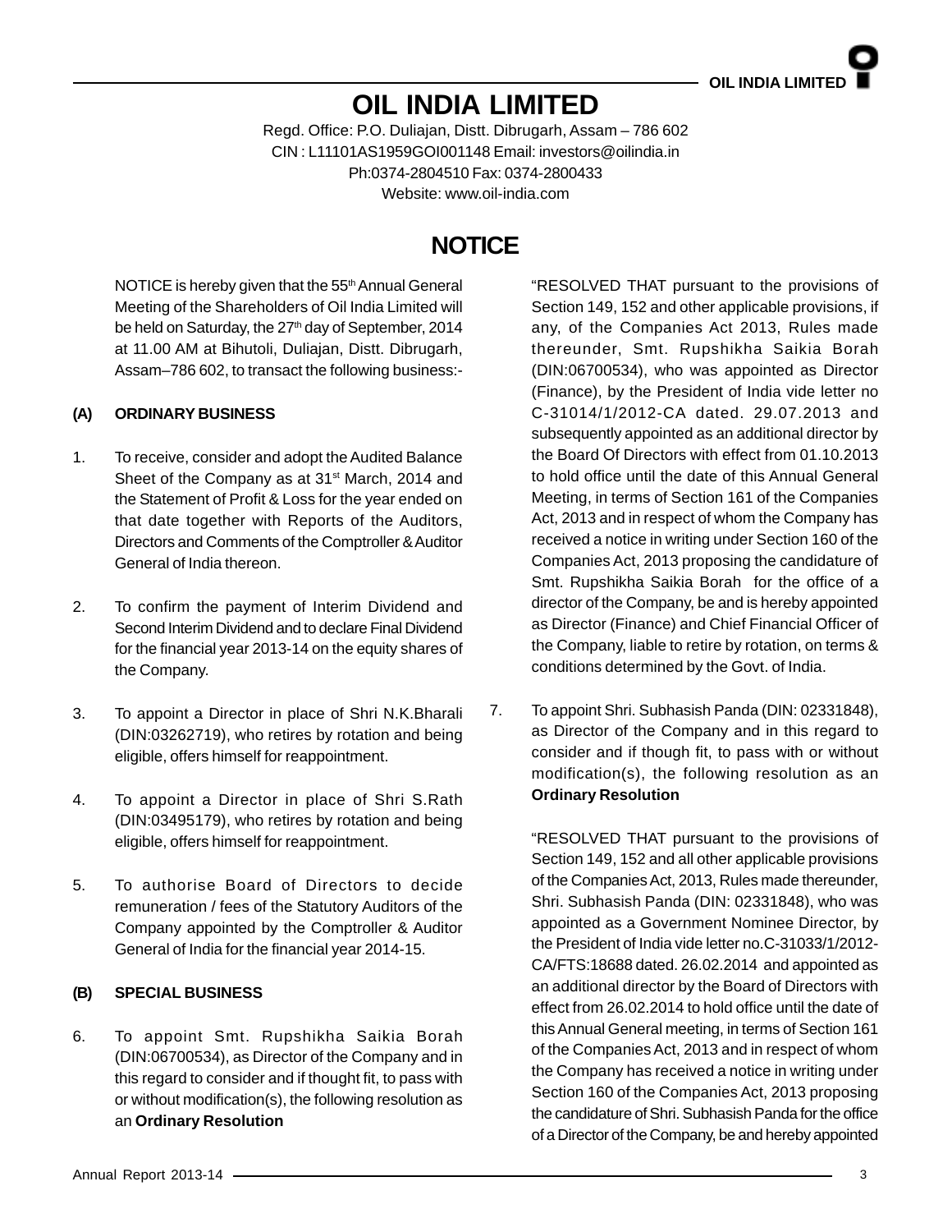# OIL INDIA LIMITED

Regd. Office: P.O. Duliajan, Distt. Dibrugarh, Assam – 786 602
CIN : L11101AS1959GOI001148 Email: investors@oilindia.in
Ph:0374-2804510 Fax: 0374-2800433
Website: www.oil-india.com

## NOTICE

NOTICE is hereby given that the 55th Annual General Meeting of the Shareholders of Oil India Limited will be held on Saturday, the 27th day of September, 2014 at 11.00 AM at Bihutoli, Duliajan, Distt. Dibrugarh, Assam–786 602, to transact the following business:-

### (A) ORDINARY BUSINESS

1. To receive, consider and adopt the Audited Balance Sheet of the Company as at 31st March, 2014 and the Statement of Profit & Loss for the year ended on that date together with Reports of the Auditors, Directors and Comments of the Comptroller & Auditor General of India thereon.

2. To confirm the payment of Interim Dividend and Second Interim Dividend and to declare Final Dividend for the financial year 2013-14 on the equity shares of the Company.

3. To appoint a Director in place of Shri N.K.Bharali (DIN:03262719), who retires by rotation and being eligible, offers himself for reappointment.

4. To appoint a Director in place of Shri S.Rath (DIN:03495179), who retires by rotation and being eligible, offers himself for reappointment.

5. To authorise Board of Directors to decide remuneration / fees of the Statutory Auditors of the Company appointed by the Comptroller & Auditor General of India for the financial year 2014-15.

### (B) SPECIAL BUSINESS

6. To appoint Smt. Rupshikha Saikia Borah (DIN:06700534), as Director of the Company and in this regard to consider and if thought fit, to pass with or without modification(s), the following resolution as an **Ordinary Resolution**

   "RESOLVED THAT pursuant to the provisions of Section 149, 152 and other applicable provisions, if any, of the Companies Act 2013, Rules made thereunder, Smt. Rupshikha Saikia Borah (DIN:06700534), who was appointed as Director (Finance), by the President of India vide letter no C-31014/1/2012-CA dated. 29.07.2013 and subsequently appointed as an additional director by the Board Of Directors with effect from 01.10.2013 to hold office until the date of this Annual General Meeting, in terms of Section 161 of the Companies Act, 2013 and in respect of whom the Company has received a notice in writing under Section 160 of the Companies Act, 2013 proposing the candidature of Smt. Rupshikha Saikia Borah for the office of a director of the Company, be and is hereby appointed as Director (Finance) and Chief Financial Officer of the Company, liable to retire by rotation, on terms & conditions determined by the Govt. of India.

7. To appoint Shri. Subhasish Panda (DIN: 02331848), as Director of the Company and in this regard to consider and if though fit, to pass with or without modification(s), the following resolution as an **Ordinary Resolution**

   "RESOLVED THAT pursuant to the provisions of Section 149, 152 and all other applicable provisions of the Companies Act, 2013, Rules made thereunder, Shri. Subhasish Panda (DIN: 02331848), who was appointed as a Government Nominee Director, by the President of India vide letter no.C-31033/1/2012-CA/FTS:18688 dated. 26.02.2014 and appointed as an additional director by the Board of Directors with effect from 26.02.2014 to hold office until the date of this Annual General meeting, in terms of Section 161 of the Companies Act, 2013 and in respect of whom the Company has received a notice in writing under Section 160 of the Companies Act, 2013 proposing the candidature of Shri. Subhasish Panda for the office of a Director of the Company, be and hereby appointed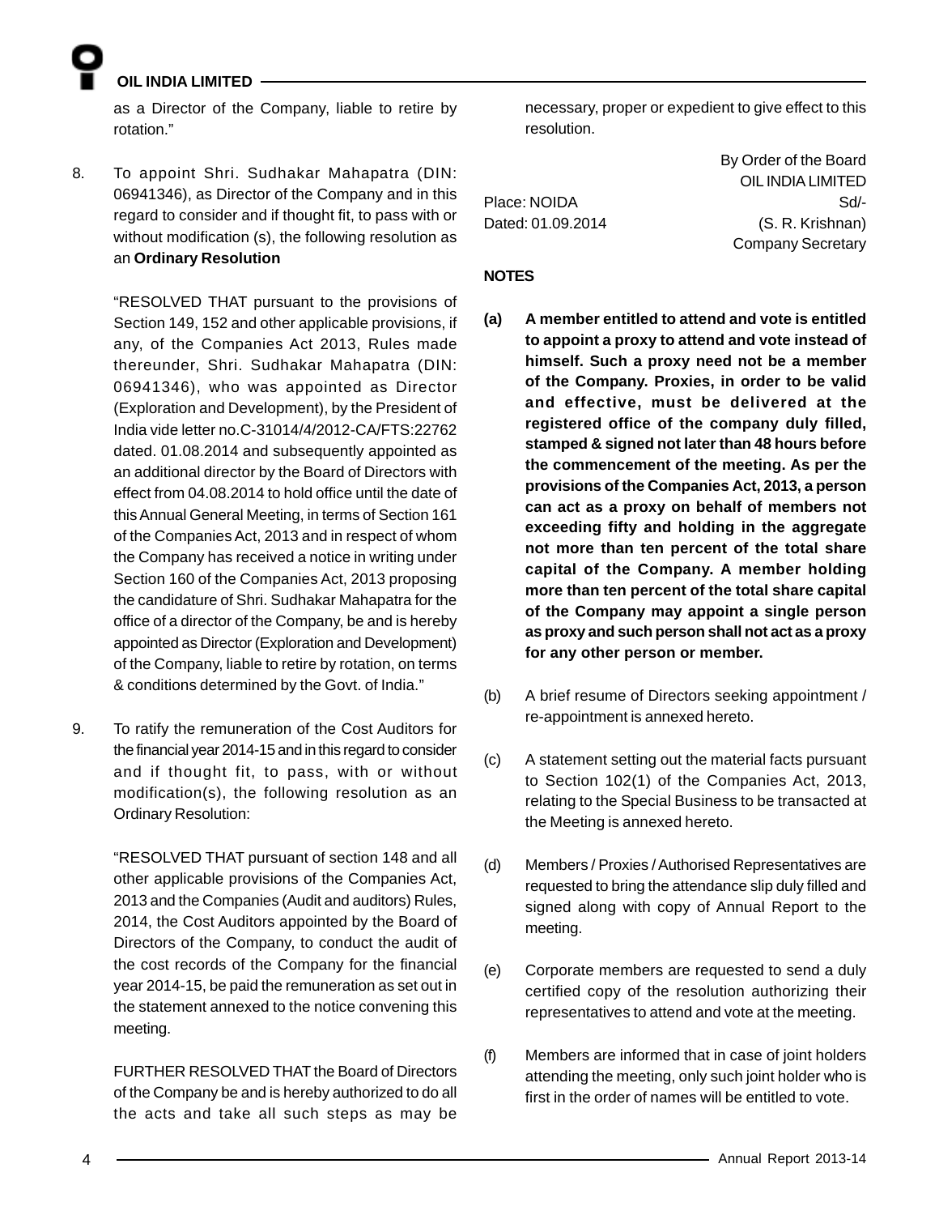as a Director of the Company, liable to retire by rotation."

8. To appoint Shri. Sudhakar Mahapatra (DIN: 06941346), as Director of the Company and in this regard to consider and if thought fit, to pass with or without modification (s), the following resolution as an **Ordinary Resolution**

   "RESOLVED THAT pursuant to the provisions of Section 149, 152 and other applicable provisions, if any, of the Companies Act 2013, Rules made thereunder, Shri. Sudhakar Mahapatra (DIN: 06941346), who was appointed as Director (Exploration and Development), by the President of India vide letter no.C-31014/4/2012-CA/FTS:22762 dated. 01.08.2014 and subsequently appointed as an additional director by the Board of Directors with effect from 04.08.2014 to hold office until the date of this Annual General Meeting, in terms of Section 161 of the Companies Act, 2013 and in respect of whom the Company has received a notice in writing under Section 160 of the Companies Act, 2013 proposing the candidature of Shri. Sudhakar Mahapatra for the office of a director of the Company, be and is hereby appointed as Director (Exploration and Development) of the Company, liable to retire by rotation, on terms & conditions determined by the Govt. of India."

9. To ratify the remuneration of the Cost Auditors for the financial year 2014-15 and in this regard to consider and if thought fit, to pass, with or without modification(s), the following resolution as an Ordinary Resolution:

   "RESOLVED THAT pursuant of section 148 and all other applicable provisions of the Companies Act, 2013 and the Companies (Audit and auditors) Rules, 2014, the Cost Auditors appointed by the Board of Directors of the Company, to conduct the audit of the cost records of the Company for the financial year 2014-15, be paid the remuneration as set out in the statement annexed to the notice convening this meeting.

   FURTHER RESOLVED THAT the Board of Directors of the Company be and is hereby authorized to do all the acts and take all such steps as may be necessary, proper or expedient to give effect to this resolution.

By Order of the Board
OIL INDIA LIMITED
Sd/-
(S. R. Krishnan)
Company Secretary

Place: NOIDA
Dated: 01.09.2014

**NOTES**

**(a) A member entitled to attend and vote is entitled to appoint a proxy to attend and vote instead of himself. Such a proxy need not be a member of the Company. Proxies, in order to be valid and effective, must be delivered at the registered office of the company duly filled, stamped & signed not later than 48 hours before the commencement of the meeting. As per the provisions of the Companies Act, 2013, a person can act as a proxy on behalf of members not exceeding fifty and holding in the aggregate not more than ten percent of the total share capital of the Company. A member holding more than ten percent of the total share capital of the Company may appoint a single person as proxy and such person shall not act as a proxy for any other person or member.**

(b) A brief resume of Directors seeking appointment / re-appointment is annexed hereto.

(c) A statement setting out the material facts pursuant to Section 102(1) of the Companies Act, 2013, relating to the Special Business to be transacted at the Meeting is annexed hereto.

(d) Members / Proxies / Authorised Representatives are requested to bring the attendance slip duly filled and signed along with copy of Annual Report to the meeting.

(e) Corporate members are requested to send a duly certified copy of the resolution authorizing their representatives to attend and vote at the meeting.

(f) Members are informed that in case of joint holders attending the meeting, only such joint holder who is first in the order of names will be entitled to vote.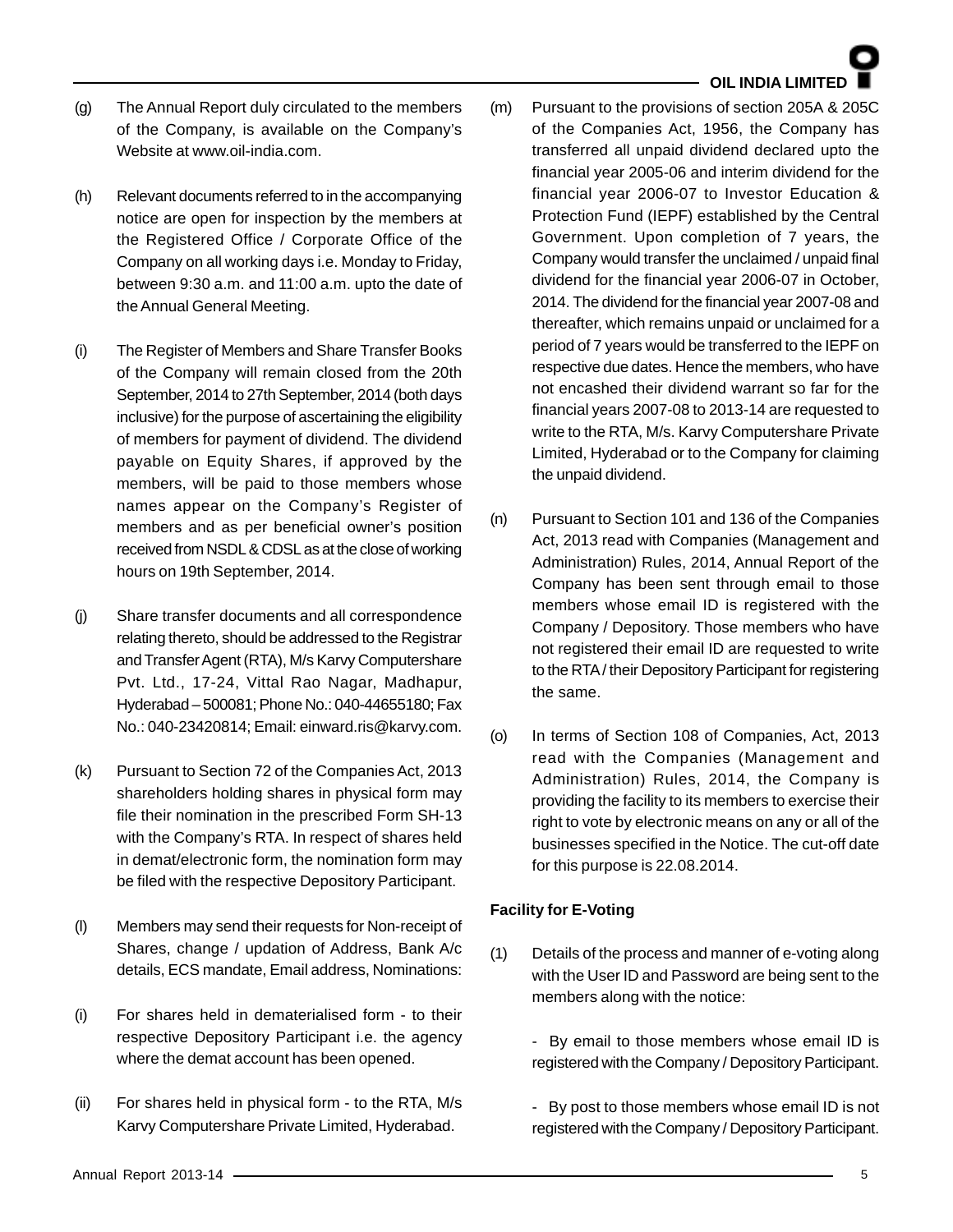(g) The Annual Report duly circulated to the members of the Company, is available on the Company's Website at www.oil-india.com.

(h) Relevant documents referred to in the accompanying notice are open for inspection by the members at the Registered Office / Corporate Office of the Company on all working days i.e. Monday to Friday, between 9:30 a.m. and 11:00 a.m. upto the date of the Annual General Meeting.

(i) The Register of Members and Share Transfer Books of the Company will remain closed from the 20th September, 2014 to 27th September, 2014 (both days inclusive) for the purpose of ascertaining the eligibility of members for payment of dividend. The dividend payable on Equity Shares, if approved by the members, will be paid to those members whose names appear on the Company's Register of members and as per beneficial owner's position received from NSDL & CDSL as at the close of working hours on 19th September, 2014.

(j) Share transfer documents and all correspondence relating thereto, should be addressed to the Registrar and Transfer Agent (RTA), M/s Karvy Computershare Pvt. Ltd., 17-24, Vittal Rao Nagar, Madhapur, Hyderabad – 500081; Phone No.: 040-44655180; Fax No.: 040-23420814; Email: einward.ris@karvy.com.

(k) Pursuant to Section 72 of the Companies Act, 2013 shareholders holding shares in physical form may file their nomination in the prescribed Form SH-13 with the Company's RTA. In respect of shares held in demat/electronic form, the nomination form may be filed with the respective Depository Participant.

(l) Members may send their requests for Non-receipt of Shares, change / updation of Address, Bank A/c details, ECS mandate, Email address, Nominations:

(i) For shares held in dematerialised form - to their respective Depository Participant i.e. the agency where the demat account has been opened.

(ii) For shares held in physical form - to the RTA, M/s Karvy Computershare Private Limited, Hyderabad.

(m) Pursuant to the provisions of section 205A & 205C of the Companies Act, 1956, the Company has transferred all unpaid dividend declared upto the financial year 2005-06 and interim dividend for the financial year 2006-07 to Investor Education & Protection Fund (IEPF) established by the Central Government. Upon completion of 7 years, the Company would transfer the unclaimed / unpaid final dividend for the financial year 2006-07 in October, 2014. The dividend for the financial year 2007-08 and thereafter, which remains unpaid or unclaimed for a period of 7 years would be transferred to the IEPF on respective due dates. Hence the members, who have not encashed their dividend warrant so far for the financial years 2007-08 to 2013-14 are requested to write to the RTA, M/s. Karvy Computershare Private Limited, Hyderabad or to the Company for claiming the unpaid dividend.

(n) Pursuant to Section 101 and 136 of the Companies Act, 2013 read with Companies (Management and Administration) Rules, 2014, Annual Report of the Company has been sent through email to those members whose email ID is registered with the Company / Depository. Those members who have not registered their email ID are requested to write to the RTA / their Depository Participant for registering the same.

(o) In terms of Section 108 of Companies, Act, 2013 read with the Companies (Management and Administration) Rules, 2014, the Company is providing the facility to its members to exercise their right to vote by electronic means on any or all of the businesses specified in the Notice. The cut-off date for this purpose is 22.08.2014.

**Facility for E-Voting**

(1) Details of the process and manner of e-voting along with the User ID and Password are being sent to the members along with the notice:

- By email to those members whose email ID is registered with the Company / Depository Participant.

- By post to those members whose email ID is not registered with the Company / Depository Participant.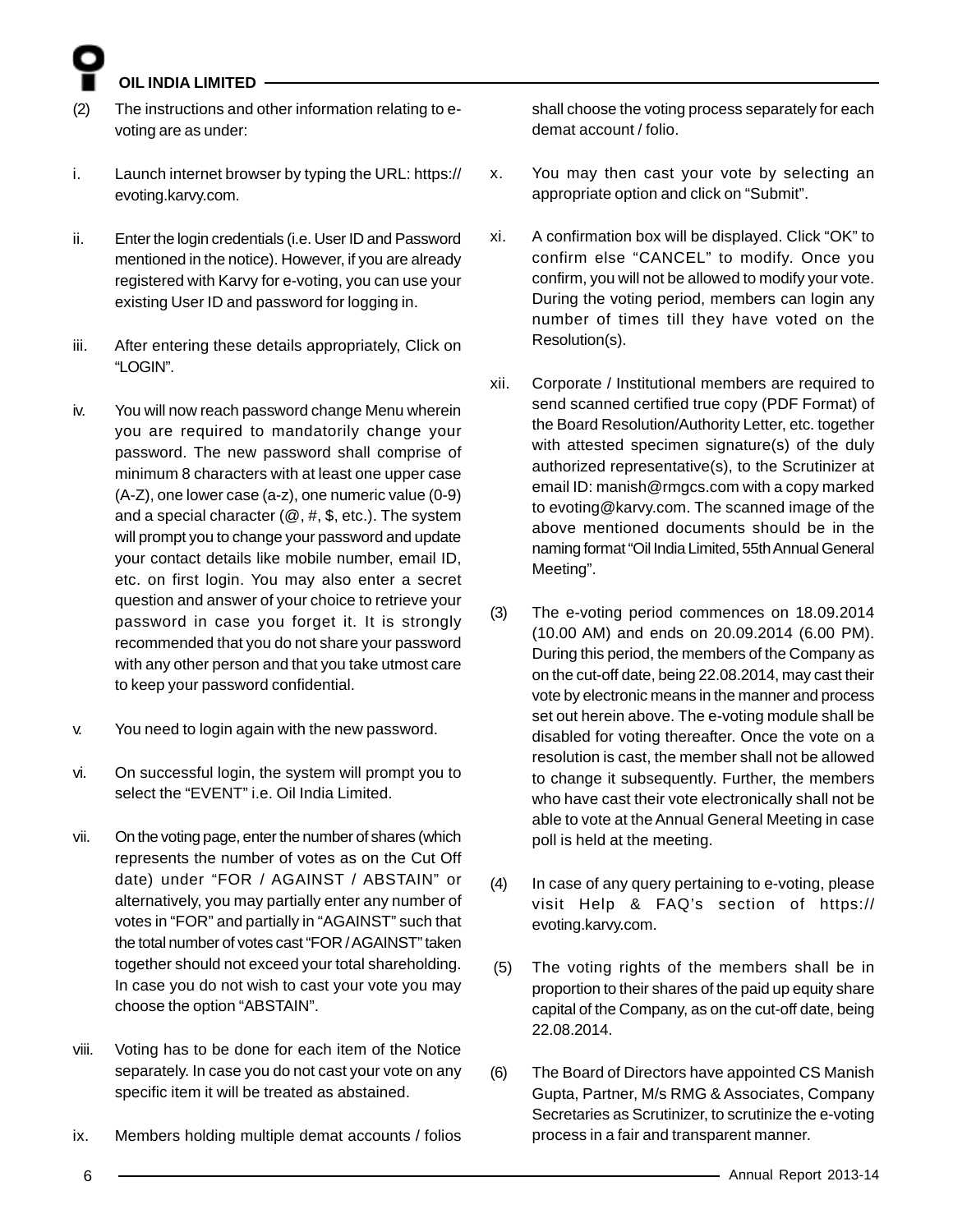(2) The instructions and other information relating to e-voting are as under:

i. Launch internet browser by typing the URL: https://evoting.karvy.com.

ii. Enter the login credentials (i.e. User ID and Password mentioned in the notice). However, if you are already registered with Karvy for e-voting, you can use your existing User ID and password for logging in.

iii. After entering these details appropriately, Click on "LOGIN".

iv. You will now reach password change Menu wherein you are required to mandatorily change your password. The new password shall comprise of minimum 8 characters with at least one upper case (A-Z), one lower case (a-z), one numeric value (0-9) and a special character (@, #, $, etc.). The system will prompt you to change your password and update your contact details like mobile number, email ID, etc. on first login. You may also enter a secret question and answer of your choice to retrieve your password in case you forget it. It is strongly recommended that you do not share your password with any other person and that you take utmost care to keep your password confidential.

v. You need to login again with the new password.

vi. On successful login, the system will prompt you to select the "EVENT" i.e. Oil India Limited.

vii. On the voting page, enter the number of shares (which represents the number of votes as on the Cut Off date) under "FOR / AGAINST / ABSTAIN" or alternatively, you may partially enter any number of votes in "FOR" and partially in "AGAINST" such that the total number of votes cast "FOR / AGAINST" taken together should not exceed your total shareholding. In case you do not wish to cast your vote you may choose the option "ABSTAIN".

viii. Voting has to be done for each item of the Notice separately. In case you do not cast your vote on any specific item it will be treated as abstained.

ix. Members holding multiple demat accounts / folios shall choose the voting process separately for each demat account / folio.

x. You may then cast your vote by selecting an appropriate option and click on "Submit".

xi. A confirmation box will be displayed. Click "OK" to confirm else "CANCEL" to modify. Once you confirm, you will not be allowed to modify your vote. During the voting period, members can login any number of times till they have voted on the Resolution(s).

xii. Corporate / Institutional members are required to send scanned certified true copy (PDF Format) of the Board Resolution/Authority Letter, etc. together with attested specimen signature(s) of the duly authorized representative(s), to the Scrutinizer at email ID: manish@rmgcs.com with a copy marked to evoting@karvy.com. The scanned image of the above mentioned documents should be in the naming format "Oil India Limited, 55th Annual General Meeting".

(3) The e-voting period commences on 18.09.2014 (10.00 AM) and ends on 20.09.2014 (6.00 PM). During this period, the members of the Company as on the cut-off date, being 22.08.2014, may cast their vote by electronic means in the manner and process set out herein above. The e-voting module shall be disabled for voting thereafter. Once the vote on a resolution is cast, the member shall not be allowed to change it subsequently. Further, the members who have cast their vote electronically shall not be able to vote at the Annual General Meeting in case poll is held at the meeting.

(4) In case of any query pertaining to e-voting, please visit Help & FAQ's section of https://evoting.karvy.com.

(5) The voting rights of the members shall be in proportion to their shares of the paid up equity share capital of the Company, as on the cut-off date, being 22.08.2014.

(6) The Board of Directors have appointed CS Manish Gupta, Partner, M/s RMG & Associates, Company Secretaries as Scrutinizer, to scrutinize the e-voting process in a fair and transparent manner.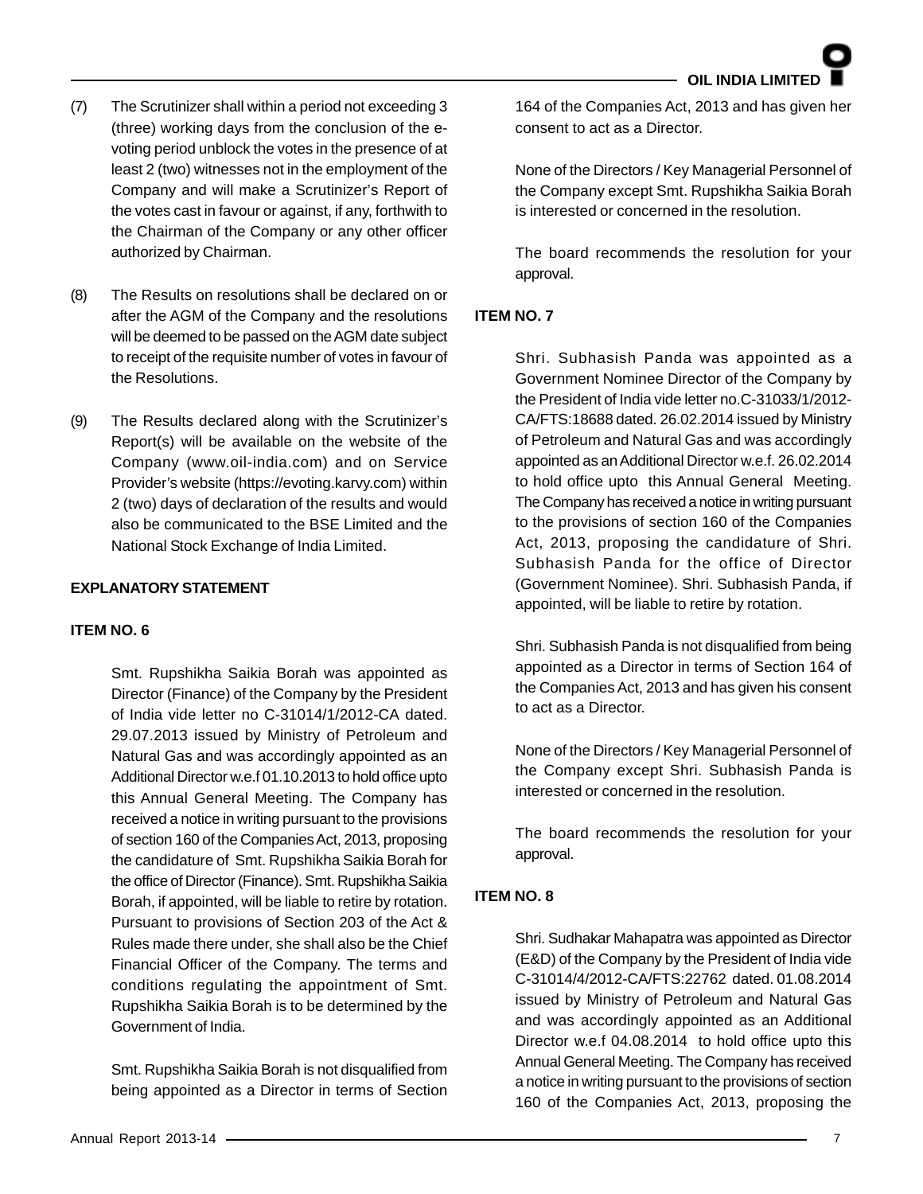(7) The Scrutinizer shall within a period not exceeding 3 (three) working days from the conclusion of the e-voting period unblock the votes in the presence of at least 2 (two) witnesses not in the employment of the Company and will make a Scrutinizer's Report of the votes cast in favour or against, if any, forthwith to the Chairman of the Company or any other officer authorized by Chairman.

(8) The Results on resolutions shall be declared on or after the AGM of the Company and the resolutions will be deemed to be passed on the AGM date subject to receipt of the requisite number of votes in favour of the Resolutions.

(9) The Results declared along with the Scrutinizer's Report(s) will be available on the website of the Company (www.oil-india.com) and on Service Provider's website (https://evoting.karvy.com) within 2 (two) days of declaration of the results and would also be communicated to the BSE Limited and the National Stock Exchange of India Limited.

**EXPLANATORY STATEMENT**

**ITEM NO. 6**

Smt. Rupshikha Saikia Borah was appointed as Director (Finance) of the Company by the President of India vide letter no C-31014/1/2012-CA dated. 29.07.2013 issued by Ministry of Petroleum and Natural Gas and was accordingly appointed as an Additional Director w.e.f 01.10.2013 to hold office upto this Annual General Meeting. The Company has received a notice in writing pursuant to the provisions of section 160 of the Companies Act, 2013, proposing the candidature of Smt. Rupshikha Saikia Borah for the office of Director (Finance). Smt. Rupshikha Saikia Borah, if appointed, will be liable to retire by rotation. Pursuant to provisions of Section 203 of the Act & Rules made there under, she shall also be the Chief Financial Officer of the Company. The terms and conditions regulating the appointment of Smt. Rupshikha Saikia Borah is to be determined by the Government of India.

Smt. Rupshikha Saikia Borah is not disqualified from being appointed as a Director in terms of Section 164 of the Companies Act, 2013 and has given her consent to act as a Director.

None of the Directors / Key Managerial Personnel of the Company except Smt. Rupshikha Saikia Borah is interested or concerned in the resolution.

The board recommends the resolution for your approval.

**ITEM NO. 7**

Shri. Subhasish Panda was appointed as a Government Nominee Director of the Company by the President of India vide letter no.C-31033/1/2012-CA/FTS:18688 dated. 26.02.2014 issued by Ministry of Petroleum and Natural Gas and was accordingly appointed as an Additional Director w.e.f. 26.02.2014 to hold office upto this Annual General Meeting. The Company has received a notice in writing pursuant to the provisions of section 160 of the Companies Act, 2013, proposing the candidature of Shri. Subhasish Panda for the office of Director (Government Nominee). Shri. Subhasish Panda, if appointed, will be liable to retire by rotation.

Shri. Subhasish Panda is not disqualified from being appointed as a Director in terms of Section 164 of the Companies Act, 2013 and has given his consent to act as a Director.

None of the Directors / Key Managerial Personnel of the Company except Shri. Subhasish Panda is interested or concerned in the resolution.

The board recommends the resolution for your approval.

**ITEM NO. 8**

Shri. Sudhakar Mahapatra was appointed as Director (E&D) of the Company by the President of India vide C-31014/4/2012-CA/FTS:22762 dated. 01.08.2014 issued by Ministry of Petroleum and Natural Gas and was accordingly appointed as an Additional Director w.e.f 04.08.2014 to hold office upto this Annual General Meeting. The Company has received a notice in writing pursuant to the provisions of section 160 of the Companies Act, 2013, proposing the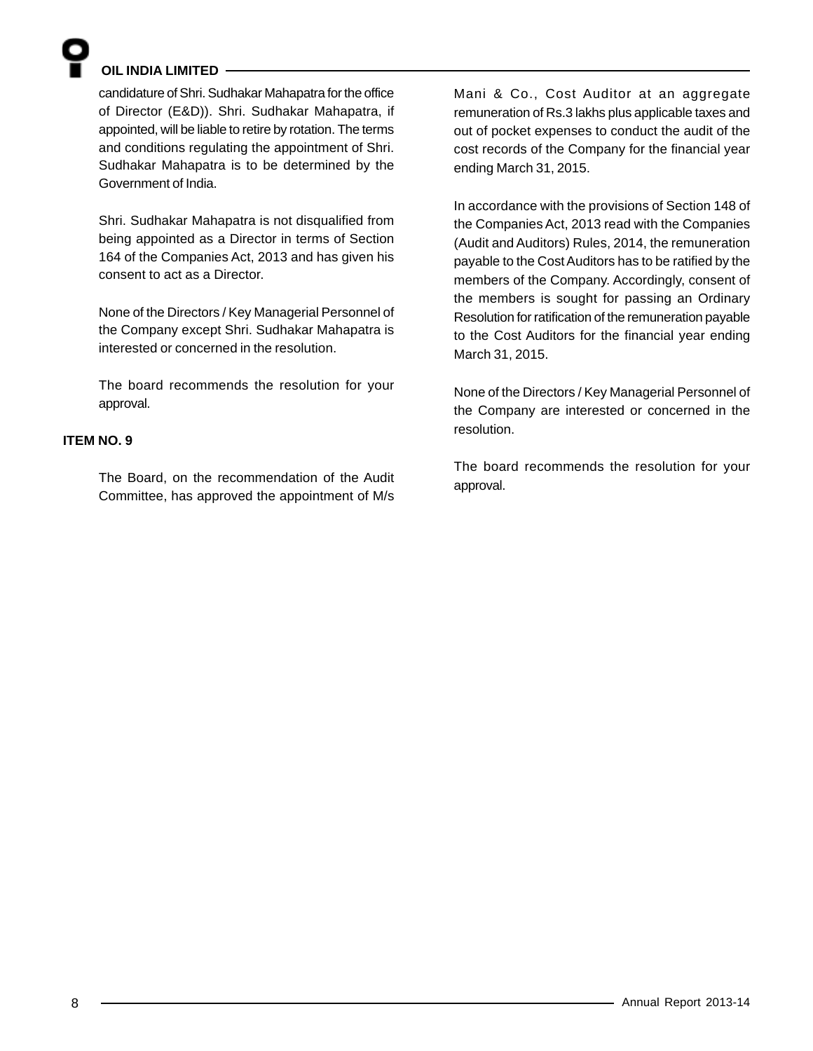candidature of Shri. Sudhakar Mahapatra for the office of Director (E&D)). Shri. Sudhakar Mahapatra, if appointed, will be liable to retire by rotation. The terms and conditions regulating the appointment of Shri. Sudhakar Mahapatra is to be determined by the Government of India.

Shri. Sudhakar Mahapatra is not disqualified from being appointed as a Director in terms of Section 164 of the Companies Act, 2013 and has given his consent to act as a Director.

None of the Directors / Key Managerial Personnel of the Company except Shri. Sudhakar Mahapatra is interested or concerned in the resolution.

The board recommends the resolution for your approval.

**ITEM NO. 9**

The Board, on the recommendation of the Audit Committee, has approved the appointment of M/s Mani & Co., Cost Auditor at an aggregate remuneration of Rs.3 lakhs plus applicable taxes and out of pocket expenses to conduct the audit of the cost records of the Company for the financial year ending March 31, 2015.

In accordance with the provisions of Section 148 of the Companies Act, 2013 read with the Companies (Audit and Auditors) Rules, 2014, the remuneration payable to the Cost Auditors has to be ratified by the members of the Company. Accordingly, consent of the members is sought for passing an Ordinary Resolution for ratification of the remuneration payable to the Cost Auditors for the financial year ending March 31, 2015.

None of the Directors / Key Managerial Personnel of the Company are interested or concerned in the resolution.

The board recommends the resolution for your approval.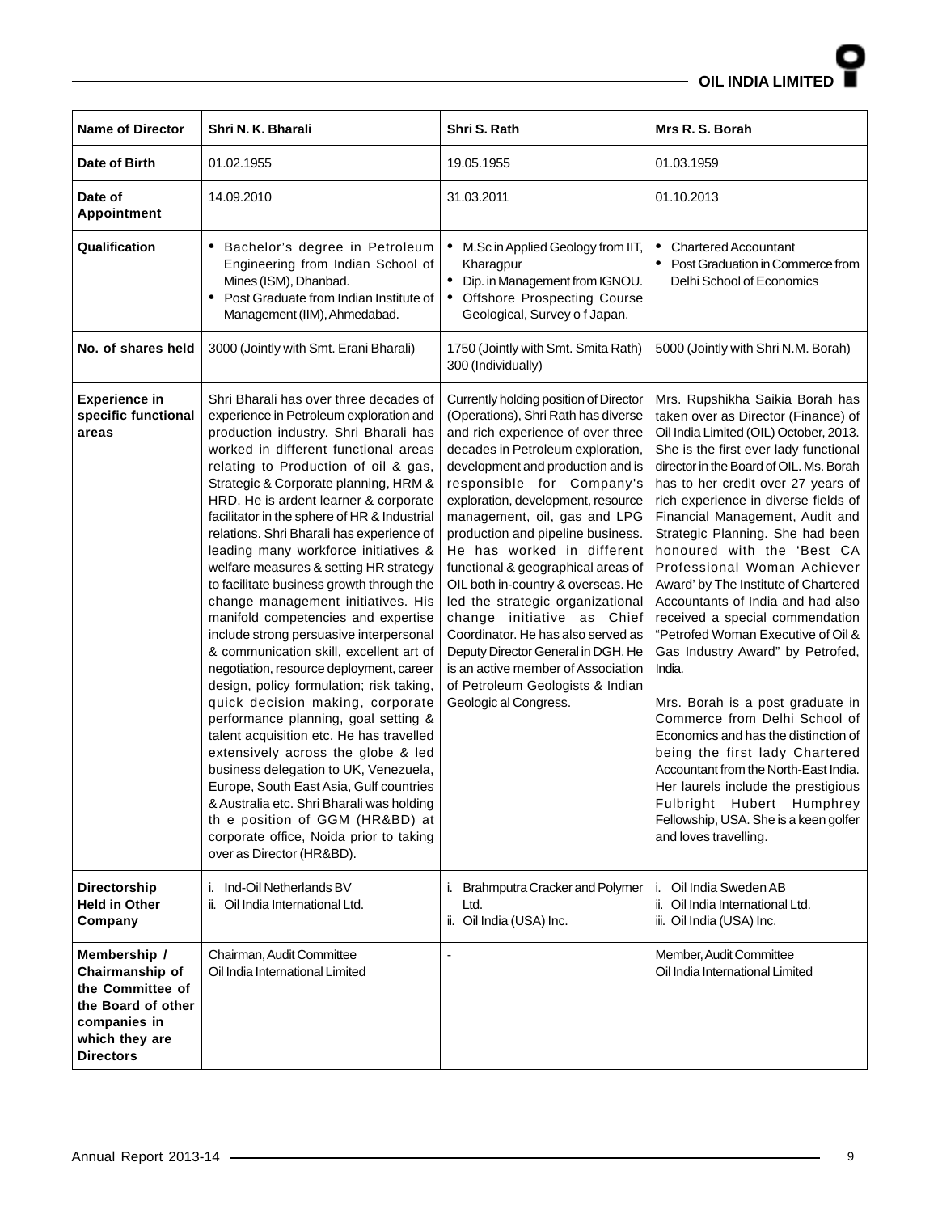| Name of Director | Shri N. K. Bharali | Shri S. Rath | Mrs R. S. Borah |
|---|---|---|---|
| Date of Birth | 01.02.1955 | 19.05.1955 | 01.03.1959 |
| Date of Appointment | 14.09.2010 | 31.03.2011 | 01.10.2013 |
| Qualification | • Bachelor's degree in Petroleum Engineering from Indian School of Mines (ISM), Dhanbad.<br>• Post Graduate from Indian Institute of Management (IIM), Ahmedabad. | • M.Sc in Applied Geology from IIT, Kharagpur<br>• Dip. in Management from IGNOU.<br>• Offshore Prospecting Course Geological, Survey o f Japan. | • Chartered Accountant<br>• Post Graduation in Commerce from Delhi School of Economics |
| No. of shares held | 3000 (Jointly with Smt. Erani Bharali) | 1750 (Jointly with Smt. Smita Rath)<br>300 (Individually) | 5000 (Jointly with Shri N.M. Borah) |
| Experience in specific functional areas | Shri Bharali has over three decades of experience in Petroleum exploration and production industry. Shri Bharali has worked in different functional areas relating to Production of oil & gas, Strategic & Corporate planning, HRM & HRD. He is ardent learner & corporate facilitator in the sphere of HR & Industrial relations. Shri Bharali has experience of leading many workforce initiatives & welfare measures & setting HR strategy to facilitate business growth through the change management initiatives. His manifold competencies and expertise include strong persuasive interpersonal & communication skill, excellent art of negotiation, resource deployment, career design, policy formulation; risk taking, quick decision making, corporate performance planning, goal setting & talent acquisition etc. He has travelled extensively across the globe & led business delegation to UK, Venezuela, Europe, South East Asia, Gulf countries & Australia etc. Shri Bharali was holding th e position of GGM (HR&BD) at corporate office, Noida prior to taking over as Director (HR&BD). | Currently holding position of Director (Operations), Shri Rath has diverse and rich experience of over three decades in Petroleum exploration, development and production and is responsible for Company's exploration, development, resource management, oil, gas and LPG production and pipeline business. He has worked in different functional & geographical areas of OIL both in-country & overseas. He led the strategic organizational change initiative as Chief Coordinator. He has also served as Deputy Director General in DGH. He is an active member of Association of Petroleum Geologists & Indian Geologic al Congress. | Mrs. Rupshikha Saikia Borah has taken over as Director (Finance) of Oil India Limited (OIL) October, 2013. She is the first ever lady functional director in the Board of OIL. Ms. Borah has to her credit over 27 years of rich experience in diverse fields of Financial Management, Audit and Strategic Planning. She had been honoured with the 'Best CA Professional Woman Achiever Award' by The Institute of Chartered Accountants of India and had also received a special commendation "Petrofed Woman Executive of Oil & Gas Industry Award" by Petrofed, India.<br><br>Mrs. Borah is a post graduate in Commerce from Delhi School of Economics and has the distinction of being the first lady Chartered Accountant from the North-East India. Her laurels include the prestigious Fulbright Hubert Humphrey Fellowship, USA. She is a keen golfer and loves travelling. |
| Directorship Held in Other Company | i. Ind-Oil Netherlands BV<br>ii. Oil India International Ltd. | i. Brahmputra Cracker and Polymer Ltd.<br>ii. Oil India (USA) Inc. | i. Oil India Sweden AB<br>ii. Oil India International Ltd.<br>iii. Oil India (USA) Inc. |
| Membership / Chairmanship of the Committee of the Board of other companies in which they are Directors | Chairman, Audit Committee<br>Oil India International Limited | - | Member, Audit Committee<br>Oil India International Limited |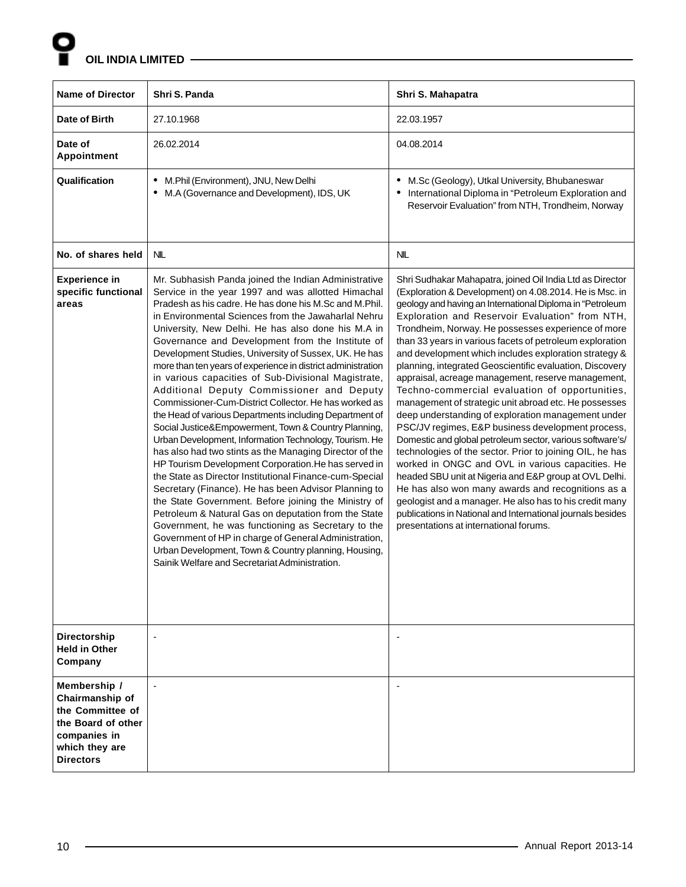| Name of Director | Shri S. Panda | Shri S. Mahapatra |
|---|---|---|
| Date of Birth | 27.10.1968 | 22.03.1957 |
| Date of Appointment | 26.02.2014 | 04.08.2014 |
| Qualification | • M.Phil (Environment), JNU, New Delhi<br>• M.A (Governance and Development), IDS, UK | • M.Sc (Geology), Utkal University, Bhubaneswar<br>• International Diploma in "Petroleum Exploration and Reservoir Evaluation" from NTH, Trondheim, Norway |
| No. of shares held | NIL | NIL |
| Experience in specific functional areas | Mr. Subhasish Panda joined the Indian Administrative Service in the year 1997 and was allotted Himachal Pradesh as his cadre. He has done his M.Sc and M.Phil. in Environmental Sciences from the Jawaharlal Nehru University, New Delhi. He has also done his M.A in Governance and Development from the Institute of Development Studies, University of Sussex, UK. He has more than ten years of experience in district administration in various capacities of Sub-Divisional Magistrate, Additional Deputy Commissioner and Deputy Commissioner-Cum-District Collector. He has worked as the Head of various Departments including Department of Social Justice&Empowerment, Town & Country Planning, Urban Development, Information Technology, Tourism. He has also had two stints as the Managing Director of the HP Tourism Development Corporation.He has served in the State as Director Institutional Finance-cum-Special Secretary (Finance). He has been Advisor Planning to the State Government. Before joining the Ministry of Petroleum & Natural Gas on deputation from the State Government, he was functioning as Secretary to the Government of HP in charge of General Administration, Urban Development, Town & Country planning, Housing, Sainik Welfare and Secretariat Administration. | Shri Sudhakar Mahapatra, joined Oil India Ltd as Director (Exploration & Development) on 4.08.2014. He is Msc. in geology and having an International Diploma in "Petroleum Exploration and Reservoir Evaluation" from NTH, Trondheim, Norway. He possesses experience of more than 33 years in various facets of petroleum exploration and development which includes exploration strategy & planning, integrated Geoscientific evaluation, Discovery appraisal, acreage management, reserve management, Techno-commercial evaluation of opportunities, management of strategic unit abroad etc. He possesses deep understanding of exploration management under PSC/JV regimes, E&P business development process, Domestic and global petroleum sector, various software's/ technologies of the sector. Prior to joining OIL, he has worked in ONGC and OVL in various capacities. He headed SBU unit at Nigeria and E&P group at OVL Delhi. He has also won many awards and recognitions as a geologist and a manager. He also has to his credit many publications in National and International journals besides presentations at international forums. |
| Directorship Held in Other Company | - | - |
| Membership / Chairmanship of the Committee of the Board of other companies in which they are Directors | - | - |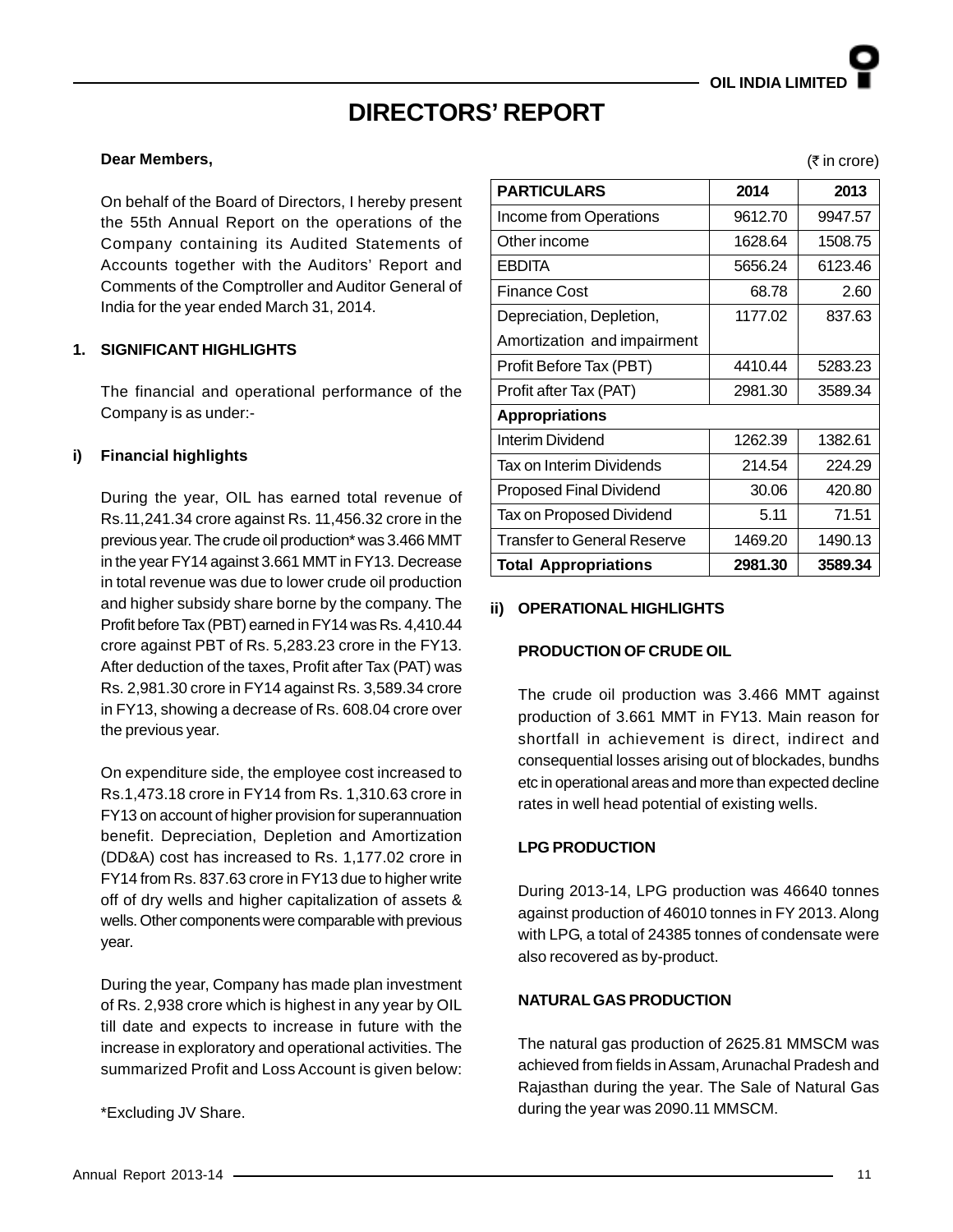# DIRECTORS' REPORT

**Dear Members,**

On behalf of the Board of Directors, I hereby present the 55th Annual Report on the operations of the Company containing its Audited Statements of Accounts together with the Auditors' Report and Comments of the Comptroller and Auditor General of India for the year ended March 31, 2014.

## 1. SIGNIFICANT HIGHLIGHTS

The financial and operational performance of the Company is as under:-

### i) Financial highlights

During the year, OIL has earned total revenue of Rs.11,241.34 crore against Rs. 11,456.32 crore in the previous year. The crude oil production* was 3.466 MMT in the year FY14 against 3.661 MMT in FY13. Decrease in total revenue was due to lower crude oil production and higher subsidy share borne by the company. The Profit before Tax (PBT) earned in FY14 was Rs. 4,410.44 crore against PBT of Rs. 5,283.23 crore in the FY13. After deduction of the taxes, Profit after Tax (PAT) was Rs. 2,981.30 crore in FY14 against Rs. 3,589.34 crore in FY13, showing a decrease of Rs. 608.04 crore over the previous year.

On expenditure side, the employee cost increased to Rs.1,473.18 crore in FY14 from Rs. 1,310.63 crore in FY13 on account of higher provision for superannuation benefit. Depreciation, Depletion and Amortization (DD&A) cost has increased to Rs. 1,177.02 crore in FY14 from Rs. 837.63 crore in FY13 due to higher write off of dry wells and higher capitalization of assets & wells. Other components were comparable with previous year.

During the year, Company has made plan investment of Rs. 2,938 crore which is highest in any year by OIL till date and expects to increase in future with the increase in exploratory and operational activities. The summarized Profit and Loss Account is given below:

*Excluding JV Share.

(₹ in crore)

| PARTICULARS | 2014 | 2013 |
|---|---|---|
| Income from Operations | 9612.70 | 9947.57 |
| Other income | 1628.64 | 1508.75 |
| EBDITA | 5656.24 | 6123.46 |
| Finance Cost | 68.78 | 2.60 |
| Depreciation, Depletion, Amortization and impairment | 1177.02 | 837.63 |
| Profit Before Tax (PBT) | 4410.44 | 5283.23 |
| Profit after Tax (PAT) | 2981.30 | 3589.34 |
| **Appropriations** | | |
| Interim Dividend | 1262.39 | 1382.61 |
| Tax on Interim Dividends | 214.54 | 224.29 |
| Proposed Final Dividend | 30.06 | 420.80 |
| Tax on Proposed Dividend | 5.11 | 71.51 |
| Transfer to General Reserve | 1469.20 | 1490.13 |
| **Total Appropriations** | **2981.30** | **3589.34** |

### ii) OPERATIONAL HIGHLIGHTS

#### PRODUCTION OF CRUDE OIL

The crude oil production was 3.466 MMT against production of 3.661 MMT in FY13. Main reason for shortfall in achievement is direct, indirect and consequential losses arising out of blockades, bundhs etc in operational areas and more than expected decline rates in well head potential of existing wells.

#### LPG PRODUCTION

During 2013-14, LPG production was 46640 tonnes against production of 46010 tonnes in FY 2013. Along with LPG, a total of 24385 tonnes of condensate were also recovered as by-product.

#### NATURAL GAS PRODUCTION

The natural gas production of 2625.81 MMSCM was achieved from fields in Assam, Arunachal Pradesh and Rajasthan during the year. The Sale of Natural Gas during the year was 2090.11 MMSCM.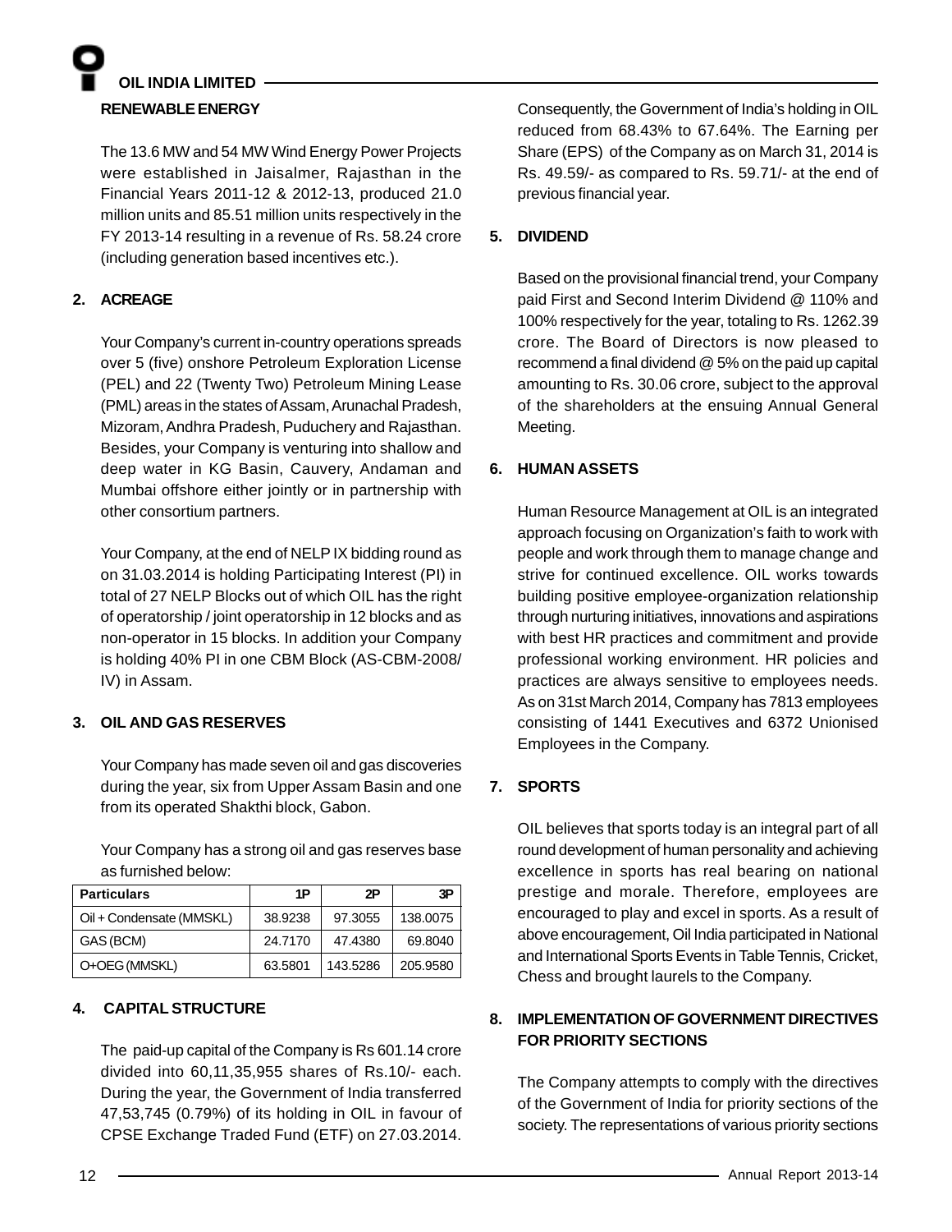### RENEWABLE ENERGY

The 13.6 MW and 54 MW Wind Energy Power Projects were established in Jaisalmer, Rajasthan in the Financial Years 2011-12 & 2012-13, produced 21.0 million units and 85.51 million units respectively in the FY 2013-14 resulting in a revenue of Rs. 58.24 crore (including generation based incentives etc.).

## 2. ACREAGE

Your Company's current in-country operations spreads over 5 (five) onshore Petroleum Exploration License (PEL) and 22 (Twenty Two) Petroleum Mining Lease (PML) areas in the states of Assam, Arunachal Pradesh, Mizoram, Andhra Pradesh, Puduchery and Rajasthan. Besides, your Company is venturing into shallow and deep water in KG Basin, Cauvery, Andaman and Mumbai offshore either jointly or in partnership with other consortium partners.

Your Company, at the end of NELP IX bidding round as on 31.03.2014 is holding Participating Interest (PI) in total of 27 NELP Blocks out of which OIL has the right of operatorship / joint operatorship in 12 blocks and as non-operator in 15 blocks. In addition your Company is holding 40% PI in one CBM Block (AS-CBM-2008/IV) in Assam.

## 3. OIL AND GAS RESERVES

Your Company has made seven oil and gas discoveries during the year, six from Upper Assam Basin and one from its operated Shakthi block, Gabon.

Your Company has a strong oil and gas reserves base as furnished below:

| Particulars | 1P | 2P | 3P |
|---|---|---|---|
| Oil + Condensate (MMSKL) | 38.9238 | 97.3055 | 138.0075 |
| GAS (BCM) | 24.7170 | 47.4380 | 69.8040 |
| O+OEG (MMSKL) | 63.5801 | 143.5286 | 205.9580 |

## 4. CAPITAL STRUCTURE

The paid-up capital of the Company is Rs 601.14 crore divided into 60,11,35,955 shares of Rs.10/- each. During the year, the Government of India transferred 47,53,745 (0.79%) of its holding in OIL in favour of CPSE Exchange Traded Fund (ETF) on 27.03.2014. Consequently, the Government of India's holding in OIL reduced from 68.43% to 67.64%. The Earning per Share (EPS) of the Company as on March 31, 2014 is Rs. 49.59/- as compared to Rs. 59.71/- at the end of previous financial year.

## 5. DIVIDEND

Based on the provisional financial trend, your Company paid First and Second Interim Dividend @ 110% and 100% respectively for the year, totaling to Rs. 1262.39 crore. The Board of Directors is now pleased to recommend a final dividend @ 5% on the paid up capital amounting to Rs. 30.06 crore, subject to the approval of the shareholders at the ensuing Annual General Meeting.

## 6. HUMAN ASSETS

Human Resource Management at OIL is an integrated approach focusing on Organization's faith to work with people and work through them to manage change and strive for continued excellence. OIL works towards building positive employee-organization relationship through nurturing initiatives, innovations and aspirations with best HR practices and commitment and provide professional working environment. HR policies and practices are always sensitive to employees needs. As on 31st March 2014, Company has 7813 employees consisting of 1441 Executives and 6372 Unionised Employees in the Company.

## 7. SPORTS

OIL believes that sports today is an integral part of all round development of human personality and achieving excellence in sports has real bearing on national prestige and morale. Therefore, employees are encouraged to play and excel in sports. As a result of above encouragement, Oil India participated in National and International Sports Events in Table Tennis, Cricket, Chess and brought laurels to the Company.

## 8. IMPLEMENTATION OF GOVERNMENT DIRECTIVES FOR PRIORITY SECTIONS

The Company attempts to comply with the directives of the Government of India for priority sections of the society. The representations of various priority sections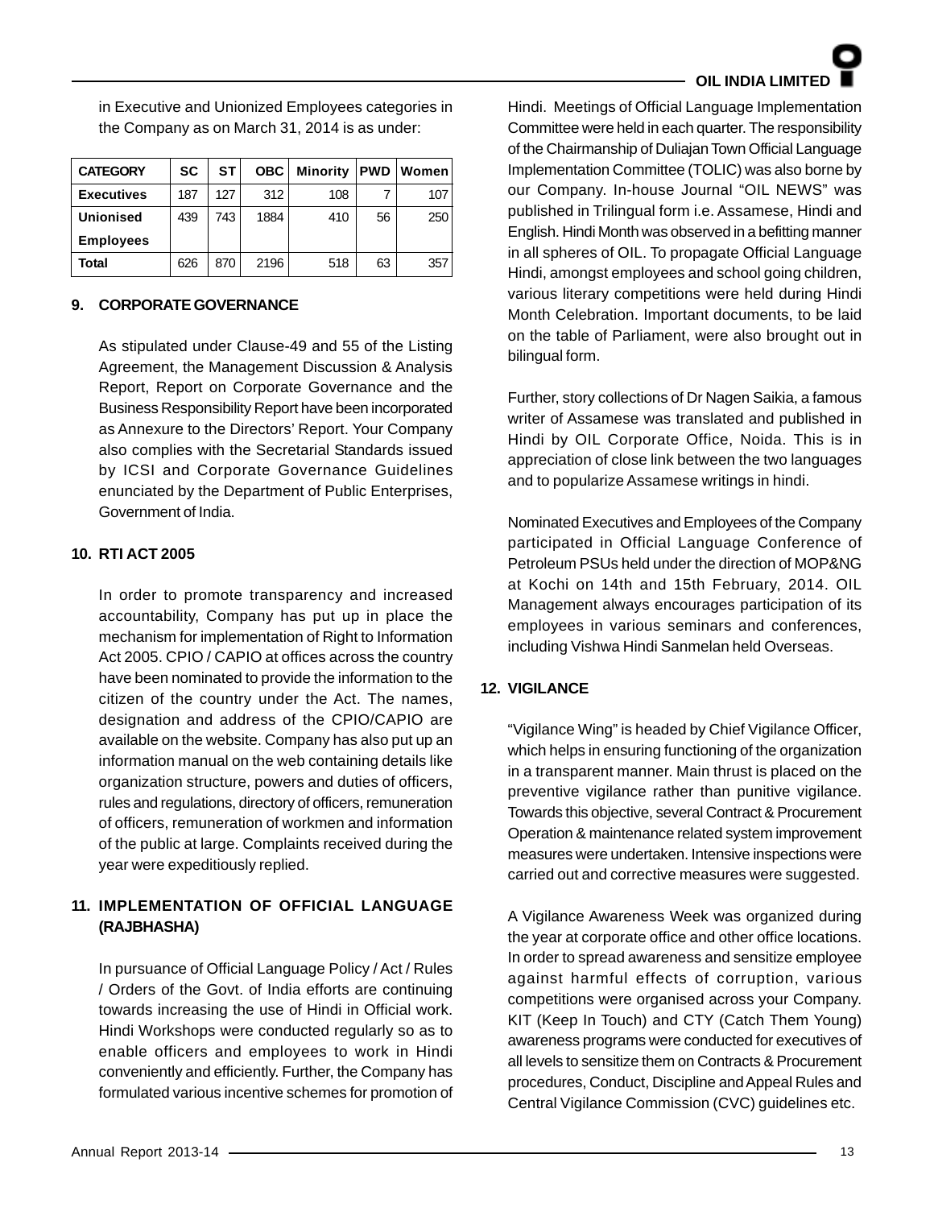in Executive and Unionized Employees categories in the Company as on March 31, 2014 is as under:

| CATEGORY | SC | ST | OBC | Minority | PWD | Women |
|---|---|---|---|---|---|---|
| Executives | 187 | 127 | 312 | 108 | 7 | 107 |
| Unionised Employees | 439 | 743 | 1884 | 410 | 56 | 250 |
| Total | 626 | 870 | 2196 | 518 | 63 | 357 |

## 9. CORPORATE GOVERNANCE

As stipulated under Clause-49 and 55 of the Listing Agreement, the Management Discussion & Analysis Report, Report on Corporate Governance and the Business Responsibility Report have been incorporated as Annexure to the Directors' Report. Your Company also complies with the Secretarial Standards issued by ICSI and Corporate Governance Guidelines enunciated by the Department of Public Enterprises, Government of India.

## 10. RTI ACT 2005

In order to promote transparency and increased accountability, Company has put up in place the mechanism for implementation of Right to Information Act 2005. CPIO / CAPIO at offices across the country have been nominated to provide the information to the citizen of the country under the Act. The names, designation and address of the CPIO/CAPIO are available on the website. Company has also put up an information manual on the web containing details like organization structure, powers and duties of officers, rules and regulations, directory of officers, remuneration of officers, remuneration of workmen and information of the public at large. Complaints received during the year were expeditiously replied.

## 11. IMPLEMENTATION OF OFFICIAL LANGUAGE (RAJBHASHA)

In pursuance of Official Language Policy / Act / Rules / Orders of the Govt. of India efforts are continuing towards increasing the use of Hindi in Official work. Hindi Workshops were conducted regularly so as to enable officers and employees to work in Hindi conveniently and efficiently. Further, the Company has formulated various incentive schemes for promotion of Hindi. Meetings of Official Language Implementation Committee were held in each quarter. The responsibility of the Chairmanship of Duliajan Town Official Language Implementation Committee (TOLIC) was also borne by our Company. In-house Journal "OIL NEWS" was published in Trilingual form i.e. Assamese, Hindi and English. Hindi Month was observed in a befitting manner in all spheres of OIL. To propagate Official Language Hindi, amongst employees and school going children, various literary competitions were held during Hindi Month Celebration. Important documents, to be laid on the table of Parliament, were also brought out in bilingual form.

Further, story collections of Dr Nagen Saikia, a famous writer of Assamese was translated and published in Hindi by OIL Corporate Office, Noida. This is in appreciation of close link between the two languages and to popularize Assamese writings in hindi.

Nominated Executives and Employees of the Company participated in Official Language Conference of Petroleum PSUs held under the direction of MOP&NG at Kochi on 14th and 15th February, 2014. OIL Management always encourages participation of its employees in various seminars and conferences, including Vishwa Hindi Sanmelan held Overseas.

## 12. VIGILANCE

"Vigilance Wing" is headed by Chief Vigilance Officer, which helps in ensuring functioning of the organization in a transparent manner. Main thrust is placed on the preventive vigilance rather than punitive vigilance. Towards this objective, several Contract & Procurement Operation & maintenance related system improvement measures were undertaken. Intensive inspections were carried out and corrective measures were suggested.

A Vigilance Awareness Week was organized during the year at corporate office and other office locations. In order to spread awareness and sensitize employee against harmful effects of corruption, various competitions were organised across your Company. KIT (Keep In Touch) and CTY (Catch Them Young) awareness programs were conducted for executives of all levels to sensitize them on Contracts & Procurement procedures, Conduct, Discipline and Appeal Rules and Central Vigilance Commission (CVC) guidelines etc.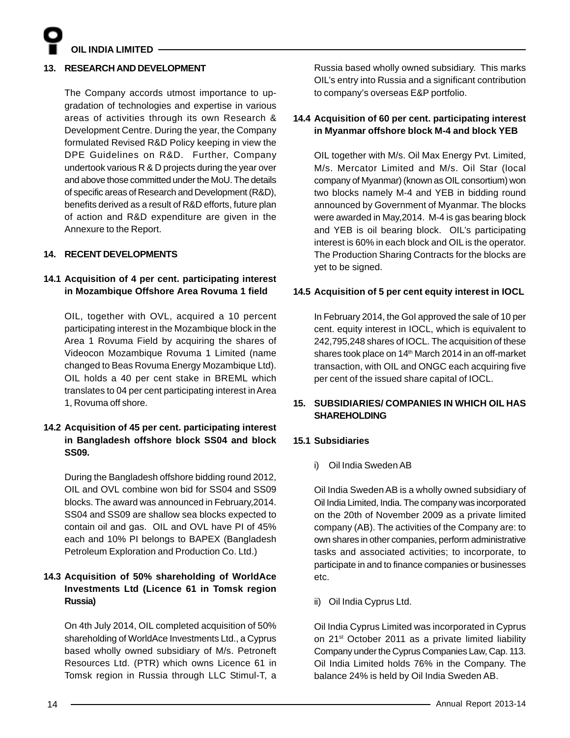## 13. RESEARCH AND DEVELOPMENT

The Company accords utmost importance to up-gradation of technologies and expertise in various areas of activities through its own Research & Development Centre. During the year, the Company formulated Revised R&D Policy keeping in view the DPE Guidelines on R&D. Further, Company undertook various R & D projects during the year over and above those committed under the MoU. The details of specific areas of Research and Development (R&D), benefits derived as a result of R&D efforts, future plan of action and R&D expenditure are given in the Annexure to the Report.

## 14. RECENT DEVELOPMENTS

### 14.1 Acquisition of 4 per cent. participating interest in Mozambique Offshore Area Rovuma 1 field

OIL, together with OVL, acquired a 10 percent participating interest in the Mozambique block in the Area 1 Rovuma Field by acquiring the shares of Videocon Mozambique Rovuma 1 Limited (name changed to Beas Rovuma Energy Mozambique Ltd). OIL holds a 40 per cent stake in BREML which translates to 04 per cent participating interest in Area 1, Rovuma off shore.

### 14.2 Acquisition of 45 per cent. participating interest in Bangladesh offshore block SS04 and block SS09.

During the Bangladesh offshore bidding round 2012, OIL and OVL combine won bid for SS04 and SS09 blocks. The award was announced in February,2014. SS04 and SS09 are shallow sea blocks expected to contain oil and gas. OIL and OVL have PI of 45% each and 10% PI belongs to BAPEX (Bangladesh Petroleum Exploration and Production Co. Ltd.)

### 14.3 Acquisition of 50% shareholding of WorldAce Investments Ltd (Licence 61 in Tomsk region Russia)

On 4th July 2014, OIL completed acquisition of 50% shareholding of WorldAce Investments Ltd., a Cyprus based wholly owned subsidiary of M/s. Petroneft Resources Ltd. (PTR) which owns Licence 61 in Tomsk region in Russia through LLC Stimul-T, a Russia based wholly owned subsidiary. This marks OIL's entry into Russia and a significant contribution to company's overseas E&P portfolio.

### 14.4 Acquisition of 60 per cent. participating interest in Myanmar offshore block M-4 and block YEB

OIL together with M/s. Oil Max Energy Pvt. Limited, M/s. Mercator Limited and M/s. Oil Star (local company of Myanmar) (known as OIL consortium) won two blocks namely M-4 and YEB in bidding round announced by Government of Myanmar. The blocks were awarded in May,2014. M-4 is gas bearing block and YEB is oil bearing block. OIL's participating interest is 60% in each block and OIL is the operator. The Production Sharing Contracts for the blocks are yet to be signed.

### 14.5 Acquisition of 5 per cent equity interest in IOCL

In February 2014, the GoI approved the sale of 10 per cent. equity interest in IOCL, which is equivalent to 242,795,248 shares of IOCL. The acquisition of these shares took place on 14th March 2014 in an off-market transaction, with OIL and ONGC each acquiring five per cent of the issued share capital of IOCL.

## 15. SUBSIDIARIES/ COMPANIES IN WHICH OIL HAS SHAREHOLDING

### 15.1 Subsidiaries

i) Oil India Sweden AB

Oil India Sweden AB is a wholly owned subsidiary of Oil India Limited, India. The company was incorporated on the 20th of November 2009 as a private limited company (AB). The activities of the Company are: to own shares in other companies, perform administrative tasks and associated activities; to incorporate, to participate in and to finance companies or businesses etc.

ii) Oil India Cyprus Ltd.

Oil India Cyprus Limited was incorporated in Cyprus on 21st October 2011 as a private limited liability Company under the Cyprus Companies Law, Cap. 113. Oil India Limited holds 76% in the Company. The balance 24% is held by Oil India Sweden AB.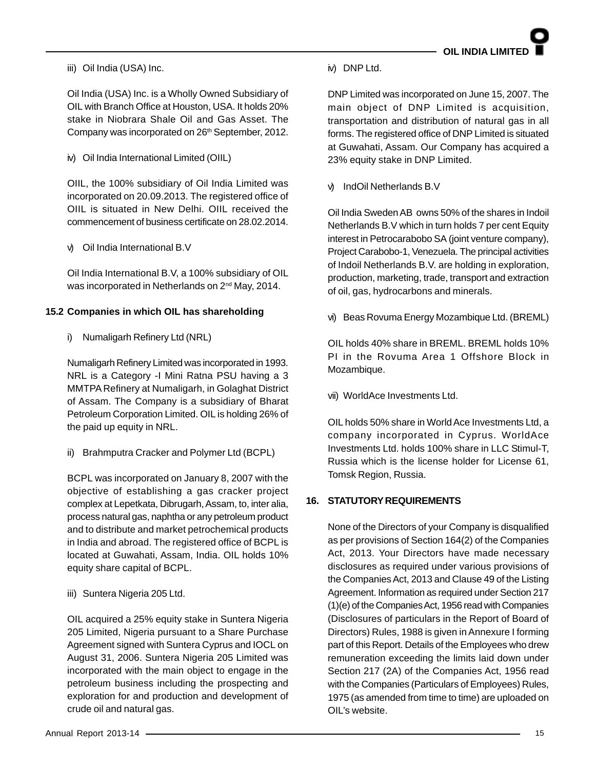iii) Oil India (USA) Inc.

Oil India (USA) Inc. is a Wholly Owned Subsidiary of OIL with Branch Office at Houston, USA. It holds 20% stake in Niobrara Shale Oil and Gas Asset. The Company was incorporated on 26th September, 2012.

iv) Oil India International Limited (OIIL)

OIIL, the 100% subsidiary of Oil India Limited was incorporated on 20.09.2013. The registered office of OIIL is situated in New Delhi. OIIL received the commencement of business certificate on 28.02.2014.

v) Oil India International B.V

Oil India International B.V, a 100% subsidiary of OIL was incorporated in Netherlands on 2nd May, 2014.

**15.2 Companies in which OIL has shareholding**

i) Numaligarh Refinery Ltd (NRL)

Numaligarh Refinery Limited was incorporated in 1993. NRL is a Category -I Mini Ratna PSU having a 3 MMTPA Refinery at Numaligarh, in Golaghat District of Assam. The Company is a subsidiary of Bharat Petroleum Corporation Limited. OIL is holding 26% of the paid up equity in NRL.

ii) Brahmputra Cracker and Polymer Ltd (BCPL)

BCPL was incorporated on January 8, 2007 with the objective of establishing a gas cracker project complex at Lepetkata, Dibrugarh, Assam, to, inter alia, process natural gas, naphtha or any petroleum product and to distribute and market petrochemical products in India and abroad. The registered office of BCPL is located at Guwahati, Assam, India. OIL holds 10% equity share capital of BCPL.

iii) Suntera Nigeria 205 Ltd.

OIL acquired a 25% equity stake in Suntera Nigeria 205 Limited, Nigeria pursuant to a Share Purchase Agreement signed with Suntera Cyprus and IOCL on August 31, 2006. Suntera Nigeria 205 Limited was incorporated with the main object to engage in the petroleum business including the prospecting and exploration for and production and development of crude oil and natural gas.

iv) DNP Ltd.

DNP Limited was incorporated on June 15, 2007. The main object of DNP Limited is acquisition, transportation and distribution of natural gas in all forms. The registered office of DNP Limited is situated at Guwahati, Assam. Our Company has acquired a 23% equity stake in DNP Limited.

v) IndOil Netherlands B.V

Oil India Sweden AB owns 50% of the shares in Indoil Netherlands B.V which in turn holds 7 per cent Equity interest in Petrocarabobo SA (joint venture company), Project Carabobo-1, Venezuela. The principal activities of Indoil Netherlands B.V. are holding in exploration, production, marketing, trade, transport and extraction of oil, gas, hydrocarbons and minerals.

vi) Beas Rovuma Energy Mozambique Ltd. (BREML)

OIL holds 40% share in BREML. BREML holds 10% PI in the Rovuma Area 1 Offshore Block in Mozambique.

vii) WorldAce Investments Ltd.

OIL holds 50% share in World Ace Investments Ltd, a company incorporated in Cyprus. WorldAce Investments Ltd. holds 100% share in LLC Stimul-T, Russia which is the license holder for License 61, Tomsk Region, Russia.

**16. STATUTORY REQUIREMENTS**

None of the Directors of your Company is disqualified as per provisions of Section 164(2) of the Companies Act, 2013. Your Directors have made necessary disclosures as required under various provisions of the Companies Act, 2013 and Clause 49 of the Listing Agreement. Information as required under Section 217 (1)(e) of the Companies Act, 1956 read with Companies (Disclosures of particulars in the Report of Board of Directors) Rules, 1988 is given in Annexure I forming part of this Report. Details of the Employees who drew remuneration exceeding the limits laid down under Section 217 (2A) of the Companies Act, 1956 read with the Companies (Particulars of Employees) Rules, 1975 (as amended from time to time) are uploaded on OIL's website.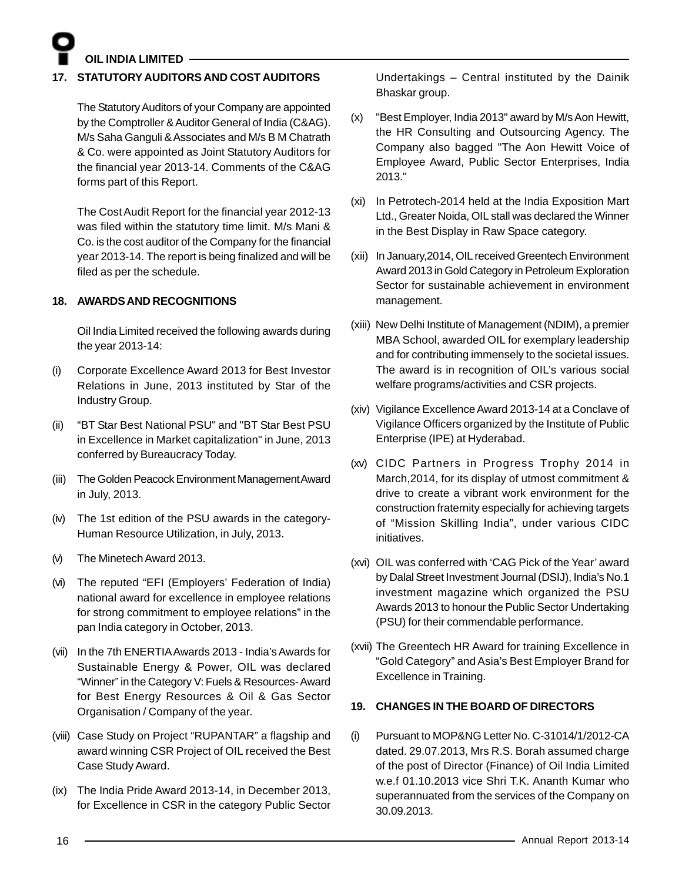## 17. STATUTORY AUDITORS AND COST AUDITORS

The Statutory Auditors of your Company are appointed by the Comptroller & Auditor General of India (C&AG). M/s Saha Ganguli & Associates and M/s B M Chatrath & Co. were appointed as Joint Statutory Auditors for the financial year 2013-14. Comments of the C&AG forms part of this Report.

The Cost Audit Report for the financial year 2012-13 was filed within the statutory time limit. M/s Mani & Co. is the cost auditor of the Company for the financial year 2013-14. The report is being finalized and will be filed as per the schedule.

## 18. AWARDS AND RECOGNITIONS

Oil India Limited received the following awards during the year 2013-14:

(i) Corporate Excellence Award 2013 for Best Investor Relations in June, 2013 instituted by Star of the Industry Group.

(ii) "BT Star Best National PSU" and "BT Star Best PSU in Excellence in Market capitalization" in June, 2013 conferred by Bureaucracy Today.

(iii) The Golden Peacock Environment Management Award in July, 2013.

(iv) The 1st edition of the PSU awards in the category- Human Resource Utilization, in July, 2013.

(v) The Minetech Award 2013.

(vi) The reputed "EFI (Employers' Federation of India) national award for excellence in employee relations for strong commitment to employee relations" in the pan India category in October, 2013.

(vii) In the 7th ENERTIA Awards 2013 - India's Awards for Sustainable Energy & Power, OIL was declared "Winner" in the Category V: Fuels & Resources- Award for Best Energy Resources & Oil & Gas Sector Organisation / Company of the year.

(viii) Case Study on Project "RUPANTAR" a flagship and award winning CSR Project of OIL received the Best Case Study Award.

(ix) The India Pride Award 2013-14, in December 2013, for Excellence in CSR in the category Public Sector Undertakings – Central instituted by the Dainik Bhaskar group.

(x) "Best Employer, India 2013" award by M/s Aon Hewitt, the HR Consulting and Outsourcing Agency. The Company also bagged "The Aon Hewitt Voice of Employee Award, Public Sector Enterprises, India 2013."

(xi) In Petrotech-2014 held at the India Exposition Mart Ltd., Greater Noida, OIL stall was declared the Winner in the Best Display in Raw Space category.

(xii) In January,2014, OIL received Greentech Environment Award 2013 in Gold Category in Petroleum Exploration Sector for sustainable achievement in environment management.

(xiii) New Delhi Institute of Management (NDIM), a premier MBA School, awarded OIL for exemplary leadership and for contributing immensely to the societal issues. The award is in recognition of OIL's various social welfare programs/activities and CSR projects.

(xiv) Vigilance Excellence Award 2013-14 at a Conclave of Vigilance Officers organized by the Institute of Public Enterprise (IPE) at Hyderabad.

(xv) CIDC Partners in Progress Trophy 2014 in March,2014, for its display of utmost commitment & drive to create a vibrant work environment for the construction fraternity especially for achieving targets of "Mission Skilling India", under various CIDC initiatives.

(xvi) OIL was conferred with 'CAG Pick of the Year' award by Dalal Street Investment Journal (DSIJ), India's No.1 investment magazine which organized the PSU Awards 2013 to honour the Public Sector Undertaking (PSU) for their commendable performance.

(xvii) The Greentech HR Award for training Excellence in "Gold Category" and Asia's Best Employer Brand for Excellence in Training.

## 19. CHANGES IN THE BOARD OF DIRECTORS

(i) Pursuant to MOP&NG Letter No. C-31014/1/2012-CA dated. 29.07.2013, Mrs R.S. Borah assumed charge of the post of Director (Finance) of Oil India Limited w.e.f 01.10.2013 vice Shri T.K. Ananth Kumar who superannuated from the services of the Company on 30.09.2013.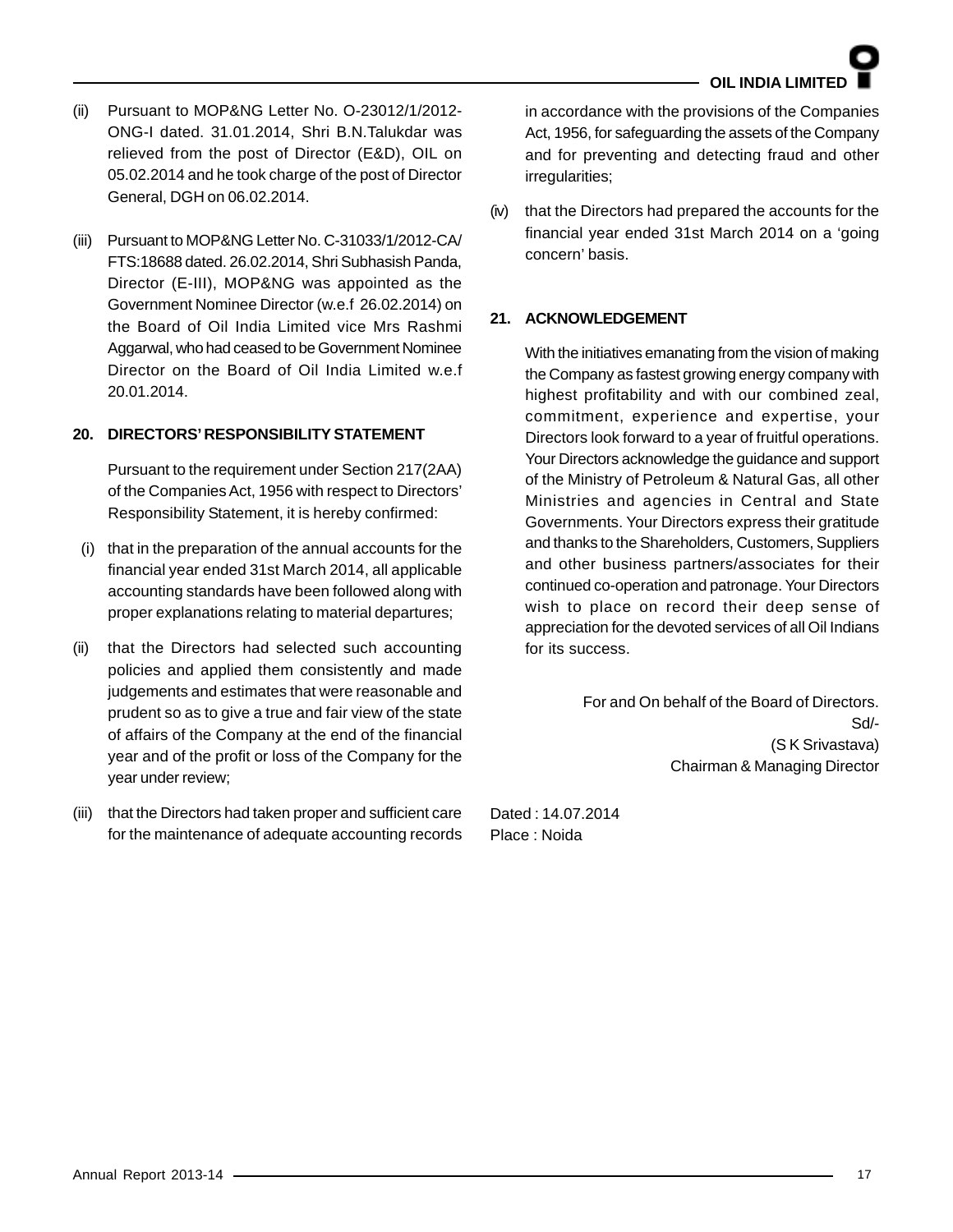(ii) Pursuant to MOP&NG Letter No. O-23012/1/2012-ONG-I dated. 31.01.2014, Shri B.N.Talukdar was relieved from the post of Director (E&D), OIL on 05.02.2014 and he took charge of the post of Director General, DGH on 06.02.2014.

(iii) Pursuant to MOP&NG Letter No. C-31033/1/2012-CA/FTS:18688 dated. 26.02.2014, Shri Subhasish Panda, Director (E-III), MOP&NG was appointed as the Government Nominee Director (w.e.f 26.02.2014) on the Board of Oil India Limited vice Mrs Rashmi Aggarwal, who had ceased to be Government Nominee Director on the Board of Oil India Limited w.e.f 20.01.2014.

## 20. DIRECTORS' RESPONSIBILITY STATEMENT

Pursuant to the requirement under Section 217(2AA) of the Companies Act, 1956 with respect to Directors' Responsibility Statement, it is hereby confirmed:

(i) that in the preparation of the annual accounts for the financial year ended 31st March 2014, all applicable accounting standards have been followed along with proper explanations relating to material departures;

(ii) that the Directors had selected such accounting policies and applied them consistently and made judgements and estimates that were reasonable and prudent so as to give a true and fair view of the state of affairs of the Company at the end of the financial year and of the profit or loss of the Company for the year under review;

(iii) that the Directors had taken proper and sufficient care for the maintenance of adequate accounting records in accordance with the provisions of the Companies Act, 1956, for safeguarding the assets of the Company and for preventing and detecting fraud and other irregularities;

(iv) that the Directors had prepared the accounts for the financial year ended 31st March 2014 on a 'going concern' basis.

## 21. ACKNOWLEDGEMENT

With the initiatives emanating from the vision of making the Company as fastest growing energy company with highest profitability and with our combined zeal, commitment, experience and expertise, your Directors look forward to a year of fruitful operations. Your Directors acknowledge the guidance and support of the Ministry of Petroleum & Natural Gas, all other Ministries and agencies in Central and State Governments. Your Directors express their gratitude and thanks to the Shareholders, Customers, Suppliers and other business partners/associates for their continued co-operation and patronage. Your Directors wish to place on record their deep sense of appreciation for the devoted services of all Oil Indians for its success.

For and On behalf of the Board of Directors.
Sd/-
(S K Srivastava)
Chairman & Managing Director

Dated : 14.07.2014
Place : Noida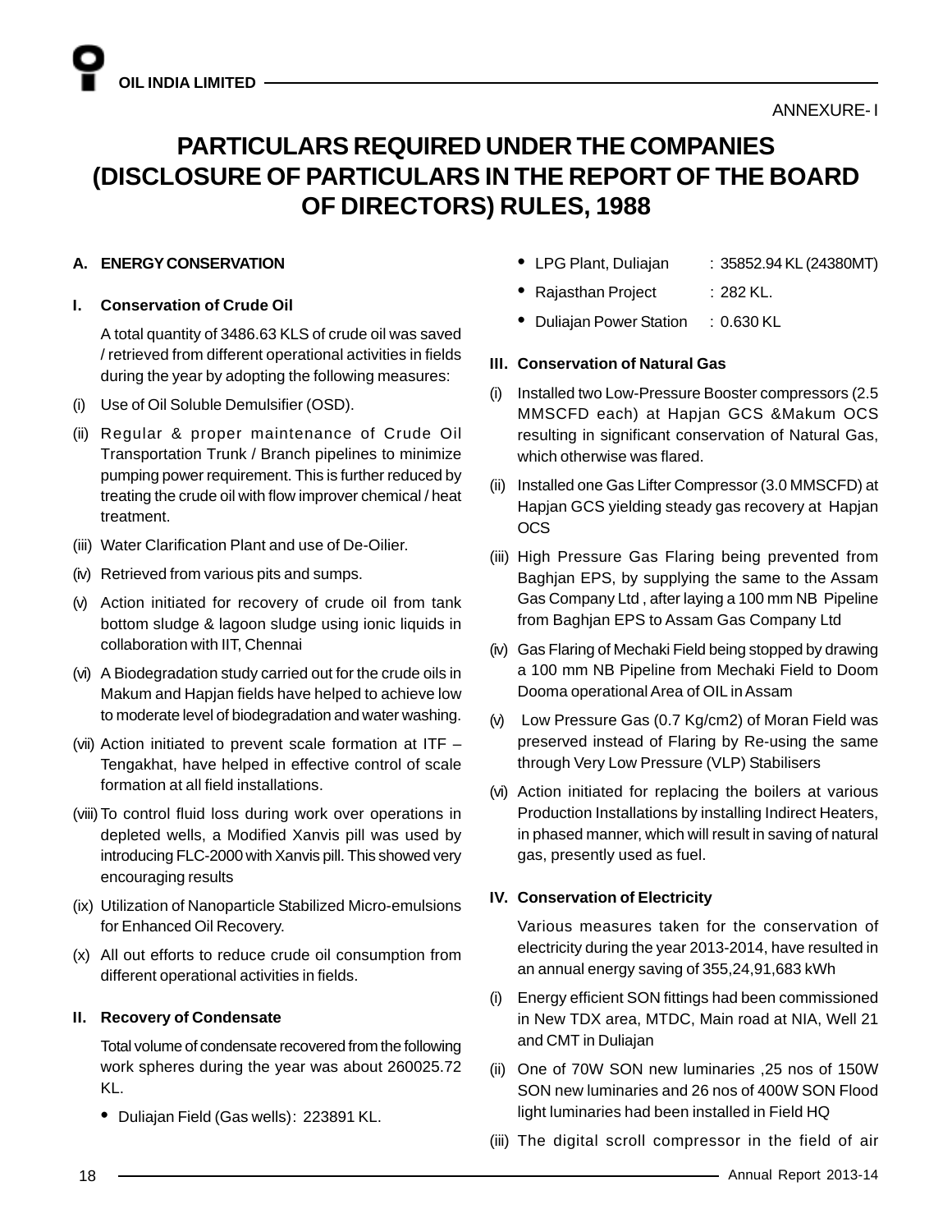ANNEXURE- I

# PARTICULARS REQUIRED UNDER THE COMPANIES (DISCLOSURE OF PARTICULARS IN THE REPORT OF THE BOARD OF DIRECTORS) RULES, 1988

## A. ENERGY CONSERVATION

### I. Conservation of Crude Oil

A total quantity of 3486.63 KLS of crude oil was saved / retrieved from different operational activities in fields during the year by adopting the following measures:

(i) Use of Oil Soluble Demulsifier (OSD).

(ii) Regular & proper maintenance of Crude Oil Transportation Trunk / Branch pipelines to minimize pumping power requirement. This is further reduced by treating the crude oil with flow improver chemical / heat treatment.

(iii) Water Clarification Plant and use of De-Oilier.

(iv) Retrieved from various pits and sumps.

(v) Action initiated for recovery of crude oil from tank bottom sludge & lagoon sludge using ionic liquids in collaboration with IIT, Chennai

(vi) A Biodegradation study carried out for the crude oils in Makum and Hapjan fields have helped to achieve low to moderate level of biodegradation and water washing.

(vii) Action initiated to prevent scale formation at ITF – Tengakhat, have helped in effective control of scale formation at all field installations.

(viii) To control fluid loss during work over operations in depleted wells, a Modified Xanvis pill was used by introducing FLC-2000 with Xanvis pill. This showed very encouraging results

(ix) Utilization of Nanoparticle Stabilized Micro-emulsions for Enhanced Oil Recovery.

(x) All out efforts to reduce crude oil consumption from different operational activities in fields.

### II. Recovery of Condensate

Total volume of condensate recovered from the following work spheres during the year was about 260025.72 KL.

- Duliajan Field (Gas wells) : 223891 KL.
- LPG Plant, Duliajan : 35852.94 KL (24380MT)
- Rajasthan Project : 282 KL.
- Duliajan Power Station : 0.630 KL

### III. Conservation of Natural Gas

(i) Installed two Low-Pressure Booster compressors (2.5 MMSCFD each) at Hapjan GCS &Makum OCS resulting in significant conservation of Natural Gas, which otherwise was flared.

(ii) Installed one Gas Lifter Compressor (3.0 MMSCFD) at Hapjan GCS yielding steady gas recovery at Hapjan OCS

(iii) High Pressure Gas Flaring being prevented from Baghjan EPS, by supplying the same to the Assam Gas Company Ltd , after laying a 100 mm NB Pipeline from Baghjan EPS to Assam Gas Company Ltd

(iv) Gas Flaring of Mechaki Field being stopped by drawing a 100 mm NB Pipeline from Mechaki Field to Doom Dooma operational Area of OIL in Assam

(v) Low Pressure Gas (0.7 Kg/cm2) of Moran Field was preserved instead of Flaring by Re-using the same through Very Low Pressure (VLP) Stabilisers

(vi) Action initiated for replacing the boilers at various Production Installations by installing Indirect Heaters, in phased manner, which will result in saving of natural gas, presently used as fuel.

### IV. Conservation of Electricity

Various measures taken for the conservation of electricity during the year 2013-2014, have resulted in an annual energy saving of 355,24,91,683 kWh

(i) Energy efficient SON fittings had been commissioned in New TDX area, MTDC, Main road at NIA, Well 21 and CMT in Duliajan

(ii) One of 70W SON new luminaries ,25 nos of 150W SON new luminaries and 26 nos of 400W SON Flood light luminaries had been installed in Field HQ

(iii) The digital scroll compressor in the field of air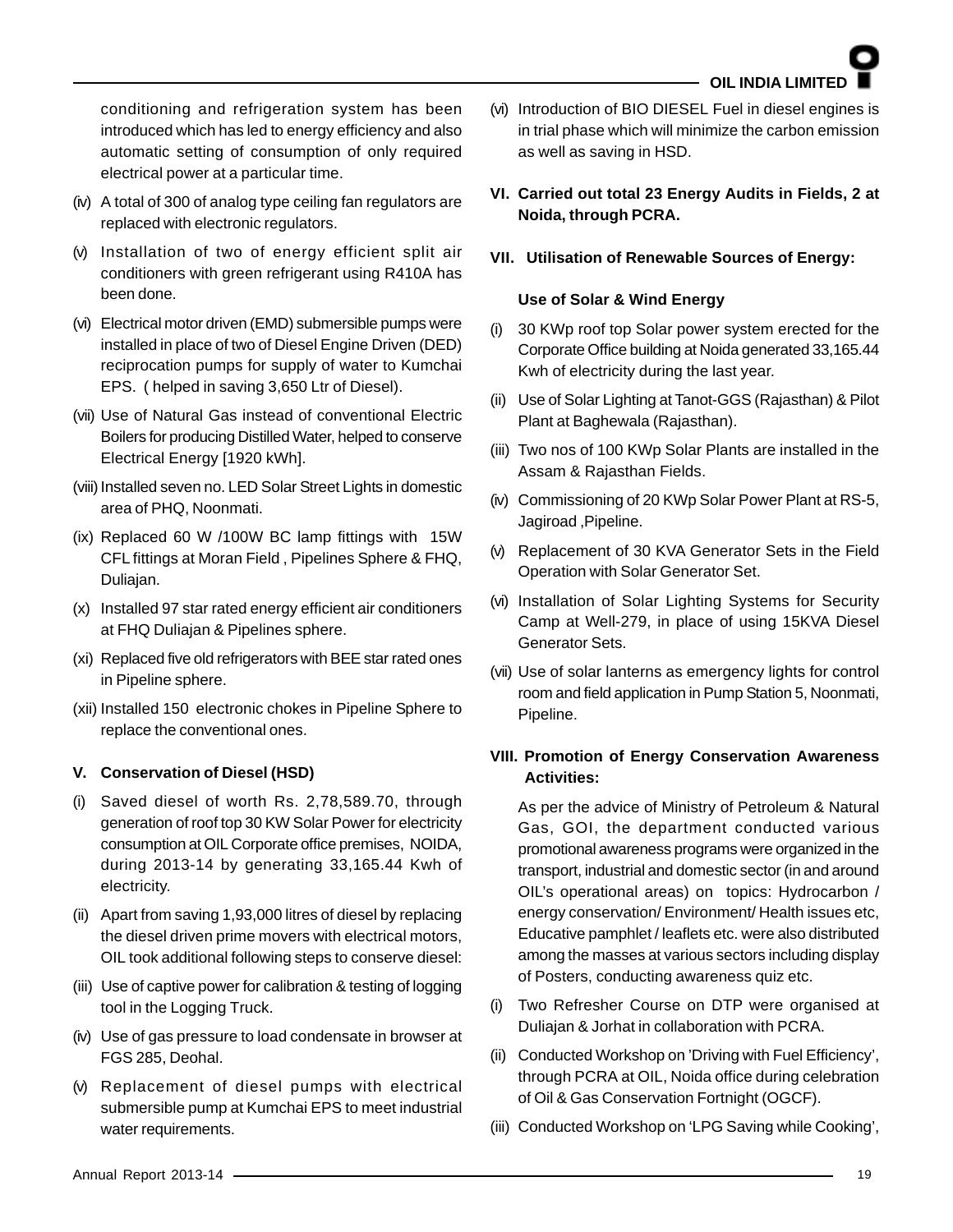conditioning and refrigeration system has been introduced which has led to energy efficiency and also automatic setting of consumption of only required electrical power at a particular time.

(iv) A total of 300 of analog type ceiling fan regulators are replaced with electronic regulators.

(v) Installation of two of energy efficient split air conditioners with green refrigerant using R410A has been done.

(vi) Electrical motor driven (EMD) submersible pumps were installed in place of two of Diesel Engine Driven (DED) reciprocation pumps for supply of water to Kumchai EPS. ( helped in saving 3,650 Ltr of Diesel).

(vii) Use of Natural Gas instead of conventional Electric Boilers for producing Distilled Water, helped to conserve Electrical Energy [1920 kWh].

(viii) Installed seven no. LED Solar Street Lights in domestic area of PHQ, Noonmati.

(ix) Replaced 60 W /100W BC lamp fittings with 15W CFL fittings at Moran Field , Pipelines Sphere & FHQ, Duliajan.

(x) Installed 97 star rated energy efficient air conditioners at FHQ Duliajan & Pipelines sphere.

(xi) Replaced five old refrigerators with BEE star rated ones in Pipeline sphere.

(xii) Installed 150 electronic chokes in Pipeline Sphere to replace the conventional ones.

**V. Conservation of Diesel (HSD)**

(i) Saved diesel of worth Rs. 2,78,589.70, through generation of roof top 30 KW Solar Power for electricity consumption at OIL Corporate office premises, NOIDA, during 2013-14 by generating 33,165.44 Kwh of electricity.

(ii) Apart from saving 1,93,000 litres of diesel by replacing the diesel driven prime movers with electrical motors, OIL took additional following steps to conserve diesel:

(iii) Use of captive power for calibration & testing of logging tool in the Logging Truck.

(iv) Use of gas pressure to load condensate in browser at FGS 285, Deohal.

(v) Replacement of diesel pumps with electrical submersible pump at Kumchai EPS to meet industrial water requirements.

(vi) Introduction of BIO DIESEL Fuel in diesel engines is in trial phase which will minimize the carbon emission as well as saving in HSD.

**VI. Carried out total 23 Energy Audits in Fields, 2 at Noida, through PCRA.**

**VII. Utilisation of Renewable Sources of Energy:**

**Use of Solar & Wind Energy**

(i) 30 KWp roof top Solar power system erected for the Corporate Office building at Noida generated 33,165.44 Kwh of electricity during the last year.

(ii) Use of Solar Lighting at Tanot-GGS (Rajasthan) & Pilot Plant at Baghewala (Rajasthan).

(iii) Two nos of 100 KWp Solar Plants are installed in the Assam & Rajasthan Fields.

(iv) Commissioning of 20 KWp Solar Power Plant at RS-5, Jagiroad ,Pipeline.

(v) Replacement of 30 KVA Generator Sets in the Field Operation with Solar Generator Set.

(vi) Installation of Solar Lighting Systems for Security Camp at Well-279, in place of using 15KVA Diesel Generator Sets.

(vii) Use of solar lanterns as emergency lights for control room and field application in Pump Station 5, Noonmati, Pipeline.

**VIII. Promotion of Energy Conservation Awareness Activities:**

As per the advice of Ministry of Petroleum & Natural Gas, GOI, the department conducted various promotional awareness programs were organized in the transport, industrial and domestic sector (in and around OIL's operational areas) on topics: Hydrocarbon / energy conservation/ Environment/ Health issues etc, Educative pamphlet / leaflets etc. were also distributed among the masses at various sectors including display of Posters, conducting awareness quiz etc.

(i) Two Refresher Course on DTP were organised at Duliajan & Jorhat in collaboration with PCRA.

(ii) Conducted Workshop on 'Driving with Fuel Efficiency', through PCRA at OIL, Noida office during celebration of Oil & Gas Conservation Fortnight (OGCF).

(iii) Conducted Workshop on 'LPG Saving while Cooking',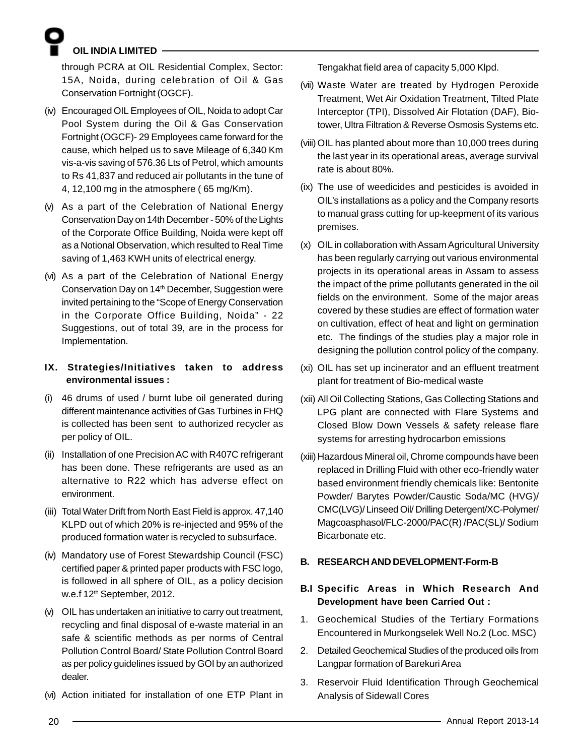through PCRA at OIL Residential Complex, Sector: 15A, Noida, during celebration of Oil & Gas Conservation Fortnight (OGCF).

(iv) Encouraged OIL Employees of OIL, Noida to adopt Car Pool System during the Oil & Gas Conservation Fortnight (OGCF)- 29 Employees came forward for the cause, which helped us to save Mileage of 6,340 Km vis-a-vis saving of 576.36 Lts of Petrol, which amounts to Rs 41,837 and reduced air pollutants in the tune of 4, 12,100 mg in the atmosphere ( 65 mg/Km).

(v) As a part of the Celebration of National Energy Conservation Day on 14th December - 50% of the Lights of the Corporate Office Building, Noida were kept off as a Notional Observation, which resulted to Real Time saving of 1,463 KWH units of electrical energy.

(vi) As a part of the Celebration of National Energy Conservation Day on 14th December, Suggestion were invited pertaining to the "Scope of Energy Conservation in the Corporate Office Building, Noida" - 22 Suggestions, out of total 39, are in the process for Implementation.

### IX. Strategies/Initiatives taken to address environmental issues :

(i) 46 drums of used / burnt lube oil generated during different maintenance activities of Gas Turbines in FHQ is collected has been sent to authorized recycler as per policy of OIL.

(ii) Installation of one Precision AC with R407C refrigerant has been done. These refrigerants are used as an alternative to R22 which has adverse effect on environment.

(iii) Total Water Drift from North East Field is approx. 47,140 KLPD out of which 20% is re-injected and 95% of the produced formation water is recycled to subsurface.

(iv) Mandatory use of Forest Stewardship Council (FSC) certified paper & printed paper products with FSC logo, is followed in all sphere of OIL, as a policy decision w.e.f 12th September, 2012.

(v) OIL has undertaken an initiative to carry out treatment, recycling and final disposal of e-waste material in an safe & scientific methods as per norms of Central Pollution Control Board/ State Pollution Control Board as per policy guidelines issued by GOI by an authorized dealer.

(vi) Action initiated for installation of one ETP Plant in Tengakhat field area of capacity 5,000 Klpd.

(vii) Waste Water are treated by Hydrogen Peroxide Treatment, Wet Air Oxidation Treatment, Tilted Plate Interceptor (TPI), Dissolved Air Flotation (DAF), Bio-tower, Ultra Filtration & Reverse Osmosis Systems etc.

(viii) OIL has planted about more than 10,000 trees during the last year in its operational areas, average survival rate is about 80%.

(ix) The use of weedicides and pesticides is avoided in OIL's installations as a policy and the Company resorts to manual grass cutting for up-keepment of its various premises.

(x) OIL in collaboration with Assam Agricultural University has been regularly carrying out various environmental projects in its operational areas in Assam to assess the impact of the prime pollutants generated in the oil fields on the environment. Some of the major areas covered by these studies are effect of formation water on cultivation, effect of heat and light on germination etc. The findings of the studies play a major role in designing the pollution control policy of the company.

(xi) OIL has set up incinerator and an effluent treatment plant for treatment of Bio-medical waste

(xii) All Oil Collecting Stations, Gas Collecting Stations and LPG plant are connected with Flare Systems and Closed Blow Down Vessels & safety release flare systems for arresting hydrocarbon emissions

(xiii) Hazardous Mineral oil, Chrome compounds have been replaced in Drilling Fluid with other eco-friendly water based environment friendly chemicals like: Bentonite Powder/ Barytes Powder/Caustic Soda/MC (HVG)/ CMC(LVG)/ Linseed Oil/ Drilling Detergent/XC-Polymer/ Magcoasphasol/FLC-2000/PAC(R) /PAC(SL)/ Sodium Bicarbonate etc.

## B. RESEARCH AND DEVELOPMENT-Form-B

### B.I Specific Areas in Which Research And Development have been Carried Out :

1. Geochemical Studies of the Tertiary Formations Encountered in Murkongselek Well No.2 (Loc. MSC)
2. Detailed Geochemical Studies of the produced oils from Langpar formation of Barekuri Area
3. Reservoir Fluid Identification Through Geochemical Analysis of Sidewall Cores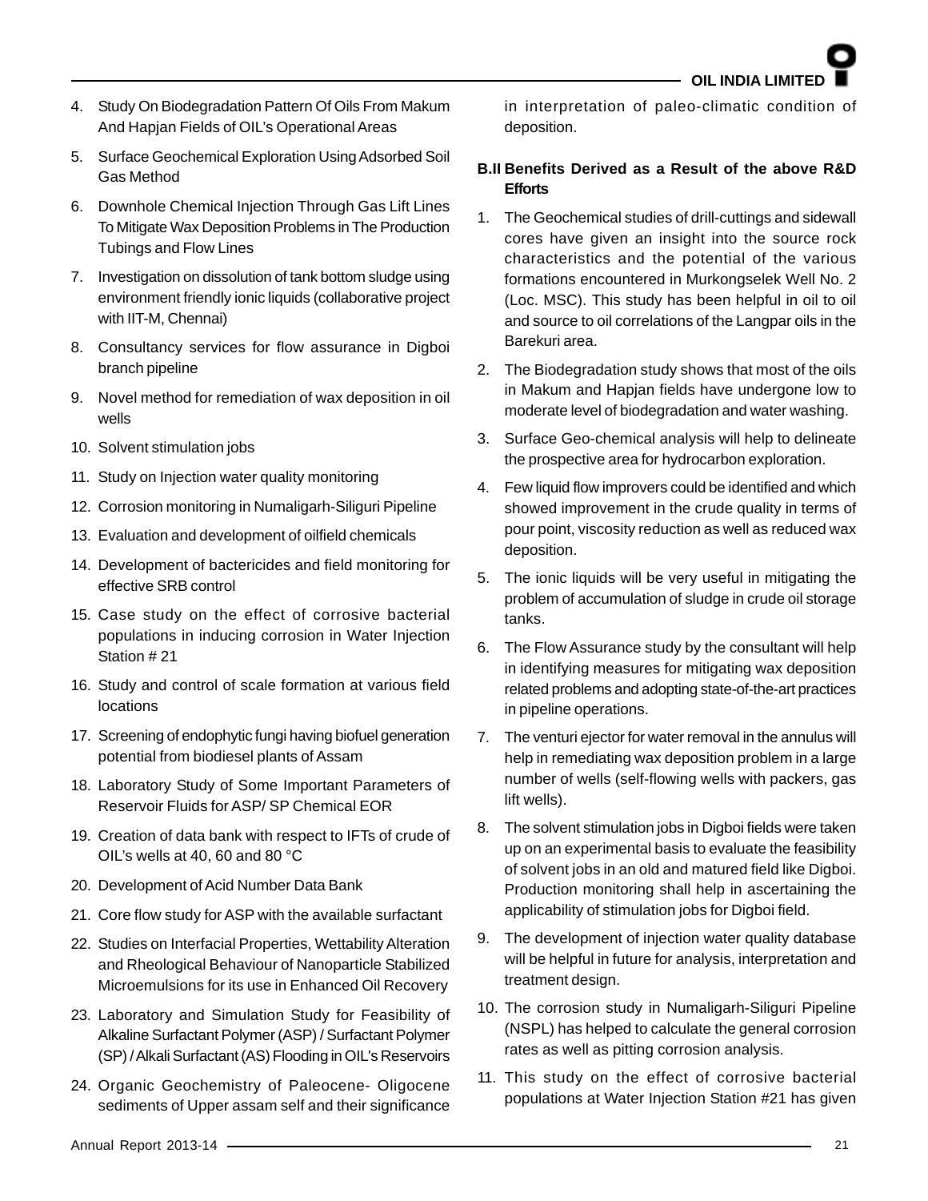4. Study On Biodegradation Pattern Of Oils From Makum And Hapjan Fields of OIL's Operational Areas
5. Surface Geochemical Exploration Using Adsorbed Soil Gas Method
6. Downhole Chemical Injection Through Gas Lift Lines To Mitigate Wax Deposition Problems in The Production Tubings and Flow Lines
7. Investigation on dissolution of tank bottom sludge using environment friendly ionic liquids (collaborative project with IIT-M, Chennai)
8. Consultancy services for flow assurance in Digboi branch pipeline
9. Novel method for remediation of wax deposition in oil wells
10. Solvent stimulation jobs
11. Study on Injection water quality monitoring
12. Corrosion monitoring in Numaligarh-Siliguri Pipeline
13. Evaluation and development of oilfield chemicals
14. Development of bactericides and field monitoring for effective SRB control
15. Case study on the effect of corrosive bacterial populations in inducing corrosion in Water Injection Station # 21
16. Study and control of scale formation at various field locations
17. Screening of endophytic fungi having biofuel generation potential from biodiesel plants of Assam
18. Laboratory Study of Some Important Parameters of Reservoir Fluids for ASP/ SP Chemical EOR
19. Creation of data bank with respect to IFTs of crude of OIL's wells at 40, 60 and 80 °C
20. Development of Acid Number Data Bank
21. Core flow study for ASP with the available surfactant
22. Studies on Interfacial Properties, Wettability Alteration and Rheological Behaviour of Nanoparticle Stabilized Microemulsions for its use in Enhanced Oil Recovery
23. Laboratory and Simulation Study for Feasibility of Alkaline Surfactant Polymer (ASP) / Surfactant Polymer (SP) / Alkali Surfactant (AS) Flooding in OIL's Reservoirs
24. Organic Geochemistry of Paleocene- Oligocene sediments of Upper assam self and their significance in interpretation of paleo-climatic condition of deposition.

**B.II Benefits Derived as a Result of the above R&D Efforts**

1. The Geochemical studies of drill-cuttings and sidewall cores have given an insight into the source rock characteristics and the potential of the various formations encountered in Murkongselek Well No. 2 (Loc. MSC). This study has been helpful in oil to oil and source to oil correlations of the Langpar oils in the Barekuri area.
2. The Biodegradation study shows that most of the oils in Makum and Hapjan fields have undergone low to moderate level of biodegradation and water washing.
3. Surface Geo-chemical analysis will help to delineate the prospective area for hydrocarbon exploration.
4. Few liquid flow improvers could be identified and which showed improvement in the crude quality in terms of pour point, viscosity reduction as well as reduced wax deposition.
5. The ionic liquids will be very useful in mitigating the problem of accumulation of sludge in crude oil storage tanks.
6. The Flow Assurance study by the consultant will help in identifying measures for mitigating wax deposition related problems and adopting state-of-the-art practices in pipeline operations.
7. The venturi ejector for water removal in the annulus will help in remediating wax deposition problem in a large number of wells (self-flowing wells with packers, gas lift wells).
8. The solvent stimulation jobs in Digboi fields were taken up on an experimental basis to evaluate the feasibility of solvent jobs in an old and matured field like Digboi. Production monitoring shall help in ascertaining the applicability of stimulation jobs for Digboi field.
9. The development of injection water quality database will be helpful in future for analysis, interpretation and treatment design.
10. The corrosion study in Numaligarh-Siliguri Pipeline (NSPL) has helped to calculate the general corrosion rates as well as pitting corrosion analysis.
11. This study on the effect of corrosive bacterial populations at Water Injection Station #21 has given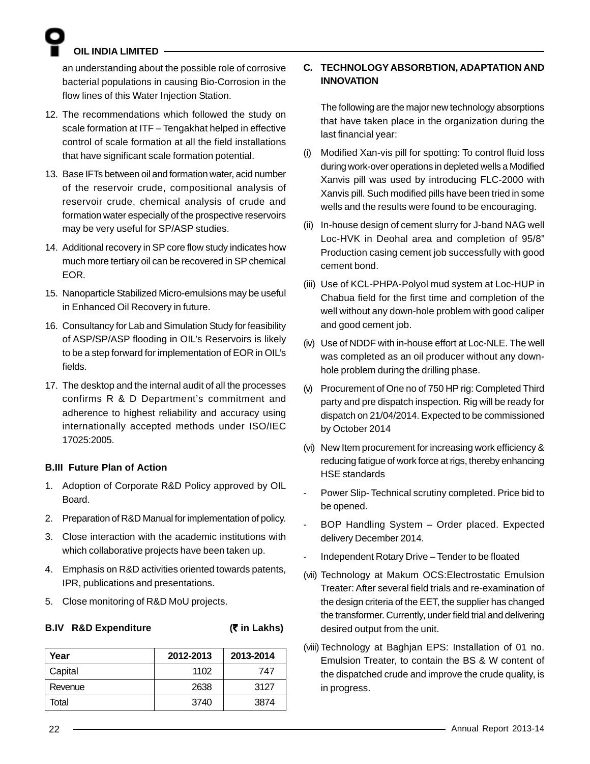an understanding about the possible role of corrosive bacterial populations in causing Bio-Corrosion in the flow lines of this Water Injection Station.

12. The recommendations which followed the study on scale formation at ITF – Tengakhat helped in effective control of scale formation at all the field installations that have significant scale formation potential.
13. Base IFTs between oil and formation water, acid number of the reservoir crude, compositional analysis of reservoir crude, chemical analysis of crude and formation water especially of the prospective reservoirs may be very useful for SP/ASP studies.
14. Additional recovery in SP core flow study indicates how much more tertiary oil can be recovered in SP chemical EOR.
15. Nanoparticle Stabilized Micro-emulsions may be useful in Enhanced Oil Recovery in future.
16. Consultancy for Lab and Simulation Study for feasibility of ASP/SP/ASP flooding in OIL's Reservoirs is likely to be a step forward for implementation of EOR in OIL's fields.
17. The desktop and the internal audit of all the processes confirms R & D Department's commitment and adherence to highest reliability and accuracy using internationally accepted methods under ISO/IEC 17025:2005.

### B.III Future Plan of Action

1. Adoption of Corporate R&D Policy approved by OIL Board.
2. Preparation of R&D Manual for implementation of policy.
3. Close interaction with the academic institutions with which collaborative projects have been taken up.
4. Emphasis on R&D activities oriented towards patents, IPR, publications and presentations.
5. Close monitoring of R&D MoU projects.

### B.IV R&D Expenditure (₹ in Lakhs)

| Year | 2012-2013 | 2013-2014 |
|---|---|---|
| Capital | 1102 | 747 |
| Revenue | 2638 | 3127 |
| Total | 3740 | 3874 |

### C. TECHNOLOGY ABSORBTION, ADAPTATION AND INNOVATION

The following are the major new technology absorptions that have taken place in the organization during the last financial year:

(i) Modified Xan-vis pill for spotting: To control fluid loss during work-over operations in depleted wells a Modified Xanvis pill was used by introducing FLC-2000 with Xanvis pill. Such modified pills have been tried in some wells and the results were found to be encouraging.

(ii) In-house design of cement slurry for J-band NAG well Loc-HVK in Deohal area and completion of 95/8" Production casing cement job successfully with good cement bond.

(iii) Use of KCL-PHPA-Polyol mud system at Loc-HUP in Chabua field for the first time and completion of the well without any down-hole problem with good caliper and good cement job.

(iv) Use of NDDF with in-house effort at Loc-NLE. The well was completed as an oil producer without any down-hole problem during the drilling phase.

(v) Procurement of One no of 750 HP rig: Completed Third party and pre dispatch inspection. Rig will be ready for dispatch on 21/04/2014. Expected to be commissioned by October 2014

(vi) New Item procurement for increasing work efficiency & reducing fatigue of work force at rigs, thereby enhancing HSE standards

- Power Slip- Technical scrutiny completed. Price bid to be opened.
- BOP Handling System – Order placed. Expected delivery December 2014.
- Independent Rotary Drive – Tender to be floated

(vii) Technology at Makum OCS:Electrostatic Emulsion Treater: After several field trials and re-examination of the design criteria of the EET, the supplier has changed the transformer. Currently, under field trial and delivering desired output from the unit.

(viii) Technology at Baghjan EPS: Installation of 01 no. Emulsion Treater, to contain the BS & W content of the dispatched crude and improve the crude quality, is in progress.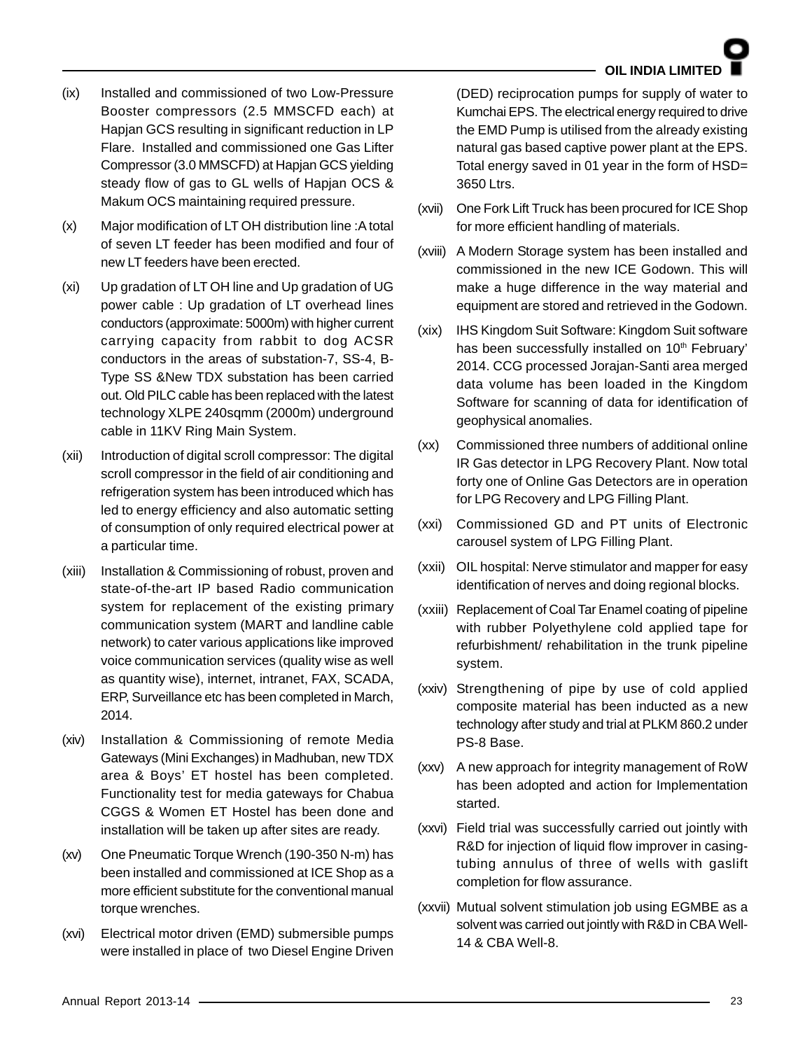(ix) Installed and commissioned of two Low-Pressure Booster compressors (2.5 MMSCFD each) at Hapjan GCS resulting in significant reduction in LP Flare. Installed and commissioned one Gas Lifter Compressor (3.0 MMSCFD) at Hapjan GCS yielding steady flow of gas to GL wells of Hapjan OCS & Makum OCS maintaining required pressure.

(x) Major modification of LT OH distribution line :A total of seven LT feeder has been modified and four of new LT feeders have been erected.

(xi) Up gradation of LT OH line and Up gradation of UG power cable : Up gradation of LT overhead lines conductors (approximate: 5000m) with higher current carrying capacity from rabbit to dog ACSR conductors in the areas of substation-7, SS-4, B-Type SS &New TDX substation has been carried out. Old PILC cable has been replaced with the latest technology XLPE 240sqmm (2000m) underground cable in 11KV Ring Main System.

(xii) Introduction of digital scroll compressor: The digital scroll compressor in the field of air conditioning and refrigeration system has been introduced which has led to energy efficiency and also automatic setting of consumption of only required electrical power at a particular time.

(xiii) Installation & Commissioning of robust, proven and state-of-the-art IP based Radio communication system for replacement of the existing primary communication system (MART and landline cable network) to cater various applications like improved voice communication services (quality wise as well as quantity wise), internet, intranet, FAX, SCADA, ERP, Surveillance etc has been completed in March, 2014.

(xiv) Installation & Commissioning of remote Media Gateways (Mini Exchanges) in Madhuban, new TDX area & Boys' ET hostel has been completed. Functionality test for media gateways for Chabua CGGS & Women ET Hostel has been done and installation will be taken up after sites are ready.

(xv) One Pneumatic Torque Wrench (190-350 N-m) has been installed and commissioned at ICE Shop as a more efficient substitute for the conventional manual torque wrenches.

(xvi) Electrical motor driven (EMD) submersible pumps were installed in place of two Diesel Engine Driven (DED) reciprocation pumps for supply of water to Kumchai EPS. The electrical energy required to drive the EMD Pump is utilised from the already existing natural gas based captive power plant at the EPS. Total energy saved in 01 year in the form of HSD= 3650 Ltrs.

(xvii) One Fork Lift Truck has been procured for ICE Shop for more efficient handling of materials.

(xviii) A Modern Storage system has been installed and commissioned in the new ICE Godown. This will make a huge difference in the way material and equipment are stored and retrieved in the Godown.

(xix) IHS Kingdom Suit Software: Kingdom Suit software has been successfully installed on 10th February' 2014. CCG processed Jorajan-Santi area merged data volume has been loaded in the Kingdom Software for scanning of data for identification of geophysical anomalies.

(xx) Commissioned three numbers of additional online IR Gas detector in LPG Recovery Plant. Now total forty one of Online Gas Detectors are in operation for LPG Recovery and LPG Filling Plant.

(xxi) Commissioned GD and PT units of Electronic carousel system of LPG Filling Plant.

(xxii) OIL hospital: Nerve stimulator and mapper for easy identification of nerves and doing regional blocks.

(xxiii) Replacement of Coal Tar Enamel coating of pipeline with rubber Polyethylene cold applied tape for refurbishment/ rehabilitation in the trunk pipeline system.

(xxiv) Strengthening of pipe by use of cold applied composite material has been inducted as a new technology after study and trial at PLKM 860.2 under PS-8 Base.

(xxv) A new approach for integrity management of RoW has been adopted and action for Implementation started.

(xxvi) Field trial was successfully carried out jointly with R&D for injection of liquid flow improver in casing-tubing annulus of three of wells with gaslift completion for flow assurance.

(xxvii) Mutual solvent stimulation job using EGMBE as a solvent was carried out jointly with R&D in CBA Well-14 & CBA Well-8.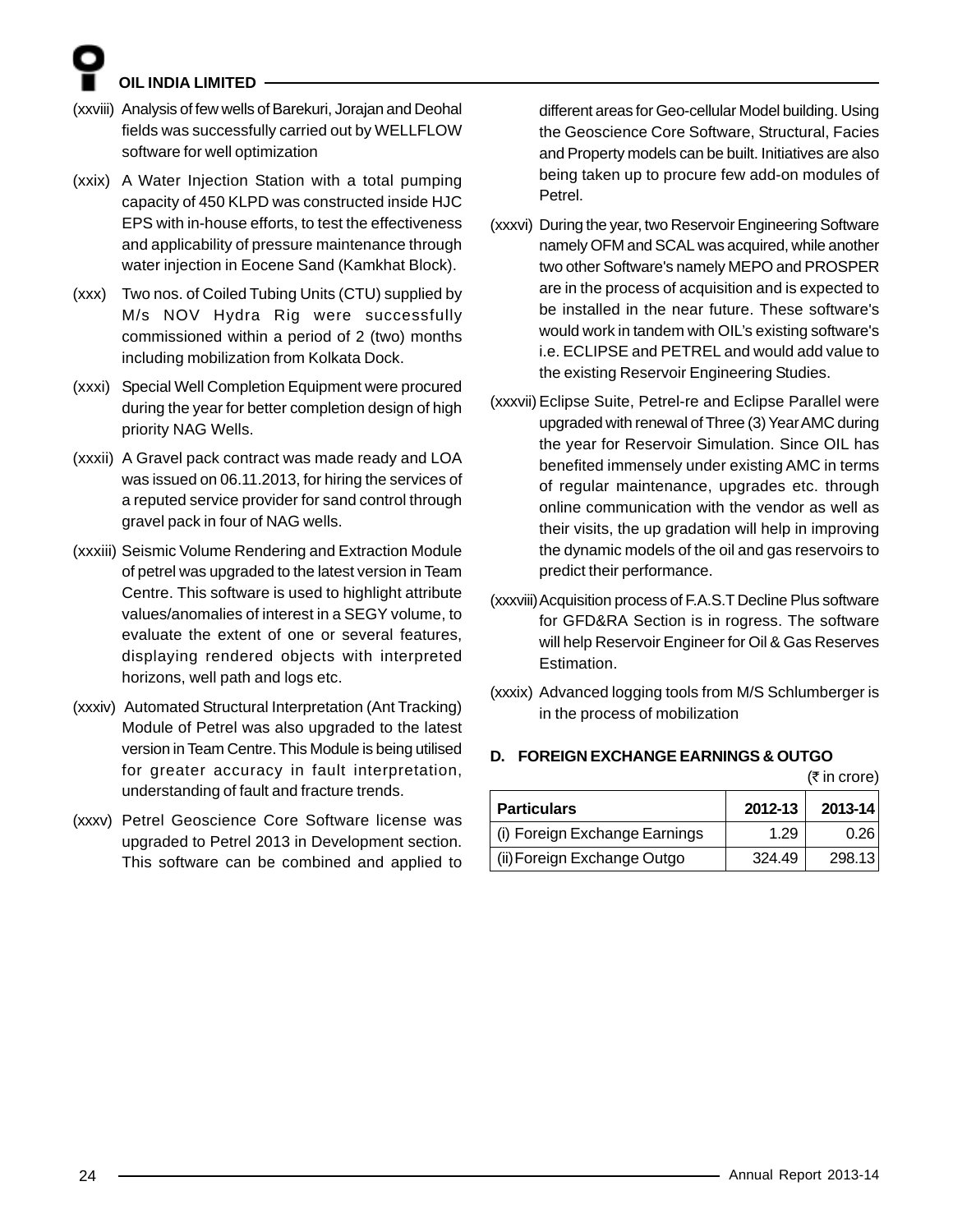(xxviii) Analysis of few wells of Barekuri, Jorajan and Deohal fields was successfully carried out by WELLFLOW software for well optimization

(xxix) A Water Injection Station with a total pumping capacity of 450 KLPD was constructed inside HJC EPS with in-house efforts, to test the effectiveness and applicability of pressure maintenance through water injection in Eocene Sand (Kamkhat Block).

(xxx) Two nos. of Coiled Tubing Units (CTU) supplied by M/s NOV Hydra Rig were successfully commissioned within a period of 2 (two) months including mobilization from Kolkata Dock.

(xxxi) Special Well Completion Equipment were procured during the year for better completion design of high priority NAG Wells.

(xxxii) A Gravel pack contract was made ready and LOA was issued on 06.11.2013, for hiring the services of a reputed service provider for sand control through gravel pack in four of NAG wells.

(xxxiii) Seismic Volume Rendering and Extraction Module of petrel was upgraded to the latest version in Team Centre. This software is used to highlight attribute values/anomalies of interest in a SEGY volume, to evaluate the extent of one or several features, displaying rendered objects with interpreted horizons, well path and logs etc.

(xxxiv) Automated Structural Interpretation (Ant Tracking) Module of Petrel was also upgraded to the latest version in Team Centre. This Module is being utilised for greater accuracy in fault interpretation, understanding of fault and fracture trends.

(xxxv) Petrel Geoscience Core Software license was upgraded to Petrel 2013 in Development section. This software can be combined and applied to different areas for Geo-cellular Model building. Using the Geoscience Core Software, Structural, Facies and Property models can be built. Initiatives are also being taken up to procure few add-on modules of Petrel.

(xxxvi) During the year, two Reservoir Engineering Software namely OFM and SCAL was acquired, while another two other Software's namely MEPO and PROSPER are in the process of acquisition and is expected to be installed in the near future. These software's would work in tandem with OIL's existing software's i.e. ECLIPSE and PETREL and would add value to the existing Reservoir Engineering Studies.

(xxxvii) Eclipse Suite, Petrel-re and Eclipse Parallel were upgraded with renewal of Three (3) Year AMC during the year for Reservoir Simulation. Since OIL has benefited immensely under existing AMC in terms of regular maintenance, upgrades etc. through online communication with the vendor as well as their visits, the up gradation will help in improving the dynamic models of the oil and gas reservoirs to predict their performance.

(xxxviii) Acquisition process of F.A.S.T Decline Plus software for GFD&RA Section is in rogress. The software will help Reservoir Engineer for Oil & Gas Reserves Estimation.

(xxxix) Advanced logging tools from M/S Schlumberger is in the process of mobilization

### D. FOREIGN EXCHANGE EARNINGS & OUTGO

(₹ in crore)

| Particulars | 2012-13 | 2013-14 |
|---|---|---|
| (i) Foreign Exchange Earnings | 1.29 | 0.26 |
| (ii) Foreign Exchange Outgo | 324.49 | 298.13 |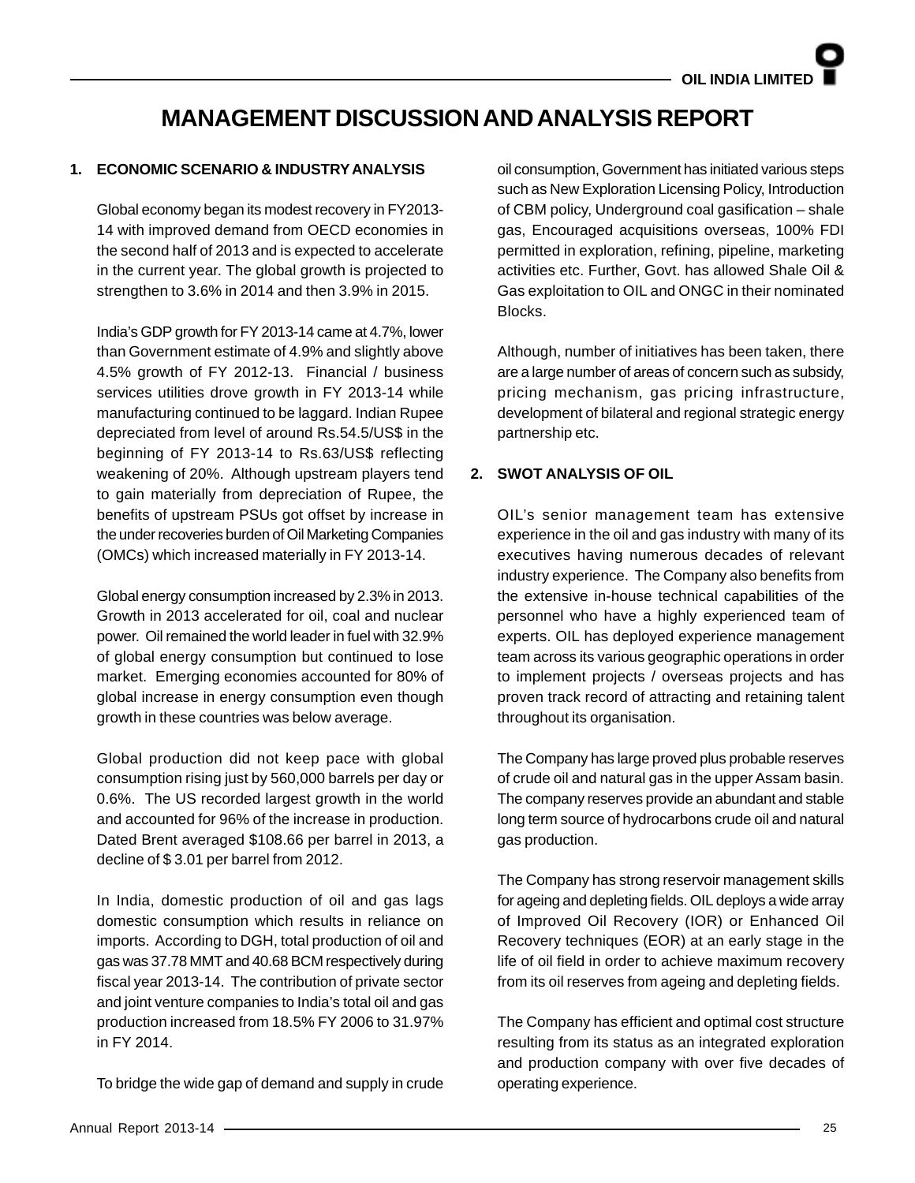# MANAGEMENT DISCUSSION AND ANALYSIS REPORT

## 1. ECONOMIC SCENARIO & INDUSTRY ANALYSIS

Global economy began its modest recovery in FY2013-14 with improved demand from OECD economies in the second half of 2013 and is expected to accelerate in the current year. The global growth is projected to strengthen to 3.6% in 2014 and then 3.9% in 2015.

India's GDP growth for FY 2013-14 came at 4.7%, lower than Government estimate of 4.9% and slightly above 4.5% growth of FY 2012-13. Financial / business services utilities drove growth in FY 2013-14 while manufacturing continued to be laggard. Indian Rupee depreciated from level of around Rs.54.5/US$ in the beginning of FY 2013-14 to Rs.63/US$ reflecting weakening of 20%. Although upstream players tend to gain materially from depreciation of Rupee, the benefits of upstream PSUs got offset by increase in the under recoveries burden of Oil Marketing Companies (OMCs) which increased materially in FY 2013-14.

Global energy consumption increased by 2.3% in 2013. Growth in 2013 accelerated for oil, coal and nuclear power. Oil remained the world leader in fuel with 32.9% of global energy consumption but continued to lose market. Emerging economies accounted for 80% of global increase in energy consumption even though growth in these countries was below average.

Global production did not keep pace with global consumption rising just by 560,000 barrels per day or 0.6%. The US recorded largest growth in the world and accounted for 96% of the increase in production. Dated Brent averaged $108.66 per barrel in 2013, a decline of $ 3.01 per barrel from 2012.

In India, domestic production of oil and gas lags domestic consumption which results in reliance on imports. According to DGH, total production of oil and gas was 37.78 MMT and 40.68 BCM respectively during fiscal year 2013-14. The contribution of private sector and joint venture companies to India's total oil and gas production increased from 18.5% FY 2006 to 31.97% in FY 2014.

To bridge the wide gap of demand and supply in crude oil consumption, Government has initiated various steps such as New Exploration Licensing Policy, Introduction of CBM policy, Underground coal gasification – shale gas, Encouraged acquisitions overseas, 100% FDI permitted in exploration, refining, pipeline, marketing activities etc. Further, Govt. has allowed Shale Oil & Gas exploitation to OIL and ONGC in their nominated Blocks.

Although, number of initiatives has been taken, there are a large number of areas of concern such as subsidy, pricing mechanism, gas pricing infrastructure, development of bilateral and regional strategic energy partnership etc.

## 2. SWOT ANALYSIS OF OIL

OIL's senior management team has extensive experience in the oil and gas industry with many of its executives having numerous decades of relevant industry experience. The Company also benefits from the extensive in-house technical capabilities of the personnel who have a highly experienced team of experts. OIL has deployed experience management team across its various geographic operations in order to implement projects / overseas projects and has proven track record of attracting and retaining talent throughout its organisation.

The Company has large proved plus probable reserves of crude oil and natural gas in the upper Assam basin. The company reserves provide an abundant and stable long term source of hydrocarbons crude oil and natural gas production.

The Company has strong reservoir management skills for ageing and depleting fields. OIL deploys a wide array of Improved Oil Recovery (IOR) or Enhanced Oil Recovery techniques (EOR) at an early stage in the life of oil field in order to achieve maximum recovery from its oil reserves from ageing and depleting fields.

The Company has efficient and optimal cost structure resulting from its status as an integrated exploration and production company with over five decades of operating experience.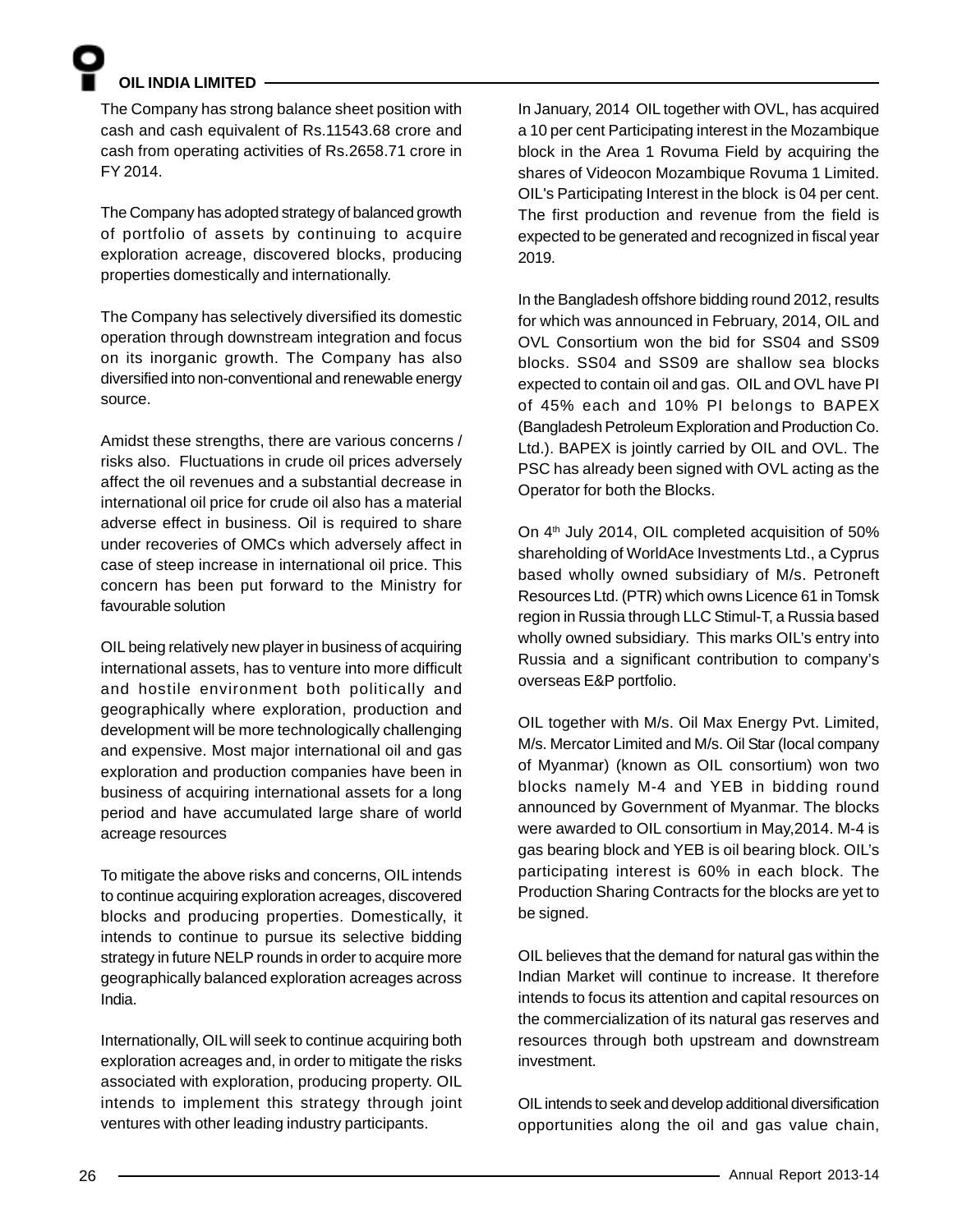The Company has strong balance sheet position with cash and cash equivalent of Rs.11543.68 crore and cash from operating activities of Rs.2658.71 crore in FY 2014.

The Company has adopted strategy of balanced growth of portfolio of assets by continuing to acquire exploration acreage, discovered blocks, producing properties domestically and internationally.

The Company has selectively diversified its domestic operation through downstream integration and focus on its inorganic growth. The Company has also diversified into non-conventional and renewable energy source.

Amidst these strengths, there are various concerns / risks also. Fluctuations in crude oil prices adversely affect the oil revenues and a substantial decrease in international oil price for crude oil also has a material adverse effect in business. Oil is required to share under recoveries of OMCs which adversely affect in case of steep increase in international oil price. This concern has been put forward to the Ministry for favourable solution

OIL being relatively new player in business of acquiring international assets, has to venture into more difficult and hostile environment both politically and geographically where exploration, production and development will be more technologically challenging and expensive. Most major international oil and gas exploration and production companies have been in business of acquiring international assets for a long period and have accumulated large share of world acreage resources

To mitigate the above risks and concerns, OIL intends to continue acquiring exploration acreages, discovered blocks and producing properties. Domestically, it intends to continue to pursue its selective bidding strategy in future NELP rounds in order to acquire more geographically balanced exploration acreages across India.

Internationally, OIL will seek to continue acquiring both exploration acreages and, in order to mitigate the risks associated with exploration, producing property. OIL intends to implement this strategy through joint ventures with other leading industry participants.

In January, 2014 OIL together with OVL, has acquired a 10 per cent Participating interest in the Mozambique block in the Area 1 Rovuma Field by acquiring the shares of Videocon Mozambique Rovuma 1 Limited. OIL's Participating Interest in the block is 04 per cent. The first production and revenue from the field is expected to be generated and recognized in fiscal year 2019.

In the Bangladesh offshore bidding round 2012, results for which was announced in February, 2014, OIL and OVL Consortium won the bid for SS04 and SS09 blocks. SS04 and SS09 are shallow sea blocks expected to contain oil and gas. OIL and OVL have PI of 45% each and 10% PI belongs to BAPEX (Bangladesh Petroleum Exploration and Production Co. Ltd.). BAPEX is jointly carried by OIL and OVL. The PSC has already been signed with OVL acting as the Operator for both the Blocks.

On 4th July 2014, OIL completed acquisition of 50% shareholding of WorldAce Investments Ltd., a Cyprus based wholly owned subsidiary of M/s. Petroneft Resources Ltd. (PTR) which owns Licence 61 in Tomsk region in Russia through LLC Stimul-T, a Russia based wholly owned subsidiary. This marks OIL's entry into Russia and a significant contribution to company's overseas E&P portfolio.

OIL together with M/s. Oil Max Energy Pvt. Limited, M/s. Mercator Limited and M/s. Oil Star (local company of Myanmar) (known as OIL consortium) won two blocks namely M-4 and YEB in bidding round announced by Government of Myanmar. The blocks were awarded to OIL consortium in May,2014. M-4 is gas bearing block and YEB is oil bearing block. OIL's participating interest is 60% in each block. The Production Sharing Contracts for the blocks are yet to be signed.

OIL believes that the demand for natural gas within the Indian Market will continue to increase. It therefore intends to focus its attention and capital resources on the commercialization of its natural gas reserves and resources through both upstream and downstream investment.

OIL intends to seek and develop additional diversification opportunities along the oil and gas value chain,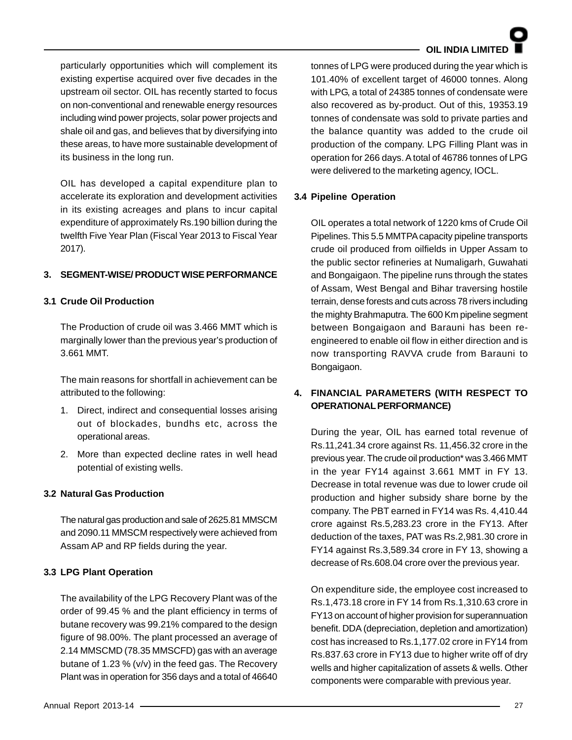particularly opportunities which will complement its existing expertise acquired over five decades in the upstream oil sector. OIL has recently started to focus on non-conventional and renewable energy resources including wind power projects, solar power projects and shale oil and gas, and believes that by diversifying into these areas, to have more sustainable development of its business in the long run.

OIL has developed a capital expenditure plan to accelerate its exploration and development activities in its existing acreages and plans to incur capital expenditure of approximately Rs.190 billion during the twelfth Five Year Plan (Fiscal Year 2013 to Fiscal Year 2017).

## 3. SEGMENT-WISE/ PRODUCT WISE PERFORMANCE

### 3.1 Crude Oil Production

The Production of crude oil was 3.466 MMT which is marginally lower than the previous year's production of 3.661 MMT.

The main reasons for shortfall in achievement can be attributed to the following:

1. Direct, indirect and consequential losses arising out of blockades, bundhs etc, across the operational areas.
2. More than expected decline rates in well head potential of existing wells.

### 3.2 Natural Gas Production

The natural gas production and sale of 2625.81 MMSCM and 2090.11 MMSCM respectively were achieved from Assam AP and RP fields during the year.

### 3.3 LPG Plant Operation

The availability of the LPG Recovery Plant was of the order of 99.45 % and the plant efficiency in terms of butane recovery was 99.21% compared to the design figure of 98.00%. The plant processed an average of 2.14 MMSCMD (78.35 MMSCFD) gas with an average butane of 1.23 % (v/v) in the feed gas. The Recovery Plant was in operation for 356 days and a total of 46640 tonnes of LPG were produced during the year which is 101.40% of excellent target of 46000 tonnes. Along with LPG, a total of 24385 tonnes of condensate were also recovered as by-product. Out of this, 19353.19 tonnes of condensate was sold to private parties and the balance quantity was added to the crude oil production of the company. LPG Filling Plant was in operation for 266 days. A total of 46786 tonnes of LPG were delivered to the marketing agency, IOCL.

### 3.4 Pipeline Operation

OIL operates a total network of 1220 kms of Crude Oil Pipelines. This 5.5 MMTPA capacity pipeline transports crude oil produced from oilfields in Upper Assam to the public sector refineries at Numaligarh, Guwahati and Bongaigaon. The pipeline runs through the states of Assam, West Bengal and Bihar traversing hostile terrain, dense forests and cuts across 78 rivers including the mighty Brahmaputra. The 600 Km pipeline segment between Bongaigaon and Barauni has been re-engineered to enable oil flow in either direction and is now transporting RAVVA crude from Barauni to Bongaigaon.

## 4. FINANCIAL PARAMETERS (WITH RESPECT TO OPERATIONAL PERFORMANCE)

During the year, OIL has earned total revenue of Rs.11,241.34 crore against Rs. 11,456.32 crore in the previous year. The crude oil production* was 3.466 MMT in the year FY14 against 3.661 MMT in FY 13. Decrease in total revenue was due to lower crude oil production and higher subsidy share borne by the company. The PBT earned in FY14 was Rs. 4,410.44 crore against Rs.5,283.23 crore in the FY13. After deduction of the taxes, PAT was Rs.2,981.30 crore in FY14 against Rs.3,589.34 crore in FY 13, showing a decrease of Rs.608.04 crore over the previous year.

On expenditure side, the employee cost increased to Rs.1,473.18 crore in FY 14 from Rs.1,310.63 crore in FY13 on account of higher provision for superannuation benefit. DDA (depreciation, depletion and amortization) cost has increased to Rs.1,177.02 crore in FY14 from Rs.837.63 crore in FY13 due to higher write off of dry wells and higher capitalization of assets & wells. Other components were comparable with previous year.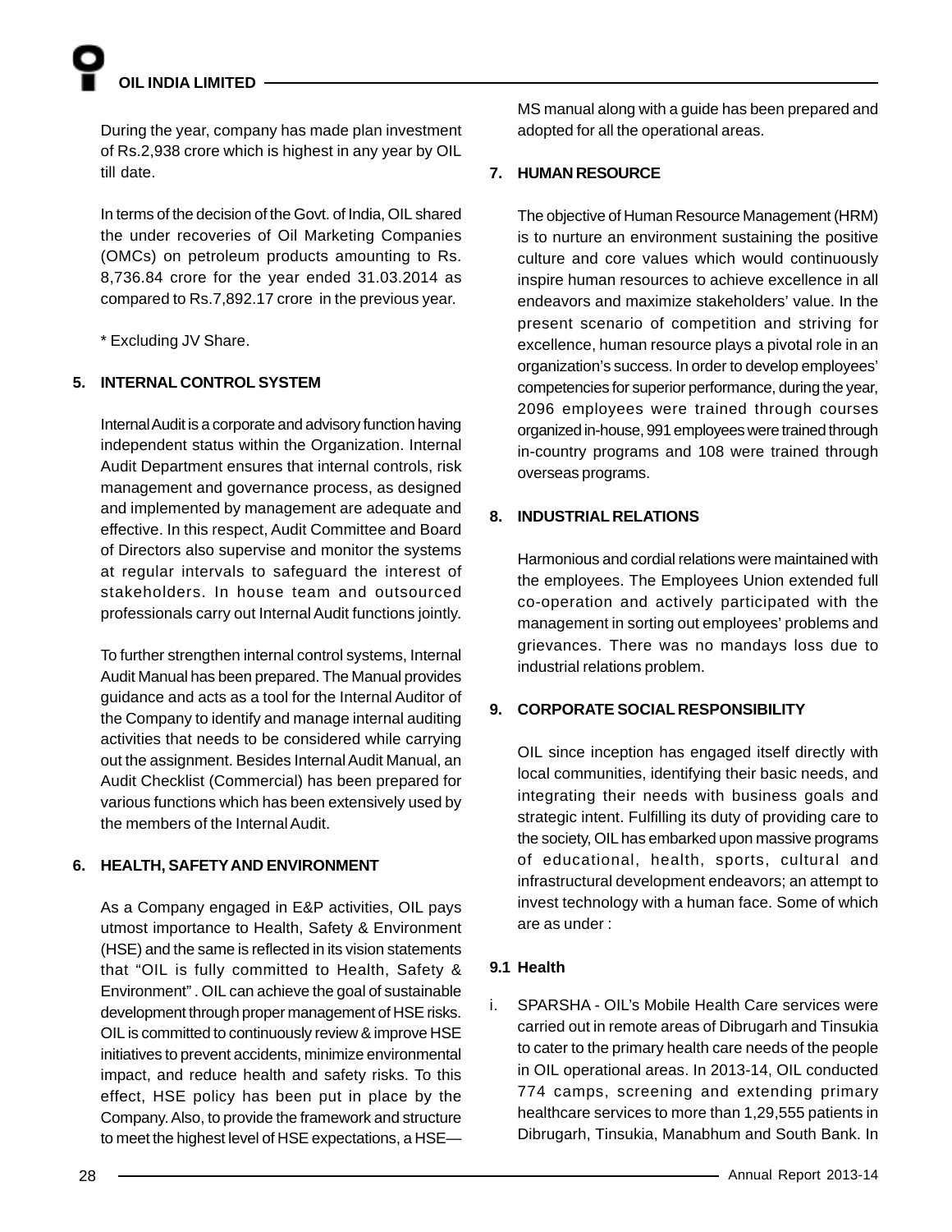During the year, company has made plan investment of Rs.2,938 crore which is highest in any year by OIL till date.

In terms of the decision of the Govt. of India, OIL shared the under recoveries of Oil Marketing Companies (OMCs) on petroleum products amounting to Rs. 8,736.84 crore for the year ended 31.03.2014 as compared to Rs.7,892.17 crore in the previous year.

* Excluding JV Share.

## 5. INTERNAL CONTROL SYSTEM

Internal Audit is a corporate and advisory function having independent status within the Organization. Internal Audit Department ensures that internal controls, risk management and governance process, as designed and implemented by management are adequate and effective. In this respect, Audit Committee and Board of Directors also supervise and monitor the systems at regular intervals to safeguard the interest of stakeholders. In house team and outsourced professionals carry out Internal Audit functions jointly.

To further strengthen internal control systems, Internal Audit Manual has been prepared. The Manual provides guidance and acts as a tool for the Internal Auditor of the Company to identify and manage internal auditing activities that needs to be considered while carrying out the assignment. Besides Internal Audit Manual, an Audit Checklist (Commercial) has been prepared for various functions which has been extensively used by the members of the Internal Audit.

## 6. HEALTH, SAFETY AND ENVIRONMENT

As a Company engaged in E&P activities, OIL pays utmost importance to Health, Safety & Environment (HSE) and the same is reflected in its vision statements that "OIL is fully committed to Health, Safety & Environment" . OIL can achieve the goal of sustainable development through proper management of HSE risks. OIL is committed to continuously review & improve HSE initiatives to prevent accidents, minimize environmental impact, and reduce health and safety risks. To this effect, HSE policy has been put in place by the Company. Also, to provide the framework and structure to meet the highest level of HSE expectations, a HSE—MS manual along with a guide has been prepared and adopted for all the operational areas.

## 7. HUMAN RESOURCE

The objective of Human Resource Management (HRM) is to nurture an environment sustaining the positive culture and core values which would continuously inspire human resources to achieve excellence in all endeavors and maximize stakeholders' value. In the present scenario of competition and striving for excellence, human resource plays a pivotal role in an organization's success. In order to develop employees' competencies for superior performance, during the year, 2096 employees were trained through courses organized in-house, 991 employees were trained through in-country programs and 108 were trained through overseas programs.

## 8. INDUSTRIAL RELATIONS

Harmonious and cordial relations were maintained with the employees. The Employees Union extended full co-operation and actively participated with the management in sorting out employees' problems and grievances. There was no mandays loss due to industrial relations problem.

## 9. CORPORATE SOCIAL RESPONSIBILITY

OIL since inception has engaged itself directly with local communities, identifying their basic needs, and integrating their needs with business goals and strategic intent. Fulfilling its duty of providing care to the society, OIL has embarked upon massive programs of educational, health, sports, cultural and infrastructural development endeavors; an attempt to invest technology with a human face. Some of which are as under :

### 9.1 Health

i. SPARSHA - OIL's Mobile Health Care services were carried out in remote areas of Dibrugarh and Tinsukia to cater to the primary health care needs of the people in OIL operational areas. In 2013-14, OIL conducted 774 camps, screening and extending primary healthcare services to more than 1,29,555 patients in Dibrugarh, Tinsukia, Manabhum and South Bank. In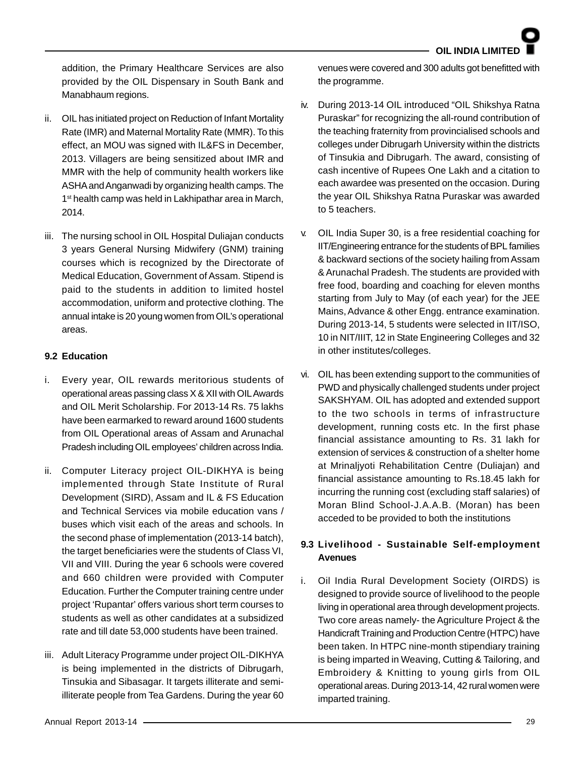addition, the Primary Healthcare Services are also provided by the OIL Dispensary in South Bank and Manabhaum regions.

ii. OIL has initiated project on Reduction of Infant Mortality Rate (IMR) and Maternal Mortality Rate (MMR). To this effect, an MOU was signed with IL&FS in December, 2013. Villagers are being sensitized about IMR and MMR with the help of community health workers like ASHA and Anganwadi by organizing health camps. The 1st health camp was held in Lakhipathar area in March, 2014.

iii. The nursing school in OIL Hospital Duliajan conducts 3 years General Nursing Midwifery (GNM) training courses which is recognized by the Directorate of Medical Education, Government of Assam. Stipend is paid to the students in addition to limited hostel accommodation, uniform and protective clothing. The annual intake is 20 young women from OIL's operational areas.

### 9.2 Education

i. Every year, OIL rewards meritorious students of operational areas passing class X & XII with OIL Awards and OIL Merit Scholarship. For 2013-14 Rs. 75 lakhs have been earmarked to reward around 1600 students from OIL Operational areas of Assam and Arunachal Pradesh including OIL employees' children across India.

ii. Computer Literacy project OIL-DIKHYA is being implemented through State Institute of Rural Development (SIRD), Assam and IL & FS Education and Technical Services via mobile education vans / buses which visit each of the areas and schools. In the second phase of implementation (2013-14 batch), the target beneficiaries were the students of Class VI, VII and VIII. During the year 6 schools were covered and 660 children were provided with Computer Education. Further the Computer training centre under project 'Rupantar' offers various short term courses to students as well as other candidates at a subsidized rate and till date 53,000 students have been trained.

iii. Adult Literacy Programme under project OIL-DIKHYA is being implemented in the districts of Dibrugarh, Tinsukia and Sibasagar. It targets illiterate and semi-illiterate people from Tea Gardens. During the year 60 venues were covered and 300 adults got benefitted with the programme.

iv. During 2013-14 OIL introduced "OIL Shikshya Ratna Puraskar" for recognizing the all-round contribution of the teaching fraternity from provincialised schools and colleges under Dibrugarh University within the districts of Tinsukia and Dibrugarh. The award, consisting of cash incentive of Rupees One Lakh and a citation to each awardee was presented on the occasion. During the year OIL Shikshya Ratna Puraskar was awarded to 5 teachers.

v. OIL India Super 30, is a free residential coaching for IIT/Engineering entrance for the students of BPL families & backward sections of the society hailing from Assam & Arunachal Pradesh. The students are provided with free food, boarding and coaching for eleven months starting from July to May (of each year) for the JEE Mains, Advance & other Engg. entrance examination. During 2013-14, 5 students were selected in IIT/ISO, 10 in NIT/IIIT, 12 in State Engineering Colleges and 32 in other institutes/colleges.

vi. OIL has been extending support to the communities of PWD and physically challenged students under project SAKSHYAM. OIL has adopted and extended support to the two schools in terms of infrastructure development, running costs etc. In the first phase financial assistance amounting to Rs. 31 lakh for extension of services & construction of a shelter home at Mrinaljyoti Rehabilitation Centre (Duliajan) and financial assistance amounting to Rs.18.45 lakh for incurring the running cost (excluding staff salaries) of Moran Blind School-J.A.A.B. (Moran) has been acceded to be provided to both the institutions

### 9.3 Livelihood - Sustainable Self-employment Avenues

i. Oil India Rural Development Society (OIRDS) is designed to provide source of livelihood to the people living in operational area through development projects. Two core areas namely- the Agriculture Project & the Handicraft Training and Production Centre (HTPC) have been taken. In HTPC nine-month stipendiary training is being imparted in Weaving, Cutting & Tailoring, and Embroidery & Knitting to young girls from OIL operational areas. During 2013-14, 42 rural women were imparted training.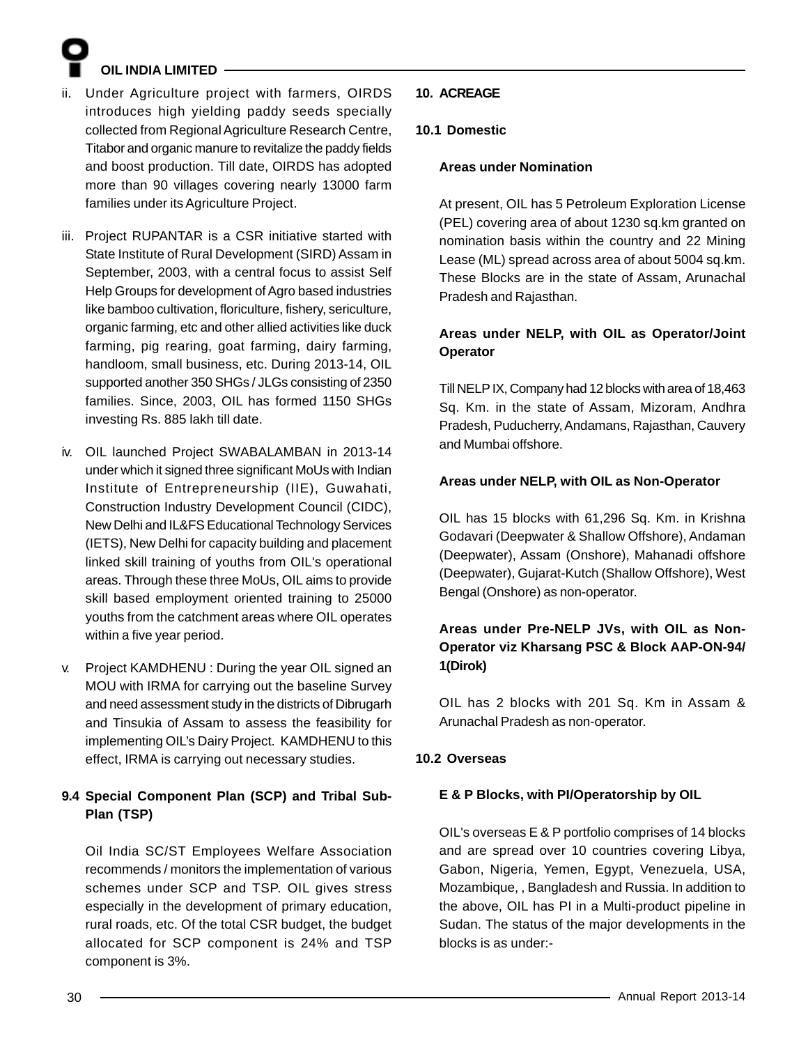ii. Under Agriculture project with farmers, OIRDS introduces high yielding paddy seeds specially collected from Regional Agriculture Research Centre, Titabor and organic manure to revitalize the paddy fields and boost production. Till date, OIRDS has adopted more than 90 villages covering nearly 13000 farm families under its Agriculture Project.

iii. Project RUPANTAR is a CSR initiative started with State Institute of Rural Development (SIRD) Assam in September, 2003, with a central focus to assist Self Help Groups for development of Agro based industries like bamboo cultivation, floriculture, fishery, sericulture, organic farming, etc and other allied activities like duck farming, pig rearing, goat farming, dairy farming, handloom, small business, etc. During 2013-14, OIL supported another 350 SHGs / JLGs consisting of 2350 families. Since, 2003, OIL has formed 1150 SHGs investing Rs. 885 lakh till date.

iv. OIL launched Project SWABALAMBAN in 2013-14 under which it signed three significant MoUs with Indian Institute of Entrepreneurship (IIE), Guwahati, Construction Industry Development Council (CIDC), New Delhi and IL&FS Educational Technology Services (IETS), New Delhi for capacity building and placement linked skill training of youths from OIL's operational areas. Through these three MoUs, OIL aims to provide skill based employment oriented training to 25000 youths from the catchment areas where OIL operates within a five year period.

v. Project KAMDHENU : During the year OIL signed an MOU with IRMA for carrying out the baseline Survey and need assessment study in the districts of Dibrugarh and Tinsukia of Assam to assess the feasibility for implementing OIL's Dairy Project. KAMDHENU to this effect, IRMA is carrying out necessary studies.

### 9.4 Special Component Plan (SCP) and Tribal Sub-Plan (TSP)

Oil India SC/ST Employees Welfare Association recommends / monitors the implementation of various schemes under SCP and TSP. OIL gives stress especially in the development of primary education, rural roads, etc. Of the total CSR budget, the budget allocated for SCP component is 24% and TSP component is 3%.

## 10. ACREAGE

### 10.1 Domestic

**Areas under Nomination**

At present, OIL has 5 Petroleum Exploration License (PEL) covering area of about 1230 sq.km granted on nomination basis within the country and 22 Mining Lease (ML) spread across area of about 5004 sq.km. These Blocks are in the state of Assam, Arunachal Pradesh and Rajasthan.

**Areas under NELP, with OIL as Operator/Joint Operator**

Till NELP IX, Company had 12 blocks with area of 18,463 Sq. Km. in the state of Assam, Mizoram, Andhra Pradesh, Puducherry, Andamans, Rajasthan, Cauvery and Mumbai offshore.

**Areas under NELP, with OIL as Non-Operator**

OIL has 15 blocks with 61,296 Sq. Km. in Krishna Godavari (Deepwater & Shallow Offshore), Andaman (Deepwater), Assam (Onshore), Mahanadi offshore (Deepwater), Gujarat-Kutch (Shallow Offshore), West Bengal (Onshore) as non-operator.

**Areas under Pre-NELP JVs, with OIL as Non-Operator viz Kharsang PSC & Block AAP-ON-94/1(Dirok)**

OIL has 2 blocks with 201 Sq. Km in Assam & Arunachal Pradesh as non-operator.

### 10.2 Overseas

**E & P Blocks, with PI/Operatorship by OIL**

OIL's overseas E & P portfolio comprises of 14 blocks and are spread over 10 countries covering Libya, Gabon, Nigeria, Yemen, Egypt, Venezuela, USA, Mozambique, , Bangladesh and Russia. In addition to the above, OIL has PI in a Multi-product pipeline in Sudan. The status of the major developments in the blocks is as under:-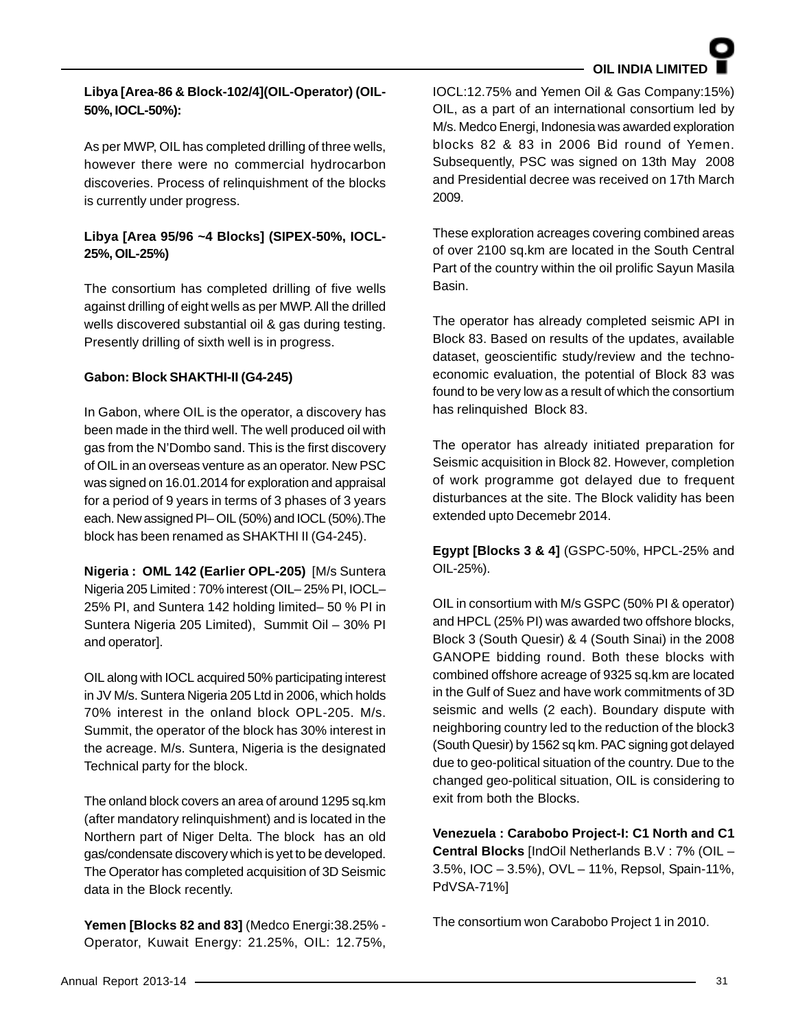**Libya [Area-86 & Block-102/4](OIL-Operator) (OIL-50%, IOCL-50%):**

As per MWP, OIL has completed drilling of three wells, however there were no commercial hydrocarbon discoveries. Process of relinquishment of the blocks is currently under progress.

**Libya [Area 95/96 ~4 Blocks] (SIPEX-50%, IOCL-25%, OIL-25%)**

The consortium has completed drilling of five wells against drilling of eight wells as per MWP. All the drilled wells discovered substantial oil & gas during testing. Presently drilling of sixth well is in progress.

**Gabon: Block SHAKTHI-II (G4-245)**

In Gabon, where OIL is the operator, a discovery has been made in the third well. The well produced oil with gas from the N'Dombo sand. This is the first discovery of OIL in an overseas venture as an operator. New PSC was signed on 16.01.2014 for exploration and appraisal for a period of 9 years in terms of 3 phases of 3 years each. New assigned PI– OIL (50%) and IOCL (50%).The block has been renamed as SHAKTHI II (G4-245).

**Nigeria : OML 142 (Earlier OPL-205)** [M/s Suntera Nigeria 205 Limited : 70% interest (OIL– 25% PI, IOCL– 25% PI, and Suntera 142 holding limited– 50 % PI in Suntera Nigeria 205 Limited), Summit Oil – 30% PI and operator].

OIL along with IOCL acquired 50% participating interest in JV M/s. Suntera Nigeria 205 Ltd in 2006, which holds 70% interest in the onland block OPL-205. M/s. Summit, the operator of the block has 30% interest in the acreage. M/s. Suntera, Nigeria is the designated Technical party for the block.

The onland block covers an area of around 1295 sq.km (after mandatory relinquishment) and is located in the Northern part of Niger Delta. The block has an old gas/condensate discovery which is yet to be developed. The Operator has completed acquisition of 3D Seismic data in the Block recently.

**Yemen [Blocks 82 and 83]** (Medco Energi:38.25% - Operator, Kuwait Energy: 21.25%, OIL: 12.75%, IOCL:12.75% and Yemen Oil & Gas Company:15%) OIL, as a part of an international consortium led by M/s. Medco Energi, Indonesia was awarded exploration blocks 82 & 83 in 2006 Bid round of Yemen. Subsequently, PSC was signed on 13th May 2008 and Presidential decree was received on 17th March 2009.

These exploration acreages covering combined areas of over 2100 sq.km are located in the South Central Part of the country within the oil prolific Sayun Masila Basin.

The operator has already completed seismic API in Block 83. Based on results of the updates, available dataset, geoscientific study/review and the techno-economic evaluation, the potential of Block 83 was found to be very low as a result of which the consortium has relinquished Block 83.

The operator has already initiated preparation for Seismic acquisition in Block 82. However, completion of work programme got delayed due to frequent disturbances at the site. The Block validity has been extended upto Decemebr 2014.

**Egypt [Blocks 3 & 4]** (GSPC-50%, HPCL-25% and OIL-25%).

OIL in consortium with M/s GSPC (50% PI & operator) and HPCL (25% PI) was awarded two offshore blocks, Block 3 (South Quesir) & 4 (South Sinai) in the 2008 GANOPE bidding round. Both these blocks with combined offshore acreage of 9325 sq.km are located in the Gulf of Suez and have work commitments of 3D seismic and wells (2 each). Boundary dispute with neighboring country led to the reduction of the block3 (South Quesir) by 1562 sq km. PAC signing got delayed due to geo-political situation of the country. Due to the changed geo-political situation, OIL is considering to exit from both the Blocks.

**Venezuela : Carabobo Project-I: C1 North and C1 Central Blocks** [IndOil Netherlands B.V : 7% (OIL – 3.5%, IOC – 3.5%), OVL – 11%, Repsol, Spain-11%, PdVSA-71%]

The consortium won Carabobo Project 1 in 2010.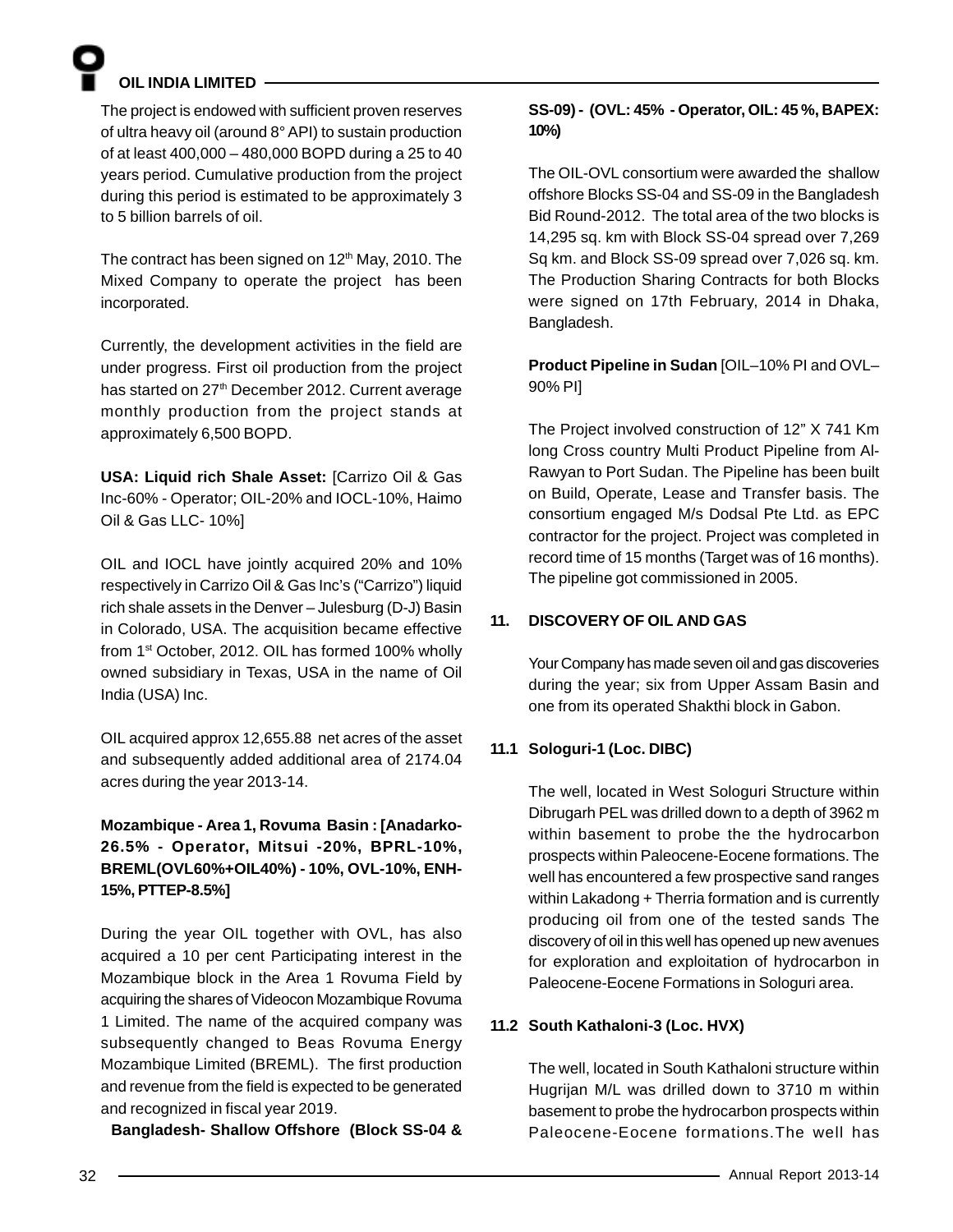The project is endowed with sufficient proven reserves of ultra heavy oil (around 8° API) to sustain production of at least 400,000 – 480,000 BOPD during a 25 to 40 years period. Cumulative production from the project during this period is estimated to be approximately 3 to 5 billion barrels of oil.

The contract has been signed on 12th May, 2010. The Mixed Company to operate the project has been incorporated.

Currently, the development activities in the field are under progress. First oil production from the project has started on 27th December 2012. Current average monthly production from the project stands at approximately 6,500 BOPD.

**USA: Liquid rich Shale Asset:** [Carrizo Oil & Gas Inc-60% - Operator; OIL-20% and IOCL-10%, Haimo Oil & Gas LLC- 10%]

OIL and IOCL have jointly acquired 20% and 10% respectively in Carrizo Oil & Gas Inc's ("Carrizo") liquid rich shale assets in the Denver – Julesburg (D-J) Basin in Colorado, USA. The acquisition became effective from 1st October, 2012. OIL has formed 100% wholly owned subsidiary in Texas, USA in the name of Oil India (USA) Inc.

OIL acquired approx 12,655.88 net acres of the asset and subsequently added additional area of 2174.04 acres during the year 2013-14.

**Mozambique - Area 1, Rovuma Basin : [Anadarko-26.5% - Operator, Mitsui -20%, BPRL-10%, BREML(OVL60%+OIL40%) - 10%, OVL-10%, ENH-15%, PTTEP-8.5%]**

During the year OIL together with OVL, has also acquired a 10 per cent Participating interest in the Mozambique block in the Area 1 Rovuma Field by acquiring the shares of Videocon Mozambique Rovuma 1 Limited. The name of the acquired company was subsequently changed to Beas Rovuma Energy Mozambique Limited (BREML). The first production and revenue from the field is expected to be generated and recognized in fiscal year 2019.

**Bangladesh- Shallow Offshore (Block SS-04 & SS-09) - (OVL: 45% - Operator, OIL: 45 %, BAPEX: 10%)**

The OIL-OVL consortium were awarded the shallow offshore Blocks SS-04 and SS-09 in the Bangladesh Bid Round-2012. The total area of the two blocks is 14,295 sq. km with Block SS-04 spread over 7,269 Sq km. and Block SS-09 spread over 7,026 sq. km. The Production Sharing Contracts for both Blocks were signed on 17th February, 2014 in Dhaka, Bangladesh.

**Product Pipeline in Sudan** [OIL–10% PI and OVL–90% PI]

The Project involved construction of 12" X 741 Km long Cross country Multi Product Pipeline from Al-Rawyan to Port Sudan. The Pipeline has been built on Build, Operate, Lease and Transfer basis. The consortium engaged M/s Dodsal Pte Ltd. as EPC contractor for the project. Project was completed in record time of 15 months (Target was of 16 months). The pipeline got commissioned in 2005.

## 11. DISCOVERY OF OIL AND GAS

Your Company has made seven oil and gas discoveries during the year; six from Upper Assam Basin and one from its operated Shakthi block in Gabon.

### 11.1 Sologuri-1 (Loc. DIBC)

The well, located in West Sologuri Structure within Dibrugarh PEL was drilled down to a depth of 3962 m within basement to probe the the hydrocarbon prospects within Paleocene-Eocene formations. The well has encountered a few prospective sand ranges within Lakadong + Therria formation and is currently producing oil from one of the tested sands The discovery of oil in this well has opened up new avenues for exploration and exploitation of hydrocarbon in Paleocene-Eocene Formations in Sologuri area.

### 11.2 South Kathaloni-3 (Loc. HVX)

The well, located in South Kathaloni structure within Hugrijan M/L was drilled down to 3710 m within basement to probe the hydrocarbon prospects within Paleocene-Eocene formations.The well has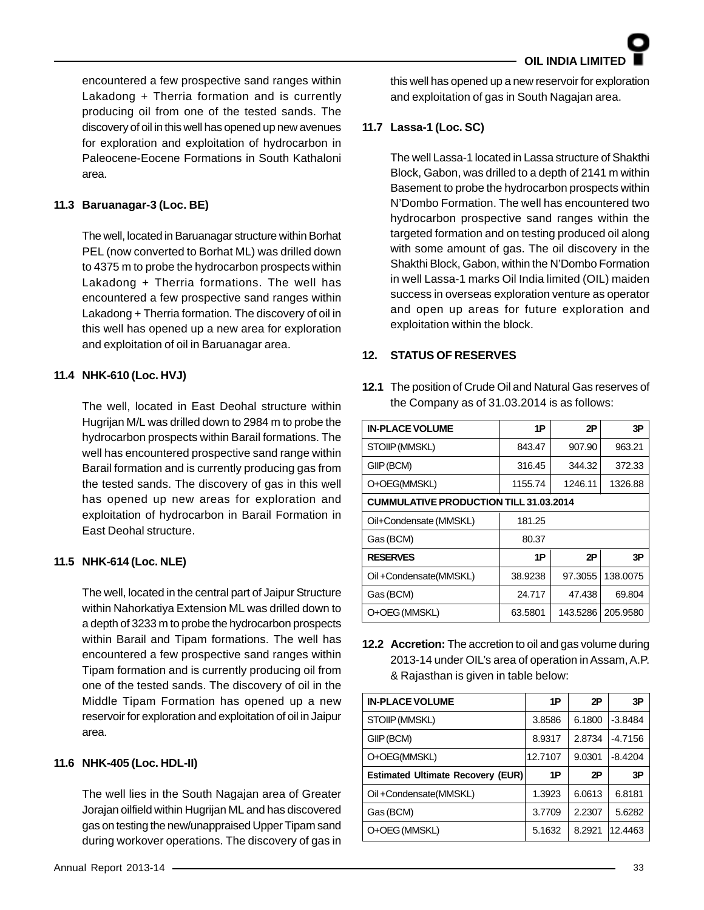encountered a few prospective sand ranges within Lakadong + Therria formation and is currently producing oil from one of the tested sands. The discovery of oil in this well has opened up new avenues for exploration and exploitation of hydrocarbon in Paleocene-Eocene Formations in South Kathaloni area.

### 11.3 Baruanagar-3 (Loc. BE)

The well, located in Baruanagar structure within Borhat PEL (now converted to Borhat ML) was drilled down to 4375 m to probe the hydrocarbon prospects within Lakadong + Therria formations. The well has encountered a few prospective sand ranges within Lakadong + Therria formation. The discovery of oil in this well has opened up a new area for exploration and exploitation of oil in Baruanagar area.

### 11.4 NHK-610 (Loc. HVJ)

The well, located in East Deohal structure within Hugrijan M/L was drilled down to 2984 m to probe the hydrocarbon prospects within Barail formations. The well has encountered prospective sand range within Barail formation and is currently producing gas from the tested sands. The discovery of gas in this well has opened up new areas for exploration and exploitation of hydrocarbon in Barail Formation in East Deohal structure.

### 11.5 NHK-614 (Loc. NLE)

The well, located in the central part of Jaipur Structure within Nahorkatiya Extension ML was drilled down to a depth of 3233 m to probe the hydrocarbon prospects within Barail and Tipam formations. The well has encountered a few prospective sand ranges within Tipam formation and is currently producing oil from one of the tested sands. The discovery of oil in the Middle Tipam Formation has opened up a new reservoir for exploration and exploitation of oil in Jaipur area.

### 11.6 NHK-405 (Loc. HDL-II)

The well lies in the South Nagajan area of Greater Jorajan oilfield within Hugrijan ML and has discovered gas on testing the new/unappraised Upper Tipam sand during workover operations. The discovery of gas in this well has opened up a new reservoir for exploration and exploitation of gas in South Nagajan area.

### 11.7 Lassa-1 (Loc. SC)

The well Lassa-1 located in Lassa structure of Shakthi Block, Gabon, was drilled to a depth of 2141 m within Basement to probe the hydrocarbon prospects within N'Dombo Formation. The well has encountered two hydrocarbon prospective sand ranges within the targeted formation and on testing produced oil along with some amount of gas. The oil discovery in the Shakthi Block, Gabon, within the N'Dombo Formation in well Lassa-1 marks Oil India limited (OIL) maiden success in overseas exploration venture as operator and open up areas for future exploration and exploitation within the block.

## 12. STATUS OF RESERVES

**12.1** The position of Crude Oil and Natural Gas reserves of the Company as of 31.03.2014 is as follows:

| IN-PLACE VOLUME | 1P | 2P | 3P |
|---|---|---|---|
| STOIIP (MMSKL) | 843.47 | 907.90 | 963.21 |
| GIIP (BCM) | 316.45 | 344.32 | 372.33 |
| O+OEG(MMSKL) | 1155.74 | 1246.11 | 1326.88 |
| **CUMMULATIVE PRODUCTION TILL 31.03.2014** | | | |
| Oil+Condensate (MMSKL) | 181.25 | | |
| Gas (BCM) | 80.37 | | |
| **RESERVES** | **1P** | **2P** | **3P** |
| Oil +Condensate(MMSKL) | 38.9238 | 97.3055 | 138.0075 |
| Gas (BCM) | 24.717 | 47.438 | 69.804 |
| O+OEG (MMSKL) | 63.5801 | 143.5286 | 205.9580 |

**12.2 Accretion:** The accretion to oil and gas volume during 2013-14 under OIL's area of operation in Assam, A.P. & Rajasthan is given in table below:

| IN-PLACE VOLUME | 1P | 2P | 3P |
|---|---|---|---|
| STOIIP (MMSKL) | 3.8586 | 6.1800 | -3.8484 |
| GIIP (BCM) | 8.9317 | 2.8734 | -4.7156 |
| O+OEG(MMSKL) | 12.7107 | 9.0301 | -8.4204 |
| **Estimated Ultimate Recovery (EUR)** | **1P** | **2P** | **3P** |
| Oil +Condensate(MMSKL) | 1.3923 | 6.0613 | 6.8181 |
| Gas (BCM) | 3.7709 | 2.2307 | 5.6282 |
| O+OEG (MMSKL) | 5.1632 | 8.2921 | 12.4463 |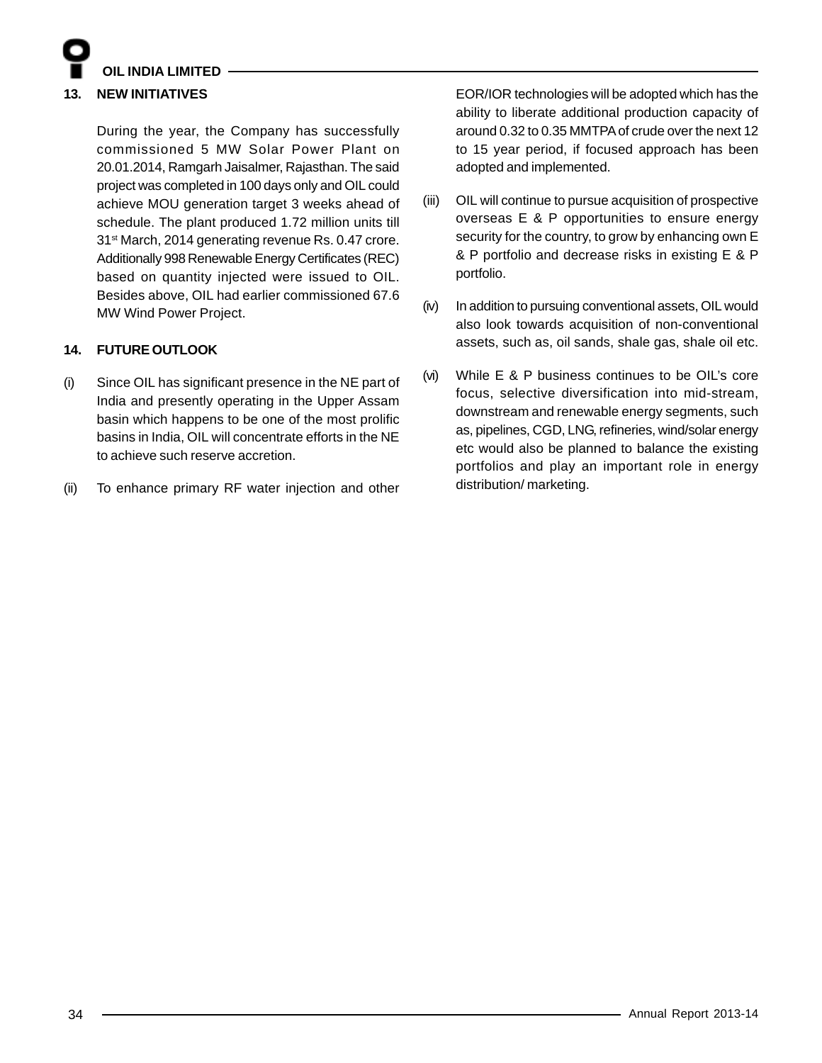## 13. NEW INITIATIVES

During the year, the Company has successfully commissioned 5 MW Solar Power Plant on 20.01.2014, Ramgarh Jaisalmer, Rajasthan. The said project was completed in 100 days only and OIL could achieve MOU generation target 3 weeks ahead of schedule. The plant produced 1.72 million units till 31st March, 2014 generating revenue Rs. 0.47 crore. Additionally 998 Renewable Energy Certificates (REC) based on quantity injected were issued to OIL. Besides above, OIL had earlier commissioned 67.6 MW Wind Power Project.

## 14. FUTURE OUTLOOK

(i) Since OIL has significant presence in the NE part of India and presently operating in the Upper Assam basin which happens to be one of the most prolific basins in India, OIL will concentrate efforts in the NE to achieve such reserve accretion.

(ii) To enhance primary RF water injection and other EOR/IOR technologies will be adopted which has the ability to liberate additional production capacity of around 0.32 to 0.35 MMTPA of crude over the next 12 to 15 year period, if focused approach has been adopted and implemented.

(iii) OIL will continue to pursue acquisition of prospective overseas E & P opportunities to ensure energy security for the country, to grow by enhancing own E & P portfolio and decrease risks in existing E & P portfolio.

(iv) In addition to pursuing conventional assets, OIL would also look towards acquisition of non-conventional assets, such as, oil sands, shale gas, shale oil etc.

(vi) While E & P business continues to be OIL's core focus, selective diversification into mid-stream, downstream and renewable energy segments, such as, pipelines, CGD, LNG, refineries, wind/solar energy etc would also be planned to balance the existing portfolios and play an important role in energy distribution/ marketing.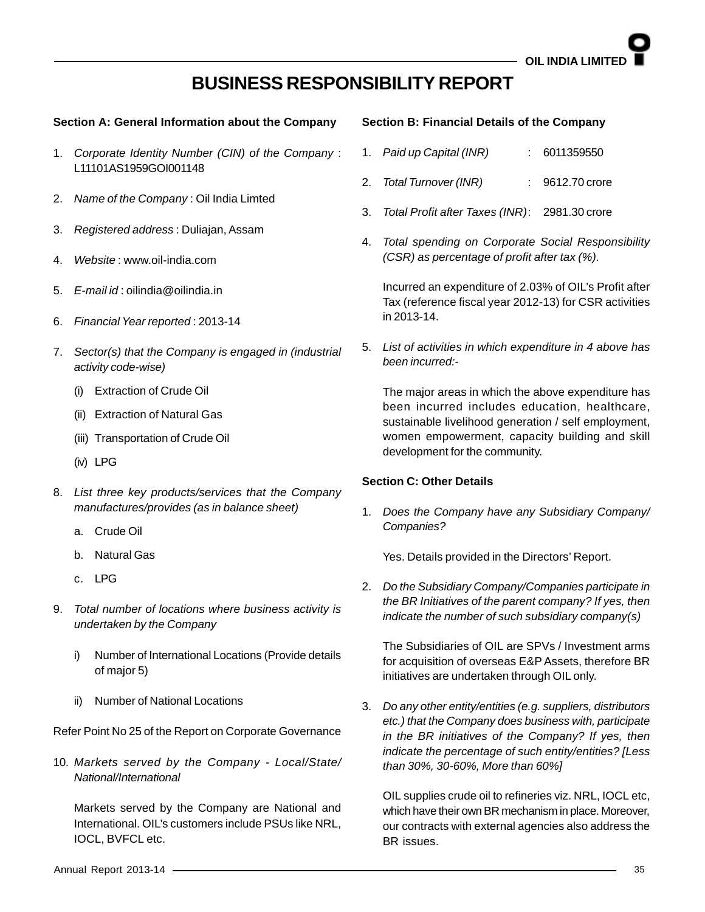# BUSINESS RESPONSIBILITY REPORT

**Section A: General Information about the Company**

1. *Corporate Identity Number (CIN) of the Company* : L11101AS1959GOI001148
2. *Name of the Company* : Oil India Limted
3. *Registered address* : Duliajan, Assam
4. *Website* : www.oil-india.com
5. *E-mail id* : oilindia@oilindia.in
6. *Financial Year reported* : 2013-14
7. *Sector(s) that the Company is engaged in (industrial activity code-wise)*
   - (i) Extraction of Crude Oil
   - (ii) Extraction of Natural Gas
   - (iii) Transportation of Crude Oil
   - (iv) LPG
8. *List three key products/services that the Company manufactures/provides (as in balance sheet)*
   - a. Crude Oil
   - b. Natural Gas
   - c. LPG
9. *Total number of locations where business activity is undertaken by the Company*
   - i) Number of International Locations (Provide details of major 5)
   - ii) Number of National Locations

Refer Point No 25 of the Report on Corporate Governance

10. *Markets served by the Company - Local/State/ National/International*

    Markets served by the Company are National and International. OIL's customers include PSUs like NRL, IOCL, BVFCL etc.

**Section B: Financial Details of the Company**

1. *Paid up Capital (INR)* : 6011359550
2. *Total Turnover (INR)* : 9612.70 crore
3. *Total Profit after Taxes (INR)*: 2981.30 crore
4. *Total spending on Corporate Social Responsibility (CSR) as percentage of profit after tax (%).*

   Incurred an expenditure of 2.03% of OIL's Profit after Tax (reference fiscal year 2012-13) for CSR activities in 2013-14.

5. *List of activities in which expenditure in 4 above has been incurred:-*

   The major areas in which the above expenditure has been incurred includes education, healthcare, sustainable livelihood generation / self employment, women empowerment, capacity building and skill development for the community.

**Section C: Other Details**

1. *Does the Company have any Subsidiary Company/ Companies?*

   Yes. Details provided in the Directors' Report.

2. *Do the Subsidiary Company/Companies participate in the BR Initiatives of the parent company? If yes, then indicate the number of such subsidiary company(s)*

   The Subsidiaries of OIL are SPVs / Investment arms for acquisition of overseas E&P Assets, therefore BR initiatives are undertaken through OIL only.

3. *Do any other entity/entities (e.g. suppliers, distributors etc.) that the Company does business with, participate in the BR initiatives of the Company? If yes, then indicate the percentage of such entity/entities? [Less than 30%, 30-60%, More than 60%]*

   OIL supplies crude oil to refineries viz. NRL, IOCL etc, which have their own BR mechanism in place. Moreover, our contracts with external agencies also address the BR issues.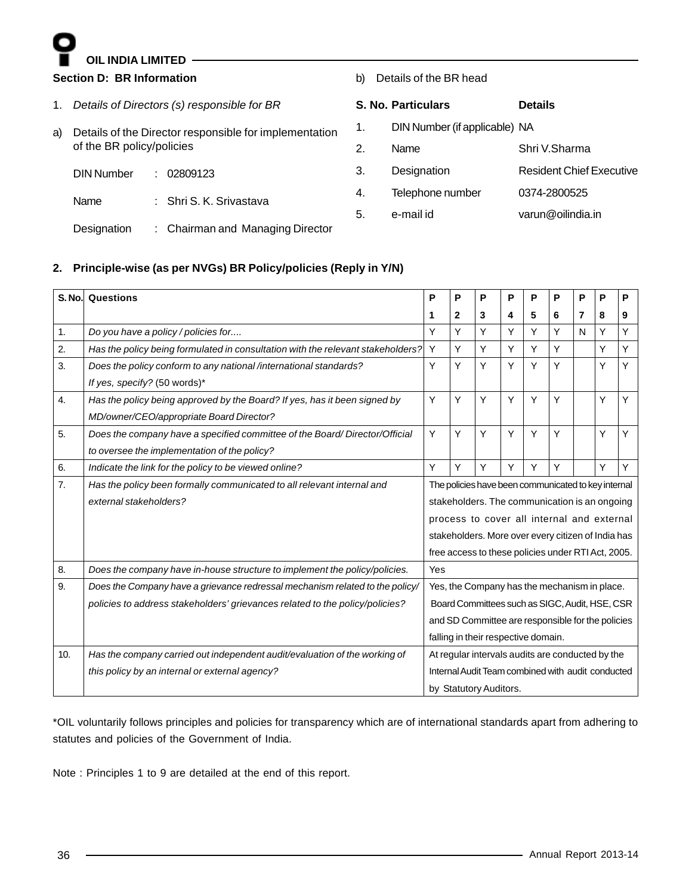## Section D: BR Information

1. *Details of Directors (s) responsible for BR*

a) Details of the Director responsible for implementation of the BR policy/policies

| | | |
|---|---|---|
| DIN Number | : | 02809123 |
| Name | : | Shri S. K. Srivastava |
| Designation | : | Chairman and Managing Director |

b) Details of the BR head

| S. No. | Particulars | Details |
|---|---|---|
| 1. | DIN Number (if applicable) | NA |
| 2. | Name | Shri V.Sharma |
| 3. | Designation | Resident Chief Executive |
| 4. | Telephone number | 0374-2800525 |
| 5. | e-mail id | varun@oilindia.in |

**2. Principle-wise (as per NVGs) BR Policy/policies (Reply in Y/N)**

| S. No. | Questions | P 1 | P 2 | P 3 | P 4 | P 5 | P 6 | P 7 | P 8 | P 9 |
|---|---|---|---|---|---|---|---|---|---|---|
| 1. | *Do you have a policy / policies for....* | Y | Y | Y | Y | Y | Y | N | Y | Y |
| 2. | *Has the policy being formulated in consultation with the relevant stakeholders?* | Y | Y | Y | Y | Y | Y | | Y | Y |
| 3. | *Does the policy conform to any national /international standards? If yes, specify?* (50 words)* | Y | Y | Y | Y | Y | Y | | Y | Y |
| 4. | *Has the policy being approved by the Board? If yes, has it been signed by MD/owner/CEO/appropriate Board Director?* | Y | Y | Y | Y | Y | Y | | Y | Y |
| 5. | *Does the company have a specified committee of the Board/ Director/Official to oversee the implementation of the policy?* | Y | Y | Y | Y | Y | Y | | Y | Y |
| 6. | *Indicate the link for the policy to be viewed online?* | Y | Y | Y | Y | Y | Y | | Y | Y |
| 7. | *Has the policy been formally communicated to all relevant internal and external stakeholders?* | The policies have been communicated to key internal stakeholders. The communication is an ongoing process to cover all internal and external stakeholders. More over every citizen of India has free access to these policies under RTI Act, 2005. | | | | | | | | |
| 8. | *Does the company have in-house structure to implement the policy/policies.* | Yes | | | | | | | | |
| 9. | *Does the Company have a grievance redressal mechanism related to the policy/ policies to address stakeholders' grievances related to the policy/policies?* | Yes, the Company has the mechanism in place. Board Committees such as SIGC, Audit, HSE, CSR and SD Committee are responsible for the policies falling in their respective domain. | | | | | | | | |
| 10. | *Has the company carried out independent audit/evaluation of the working of this policy by an internal or external agency?* | At regular intervals audits are conducted by the Internal Audit Team combined with audit conducted by Statutory Auditors. | | | | | | | | |

*OIL voluntarily follows principles and policies for transparency which are of international standards apart from adhering to statutes and policies of the Government of India.

Note : Principles 1 to 9 are detailed at the end of this report.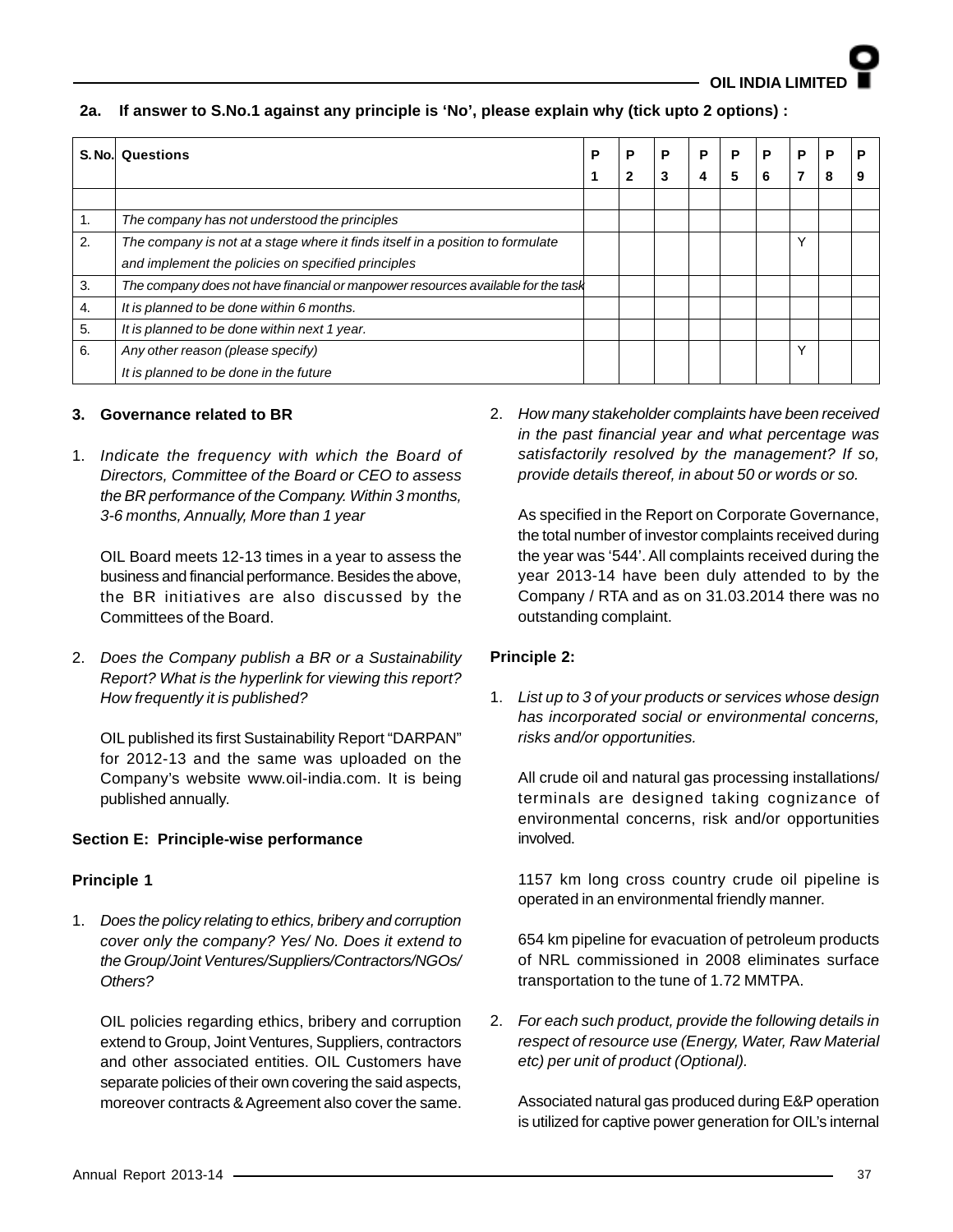**2a. If answer to S.No.1 against any principle is 'No', please explain why (tick upto 2 options) :**

| S. No. | Questions | P 1 | P 2 | P 3 | P 4 | P 5 | P 6 | P 7 | P 8 | P 9 |
|---|---|---|---|---|---|---|---|---|---|---|
| | | | | | | | | | | |
| 1. | *The company has not understood the principles* | | | | | | | | | |
| 2. | *The company is not at a stage where it finds itself in a position to formulate and implement the policies on specified principles* | | | | | | | Y | | |
| 3. | *The company does not have financial or manpower resources available for the task* | | | | | | | | | |
| 4. | *It is planned to be done within 6 months.* | | | | | | | | | |
| 5. | *It is planned to be done within next 1 year.* | | | | | | | | | |
| 6. | *Any other reason (please specify)* *It is planned to be done in the future* | | | | | | | Y | | |

### 3. Governance related to BR

1. *Indicate the frequency with which the Board of Directors, Committee of the Board or CEO to assess the BR performance of the Company. Within 3 months, 3-6 months, Annually, More than 1 year*

   OIL Board meets 12-13 times in a year to assess the business and financial performance. Besides the above, the BR initiatives are also discussed by the Committees of the Board.

2. *Does the Company publish a BR or a Sustainability Report? What is the hyperlink for viewing this report? How frequently it is published?*

   OIL published its first Sustainability Report "DARPAN" for 2012-13 and the same was uploaded on the Company's website www.oil-india.com. It is being published annually.

### Section E: Principle-wise performance

#### Principle 1

1. *Does the policy relating to ethics, bribery and corruption cover only the company? Yes/ No. Does it extend to the Group/Joint Ventures/Suppliers/Contractors/NGOs/ Others?*

   OIL policies regarding ethics, bribery and corruption extend to Group, Joint Ventures, Suppliers, contractors and other associated entities. OIL Customers have separate policies of their own covering the said aspects, moreover contracts & Agreement also cover the same.

2. *How many stakeholder complaints have been received in the past financial year and what percentage was satisfactorily resolved by the management? If so, provide details thereof, in about 50 or words or so.*

   As specified in the Report on Corporate Governance, the total number of investor complaints received during the year was '544'. All complaints received during the year 2013-14 have been duly attended to by the Company / RTA and as on 31.03.2014 there was no outstanding complaint.

#### Principle 2:

1. *List up to 3 of your products or services whose design has incorporated social or environmental concerns, risks and/or opportunities.*

   All crude oil and natural gas processing installations/ terminals are designed taking cognizance of environmental concerns, risk and/or opportunities involved.

   1157 km long cross country crude oil pipeline is operated in an environmental friendly manner.

   654 km pipeline for evacuation of petroleum products of NRL commissioned in 2008 eliminates surface transportation to the tune of 1.72 MMTPA.

2. *For each such product, provide the following details in respect of resource use (Energy, Water, Raw Material etc) per unit of product (Optional).*

   Associated natural gas produced during E&P operation is utilized for captive power generation for OIL's internal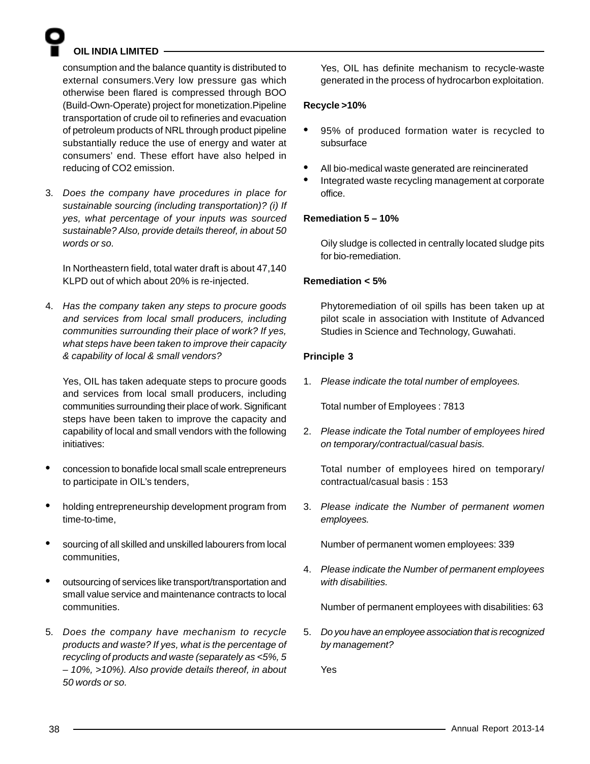consumption and the balance quantity is distributed to external consumers.Very low pressure gas which otherwise been flared is compressed through BOO (Build-Own-Operate) project for monetization.Pipeline transportation of crude oil to refineries and evacuation of petroleum products of NRL through product pipeline substantially reduce the use of energy and water at consumers' end. These effort have also helped in reducing of CO2 emission.

3. *Does the company have procedures in place for sustainable sourcing (including transportation)? (i) If yes, what percentage of your inputs was sourced sustainable? Also, provide details thereof, in about 50 words or so.*

   In Northeastern field, total water draft is about 47,140 KLPD out of which about 20% is re-injected.

4. *Has the company taken any steps to procure goods and services from local small producers, including communities surrounding their place of work? If yes, what steps have been taken to improve their capacity & capability of local & small vendors?*

   Yes, OIL has taken adequate steps to procure goods and services from local small producers, including communities surrounding their place of work. Significant steps have been taken to improve the capacity and capability of local and small vendors with the following initiatives:

- concession to bonafide local small scale entrepreneurs to participate in OIL's tenders,
- holding entrepreneurship development program from time-to-time,
- sourcing of all skilled and unskilled labourers from local communities,
- outsourcing of services like transport/transportation and small value service and maintenance contracts to local communities.

5. *Does the company have mechanism to recycle products and waste? If yes, what is the percentage of recycling of products and waste (separately as <5%, 5 – 10%, >10%). Also provide details thereof, in about 50 words or so.*

   Yes, OIL has definite mechanism to recycle-waste generated in the process of hydrocarbon exploitation.

**Recycle >10%**

- 95% of produced formation water is recycled to subsurface
- All bio-medical waste generated are reincinerated
- Integrated waste recycling management at corporate office.

**Remediation 5 – 10%**

Oily sludge is collected in centrally located sludge pits for bio-remediation.

**Remediation < 5%**

Phytoremediation of oil spills has been taken up at pilot scale in association with Institute of Advanced Studies in Science and Technology, Guwahati.

**Principle 3**

1. *Please indicate the total number of employees.*

   Total number of Employees : 7813

2. *Please indicate the Total number of employees hired on temporary/contractual/casual basis.*

   Total number of employees hired on temporary/ contractual/casual basis : 153

3. *Please indicate the Number of permanent women employees.*

   Number of permanent women employees: 339

4. *Please indicate the Number of permanent employees with disabilities.*

   Number of permanent employees with disabilities: 63

5. *Do you have an employee association that is recognized by management?*

   Yes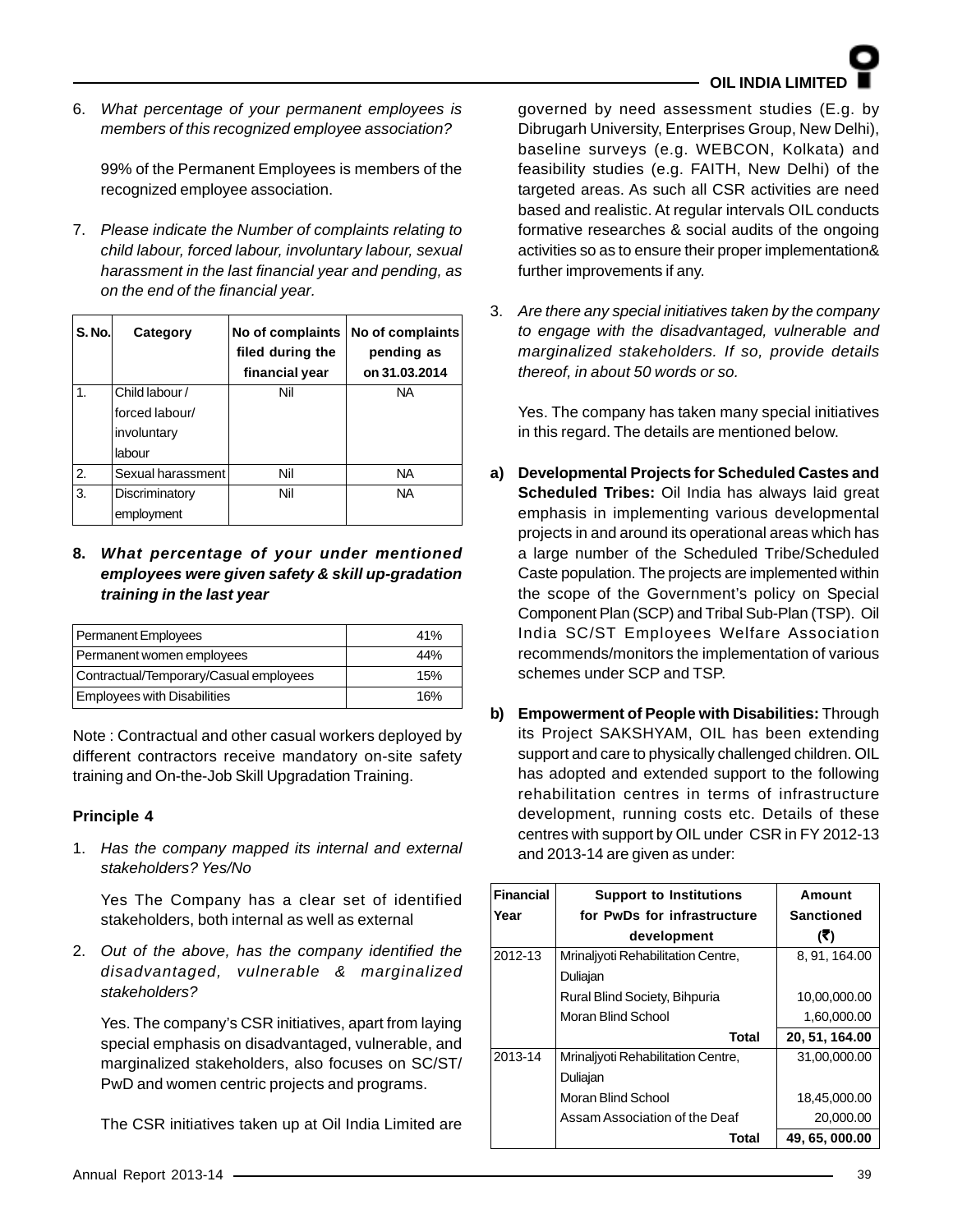6. *What percentage of your permanent employees is members of this recognized employee association?*

   99% of the Permanent Employees is members of the recognized employee association.

7. *Please indicate the Number of complaints relating to child labour, forced labour, involuntary labour, sexual harassment in the last financial year and pending, as on the end of the financial year.*

| S. No. | Category | No of complaints filed during the financial year | No of complaints pending as on 31.03.2014 |
|---|---|---|---|
| 1. | Child labour / forced labour/ involuntary labour | Nil | NA |
| 2. | Sexual harassment | Nil | NA |
| 3. | Discriminatory employment | Nil | NA |

**8. *What percentage of your under mentioned employees were given safety & skill up-gradation training in the last year***

| Permanent Employees | 41% |
|---|---|
| Permanent women employees | 44% |
| Contractual/Temporary/Casual employees | 15% |
| Employees with Disabilities | 16% |

Note : Contractual and other casual workers deployed by different contractors receive mandatory on-site safety training and On-the-Job Skill Upgradation Training.

### Principle 4

1. *Has the company mapped its internal and external stakeholders? Yes/No*

   Yes The Company has a clear set of identified stakeholders, both internal as well as external

2. *Out of the above, has the company identified the disadvantaged, vulnerable & marginalized stakeholders?*

   Yes. The company's CSR initiatives, apart from laying special emphasis on disadvantaged, vulnerable, and marginalized stakeholders, also focuses on SC/ST/ PwD and women centric projects and programs.

   The CSR initiatives taken up at Oil India Limited are governed by need assessment studies (E.g. by Dibrugarh University, Enterprises Group, New Delhi), baseline surveys (e.g. WEBCON, Kolkata) and feasibility studies (e.g. FAITH, New Delhi) of the targeted areas. As such all CSR activities are need based and realistic. At regular intervals OIL conducts formative researches & social audits of the ongoing activities so as to ensure their proper implementation& further improvements if any.

3. *Are there any special initiatives taken by the company to engage with the disadvantaged, vulnerable and marginalized stakeholders. If so, provide details thereof, in about 50 words or so.*

   Yes. The company has taken many special initiatives in this regard. The details are mentioned below.

**a) Developmental Projects for Scheduled Castes and Scheduled Tribes:** Oil India has always laid great emphasis in implementing various developmental projects in and around its operational areas which has a large number of the Scheduled Tribe/Scheduled Caste population. The projects are implemented within the scope of the Government's policy on Special Component Plan (SCP) and Tribal Sub-Plan (TSP). Oil India SC/ST Employees Welfare Association recommends/monitors the implementation of various schemes under SCP and TSP.

**b) Empowerment of People with Disabilities:** Through its Project SAKSHYAM, OIL has been extending support and care to physically challenged children. OIL has adopted and extended support to the following rehabilitation centres in terms of infrastructure development, running costs etc. Details of these centres with support by OIL under CSR in FY 2012-13 and 2013-14 are given as under:

| Financial Year | Support to Institutions for PwDs for infrastructure development | Amount Sanctioned (₹) |
|---|---|---|
| 2012-13 | Mrinaljyoti Rehabilitation Centre, Duliajan | 8, 91, 164.00 |
| | Rural Blind Society, Bihpuria | 10,00,000.00 |
| | Moran Blind School | 1,60,000.00 |
| | **Total** | **20, 51, 164.00** |
| 2013-14 | Mrinaljyoti Rehabilitation Centre, Duliajan | 31,00,000.00 |
| | Moran Blind School | 18,45,000.00 |
| | Assam Association of the Deaf | 20,000.00 |
| | **Total** | **49, 65, 000.00** |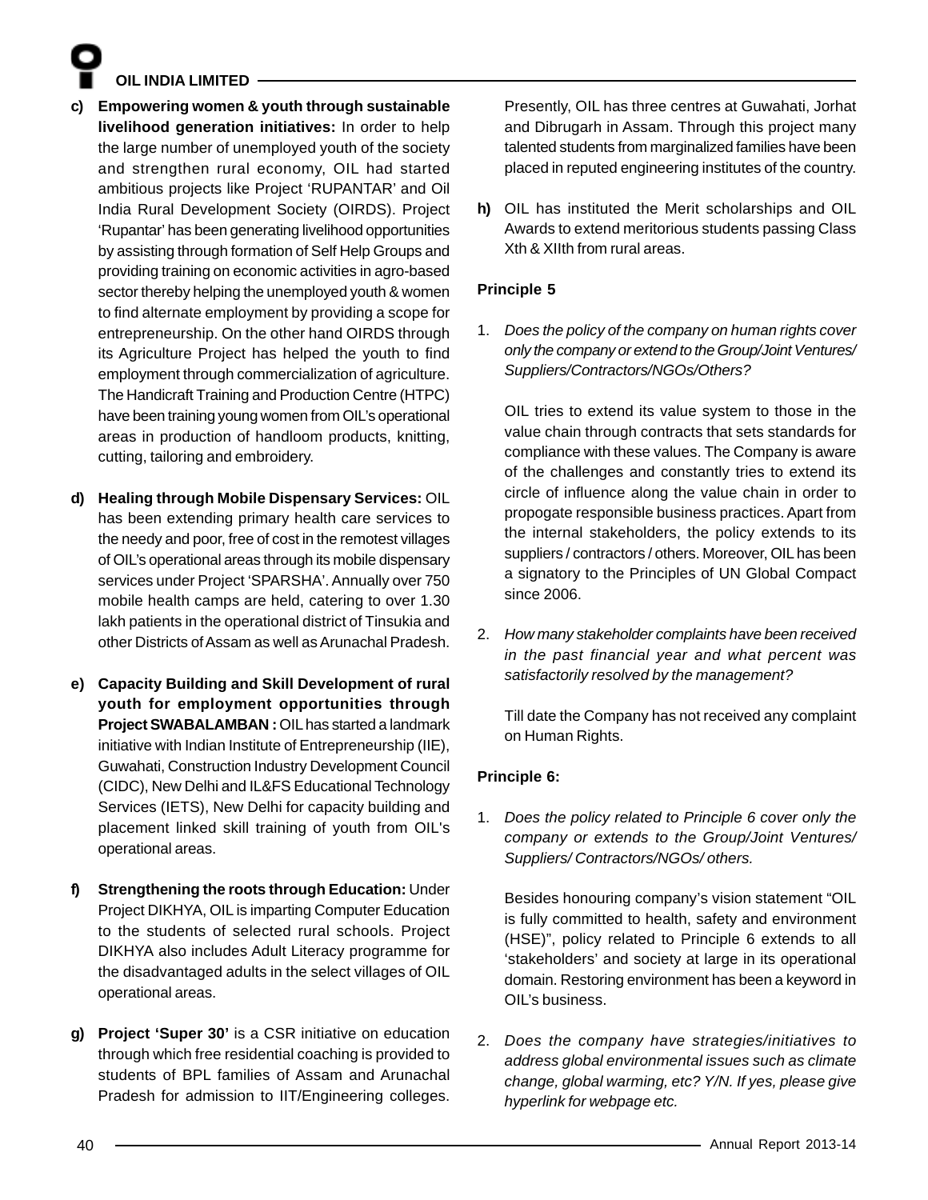c) **Empowering women & youth through sustainable livelihood generation initiatives:** In order to help the large number of unemployed youth of the society and strengthen rural economy, OIL had started ambitious projects like Project 'RUPANTAR' and Oil India Rural Development Society (OIRDS). Project 'Rupantar' has been generating livelihood opportunities by assisting through formation of Self Help Groups and providing training on economic activities in agro-based sector thereby helping the unemployed youth & women to find alternate employment by providing a scope for entrepreneurship. On the other hand OIRDS through its Agriculture Project has helped the youth to find employment through commercialization of agriculture. The Handicraft Training and Production Centre (HTPC) have been training young women from OIL's operational areas in production of handloom products, knitting, cutting, tailoring and embroidery.

d) **Healing through Mobile Dispensary Services:** OIL has been extending primary health care services to the needy and poor, free of cost in the remotest villages of OIL's operational areas through its mobile dispensary services under Project 'SPARSHA'. Annually over 750 mobile health camps are held, catering to over 1.30 lakh patients in the operational district of Tinsukia and other Districts of Assam as well as Arunachal Pradesh.

e) **Capacity Building and Skill Development of rural youth for employment opportunities through Project SWABALAMBAN :** OIL has started a landmark initiative with Indian Institute of Entrepreneurship (IIE), Guwahati, Construction Industry Development Council (CIDC), New Delhi and IL&FS Educational Technology Services (IETS), New Delhi for capacity building and placement linked skill training of youth from OIL's operational areas.

f) **Strengthening the roots through Education:** Under Project DIKHYA, OIL is imparting Computer Education to the students of selected rural schools. Project DIKHYA also includes Adult Literacy programme for the disadvantaged adults in the select villages of OIL operational areas.

g) **Project 'Super 30'** is a CSR initiative on education through which free residential coaching is provided to students of BPL families of Assam and Arunachal Pradesh for admission to IIT/Engineering colleges. Presently, OIL has three centres at Guwahati, Jorhat and Dibrugarh in Assam. Through this project many talented students from marginalized families have been placed in reputed engineering institutes of the country.

h) OIL has instituted the Merit scholarships and OIL Awards to extend meritorious students passing Class Xth & XIIth from rural areas.

**Principle 5**

1. *Does the policy of the company on human rights cover only the company or extend to the Group/Joint Ventures/ Suppliers/Contractors/NGOs/Others?*

   OIL tries to extend its value system to those in the value chain through contracts that sets standards for compliance with these values. The Company is aware of the challenges and constantly tries to extend its circle of influence along the value chain in order to propogate responsible business practices. Apart from the internal stakeholders, the policy extends to its suppliers / contractors / others. Moreover, OIL has been a signatory to the Principles of UN Global Compact since 2006.

2. *How many stakeholder complaints have been received in the past financial year and what percent was satisfactorily resolved by the management?*

   Till date the Company has not received any complaint on Human Rights.

**Principle 6:**

1. *Does the policy related to Principle 6 cover only the company or extends to the Group/Joint Ventures/ Suppliers/ Contractors/NGOs/ others.*

   Besides honouring company's vision statement "OIL is fully committed to health, safety and environment (HSE)", policy related to Principle 6 extends to all 'stakeholders' and society at large in its operational domain. Restoring environment has been a keyword in OIL's business.

2. *Does the company have strategies/initiatives to address global environmental issues such as climate change, global warming, etc? Y/N. If yes, please give hyperlink for webpage etc.*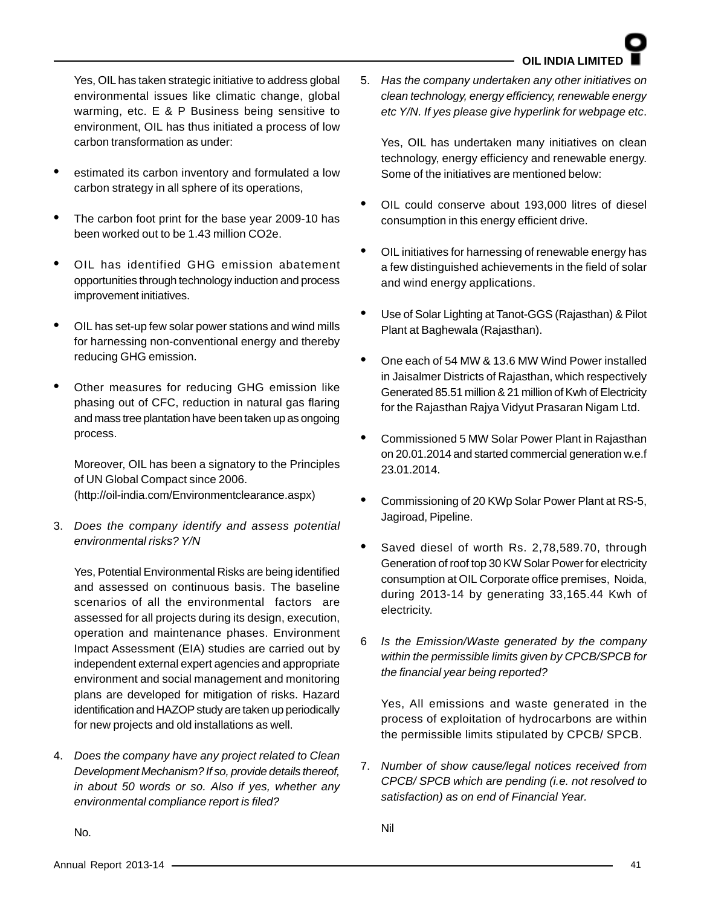Yes, OIL has taken strategic initiative to address global environmental issues like climatic change, global warming, etc. E & P Business being sensitive to environment, OIL has thus initiated a process of low carbon transformation as under:

- estimated its carbon inventory and formulated a low carbon strategy in all sphere of its operations,
- The carbon foot print for the base year 2009-10 has been worked out to be 1.43 million $CO_2e$.
- OIL has identified GHG emission abatement opportunities through technology induction and process improvement initiatives.
- OIL has set-up few solar power stations and wind mills for harnessing non-conventional energy and thereby reducing GHG emission.
- Other measures for reducing GHG emission like phasing out of CFC, reduction in natural gas flaring and mass tree plantation have been taken up as ongoing process.

Moreover, OIL has been a signatory to the Principles of UN Global Compact since 2006. (http://oil-india.com/Environmentclearance.aspx)

3. *Does the company identify and assess potential environmental risks? Y/N*

Yes, Potential Environmental Risks are being identified and assessed on continuous basis. The baseline scenarios of all the environmental factors are assessed for all projects during its design, execution, operation and maintenance phases. Environment Impact Assessment (EIA) studies are carried out by independent external expert agencies and appropriate environment and social management and monitoring plans are developed for mitigation of risks. Hazard identification and HAZOP study are taken up periodically for new projects and old installations as well.

4. *Does the company have any project related to Clean Development Mechanism? If so, provide details thereof, in about 50 words or so. Also if yes, whether any environmental compliance report is filed?*

No.

5. *Has the company undertaken any other initiatives on clean technology, energy efficiency, renewable energy etc Y/N. If yes please give hyperlink for webpage etc.*

Yes, OIL has undertaken many initiatives on clean technology, energy efficiency and renewable energy. Some of the initiatives are mentioned below:

- OIL could conserve about 193,000 litres of diesel consumption in this energy efficient drive.
- OIL initiatives for harnessing of renewable energy has a few distinguished achievements in the field of solar and wind energy applications.
- Use of Solar Lighting at Tanot-GGS (Rajasthan) & Pilot Plant at Baghewala (Rajasthan).
- One each of 54 MW & 13.6 MW Wind Power installed in Jaisalmer Districts of Rajasthan, which respectively Generated 85.51 million & 21 million of Kwh of Electricity for the Rajasthan Rajya Vidyut Prasaran Nigam Ltd.
- Commissioned 5 MW Solar Power Plant in Rajasthan on 20.01.2014 and started commercial generation w.e.f 23.01.2014.
- Commissioning of 20 KWp Solar Power Plant at RS-5, Jagiroad, Pipeline.
- Saved diesel of worth Rs. 2,78,589.70, through Generation of roof top 30 KW Solar Power for electricity consumption at OIL Corporate office premises, Noida, during 2013-14 by generating 33,165.44 Kwh of electricity.

6 *Is the Emission/Waste generated by the company within the permissible limits given by CPCB/SPCB for the financial year being reported?*

Yes, All emissions and waste generated in the process of exploitation of hydrocarbons are within the permissible limits stipulated by CPCB/ SPCB.

7. *Number of show cause/legal notices received from CPCB/ SPCB which are pending (i.e. not resolved to satisfaction) as on end of Financial Year.*

Nil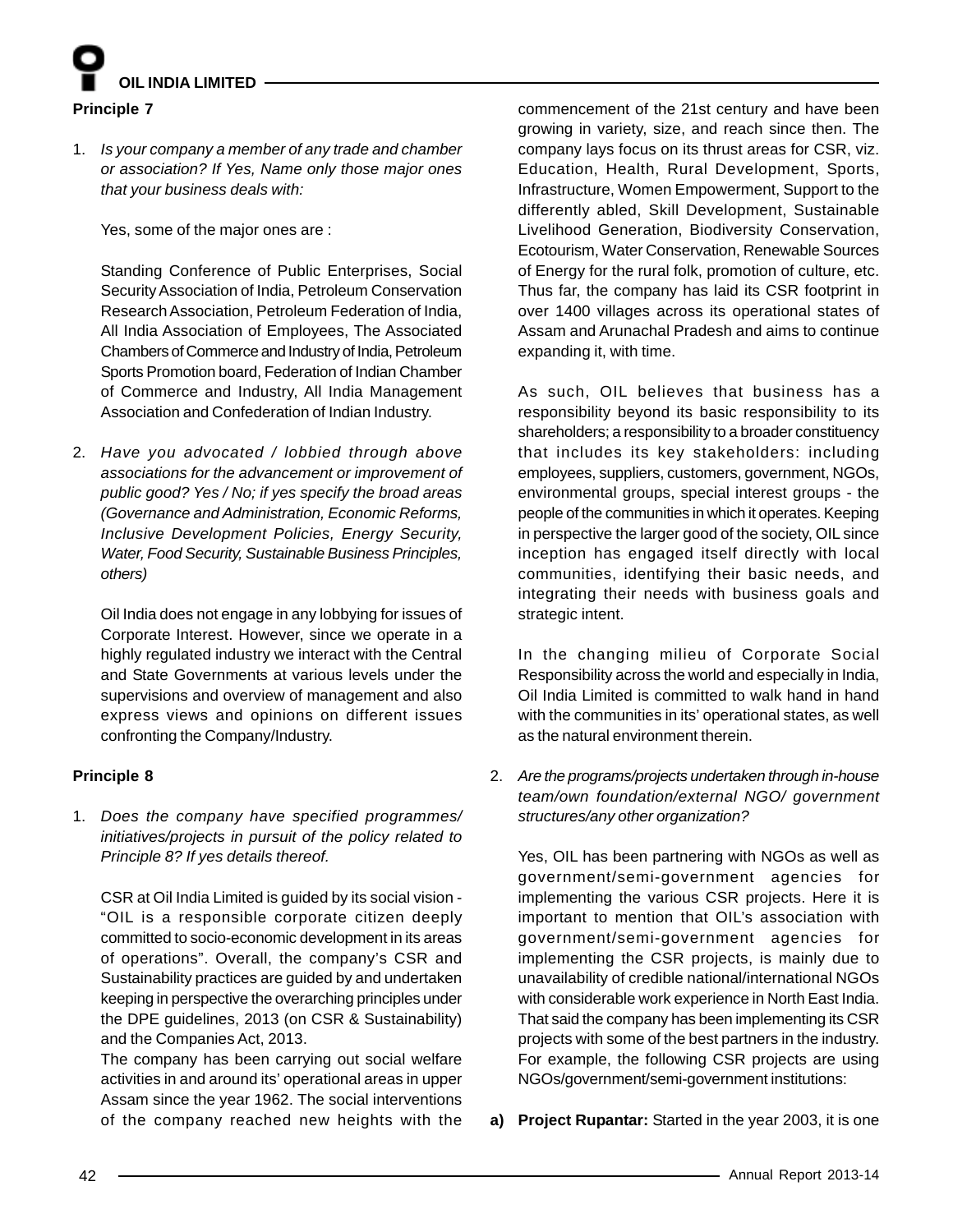**Principle 7**

1. *Is your company a member of any trade and chamber or association? If Yes, Name only those major ones that your business deals with:*

   Yes, some of the major ones are :

   Standing Conference of Public Enterprises, Social Security Association of India, Petroleum Conservation Research Association, Petroleum Federation of India, All India Association of Employees, The Associated Chambers of Commerce and Industry of India, Petroleum Sports Promotion board, Federation of Indian Chamber of Commerce and Industry, All India Management Association and Confederation of Indian Industry.

2. *Have you advocated / lobbied through above associations for the advancement or improvement of public good? Yes / No; if yes specify the broad areas (Governance and Administration, Economic Reforms, Inclusive Development Policies, Energy Security, Water, Food Security, Sustainable Business Principles, others)*

   Oil India does not engage in any lobbying for issues of Corporate Interest. However, since we operate in a highly regulated industry we interact with the Central and State Governments at various levels under the supervisions and overview of management and also express views and opinions on different issues confronting the Company/Industry.

**Principle 8**

1. *Does the company have specified programmes/ initiatives/projects in pursuit of the policy related to Principle 8? If yes details thereof.*

   CSR at Oil India Limited is guided by its social vision - "OIL is a responsible corporate citizen deeply committed to socio-economic development in its areas of operations". Overall, the company's CSR and Sustainability practices are guided by and undertaken keeping in perspective the overarching principles under the DPE guidelines, 2013 (on CSR & Sustainability) and the Companies Act, 2013.

   The company has been carrying out social welfare activities in and around its' operational areas in upper Assam since the year 1962. The social interventions of the company reached new heights with the commencement of the 21st century and have been growing in variety, size, and reach since then. The company lays focus on its thrust areas for CSR, viz. Education, Health, Rural Development, Sports, Infrastructure, Women Empowerment, Support to the differently abled, Skill Development, Sustainable Livelihood Generation, Biodiversity Conservation, Ecotourism, Water Conservation, Renewable Sources of Energy for the rural folk, promotion of culture, etc. Thus far, the company has laid its CSR footprint in over 1400 villages across its operational states of Assam and Arunachal Pradesh and aims to continue expanding it, with time.

   As such, OIL believes that business has a responsibility beyond its basic responsibility to its shareholders; a responsibility to a broader constituency that includes its key stakeholders: including employees, suppliers, customers, government, NGOs, environmental groups, special interest groups - the people of the communities in which it operates. Keeping in perspective the larger good of the society, OIL since inception has engaged itself directly with local communities, identifying their basic needs, and integrating their needs with business goals and strategic intent.

   In the changing milieu of Corporate Social Responsibility across the world and especially in India, Oil India Limited is committed to walk hand in hand with the communities in its' operational states, as well as the natural environment therein.

2. *Are the programs/projects undertaken through in-house team/own foundation/external NGO/ government structures/any other organization?*

   Yes, OIL has been partnering with NGOs as well as government/semi-government agencies for implementing the various CSR projects. Here it is important to mention that OIL's association with government/semi-government agencies for implementing the CSR projects, is mainly due to unavailability of credible national/international NGOs with considerable work experience in North East India. That said the company has been implementing its CSR projects with some of the best partners in the industry. For example, the following CSR projects are using NGOs/government/semi-government institutions:

**a) Project Rupantar:** Started in the year 2003, it is one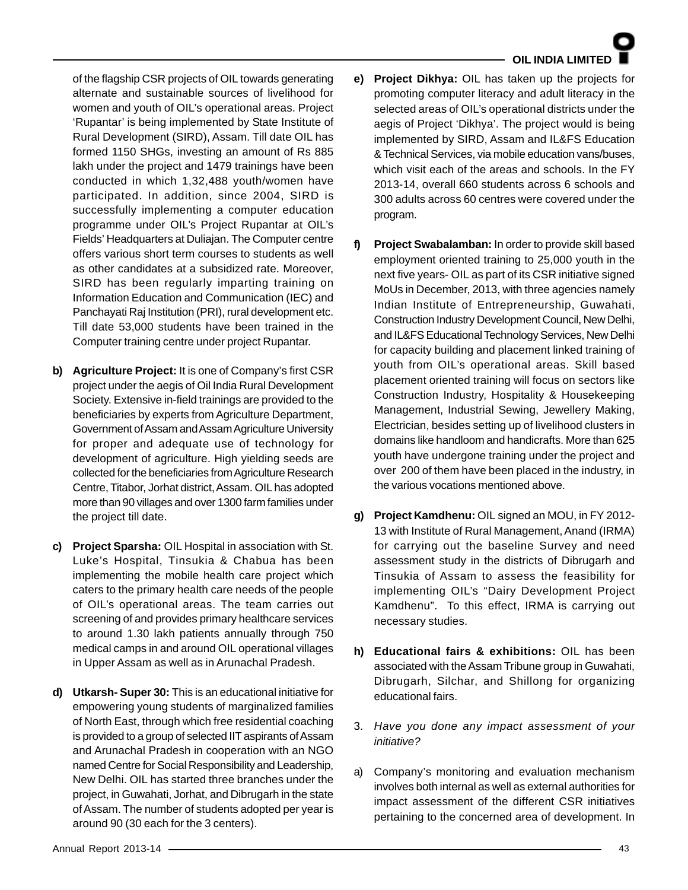of the flagship CSR projects of OIL towards generating alternate and sustainable sources of livelihood for women and youth of OIL's operational areas. Project 'Rupantar' is being implemented by State Institute of Rural Development (SIRD), Assam. Till date OIL has formed 1150 SHGs, investing an amount of Rs 885 lakh under the project and 1479 trainings have been conducted in which 1,32,488 youth/women have participated. In addition, since 2004, SIRD is successfully implementing a computer education programme under OIL's Project Rupantar at OIL's Fields' Headquarters at Duliajan. The Computer centre offers various short term courses to students as well as other candidates at a subsidized rate. Moreover, SIRD has been regularly imparting training on Information Education and Communication (IEC) and Panchayati Raj Institution (PRI), rural development etc. Till date 53,000 students have been trained in the Computer training centre under project Rupantar.

b) **Agriculture Project:** It is one of Company's first CSR project under the aegis of Oil India Rural Development Society. Extensive in-field trainings are provided to the beneficiaries by experts from Agriculture Department, Government of Assam and Assam Agriculture University for proper and adequate use of technology for development of agriculture. High yielding seeds are collected for the beneficiaries from Agriculture Research Centre, Titabor, Jorhat district, Assam. OIL has adopted more than 90 villages and over 1300 farm families under the project till date.

c) **Project Sparsha:** OIL Hospital in association with St. Luke's Hospital, Tinsukia & Chabua has been implementing the mobile health care project which caters to the primary health care needs of the people of OIL's operational areas. The team carries out screening of and provides primary healthcare services to around 1.30 lakh patients annually through 750 medical camps in and around OIL operational villages in Upper Assam as well as in Arunachal Pradesh.

d) **Utkarsh- Super 30:** This is an educational initiative for empowering young students of marginalized families of North East, through which free residential coaching is provided to a group of selected IIT aspirants of Assam and Arunachal Pradesh in cooperation with an NGO named Centre for Social Responsibility and Leadership, New Delhi. OIL has started three branches under the project, in Guwahati, Jorhat, and Dibrugarh in the state of Assam. The number of students adopted per year is around 90 (30 each for the 3 centers).

e) **Project Dikhya:** OIL has taken up the projects for promoting computer literacy and adult literacy in the selected areas of OIL's operational districts under the aegis of Project 'Dikhya'. The project would is being implemented by SIRD, Assam and IL&FS Education & Technical Services, via mobile education vans/buses, which visit each of the areas and schools. In the FY 2013-14, overall 660 students across 6 schools and 300 adults across 60 centres were covered under the program.

f) **Project Swabalamban:** In order to provide skill based employment oriented training to 25,000 youth in the next five years- OIL as part of its CSR initiative signed MoUs in December, 2013, with three agencies namely Indian Institute of Entrepreneurship, Guwahati, Construction Industry Development Council, New Delhi, and IL&FS Educational Technology Services, New Delhi for capacity building and placement linked training of youth from OIL's operational areas. Skill based placement oriented training will focus on sectors like Construction Industry, Hospitality & Housekeeping Management, Industrial Sewing, Jewellery Making, Electrician, besides setting up of livelihood clusters in domains like handloom and handicrafts. More than 625 youth have undergone training under the project and over 200 of them have been placed in the industry, in the various vocations mentioned above.

g) **Project Kamdhenu:** OIL signed an MOU, in FY 2012-13 with Institute of Rural Management, Anand (IRMA) for carrying out the baseline Survey and need assessment study in the districts of Dibrugarh and Tinsukia of Assam to assess the feasibility for implementing OIL's "Dairy Development Project Kamdhenu". To this effect, IRMA is carrying out necessary studies.

h) **Educational fairs & exhibitions:** OIL has been associated with the Assam Tribune group in Guwahati, Dibrugarh, Silchar, and Shillong for organizing educational fairs.

3. *Have you done any impact assessment of your initiative?*

a) Company's monitoring and evaluation mechanism involves both internal as well as external authorities for impact assessment of the different CSR initiatives pertaining to the concerned area of development. In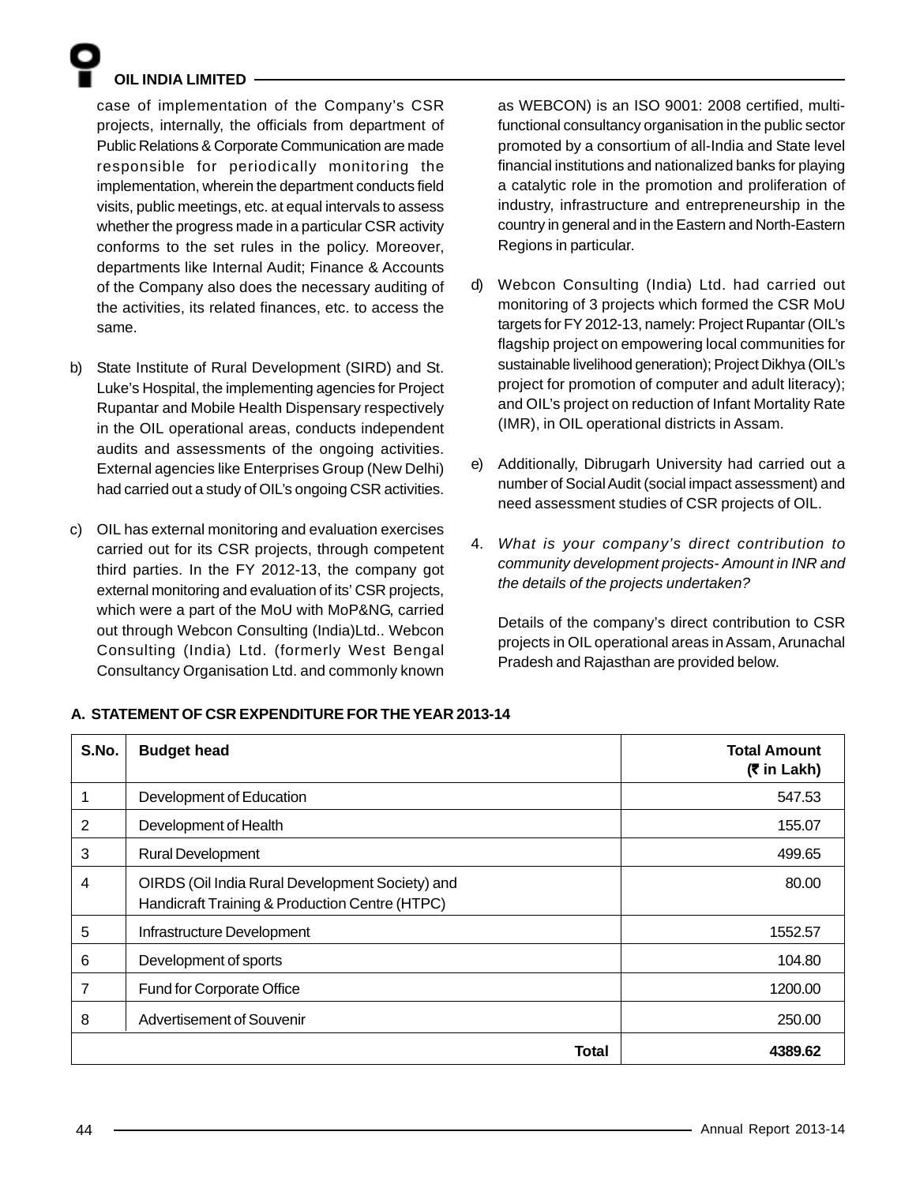case of implementation of the Company's CSR projects, internally, the officials from department of Public Relations & Corporate Communication are made responsible for periodically monitoring the implementation, wherein the department conducts field visits, public meetings, etc. at equal intervals to assess whether the progress made in a particular CSR activity conforms to the set rules in the policy. Moreover, departments like Internal Audit; Finance & Accounts of the Company also does the necessary auditing of the activities, its related finances, etc. to access the same.

b) State Institute of Rural Development (SIRD) and St. Luke's Hospital, the implementing agencies for Project Rupantar and Mobile Health Dispensary respectively in the OIL operational areas, conducts independent audits and assessments of the ongoing activities. External agencies like Enterprises Group (New Delhi) had carried out a study of OIL's ongoing CSR activities.

c) OIL has external monitoring and evaluation exercises carried out for its CSR projects, through competent third parties. In the FY 2012-13, the company got external monitoring and evaluation of its' CSR projects, which were a part of the MoU with MoP&NG, carried out through Webcon Consulting (India)Ltd.. Webcon Consulting (India) Ltd. (formerly West Bengal Consultancy Organisation Ltd. and commonly known as WEBCON) is an ISO 9001: 2008 certified, multi-functional consultancy organisation in the public sector promoted by a consortium of all-India and State level financial institutions and nationalized banks for playing a catalytic role in the promotion and proliferation of industry, infrastructure and entrepreneurship in the country in general and in the Eastern and North-Eastern Regions in particular.

d) Webcon Consulting (India) Ltd. had carried out monitoring of 3 projects which formed the CSR MoU targets for FY 2012-13, namely: Project Rupantar (OIL's flagship project on empowering local communities for sustainable livelihood generation); Project Dikhya (OIL's project for promotion of computer and adult literacy); and OIL's project on reduction of Infant Mortality Rate (IMR), in OIL operational districts in Assam.

e) Additionally, Dibrugarh University had carried out a number of Social Audit (social impact assessment) and need assessment studies of CSR projects of OIL.

4. *What is your company's direct contribution to community development projects- Amount in INR and the details of the projects undertaken?*

   Details of the company's direct contribution to CSR projects in OIL operational areas in Assam, Arunachal Pradesh and Rajasthan are provided below.

**A. STATEMENT OF CSR EXPENDITURE FOR THE YEAR 2013-14**

| S.No. | Budget head | Total Amount (₹ in Lakh) |
|---|---|---|
| 1 | Development of Education | 547.53 |
| 2 | Development of Health | 155.07 |
| 3 | Rural Development | 499.65 |
| 4 | OIRDS (Oil India Rural Development Society) and Handicraft Training & Production Centre (HTPC) | 80.00 |
| 5 | Infrastructure Development | 1552.57 |
| 6 | Development of sports | 104.80 |
| 7 | Fund for Corporate Office | 1200.00 |
| 8 | Advertisement of Souvenir | 250.00 |
| | **Total** | **4389.62** |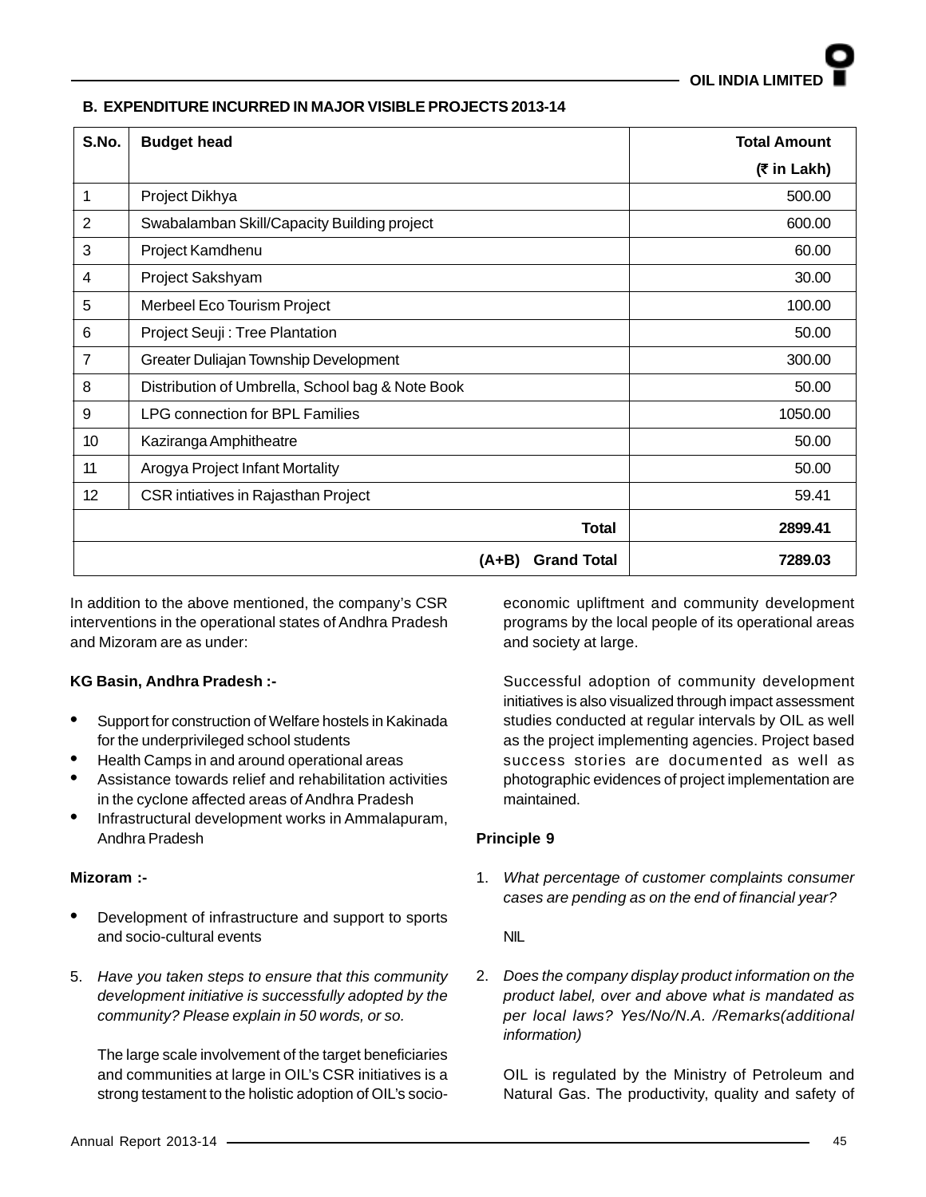## B. EXPENDITURE INCURRED IN MAJOR VISIBLE PROJECTS 2013-14

| S.No. | Budget head | Total Amount (₹ in Lakh) |
|---|---|---|
| 1 | Project Dikhya | 500.00 |
| 2 | Swabalamban Skill/Capacity Building project | 600.00 |
| 3 | Project Kamdhenu | 60.00 |
| 4 | Project Sakshyam | 30.00 |
| 5 | Merbeel Eco Tourism Project | 100.00 |
| 6 | Project Seuji : Tree Plantation | 50.00 |
| 7 | Greater Duliajan Township Development | 300.00 |
| 8 | Distribution of Umbrella, School bag & Note Book | 50.00 |
| 9 | LPG connection for BPL Families | 1050.00 |
| 10 | Kaziranga Amphitheatre | 50.00 |
| 11 | Arogya Project Infant Mortality | 50.00 |
| 12 | CSR intiatives in Rajasthan Project | 59.41 |
| | **Total** | **2899.41** |
| | **(A+B) Grand Total** | **7289.03** |

In addition to the above mentioned, the company's CSR interventions in the operational states of Andhra Pradesh and Mizoram are as under:

**KG Basin, Andhra Pradesh :-**

- Support for construction of Welfare hostels in Kakinada for the underprivileged school students
- Health Camps in and around operational areas
- Assistance towards relief and rehabilitation activities in the cyclone affected areas of Andhra Pradesh
- Infrastructural development works in Ammalapuram, Andhra Pradesh

**Mizoram :-**

- Development of infrastructure and support to sports and socio-cultural events

5. *Have you taken steps to ensure that this community development initiative is successfully adopted by the community? Please explain in 50 words, or so.*

   The large scale involvement of the target beneficiaries and communities at large in OIL's CSR initiatives is a strong testament to the holistic adoption of OIL's socio-economic upliftment and community development programs by the local people of its operational areas and society at large.

   Successful adoption of community development initiatives is also visualized through impact assessment studies conducted at regular intervals by OIL as well as the project implementing agencies. Project based success stories are documented as well as photographic evidences of project implementation are maintained.

**Principle 9**

1. *What percentage of customer complaints consumer cases are pending as on the end of financial year?*

   NIL

2. *Does the company display product information on the product label, over and above what is mandated as per local laws? Yes/No/N.A. /Remarks(additional information)*

   OIL is regulated by the Ministry of Petroleum and Natural Gas. The productivity, quality and safety of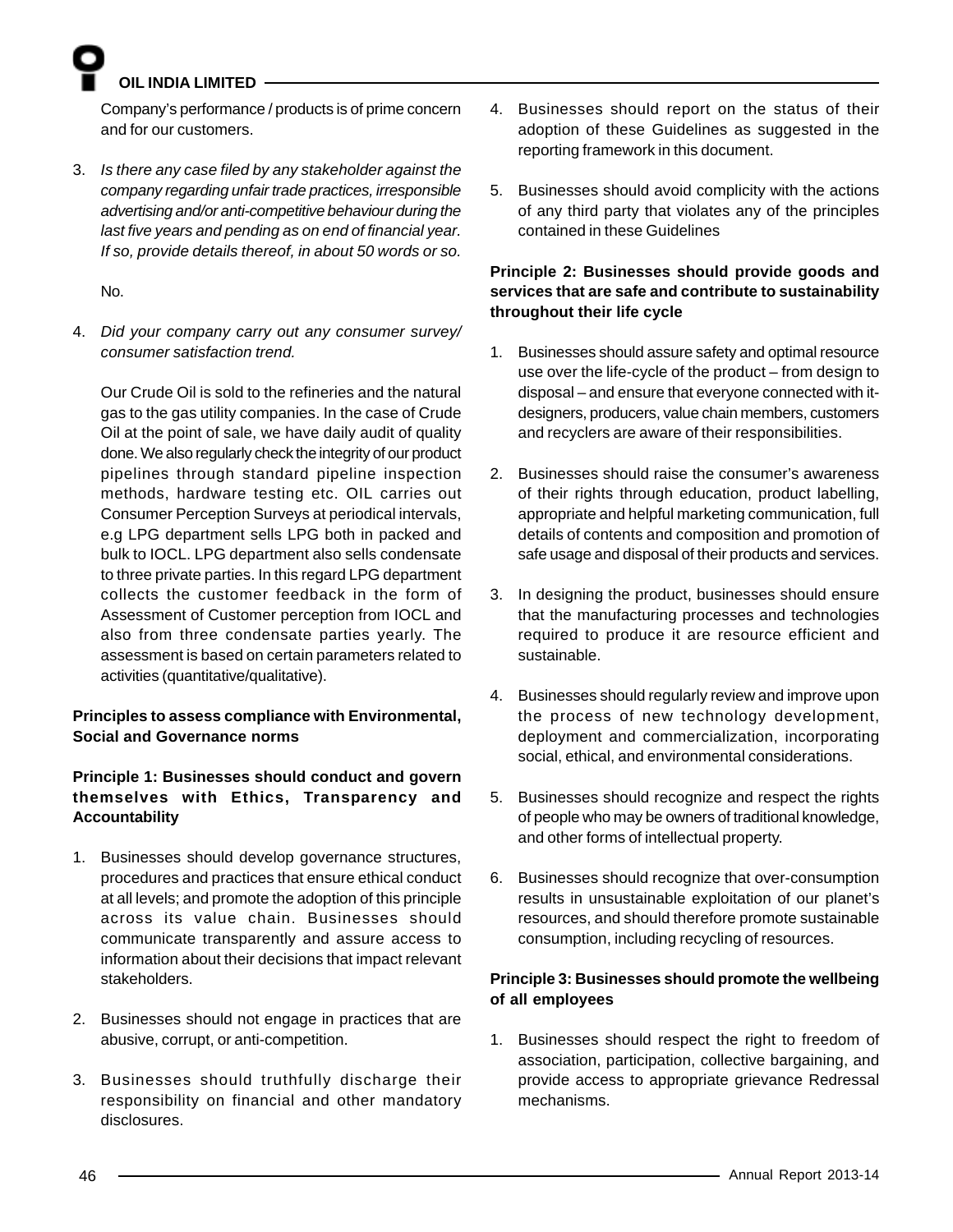Company's performance / products is of prime concern and for our customers.

3. *Is there any case filed by any stakeholder against the company regarding unfair trade practices, irresponsible advertising and/or anti-competitive behaviour during the last five years and pending as on end of financial year. If so, provide details thereof, in about 50 words or so.*

   No.

4. *Did your company carry out any consumer survey/ consumer satisfaction trend.*

   Our Crude Oil is sold to the refineries and the natural gas to the gas utility companies. In the case of Crude Oil at the point of sale, we have daily audit of quality done. We also regularly check the integrity of our product pipelines through standard pipeline inspection methods, hardware testing etc. OIL carries out Consumer Perception Surveys at periodical intervals, e.g LPG department sells LPG both in packed and bulk to IOCL. LPG department also sells condensate to three private parties. In this regard LPG department collects the customer feedback in the form of Assessment of Customer perception from IOCL and also from three condensate parties yearly. The assessment is based on certain parameters related to activities (quantitative/qualitative).

**Principles to assess compliance with Environmental, Social and Governance norms**

**Principle 1: Businesses should conduct and govern themselves with Ethics, Transparency and Accountability**

1. Businesses should develop governance structures, procedures and practices that ensure ethical conduct at all levels; and promote the adoption of this principle across its value chain. Businesses should communicate transparently and assure access to information about their decisions that impact relevant stakeholders.

2. Businesses should not engage in practices that are abusive, corrupt, or anti-competition.

3. Businesses should truthfully discharge their responsibility on financial and other mandatory disclosures.

4. Businesses should report on the status of their adoption of these Guidelines as suggested in the reporting framework in this document.

5. Businesses should avoid complicity with the actions of any third party that violates any of the principles contained in these Guidelines

**Principle 2: Businesses should provide goods and services that are safe and contribute to sustainability throughout their life cycle**

1. Businesses should assure safety and optimal resource use over the life-cycle of the product – from design to disposal – and ensure that everyone connected with it-designers, producers, value chain members, customers and recyclers are aware of their responsibilities.

2. Businesses should raise the consumer's awareness of their rights through education, product labelling, appropriate and helpful marketing communication, full details of contents and composition and promotion of safe usage and disposal of their products and services.

3. In designing the product, businesses should ensure that the manufacturing processes and technologies required to produce it are resource efficient and sustainable.

4. Businesses should regularly review and improve upon the process of new technology development, deployment and commercialization, incorporating social, ethical, and environmental considerations.

5. Businesses should recognize and respect the rights of people who may be owners of traditional knowledge, and other forms of intellectual property.

6. Businesses should recognize that over-consumption results in unsustainable exploitation of our planet's resources, and should therefore promote sustainable consumption, including recycling of resources.

**Principle 3: Businesses should promote the wellbeing of all employees**

1. Businesses should respect the right to freedom of association, participation, collective bargaining, and provide access to appropriate grievance Redressal mechanisms.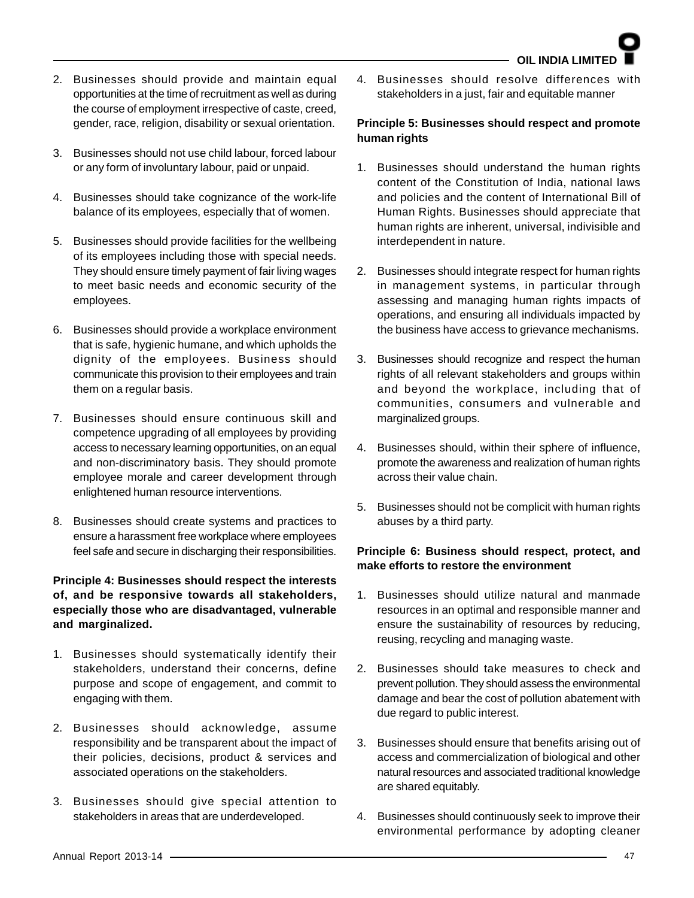2. Businesses should provide and maintain equal opportunities at the time of recruitment as well as during the course of employment irrespective of caste, creed, gender, race, religion, disability or sexual orientation.

3. Businesses should not use child labour, forced labour or any form of involuntary labour, paid or unpaid.

4. Businesses should take cognizance of the work-life balance of its employees, especially that of women.

5. Businesses should provide facilities for the wellbeing of its employees including those with special needs. They should ensure timely payment of fair living wages to meet basic needs and economic security of the employees.

6. Businesses should provide a workplace environment that is safe, hygienic humane, and which upholds the dignity of the employees. Business should communicate this provision to their employees and train them on a regular basis.

7. Businesses should ensure continuous skill and competence upgrading of all employees by providing access to necessary learning opportunities, on an equal and non-discriminatory basis. They should promote employee morale and career development through enlightened human resource interventions.

8. Businesses should create systems and practices to ensure a harassment free workplace where employees feel safe and secure in discharging their responsibilities.

**Principle 4: Businesses should respect the interests of, and be responsive towards all stakeholders, especially those who are disadvantaged, vulnerable and marginalized.**

1. Businesses should systematically identify their stakeholders, understand their concerns, define purpose and scope of engagement, and commit to engaging with them.

2. Businesses should acknowledge, assume responsibility and be transparent about the impact of their policies, decisions, product & services and associated operations on the stakeholders.

3. Businesses should give special attention to stakeholders in areas that are underdeveloped.

4. Businesses should resolve differences with stakeholders in a just, fair and equitable manner

**Principle 5: Businesses should respect and promote human rights**

1. Businesses should understand the human rights content of the Constitution of India, national laws and policies and the content of International Bill of Human Rights. Businesses should appreciate that human rights are inherent, universal, indivisible and interdependent in nature.

2. Businesses should integrate respect for human rights in management systems, in particular through assessing and managing human rights impacts of operations, and ensuring all individuals impacted by the business have access to grievance mechanisms.

3. Businesses should recognize and respect the human rights of all relevant stakeholders and groups within and beyond the workplace, including that of communities, consumers and vulnerable and marginalized groups.

4. Businesses should, within their sphere of influence, promote the awareness and realization of human rights across their value chain.

5. Businesses should not be complicit with human rights abuses by a third party.

**Principle 6: Business should respect, protect, and make efforts to restore the environment**

1. Businesses should utilize natural and manmade resources in an optimal and responsible manner and ensure the sustainability of resources by reducing, reusing, recycling and managing waste.

2. Businesses should take measures to check and prevent pollution. They should assess the environmental damage and bear the cost of pollution abatement with due regard to public interest.

3. Businesses should ensure that benefits arising out of access and commercialization of biological and other natural resources and associated traditional knowledge are shared equitably.

4. Businesses should continuously seek to improve their environmental performance by adopting cleaner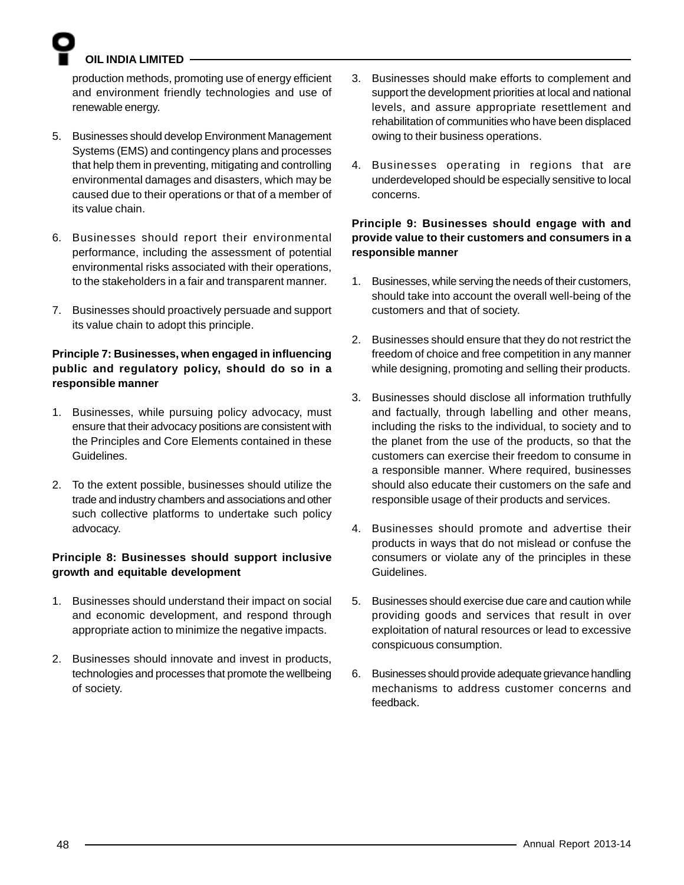production methods, promoting use of energy efficient and environment friendly technologies and use of renewable energy.

5. Businesses should develop Environment Management Systems (EMS) and contingency plans and processes that help them in preventing, mitigating and controlling environmental damages and disasters, which may be caused due to their operations or that of a member of its value chain.

6. Businesses should report their environmental performance, including the assessment of potential environmental risks associated with their operations, to the stakeholders in a fair and transparent manner.

7. Businesses should proactively persuade and support its value chain to adopt this principle.

**Principle 7: Businesses, when engaged in influencing public and regulatory policy, should do so in a responsible manner**

1. Businesses, while pursuing policy advocacy, must ensure that their advocacy positions are consistent with the Principles and Core Elements contained in these Guidelines.

2. To the extent possible, businesses should utilize the trade and industry chambers and associations and other such collective platforms to undertake such policy advocacy.

**Principle 8: Businesses should support inclusive growth and equitable development**

1. Businesses should understand their impact on social and economic development, and respond through appropriate action to minimize the negative impacts.

2. Businesses should innovate and invest in products, technologies and processes that promote the wellbeing of society.

3. Businesses should make efforts to complement and support the development priorities at local and national levels, and assure appropriate resettlement and rehabilitation of communities who have been displaced owing to their business operations.

4. Businesses operating in regions that are underdeveloped should be especially sensitive to local concerns.

**Principle 9: Businesses should engage with and provide value to their customers and consumers in a responsible manner**

1. Businesses, while serving the needs of their customers, should take into account the overall well-being of the customers and that of society.

2. Businesses should ensure that they do not restrict the freedom of choice and free competition in any manner while designing, promoting and selling their products.

3. Businesses should disclose all information truthfully and factually, through labelling and other means, including the risks to the individual, to society and to the planet from the use of the products, so that the customers can exercise their freedom to consume in a responsible manner. Where required, businesses should also educate their customers on the safe and responsible usage of their products and services.

4. Businesses should promote and advertise their products in ways that do not mislead or confuse the consumers or violate any of the principles in these Guidelines.

5. Businesses should exercise due care and caution while providing goods and services that result in over exploitation of natural resources or lead to excessive conspicuous consumption.

6. Businesses should provide adequate grievance handling mechanisms to address customer concerns and feedback.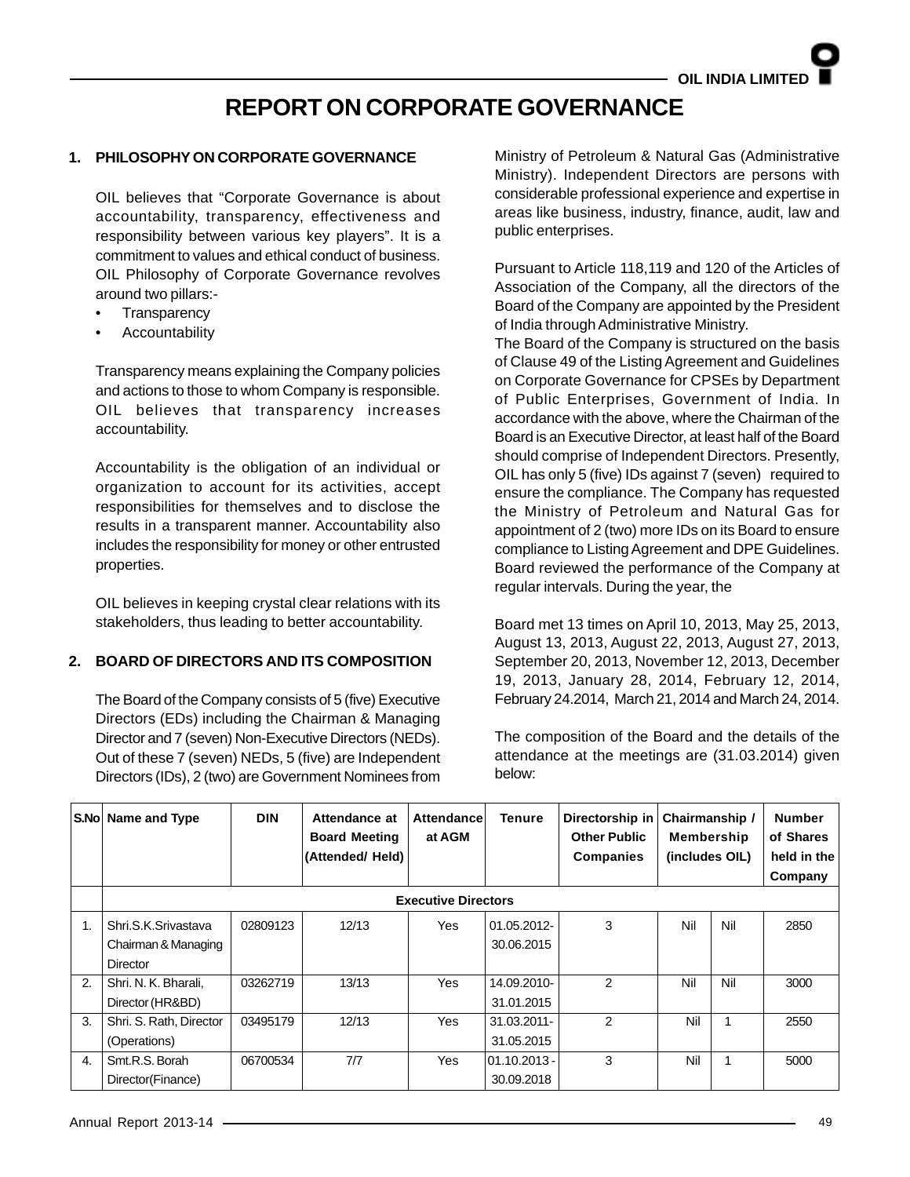# REPORT ON CORPORATE GOVERNANCE

## 1. PHILOSOPHY ON CORPORATE GOVERNANCE

OIL believes that "Corporate Governance is about accountability, transparency, effectiveness and responsibility between various key players". It is a commitment to values and ethical conduct of business. OIL Philosophy of Corporate Governance revolves around two pillars:-

- Transparency
- Accountability

Transparency means explaining the Company policies and actions to those to whom Company is responsible. OIL believes that transparency increases accountability.

Accountability is the obligation of an individual or organization to account for its activities, accept responsibilities for themselves and to disclose the results in a transparent manner. Accountability also includes the responsibility for money or other entrusted properties.

OIL believes in keeping crystal clear relations with its stakeholders, thus leading to better accountability.

## 2. BOARD OF DIRECTORS AND ITS COMPOSITION

The Board of the Company consists of 5 (five) Executive Directors (EDs) including the Chairman & Managing Director and 7 (seven) Non-Executive Directors (NEDs). Out of these 7 (seven) NEDs, 5 (five) are Independent Directors (IDs), 2 (two) are Government Nominees from Ministry of Petroleum & Natural Gas (Administrative Ministry). Independent Directors are persons with considerable professional experience and expertise in areas like business, industry, finance, audit, law and public enterprises.

Pursuant to Article 118,119 and 120 of the Articles of Association of the Company, all the directors of the Board of the Company are appointed by the President of India through Administrative Ministry.

The Board of the Company is structured on the basis of Clause 49 of the Listing Agreement and Guidelines on Corporate Governance for CPSEs by Department of Public Enterprises, Government of India. In accordance with the above, where the Chairman of the Board is an Executive Director, at least half of the Board should comprise of Independent Directors. Presently, OIL has only 5 (five) IDs against 7 (seven) required to ensure the compliance. The Company has requested the Ministry of Petroleum and Natural Gas for appointment of 2 (two) more IDs on its Board to ensure compliance to Listing Agreement and DPE Guidelines. Board reviewed the performance of the Company at regular intervals. During the year, the

Board met 13 times on April 10, 2013, May 25, 2013, August 13, 2013, August 22, 2013, August 27, 2013, September 20, 2013, November 12, 2013, December 19, 2013, January 28, 2014, February 12, 2014, February 24.2014, March 21, 2014 and March 24, 2014.

The composition of the Board and the details of the attendance at the meetings are (31.03.2014) given below:

| S.No | Name and Type | DIN | Attendance at Board Meeting (Attended/ Held) | Attendance at AGM | Tenure | Directorship in Other Public Companies | Chairmanship / Membership (includes OIL) | | Number of Shares held in the Company |
|---|---|---|---|---|---|---|---|---|---|
| | **Executive Directors** | | | | | | | | |
| 1. | Shri.S.K.Srivastava Chairman & Managing Director | 02809123 | 12/13 | Yes | 01.05.2012-30.06.2015 | 3 | Nil | Nil | 2850 |
| 2. | Shri. N. K. Bharali, Director (HR&BD) | 03262719 | 13/13 | Yes | 14.09.2010-31.01.2015 | 2 | Nil | Nil | 3000 |
| 3. | Shri. S. Rath, Director (Operations) | 03495179 | 12/13 | Yes | 31.03.2011-31.05.2015 | 2 | Nil | 1 | 2550 |
| 4. | Smt.R.S. Borah Director(Finance) | 06700534 | 7/7 | Yes | 01.10.2013-30.09.2018 | 3 | Nil | 1 | 5000 |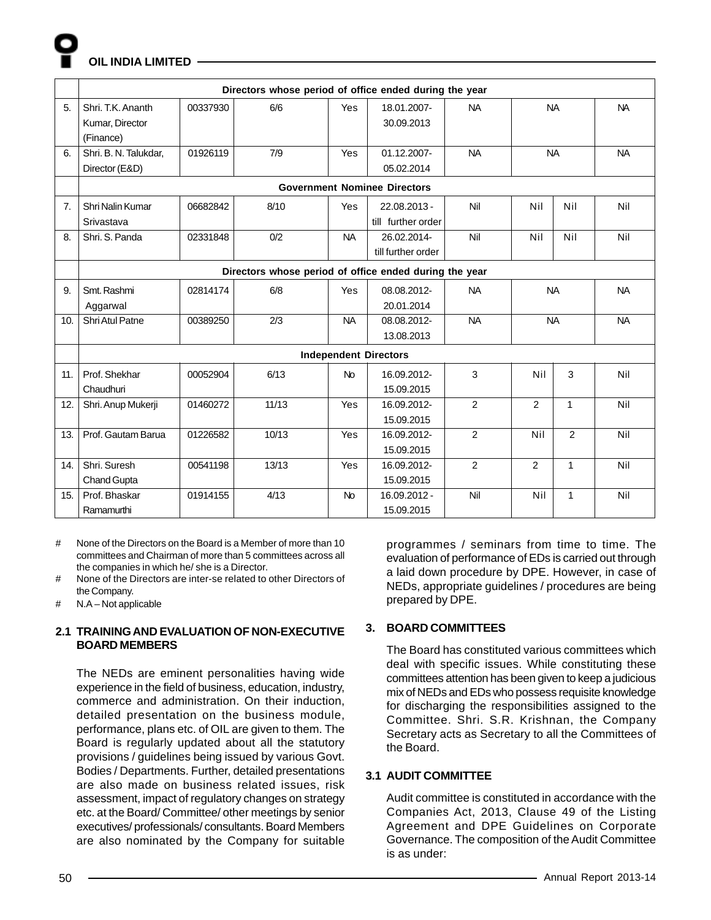| | | | | | | | | | |
|---|---|---|---|---|---|---|---|---|---|
| | **Directors whose period of office ended during the year** | | | | | | | | |
| 5. | Shri. T.K. Ananth Kumar, Director (Finance) | 00337930 | 6/6 | Yes | 18.01.2007-30.09.2013 | NA | NA | | NA |
| 6. | Shri. B. N. Talukdar, Director (E&D) | 01926119 | 7/9 | Yes | 01.12.2007-05.02.2014 | NA | NA | | NA |
| | **Government Nominee Directors** | | | | | | | | |
| 7. | Shri Nalin Kumar Srivastava | 06682842 | 8/10 | Yes | 22.08.2013 - till further order | Nil | Nil | Nil | Nil |
| 8. | Shri. S. Panda | 02331848 | 0/2 | NA | 26.02.2014-till further order | Nil | Nil | Nil | Nil |
| | **Directors whose period of office ended during the year** | | | | | | | | |
| 9. | Smt. Rashmi Aggarwal | 02814174 | 6/8 | Yes | 08.08.2012-20.01.2014 | NA | NA | | NA |
| 10. | Shri Atul Patne | 00389250 | 2/3 | NA | 08.08.2012-13.08.2013 | NA | NA | | NA |
| | **Independent Directors** | | | | | | | | |
| 11. | Prof. Shekhar Chaudhuri | 00052904 | 6/13 | No | 16.09.2012-15.09.2015 | 3 | Nil | 3 | Nil |
| 12. | Shri. Anup Mukerji | 01460272 | 11/13 | Yes | 16.09.2012-15.09.2015 | 2 | 2 | 1 | Nil |
| 13. | Prof. Gautam Barua | 01226582 | 10/13 | Yes | 16.09.2012-15.09.2015 | 2 | Nil | 2 | Nil |
| 14. | Shri. Suresh Chand Gupta | 00541198 | 13/13 | Yes | 16.09.2012-15.09.2015 | 2 | 2 | 1 | Nil |
| 15. | Prof. Bhaskar Ramamurthi | 01914155 | 4/13 | No | 16.09.2012 - 15.09.2015 | Nil | Nil | 1 | Nil |

# None of the Directors on the Board is a Member of more than 10 committees and Chairman of more than 5 committees across all the companies in which he/ she is a Director.

# None of the Directors are inter-se related to other Directors of the Company.

# N.A – Not applicable

## 2.1 TRAINING AND EVALUATION OF NON-EXECUTIVE BOARD MEMBERS

The NEDs are eminent personalities having wide experience in the field of business, education, industry, commerce and administration. On their induction, detailed presentation on the business module, performance, plans etc. of OIL are given to them. The Board is regularly updated about all the statutory provisions / guidelines being issued by various Govt. Bodies / Departments. Further, detailed presentations are also made on business related issues, risk assessment, impact of regulatory changes on strategy etc. at the Board/ Committee/ other meetings by senior executives/ professionals/ consultants. Board Members are also nominated by the Company for suitable programmes / seminars from time to time. The evaluation of performance of EDs is carried out through a laid down procedure by DPE. However, in case of NEDs, appropriate guidelines / procedures are being prepared by DPE.

## 3. BOARD COMMITTEES

The Board has constituted various committees which deal with specific issues. While constituting these committees attention has been given to keep a judicious mix of NEDs and EDs who possess requisite knowledge for discharging the responsibilities assigned to the Committee. Shri. S.R. Krishnan, the Company Secretary acts as Secretary to all the Committees of the Board.

## 3.1 AUDIT COMMITTEE

Audit committee is constituted in accordance with the Companies Act, 2013, Clause 49 of the Listing Agreement and DPE Guidelines on Corporate Governance. The composition of the Audit Committee is as under: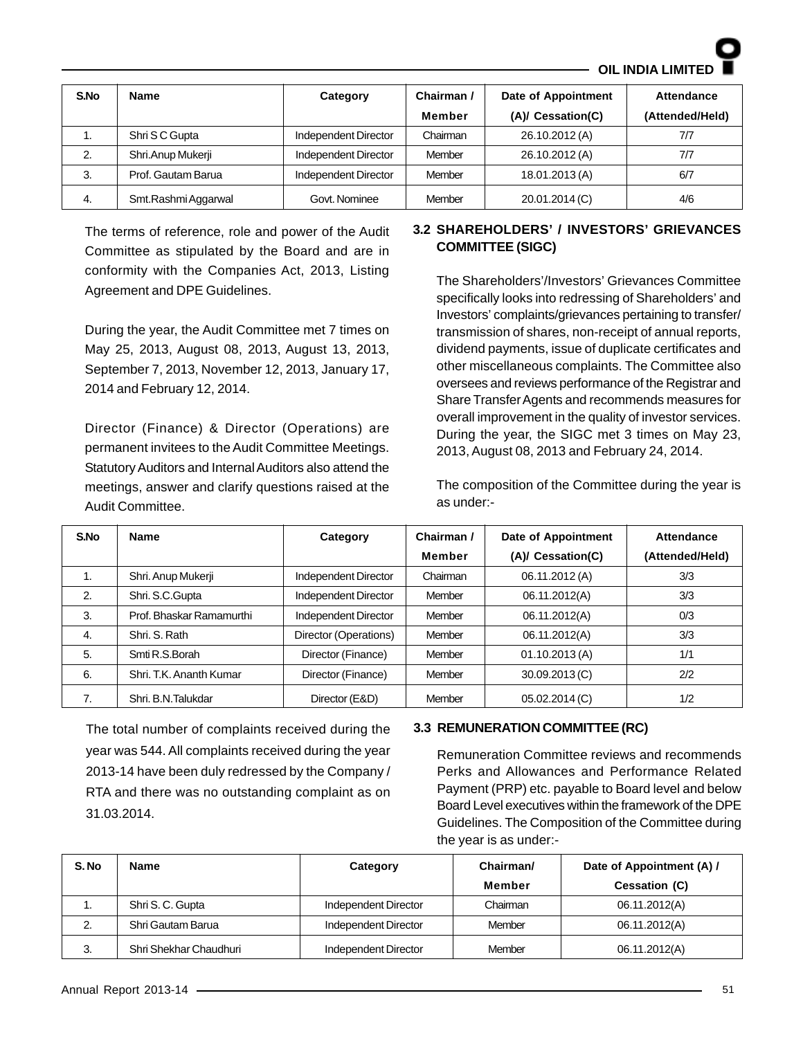| S.No | Name | Category | Chairman / Member | Date of Appointment (A)/ Cessation(C) | Attendance (Attended/Held) |
|---|---|---|---|---|---|
| 1. | Shri S C Gupta | Independent Director | Chairman | 26.10.2012 (A) | 7/7 |
| 2. | Shri.Anup Mukerji | Independent Director | Member | 26.10.2012 (A) | 7/7 |
| 3. | Prof. Gautam Barua | Independent Director | Member | 18.01.2013 (A) | 6/7 |
| 4. | Smt.Rashmi Aggarwal | Govt. Nominee | Member | 20.01.2014 (C) | 4/6 |

The terms of reference, role and power of the Audit Committee as stipulated by the Board and are in conformity with the Companies Act, 2013, Listing Agreement and DPE Guidelines.

During the year, the Audit Committee met 7 times on May 25, 2013, August 08, 2013, August 13, 2013, September 7, 2013, November 12, 2013, January 17, 2014 and February 12, 2014.

Director (Finance) & Director (Operations) are permanent invitees to the Audit Committee Meetings. Statutory Auditors and Internal Auditors also attend the meetings, answer and clarify questions raised at the Audit Committee.

### 3.2 SHAREHOLDERS' / INVESTORS' GRIEVANCES COMMITTEE (SIGC)

The Shareholders'/Investors' Grievances Committee specifically looks into redressing of Shareholders' and Investors' complaints/grievances pertaining to transfer/ transmission of shares, non-receipt of annual reports, dividend payments, issue of duplicate certificates and other miscellaneous complaints. The Committee also oversees and reviews performance of the Registrar and Share Transfer Agents and recommends measures for overall improvement in the quality of investor services. During the year, the SIGC met 3 times on May 23, 2013, August 08, 2013 and February 24, 2014.

The composition of the Committee during the year is as under:-

| S.No | Name | Category | Chairman / Member | Date of Appointment (A)/ Cessation(C) | Attendance (Attended/Held) |
|---|---|---|---|---|---|
| 1. | Shri. Anup Mukerji | Independent Director | Chairman | 06.11.2012 (A) | 3/3 |
| 2. | Shri. S.C.Gupta | Independent Director | Member | 06.11.2012(A) | 3/3 |
| 3. | Prof. Bhaskar Ramamurthi | Independent Director | Member | 06.11.2012(A) | 0/3 |
| 4. | Shri. S. Rath | Director (Operations) | Member | 06.11.2012(A) | 3/3 |
| 5. | Smti R.S.Borah | Director (Finance) | Member | 01.10.2013 (A) | 1/1 |
| 6. | Shri. T.K. Ananth Kumar | Director (Finance) | Member | 30.09.2013 (C) | 2/2 |
| 7. | Shri. B.N.Talukdar | Director (E&D) | Member | 05.02.2014 (C) | 1/2 |

The total number of complaints received during the year was 544. All complaints received during the year 2013-14 have been duly redressed by the Company / RTA and there was no outstanding complaint as on 31.03.2014.

### 3.3 REMUNERATION COMMITTEE (RC)

Remuneration Committee reviews and recommends Perks and Allowances and Performance Related Payment (PRP) etc. payable to Board level and below Board Level executives within the framework of the DPE Guidelines. The Composition of the Committee during the year is as under:-

| S. No | Name | Category | Chairman/ Member | Date of Appointment (A) / Cessation (C) |
|---|---|---|---|---|
| 1. | Shri S. C. Gupta | Independent Director | Chairman | 06.11.2012(A) |
| 2. | Shri Gautam Barua | Independent Director | Member | 06.11.2012(A) |
| 3. | Shri Shekhar Chaudhuri | Independent Director | Member | 06.11.2012(A) |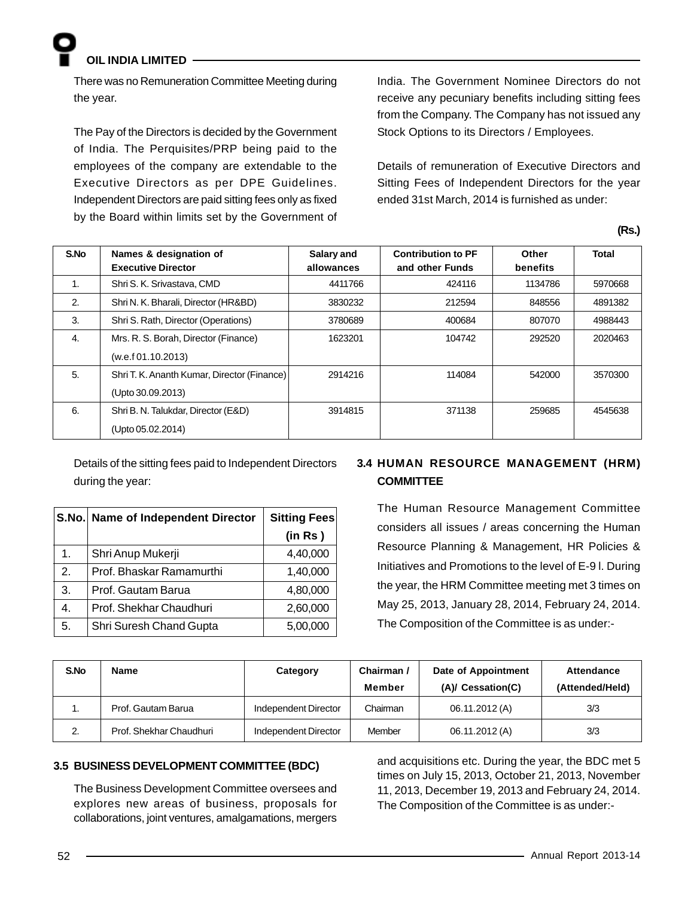There was no Remuneration Committee Meeting during the year.

The Pay of the Directors is decided by the Government of India. The Perquisites/PRP being paid to the employees of the company are extendable to the Executive Directors as per DPE Guidelines. Independent Directors are paid sitting fees only as fixed by the Board within limits set by the Government of India. The Government Nominee Directors do not receive any pecuniary benefits including sitting fees from the Company. The Company has not issued any Stock Options to its Directors / Employees.

Details of remuneration of Executive Directors and Sitting Fees of Independent Directors for the year ended 31st March, 2014 is furnished as under:

**(Rs.)**

| S.No | Names & designation of Executive Director | Salary and allowances | Contribution to PF and other Funds | Other benefits | Total |
|---|---|---|---|---|---|
| 1. | Shri S. K. Srivastava, CMD | 4411766 | 424116 | 1134786 | 5970668 |
| 2. | Shri N. K. Bharali, Director (HR&BD) | 3830232 | 212594 | 848556 | 4891382 |
| 3. | Shri S. Rath, Director (Operations) | 3780689 | 400684 | 807070 | 4988443 |
| 4. | Mrs. R. S. Borah, Director (Finance) (w.e.f 01.10.2013) | 1623201 | 104742 | 292520 | 2020463 |
| 5. | Shri T. K. Ananth Kumar, Director (Finance) (Upto 30.09.2013) | 2914216 | 114084 | 542000 | 3570300 |
| 6. | Shri B. N. Talukdar, Director (E&D) (Upto 05.02.2014) | 3914815 | 371138 | 259685 | 4545638 |

Details of the sitting fees paid to Independent Directors during the year:

| S.No. | Name of Independent Director | Sitting Fees (in Rs ) |
|---|---|---|
| 1. | Shri Anup Mukerji | 4,40,000 |
| 2. | Prof. Bhaskar Ramamurthi | 1,40,000 |
| 3. | Prof. Gautam Barua | 4,80,000 |
| 4. | Prof. Shekhar Chaudhuri | 2,60,000 |
| 5. | Shri Suresh Chand Gupta | 5,00,000 |

## 3.4 HUMAN RESOURCE MANAGEMENT (HRM) COMMITTEE

The Human Resource Management Committee considers all issues / areas concerning the Human Resource Planning & Management, HR Policies & Initiatives and Promotions to the level of E-9 l. During the year, the HRM Committee meeting met 3 times on May 25, 2013, January 28, 2014, February 24, 2014. The Composition of the Committee is as under:-

| S.No | Name | Category | Chairman / Member | Date of Appointment (A)/ Cessation(C) | Attendance (Attended/Held) |
|---|---|---|---|---|---|
| 1. | Prof. Gautam Barua | Independent Director | Chairman | 06.11.2012 (A) | 3/3 |
| 2. | Prof. Shekhar Chaudhuri | Independent Director | Member | 06.11.2012 (A) | 3/3 |

## 3.5 BUSINESS DEVELOPMENT COMMITTEE (BDC)

The Business Development Committee oversees and explores new areas of business, proposals for collaborations, joint ventures, amalgamations, mergers and acquisitions etc. During the year, the BDC met 5 times on July 15, 2013, October 21, 2013, November 11, 2013, December 19, 2013 and February 24, 2014. The Composition of the Committee is as under:-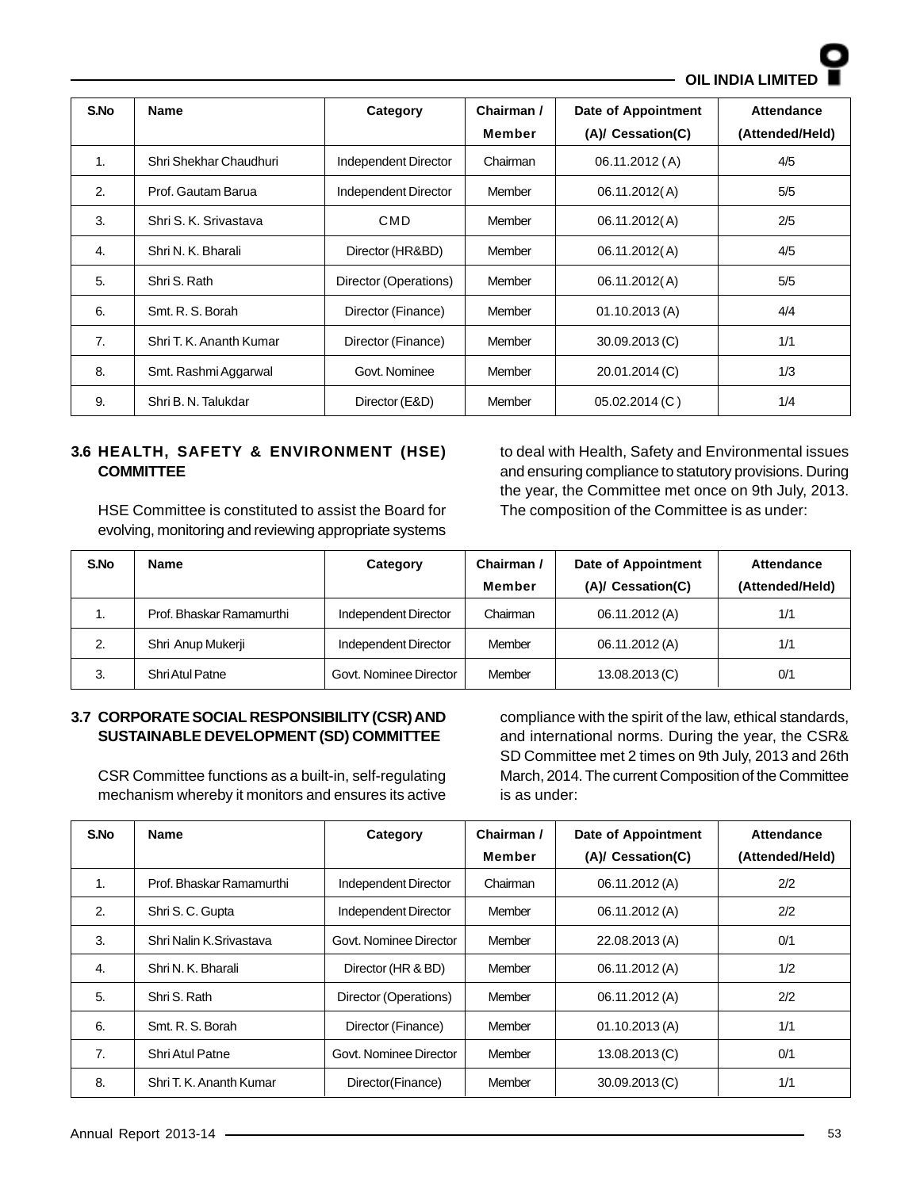| S.No | Name | Category | Chairman / Member | Date of Appointment (A)/ Cessation(C) | Attendance (Attended/Held) |
|---|---|---|---|---|---|
| 1. | Shri Shekhar Chaudhuri | Independent Director | Chairman | 06.11.2012 ( A) | 4/5 |
| 2. | Prof. Gautam Barua | Independent Director | Member | 06.11.2012( A) | 5/5 |
| 3. | Shri S. K. Srivastava | CMD | Member | 06.11.2012( A) | 2/5 |
| 4. | Shri N. K. Bharali | Director (HR&BD) | Member | 06.11.2012( A) | 4/5 |
| 5. | Shri S. Rath | Director (Operations) | Member | 06.11.2012( A) | 5/5 |
| 6. | Smt. R. S. Borah | Director (Finance) | Member | 01.10.2013 (A) | 4/4 |
| 7. | Shri T. K. Ananth Kumar | Director (Finance) | Member | 30.09.2013 (C) | 1/1 |
| 8. | Smt. Rashmi Aggarwal | Govt. Nominee | Member | 20.01.2014 (C) | 1/3 |
| 9. | Shri B. N. Talukdar | Director (E&D) | Member | 05.02.2014 (C ) | 1/4 |

### 3.6 HEALTH, SAFETY & ENVIRONMENT (HSE) COMMITTEE

HSE Committee is constituted to assist the Board for evolving, monitoring and reviewing appropriate systems to deal with Health, Safety and Environmental issues and ensuring compliance to statutory provisions. During the year, the Committee met once on 9th July, 2013. The composition of the Committee is as under:

| S.No | Name | Category | Chairman / Member | Date of Appointment (A)/ Cessation(C) | Attendance (Attended/Held) |
|---|---|---|---|---|---|
| 1. | Prof. Bhaskar Ramamurthi | Independent Director | Chairman | 06.11.2012 (A) | 1/1 |
| 2. | Shri Anup Mukerji | Independent Director | Member | 06.11.2012 (A) | 1/1 |
| 3. | Shri Atul Patne | Govt. Nominee Director | Member | 13.08.2013 (C) | 0/1 |

### 3.7 CORPORATE SOCIAL RESPONSIBILITY (CSR) AND SUSTAINABLE DEVELOPMENT (SD) COMMITTEE

CSR Committee functions as a built-in, self-regulating mechanism whereby it monitors and ensures its active compliance with the spirit of the law, ethical standards, and international norms. During the year, the CSR& SD Committee met 2 times on 9th July, 2013 and 26th March, 2014. The current Composition of the Committee is as under:

| S.No | Name | Category | Chairman / Member | Date of Appointment (A)/ Cessation(C) | Attendance (Attended/Held) |
|---|---|---|---|---|---|
| 1. | Prof. Bhaskar Ramamurthi | Independent Director | Chairman | 06.11.2012 (A) | 2/2 |
| 2. | Shri S. C. Gupta | Independent Director | Member | 06.11.2012 (A) | 2/2 |
| 3. | Shri Nalin K.Srivastava | Govt. Nominee Director | Member | 22.08.2013 (A) | 0/1 |
| 4. | Shri N. K. Bharali | Director (HR & BD) | Member | 06.11.2012 (A) | 1/2 |
| 5. | Shri S. Rath | Director (Operations) | Member | 06.11.2012 (A) | 2/2 |
| 6. | Smt. R. S. Borah | Director (Finance) | Member | 01.10.2013 (A) | 1/1 |
| 7. | Shri Atul Patne | Govt. Nominee Director | Member | 13.08.2013 (C) | 0/1 |
| 8. | Shri T. K. Ananth Kumar | Director(Finance) | Member | 30.09.2013 (C) | 1/1 |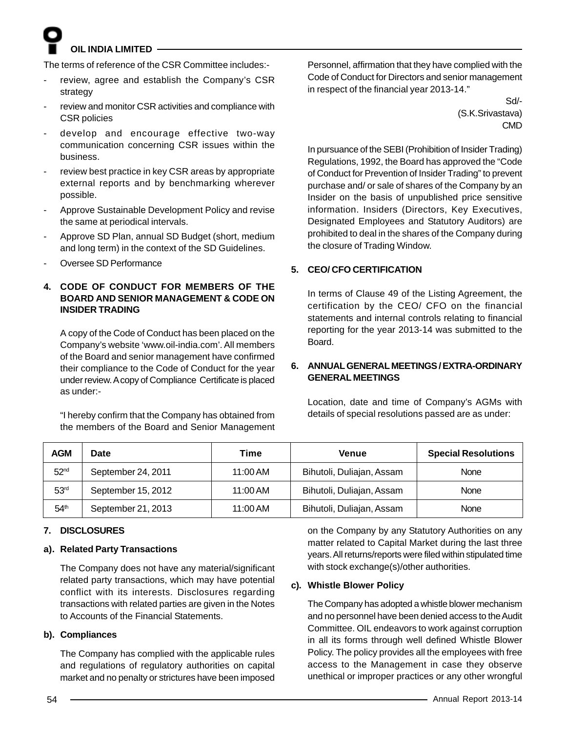The terms of reference of the CSR Committee includes:-

- review, agree and establish the Company's CSR strategy
- review and monitor CSR activities and compliance with CSR policies
- develop and encourage effective two-way communication concerning CSR issues within the business.
- review best practice in key CSR areas by appropriate external reports and by benchmarking wherever possible.
- Approve Sustainable Development Policy and revise the same at periodical intervals.
- Approve SD Plan, annual SD Budget (short, medium and long term) in the context of the SD Guidelines.
- Oversee SD Performance

## 4. CODE OF CONDUCT FOR MEMBERS OF THE BOARD AND SENIOR MANAGEMENT & CODE ON INSIDER TRADING

A copy of the Code of Conduct has been placed on the Company's website 'www.oil-india.com'. All members of the Board and senior management have confirmed their compliance to the Code of Conduct for the year under review. A copy of Compliance Certificate is placed as under:-

"I hereby confirm that the Company has obtained from the members of the Board and Senior Management Personnel, affirmation that they have complied with the Code of Conduct for Directors and senior management in respect of the financial year 2013-14."

Sd/-
(S.K.Srivastava)
CMD

In pursuance of the SEBI (Prohibition of Insider Trading) Regulations, 1992, the Board has approved the "Code of Conduct for Prevention of Insider Trading" to prevent purchase and/ or sale of shares of the Company by an Insider on the basis of unpublished price sensitive information. Insiders (Directors, Key Executives, Designated Employees and Statutory Auditors) are prohibited to deal in the shares of the Company during the closure of Trading Window.

## 5. CEO/ CFO CERTIFICATION

In terms of Clause 49 of the Listing Agreement, the certification by the CEO/ CFO on the financial statements and internal controls relating to financial reporting for the year 2013-14 was submitted to the Board.

## 6. ANNUAL GENERAL MEETINGS / EXTRA-ORDINARY GENERAL MEETINGS

Location, date and time of Company's AGMs with details of special resolutions passed are as under:

| AGM | Date | Time | Venue | Special Resolutions |
|---|---|---|---|---|
| 52nd | September 24, 2011 | 11:00 AM | Bihutoli, Duliajan, Assam | None |
| 53rd | September 15, 2012 | 11:00 AM | Bihutoli, Duliajan, Assam | None |
| 54th | September 21, 2013 | 11:00 AM | Bihutoli, Duliajan, Assam | None |

## 7. DISCLOSURES

### a). Related Party Transactions

The Company does not have any material/significant related party transactions, which may have potential conflict with its interests. Disclosures regarding transactions with related parties are given in the Notes to Accounts of the Financial Statements.

### b). Compliances

The Company has complied with the applicable rules and regulations of regulatory authorities on capital market and no penalty or strictures have been imposed on the Company by any Statutory Authorities on any matter related to Capital Market during the last three years. All returns/reports were filed within stipulated time with stock exchange(s)/other authorities.

### c). Whistle Blower Policy

The Company has adopted a whistle blower mechanism and no personnel have been denied access to the Audit Committee. OIL endeavors to work against corruption in all its forms through well defined Whistle Blower Policy. The policy provides all the employees with free access to the Management in case they observe unethical or improper practices or any other wrongful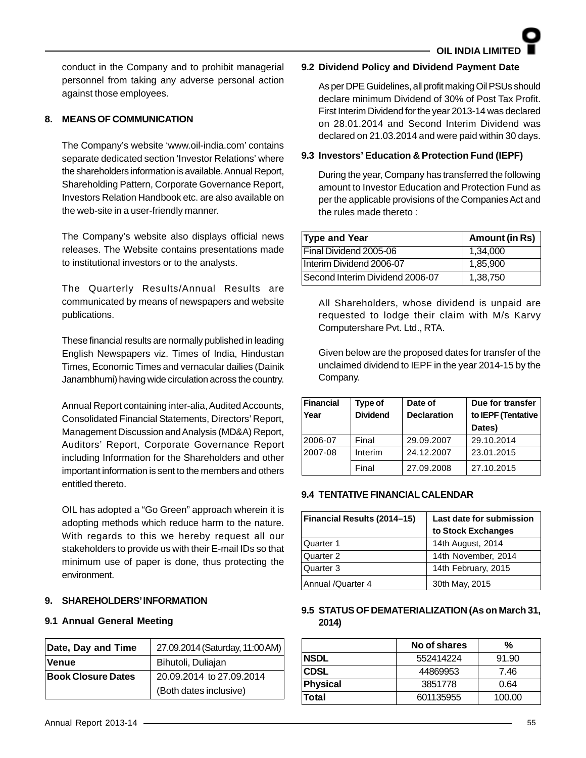conduct in the Company and to prohibit managerial personnel from taking any adverse personal action against those employees.

## 8. MEANS OF COMMUNICATION

The Company's website 'www.oil-india.com' contains separate dedicated section 'Investor Relations' where the shareholders information is available. Annual Report, Shareholding Pattern, Corporate Governance Report, Investors Relation Handbook etc. are also available on the web-site in a user-friendly manner.

The Company's website also displays official news releases. The Website contains presentations made to institutional investors or to the analysts.

The Quarterly Results/Annual Results are communicated by means of newspapers and website publications.

These financial results are normally published in leading English Newspapers viz. Times of India, Hindustan Times, Economic Times and vernacular dailies (Dainik Janambhumi) having wide circulation across the country.

Annual Report containing inter-alia, Audited Accounts, Consolidated Financial Statements, Directors' Report, Management Discussion and Analysis (MD&A) Report, Auditors' Report, Corporate Governance Report including Information for the Shareholders and other important information is sent to the members and others entitled thereto.

OIL has adopted a "Go Green" approach wherein it is adopting methods which reduce harm to the nature. With regards to this we hereby request all our stakeholders to provide us with their E-mail IDs so that minimum use of paper is done, thus protecting the environment.

## 9. SHAREHOLDERS' INFORMATION

### 9.1 Annual General Meeting

| | |
|---|---|
| **Date, Day and Time** | 27.09.2014 (Saturday, 11:00 AM) |
| **Venue** | Bihutoli, Duliajan |
| **Book Closure Dates** | 20.09.2014 to 27.09.2014 (Both dates inclusive) |

### 9.2 Dividend Policy and Dividend Payment Date

As per DPE Guidelines, all profit making Oil PSUs should declare minimum Dividend of 30% of Post Tax Profit. First Interim Dividend for the year 2013-14 was declared on 28.01.2014 and Second Interim Dividend was declared on 21.03.2014 and were paid within 30 days.

### 9.3 Investors' Education & Protection Fund (IEPF)

During the year, Company has transferred the following amount to Investor Education and Protection Fund as per the applicable provisions of the Companies Act and the rules made thereto :

| Type and Year | Amount (in Rs) |
|---|---|
| Final Dividend 2005-06 | 1,34,000 |
| Interim Dividend 2006-07 | 1,85,900 |
| Second Interim Dividend 2006-07 | 1,38,750 |

All Shareholders, whose dividend is unpaid are requested to lodge their claim with M/s Karvy Computershare Pvt. Ltd., RTA.

Given below are the proposed dates for transfer of the unclaimed dividend to IEPF in the year 2014-15 by the Company.

| Financial Year | Type of Dividend | Date of Declaration | Due for transfer to IEPF (Tentative Dates) |
|---|---|---|---|
| 2006-07 | Final | 29.09.2007 | 29.10.2014 |
| 2007-08 | Interim | 24.12.2007 | 23.01.2015 |
| | Final | 27.09.2008 | 27.10.2015 |

### 9.4 TENTATIVE FINANCIAL CALENDAR

| Financial Results (2014–15) | Last date for submission to Stock Exchanges |
|---|---|
| Quarter 1 | 14th August, 2014 |
| Quarter 2 | 14th November, 2014 |
| Quarter 3 | 14th February, 2015 |
| Annual /Quarter 4 | 30th May, 2015 |

### 9.5 STATUS OF DEMATERIALIZATION (As on March 31, 2014)

| | No of shares | % |
|---|---|---|
| **NSDL** | 552414224 | 91.90 |
| **CDSL** | 44869953 | 7.46 |
| **Physical** | 3851778 | 0.64 |
| **Total** | 601135955 | 100.00 |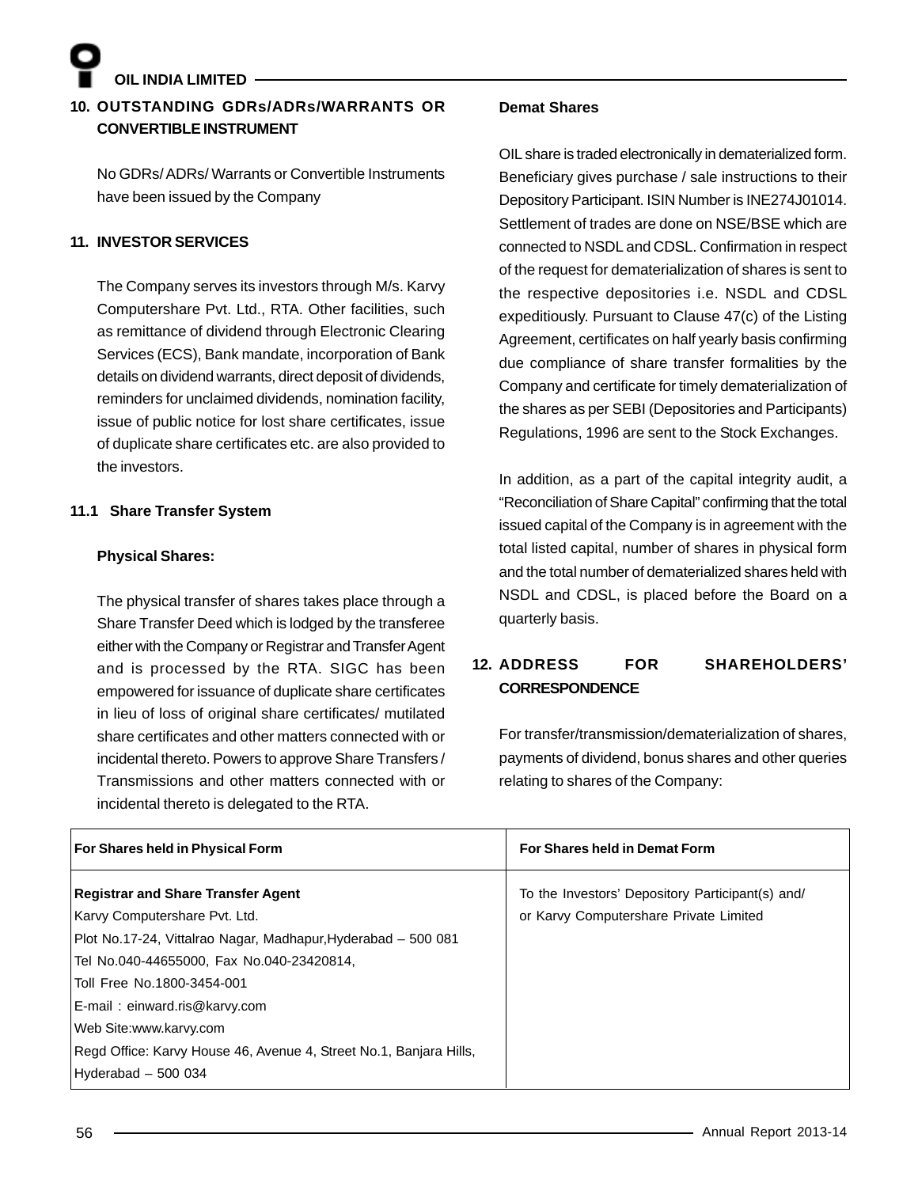## 10. OUTSTANDING GDRs/ADRs/WARRANTS OR CONVERTIBLE INSTRUMENT

No GDRs/ ADRs/ Warrants or Convertible Instruments have been issued by the Company

## 11. INVESTOR SERVICES

The Company serves its investors through M/s. Karvy Computershare Pvt. Ltd., RTA. Other facilities, such as remittance of dividend through Electronic Clearing Services (ECS), Bank mandate, incorporation of Bank details on dividend warrants, direct deposit of dividends, reminders for unclaimed dividends, nomination facility, issue of public notice for lost share certificates, issue of duplicate share certificates etc. are also provided to the investors.

### 11.1 Share Transfer System

**Physical Shares:**

The physical transfer of shares takes place through a Share Transfer Deed which is lodged by the transferee either with the Company or Registrar and Transfer Agent and is processed by the RTA. SIGC has been empowered for issuance of duplicate share certificates in lieu of loss of original share certificates/ mutilated share certificates and other matters connected with or incidental thereto. Powers to approve Share Transfers / Transmissions and other matters connected with or incidental thereto is delegated to the RTA.

**Demat Shares**

OIL share is traded electronically in dematerialized form. Beneficiary gives purchase / sale instructions to their Depository Participant. ISIN Number is INE274J01014. Settlement of trades are done on NSE/BSE which are connected to NSDL and CDSL. Confirmation in respect of the request for dematerialization of shares is sent to the respective depositories i.e. NSDL and CDSL expeditiously. Pursuant to Clause 47(c) of the Listing Agreement, certificates on half yearly basis confirming due compliance of share transfer formalities by the Company and certificate for timely dematerialization of the shares as per SEBI (Depositories and Participants) Regulations, 1996 are sent to the Stock Exchanges.

In addition, as a part of the capital integrity audit, a "Reconciliation of Share Capital" confirming that the total issued capital of the Company is in agreement with the total listed capital, number of shares in physical form and the total number of dematerialized shares held with NSDL and CDSL, is placed before the Board on a quarterly basis.

## 12. ADDRESS FOR SHAREHOLDERS' CORRESPONDENCE

For transfer/transmission/dematerialization of shares, payments of dividend, bonus shares and other queries relating to shares of the Company:

| For Shares held in Physical Form | For Shares held in Demat Form |
|---|---|
| **Registrar and Share Transfer Agent**<br>Karvy Computershare Pvt. Ltd.<br>Plot No.17-24, Vittalrao Nagar, Madhapur,Hyderabad – 500 081<br>Tel No.040-44655000, Fax No.040-23420814,<br>Toll Free No.1800-3454-001<br>E-mail : einward.ris@karvy.com<br>Web Site:www.karvy.com<br>Regd Office: Karvy House 46, Avenue 4, Street No.1, Banjara Hills, Hyderabad – 500 034 | To the Investors' Depository Participant(s) and/ or Karvy Computershare Private Limited |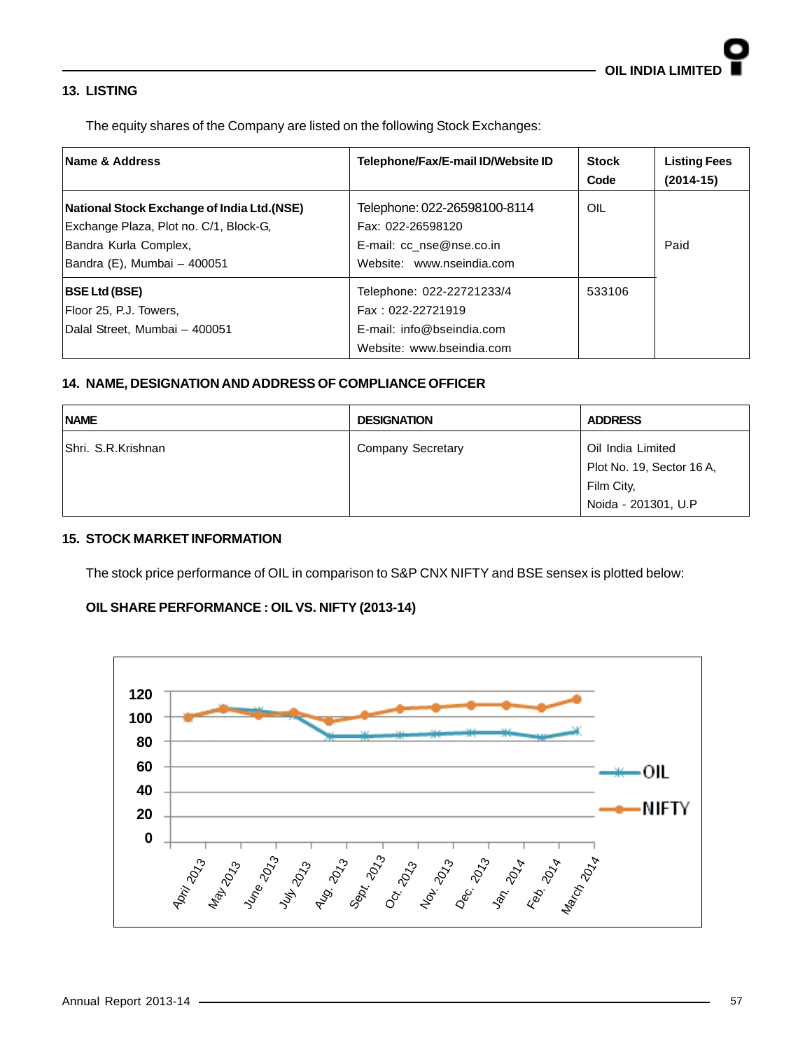## 13. LISTING

The equity shares of the Company are listed on the following Stock Exchanges:

| Name & Address | Telephone/Fax/E-mail ID/Website ID | Stock Code | Listing Fees (2014-15) |
|---|---|---|---|
| **National Stock Exchange of India Ltd.(NSE)**<br>Exchange Plaza, Plot no. C/1, Block-G,<br>Bandra Kurla Complex,<br>Bandra (E), Mumbai – 400051 | Telephone: 022-26598100-8114<br>Fax: 022-26598120<br>E-mail: cc_nse@nse.co.in<br>Website: www.nseindia.com | OIL | Paid |
| **BSE Ltd (BSE)**<br>Floor 25, P.J. Towers,<br>Dalal Street, Mumbai – 400051 | Telephone: 022-22721233/4<br>Fax : 022-22721919<br>E-mail: info@bseindia.com<br>Website: www.bseindia.com | 533106 | |

## 14. NAME, DESIGNATION AND ADDRESS OF COMPLIANCE OFFICER

| NAME | DESIGNATION | ADDRESS |
|---|---|---|
| Shri. S.R.Krishnan | Company Secretary | Oil India Limited<br>Plot No. 19, Sector 16 A,<br>Film City,<br>Noida - 201301, U.P |

## 15. STOCK MARKET INFORMATION

The stock price performance of OIL in comparison to S&P CNX NIFTY and BSE sensex is plotted below:

**OIL SHARE PERFORMANCE : OIL VS. NIFTY (2013-14)**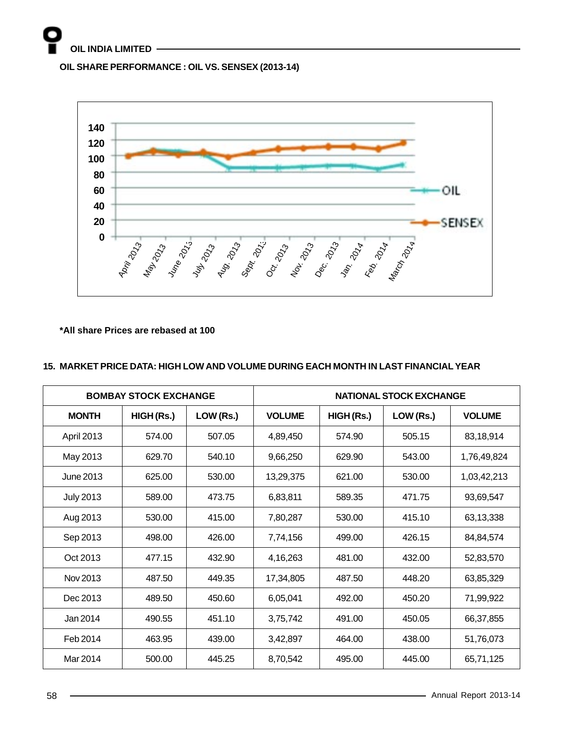**OIL SHARE PERFORMANCE : OIL VS. SENSEX (2013-14)**

**\*All share Prices are rebased at 100**

## 15. MARKET PRICE DATA: HIGH LOW AND VOLUME DURING EACH MONTH IN LAST FINANCIAL YEAR

| BOMBAY STOCK EXCHANGE | | | | NATIONAL STOCK EXCHANGE | | |
|---|---|---|---|---|---|---|
| MONTH | HIGH (Rs.) | LOW (Rs.) | VOLUME | HIGH (Rs.) | LOW (Rs.) | VOLUME |
| April 2013 | 574.00 | 507.05 | 4,89,450 | 574.90 | 505.15 | 83,18,914 |
| May 2013 | 629.70 | 540.10 | 9,66,250 | 629.90 | 543.00 | 1,76,49,824 |
| June 2013 | 625.00 | 530.00 | 13,29,375 | 621.00 | 530.00 | 1,03,42,213 |
| July 2013 | 589.00 | 473.75 | 6,83,811 | 589.35 | 471.75 | 93,69,547 |
| Aug 2013 | 530.00 | 415.00 | 7,80,287 | 530.00 | 415.10 | 63,13,338 |
| Sep 2013 | 498.00 | 426.00 | 7,74,156 | 499.00 | 426.15 | 84,84,574 |
| Oct 2013 | 477.15 | 432.90 | 4,16,263 | 481.00 | 432.00 | 52,83,570 |
| Nov 2013 | 487.50 | 449.35 | 17,34,805 | 487.50 | 448.20 | 63,85,329 |
| Dec 2013 | 489.50 | 450.60 | 6,05,041 | 492.00 | 450.20 | 71,99,922 |
| Jan 2014 | 490.55 | 451.10 | 3,75,742 | 491.00 | 450.05 | 66,37,855 |
| Feb 2014 | 463.95 | 439.00 | 3,42,897 | 464.00 | 438.00 | 51,76,073 |
| Mar 2014 | 500.00 | 445.25 | 8,70,542 | 495.00 | 445.00 | 65,71,125 |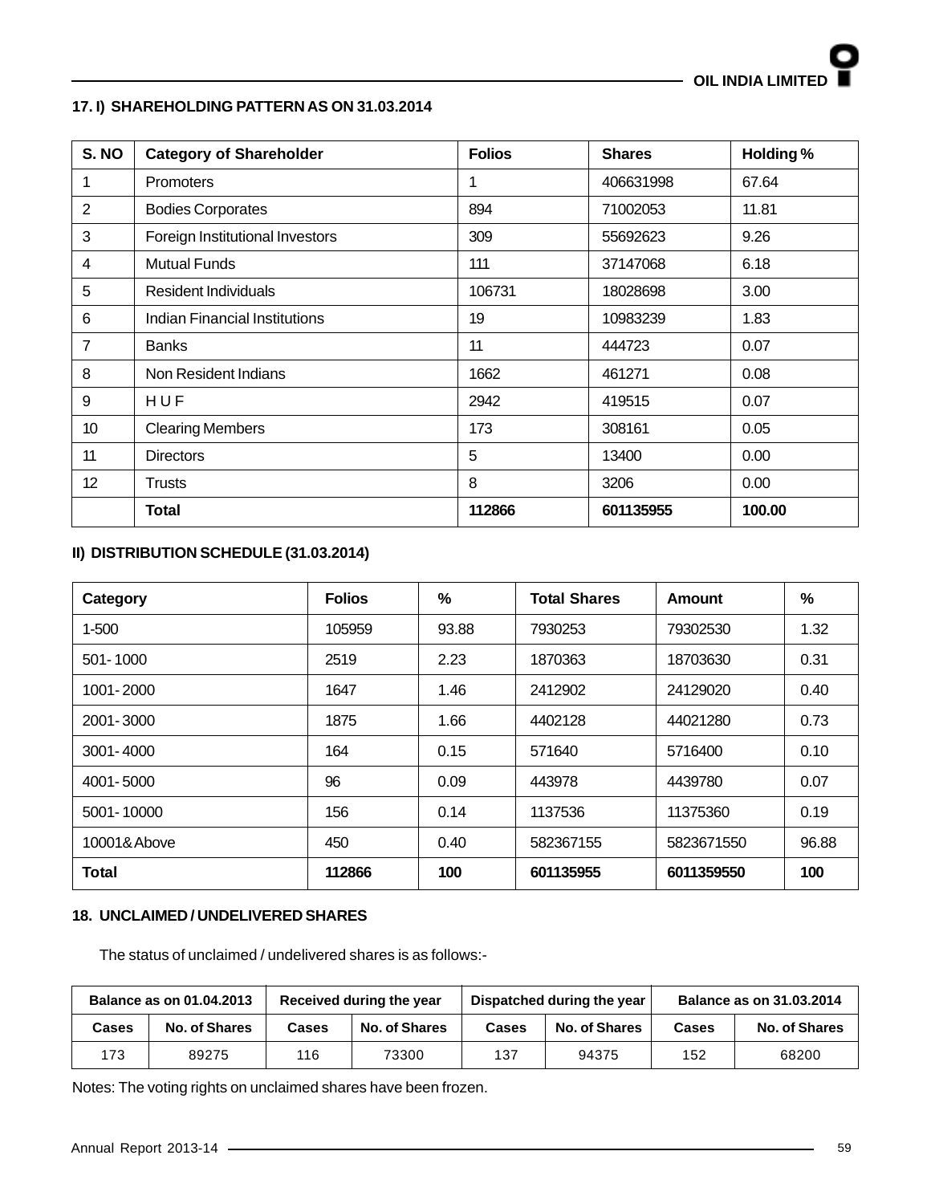### 17. I) SHAREHOLDING PATTERN AS ON 31.03.2014

| S. NO | Category of Shareholder | Folios | Shares | Holding % |
|---|---|---|---|---|
| 1 | Promoters | 1 | 406631998 | 67.64 |
| 2 | Bodies Corporates | 894 | 71002053 | 11.81 |
| 3 | Foreign Institutional Investors | 309 | 55692623 | 9.26 |
| 4 | Mutual Funds | 111 | 37147068 | 6.18 |
| 5 | Resident Individuals | 106731 | 18028698 | 3.00 |
| 6 | Indian Financial Institutions | 19 | 10983239 | 1.83 |
| 7 | Banks | 11 | 444723 | 0.07 |
| 8 | Non Resident Indians | 1662 | 461271 | 0.08 |
| 9 | H U F | 2942 | 419515 | 0.07 |
| 10 | Clearing Members | 173 | 308161 | 0.05 |
| 11 | Directors | 5 | 13400 | 0.00 |
| 12 | Trusts | 8 | 3206 | 0.00 |
| | **Total** | **112866** | **601135955** | **100.00** |

### II) DISTRIBUTION SCHEDULE (31.03.2014)

| Category | Folios | % | Total Shares | Amount | % |
|---|---|---|---|---|---|
| 1-500 | 105959 | 93.88 | 7930253 | 79302530 | 1.32 |
| 501-1000 | 2519 | 2.23 | 1870363 | 18703630 | 0.31 |
| 1001-2000 | 1647 | 1.46 | 2412902 | 24129020 | 0.40 |
| 2001-3000 | 1875 | 1.66 | 4402128 | 44021280 | 0.73 |
| 3001-4000 | 164 | 0.15 | 571640 | 5716400 | 0.10 |
| 4001-5000 | 96 | 0.09 | 443978 | 4439780 | 0.07 |
| 5001-10000 | 156 | 0.14 | 1137536 | 11375360 | 0.19 |
| 10001& Above | 450 | 0.40 | 582367155 | 5823671550 | 96.88 |
| **Total** | **112866** | **100** | **601135955** | **6011359550** | **100** |

### 18. UNCLAIMED / UNDELIVERED SHARES

The status of unclaimed / undelivered shares is as follows:-

| Balance as on 01.04.2013 | | Received during the year | | Dispatched during the year | | Balance as on 31.03.2014 | |
|---|---|---|---|---|---|---|---|
| Cases | No. of Shares | Cases | No. of Shares | Cases | No. of Shares | Cases | No. of Shares |
| 173 | 89275 | 116 | 73300 | 137 | 94375 | 152 | 68200 |

Notes: The voting rights on unclaimed shares have been frozen.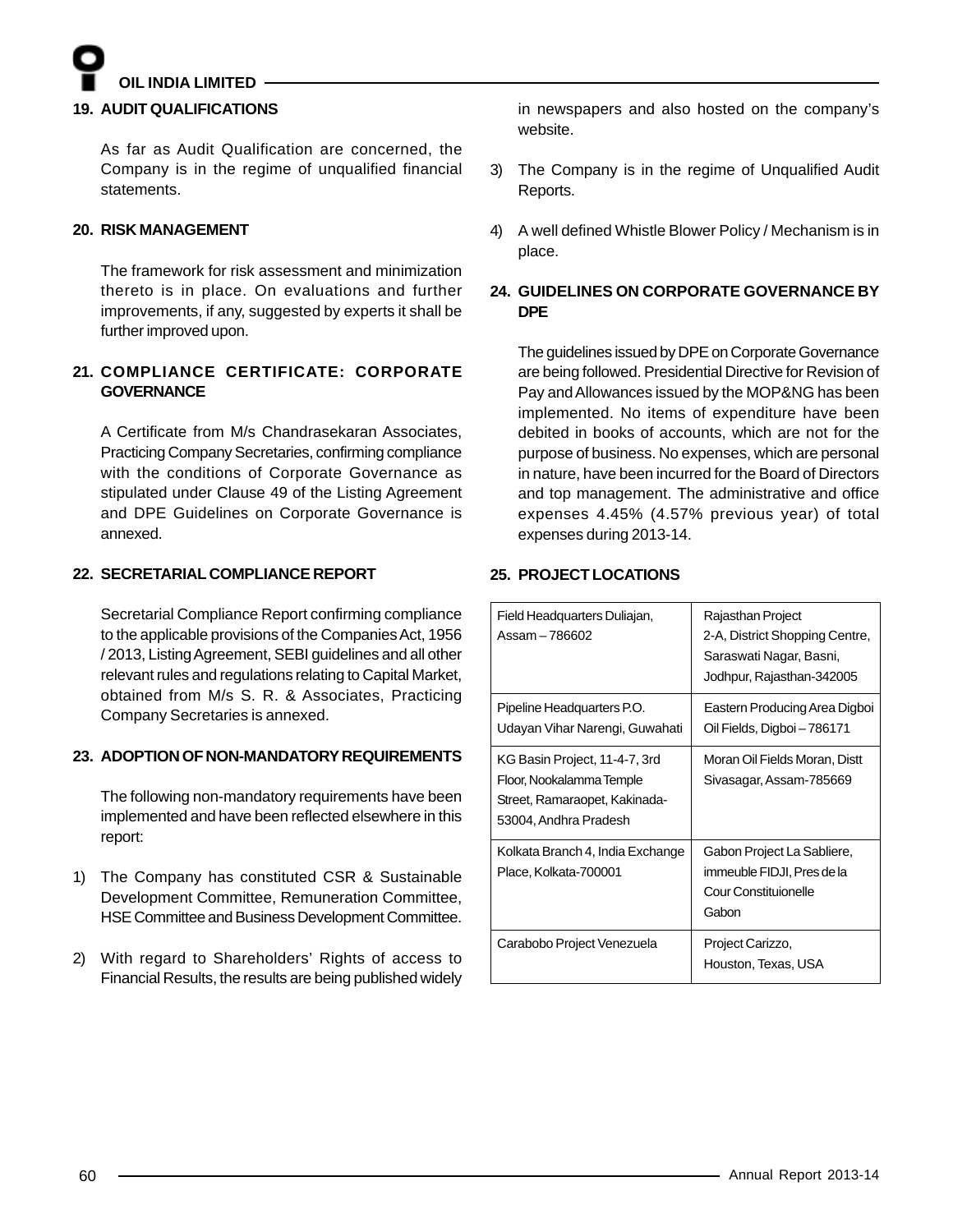## 19. AUDIT QUALIFICATIONS

As far as Audit Qualification are concerned, the Company is in the regime of unqualified financial statements.

## 20. RISK MANAGEMENT

The framework for risk assessment and minimization thereto is in place. On evaluations and further improvements, if any, suggested by experts it shall be further improved upon.

## 21. COMPLIANCE CERTIFICATE: CORPORATE GOVERNANCE

A Certificate from M/s Chandrasekaran Associates, Practicing Company Secretaries, confirming compliance with the conditions of Corporate Governance as stipulated under Clause 49 of the Listing Agreement and DPE Guidelines on Corporate Governance is annexed.

## 22. SECRETARIAL COMPLIANCE REPORT

Secretarial Compliance Report confirming compliance to the applicable provisions of the Companies Act, 1956 / 2013, Listing Agreement, SEBI guidelines and all other relevant rules and regulations relating to Capital Market, obtained from M/s S. R. & Associates, Practicing Company Secretaries is annexed.

## 23. ADOPTION OF NON-MANDATORY REQUIREMENTS

The following non-mandatory requirements have been implemented and have been reflected elsewhere in this report:

1) The Company has constituted CSR & Sustainable Development Committee, Remuneration Committee, HSE Committee and Business Development Committee.

2) With regard to Shareholders' Rights of access to Financial Results, the results are being published widely in newspapers and also hosted on the company's website.

3) The Company is in the regime of Unqualified Audit Reports.

4) A well defined Whistle Blower Policy / Mechanism is in place.

## 24. GUIDELINES ON CORPORATE GOVERNANCE BY DPE

The guidelines issued by DPE on Corporate Governance are being followed. Presidential Directive for Revision of Pay and Allowances issued by the MOP&NG has been implemented. No items of expenditure have been debited in books of accounts, which are not for the purpose of business. No expenses, which are personal in nature, have been incurred for the Board of Directors and top management. The administrative and office expenses 4.45% (4.57% previous year) of total expenses during 2013-14.

## 25. PROJECT LOCATIONS

| | |
|---|---|
| Field Headquarters Duliajan, Assam – 786602 | Rajasthan Project 2-A, District Shopping Centre, Saraswati Nagar, Basni, Jodhpur, Rajasthan-342005 |
| Pipeline Headquarters P.O. Udayan Vihar Narengi, Guwahati | Eastern Producing Area Digboi Oil Fields, Digboi – 786171 |
| KG Basin Project, 11-4-7, 3rd Floor, Nookalamma Temple Street, Ramaraopet, Kakinada-53004, Andhra Pradesh | Moran Oil Fields Moran, Distt Sivasagar, Assam-785669 |
| Kolkata Branch 4, India Exchange Place, Kolkata-700001 | Gabon Project La Sabliere, immeuble FIDJI, Pres de la Cour Constituionelle Gabon |
| Carabobo Project Venezuela | Project Carizzo, Houston, Texas, USA |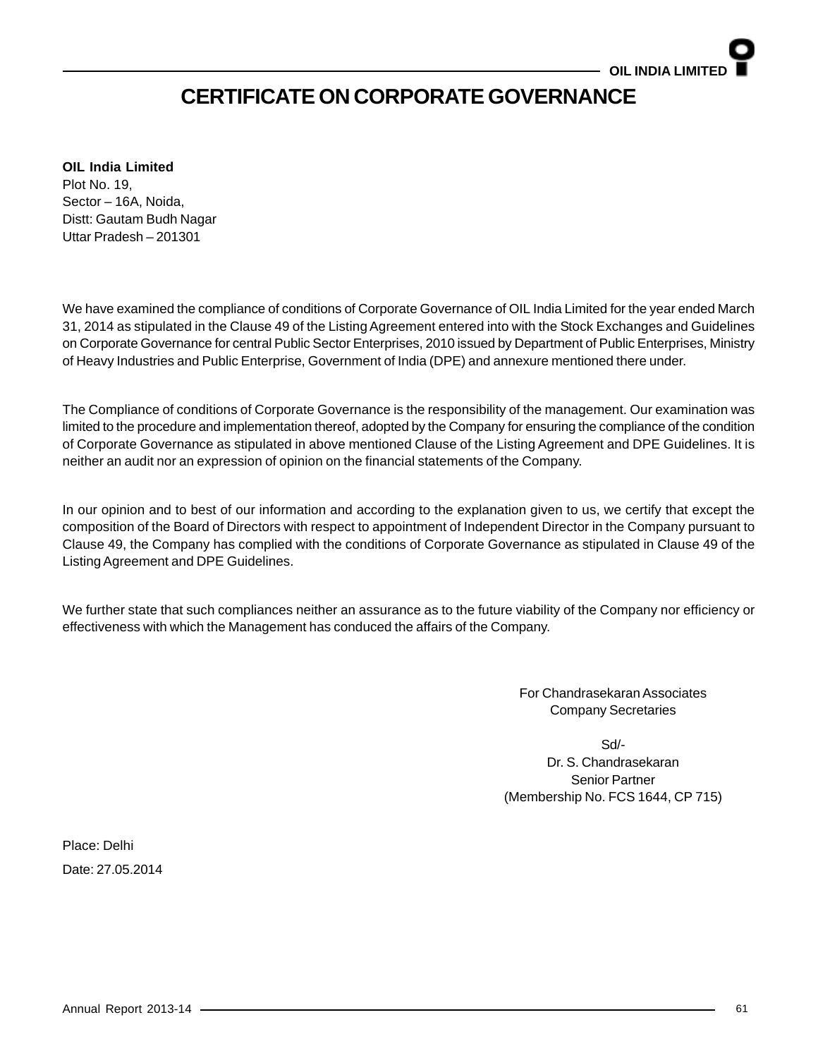# CERTIFICATE ON CORPORATE GOVERNANCE

**OIL India Limited**
Plot No. 19,
Sector – 16A, Noida,
Distt: Gautam Budh Nagar
Uttar Pradesh – 201301

We have examined the compliance of conditions of Corporate Governance of OIL India Limited for the year ended March 31, 2014 as stipulated in the Clause 49 of the Listing Agreement entered into with the Stock Exchanges and Guidelines on Corporate Governance for central Public Sector Enterprises, 2010 issued by Department of Public Enterprises, Ministry of Heavy Industries and Public Enterprise, Government of India (DPE) and annexure mentioned there under.

The Compliance of conditions of Corporate Governance is the responsibility of the management. Our examination was limited to the procedure and implementation thereof, adopted by the Company for ensuring the compliance of the condition of Corporate Governance as stipulated in above mentioned Clause of the Listing Agreement and DPE Guidelines. It is neither an audit nor an expression of opinion on the financial statements of the Company.

In our opinion and to best of our information and according to the explanation given to us, we certify that except the composition of the Board of Directors with respect to appointment of Independent Director in the Company pursuant to Clause 49, the Company has complied with the conditions of Corporate Governance as stipulated in Clause 49 of the Listing Agreement and DPE Guidelines.

We further state that such compliances neither an assurance as to the future viability of the Company nor efficiency or effectiveness with which the Management has conduced the affairs of the Company.

For Chandrasekaran Associates
Company Secretaries

Sd/-
Dr. S. Chandrasekaran
Senior Partner
(Membership No. FCS 1644, CP 715)

Place: Delhi
Date: 27.05.2014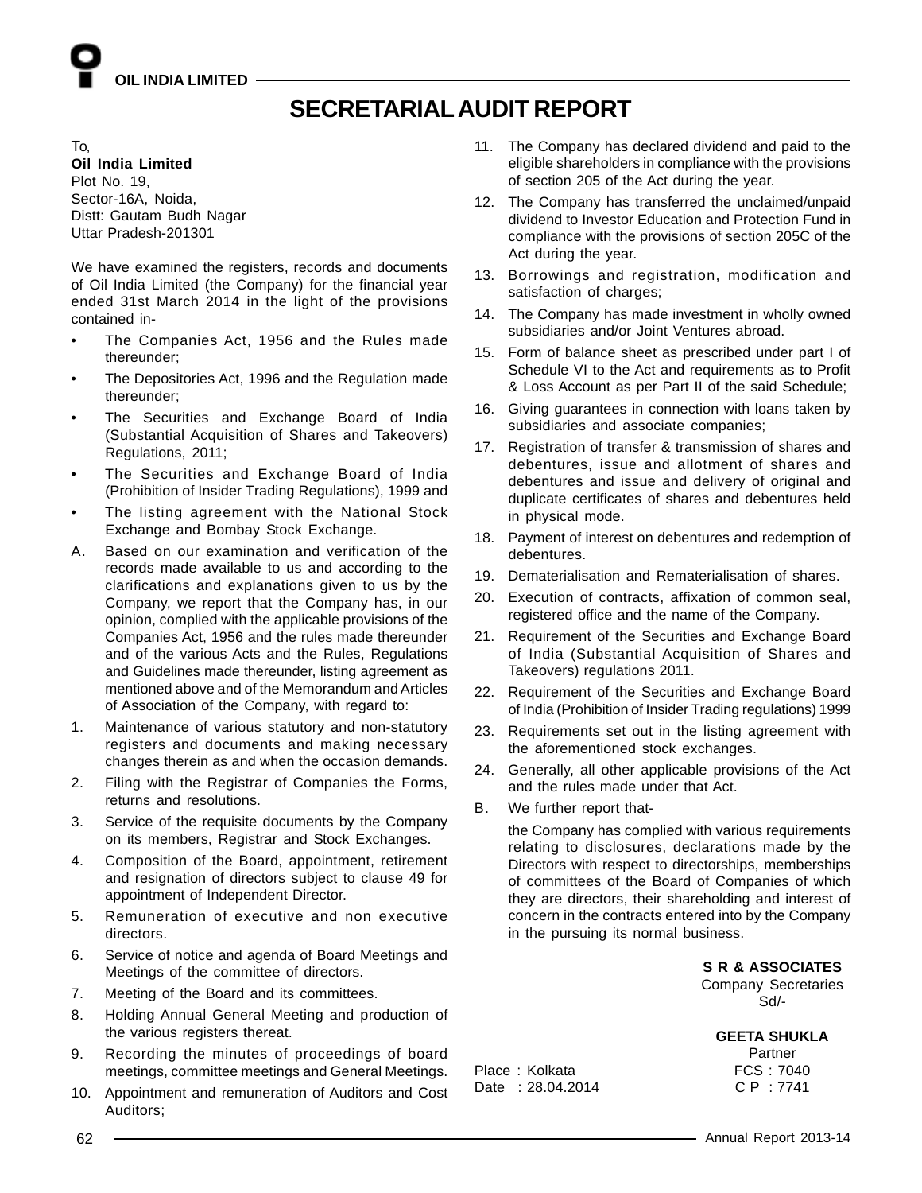# SECRETARIAL AUDIT REPORT

To,

**Oil India Limited**
Plot No. 19,
Sector-16A, Noida,
Distt: Gautam Budh Nagar
Uttar Pradesh-201301

We have examined the registers, records and documents of Oil India Limited (the Company) for the financial year ended 31st March 2014 in the light of the provisions contained in-

- The Companies Act, 1956 and the Rules made thereunder;
- The Depositories Act, 1996 and the Regulation made thereunder;
- The Securities and Exchange Board of India (Substantial Acquisition of Shares and Takeovers) Regulations, 2011;
- The Securities and Exchange Board of India (Prohibition of Insider Trading Regulations), 1999 and
- The listing agreement with the National Stock Exchange and Bombay Stock Exchange.

A. Based on our examination and verification of the records made available to us and according to the clarifications and explanations given to us by the Company, we report that the Company has, in our opinion, complied with the applicable provisions of the Companies Act, 1956 and the rules made thereunder and of the various Acts and the Rules, Regulations and Guidelines made thereunder, listing agreement as mentioned above and of the Memorandum and Articles of Association of the Company, with regard to:

1. Maintenance of various statutory and non-statutory registers and documents and making necessary changes therein as and when the occasion demands.
2. Filing with the Registrar of Companies the Forms, returns and resolutions.
3. Service of the requisite documents by the Company on its members, Registrar and Stock Exchanges.
4. Composition of the Board, appointment, retirement and resignation of directors subject to clause 49 for appointment of Independent Director.
5. Remuneration of executive and non executive directors.
6. Service of notice and agenda of Board Meetings and Meetings of the committee of directors.
7. Meeting of the Board and its committees.
8. Holding Annual General Meeting and production of the various registers thereat.
9. Recording the minutes of proceedings of board meetings, committee meetings and General Meetings.
10. Appointment and remuneration of Auditors and Cost Auditors;
11. The Company has declared dividend and paid to the eligible shareholders in compliance with the provisions of section 205 of the Act during the year.
12. The Company has transferred the unclaimed/unpaid dividend to Investor Education and Protection Fund in compliance with the provisions of section 205C of the Act during the year.
13. Borrowings and registration, modification and satisfaction of charges;
14. The Company has made investment in wholly owned subsidiaries and/or Joint Ventures abroad.
15. Form of balance sheet as prescribed under part I of Schedule VI to the Act and requirements as to Profit & Loss Account as per Part II of the said Schedule;
16. Giving guarantees in connection with loans taken by subsidiaries and associate companies;
17. Registration of transfer & transmission of shares and debentures, issue and allotment of shares and debentures and issue and delivery of original and duplicate certificates of shares and debentures held in physical mode.
18. Payment of interest on debentures and redemption of debentures.
19. Dematerialisation and Rematerialisation of shares.
20. Execution of contracts, affixation of common seal, registered office and the name of the Company.
21. Requirement of the Securities and Exchange Board of India (Substantial Acquisition of Shares and Takeovers) regulations 2011.
22. Requirement of the Securities and Exchange Board of India (Prohibition of Insider Trading regulations) 1999
23. Requirements set out in the listing agreement with the aforementioned stock exchanges.
24. Generally, all other applicable provisions of the Act and the rules made under that Act.

B. We further report that-

the Company has complied with various requirements relating to disclosures, declarations made by the Directors with respect to directorships, memberships of committees of the Board of Companies of which they are directors, their shareholding and interest of concern in the contracts entered into by the Company in the pursuing its normal business.

**S R & ASSOCIATES**
Company Secretaries
Sd/-

**GEETA SHUKLA**
Partner
FCS : 7040
C P : 7741

Place : Kolkata
Date : 28.04.2014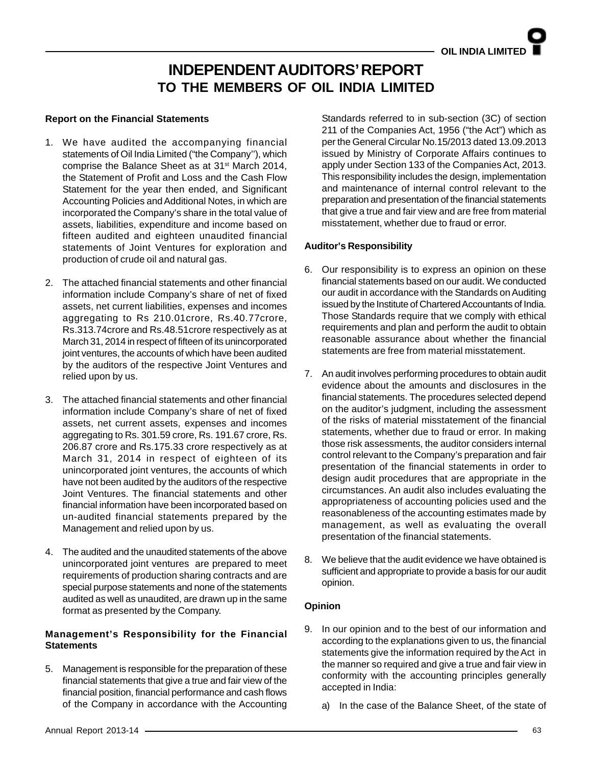# INDEPENDENT AUDITORS' REPORT
## TO THE MEMBERS OF OIL INDIA LIMITED

### Report on the Financial Statements

1. We have audited the accompanying financial statements of Oil India Limited ("the Company''), which comprise the Balance Sheet as at 31st March 2014, the Statement of Profit and Loss and the Cash Flow Statement for the year then ended, and Significant Accounting Policies and Additional Notes, in which are incorporated the Company's share in the total value of assets, liabilities, expenditure and income based on fifteen audited and eighteen unaudited financial statements of Joint Ventures for exploration and production of crude oil and natural gas.

2. The attached financial statements and other financial information include Company's share of net of fixed assets, net current liabilities, expenses and incomes aggregating to Rs 210.01crore, Rs.40.77crore, Rs.313.74crore and Rs.48.51crore respectively as at March 31, 2014 in respect of fifteen of its unincorporated joint ventures, the accounts of which have been audited by the auditors of the respective Joint Ventures and relied upon by us.

3. The attached financial statements and other financial information include Company's share of net of fixed assets, net current assets, expenses and incomes aggregating to Rs. 301.59 crore, Rs. 191.67 crore, Rs. 206.87 crore and Rs.175.33 crore respectively as at March 31, 2014 in respect of eighteen of its unincorporated joint ventures, the accounts of which have not been audited by the auditors of the respective Joint Ventures. The financial statements and other financial information have been incorporated based on un-audited financial statements prepared by the Management and relied upon by us.

4. The audited and the unaudited statements of the above unincorporated joint ventures are prepared to meet requirements of production sharing contracts and are special purpose statements and none of the statements audited as well as unaudited, are drawn up in the same format as presented by the Company.

### Management's Responsibility for the Financial Statements

5. Management is responsible for the preparation of these financial statements that give a true and fair view of the financial position, financial performance and cash flows of the Company in accordance with the Accounting Standards referred to in sub-section (3C) of section 211 of the Companies Act, 1956 ("the Act") which as per the General Circular No.15/2013 dated 13.09.2013 issued by Ministry of Corporate Affairs continues to apply under Section 133 of the Companies Act, 2013. This responsibility includes the design, implementation and maintenance of internal control relevant to the preparation and presentation of the financial statements that give a true and fair view and are free from material misstatement, whether due to fraud or error.

### Auditor's Responsibility

6. Our responsibility is to express an opinion on these financial statements based on our audit. We conducted our audit in accordance with the Standards on Auditing issued by the Institute of Chartered Accountants of India. Those Standards require that we comply with ethical requirements and plan and perform the audit to obtain reasonable assurance about whether the financial statements are free from material misstatement.

7. An audit involves performing procedures to obtain audit evidence about the amounts and disclosures in the financial statements. The procedures selected depend on the auditor's judgment, including the assessment of the risks of material misstatement of the financial statements, whether due to fraud or error. In making those risk assessments, the auditor considers internal control relevant to the Company's preparation and fair presentation of the financial statements in order to design audit procedures that are appropriate in the circumstances. An audit also includes evaluating the appropriateness of accounting policies used and the reasonableness of the accounting estimates made by management, as well as evaluating the overall presentation of the financial statements.

8. We believe that the audit evidence we have obtained is sufficient and appropriate to provide a basis for our audit opinion.

### Opinion

9. In our opinion and to the best of our information and according to the explanations given to us, the financial statements give the information required by the Act in the manner so required and give a true and fair view in conformity with the accounting principles generally accepted in India:

   a) In the case of the Balance Sheet, of the state of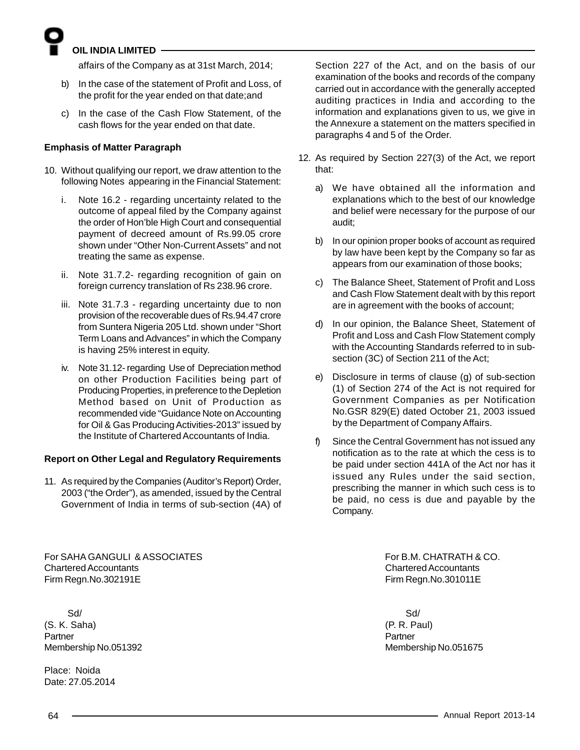affairs of the Company as at 31st March, 2014;

b) In the case of the statement of Profit and Loss, of the profit for the year ended on that date;and

c) In the case of the Cash Flow Statement, of the cash flows for the year ended on that date.

**Emphasis of Matter Paragraph**

10. Without qualifying our report, we draw attention to the following Notes appearing in the Financial Statement:

   i. Note 16.2 - regarding uncertainty related to the outcome of appeal filed by the Company against the order of Hon'ble High Court and consequential payment of decreed amount of Rs.99.05 crore shown under "Other Non-Current Assets" and not treating the same as expense.

   ii. Note 31.7.2- regarding recognition of gain on foreign currency translation of Rs 238.96 crore.

   iii. Note 31.7.3 - regarding uncertainty due to non provision of the recoverable dues of Rs.94.47 crore from Suntera Nigeria 205 Ltd. shown under "Short Term Loans and Advances" in which the Company is having 25% interest in equity.

   iv. Note 31.12- regarding Use of Depreciation method on other Production Facilities being part of Producing Properties, in preference to the Depletion Method based on Unit of Production as recommended vide "Guidance Note on Accounting for Oil & Gas Producing Activities-2013" issued by the Institute of Chartered Accountants of India.

**Report on Other Legal and Regulatory Requirements**

11. As required by the Companies (Auditor's Report) Order, 2003 ("the Order"), as amended, issued by the Central Government of India in terms of sub-section (4A) of Section 227 of the Act, and on the basis of our examination of the books and records of the company carried out in accordance with the generally accepted auditing practices in India and according to the information and explanations given to us, we give in the Annexure a statement on the matters specified in paragraphs 4 and 5 of the Order.

12. As required by Section 227(3) of the Act, we report that:

   a) We have obtained all the information and explanations which to the best of our knowledge and belief were necessary for the purpose of our audit;

   b) In our opinion proper books of account as required by law have been kept by the Company so far as appears from our examination of those books;

   c) The Balance Sheet, Statement of Profit and Loss and Cash Flow Statement dealt with by this report are in agreement with the books of account;

   d) In our opinion, the Balance Sheet, Statement of Profit and Loss and Cash Flow Statement comply with the Accounting Standards referred to in sub-section (3C) of Section 211 of the Act;

   e) Disclosure in terms of clause (g) of sub-section (1) of Section 274 of the Act is not required for Government Companies as per Notification No.GSR 829(E) dated October 21, 2003 issued by the Department of Company Affairs.

   f) Since the Central Government has not issued any notification as to the rate at which the cess is to be paid under section 441A of the Act nor has it issued any Rules under the said section, prescribing the manner in which such cess is to be paid, no cess is due and payable by the Company.

For SAHA GANGULI & ASSOCIATES
Chartered Accountants
Firm Regn.No.302191E

Sd/
(S. K. Saha)
Partner
Membership No.051392

For B.M. CHATRATH & CO.
Chartered Accountants
Firm Regn.No.301011E

Sd/
(P. R. Paul)
Partner
Membership No.051675

Place: Noida
Date: 27.05.2014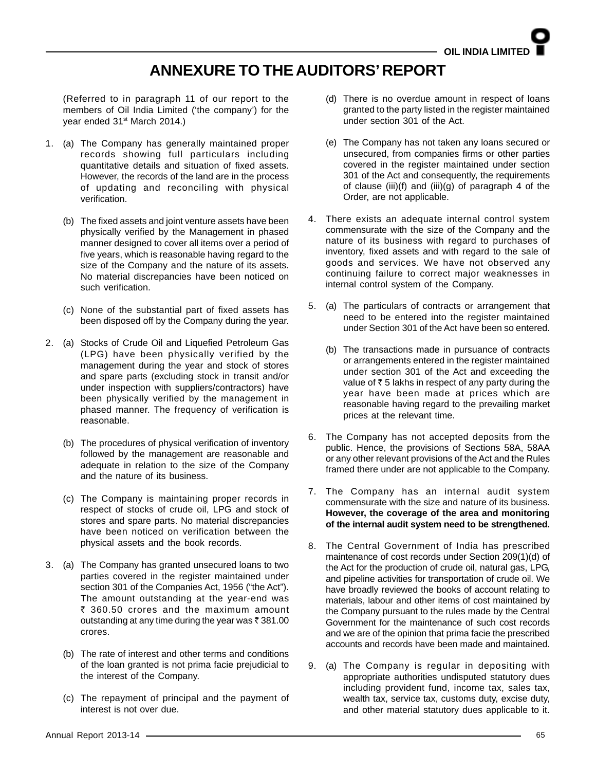# ANNEXURE TO THE AUDITORS' REPORT

(Referred to in paragraph 11 of our report to the members of Oil India Limited ('the company') for the year ended 31st March 2014.)

1. (a) The Company has generally maintained proper records showing full particulars including quantitative details and situation of fixed assets. However, the records of the land are in the process of updating and reconciling with physical verification.

   (b) The fixed assets and joint venture assets have been physically verified by the Management in phased manner designed to cover all items over a period of five years, which is reasonable having regard to the size of the Company and the nature of its assets. No material discrepancies have been noticed on such verification.

   (c) None of the substantial part of fixed assets has been disposed off by the Company during the year.

2. (a) Stocks of Crude Oil and Liquefied Petroleum Gas (LPG) have been physically verified by the management during the year and stock of stores and spare parts (excluding stock in transit and/or under inspection with suppliers/contractors) have been physically verified by the management in phased manner. The frequency of verification is reasonable.

   (b) The procedures of physical verification of inventory followed by the management are reasonable and adequate in relation to the size of the Company and the nature of its business.

   (c) The Company is maintaining proper records in respect of stocks of crude oil, LPG and stock of stores and spare parts. No material discrepancies have been noticed on verification between the physical assets and the book records.

3. (a) The Company has granted unsecured loans to two parties covered in the register maintained under section 301 of the Companies Act, 1956 ("the Act"). The amount outstanding at the year-end was ₹ 360.50 crores and the maximum amount outstanding at any time during the year was ₹ 381.00 crores.

   (b) The rate of interest and other terms and conditions of the loan granted is not prima facie prejudicial to the interest of the Company.

   (c) The repayment of principal and the payment of interest is not over due.

   (d) There is no overdue amount in respect of loans granted to the party listed in the register maintained under section 301 of the Act.

   (e) The Company has not taken any loans secured or unsecured, from companies firms or other parties covered in the register maintained under section 301 of the Act and consequently, the requirements of clause (iii)(f) and (iii)(g) of paragraph 4 of the Order, are not applicable.

4. There exists an adequate internal control system commensurate with the size of the Company and the nature of its business with regard to purchases of inventory, fixed assets and with regard to the sale of goods and services. We have not observed any continuing failure to correct major weaknesses in internal control system of the Company.

5. (a) The particulars of contracts or arrangement that need to be entered into the register maintained under Section 301 of the Act have been so entered.

   (b) The transactions made in pursuance of contracts or arrangements entered in the register maintained under section 301 of the Act and exceeding the value of ₹ 5 lakhs in respect of any party during the year have been made at prices which are reasonable having regard to the prevailing market prices at the relevant time.

6. The Company has not accepted deposits from the public. Hence, the provisions of Sections 58A, 58AA or any other relevant provisions of the Act and the Rules framed there under are not applicable to the Company.

7. The Company has an internal audit system commensurate with the size and nature of its business. **However, the coverage of the area and monitoring of the internal audit system need to be strengthened.**

8. The Central Government of India has prescribed maintenance of cost records under Section 209(1)(d) of the Act for the production of crude oil, natural gas, LPG, and pipeline activities for transportation of crude oil. We have broadly reviewed the books of account relating to materials, labour and other items of cost maintained by the Company pursuant to the rules made by the Central Government for the maintenance of such cost records and we are of the opinion that prima facie the prescribed accounts and records have been made and maintained.

9. (a) The Company is regular in depositing with appropriate authorities undisputed statutory dues including provident fund, income tax, sales tax, wealth tax, service tax, customs duty, excise duty, and other material statutory dues applicable to it.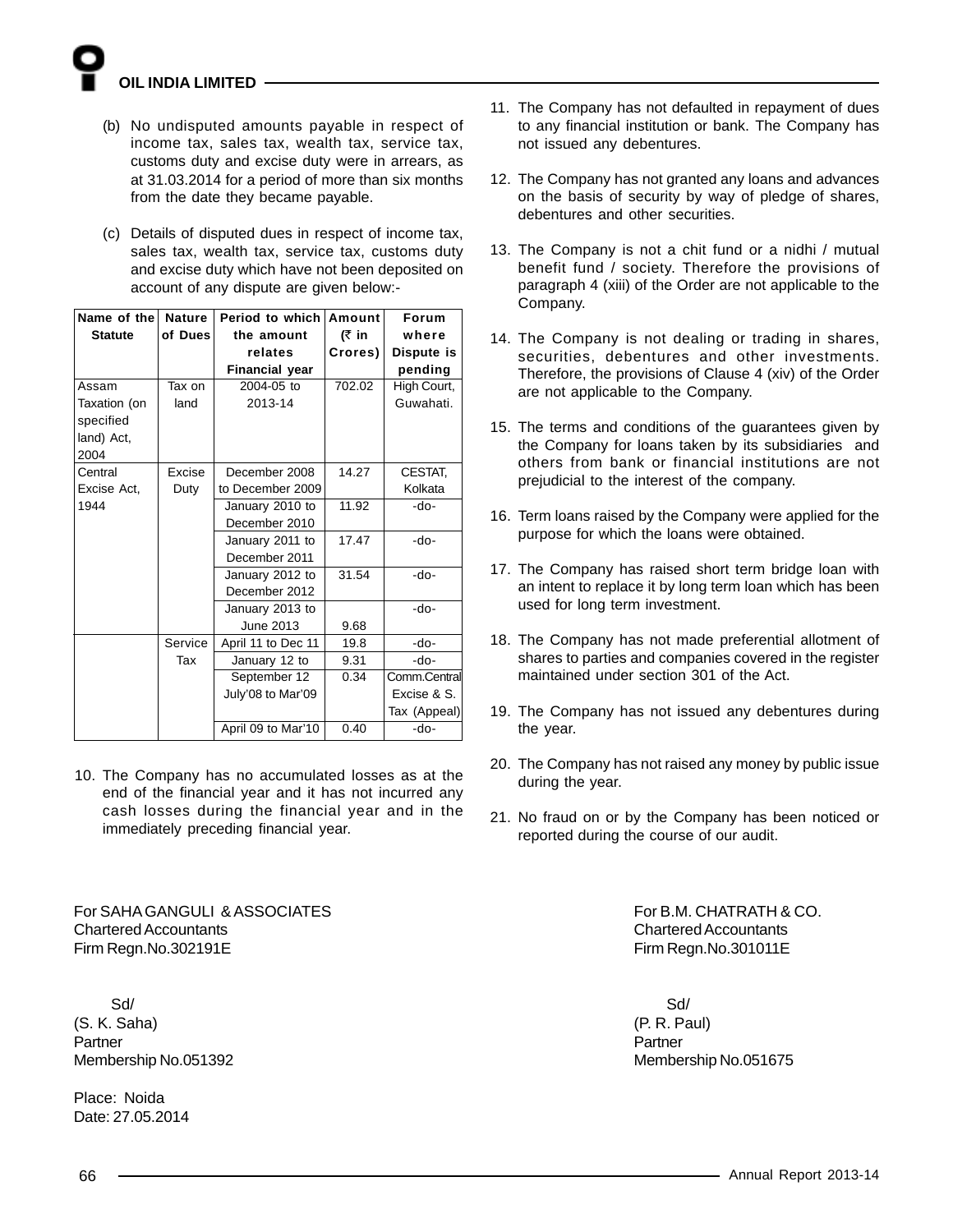(b) No undisputed amounts payable in respect of income tax, sales tax, wealth tax, service tax, customs duty and excise duty were in arrears, as at 31.03.2014 for a period of more than six months from the date they became payable.

(c) Details of disputed dues in respect of income tax, sales tax, wealth tax, service tax, customs duty and excise duty which have not been deposited on account of any dispute are given below:-

| Name of the Statute | Nature of Dues | Period to which the amount relates Financial year | Amount (₹ in Crores) | Forum where Dispute is pending |
|---|---|---|---|---|
| Assam Taxation (on specified land) Act, 2004 | Tax on land | 2004-05 to 2013-14 | 702.02 | High Court, Guwahati. |
| Central Excise Act, 1944 | Excise Duty | December 2008 to December 2009 | 14.27 | CESTAT, Kolkata |
| | | January 2010 to December 2010 | 11.92 | -do- |
| | | January 2011 to December 2011 | 17.47 | -do- |
| | | January 2012 to December 2012 | 31.54 | -do- |
| | | January 2013 to June 2013 | 9.68 | -do- |
| | Service Tax | April 11 to Dec 11 | 19.8 | -do- |
| | | January 12 to | 9.31 | -do- |
| | | September 12 | 0.34 | Comm.Central Excise & S. Tax (Appeal) |
| | | July'08 to Mar'09 | | |
| | | April 09 to Mar'10 | 0.40 | -do- |

10. The Company has no accumulated losses as at the end of the financial year and it has not incurred any cash losses during the financial year and in the immediately preceding financial year.

11. The Company has not defaulted in repayment of dues to any financial institution or bank. The Company has not issued any debentures.

12. The Company has not granted any loans and advances on the basis of security by way of pledge of shares, debentures and other securities.

13. The Company is not a chit fund or a nidhi / mutual benefit fund / society. Therefore the provisions of paragraph 4 (xiii) of the Order are not applicable to the Company.

14. The Company is not dealing or trading in shares, securities, debentures and other investments. Therefore, the provisions of Clause 4 (xiv) of the Order are not applicable to the Company.

15. The terms and conditions of the guarantees given by the Company for loans taken by its subsidiaries and others from bank or financial institutions are not prejudicial to the interest of the company.

16. Term loans raised by the Company were applied for the purpose for which the loans were obtained.

17. The Company has raised short term bridge loan with an intent to replace it by long term loan which has been used for long term investment.

18. The Company has not made preferential allotment of shares to parties and companies covered in the register maintained under section 301 of the Act.

19. The Company has not issued any debentures during the year.

20. The Company has not raised any money by public issue during the year.

21. No fraud on or by the Company has been noticed or reported during the course of our audit.

For SAHA GANGULI & ASSOCIATES
Chartered Accountants
Firm Regn.No.302191E

Sd/
(S. K. Saha)
Partner
Membership No.051392

For B.M. CHATRATH & CO.
Chartered Accountants
Firm Regn.No.301011E

Sd/
(P. R. Paul)
Partner
Membership No.051675

Place: Noida
Date: 27.05.2014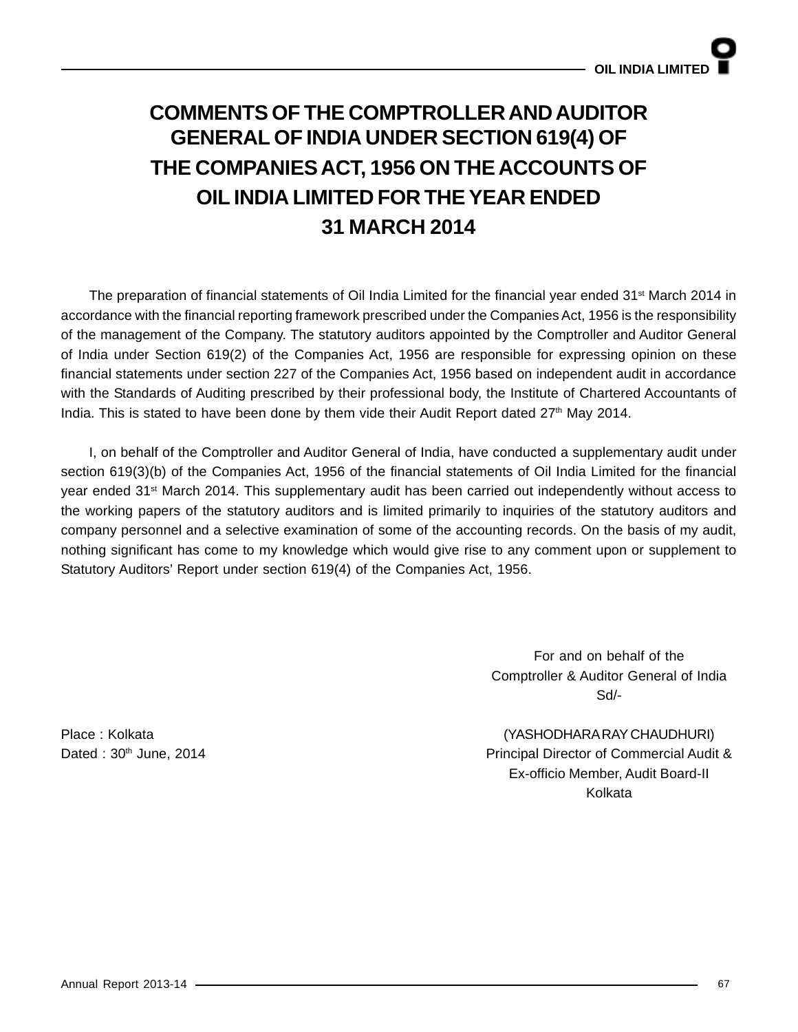# COMMENTS OF THE COMPTROLLER AND AUDITOR GENERAL OF INDIA UNDER SECTION 619(4) OF THE COMPANIES ACT, 1956 ON THE ACCOUNTS OF OIL INDIA LIMITED FOR THE YEAR ENDED 31 MARCH 2014

The preparation of financial statements of Oil India Limited for the financial year ended 31st March 2014 in accordance with the financial reporting framework prescribed under the Companies Act, 1956 is the responsibility of the management of the Company. The statutory auditors appointed by the Comptroller and Auditor General of India under Section 619(2) of the Companies Act, 1956 are responsible for expressing opinion on these financial statements under section 227 of the Companies Act, 1956 based on independent audit in accordance with the Standards of Auditing prescribed by their professional body, the Institute of Chartered Accountants of India. This is stated to have been done by them vide their Audit Report dated 27th May 2014.

I, on behalf of the Comptroller and Auditor General of India, have conducted a supplementary audit under section 619(3)(b) of the Companies Act, 1956 of the financial statements of Oil India Limited for the financial year ended 31st March 2014. This supplementary audit has been carried out independently without access to the working papers of the statutory auditors and is limited primarily to inquiries of the statutory auditors and company personnel and a selective examination of some of the accounting records. On the basis of my audit, nothing significant has come to my knowledge which would give rise to any comment upon or supplement to Statutory Auditors' Report under section 619(4) of the Companies Act, 1956.

For and on behalf of the
Comptroller & Auditor General of India
Sd/-

(YASHODHARA RAY CHAUDHURI)
Principal Director of Commercial Audit &
Ex-officio Member, Audit Board-II
Kolkata

Place : Kolkata
Dated : 30th June, 2014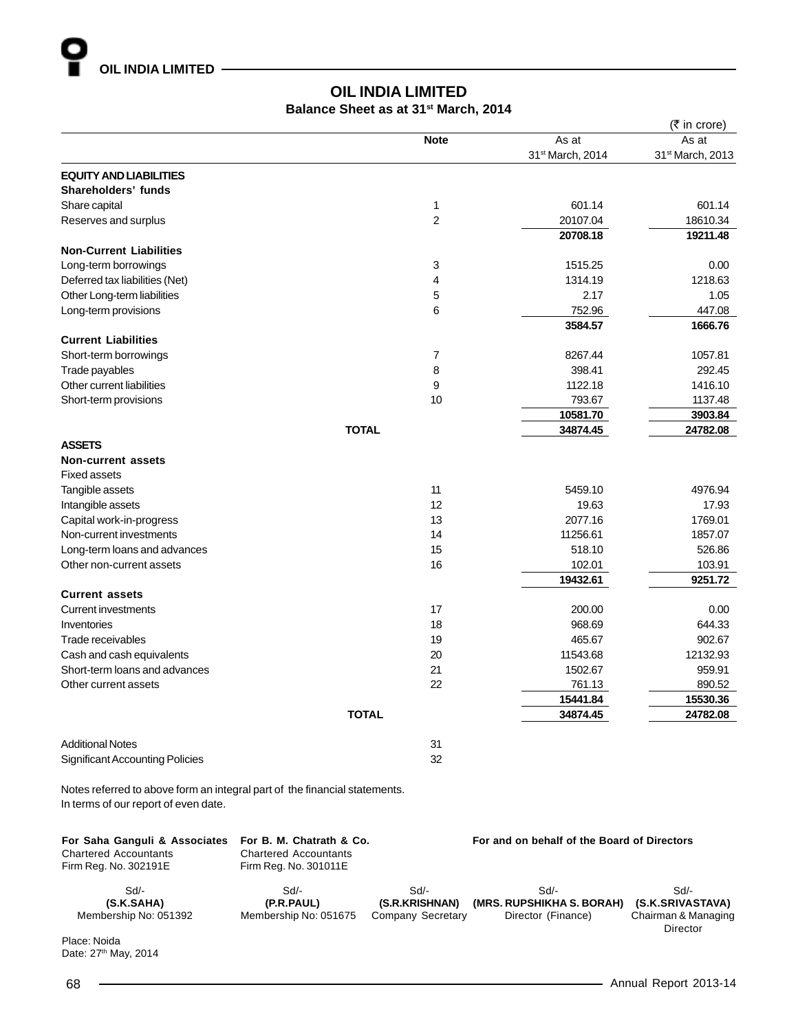# OIL INDIA LIMITED

## Balance Sheet as at 31st March, 2014

(₹ in crore)

| | Note | As at 31st March, 2014 | As at 31st March, 2013 |
|---|---|---|---|
| **EQUITY AND LIABILITIES** | | | |
| **Shareholders' funds** | | | |
| Share capital | 1 | 601.14 | 601.14 |
| Reserves and surplus | 2 | 20107.04 | 18610.34 |
| | | **20708.18** | **19211.48** |
| **Non-Current Liabilities** | | | |
| Long-term borrowings | 3 | 1515.25 | 0.00 |
| Deferred tax liabilities (Net) | 4 | 1314.19 | 1218.63 |
| Other Long-term liabilities | 5 | 2.17 | 1.05 |
| Long-term provisions | 6 | 752.96 | 447.08 |
| | | **3584.57** | **1666.76** |
| **Current Liabilities** | | | |
| Short-term borrowings | 7 | 8267.44 | 1057.81 |
| Trade payables | 8 | 398.41 | 292.45 |
| Other current liabilities | 9 | 1122.18 | 1416.10 |
| Short-term provisions | 10 | 793.67 | 1137.48 |
| | | **10581.70** | **3903.84** |
| **TOTAL** | | **34874.45** | **24782.08** |
| **ASSETS** | | | |
| **Non-current assets** | | | |
| Fixed assets | | | |
| Tangible assets | 11 | 5459.10 | 4976.94 |
| Intangible assets | 12 | 19.63 | 17.93 |
| Capital work-in-progress | 13 | 2077.16 | 1769.01 |
| Non-current investments | 14 | 11256.61 | 1857.07 |
| Long-term loans and advances | 15 | 518.10 | 526.86 |
| Other non-current assets | 16 | 102.01 | 103.91 |
| | | **19432.61** | **9251.72** |
| **Current assets** | | | |
| Current investments | 17 | 200.00 | 0.00 |
| Inventories | 18 | 968.69 | 644.33 |
| Trade receivables | 19 | 465.67 | 902.67 |
| Cash and cash equivalents | 20 | 11543.68 | 12132.93 |
| Short-term loans and advances | 21 | 1502.67 | 959.91 |
| Other current assets | 22 | 761.13 | 890.52 |
| | | **15441.84** | **15530.36** |
| **TOTAL** | | **34874.45** | **24782.08** |
| Additional Notes | 31 | | |
| Significant Accounting Policies | 32 | | |

Notes referred to above form an integral part of the financial statements.
In terms of our report of even date.

| **For Saha Ganguli & Associates** | **For B. M. Chatrath & Co.** | | **For and on behalf of the Board of Directors** | |
|---|---|---|---|---|
| Chartered Accountants | Chartered Accountants | | | |
| Firm Reg. No. 302191E | Firm Reg. No. 301011E | | | |
| Sd/- | Sd/- | Sd/- | Sd/- | Sd/- |
| **(S.K.SAHA)** | **(P.R.PAUL)** | **(S.R.KRISHNAN)** | **(MRS. RUPSHIKHA S. BORAH)** | **(S.K.SRIVASTAVA)** |
| Membership No: 051392 | Membership No: 051675 | Company Secretary | Director (Finance) | Chairman & Managing Director |

Place: Noida
Date: 27th May, 2014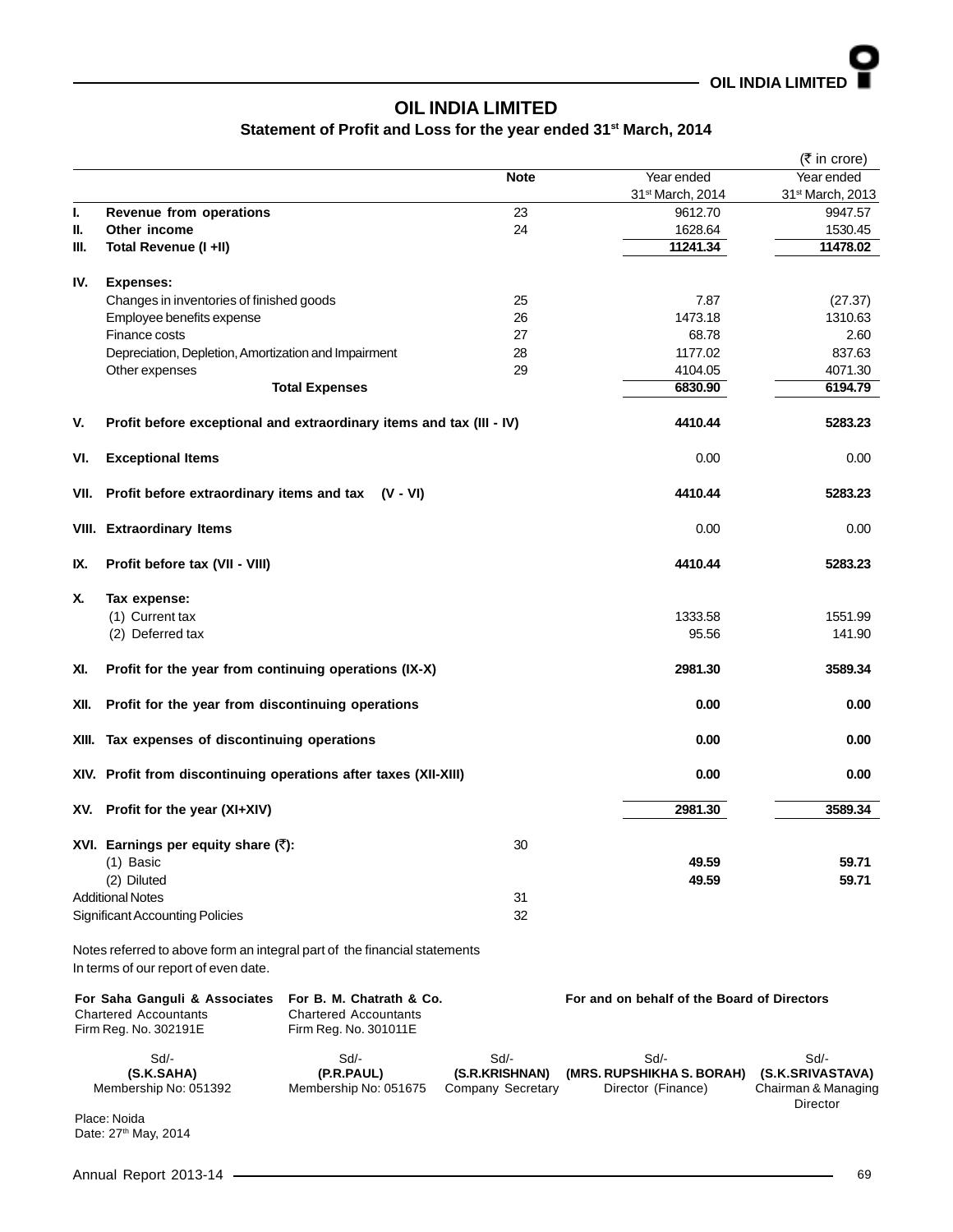# OIL INDIA LIMITED

## Statement of Profit and Loss for the year ended 31st March, 2014

(₹ in crore)

| | | Note | Year ended 31st March, 2014 | Year ended 31st March, 2013 |
|---|---|---|---|---|
| I. | **Revenue from operations** | 23 | 9612.70 | 9947.57 |
| II. | **Other income** | 24 | 1628.64 | 1530.45 |
| III. | **Total Revenue (I +II)** | | **11241.34** | **11478.02** |
| IV. | **Expenses:** | | | |
| | Changes in inventories of finished goods | 25 | 7.87 | (27.37) |
| | Employee benefits expense | 26 | 1473.18 | 1310.63 |
| | Finance costs | 27 | 68.78 | 2.60 |
| | Depreciation, Depletion, Amortization and Impairment | 28 | 1177.02 | 837.63 |
| | Other expenses | 29 | 4104.05 | 4071.30 |
| | **Total Expenses** | | **6830.90** | **6194.79** |
| V. | **Profit before exceptional and extraordinary items and tax (III - IV)** | | **4410.44** | **5283.23** |
| VI. | **Exceptional Items** | | 0.00 | 0.00 |
| VII. | **Profit before extraordinary items and tax (V - VI)** | | **4410.44** | **5283.23** |
| VIII. | **Extraordinary Items** | | 0.00 | 0.00 |
| IX. | **Profit before tax (VII - VIII)** | | **4410.44** | **5283.23** |
| X. | **Tax expense:** | | | |
| | (1) Current tax | | 1333.58 | 1551.99 |
| | (2) Deferred tax | | 95.56 | 141.90 |
| XI. | **Profit for the year from continuing operations (IX-X)** | | **2981.30** | **3589.34** |
| XII. | **Profit for the year from discontinuing operations** | | **0.00** | **0.00** |
| XIII. | **Tax expenses of discontinuing operations** | | **0.00** | **0.00** |
| XIV. | **Profit from discontinuing operations after taxes (XII-XIII)** | | **0.00** | **0.00** |
| XV. | **Profit for the year (XI+XIV)** | | **2981.30** | **3589.34** |
| XVI. | **Earnings per equity share (₹):** | 30 | | |
| | (1) Basic | | **49.59** | **59.71** |
| | (2) Diluted | | **49.59** | **59.71** |
| | Additional Notes | 31 | | |
| | Significant Accounting Policies | 32 | | |

Notes referred to above form an integral part of the financial statements

In terms of our report of even date.

| **For Saha Ganguli & Associates**<br>Chartered Accountants<br>Firm Reg. No. 302191E | **For B. M. Chatrath & Co.**<br>Chartered Accountants<br>Firm Reg. No. 301011E | | **For and on behalf of the Board of Directors** | |
|---|---|---|---|---|
| Sd/-<br>**(S.K.SAHA)**<br>Membership No: 051392 | Sd/-<br>**(P.R.PAUL)**<br>Membership No: 051675 | Sd/-<br>**(S.R.KRISHNAN)**<br>Company Secretary | Sd/-<br>**(MRS. RUPSHIKHA S. BORAH)**<br>Director (Finance) | Sd/-<br>**(S.K.SRIVASTAVA)**<br>Chairman & Managing Director |

Place: Noida

Date: 27th May, 2014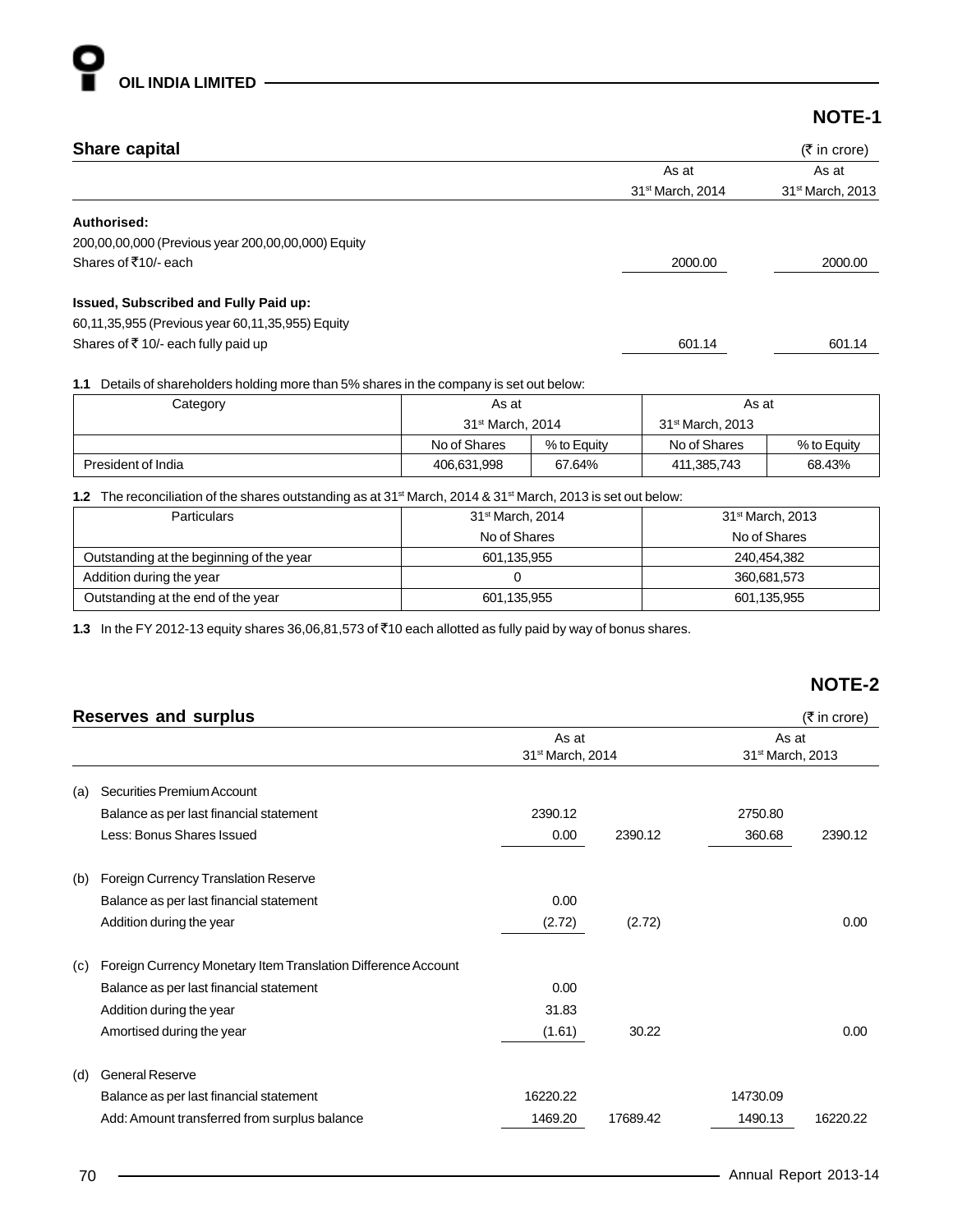## NOTE-1

### Share capital

(₹ in crore)

| | As at 31st March, 2014 | As at 31st March, 2013 |
|---|---|---|
| **Authorised:** | | |
| 200,00,00,000 (Previous year 200,00,00,000) Equity Shares of ₹10/- each | 2000.00 | 2000.00 |
| **Issued, Subscribed and Fully Paid up:** | | |
| 60,11,35,955 (Previous year 60,11,35,955) Equity Shares of ₹ 10/- each fully paid up | 601.14 | 601.14 |

**1.1** Details of shareholders holding more than 5% shares in the company is set out below:

| Category | As at 31st March, 2014 | | As at 31st March, 2013 | |
|---|---|---|---|---|
| | No of Shares | % to Equity | No of Shares | % to Equity |
| President of India | 406,631,998 | 67.64% | 411,385,743 | 68.43% |

**1.2** The reconciliation of the shares outstanding as at 31st March, 2014 & 31st March, 2013 is set out below:

| Particulars | 31st March, 2014 | 31st March, 2013 |
|---|---|---|
| | No of Shares | No of Shares |
| Outstanding at the beginning of the year | 601,135,955 | 240,454,382 |
| Addition during the year | 0 | 360,681,573 |
| Outstanding at the end of the year | 601,135,955 | 601,135,955 |

**1.3** In the FY 2012-13 equity shares 36,06,81,573 of ₹10 each allotted as fully paid by way of bonus shares.

## NOTE-2

### Reserves and surplus

(₹ in crore)

| | | As at 31st March, 2014 | | As at 31st March, 2013 | |
|---|---|---|---|---|---|
| (a) | Securities Premium Account | | | | |
| | Balance as per last financial statement | 2390.12 | | 2750.80 | |
| | Less: Bonus Shares Issued | 0.00 | 2390.12 | 360.68 | 2390.12 |
| (b) | Foreign Currency Translation Reserve | | | | |
| | Balance as per last financial statement | 0.00 | | | |
| | Addition during the year | (2.72) | (2.72) | | 0.00 |
| (c) | Foreign Currency Monetary Item Translation Difference Account | | | | |
| | Balance as per last financial statement | 0.00 | | | |
| | Addition during the year | 31.83 | | | |
| | Amortised during the year | (1.61) | 30.22 | | 0.00 |
| (d) | General Reserve | | | | |
| | Balance as per last financial statement | 16220.22 | | 14730.09 | |
| | Add: Amount transferred from surplus balance | 1469.20 | 17689.42 | 1490.13 | 16220.22 |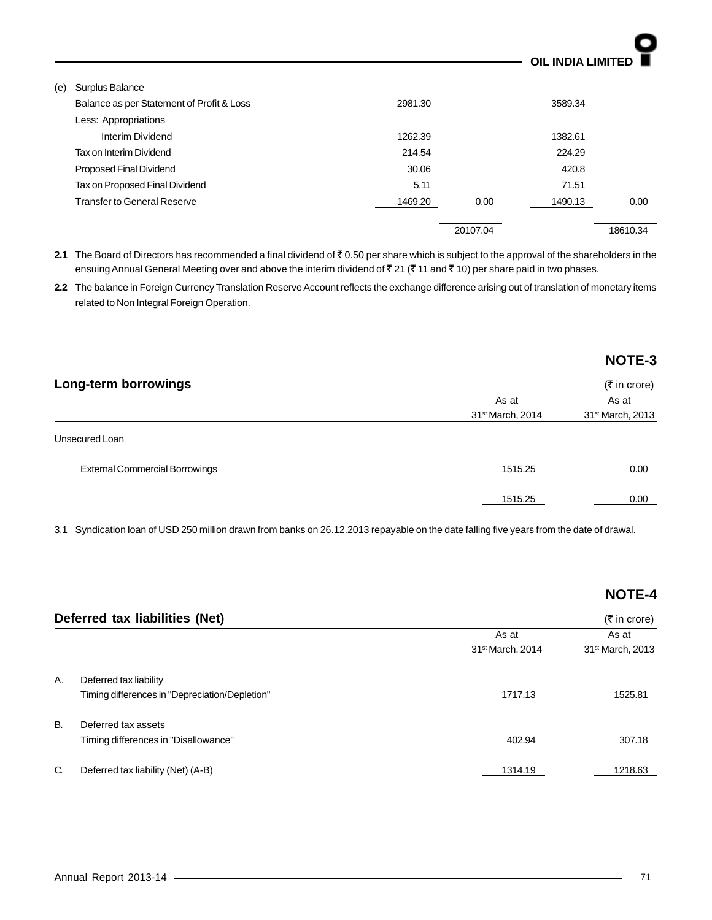| | | | | |
|---|---|---|---|---|
| (e) Surplus Balance | | | | |
| Balance as per Statement of Profit & Loss | 2981.30 | | 3589.34 | |
| Less: Appropriations | | | | |
| Interim Dividend | 1262.39 | | 1382.61 | |
| Tax on Interim Dividend | 214.54 | | 224.29 | |
| Proposed Final Dividend | 30.06 | | 420.8 | |
| Tax on Proposed Final Dividend | 5.11 | | 71.51 | |
| Transfer to General Reserve | 1469.20 | 0.00 | 1490.13 | 0.00 |
| | | 20107.04 | | 18610.34 |

**2.1** The Board of Directors has recommended a final dividend of ₹ 0.50 per share which is subject to the approval of the shareholders in the ensuing Annual General Meeting over and above the interim dividend of ₹ 21 (₹ 11 and ₹ 10) per share paid in two phases.

**2.2** The balance in Foreign Currency Translation Reserve Account reflects the exchange difference arising out of translation of monetary items related to Non Integral Foreign Operation.

## NOTE-3

### Long-term borrowings

(₹ in crore)

| | As at 31st March, 2014 | As at 31st March, 2013 |
|---|---|---|
| Unsecured Loan | | |
| External Commercial Borrowings | 1515.25 | 0.00 |
| | 1515.25 | 0.00 |

3.1 Syndication loan of USD 250 million drawn from banks on 26.12.2013 repayable on the date falling five years from the date of drawal.

## NOTE-4

### Deferred tax liabilities (Net)

(₹ in crore)

| | | As at 31st March, 2014 | As at 31st March, 2013 |
|---|---|---|---|
| A. | Deferred tax liability<br>Timing differences in "Depreciation/Depletion" | 1717.13 | 1525.81 |
| B. | Deferred tax assets<br>Timing differences in "Disallowance" | 402.94 | 307.18 |
| C. | Deferred tax liability (Net) (A-B) | 1314.19 | 1218.63 |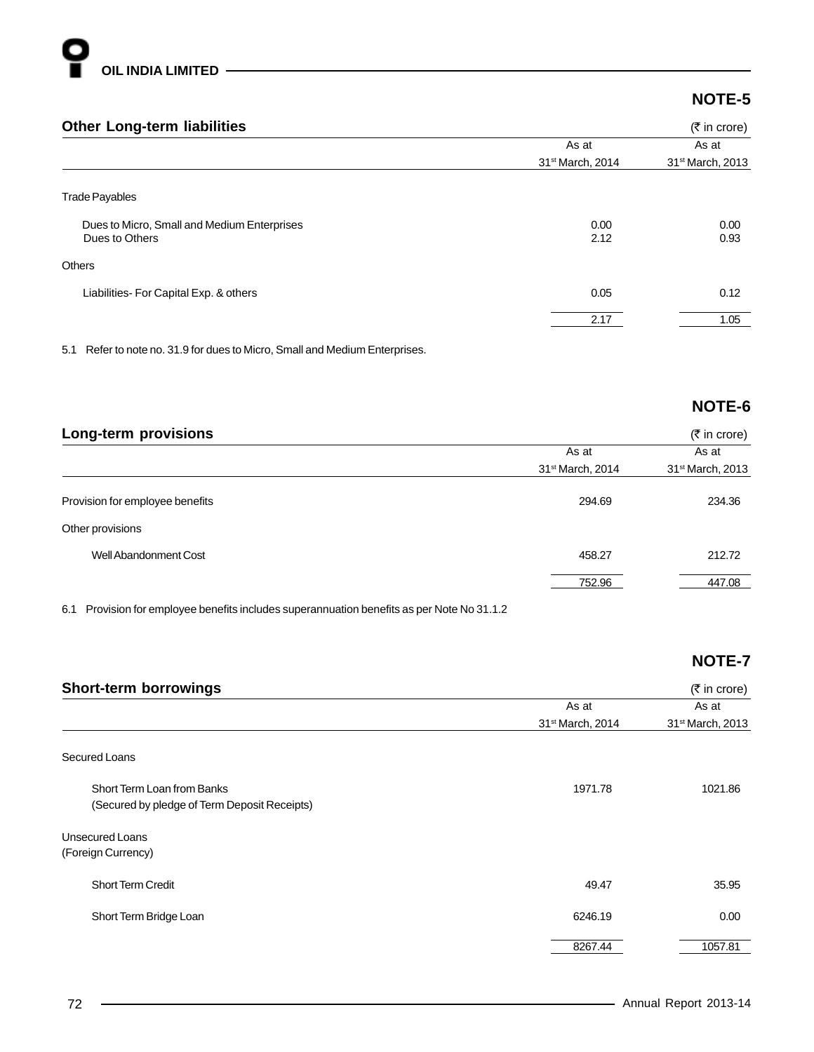## NOTE-5

### Other Long-term liabilities

(₹ in crore)

| | As at 31st March, 2014 | As at 31st March, 2013 |
|---|---|---|
| Trade Payables | | |
| Dues to Micro, Small and Medium Enterprises | 0.00 | 0.00 |
| Dues to Others | 2.12 | 0.93 |
| Others | | |
| Liabilities- For Capital Exp. & others | 0.05 | 0.12 |
| | 2.17 | 1.05 |

5.1 Refer to note no. 31.9 for dues to Micro, Small and Medium Enterprises.

## NOTE-6

### Long-term provisions

(₹ in crore)

| | As at 31st March, 2014 | As at 31st March, 2013 |
|---|---|---|
| Provision for employee benefits | 294.69 | 234.36 |
| Other provisions | | |
| Well Abandonment Cost | 458.27 | 212.72 |
| | 752.96 | 447.08 |

6.1 Provision for employee benefits includes superannuation benefits as per Note No 31.1.2

## NOTE-7

### Short-term borrowings

(₹ in crore)

| | As at 31st March, 2014 | As at 31st March, 2013 |
|---|---|---|
| Secured Loans | | |
| Short Term Loan from Banks (Secured by pledge of Term Deposit Receipts) | 1971.78 | 1021.86 |
| Unsecured Loans (Foreign Currency) | | |
| Short Term Credit | 49.47 | 35.95 |
| Short Term Bridge Loan | 6246.19 | 0.00 |
| | 8267.44 | 1057.81 |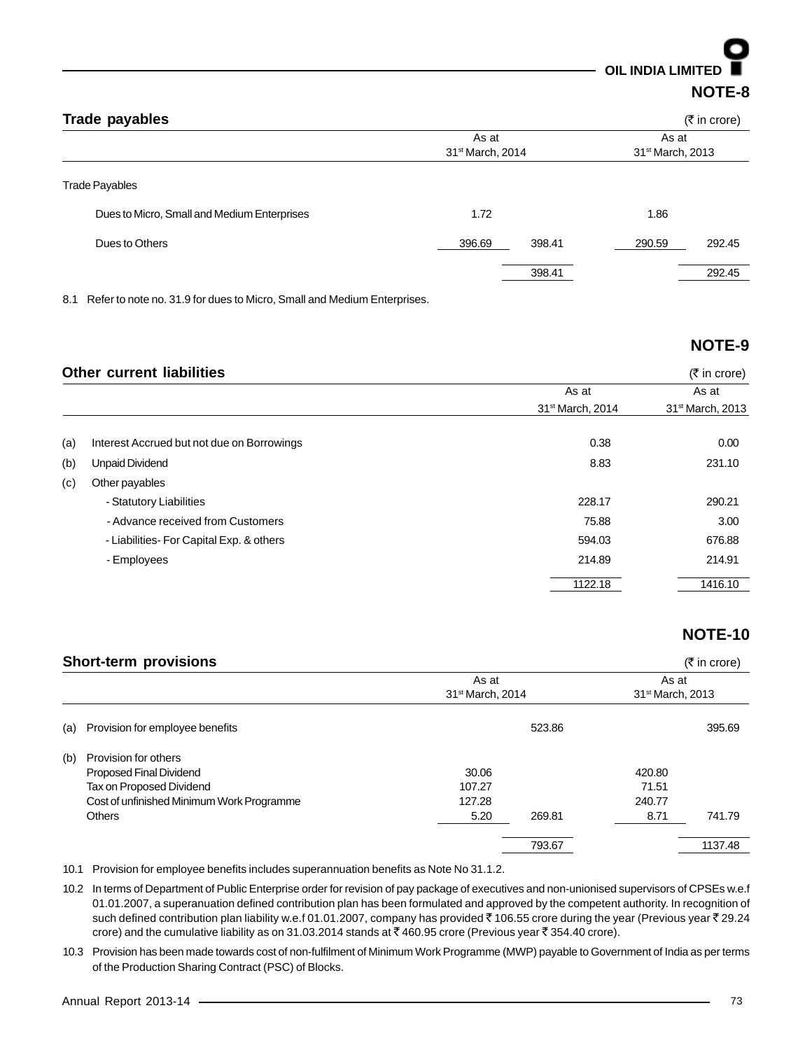## NOTE-8

### Trade payables

(₹ in crore)

| | As at 31st March, 2014 | | As at 31st March, 2013 | |
|---|---|---|---|---|
| Trade Payables | | | | |
| Dues to Micro, Small and Medium Enterprises | 1.72 | | 1.86 | |
| Dues to Others | 396.69 | 398.41 | 290.59 | 292.45 |
| | | 398.41 | | 292.45 |

8.1 Refer to note no. 31.9 for dues to Micro, Small and Medium Enterprises.

## NOTE-9

### Other current liabilities

(₹ in crore)

| | | As at 31st March, 2014 | As at 31st March, 2013 |
|---|---|---|---|
| (a) | Interest Accrued but not due on Borrowings | 0.38 | 0.00 |
| (b) | Unpaid Dividend | 8.83 | 231.10 |
| (c) | Other payables | | |
| | - Statutory Liabilities | 228.17 | 290.21 |
| | - Advance received from Customers | 75.88 | 3.00 |
| | - Liabilities- For Capital Exp. & others | 594.03 | 676.88 |
| | - Employees | 214.89 | 214.91 |
| | | 1122.18 | 1416.10 |

## NOTE-10

### Short-term provisions

(₹ in crore)

| | | As at 31st March, 2014 | | As at 31st March, 2013 | |
|---|---|---|---|---|---|
| (a) | Provision for employee benefits | | 523.86 | | 395.69 |
| (b) | Provision for others | | | | |
| | Proposed Final Dividend | 30.06 | | 420.80 | |
| | Tax on Proposed Dividend | 107.27 | | 71.51 | |
| | Cost of unfinished Minimum Work Programme | 127.28 | | 240.77 | |
| | Others | 5.20 | 269.81 | 8.71 | 741.79 |
| | | | 793.67 | | 1137.48 |

10.1 Provision for employee benefits includes superannuation benefits as Note No 31.1.2.

10.2 In terms of Department of Public Enterprise order for revision of pay package of executives and non-unionised supervisors of CPSEs w.e.f 01.01.2007, a superanuation defined contribution plan has been formulated and approved by the competent authority. In recognition of such defined contribution plan liability w.e.f 01.01.2007, company has provided ₹ 106.55 crore during the year (Previous year ₹ 29.24 crore) and the cumulative liability as on 31.03.2014 stands at ₹ 460.95 crore (Previous year ₹ 354.40 crore).

10.3 Provision has been made towards cost of non-fulfilment of Minimum Work Programme (MWP) payable to Government of India as per terms of the Production Sharing Contract (PSC) of Blocks.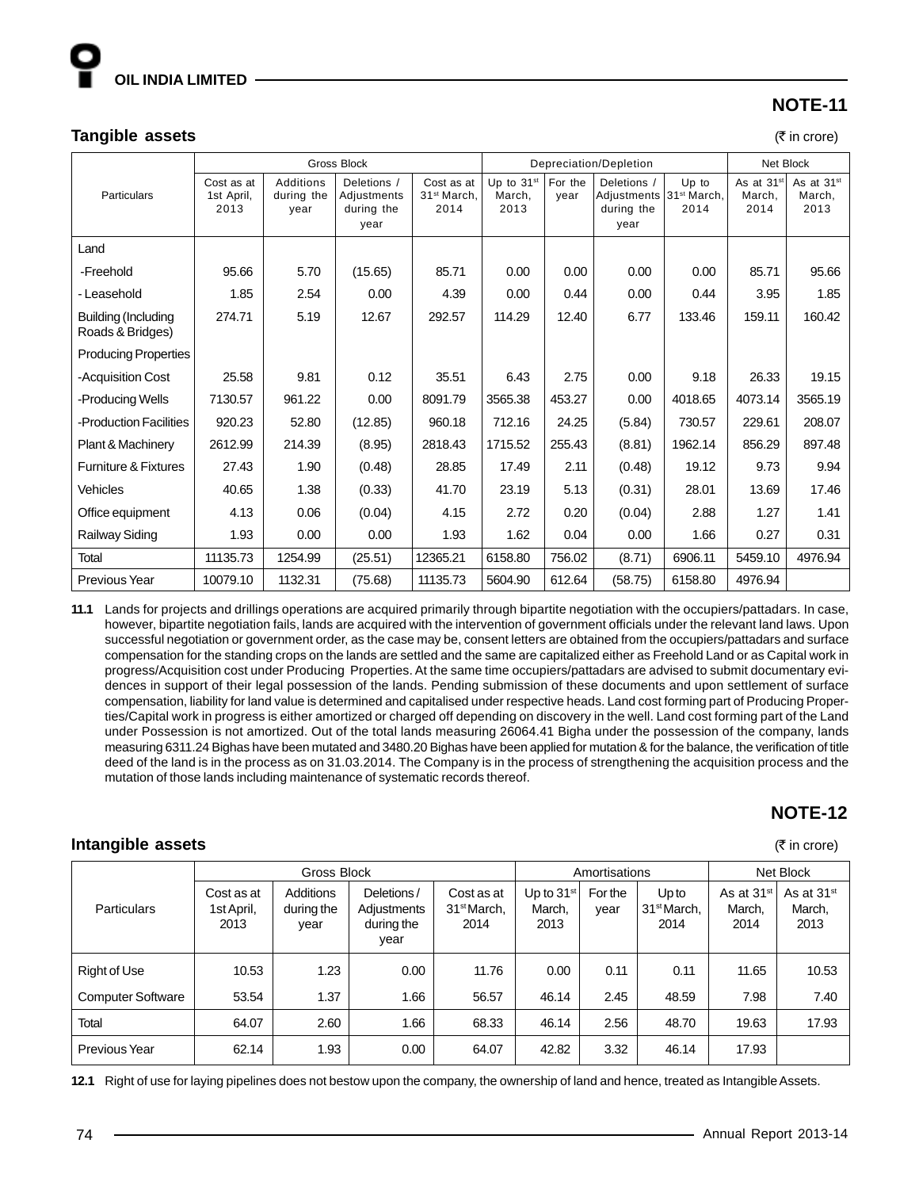## NOTE-11

### Tangible assets

(₹ in crore)

| Particulars | Gross Block | | | | Depreciation/Depletion | | | | Net Block | |
|---|---|---|---|---|---|---|---|---|---|---|
| | Cost as at 1st April, 2013 | Additions during the year | Deletions / Adjustments during the year | Cost as at 31st March, 2014 | Up to 31st March, 2013 | For the year | Deletions / Adjustments during the year | Up to 31st March, 2014 | As at 31st March, 2014 | As at 31st March, 2013 |
| Land | | | | | | | | | | |
| -Freehold | 95.66 | 5.70 | (15.65) | 85.71 | 0.00 | 0.00 | 0.00 | 0.00 | 85.71 | 95.66 |
| - Leasehold | 1.85 | 2.54 | 0.00 | 4.39 | 0.00 | 0.44 | 0.00 | 0.44 | 3.95 | 1.85 |
| Building (Including Roads & Bridges) | 274.71 | 5.19 | 12.67 | 292.57 | 114.29 | 12.40 | 6.77 | 133.46 | 159.11 | 160.42 |
| Producing Properties | | | | | | | | | | |
| -Acquisition Cost | 25.58 | 9.81 | 0.12 | 35.51 | 6.43 | 2.75 | 0.00 | 9.18 | 26.33 | 19.15 |
| -Producing Wells | 7130.57 | 961.22 | 0.00 | 8091.79 | 3565.38 | 453.27 | 0.00 | 4018.65 | 4073.14 | 3565.19 |
| -Production Facilities | 920.23 | 52.80 | (12.85) | 960.18 | 712.16 | 24.25 | (5.84) | 730.57 | 229.61 | 208.07 |
| Plant & Machinery | 2612.99 | 214.39 | (8.95) | 2818.43 | 1715.52 | 255.43 | (8.81) | 1962.14 | 856.29 | 897.48 |
| Furniture & Fixtures | 27.43 | 1.90 | (0.48) | 28.85 | 17.49 | 2.11 | (0.48) | 19.12 | 9.73 | 9.94 |
| Vehicles | 40.65 | 1.38 | (0.33) | 41.70 | 23.19 | 5.13 | (0.31) | 28.01 | 13.69 | 17.46 |
| Office equipment | 4.13 | 0.06 | (0.04) | 4.15 | 2.72 | 0.20 | (0.04) | 2.88 | 1.27 | 1.41 |
| Railway Siding | 1.93 | 0.00 | 0.00 | 1.93 | 1.62 | 0.04 | 0.00 | 1.66 | 0.27 | 0.31 |
| Total | 11135.73 | 1254.99 | (25.51) | 12365.21 | 6158.80 | 756.02 | (8.71) | 6906.11 | 5459.10 | 4976.94 |
| Previous Year | 10079.10 | 1132.31 | (75.68) | 11135.73 | 5604.90 | 612.64 | (58.75) | 6158.80 | 4976.94 | |

**11.1** Lands for projects and drillings operations are acquired primarily through bipartite negotiation with the occupiers/pattadars. In case, however, bipartite negotiation fails, lands are acquired with the intervention of government officials under the relevant land laws. Upon successful negotiation or government order, as the case may be, consent letters are obtained from the occupiers/pattadars and surface compensation for the standing crops on the lands are settled and the same are capitalized either as Freehold Land or as Capital work in progress/Acquisition cost under Producing Properties. At the same time occupiers/pattadars are advised to submit documentary evidences in support of their legal possession of the lands. Pending submission of these documents and upon settlement of surface compensation, liability for land value is determined and capitalised under respective heads. Land cost forming part of Producing Properties/Capital work in progress is either amortized or charged off depending on discovery in the well. Land cost forming part of the Land under Possession is not amortized. Out of the total lands measuring 26064.41 Bigha under the possession of the company, lands measuring 6311.24 Bighas have been mutated and 3480.20 Bighas have been applied for mutation & for the balance, the verification of title deed of the land is in the process as on 31.03.2014. The Company is in the process of strengthening the acquisition process and the mutation of those lands including maintenance of systematic records thereof.

## NOTE-12

### Intangible assets

(₹ in crore)

| Particulars | Gross Block | | | | Amortisations | | | Net Block | |
|---|---|---|---|---|---|---|---|---|---|
| | Cost as at 1st April, 2013 | Additions during the year | Deletions / Adjustments during the year | Cost as at 31st March, 2014 | Up to 31st March, 2013 | For the year | Up to 31st March, 2014 | As at 31st March, 2014 | As at 31st March, 2013 |
| Right of Use | 10.53 | 1.23 | 0.00 | 11.76 | 0.00 | 0.11 | 0.11 | 11.65 | 10.53 |
| Computer Software | 53.54 | 1.37 | 1.66 | 56.57 | 46.14 | 2.45 | 48.59 | 7.98 | 7.40 |
| Total | 64.07 | 2.60 | 1.66 | 68.33 | 46.14 | 2.56 | 48.70 | 19.63 | 17.93 |
| Previous Year | 62.14 | 1.93 | 0.00 | 64.07 | 42.82 | 3.32 | 46.14 | 17.93 | |

**12.1** Right of use for laying pipelines does not bestow upon the company, the ownership of land and hence, treated as Intangible Assets.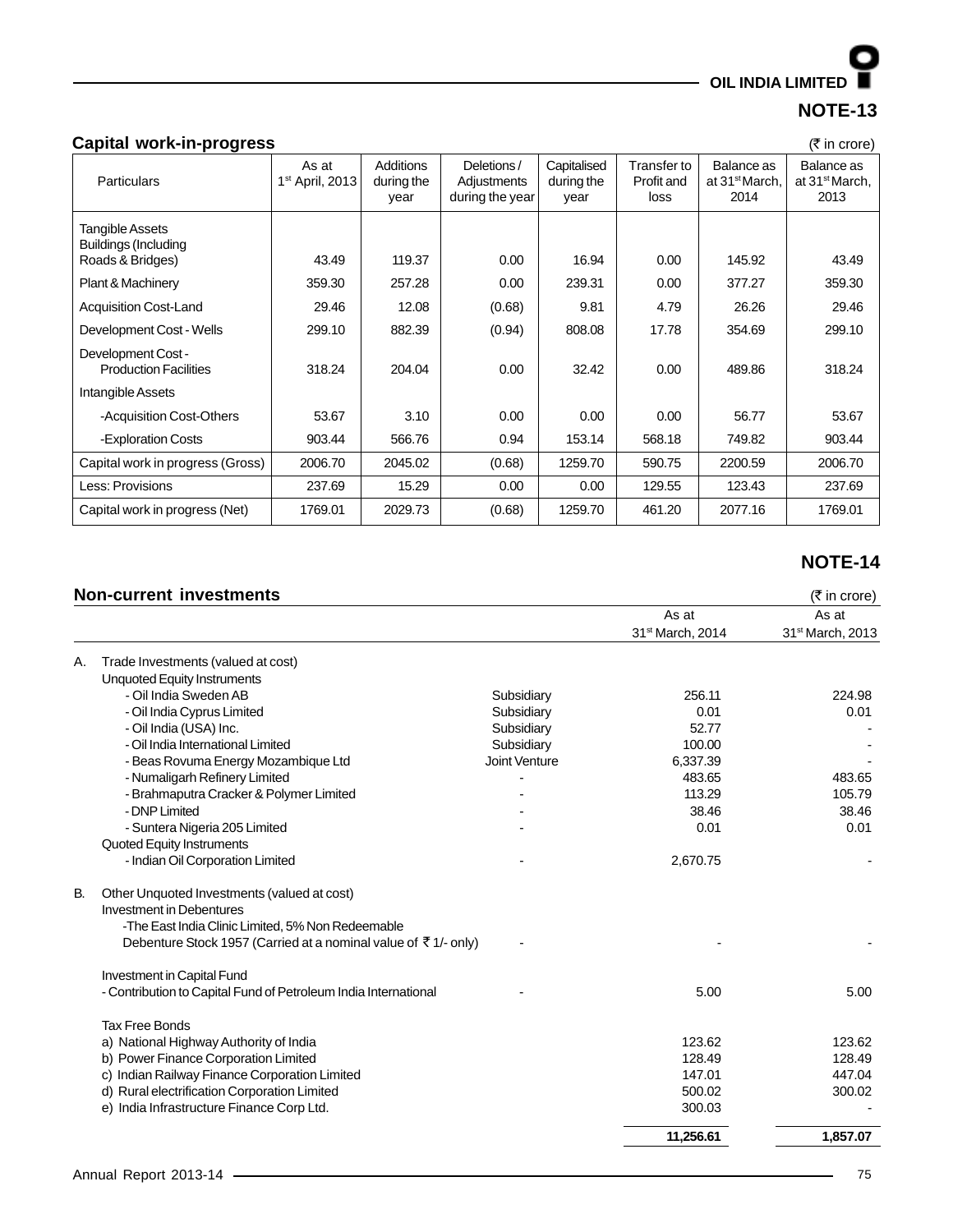## NOTE-13

### Capital work-in-progress

(₹ in crore)

| Particulars | As at 1st April, 2013 | Additions during the year | Deletions / Adjustments during the year | Capitalised during the year | Transfer to Profit and loss | Balance as at 31st March, 2014 | Balance as at 31st March, 2013 |
|---|---|---|---|---|---|---|---|
| Tangible Assets | | | | | | | |
| Buildings (Including Roads & Bridges) | 43.49 | 119.37 | 0.00 | 16.94 | 0.00 | 145.92 | 43.49 |
| Plant & Machinery | 359.30 | 257.28 | 0.00 | 239.31 | 0.00 | 377.27 | 359.30 |
| Acquisition Cost-Land | 29.46 | 12.08 | (0.68) | 9.81 | 4.79 | 26.26 | 29.46 |
| Development Cost - Wells | 299.10 | 882.39 | (0.94) | 808.08 | 17.78 | 354.69 | 299.10 |
| Development Cost - Production Facilities | 318.24 | 204.04 | 0.00 | 32.42 | 0.00 | 489.86 | 318.24 |
| Intangible Assets | | | | | | | |
| -Acquisition Cost-Others | 53.67 | 3.10 | 0.00 | 0.00 | 0.00 | 56.77 | 53.67 |
| -Exploration Costs | 903.44 | 566.76 | 0.94 | 153.14 | 568.18 | 749.82 | 903.44 |
| Capital work in progress (Gross) | 2006.70 | 2045.02 | (0.68) | 1259.70 | 590.75 | 2200.59 | 2006.70 |
| Less: Provisions | 237.69 | 15.29 | 0.00 | 0.00 | 129.55 | 123.43 | 237.69 |
| Capital work in progress (Net) | 1769.01 | 2029.73 | (0.68) | 1259.70 | 461.20 | 2077.16 | 1769.01 |

## NOTE-14

### Non-current investments

(₹ in crore)

| | | | As at 31st March, 2014 | As at 31st March, 2013 |
|---|---|---|---|---|
| A. | Trade Investments (valued at cost) | | | |
| | Unquoted Equity Instruments | | | |
| | - Oil India Sweden AB | Subsidiary | 256.11 | 224.98 |
| | - Oil India Cyprus Limited | Subsidiary | 0.01 | 0.01 |
| | - Oil India (USA) Inc. | Subsidiary | 52.77 | - |
| | - Oil India International Limited | Subsidiary | 100.00 | - |
| | - Beas Rovuma Energy Mozambique Ltd | Joint Venture | 6,337.39 | - |
| | - Numaligarh Refinery Limited | - | 483.65 | 483.65 |
| | - Brahmaputra Cracker & Polymer Limited | - | 113.29 | 105.79 |
| | - DNP Limited | - | 38.46 | 38.46 |
| | - Suntera Nigeria 205 Limited | - | 0.01 | 0.01 |
| | Quoted Equity Instruments | | | |
| | - Indian Oil Corporation Limited | - | 2,670.75 | - |
| B. | Other Unquoted Investments (valued at cost) | | | |
| | Investment in Debentures | | | |
| | -The East India Clinic Limited, 5% Non Redeemable Debenture Stock 1957 (Carried at a nominal value of ₹ 1/- only) | - | - | - |
| | Investment in Capital Fund | | | |
| | - Contribution to Capital Fund of Petroleum India International | - | 5.00 | 5.00 |
| | Tax Free Bonds | | | |
| | a) National Highway Authority of India | | 123.62 | 123.62 |
| | b) Power Finance Corporation Limited | | 128.49 | 128.49 |
| | c) Indian Railway Finance Corporation Limited | | 147.01 | 447.04 |
| | d) Rural electrification Corporation Limited | | 500.02 | 300.02 |
| | e) India Infrastructure Finance Corp Ltd. | | 300.03 | - |
| | | | **11,256.61** | **1,857.07** |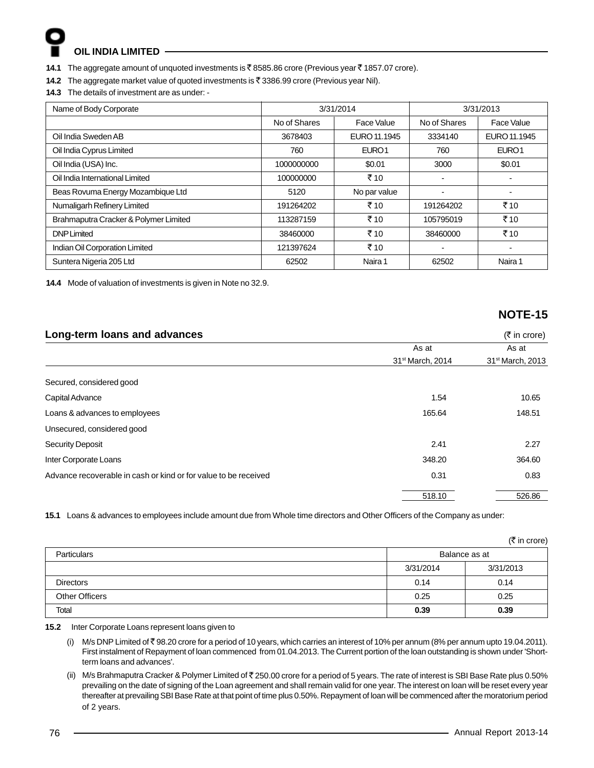**14.1** The aggregate amount of unquoted investments is ₹ 8585.86 crore (Previous year ₹ 1857.07 crore).

**14.2** The aggregate market value of quoted investments is ₹ 3386.99 crore (Previous year Nil).

**14.3** The details of investment are as under: -

| Name of Body Corporate | 3/31/2014 | | 3/31/2013 | |
|---|---|---|---|---|
| | No of Shares | Face Value | No of Shares | Face Value |
| Oil India Sweden AB | 3678403 | EURO 11.1945 | 3334140 | EURO 11.1945 |
| Oil India Cyprus Limited | 760 | EURO1 | 760 | EURO1 |
| Oil India (USA) Inc. | 1000000000 | $0.01 | 3000 | $0.01 |
| Oil India International Limited | 100000000 | ₹ 10 | - | - |
| Beas Rovuma Energy Mozambique Ltd | 5120 | No par value | - | - |
| Numaligarh Refinery Limited | 191264202 | ₹ 10 | 191264202 | ₹ 10 |
| Brahmaputra Cracker & Polymer Limited | 113287159 | ₹ 10 | 105795019 | ₹ 10 |
| DNP Limited | 38460000 | ₹ 10 | 38460000 | ₹ 10 |
| Indian Oil Corporation Limited | 121397624 | ₹ 10 | - | - |
| Suntera Nigeria 205 Ltd | 62502 | Naira 1 | 62502 | Naira 1 |

**14.4** Mode of valuation of investments is given in Note no 32.9.

## NOTE-15

### Long-term loans and advances

(₹ in crore)

| | As at 31st March, 2014 | As at 31st March, 2013 |
|---|---|---|
| Secured, considered good | | |
| Capital Advance | 1.54 | 10.65 |
| Loans & advances to employees | 165.64 | 148.51 |
| Unsecured, considered good | | |
| Security Deposit | 2.41 | 2.27 |
| Inter Corporate Loans | 348.20 | 364.60 |
| Advance recoverable in cash or kind or for value to be received | 0.31 | 0.83 |
| | 518.10 | 526.86 |

**15.1** Loans & advances to employees include amount due from Whole time directors and Other Officers of the Company as under:

(₹ in crore)

| Particulars | Balance as at | |
|---|---|---|
| | 3/31/2014 | 3/31/2013 |
| Directors | 0.14 | 0.14 |
| Other Officers | 0.25 | 0.25 |
| Total | **0.39** | **0.39** |

**15.2** Inter Corporate Loans represent loans given to

(i) M/s DNP Limited of ₹ 98.20 crore for a period of 10 years, which carries an interest of 10% per annum (8% per annum upto 19.04.2011). First instalment of Repayment of loan commenced from 01.04.2013. The Current portion of the loan outstanding is shown under 'Short-term loans and advances'.

(ii) M/s Brahmaputra Cracker & Polymer Limited of ₹ 250.00 crore for a period of 5 years. The rate of interest is SBI Base Rate plus 0.50% prevailing on the date of signing of the Loan agreement and shall remain valid for one year. The interest on loan will be reset every year thereafter at prevailing SBI Base Rate at that point of time plus 0.50%. Repayment of loan will be commenced after the moratorium period of 2 years.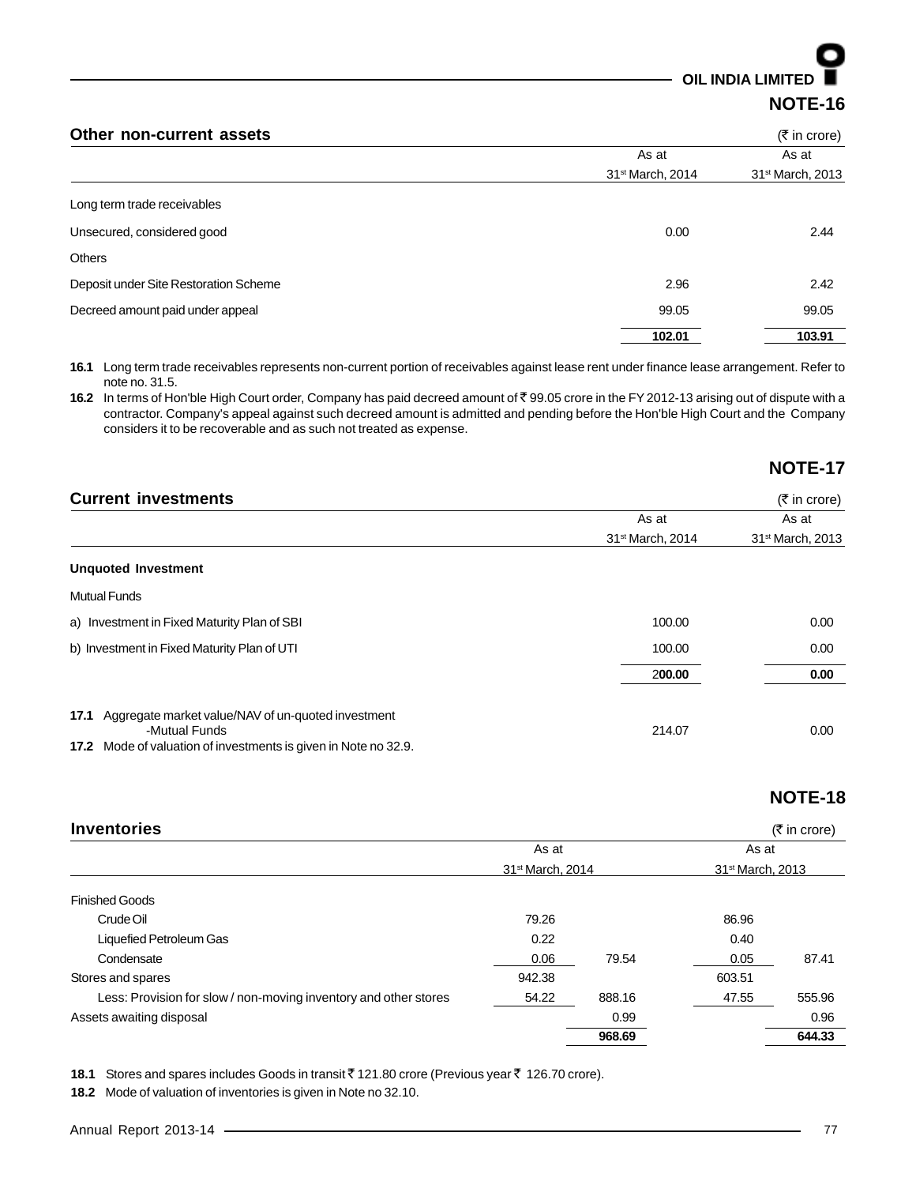## NOTE-16

### Other non-current assets

(₹ in crore)

| | As at 31st March, 2014 | As at 31st March, 2013 |
|---|---|---|
| Long term trade receivables | | |
| Unsecured, considered good | 0.00 | 2.44 |
| Others | | |
| Deposit under Site Restoration Scheme | 2.96 | 2.42 |
| Decreed amount paid under appeal | 99.05 | 99.05 |
| | **102.01** | **103.91** |

**16.1** Long term trade receivables represents non-current portion of receivables against lease rent under finance lease arrangement. Refer to note no. 31.5.

**16.2** In terms of Hon'ble High Court order, Company has paid decreed amount of ₹ 99.05 crore in the FY 2012-13 arising out of dispute with a contractor. Company's appeal against such decreed amount is admitted and pending before the Hon'ble High Court and the Company considers it to be recoverable and as such not treated as expense.

## NOTE-17

### Current investments

(₹ in crore)

| | As at 31st March, 2014 | As at 31st March, 2013 |
|---|---|---|
| **Unquoted Investment** | | |
| Mutual Funds | | |
| a) Investment in Fixed Maturity Plan of SBI | 100.00 | 0.00 |
| b) Investment in Fixed Maturity Plan of UTI | 100.00 | 0.00 |
| | **200.00** | **0.00** |
| **17.1** Aggregate market value/NAV of un-quoted investment -Mutual Funds | 214.07 | 0.00 |

**17.2** Mode of valuation of investments is given in Note no 32.9.

## NOTE-18

### Inventories

(₹ in crore)

| | As at 31st March, 2014 | | As at 31st March, 2013 | |
|---|---|---|---|---|
| Finished Goods | | | | |
| Crude Oil | 79.26 | | 86.96 | |
| Liquefied Petroleum Gas | 0.22 | | 0.40 | |
| Condensate | 0.06 | 79.54 | 0.05 | 87.41 |
| Stores and spares | 942.38 | | 603.51 | |
| Less: Provision for slow / non-moving inventory and other stores | 54.22 | 888.16 | 47.55 | 555.96 |
| Assets awaiting disposal | | 0.99 | | 0.96 |
| | | **968.69** | | **644.33** |

**18.1** Stores and spares includes Goods in transit ₹ 121.80 crore (Previous year ₹ 126.70 crore).

**18.2** Mode of valuation of inventories is given in Note no 32.10.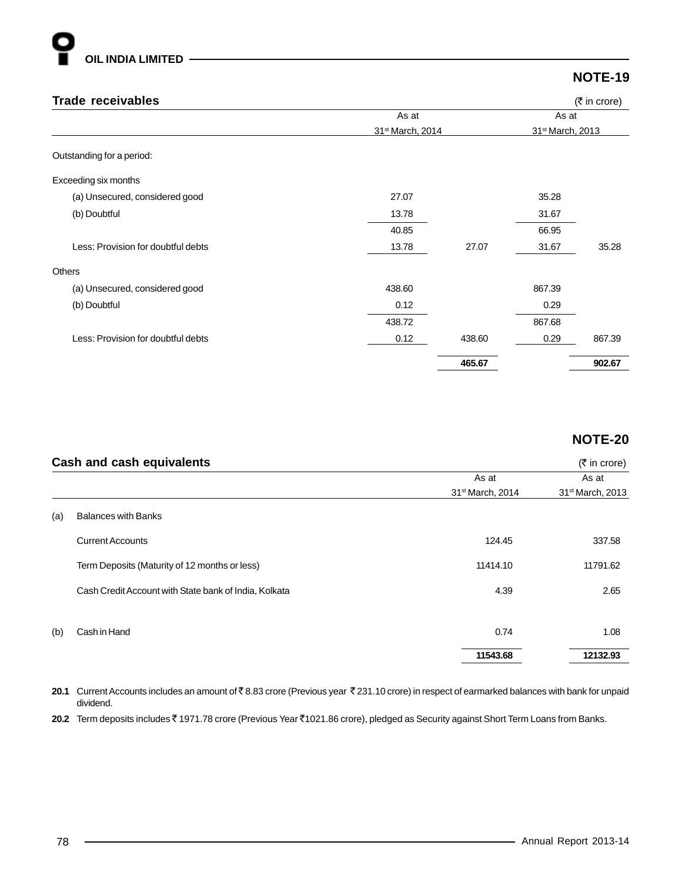## NOTE-19

### Trade receivables

(₹ in crore)

| | As at 31st March, 2014 | | As at 31st March, 2013 | |
|---|---|---|---|---|
| Outstanding for a period: | | | | |
| Exceeding six months | | | | |
| (a) Unsecured, considered good | 27.07 | | 35.28 | |
| (b) Doubtful | 13.78 | | 31.67 | |
| | 40.85 | | 66.95 | |
| Less: Provision for doubtful debts | 13.78 | 27.07 | 31.67 | 35.28 |
| Others | | | | |
| (a) Unsecured, considered good | 438.60 | | 867.39 | |
| (b) Doubtful | 0.12 | | 0.29 | |
| | 438.72 | | 867.68 | |
| Less: Provision for doubtful debts | 0.12 | 438.60 | 0.29 | 867.39 |
| | | **465.67** | | **902.67** |

## NOTE-20

### Cash and cash equivalents

(₹ in crore)

| | | As at 31st March, 2014 | As at 31st March, 2013 |
|---|---|---|---|
| (a) | Balances with Banks | | |
| | Current Accounts | 124.45 | 337.58 |
| | Term Deposits (Maturity of 12 months or less) | 11414.10 | 11791.62 |
| | Cash Credit Account with State bank of India, Kolkata | 4.39 | 2.65 |
| (b) | Cash in Hand | 0.74 | 1.08 |
| | | **11543.68** | **12132.93** |

**20.1** Current Accounts includes an amount of ₹ 8.83 crore (Previous year ₹ 231.10 crore) in respect of earmarked balances with bank for unpaid dividend.

**20.2** Term deposits includes ₹ 1971.78 crore (Previous Year ₹1021.86 crore), pledged as Security against Short Term Loans from Banks.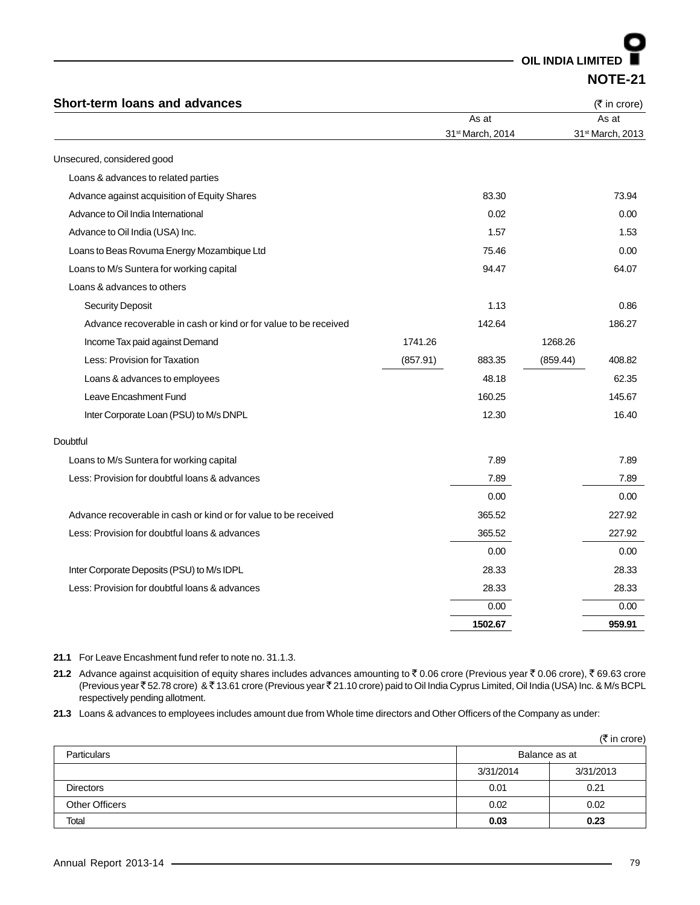## NOTE-21

### Short-term loans and advances

(₹ in crore)

| | | As at 31st March, 2014 | | As at 31st March, 2013 |
|---|---|---|---|---|
| Unsecured, considered good | | | | |
| Loans & advances to related parties | | | | |
| Advance against acquisition of Equity Shares | | 83.30 | | 73.94 |
| Advance to Oil India International | | 0.02 | | 0.00 |
| Advance to Oil India (USA) Inc. | | 1.57 | | 1.53 |
| Loans to Beas Rovuma Energy Mozambique Ltd | | 75.46 | | 0.00 |
| Loans to M/s Suntera for working capital | | 94.47 | | 64.07 |
| Loans & advances to others | | | | |
| Security Deposit | | 1.13 | | 0.86 |
| Advance recoverable in cash or kind or for value to be received | | 142.64 | | 186.27 |
| Income Tax paid against Demand | 1741.26 | | 1268.26 | |
| Less: Provision for Taxation | (857.91) | 883.35 | (859.44) | 408.82 |
| Loans & advances to employees | | 48.18 | | 62.35 |
| Leave Encashment Fund | | 160.25 | | 145.67 |
| Inter Corporate Loan (PSU) to M/s DNPL | | 12.30 | | 16.40 |
| Doubtful | | | | |
| Loans to M/s Suntera for working capital | | 7.89 | | 7.89 |
| Less: Provision for doubtful loans & advances | | 7.89 | | 7.89 |
| | | 0.00 | | 0.00 |
| Advance recoverable in cash or kind or for value to be received | | 365.52 | | 227.92 |
| Less: Provision for doubtful loans & advances | | 365.52 | | 227.92 |
| | | 0.00 | | 0.00 |
| Inter Corporate Deposits (PSU) to M/s IDPL | | 28.33 | | 28.33 |
| Less: Provision for doubtful loans & advances | | 28.33 | | 28.33 |
| | | 0.00 | | 0.00 |
| | | **1502.67** | | **959.91** |

**21.1** For Leave Encashment fund refer to note no. 31.1.3.

**21.2** Advance against acquisition of equity shares includes advances amounting to ₹ 0.06 crore (Previous year ₹ 0.06 crore), ₹ 69.63 crore (Previous year ₹ 52.78 crore) & ₹ 13.61 crore (Previous year ₹ 21.10 crore) paid to Oil India Cyprus Limited, Oil India (USA) Inc. & M/s BCPL respectively pending allotment.

**21.3** Loans & advances to employees includes amount due from Whole time directors and Other Officers of the Company as under:

(₹ in crore)

| Particulars | Balance as at | |
|---|---|---|
| | 3/31/2014 | 3/31/2013 |
| Directors | 0.01 | 0.21 |
| Other Officers | 0.02 | 0.02 |
| Total | **0.03** | **0.23** |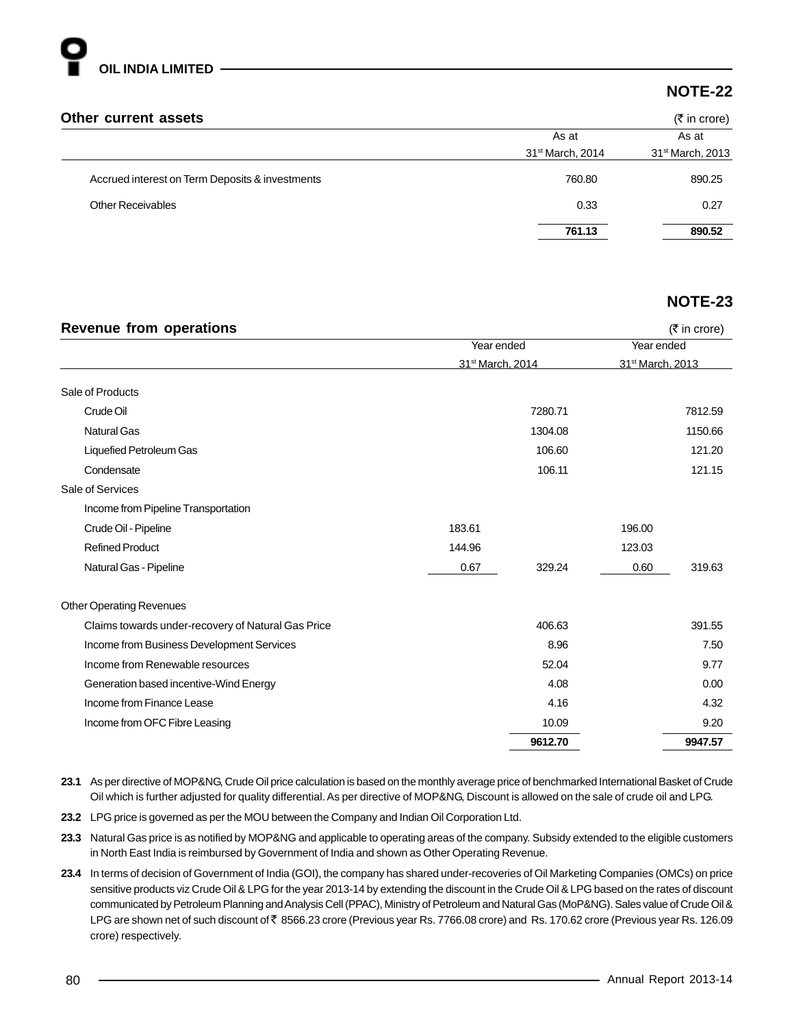## NOTE-22

### Other current assets

(₹ in crore)

| | As at 31st March, 2014 | As at 31st March, 2013 |
|---|---|---|
| Accrued interest on Term Deposits & investments | 760.80 | 890.25 |
| Other Receivables | 0.33 | 0.27 |
| | **761.13** | **890.52** |

## NOTE-23

### Revenue from operations

(₹ in crore)

| | Year ended 31st March, 2014 | | Year ended 31st March, 2013 | |
|---|---|---|---|---|
| Sale of Products | | | | |
| Crude Oil | | 7280.71 | | 7812.59 |
| Natural Gas | | 1304.08 | | 1150.66 |
| Liquefied Petroleum Gas | | 106.60 | | 121.20 |
| Condensate | | 106.11 | | 121.15 |
| Sale of Services | | | | |
| Income from Pipeline Transportation | | | | |
| Crude Oil - Pipeline | 183.61 | | 196.00 | |
| Refined Product | 144.96 | | 123.03 | |
| Natural Gas - Pipeline | 0.67 | 329.24 | 0.60 | 319.63 |
| Other Operating Revenues | | | | |
| Claims towards under-recovery of Natural Gas Price | | 406.63 | | 391.55 |
| Income from Business Development Services | | 8.96 | | 7.50 |
| Income from Renewable resources | | 52.04 | | 9.77 |
| Generation based incentive-Wind Energy | | 4.08 | | 0.00 |
| Income from Finance Lease | | 4.16 | | 4.32 |
| Income from OFC Fibre Leasing | | 10.09 | | 9.20 |
| | | **9612.70** | | **9947.57** |

**23.1** As per directive of MOP&NG, Crude Oil price calculation is based on the monthly average price of benchmarked International Basket of Crude Oil which is further adjusted for quality differential. As per directive of MOP&NG, Discount is allowed on the sale of crude oil and LPG.

**23.2** LPG price is governed as per the MOU between the Company and Indian Oil Corporation Ltd.

**23.3** Natural Gas price is as notified by MOP&NG and applicable to operating areas of the company. Subsidy extended to the eligible customers in North East India is reimbursed by Government of India and shown as Other Operating Revenue.

**23.4** In terms of decision of Government of India (GOI), the company has shared under-recoveries of Oil Marketing Companies (OMCs) on price sensitive products viz Crude Oil & LPG for the year 2013-14 by extending the discount in the Crude Oil & LPG based on the rates of discount communicated by Petroleum Planning and Analysis Cell (PPAC), Ministry of Petroleum and Natural Gas (MoP&NG). Sales value of Crude Oil & LPG are shown net of such discount of ₹ 8566.23 crore (Previous year Rs. 7766.08 crore) and Rs. 170.62 crore (Previous year Rs. 126.09 crore) respectively.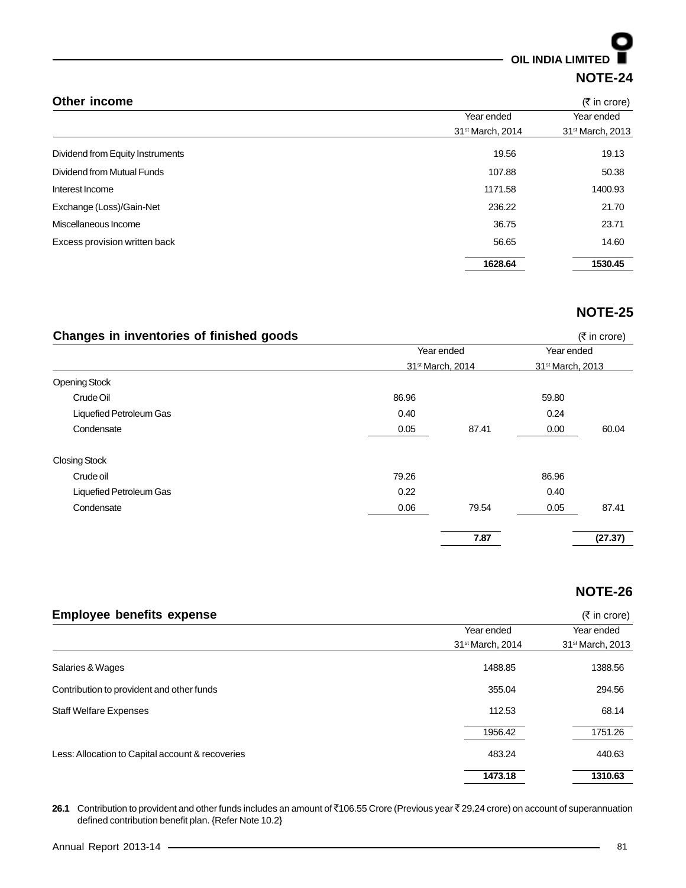## NOTE-24

### Other income

(₹ in crore)

| | Year ended 31st March, 2014 | Year ended 31st March, 2013 |
|---|---|---|
| Dividend from Equity Instruments | 19.56 | 19.13 |
| Dividend from Mutual Funds | 107.88 | 50.38 |
| Interest Income | 1171.58 | 1400.93 |
| Exchange (Loss)/Gain-Net | 236.22 | 21.70 |
| Miscellaneous Income | 36.75 | 23.71 |
| Excess provision written back | 56.65 | 14.60 |
| | **1628.64** | **1530.45** |

## NOTE-25

### Changes in inventories of finished goods

(₹ in crore)

| | Year ended 31st March, 2014 | | Year ended 31st March, 2013 | |
|---|---|---|---|---|
| Opening Stock | | | | |
| Crude Oil | 86.96 | | 59.80 | |
| Liquefied Petroleum Gas | 0.40 | | 0.24 | |
| Condensate | 0.05 | 87.41 | 0.00 | 60.04 |
| Closing Stock | | | | |
| Crude oil | 79.26 | | 86.96 | |
| Liquefied Petroleum Gas | 0.22 | | 0.40 | |
| Condensate | 0.06 | 79.54 | 0.05 | 87.41 |
| | | **7.87** | | **(27.37)** |

## NOTE-26

### Employee benefits expense

(₹ in crore)

| | Year ended 31st March, 2014 | Year ended 31st March, 2013 |
|---|---|---|
| Salaries & Wages | 1488.85 | 1388.56 |
| Contribution to provident and other funds | 355.04 | 294.56 |
| Staff Welfare Expenses | 112.53 | 68.14 |
| | 1956.42 | 1751.26 |
| Less: Allocation to Capital account & recoveries | 483.24 | 440.63 |
| | **1473.18** | **1310.63** |

**26.1** Contribution to provident and other funds includes an amount of ₹106.55 Crore (Previous year ₹ 29.24 crore) on account of superannuation defined contribution benefit plan. {Refer Note 10.2}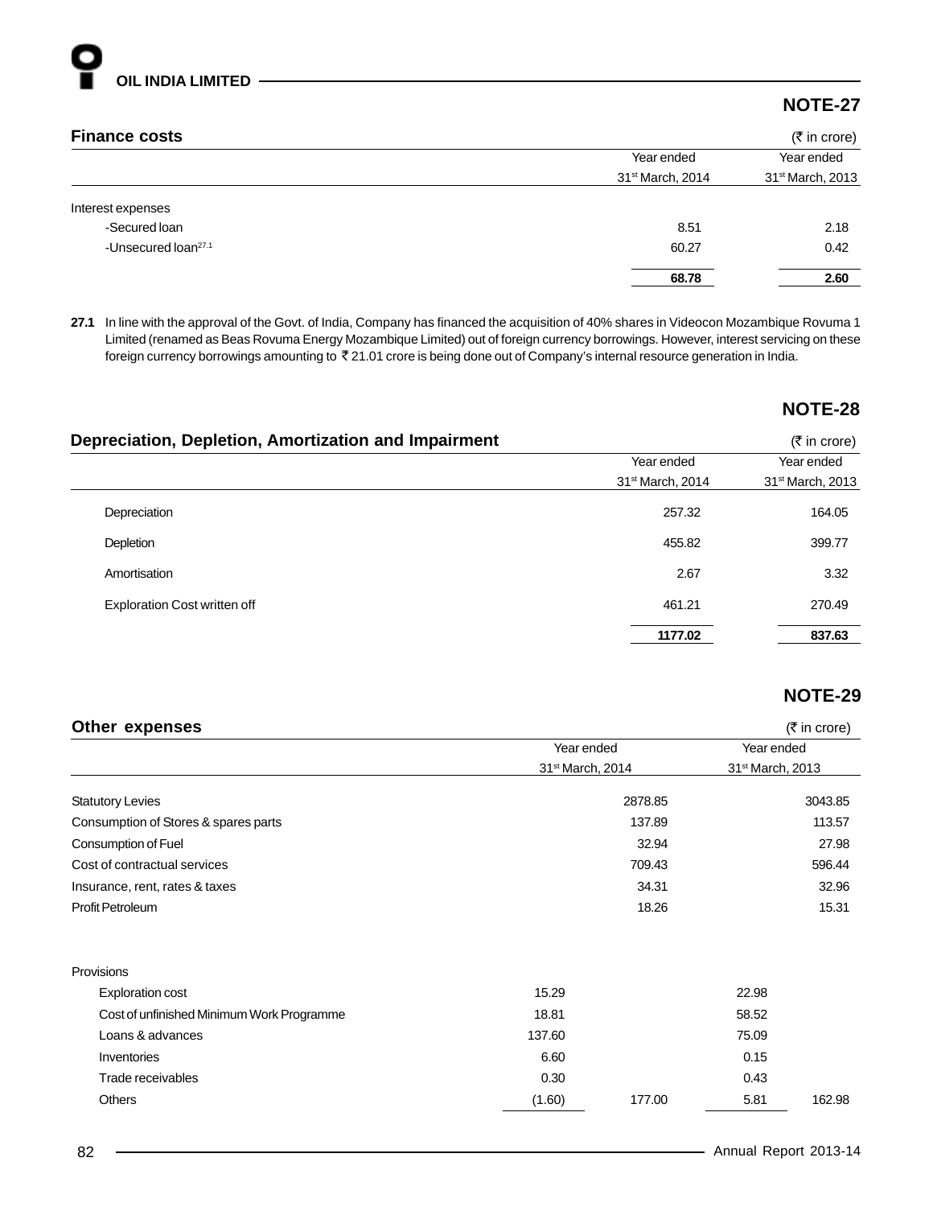## NOTE-27

### Finance costs

(₹ in crore)

| | Year ended 31st March, 2014 | Year ended 31st March, 2013 |
|---|---|---|
| Interest expenses | | |
| -Secured loan | 8.51 | 2.18 |
| -Unsecured loan[27.1] | 60.27 | 0.42 |
| | **68.78** | **2.60** |

**27.1** In line with the approval of the Govt. of India, Company has financed the acquisition of 40% shares in Videocon Mozambique Rovuma 1 Limited (renamed as Beas Rovuma Energy Mozambique Limited) out of foreign currency borrowings. However, interest servicing on these foreign currency borrowings amounting to ₹ 21.01 crore is being done out of Company's internal resource generation in India.

## NOTE-28

### Depreciation, Depletion, Amortization and Impairment

(₹ in crore)

| | Year ended 31st March, 2014 | Year ended 31st March, 2013 |
|---|---|---|
| Depreciation | 257.32 | 164.05 |
| Depletion | 455.82 | 399.77 |
| Amortisation | 2.67 | 3.32 |
| Exploration Cost written off | 461.21 | 270.49 |
| | **1177.02** | **837.63** |

## NOTE-29

### Other expenses

(₹ in crore)

| | Year ended 31st March, 2014 | | Year ended 31st March, 2013 | |
|---|---|---|---|---|
| Statutory Levies | | 2878.85 | | 3043.85 |
| Consumption of Stores & spares parts | | 137.89 | | 113.57 |
| Consumption of Fuel | | 32.94 | | 27.98 |
| Cost of contractual services | | 709.43 | | 596.44 |
| Insurance, rent, rates & taxes | | 34.31 | | 32.96 |
| Profit Petroleum | | 18.26 | | 15.31 |
| Provisions | | | | |
| Exploration cost | 15.29 | | 22.98 | |
| Cost of unfinished Minimum Work Programme | 18.81 | | 58.52 | |
| Loans & advances | 137.60 | | 75.09 | |
| Inventories | 6.60 | | 0.15 | |
| Trade receivables | 0.30 | | 0.43 | |
| Others | (1.60) | 177.00 | 5.81 | 162.98 |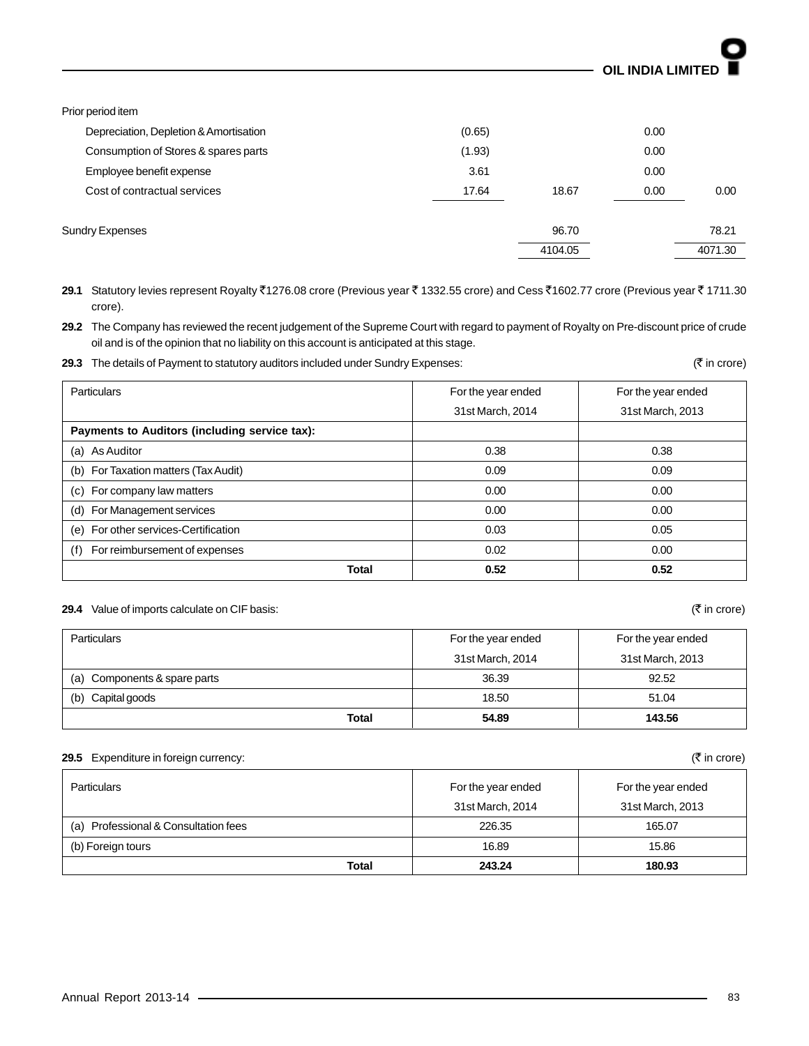| | | | | |
|---|---|---|---|---|
| Prior period item | | | | |
| Depreciation, Depletion & Amortisation | (0.65) | | 0.00 | |
| Consumption of Stores & spares parts | (1.93) | | 0.00 | |
| Employee benefit expense | 3.61 | | 0.00 | |
| Cost of contractual services | 17.64 | 18.67 | 0.00 | 0.00 |
| Sundry Expenses | | 96.70 | | 78.21 |
| | | 4104.05 | | 4071.30 |

**29.1** Statutory levies represent Royalty ₹1276.08 crore (Previous year ₹ 1332.55 crore) and Cess ₹1602.77 crore (Previous year ₹ 1711.30 crore).

**29.2** The Company has reviewed the recent judgement of the Supreme Court with regard to payment of Royalty on Pre-discount price of crude oil and is of the opinion that no liability on this account is anticipated at this stage.

**29.3** The details of Payment to statutory auditors included under Sundry Expenses: (₹ in crore)

| Particulars | For the year ended 31st March, 2014 | For the year ended 31st March, 2013 |
|---|---|---|
| **Payments to Auditors (including service tax):** | | |
| (a) As Auditor | 0.38 | 0.38 |
| (b) For Taxation matters (Tax Audit) | 0.09 | 0.09 |
| (c) For company law matters | 0.00 | 0.00 |
| (d) For Management services | 0.00 | 0.00 |
| (e) For other services-Certification | 0.03 | 0.05 |
| (f) For reimbursement of expenses | 0.02 | 0.00 |
| **Total** | **0.52** | **0.52** |

**29.4** Value of imports calculate on CIF basis: (₹ in crore)

| Particulars | For the year ended 31st March, 2014 | For the year ended 31st March, 2013 |
|---|---|---|
| (a) Components & spare parts | 36.39 | 92.52 |
| (b) Capital goods | 18.50 | 51.04 |
| **Total** | **54.89** | **143.56** |

**29.5** Expenditure in foreign currency: (₹ in crore)

| Particulars | For the year ended 31st March, 2014 | For the year ended 31st March, 2013 |
|---|---|---|
| (a) Professional & Consultation fees | 226.35 | 165.07 |
| (b) Foreign tours | 16.89 | 15.86 |
| **Total** | **243.24** | **180.93** |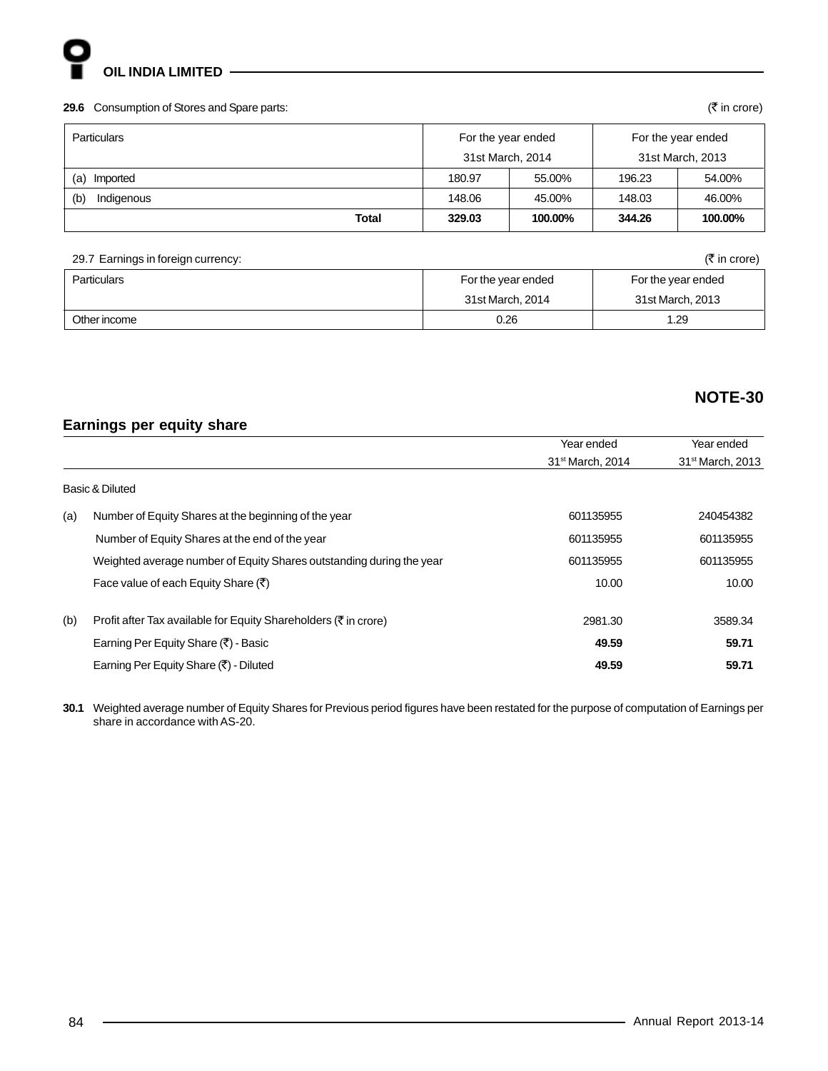**29.6** Consumption of Stores and Spare parts: (₹ in crore)

| Particulars | For the year ended 31st March, 2014 | | For the year ended 31st March, 2013 | |
|---|---|---|---|---|
| (a) Imported | 180.97 | 55.00% | 196.23 | 54.00% |
| (b) Indigenous | 148.06 | 45.00% | 148.03 | 46.00% |
| **Total** | **329.03** | **100.00%** | **344.26** | **100.00%** |

29.7 Earnings in foreign currency: (₹ in crore)

| Particulars | For the year ended 31st March, 2014 | For the year ended 31st March, 2013 |
|---|---|---|
| Other income | 0.26 | 1.29 |

## NOTE-30

### Earnings per equity share

| | | Year ended 31st March, 2014 | Year ended 31st March, 2013 |
|---|---|---|---|
| | Basic & Diluted | | |
| (a) | Number of Equity Shares at the beginning of the year | 601135955 | 240454382 |
| | Number of Equity Shares at the end of the year | 601135955 | 601135955 |
| | Weighted average number of Equity Shares outstanding during the year | 601135955 | 601135955 |
| | Face value of each Equity Share (₹) | 10.00 | 10.00 |
| (b) | Profit after Tax available for Equity Shareholders (₹ in crore) | 2981.30 | 3589.34 |
| | Earning Per Equity Share (₹) - Basic | **49.59** | **59.71** |
| | Earning Per Equity Share (₹) - Diluted | **49.59** | **59.71** |

**30.1** Weighted average number of Equity Shares for Previous period figures have been restated for the purpose of computation of Earnings per share in accordance with AS-20.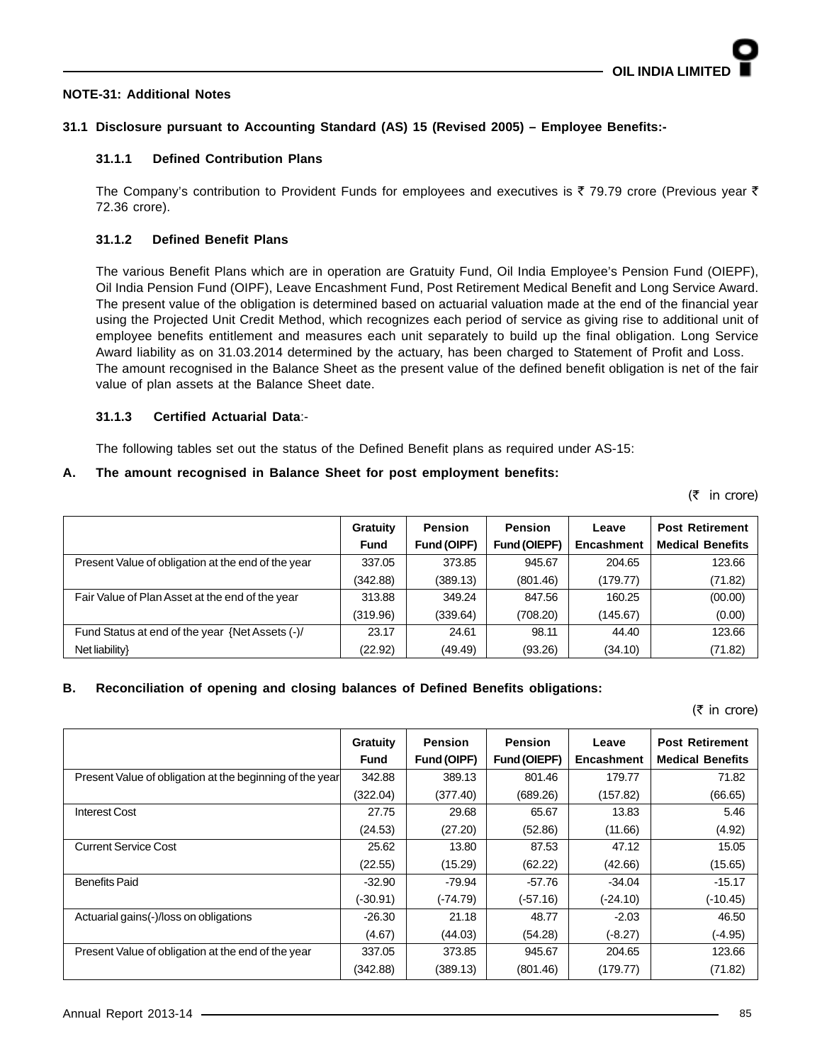## NOTE-31: Additional Notes

### 31.1 Disclosure pursuant to Accounting Standard (AS) 15 (Revised 2005) – Employee Benefits:-

#### 31.1.1 Defined Contribution Plans

The Company's contribution to Provident Funds for employees and executives is ₹ 79.79 crore (Previous year ₹ 72.36 crore).

#### 31.1.2 Defined Benefit Plans

The various Benefit Plans which are in operation are Gratuity Fund, Oil India Employee's Pension Fund (OIEPF), Oil India Pension Fund (OIPF), Leave Encashment Fund, Post Retirement Medical Benefit and Long Service Award. The present value of the obligation is determined based on actuarial valuation made at the end of the financial year using the Projected Unit Credit Method, which recognizes each period of service as giving rise to additional unit of employee benefits entitlement and measures each unit separately to build up the final obligation. Long Service Award liability as on 31.03.2014 determined by the actuary, has been charged to Statement of Profit and Loss.
The amount recognised in the Balance Sheet as the present value of the defined benefit obligation is net of the fair value of plan assets at the Balance Sheet date.

#### 31.1.3 Certified Actuarial Data:-

The following tables set out the status of the Defined Benefit plans as required under AS-15:

**A. The amount recognised in Balance Sheet for post employment benefits:**

(₹ in crore)

| | Gratuity Fund | Pension Fund (OIPF) | Pension Fund (OIEPF) | Leave Encashment | Post Retirement Medical Benefits |
|---|---|---|---|---|---|
| Present Value of obligation at the end of the year | 337.05 | 373.85 | 945.67 | 204.65 | 123.66 |
| | (342.88) | (389.13) | (801.46) | (179.77) | (71.82) |
| Fair Value of Plan Asset at the end of the year | 313.88 | 349.24 | 847.56 | 160.25 | (00.00) |
| | (319.96) | (339.64) | (708.20) | (145.67) | (0.00) |
| Fund Status at end of the year {Net Assets (-)/ Net liability} | 23.17 | 24.61 | 98.11 | 44.40 | 123.66 |
| | (22.92) | (49.49) | (93.26) | (34.10) | (71.82) |

**B. Reconciliation of opening and closing balances of Defined Benefits obligations:**

(₹ in crore)

| | Gratuity Fund | Pension Fund (OIPF) | Pension Fund (OIEPF) | Leave Encashment | Post Retirement Medical Benefits |
|---|---|---|---|---|---|
| Present Value of obligation at the beginning of the year | 342.88 | 389.13 | 801.46 | 179.77 | 71.82 |
| | (322.04) | (377.40) | (689.26) | (157.82) | (66.65) |
| Interest Cost | 27.75 | 29.68 | 65.67 | 13.83 | 5.46 |
| | (24.53) | (27.20) | (52.86) | (11.66) | (4.92) |
| Current Service Cost | 25.62 | 13.80 | 87.53 | 47.12 | 15.05 |
| | (22.55) | (15.29) | (62.22) | (42.66) | (15.65) |
| Benefits Paid | -32.90 | -79.94 | -57.76 | -34.04 | -15.17 |
| | (-30.91) | (-74.79) | (-57.16) | (-24.10) | (-10.45) |
| Actuarial gains(-)/loss on obligations | -26.30 | 21.18 | 48.77 | -2.03 | 46.50 |
| | (4.67) | (44.03) | (54.28) | (-8.27) | (-4.95) |
| Present Value of obligation at the end of the year | 337.05 | 373.85 | 945.67 | 204.65 | 123.66 |
| | (342.88) | (389.13) | (801.46) | (179.77) | (71.82) |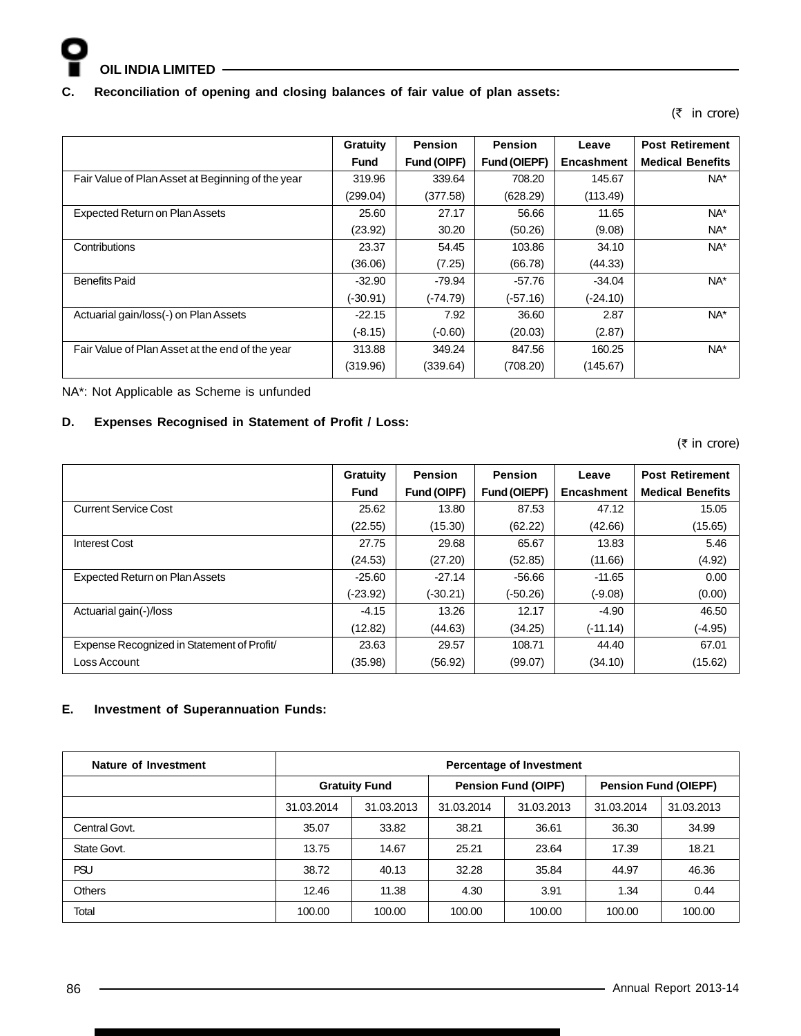**C. Reconciliation of opening and closing balances of fair value of plan assets:**

(₹ in crore)

| | Gratuity Fund | Pension Fund (OIPF) | Pension Fund (OIEPF) | Leave Encashment | Post Retirement Medical Benefits |
|---|---|---|---|---|---|
| Fair Value of Plan Asset at Beginning of the year | 319.96<br>(299.04) | 339.64<br>(377.58) | 708.20<br>(628.29) | 145.67<br>(113.49) | NA* |
| Expected Return on Plan Assets | 25.60<br>(23.92) | 27.17<br>30.20 | 56.66<br>(50.26) | 11.65<br>(9.08) | NA*<br>NA* |
| Contributions | 23.37<br>(36.06) | 54.45<br>(7.25) | 103.86<br>(66.78) | 34.10<br>(44.33) | NA* |
| Benefits Paid | -32.90<br>(-30.91) | -79.94<br>(-74.79) | -57.76<br>(-57.16) | -34.04<br>(-24.10) | NA* |
| Actuarial gain/loss(-) on Plan Assets | -22.15<br>(-8.15) | 7.92<br>(-0.60) | 36.60<br>(20.03) | 2.87<br>(2.87) | NA* |
| Fair Value of Plan Asset at the end of the year | 313.88<br>(319.96) | 349.24<br>(339.64) | 847.56<br>(708.20) | 160.25<br>(145.67) | NA* |

NA*: Not Applicable as Scheme is unfunded

**D. Expenses Recognised in Statement of Profit / Loss:**

(₹ in crore)

| | Gratuity Fund | Pension Fund (OIPF) | Pension Fund (OIEPF) | Leave Encashment | Post Retirement Medical Benefits |
|---|---|---|---|---|---|
| Current Service Cost | 25.62<br>(22.55) | 13.80<br>(15.30) | 87.53<br>(62.22) | 47.12<br>(42.66) | 15.05<br>(15.65) |
| Interest Cost | 27.75<br>(24.53) | 29.68<br>(27.20) | 65.67<br>(52.85) | 13.83<br>(11.66) | 5.46<br>(4.92) |
| Expected Return on Plan Assets | -25.60<br>(-23.92) | -27.14<br>(-30.21) | -56.66<br>(-50.26) | -11.65<br>(-9.08) | 0.00<br>(0.00) |
| Actuarial gain(-)/loss | -4.15<br>(12.82) | 13.26<br>(44.63) | 12.17<br>(34.25) | -4.90<br>(-11.14) | 46.50<br>(-4.95) |
| Expense Recognized in Statement of Profit/ Loss Account | 23.63<br>(35.98) | 29.57<br>(56.92) | 108.71<br>(99.07) | 44.40<br>(34.10) | 67.01<br>(15.62) |

**E. Investment of Superannuation Funds:**

| Nature of Investment | Percentage of Investment | | | | | |
|---|---|---|---|---|---|---|
| | Gratuity Fund | | Pension Fund (OIPF) | | Pension Fund (OIEPF) | |
| | 31.03.2014 | 31.03.2013 | 31.03.2014 | 31.03.2013 | 31.03.2014 | 31.03.2013 |
| Central Govt. | 35.07 | 33.82 | 38.21 | 36.61 | 36.30 | 34.99 |
| State Govt. | 13.75 | 14.67 | 25.21 | 23.64 | 17.39 | 18.21 |
| PSU | 38.72 | 40.13 | 32.28 | 35.84 | 44.97 | 46.36 |
| Others | 12.46 | 11.38 | 4.30 | 3.91 | 1.34 | 0.44 |
| Total | 100.00 | 100.00 | 100.00 | 100.00 | 100.00 | 100.00 |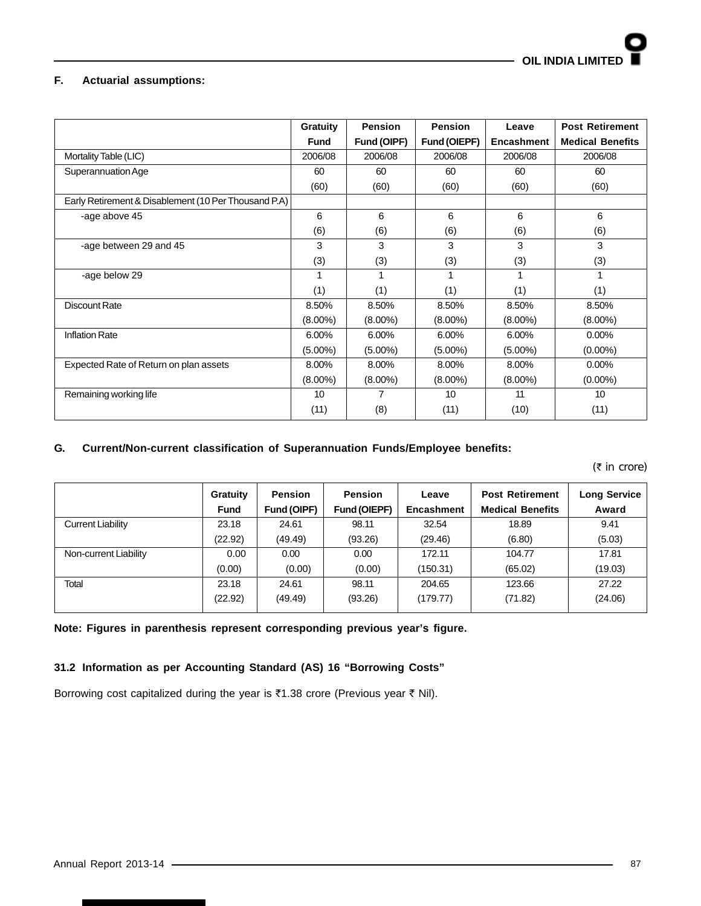**F. Actuarial assumptions:**

| | Gratuity Fund | Pension Fund (OIPF) | Pension Fund (OIEPF) | Leave Encashment | Post Retirement Medical Benefits |
|---|---|---|---|---|---|
| Mortality Table (LIC) | 2006/08 | 2006/08 | 2006/08 | 2006/08 | 2006/08 |
| Superannuation Age | 60<br>(60) | 60<br>(60) | 60<br>(60) | 60<br>(60) | 60<br>(60) |
| Early Retirement & Disablement (10 Per Thousand P.A) | | | | | |
| -age above 45 | 6<br>(6) | 6<br>(6) | 6<br>(6) | 6<br>(6) | 6<br>(6) |
| -age between 29 and 45 | 3<br>(3) | 3<br>(3) | 3<br>(3) | 3<br>(3) | 3<br>(3) |
| -age below 29 | 1<br>(1) | 1<br>(1) | 1<br>(1) | 1<br>(1) | 1<br>(1) |
| Discount Rate | 8.50%<br>(8.00%) | 8.50%<br>(8.00%) | 8.50%<br>(8.00%) | 8.50%<br>(8.00%) | 8.50%<br>(8.00%) |
| Inflation Rate | 6.00%<br>(5.00%) | 6.00%<br>(5.00%) | 6.00%<br>(5.00%) | 6.00%<br>(5.00%) | 0.00%<br>(0.00%) |
| Expected Rate of Return on plan assets | 8.00%<br>(8.00%) | 8.00%<br>(8.00%) | 8.00%<br>(8.00%) | 8.00%<br>(8.00%) | 0.00%<br>(0.00%) |
| Remaining working life | 10<br>(11) | 7<br>(8) | 10<br>(11) | 11<br>(10) | 10<br>(11) |

**G. Current/Non-current classification of Superannuation Funds/Employee benefits:**

(₹ in crore)

| | Gratuity Fund | Pension Fund (OIPF) | Pension Fund (OIEPF) | Leave Encashment | Post Retirement Medical Benefits | Long Service Award |
|---|---|---|---|---|---|---|
| Current Liability | 23.18<br>(22.92) | 24.61<br>(49.49) | 98.11<br>(93.26) | 32.54<br>(29.46) | 18.89<br>(6.80) | 9.41<br>(5.03) |
| Non-current Liability | 0.00<br>(0.00) | 0.00<br>(0.00) | 0.00<br>(0.00) | 172.11<br>(150.31) | 104.77<br>(65.02) | 17.81<br>(19.03) |
| Total | 23.18<br>(22.92) | 24.61<br>(49.49) | 98.11<br>(93.26) | 204.65<br>(179.77) | 123.66<br>(71.82) | 27.22<br>(24.06) |

**Note: Figures in parenthesis represent corresponding previous year's figure.**

**31.2 Information as per Accounting Standard (AS) 16 "Borrowing Costs"**

Borrowing cost capitalized during the year is ₹1.38 crore (Previous year ₹ Nil).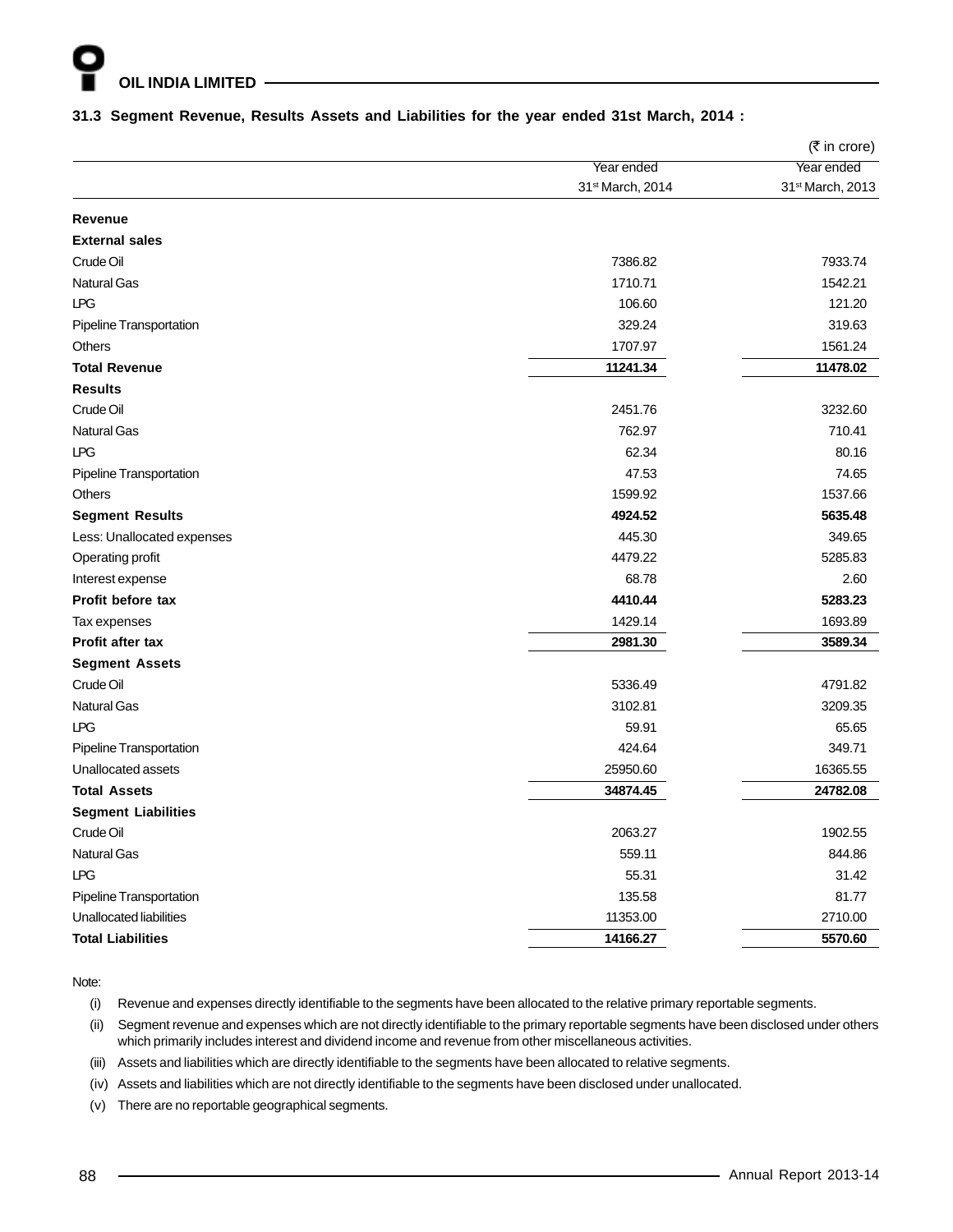### 31.3 Segment Revenue, Results Assets and Liabilities for the year ended 31st March, 2014 :

(₹ in crore)

| | Year ended 31st March, 2014 | Year ended 31st March, 2013 |
|---|---|---|
| **Revenue** | | |
| **External sales** | | |
| Crude Oil | 7386.82 | 7933.74 |
| Natural Gas | 1710.71 | 1542.21 |
| LPG | 106.60 | 121.20 |
| Pipeline Transportation | 329.24 | 319.63 |
| Others | 1707.97 | 1561.24 |
| **Total Revenue** | **11241.34** | **11478.02** |
| **Results** | | |
| Crude Oil | 2451.76 | 3232.60 |
| Natural Gas | 762.97 | 710.41 |
| LPG | 62.34 | 80.16 |
| Pipeline Transportation | 47.53 | 74.65 |
| Others | 1599.92 | 1537.66 |
| **Segment Results** | **4924.52** | **5635.48** |
| Less: Unallocated expenses | 445.30 | 349.65 |
| Operating profit | 4479.22 | 5285.83 |
| Interest expense | 68.78 | 2.60 |
| **Profit before tax** | **4410.44** | **5283.23** |
| Tax expenses | 1429.14 | 1693.89 |
| **Profit after tax** | **2981.30** | **3589.34** |
| **Segment Assets** | | |
| Crude Oil | 5336.49 | 4791.82 |
| Natural Gas | 3102.81 | 3209.35 |
| LPG | 59.91 | 65.65 |
| Pipeline Transportation | 424.64 | 349.71 |
| Unallocated assets | 25950.60 | 16365.55 |
| **Total Assets** | **34874.45** | **24782.08** |
| **Segment Liabilities** | | |
| Crude Oil | 2063.27 | 1902.55 |
| Natural Gas | 559.11 | 844.86 |
| LPG | 55.31 | 31.42 |
| Pipeline Transportation | 135.58 | 81.77 |
| Unallocated liabilities | 11353.00 | 2710.00 |
| **Total Liabilities** | **14166.27** | **5570.60** |

Note:

(i) Revenue and expenses directly identifiable to the segments have been allocated to the relative primary reportable segments.

(ii) Segment revenue and expenses which are not directly identifiable to the primary reportable segments have been disclosed under others which primarily includes interest and dividend income and revenue from other miscellaneous activities.

(iii) Assets and liabilities which are directly identifiable to the segments have been allocated to relative segments.

(iv) Assets and liabilities which are not directly identifiable to the segments have been disclosed under unallocated.

(v) There are no reportable geographical segments.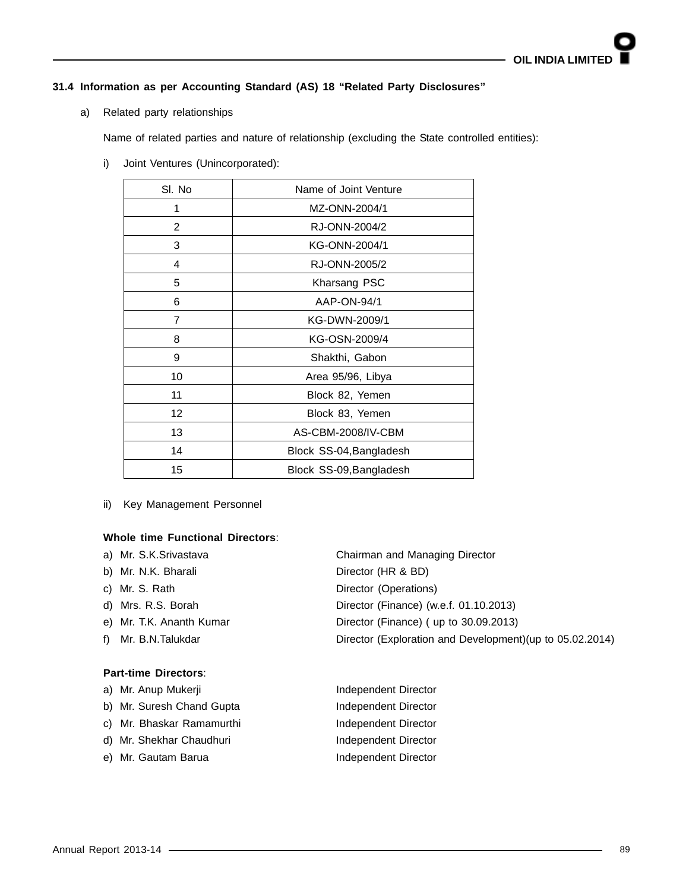### 31.4 Information as per Accounting Standard (AS) 18 "Related Party Disclosures"

a) Related party relationships

Name of related parties and nature of relationship (excluding the State controlled entities):

i) Joint Ventures (Unincorporated):

| Sl. No | Name of Joint Venture |
|---|---|
| 1 | MZ-ONN-2004/1 |
| 2 | RJ-ONN-2004/2 |
| 3 | KG-ONN-2004/1 |
| 4 | RJ-ONN-2005/2 |
| 5 | Kharsang PSC |
| 6 | AAP-ON-94/1 |
| 7 | KG-DWN-2009/1 |
| 8 | KG-OSN-2009/4 |
| 9 | Shakthi, Gabon |
| 10 | Area 95/96, Libya |
| 11 | Block 82, Yemen |
| 12 | Block 83, Yemen |
| 13 | AS-CBM-2008/IV-CBM |
| 14 | Block SS-04,Bangladesh |
| 15 | Block SS-09,Bangladesh |

ii) Key Management Personnel

**Whole time Functional Directors**:

| | |
|---|---|
| a) Mr. S.K.Srivastava | Chairman and Managing Director |
| b) Mr. N.K. Bharali | Director (HR & BD) |
| c) Mr. S. Rath | Director (Operations) |
| d) Mrs. R.S. Borah | Director (Finance) (w.e.f. 01.10.2013) |
| e) Mr. T.K. Ananth Kumar | Director (Finance) ( up to 30.09.2013) |
| f) Mr. B.N.Talukdar | Director (Exploration and Development)(up to 05.02.2014) |

**Part-time Directors**:

| | |
|---|---|
| a) Mr. Anup Mukerji | Independent Director |
| b) Mr. Suresh Chand Gupta | Independent Director |
| c) Mr. Bhaskar Ramamurthi | Independent Director |
| d) Mr. Shekhar Chaudhuri | Independent Director |
| e) Mr. Gautam Barua | Independent Director |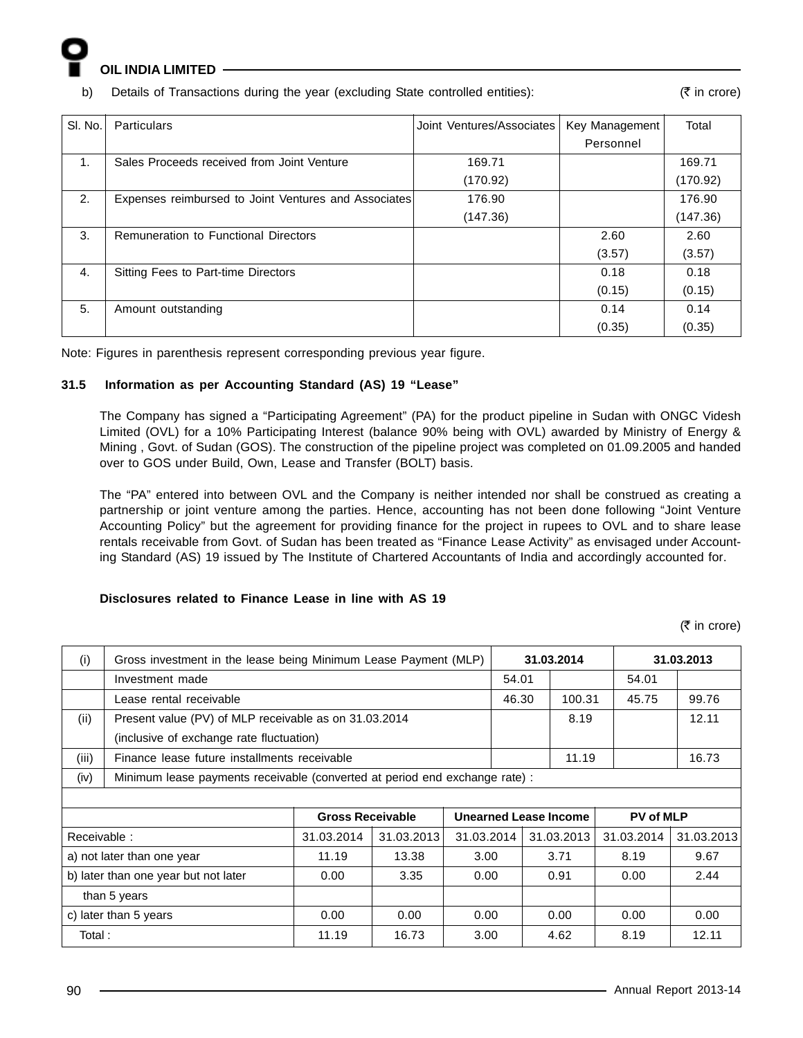b) Details of Transactions during the year (excluding State controlled entities): (₹ in crore)

| Sl. No. | Particulars | Joint Ventures/Associates | Key Management Personnel | Total |
|---|---|---|---|---|
| 1. | Sales Proceeds received from Joint Venture | 169.71<br>(170.92) | | 169.71<br>(170.92) |
| 2. | Expenses reimbursed to Joint Ventures and Associates | 176.90<br>(147.36) | | 176.90<br>(147.36) |
| 3. | Remuneration to Functional Directors | | 2.60<br>(3.57) | 2.60<br>(3.57) |
| 4. | Sitting Fees to Part-time Directors | | 0.18<br>(0.15) | 0.18<br>(0.15) |
| 5. | Amount outstanding | | 0.14<br>(0.35) | 0.14<br>(0.35) |

Note: Figures in parenthesis represent corresponding previous year figure.

### 31.5 Information as per Accounting Standard (AS) 19 "Lease"

The Company has signed a "Participating Agreement" (PA) for the product pipeline in Sudan with ONGC Videsh Limited (OVL) for a 10% Participating Interest (balance 90% being with OVL) awarded by Ministry of Energy & Mining , Govt. of Sudan (GOS). The construction of the pipeline project was completed on 01.09.2005 and handed over to GOS under Build, Own, Lease and Transfer (BOLT) basis.

The "PA" entered into between OVL and the Company is neither intended nor shall be construed as creating a partnership or joint venture among the parties. Hence, accounting has not been done following "Joint Venture Accounting Policy" but the agreement for providing finance for the project in rupees to OVL and to share lease rentals receivable from Govt. of Sudan has been treated as "Finance Lease Activity" as envisaged under Accounting Standard (AS) 19 issued by The Institute of Chartered Accountants of India and accordingly accounted for.

**Disclosures related to Finance Lease in line with AS 19**

(₹ in crore)

| | | 31.03.2014 | | 31.03.2013 | |
|---|---|---|---|---|---|
| (i) | Gross investment in the lease being Minimum Lease Payment (MLP) | | | | |
| | Investment made | 54.01 | | 54.01 | |
| | Lease rental receivable | 46.30 | 100.31 | 45.75 | 99.76 |
| (ii) | Present value (PV) of MLP receivable as on 31.03.2014 (inclusive of exchange rate fluctuation) | | 8.19 | | 12.11 |
| (iii) | Finance lease future installments receivable | | 11.19 | | 16.73 |
| (iv) | Minimum lease payments receivable (converted at period end exchange rate) : | | | | |

| | Gross Receivable | | Unearned Lease Income | | PV of MLP | |
|---|---|---|---|---|---|---|
| Receivable : | 31.03.2014 | 31.03.2013 | 31.03.2014 | 31.03.2013 | 31.03.2014 | 31.03.2013 |
| a) not later than one year | 11.19 | 13.38 | 3.00 | 3.71 | 8.19 | 9.67 |
| b) later than one year but not later than 5 years | 0.00 | 3.35 | 0.00 | 0.91 | 0.00 | 2.44 |
| c) later than 5 years | 0.00 | 0.00 | 0.00 | 0.00 | 0.00 | 0.00 |
| Total : | 11.19 | 16.73 | 3.00 | 4.62 | 8.19 | 12.11 |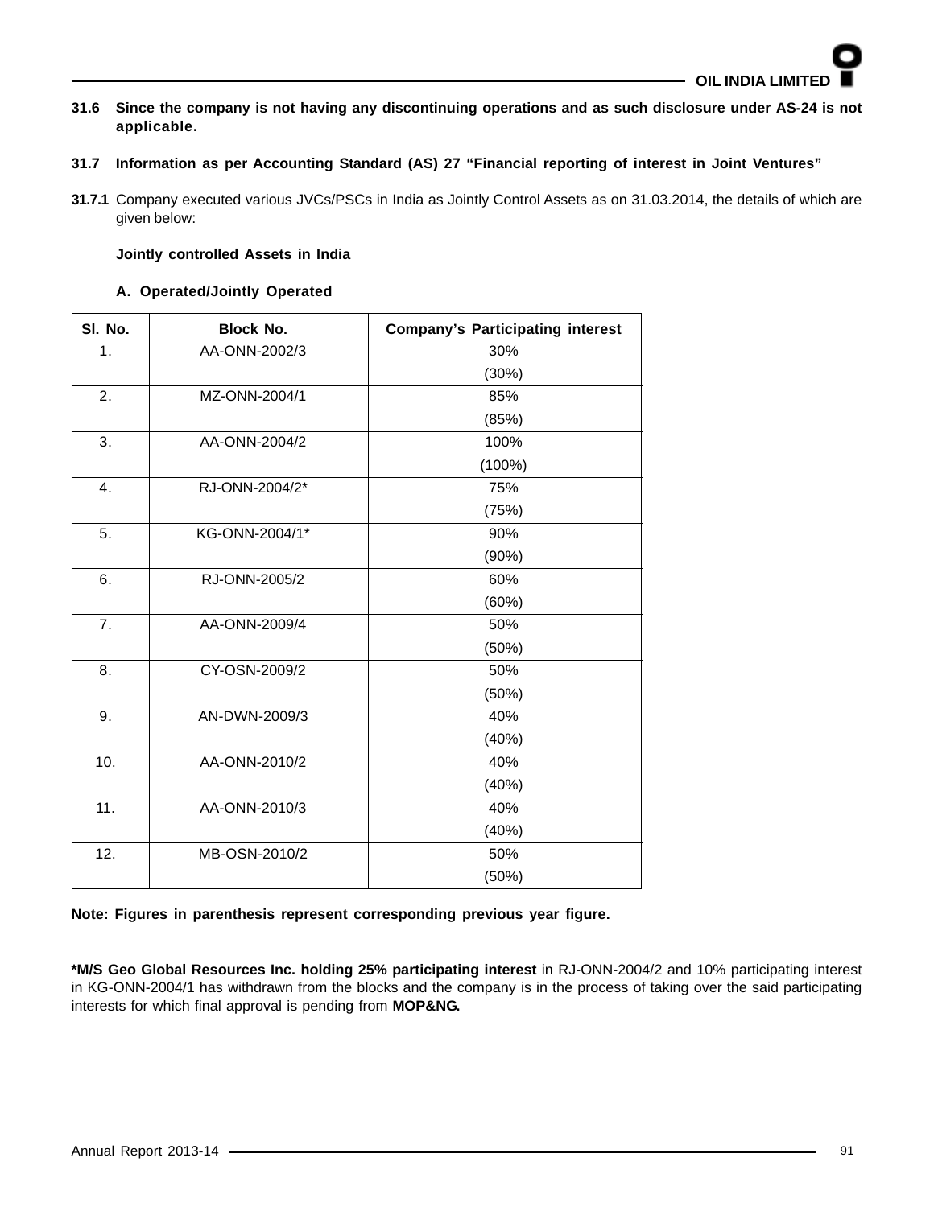**31.6 Since the company is not having any discontinuing operations and as such disclosure under AS-24 is not applicable.**

**31.7 Information as per Accounting Standard (AS) 27 "Financial reporting of interest in Joint Ventures"**

**31.7.1** Company executed various JVCs/PSCs in India as Jointly Control Assets as on 31.03.2014, the details of which are given below:

**Jointly controlled Assets in India**

**A. Operated/Jointly Operated**

| Sl. No. | Block No. | Company's Participating interest |
|---|---|---|
| 1. | AA-ONN-2002/3 | 30% (30%) |
| 2. | MZ-ONN-2004/1 | 85% (85%) |
| 3. | AA-ONN-2004/2 | 100% (100%) |
| 4. | RJ-ONN-2004/2* | 75% (75%) |
| 5. | KG-ONN-2004/1* | 90% (90%) |
| 6. | RJ-ONN-2005/2 | 60% (60%) |
| 7. | AA-ONN-2009/4 | 50% (50%) |
| 8. | CY-OSN-2009/2 | 50% (50%) |
| 9. | AN-DWN-2009/3 | 40% (40%) |
| 10. | AA-ONN-2010/2 | 40% (40%) |
| 11. | AA-ONN-2010/3 | 40% (40%) |
| 12. | MB-OSN-2010/2 | 50% (50%) |

**Note: Figures in parenthesis represent corresponding previous year figure.**

**\*M/S Geo Global Resources Inc. holding 25% participating interest** in RJ-ONN-2004/2 and 10% participating interest in KG-ONN-2004/1 has withdrawn from the blocks and the company is in the process of taking over the said participating interests for which final approval is pending from **MOP&NG.**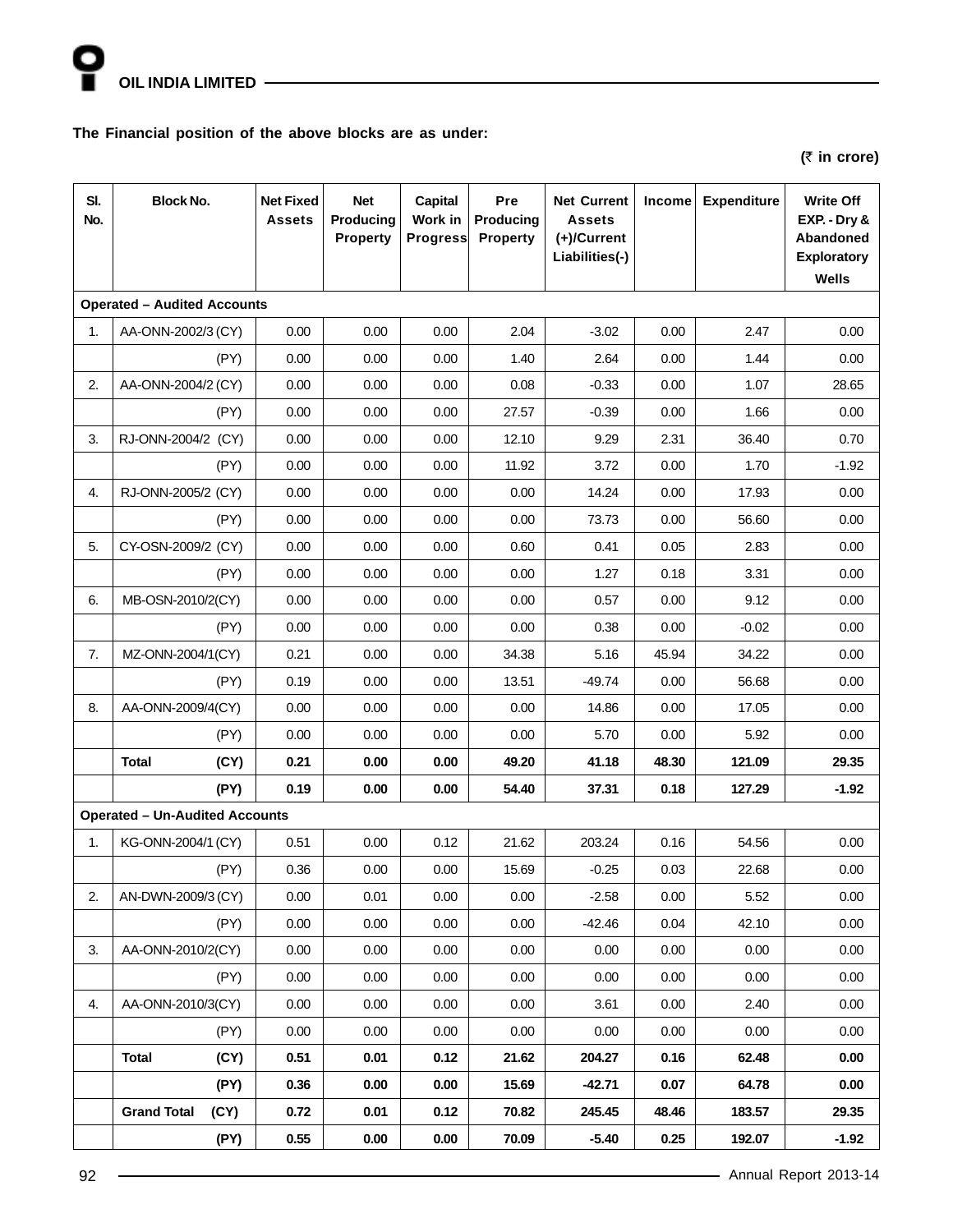**The Financial position of the above blocks are as under:**

**(₹ in crore)**

| Sl. No. | Block No. | Net Fixed Assets | Net Producing Property | Capital Work in Progress | Pre Producing Property | Net Current Assets (+)/Current Liabilities(-) | Income | Expenditure | Write Off EXP. - Dry & Abandoned Exploratory Wells |
|---|---|---|---|---|---|---|---|---|---|
| **Operated – Audited Accounts** | | | | | | | | | |
| 1. | AA-ONN-2002/3 (CY) | 0.00 | 0.00 | 0.00 | 2.04 | -3.02 | 0.00 | 2.47 | 0.00 |
| | (PY) | 0.00 | 0.00 | 0.00 | 1.40 | 2.64 | 0.00 | 1.44 | 0.00 |
| 2. | AA-ONN-2004/2 (CY) | 0.00 | 0.00 | 0.00 | 0.08 | -0.33 | 0.00 | 1.07 | 28.65 |
| | (PY) | 0.00 | 0.00 | 0.00 | 27.57 | -0.39 | 0.00 | 1.66 | 0.00 |
| 3. | RJ-ONN-2004/2 (CY) | 0.00 | 0.00 | 0.00 | 12.10 | 9.29 | 2.31 | 36.40 | 0.70 |
| | (PY) | 0.00 | 0.00 | 0.00 | 11.92 | 3.72 | 0.00 | 1.70 | -1.92 |
| 4. | RJ-ONN-2005/2 (CY) | 0.00 | 0.00 | 0.00 | 0.00 | 14.24 | 0.00 | 17.93 | 0.00 |
| | (PY) | 0.00 | 0.00 | 0.00 | 0.00 | 73.73 | 0.00 | 56.60 | 0.00 |
| 5. | CY-OSN-2009/2 (CY) | 0.00 | 0.00 | 0.00 | 0.60 | 0.41 | 0.05 | 2.83 | 0.00 |
| | (PY) | 0.00 | 0.00 | 0.00 | 0.00 | 1.27 | 0.18 | 3.31 | 0.00 |
| 6. | MB-OSN-2010/2(CY) | 0.00 | 0.00 | 0.00 | 0.00 | 0.57 | 0.00 | 9.12 | 0.00 |
| | (PY) | 0.00 | 0.00 | 0.00 | 0.00 | 0.38 | 0.00 | -0.02 | 0.00 |
| 7. | MZ-ONN-2004/1(CY) | 0.21 | 0.00 | 0.00 | 34.38 | 5.16 | 45.94 | 34.22 | 0.00 |
| | (PY) | 0.19 | 0.00 | 0.00 | 13.51 | -49.74 | 0.00 | 56.68 | 0.00 |
| 8. | AA-ONN-2009/4(CY) | 0.00 | 0.00 | 0.00 | 0.00 | 14.86 | 0.00 | 17.05 | 0.00 |
| | (PY) | 0.00 | 0.00 | 0.00 | 0.00 | 5.70 | 0.00 | 5.92 | 0.00 |
| | **Total (CY)** | **0.21** | **0.00** | **0.00** | **49.20** | **41.18** | **48.30** | **121.09** | **29.35** |
| | **(PY)** | **0.19** | **0.00** | **0.00** | **54.40** | **37.31** | **0.18** | **127.29** | **-1.92** |
| **Operated – Un-Audited Accounts** | | | | | | | | | |
| 1. | KG-ONN-2004/1 (CY) | 0.51 | 0.00 | 0.12 | 21.62 | 203.24 | 0.16 | 54.56 | 0.00 |
| | (PY) | 0.36 | 0.00 | 0.00 | 15.69 | -0.25 | 0.03 | 22.68 | 0.00 |
| 2. | AN-DWN-2009/3 (CY) | 0.00 | 0.01 | 0.00 | 0.00 | -2.58 | 0.00 | 5.52 | 0.00 |
| | (PY) | 0.00 | 0.00 | 0.00 | 0.00 | -42.46 | 0.04 | 42.10 | 0.00 |
| 3. | AA-ONN-2010/2(CY) | 0.00 | 0.00 | 0.00 | 0.00 | 0.00 | 0.00 | 0.00 | 0.00 |
| | (PY) | 0.00 | 0.00 | 0.00 | 0.00 | 0.00 | 0.00 | 0.00 | 0.00 |
| 4. | AA-ONN-2010/3(CY) | 0.00 | 0.00 | 0.00 | 0.00 | 3.61 | 0.00 | 2.40 | 0.00 |
| | (PY) | 0.00 | 0.00 | 0.00 | 0.00 | 0.00 | 0.00 | 0.00 | 0.00 |
| | **Total (CY)** | **0.51** | **0.01** | **0.12** | **21.62** | **204.27** | **0.16** | **62.48** | **0.00** |
| | **(PY)** | **0.36** | **0.00** | **0.00** | **15.69** | **-42.71** | **0.07** | **64.78** | **0.00** |
| | **Grand Total (CY)** | **0.72** | **0.01** | **0.12** | **70.82** | **245.45** | **48.46** | **183.57** | **29.35** |
| | **(PY)** | **0.55** | **0.00** | **0.00** | **70.09** | **-5.40** | **0.25** | **192.07** | **-1.92** |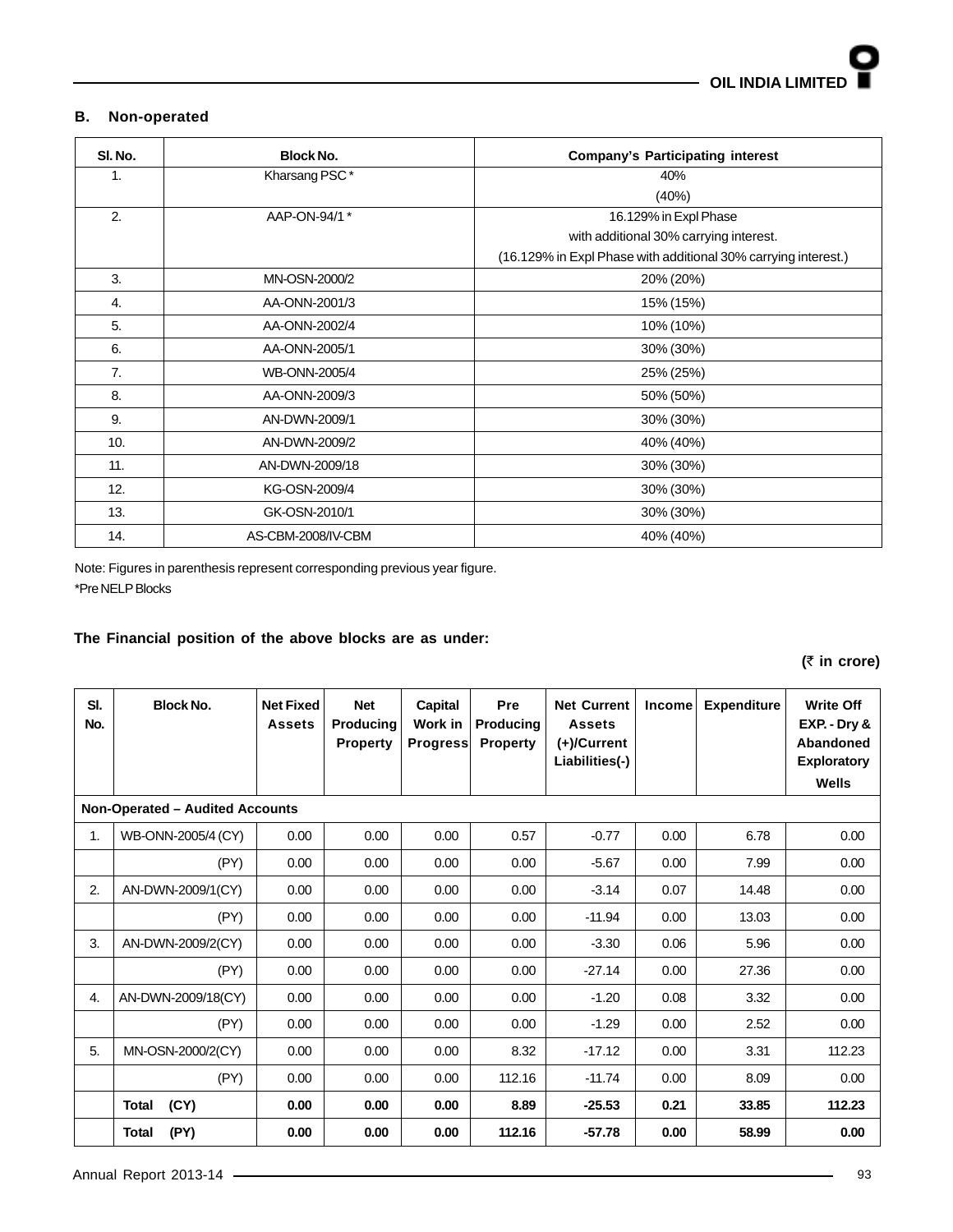## B. Non-operated

| Sl. No. | Block No. | Company's Participating interest |
|---|---|---|
| 1. | Kharsang PSC * | 40%<br>(40%) |
| 2. | AAP-ON-94/1 * | 16.129% in Expl Phase<br>with additional 30% carrying interest.<br>(16.129% in Expl Phase with additional 30% carrying interest.) |
| 3. | MN-OSN-2000/2 | 20% (20%) |
| 4. | AA-ONN-2001/3 | 15% (15%) |
| 5. | AA-ONN-2002/4 | 10% (10%) |
| 6. | AA-ONN-2005/1 | 30% (30%) |
| 7. | WB-ONN-2005/4 | 25% (25%) |
| 8. | AA-ONN-2009/3 | 50% (50%) |
| 9. | AN-DWN-2009/1 | 30% (30%) |
| 10. | AN-DWN-2009/2 | 40% (40%) |
| 11. | AN-DWN-2009/18 | 30% (30%) |
| 12. | KG-OSN-2009/4 | 30% (30%) |
| 13. | GK-OSN-2010/1 | 30% (30%) |
| 14. | AS-CBM-2008/IV-CBM | 40% (40%) |

Note: Figures in parenthesis represent corresponding previous year figure.
*Pre NELP Blocks

**The Financial position of the above blocks are as under:**

**(₹ in crore)**

| Sl. No. | Block No. | Net Fixed Assets | Net Producing Property | Capital Work in Progress | Pre Producing Property | Net Current Assets (+)/Current Liabilities(-) | Income | Expenditure | Write Off EXP. - Dry & Abandoned Exploratory Wells |
|---|---|---|---|---|---|---|---|---|---|
| **Non-Operated – Audited Accounts** | | | | | | | | | |
| 1. | WB-ONN-2005/4 (CY) | 0.00 | 0.00 | 0.00 | 0.57 | -0.77 | 0.00 | 6.78 | 0.00 |
| | (PY) | 0.00 | 0.00 | 0.00 | 0.00 | -5.67 | 0.00 | 7.99 | 0.00 |
| 2. | AN-DWN-2009/1(CY) | 0.00 | 0.00 | 0.00 | 0.00 | -3.14 | 0.07 | 14.48 | 0.00 |
| | (PY) | 0.00 | 0.00 | 0.00 | 0.00 | -11.94 | 0.00 | 13.03 | 0.00 |
| 3. | AN-DWN-2009/2(CY) | 0.00 | 0.00 | 0.00 | 0.00 | -3.30 | 0.06 | 5.96 | 0.00 |
| | (PY) | 0.00 | 0.00 | 0.00 | 0.00 | -27.14 | 0.00 | 27.36 | 0.00 |
| 4. | AN-DWN-2009/18(CY) | 0.00 | 0.00 | 0.00 | 0.00 | -1.20 | 0.08 | 3.32 | 0.00 |
| | (PY) | 0.00 | 0.00 | 0.00 | 0.00 | -1.29 | 0.00 | 2.52 | 0.00 |
| 5. | MN-OSN-2000/2(CY) | 0.00 | 0.00 | 0.00 | 8.32 | -17.12 | 0.00 | 3.31 | 112.23 |
| | (PY) | 0.00 | 0.00 | 0.00 | 112.16 | -11.74 | 0.00 | 8.09 | 0.00 |
| | **Total (CY)** | **0.00** | **0.00** | **0.00** | **8.89** | **-25.53** | **0.21** | **33.85** | **112.23** |
| | **Total (PY)** | **0.00** | **0.00** | **0.00** | **112.16** | **-57.78** | **0.00** | **58.99** | **0.00** |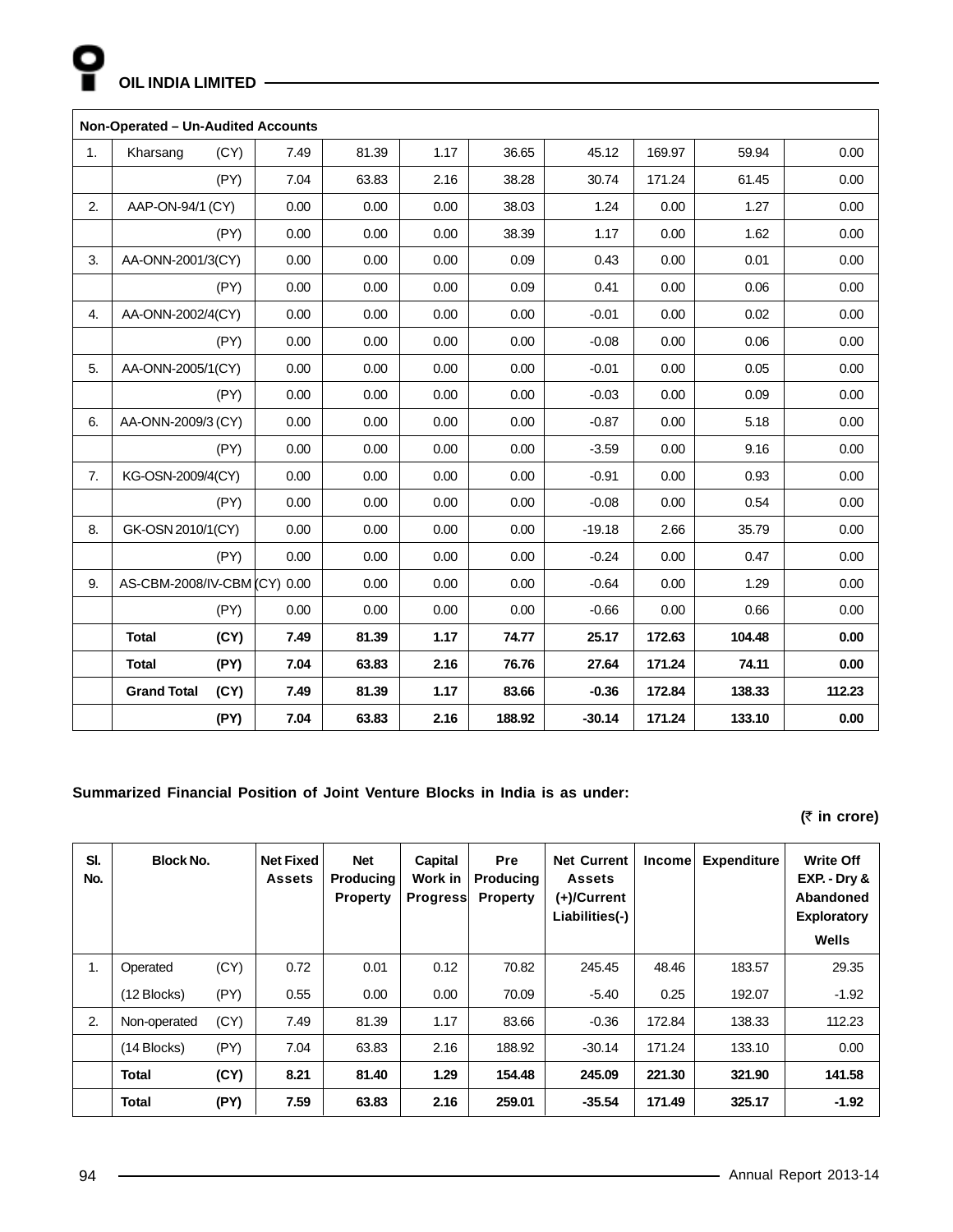| | Non-Operated – Un-Audited Accounts | | | | | | | | | |
|---|---|---|---|---|---|---|---|---|---|---|
| 1. | Kharsang | (CY) | 7.49 | 81.39 | 1.17 | 36.65 | 45.12 | 169.97 | 59.94 | 0.00 |
| | | (PY) | 7.04 | 63.83 | 2.16 | 38.28 | 30.74 | 171.24 | 61.45 | 0.00 |
| 2. | AAP-ON-94/1 | (CY) | 0.00 | 0.00 | 0.00 | 38.03 | 1.24 | 0.00 | 1.27 | 0.00 |
| | | (PY) | 0.00 | 0.00 | 0.00 | 38.39 | 1.17 | 0.00 | 1.62 | 0.00 |
| 3. | AA-ONN-2001/3 | (CY) | 0.00 | 0.00 | 0.00 | 0.09 | 0.43 | 0.00 | 0.01 | 0.00 |
| | | (PY) | 0.00 | 0.00 | 0.00 | 0.09 | 0.41 | 0.00 | 0.06 | 0.00 |
| 4. | AA-ONN-2002/4 | (CY) | 0.00 | 0.00 | 0.00 | 0.00 | -0.01 | 0.00 | 0.02 | 0.00 |
| | | (PY) | 0.00 | 0.00 | 0.00 | 0.00 | -0.08 | 0.00 | 0.06 | 0.00 |
| 5. | AA-ONN-2005/1 | (CY) | 0.00 | 0.00 | 0.00 | 0.00 | -0.01 | 0.00 | 0.05 | 0.00 |
| | | (PY) | 0.00 | 0.00 | 0.00 | 0.00 | -0.03 | 0.00 | 0.09 | 0.00 |
| 6. | AA-ONN-2009/3 | (CY) | 0.00 | 0.00 | 0.00 | 0.00 | -0.87 | 0.00 | 5.18 | 0.00 |
| | | (PY) | 0.00 | 0.00 | 0.00 | 0.00 | -3.59 | 0.00 | 9.16 | 0.00 |
| 7. | KG-OSN-2009/4 | (CY) | 0.00 | 0.00 | 0.00 | 0.00 | -0.91 | 0.00 | 0.93 | 0.00 |
| | | (PY) | 0.00 | 0.00 | 0.00 | 0.00 | -0.08 | 0.00 | 0.54 | 0.00 |
| 8. | GK-OSN 2010/1 | (CY) | 0.00 | 0.00 | 0.00 | 0.00 | -19.18 | 2.66 | 35.79 | 0.00 |
| | | (PY) | 0.00 | 0.00 | 0.00 | 0.00 | -0.24 | 0.00 | 0.47 | 0.00 |
| 9. | AS-CBM-2008/IV-CBM | (CY) | 0.00 | 0.00 | 0.00 | 0.00 | -0.64 | 0.00 | 1.29 | 0.00 |
| | | (PY) | 0.00 | 0.00 | 0.00 | 0.00 | -0.66 | 0.00 | 0.66 | 0.00 |
| | **Total** | **(CY)** | **7.49** | **81.39** | **1.17** | **74.77** | **25.17** | **172.63** | **104.48** | **0.00** |
| | **Total** | **(PY)** | **7.04** | **63.83** | **2.16** | **76.76** | **27.64** | **171.24** | **74.11** | **0.00** |
| | **Grand Total** | **(CY)** | **7.49** | **81.39** | **1.17** | **83.66** | **-0.36** | **172.84** | **138.33** | **112.23** |
| | | **(PY)** | **7.04** | **63.83** | **2.16** | **188.92** | **-30.14** | **171.24** | **133.10** | **0.00** |

**Summarized Financial Position of Joint Venture Blocks in India is as under:**

**(₹ in crore)**

| Sl. No. | Block No. | | Net Fixed Assets | Net Producing Property | Capital Work in Progress | Pre Producing Property | Net Current Assets (+)/Current Liabilities(-) | Income | Expenditure | Write Off EXP. - Dry & Abandoned Exploratory Wells |
|---|---|---|---|---|---|---|---|---|---|---|
| 1. | Operated | (CY) | 0.72 | 0.01 | 0.12 | 70.82 | 245.45 | 48.46 | 183.57 | 29.35 |
| | (12 Blocks) | (PY) | 0.55 | 0.00 | 0.00 | 70.09 | -5.40 | 0.25 | 192.07 | -1.92 |
| 2. | Non-operated | (CY) | 7.49 | 81.39 | 1.17 | 83.66 | -0.36 | 172.84 | 138.33 | 112.23 |
| | (14 Blocks) | (PY) | 7.04 | 63.83 | 2.16 | 188.92 | -30.14 | 171.24 | 133.10 | 0.00 |
| | **Total** | **(CY)** | **8.21** | **81.40** | **1.29** | **154.48** | **245.09** | **221.30** | **321.90** | **141.58** |
| | **Total** | **(PY)** | **7.59** | **63.83** | **2.16** | **259.01** | **-35.54** | **171.49** | **325.17** | **-1.92** |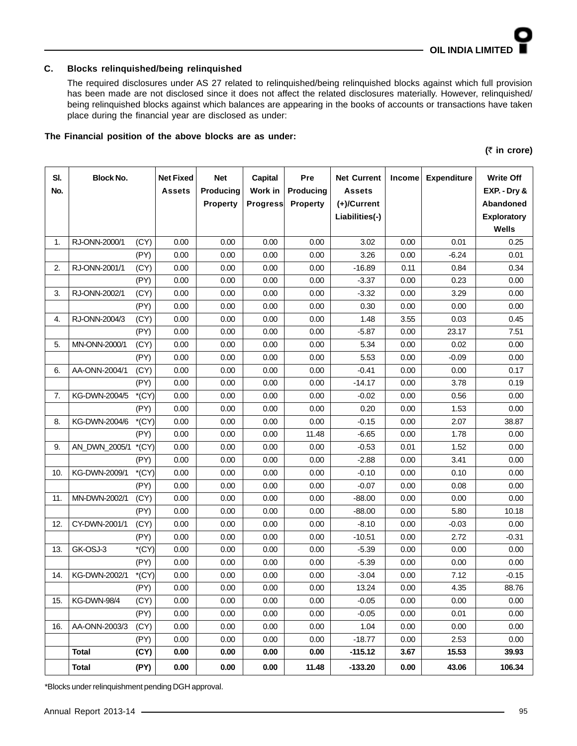### C. Blocks relinquished/being relinquished

The required disclosures under AS 27 related to relinquished/being relinquished blocks against which full provision has been made are not disclosed since it does not affect the related disclosures materially. However, relinquished/being relinquished blocks against which balances are appearing in the books of accounts or transactions have taken place during the financial year are disclosed as under:

**The Financial position of the above blocks are as under:**

**(₹ in crore)**

| Sl. No. | Block No. | | Net Fixed Assets | Net Producing Property | Capital Work in Progress | Pre Producing Property | Net Current Assets (+)/Current Liabilities(-) | Income | Expenditure | Write Off EXP. - Dry & Abandoned Exploratory Wells |
|---|---|---|---|---|---|---|---|---|---|---|
| 1. | RJ-ONN-2000/1 | (CY) | 0.00 | 0.00 | 0.00 | 0.00 | 3.02 | 0.00 | 0.01 | 0.25 |
| | | (PY) | 0.00 | 0.00 | 0.00 | 0.00 | 3.26 | 0.00 | -6.24 | 0.01 |
| 2. | RJ-ONN-2001/1 | (CY) | 0.00 | 0.00 | 0.00 | 0.00 | -16.89 | 0.11 | 0.84 | 0.34 |
| | | (PY) | 0.00 | 0.00 | 0.00 | 0.00 | -3.37 | 0.00 | 0.23 | 0.00 |
| 3. | RJ-ONN-2002/1 | (CY) | 0.00 | 0.00 | 0.00 | 0.00 | -3.32 | 0.00 | 3.29 | 0.00 |
| | | (PY) | 0.00 | 0.00 | 0.00 | 0.00 | 0.30 | 0.00 | 0.00 | 0.00 |
| 4. | RJ-ONN-2004/3 | (CY) | 0.00 | 0.00 | 0.00 | 0.00 | 1.48 | 3.55 | 0.03 | 0.45 |
| | | (PY) | 0.00 | 0.00 | 0.00 | 0.00 | -5.87 | 0.00 | 23.17 | 7.51 |
| 5. | MN-ONN-2000/1 | (CY) | 0.00 | 0.00 | 0.00 | 0.00 | 5.34 | 0.00 | 0.02 | 0.00 |
| | | (PY) | 0.00 | 0.00 | 0.00 | 0.00 | 5.53 | 0.00 | -0.09 | 0.00 |
| 6. | AA-ONN-2004/1 | (CY) | 0.00 | 0.00 | 0.00 | 0.00 | -0.41 | 0.00 | 0.00 | 0.17 |
| | | (PY) | 0.00 | 0.00 | 0.00 | 0.00 | -14.17 | 0.00 | 3.78 | 0.19 |
| 7. | KG-DWN-2004/5 | *(CY) | 0.00 | 0.00 | 0.00 | 0.00 | -0.02 | 0.00 | 0.56 | 0.00 |
| | | (PY) | 0.00 | 0.00 | 0.00 | 0.00 | 0.20 | 0.00 | 1.53 | 0.00 |
| 8. | KG-DWN-2004/6 | *(CY) | 0.00 | 0.00 | 0.00 | 0.00 | -0.15 | 0.00 | 2.07 | 38.87 |
| | | (PY) | 0.00 | 0.00 | 0.00 | 11.48 | -6.65 | 0.00 | 1.78 | 0.00 |
| 9. | AN_DWN_2005/1 | *(CY) | 0.00 | 0.00 | 0.00 | 0.00 | -0.53 | 0.01 | 1.52 | 0.00 |
| | | (PY) | 0.00 | 0.00 | 0.00 | 0.00 | -2.88 | 0.00 | 3.41 | 0.00 |
| 10. | KG-DWN-2009/1 | *(CY) | 0.00 | 0.00 | 0.00 | 0.00 | -0.10 | 0.00 | 0.10 | 0.00 |
| | | (PY) | 0.00 | 0.00 | 0.00 | 0.00 | -0.07 | 0.00 | 0.08 | 0.00 |
| 11. | MN-DWN-2002/1 | (CY) | 0.00 | 0.00 | 0.00 | 0.00 | -88.00 | 0.00 | 0.00 | 0.00 |
| | | (PY) | 0.00 | 0.00 | 0.00 | 0.00 | -88.00 | 0.00 | 5.80 | 10.18 |
| 12. | CY-DWN-2001/1 | (CY) | 0.00 | 0.00 | 0.00 | 0.00 | -8.10 | 0.00 | -0.03 | 0.00 |
| | | (PY) | 0.00 | 0.00 | 0.00 | 0.00 | -10.51 | 0.00 | 2.72 | -0.31 |
| 13. | GK-OSJ-3 | *(CY) | 0.00 | 0.00 | 0.00 | 0.00 | -5.39 | 0.00 | 0.00 | 0.00 |
| | | (PY) | 0.00 | 0.00 | 0.00 | 0.00 | -5.39 | 0.00 | 0.00 | 0.00 |
| 14. | KG-DWN-2002/1 | *(CY) | 0.00 | 0.00 | 0.00 | 0.00 | -3.04 | 0.00 | 7.12 | -0.15 |
| | | (PY) | 0.00 | 0.00 | 0.00 | 0.00 | 13.24 | 0.00 | 4.35 | 88.76 |
| 15. | KG-DWN-98/4 | (CY) | 0.00 | 0.00 | 0.00 | 0.00 | -0.05 | 0.00 | 0.00 | 0.00 |
| | | (PY) | 0.00 | 0.00 | 0.00 | 0.00 | -0.05 | 0.00 | 0.01 | 0.00 |
| 16. | AA-ONN-2003/3 | (CY) | 0.00 | 0.00 | 0.00 | 0.00 | 1.04 | 0.00 | 0.00 | 0.00 |
| | | (PY) | 0.00 | 0.00 | 0.00 | 0.00 | -18.77 | 0.00 | 2.53 | 0.00 |
| | **Total** | **(CY)** | **0.00** | **0.00** | **0.00** | **0.00** | **-115.12** | **3.67** | **15.53** | **39.93** |
| | **Total** | **(PY)** | **0.00** | **0.00** | **0.00** | **11.48** | **-133.20** | **0.00** | **43.06** | **106.34** |

*Blocks under relinquishment pending DGH approval.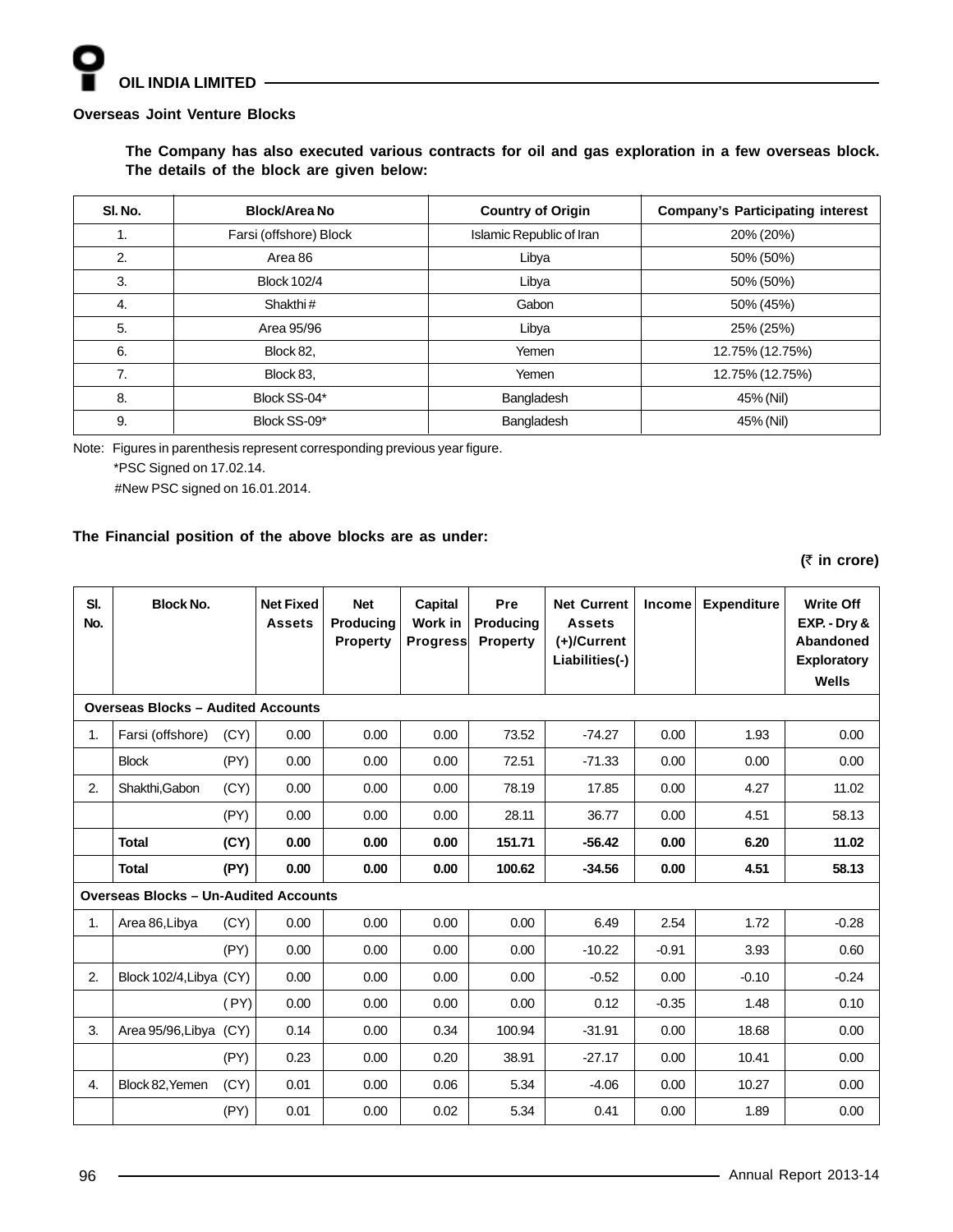## Overseas Joint Venture Blocks

**The Company has also executed various contracts for oil and gas exploration in a few overseas block. The details of the block are given below:**

| Sl. No. | Block/Area No | Country of Origin | Company's Participating interest |
|---|---|---|---|
| 1. | Farsi (offshore) Block | Islamic Republic of Iran | 20% (20%) |
| 2. | Area 86 | Libya | 50% (50%) |
| 3. | Block 102/4 | Libya | 50% (50%) |
| 4. | Shakthi # | Gabon | 50% (45%) |
| 5. | Area 95/96 | Libya | 25% (25%) |
| 6. | Block 82, | Yemen | 12.75% (12.75%) |
| 7. | Block 83, | Yemen | 12.75% (12.75%) |
| 8. | Block SS-04* | Bangladesh | 45% (Nil) |
| 9. | Block SS-09* | Bangladesh | 45% (Nil) |

Note: Figures in parenthesis represent corresponding previous year figure.

*PSC Signed on 17.02.14.

#New PSC signed on 16.01.2014.

**The Financial position of the above blocks are as under:**

**(₹ in crore)**

| Sl. No. | Block No. | | Net Fixed Assets | Net Producing Property | Capital Work in Progress | Pre Producing Property | Net Current Assets (+)/Current Liabilities(-) | Income | Expenditure | Write Off EXP. - Dry & Abandoned Exploratory Wells |
|---|---|---|---|---|---|---|---|---|---|---|
| **Overseas Blocks – Audited Accounts** | | | | | | | | | | |
| 1. | Farsi (offshore) | (CY) | 0.00 | 0.00 | 0.00 | 73.52 | -74.27 | 0.00 | 1.93 | 0.00 |
| | Block | (PY) | 0.00 | 0.00 | 0.00 | 72.51 | -71.33 | 0.00 | 0.00 | 0.00 |
| 2. | Shakthi,Gabon | (CY) | 0.00 | 0.00 | 0.00 | 78.19 | 17.85 | 0.00 | 4.27 | 11.02 |
| | | (PY) | 0.00 | 0.00 | 0.00 | 28.11 | 36.77 | 0.00 | 4.51 | 58.13 |
| | **Total** | **(CY)** | **0.00** | **0.00** | **0.00** | **151.71** | **-56.42** | **0.00** | **6.20** | **11.02** |
| | **Total** | **(PY)** | **0.00** | **0.00** | **0.00** | **100.62** | **-34.56** | **0.00** | **4.51** | **58.13** |
| **Overseas Blocks – Un-Audited Accounts** | | | | | | | | | | |
| 1. | Area 86,Libya | (CY) | 0.00 | 0.00 | 0.00 | 0.00 | 6.49 | 2.54 | 1.72 | -0.28 |
| | | (PY) | 0.00 | 0.00 | 0.00 | 0.00 | -10.22 | -0.91 | 3.93 | 0.60 |
| 2. | Block 102/4,Libya | (CY) | 0.00 | 0.00 | 0.00 | 0.00 | -0.52 | 0.00 | -0.10 | -0.24 |
| | | (PY) | 0.00 | 0.00 | 0.00 | 0.00 | 0.12 | -0.35 | 1.48 | 0.10 |
| 3. | Area 95/96,Libya | (CY) | 0.14 | 0.00 | 0.34 | 100.94 | -31.91 | 0.00 | 18.68 | 0.00 |
| | | (PY) | 0.23 | 0.00 | 0.20 | 38.91 | -27.17 | 0.00 | 10.41 | 0.00 |
| 4. | Block 82,Yemen | (CY) | 0.01 | 0.00 | 0.06 | 5.34 | -4.06 | 0.00 | 10.27 | 0.00 |
| | | (PY) | 0.01 | 0.00 | 0.02 | 5.34 | 0.41 | 0.00 | 1.89 | 0.00 |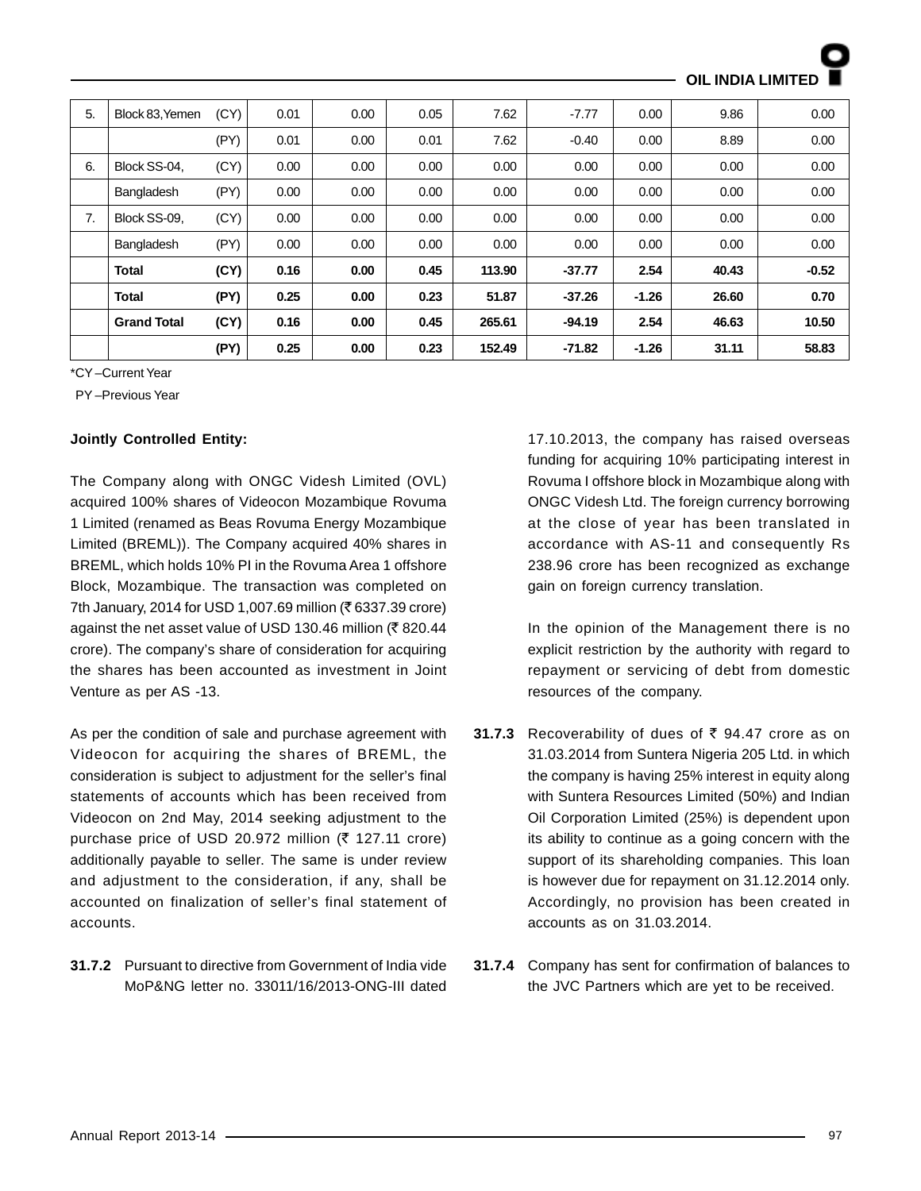| 5. | Block 83,Yemen | (CY) | 0.01 | 0.00 | 0.05 | 7.62 | -7.77 | 0.00 | 9.86 | 0.00 |
|---|---|---|---|---|---|---|---|---|---|---|
| | | (PY) | 0.01 | 0.00 | 0.01 | 7.62 | -0.40 | 0.00 | 8.89 | 0.00 |
| 6. | Block SS-04, | (CY) | 0.00 | 0.00 | 0.00 | 0.00 | 0.00 | 0.00 | 0.00 | 0.00 |
| | Bangladesh | (PY) | 0.00 | 0.00 | 0.00 | 0.00 | 0.00 | 0.00 | 0.00 | 0.00 |
| 7. | Block SS-09, | (CY) | 0.00 | 0.00 | 0.00 | 0.00 | 0.00 | 0.00 | 0.00 | 0.00 |
| | Bangladesh | (PY) | 0.00 | 0.00 | 0.00 | 0.00 | 0.00 | 0.00 | 0.00 | 0.00 |
| | **Total** | **(CY)** | **0.16** | **0.00** | **0.45** | **113.90** | **-37.77** | **2.54** | **40.43** | **-0.52** |
| | **Total** | **(PY)** | **0.25** | **0.00** | **0.23** | **51.87** | **-37.26** | **-1.26** | **26.60** | **0.70** |
| | **Grand Total** | **(CY)** | **0.16** | **0.00** | **0.45** | **265.61** | **-94.19** | **2.54** | **46.63** | **10.50** |
| | | **(PY)** | **0.25** | **0.00** | **0.23** | **152.49** | **-71.82** | **-1.26** | **31.11** | **58.83** |

*CY –Current Year

PY –Previous Year

**Jointly Controlled Entity:**

The Company along with ONGC Videsh Limited (OVL) acquired 100% shares of Videocon Mozambique Rovuma 1 Limited (renamed as Beas Rovuma Energy Mozambique Limited (BREML)). The Company acquired 40% shares in BREML, which holds 10% PI in the Rovuma Area 1 offshore Block, Mozambique. The transaction was completed on 7th January, 2014 for USD 1,007.69 million (₹ 6337.39 crore) against the net asset value of USD 130.46 million (₹ 820.44 crore). The company's share of consideration for acquiring the shares has been accounted as investment in Joint Venture as per AS -13.

As per the condition of sale and purchase agreement with Videocon for acquiring the shares of BREML, the consideration is subject to adjustment for the seller's final statements of accounts which has been received from Videocon on 2nd May, 2014 seeking adjustment to the purchase price of USD 20.972 million (₹ 127.11 crore) additionally payable to seller. The same is under review and adjustment to the consideration, if any, shall be accounted on finalization of seller's final statement of accounts.

**31.7.2** Pursuant to directive from Government of India vide MoP&NG letter no. 33011/16/2013-ONG-III dated 17.10.2013, the company has raised overseas funding for acquiring 10% participating interest in Rovuma I offshore block in Mozambique along with ONGC Videsh Ltd. The foreign currency borrowing at the close of year has been translated in accordance with AS-11 and consequently Rs 238.96 crore has been recognized as exchange gain on foreign currency translation.

In the opinion of the Management there is no explicit restriction by the authority with regard to repayment or servicing of debt from domestic resources of the company.

**31.7.3** Recoverability of dues of ₹ 94.47 crore as on 31.03.2014 from Suntera Nigeria 205 Ltd. in which the company is having 25% interest in equity along with Suntera Resources Limited (50%) and Indian Oil Corporation Limited (25%) is dependent upon its ability to continue as a going concern with the support of its shareholding companies. This loan is however due for repayment on 31.12.2014 only. Accordingly, no provision has been created in accounts as on 31.03.2014.

**31.7.4** Company has sent for confirmation of balances to the JVC Partners which are yet to be received.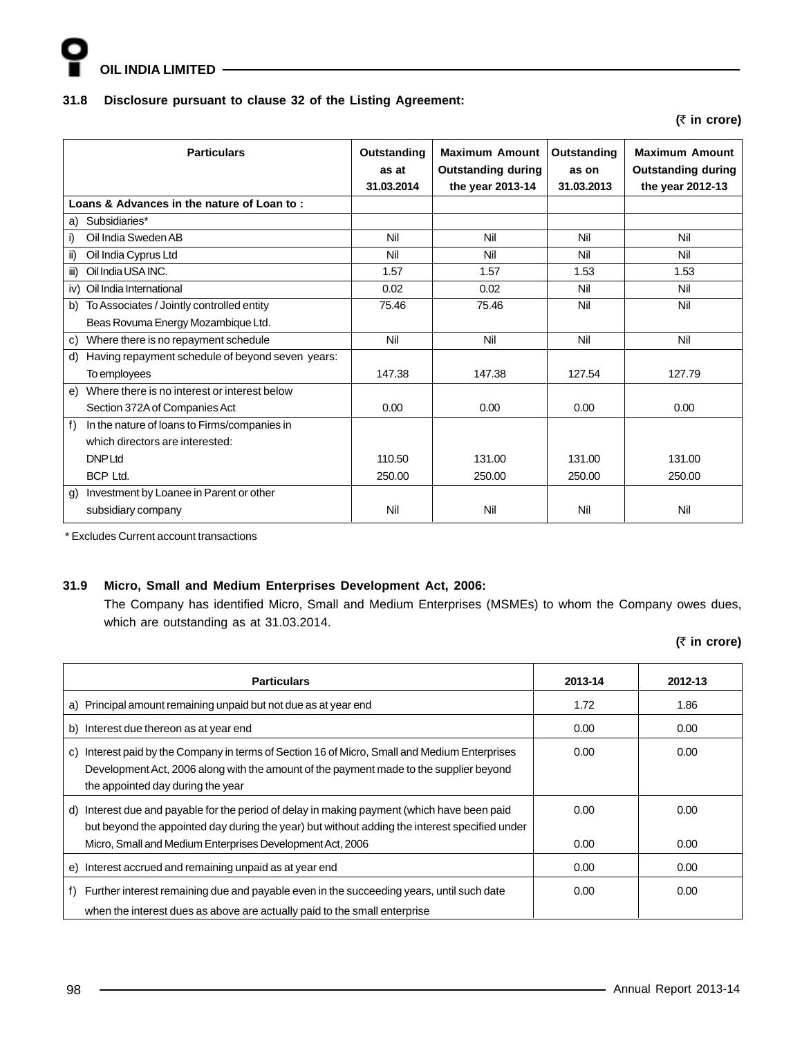### 31.8 Disclosure pursuant to clause 32 of the Listing Agreement:

**(₹ in crore)**

| Particulars | Outstanding as at 31.03.2014 | Maximum Amount Outstanding during the year 2013-14 | Outstanding as on 31.03.2013 | Maximum Amount Outstanding during the year 2012-13 |
|---|---|---|---|---|
| **Loans & Advances in the nature of Loan to :** | | | | |
| a) Subsidiaries* | | | | |
| i) Oil India Sweden AB | Nil | Nil | Nil | Nil |
| ii) Oil India Cyprus Ltd | Nil | Nil | Nil | Nil |
| iii) Oil India USA INC. | 1.57 | 1.57 | 1.53 | 1.53 |
| iv) Oil India International | 0.02 | 0.02 | Nil | Nil |
| b) To Associates / Jointly controlled entity Beas Rovuma Energy Mozambique Ltd. | 75.46 | 75.46 | Nil | Nil |
| c) Where there is no repayment schedule | Nil | Nil | Nil | Nil |
| d) Having repayment schedule of beyond seven years: To employees | 147.38 | 147.38 | 127.54 | 127.79 |
| e) Where there is no interest or interest below Section 372A of Companies Act | 0.00 | 0.00 | 0.00 | 0.00 |
| f) In the nature of loans to Firms/companies in which directors are interested: | | | | |
| DNP Ltd | 110.50 | 131.00 | 131.00 | 131.00 |
| BCP Ltd. | 250.00 | 250.00 | 250.00 | 250.00 |
| g) Investment by Loanee in Parent or other subsidiary company | Nil | Nil | Nil | Nil |

* Excludes Current account transactions

### 31.9 Micro, Small and Medium Enterprises Development Act, 2006:

The Company has identified Micro, Small and Medium Enterprises (MSMEs) to whom the Company owes dues, which are outstanding as at 31.03.2014.

**(₹ in crore)**

| Particulars | 2013-14 | 2012-13 |
|---|---|---|
| a) Principal amount remaining unpaid but not due as at year end | 1.72 | 1.86 |
| b) Interest due thereon as at year end | 0.00 | 0.00 |
| c) Interest paid by the Company in terms of Section 16 of Micro, Small and Medium Enterprises Development Act, 2006 along with the amount of the payment made to the supplier beyond the appointed day during the year | 0.00 | 0.00 |
| d) Interest due and payable for the period of delay in making payment (which have been paid but beyond the appointed day during the year) but without adding the interest specified under Micro, Small and Medium Enterprises Development Act, 2006 | 0.00<br>0.00 | 0.00<br>0.00 |
| e) Interest accrued and remaining unpaid as at year end | 0.00 | 0.00 |
| f) Further interest remaining due and payable even in the succeeding years, until such date when the interest dues as above are actually paid to the small enterprise | 0.00 | 0.00 |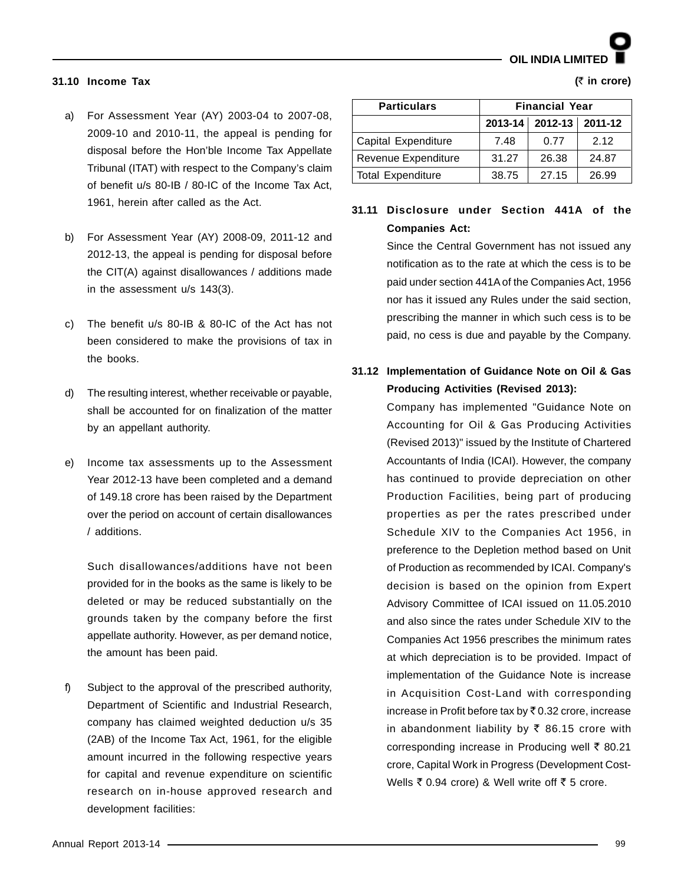### 31.10 Income Tax

a) For Assessment Year (AY) 2003-04 to 2007-08, 2009-10 and 2010-11, the appeal is pending for disposal before the Hon'ble Income Tax Appellate Tribunal (ITAT) with respect to the Company's claim of benefit u/s 80-IB / 80-IC of the Income Tax Act, 1961, herein after called as the Act.

b) For Assessment Year (AY) 2008-09, 2011-12 and 2012-13, the appeal is pending for disposal before the CIT(A) against disallowances / additions made in the assessment u/s 143(3).

c) The benefit u/s 80-IB & 80-IC of the Act has not been considered to make the provisions of tax in the books.

d) The resulting interest, whether receivable or payable, shall be accounted for on finalization of the matter by an appellant authority.

e) Income tax assessments up to the Assessment Year 2012-13 have been completed and a demand of 149.18 crore has been raised by the Department over the period on account of certain disallowances / additions.

Such disallowances/additions have not been provided for in the books as the same is likely to be deleted or may be reduced substantially on the grounds taken by the company before the first appellate authority. However, as per demand notice, the amount has been paid.

f) Subject to the approval of the prescribed authority, Department of Scientific and Industrial Research, company has claimed weighted deduction u/s 35 (2AB) of the Income Tax Act, 1961, for the eligible amount incurred in the following respective years for capital and revenue expenditure on scientific research on in-house approved research and development facilities:

(₹ in crore)

| Particulars | Financial Year | | |
|---|---|---|---|
| | 2013-14 | 2012-13 | 2011-12 |
| Capital Expenditure | 7.48 | 0.77 | 2.12 |
| Revenue Expenditure | 31.27 | 26.38 | 24.87 |
| Total Expenditure | 38.75 | 27.15 | 26.99 |

### 31.11 Disclosure under Section 441A of the Companies Act:

Since the Central Government has not issued any notification as to the rate at which the cess is to be paid under section 441A of the Companies Act, 1956 nor has it issued any Rules under the said section, prescribing the manner in which such cess is to be paid, no cess is due and payable by the Company.

### 31.12 Implementation of Guidance Note on Oil & Gas Producing Activities (Revised 2013):

Company has implemented "Guidance Note on Accounting for Oil & Gas Producing Activities (Revised 2013)" issued by the Institute of Chartered Accountants of India (ICAI). However, the company has continued to provide depreciation on other Production Facilities, being part of producing properties as per the rates prescribed under Schedule XIV to the Companies Act 1956, in preference to the Depletion method based on Unit of Production as recommended by ICAI. Company's decision is based on the opinion from Expert Advisory Committee of ICAI issued on 11.05.2010 and also since the rates under Schedule XIV to the Companies Act 1956 prescribes the minimum rates at which depreciation is to be provided. Impact of implementation of the Guidance Note is increase in Acquisition Cost-Land with corresponding increase in Profit before tax by ₹ 0.32 crore, increase in abandonment liability by ₹ 86.15 crore with corresponding increase in Producing well ₹ 80.21 crore, Capital Work in Progress (Development Cost-Wells ₹ 0.94 crore) & Well write off ₹ 5 crore.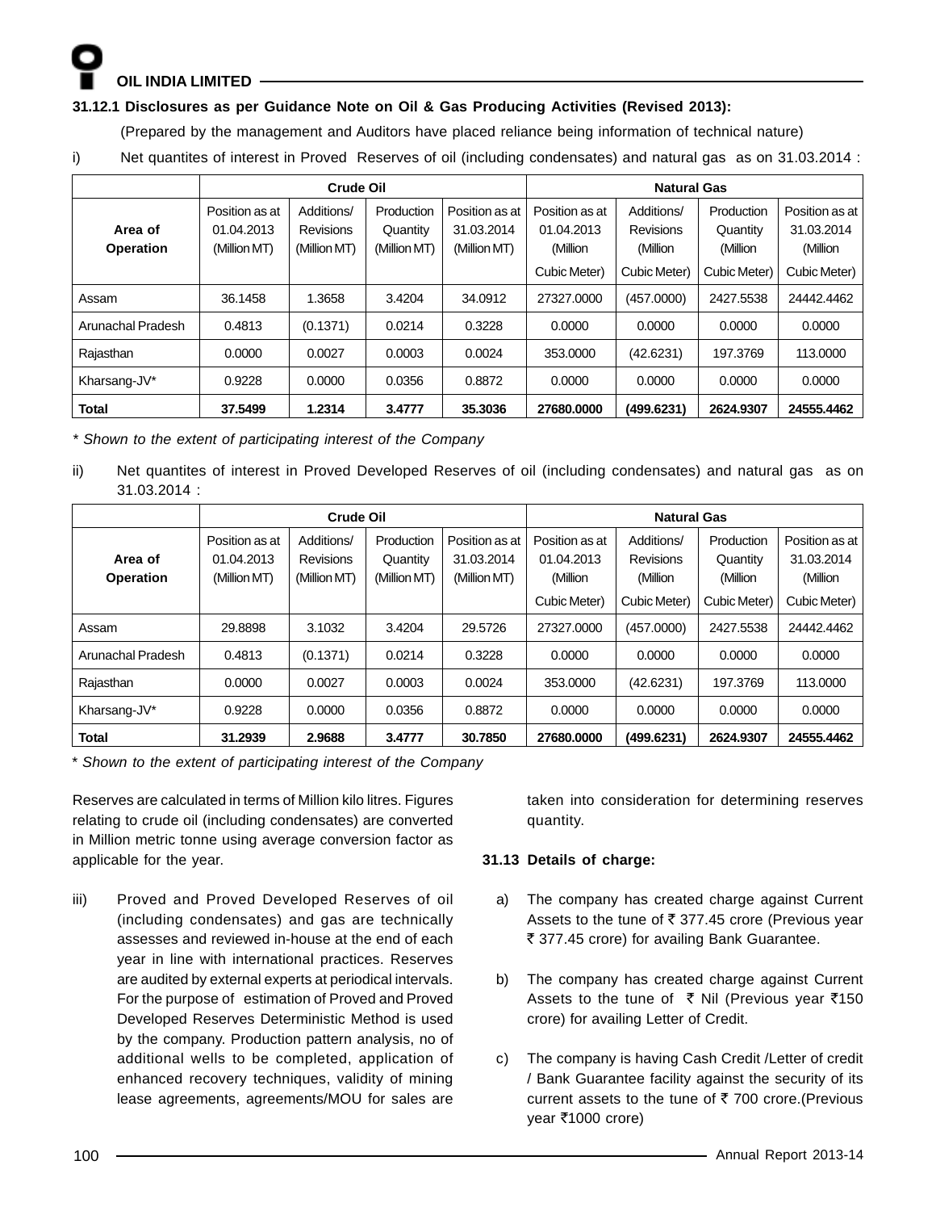#### 31.12.1 Disclosures as per Guidance Note on Oil & Gas Producing Activities (Revised 2013):

(Prepared by the management and Auditors have placed reliance being information of technical nature)

i) Net quantites of interest in Proved Reserves of oil (including condensates) and natural gas as on 31.03.2014 :

| Area of Operation | Crude Oil | | | | Natural Gas | | | |
|---|---|---|---|---|---|---|---|---|
| | Position as at 01.04.2013 (Million MT) | Additions/ Revisions (Million MT) | Production Quantity (Million MT) | Position as at 31.03.2014 (Million MT) | Position as at 01.04.2013 (Million Cubic Meter) | Additions/ Revisions (Million Cubic Meter) | Production Quantity (Million Cubic Meter) | Position as at 31.03.2014 (Million Cubic Meter) |
| Assam | 36.1458 | 1.3658 | 3.4204 | 34.0912 | 27327.0000 | (457.0000) | 2427.5538 | 24442.4462 |
| Arunachal Pradesh | 0.4813 | (0.1371) | 0.0214 | 0.3228 | 0.0000 | 0.0000 | 0.0000 | 0.0000 |
| Rajasthan | 0.0000 | 0.0027 | 0.0003 | 0.0024 | 353.0000 | (42.6231) | 197.3769 | 113.0000 |
| Kharsang-JV* | 0.9228 | 0.0000 | 0.0356 | 0.8872 | 0.0000 | 0.0000 | 0.0000 | 0.0000 |
| **Total** | **37.5499** | **1.2314** | **3.4777** | **35.3036** | **27680.0000** | **(499.6231)** | **2624.9307** | **24555.4462** |

*\* Shown to the extent of participating interest of the Company*

ii) Net quantites of interest in Proved Developed Reserves of oil (including condensates) and natural gas as on 31.03.2014 :

| Area of Operation | Crude Oil | | | | Natural Gas | | | |
|---|---|---|---|---|---|---|---|---|
| | Position as at 01.04.2013 (Million MT) | Additions/ Revisions (Million MT) | Production Quantity (Million MT) | Position as at 31.03.2014 (Million MT) | Position as at 01.04.2013 (Million Cubic Meter) | Additions/ Revisions (Million Cubic Meter) | Production Quantity (Million Cubic Meter) | Position as at 31.03.2014 (Million Cubic Meter) |
| Assam | 29.8898 | 3.1032 | 3.4204 | 29.5726 | 27327.0000 | (457.0000) | 2427.5538 | 24442.4462 |
| Arunachal Pradesh | 0.4813 | (0.1371) | 0.0214 | 0.3228 | 0.0000 | 0.0000 | 0.0000 | 0.0000 |
| Rajasthan | 0.0000 | 0.0027 | 0.0003 | 0.0024 | 353.0000 | (42.6231) | 197.3769 | 113.0000 |
| Kharsang-JV* | 0.9228 | 0.0000 | 0.0356 | 0.8872 | 0.0000 | 0.0000 | 0.0000 | 0.0000 |
| **Total** | **31.2939** | **2.9688** | **3.4777** | **30.7850** | **27680.0000** | **(499.6231)** | **2624.9307** | **24555.4462** |

*\* Shown to the extent of participating interest of the Company*

Reserves are calculated in terms of Million kilo litres. Figures relating to crude oil (including condensates) are converted in Million metric tonne using average conversion factor as applicable for the year.

iii) Proved and Proved Developed Reserves of oil (including condensates) and gas are technically assesses and reviewed in-house at the end of each year in line with international practices. Reserves are audited by external experts at periodical intervals. For the purpose of estimation of Proved and Proved Developed Reserves Deterministic Method is used by the company. Production pattern analysis, no of additional wells to be completed, application of enhanced recovery techniques, validity of mining lease agreements, agreements/MOU for sales are taken into consideration for determining reserves quantity.

#### 31.13 Details of charge:

a) The company has created charge against Current Assets to the tune of ₹ 377.45 crore (Previous year ₹ 377.45 crore) for availing Bank Guarantee.

b) The company has created charge against Current Assets to the tune of ₹ Nil (Previous year ₹150 crore) for availing Letter of Credit.

c) The company is having Cash Credit /Letter of credit / Bank Guarantee facility against the security of its current assets to the tune of ₹ 700 crore.(Previous year ₹1000 crore)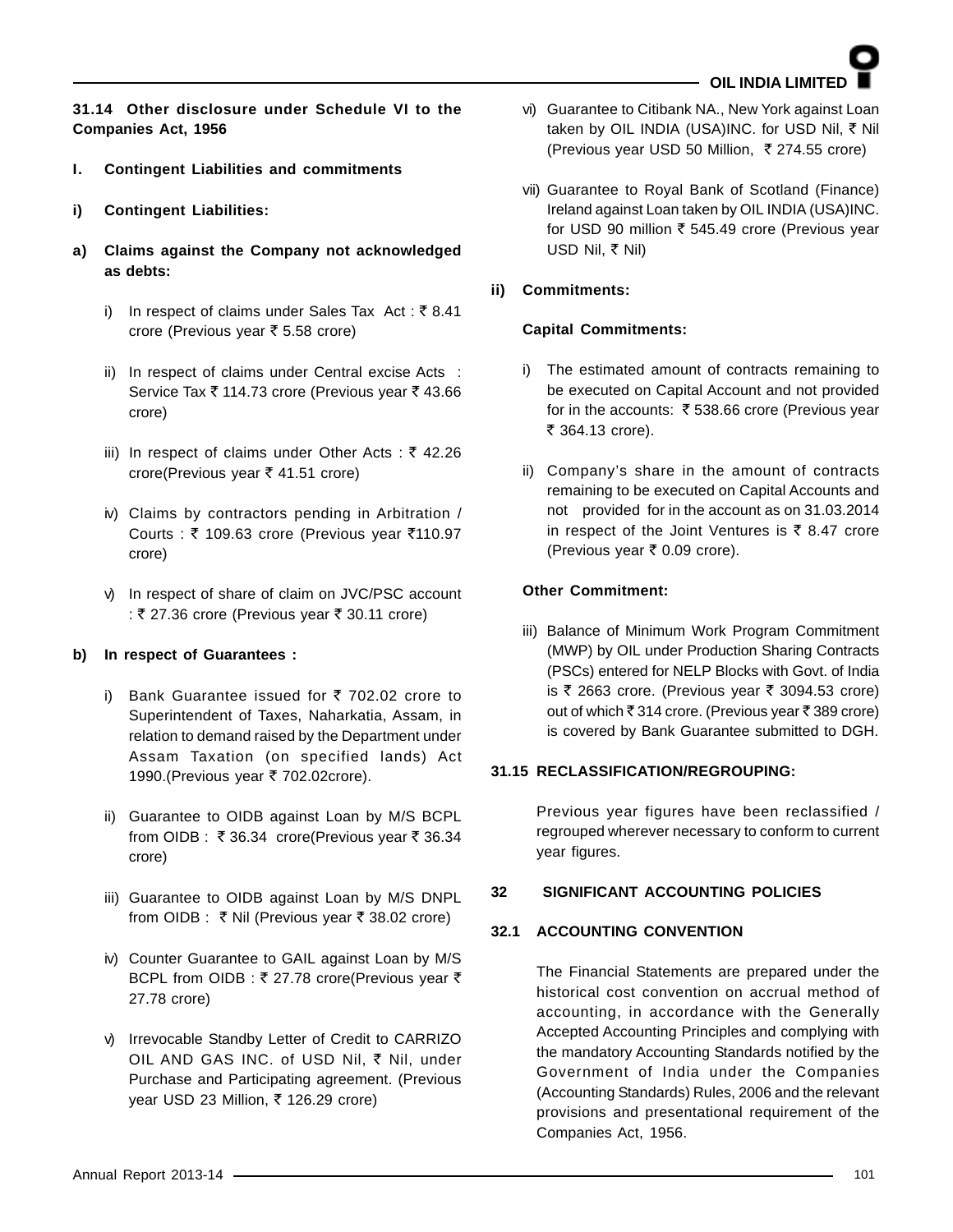**31.14 Other disclosure under Schedule VI to the Companies Act, 1956**

**I. Contingent Liabilities and commitments**

**i) Contingent Liabilities:**

**a) Claims against the Company not acknowledged as debts:**

i) In respect of claims under Sales Tax Act : ₹ 8.41 crore (Previous year ₹ 5.58 crore)

ii) In respect of claims under Central excise Acts : Service Tax ₹ 114.73 crore (Previous year ₹ 43.66 crore)

iii) In respect of claims under Other Acts : ₹ 42.26 crore(Previous year ₹ 41.51 crore)

iv) Claims by contractors pending in Arbitration / Courts : ₹ 109.63 crore (Previous year ₹110.97 crore)

v) In respect of share of claim on JVC/PSC account : ₹ 27.36 crore (Previous year ₹ 30.11 crore)

**b) In respect of Guarantees :**

i) Bank Guarantee issued for ₹ 702.02 crore to Superintendent of Taxes, Naharkatia, Assam, in relation to demand raised by the Department under Assam Taxation (on specified lands) Act 1990.(Previous year ₹ 702.02crore).

ii) Guarantee to OIDB against Loan by M/S BCPL from OIDB : ₹ 36.34 crore(Previous year ₹ 36.34 crore)

iii) Guarantee to OIDB against Loan by M/S DNPL from OIDB : ₹ Nil (Previous year ₹ 38.02 crore)

iv) Counter Guarantee to GAIL against Loan by M/S BCPL from OIDB : ₹ 27.78 crore(Previous year ₹ 27.78 crore)

v) Irrevocable Standby Letter of Credit to CARRIZO OIL AND GAS INC. of USD Nil, ₹ Nil, under Purchase and Participating agreement. (Previous year USD 23 Million, ₹ 126.29 crore)

vi) Guarantee to Citibank NA., New York against Loan taken by OIL INDIA (USA)INC. for USD Nil, ₹ Nil (Previous year USD 50 Million, ₹ 274.55 crore)

vii) Guarantee to Royal Bank of Scotland (Finance) Ireland against Loan taken by OIL INDIA (USA)INC. for USD 90 million ₹ 545.49 crore (Previous year USD Nil, ₹ Nil)

**ii) Commitments:**

**Capital Commitments:**

i) The estimated amount of contracts remaining to be executed on Capital Account and not provided for in the accounts: ₹ 538.66 crore (Previous year ₹ 364.13 crore).

ii) Company's share in the amount of contracts remaining to be executed on Capital Accounts and not provided for in the account as on 31.03.2014 in respect of the Joint Ventures is ₹ 8.47 crore (Previous year ₹ 0.09 crore).

**Other Commitment:**

iii) Balance of Minimum Work Program Commitment (MWP) by OIL under Production Sharing Contracts (PSCs) entered for NELP Blocks with Govt. of India is ₹ 2663 crore. (Previous year ₹ 3094.53 crore) out of which ₹ 314 crore. (Previous year ₹ 389 crore) is covered by Bank Guarantee submitted to DGH.

**31.15 RECLASSIFICATION/REGROUPING:**

Previous year figures have been reclassified / regrouped wherever necessary to conform to current year figures.

## 32 SIGNIFICANT ACCOUNTING POLICIES

### 32.1 ACCOUNTING CONVENTION

The Financial Statements are prepared under the historical cost convention on accrual method of accounting, in accordance with the Generally Accepted Accounting Principles and complying with the mandatory Accounting Standards notified by the Government of India under the Companies (Accounting Standards) Rules, 2006 and the relevant provisions and presentational requirement of the Companies Act, 1956.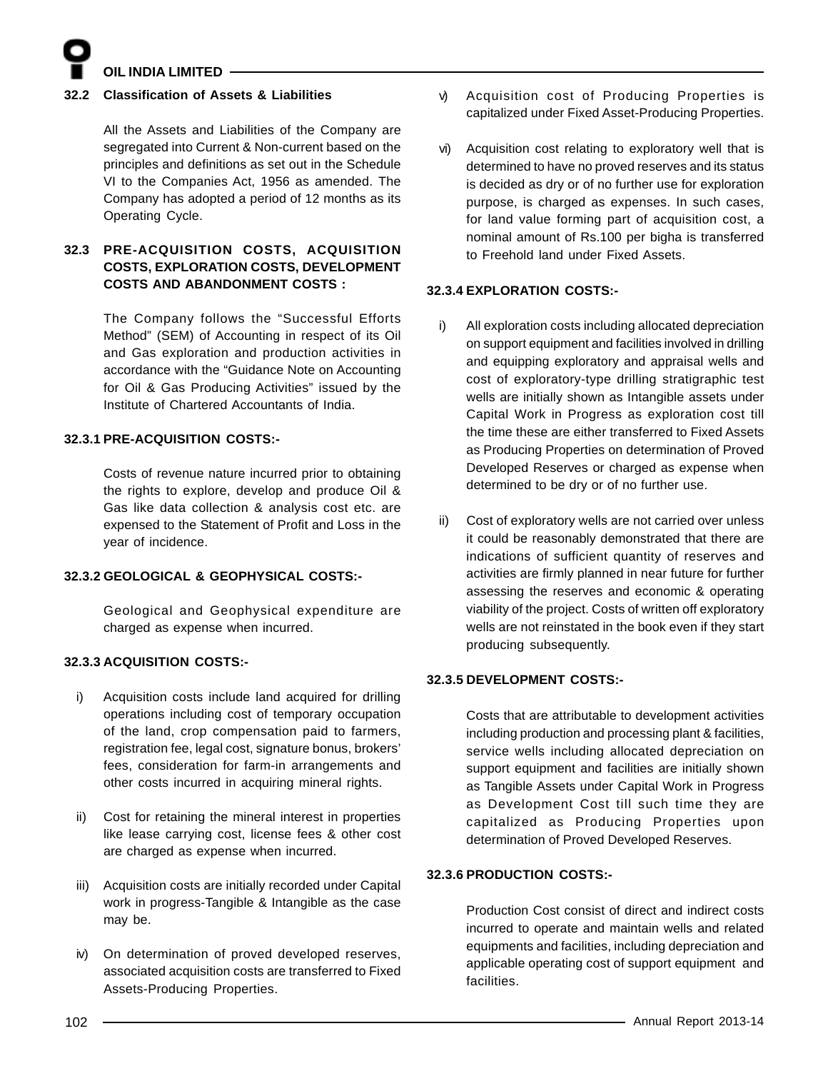### 32.2 Classification of Assets & Liabilities

All the Assets and Liabilities of the Company are segregated into Current & Non-current based on the principles and definitions as set out in the Schedule VI to the Companies Act, 1956 as amended. The Company has adopted a period of 12 months as its Operating Cycle.

### 32.3 PRE-ACQUISITION COSTS, ACQUISITION COSTS, EXPLORATION COSTS, DEVELOPMENT COSTS AND ABANDONMENT COSTS :

The Company follows the "Successful Efforts Method" (SEM) of Accounting in respect of its Oil and Gas exploration and production activities in accordance with the "Guidance Note on Accounting for Oil & Gas Producing Activities" issued by the Institute of Chartered Accountants of India.

#### 32.3.1 PRE-ACQUISITION COSTS:-

Costs of revenue nature incurred prior to obtaining the rights to explore, develop and produce Oil & Gas like data collection & analysis cost etc. are expensed to the Statement of Profit and Loss in the year of incidence.

#### 32.3.2 GEOLOGICAL & GEOPHYSICAL COSTS:-

Geological and Geophysical expenditure are charged as expense when incurred.

#### 32.3.3 ACQUISITION COSTS:-

i) Acquisition costs include land acquired for drilling operations including cost of temporary occupation of the land, crop compensation paid to farmers, registration fee, legal cost, signature bonus, brokers' fees, consideration for farm-in arrangements and other costs incurred in acquiring mineral rights.

ii) Cost for retaining the mineral interest in properties like lease carrying cost, license fees & other cost are charged as expense when incurred.

iii) Acquisition costs are initially recorded under Capital work in progress-Tangible & Intangible as the case may be.

iv) On determination of proved developed reserves, associated acquisition costs are transferred to Fixed Assets-Producing Properties.

v) Acquisition cost of Producing Properties is capitalized under Fixed Asset-Producing Properties.

vi) Acquisition cost relating to exploratory well that is determined to have no proved reserves and its status is decided as dry or of no further use for exploration purpose, is charged as expenses. In such cases, for land value forming part of acquisition cost, a nominal amount of Rs.100 per bigha is transferred to Freehold land under Fixed Assets.

#### 32.3.4 EXPLORATION COSTS:-

i) All exploration costs including allocated depreciation on support equipment and facilities involved in drilling and equipping exploratory and appraisal wells and cost of exploratory-type drilling stratigraphic test wells are initially shown as Intangible assets under Capital Work in Progress as exploration cost till the time these are either transferred to Fixed Assets as Producing Properties on determination of Proved Developed Reserves or charged as expense when determined to be dry or of no further use.

ii) Cost of exploratory wells are not carried over unless it could be reasonably demonstrated that there are indications of sufficient quantity of reserves and activities are firmly planned in near future for further assessing the reserves and economic & operating viability of the project. Costs of written off exploratory wells are not reinstated in the book even if they start producing subsequently.

#### 32.3.5 DEVELOPMENT COSTS:-

Costs that are attributable to development activities including production and processing plant & facilities, service wells including allocated depreciation on support equipment and facilities are initially shown as Tangible Assets under Capital Work in Progress as Development Cost till such time they are capitalized as Producing Properties upon determination of Proved Developed Reserves.

#### 32.3.6 PRODUCTION COSTS:-

Production Cost consist of direct and indirect costs incurred to operate and maintain wells and related equipments and facilities, including depreciation and applicable operating cost of support equipment and facilities.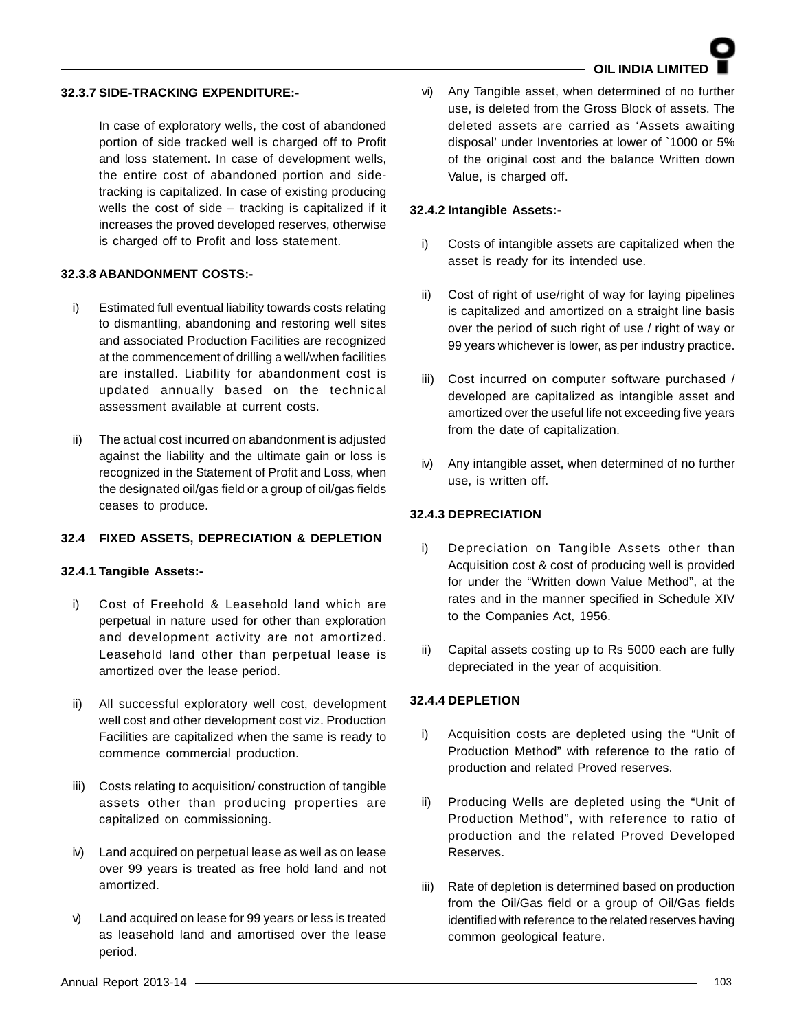#### 32.3.7 SIDE-TRACKING EXPENDITURE:-

In case of exploratory wells, the cost of abandoned portion of side tracked well is charged off to Profit and loss statement. In case of development wells, the entire cost of abandoned portion and side-tracking is capitalized. In case of existing producing wells the cost of side – tracking is capitalized if it increases the proved developed reserves, otherwise is charged off to Profit and loss statement.

#### 32.3.8 ABANDONMENT COSTS:-

i) Estimated full eventual liability towards costs relating to dismantling, abandoning and restoring well sites and associated Production Facilities are recognized at the commencement of drilling a well/when facilities are installed. Liability for abandonment cost is updated annually based on the technical assessment available at current costs.

ii) The actual cost incurred on abandonment is adjusted against the liability and the ultimate gain or loss is recognized in the Statement of Profit and Loss, when the designated oil/gas field or a group of oil/gas fields ceases to produce.

### 32.4 FIXED ASSETS, DEPRECIATION & DEPLETION

#### 32.4.1 Tangible Assets:-

i) Cost of Freehold & Leasehold land which are perpetual in nature used for other than exploration and development activity are not amortized. Leasehold land other than perpetual lease is amortized over the lease period.

ii) All successful exploratory well cost, development well cost and other development cost viz. Production Facilities are capitalized when the same is ready to commence commercial production.

iii) Costs relating to acquisition/ construction of tangible assets other than producing properties are capitalized on commissioning.

iv) Land acquired on perpetual lease as well as on lease over 99 years is treated as free hold land and not amortized.

v) Land acquired on lease for 99 years or less is treated as leasehold land and amortised over the lease period.

vi) Any Tangible asset, when determined of no further use, is deleted from the Gross Block of assets. The deleted assets are carried as 'Assets awaiting disposal' under Inventories at lower of `1000 or 5% of the original cost and the balance Written down Value, is charged off.

#### 32.4.2 Intangible Assets:-

i) Costs of intangible assets are capitalized when the asset is ready for its intended use.

ii) Cost of right of use/right of way for laying pipelines is capitalized and amortized on a straight line basis over the period of such right of use / right of way or 99 years whichever is lower, as per industry practice.

iii) Cost incurred on computer software purchased / developed are capitalized as intangible asset and amortized over the useful life not exceeding five years from the date of capitalization.

iv) Any intangible asset, when determined of no further use, is written off.

#### 32.4.3 DEPRECIATION

i) Depreciation on Tangible Assets other than Acquisition cost & cost of producing well is provided for under the "Written down Value Method", at the rates and in the manner specified in Schedule XIV to the Companies Act, 1956.

ii) Capital assets costing up to Rs 5000 each are fully depreciated in the year of acquisition.

#### 32.4.4 DEPLETION

i) Acquisition costs are depleted using the "Unit of Production Method" with reference to the ratio of production and related Proved reserves.

ii) Producing Wells are depleted using the "Unit of Production Method", with reference to ratio of production and the related Proved Developed Reserves.

iii) Rate of depletion is determined based on production from the Oil/Gas field or a group of Oil/Gas fields identified with reference to the related reserves having common geological feature.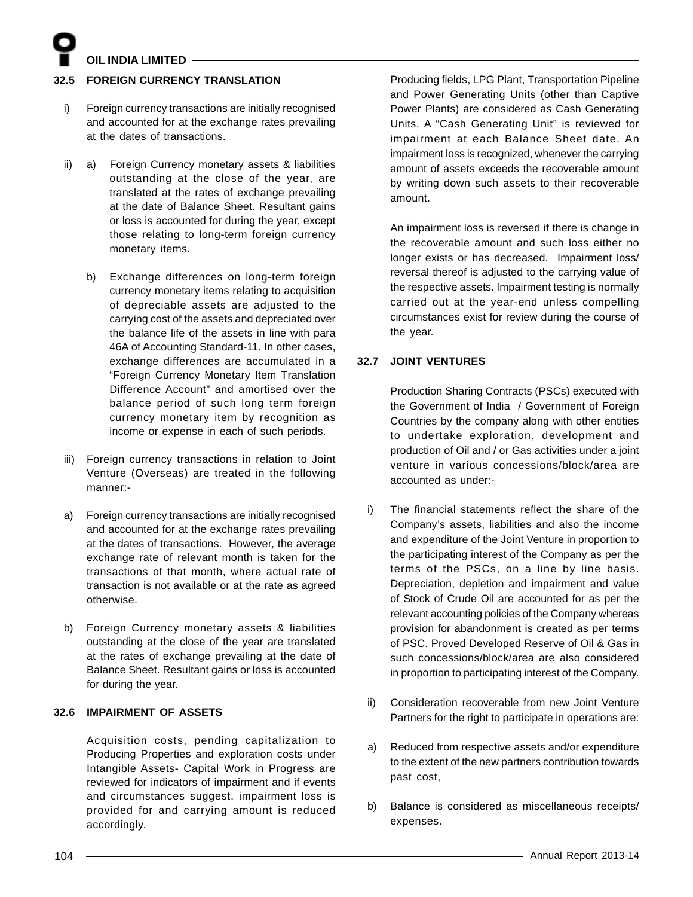### 32.5 FOREIGN CURRENCY TRANSLATION

i) Foreign currency transactions are initially recognised and accounted for at the exchange rates prevailing at the dates of transactions.

ii) a) Foreign Currency monetary assets & liabilities outstanding at the close of the year, are translated at the rates of exchange prevailing at the date of Balance Sheet. Resultant gains or loss is accounted for during the year, except those relating to long-term foreign currency monetary items.

b) Exchange differences on long-term foreign currency monetary items relating to acquisition of depreciable assets are adjusted to the carrying cost of the assets and depreciated over the balance life of the assets in line with para 46A of Accounting Standard-11. In other cases, exchange differences are accumulated in a "Foreign Currency Monetary Item Translation Difference Account" and amortised over the balance period of such long term foreign currency monetary item by recognition as income or expense in each of such periods.

iii) Foreign currency transactions in relation to Joint Venture (Overseas) are treated in the following manner:-

a) Foreign currency transactions are initially recognised and accounted for at the exchange rates prevailing at the dates of transactions. However, the average exchange rate of relevant month is taken for the transactions of that month, where actual rate of transaction is not available or at the rate as agreed otherwise.

b) Foreign Currency monetary assets & liabilities outstanding at the close of the year are translated at the rates of exchange prevailing at the date of Balance Sheet. Resultant gains or loss is accounted for during the year.

### 32.6 IMPAIRMENT OF ASSETS

Acquisition costs, pending capitalization to Producing Properties and exploration costs under Intangible Assets- Capital Work in Progress are reviewed for indicators of impairment and if events and circumstances suggest, impairment loss is provided for and carrying amount is reduced accordingly.

Producing fields, LPG Plant, Transportation Pipeline and Power Generating Units (other than Captive Power Plants) are considered as Cash Generating Units. A "Cash Generating Unit" is reviewed for impairment at each Balance Sheet date. An impairment loss is recognized, whenever the carrying amount of assets exceeds the recoverable amount by writing down such assets to their recoverable amount.

An impairment loss is reversed if there is change in the recoverable amount and such loss either no longer exists or has decreased. Impairment loss/ reversal thereof is adjusted to the carrying value of the respective assets. Impairment testing is normally carried out at the year-end unless compelling circumstances exist for review during the course of the year.

### 32.7 JOINT VENTURES

Production Sharing Contracts (PSCs) executed with the Government of India / Government of Foreign Countries by the company along with other entities to undertake exploration, development and production of Oil and / or Gas activities under a joint venture in various concessions/block/area are accounted as under:-

i) The financial statements reflect the share of the Company's assets, liabilities and also the income and expenditure of the Joint Venture in proportion to the participating interest of the Company as per the terms of the PSCs, on a line by line basis. Depreciation, depletion and impairment and value of Stock of Crude Oil are accounted for as per the relevant accounting policies of the Company whereas provision for abandonment is created as per terms of PSC. Proved Developed Reserve of Oil & Gas in such concessions/block/area are also considered in proportion to participating interest of the Company.

ii) Consideration recoverable from new Joint Venture Partners for the right to participate in operations are:

a) Reduced from respective assets and/or expenditure to the extent of the new partners contribution towards past cost,

b) Balance is considered as miscellaneous receipts/ expenses.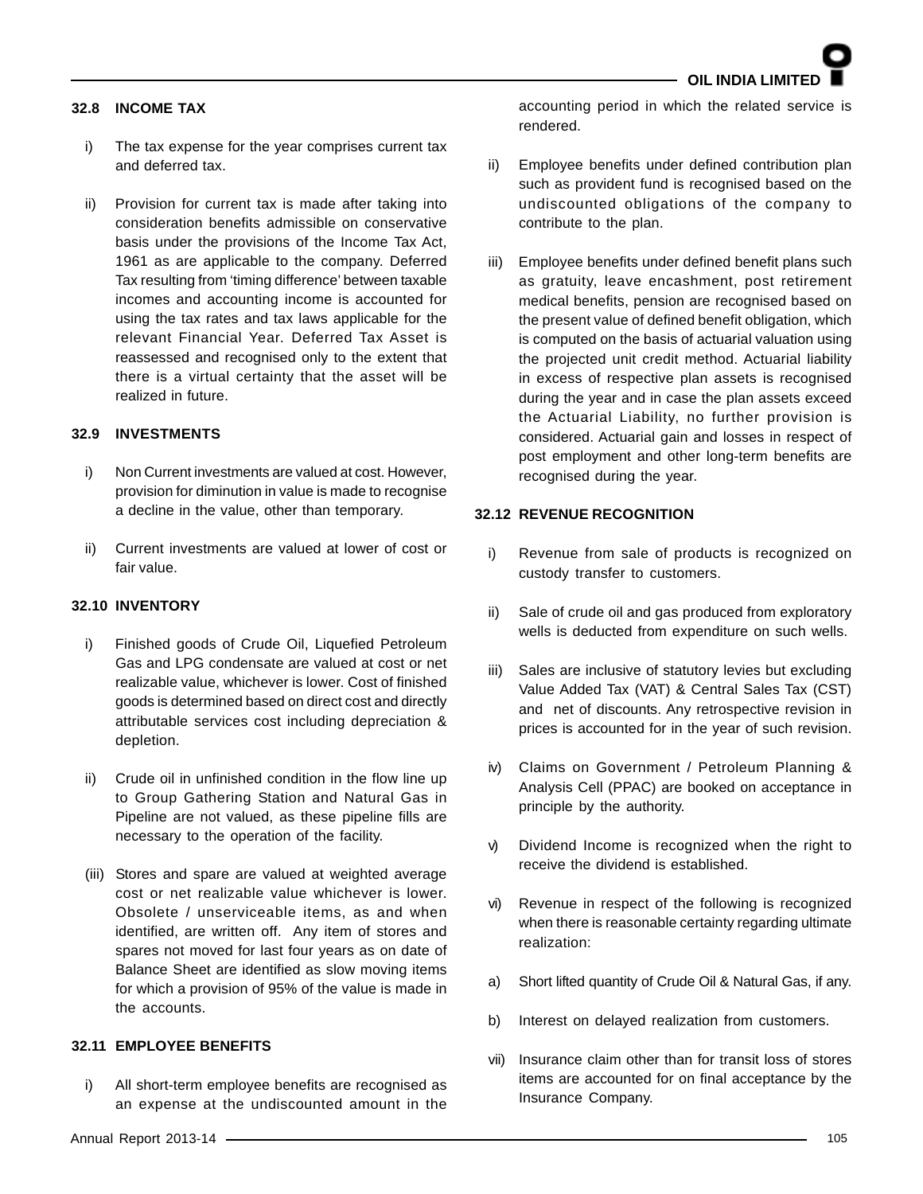### 32.8 INCOME TAX

i) The tax expense for the year comprises current tax and deferred tax.

ii) Provision for current tax is made after taking into consideration benefits admissible on conservative basis under the provisions of the Income Tax Act, 1961 as are applicable to the company. Deferred Tax resulting from 'timing difference' between taxable incomes and accounting income is accounted for using the tax rates and tax laws applicable for the relevant Financial Year. Deferred Tax Asset is reassessed and recognised only to the extent that there is a virtual certainty that the asset will be realized in future.

### 32.9 INVESTMENTS

i) Non Current investments are valued at cost. However, provision for diminution in value is made to recognise a decline in the value, other than temporary.

ii) Current investments are valued at lower of cost or fair value.

### 32.10 INVENTORY

i) Finished goods of Crude Oil, Liquefied Petroleum Gas and LPG condensate are valued at cost or net realizable value, whichever is lower. Cost of finished goods is determined based on direct cost and directly attributable services cost including depreciation & depletion.

ii) Crude oil in unfinished condition in the flow line up to Group Gathering Station and Natural Gas in Pipeline are not valued, as these pipeline fills are necessary to the operation of the facility.

(iii) Stores and spare are valued at weighted average cost or net realizable value whichever is lower. Obsolete / unserviceable items, as and when identified, are written off. Any item of stores and spares not moved for last four years as on date of Balance Sheet are identified as slow moving items for which a provision of 95% of the value is made in the accounts.

### 32.11 EMPLOYEE BENEFITS

i) All short-term employee benefits are recognised as an expense at the undiscounted amount in the accounting period in which the related service is rendered.

ii) Employee benefits under defined contribution plan such as provident fund is recognised based on the undiscounted obligations of the company to contribute to the plan.

iii) Employee benefits under defined benefit plans such as gratuity, leave encashment, post retirement medical benefits, pension are recognised based on the present value of defined benefit obligation, which is computed on the basis of actuarial valuation using the projected unit credit method. Actuarial liability in excess of respective plan assets is recognised during the year and in case the plan assets exceed the Actuarial Liability, no further provision is considered. Actuarial gain and losses in respect of post employment and other long-term benefits are recognised during the year.

### 32.12 REVENUE RECOGNITION

i) Revenue from sale of products is recognized on custody transfer to customers.

ii) Sale of crude oil and gas produced from exploratory wells is deducted from expenditure on such wells.

iii) Sales are inclusive of statutory levies but excluding Value Added Tax (VAT) & Central Sales Tax (CST) and net of discounts. Any retrospective revision in prices is accounted for in the year of such revision.

iv) Claims on Government / Petroleum Planning & Analysis Cell (PPAC) are booked on acceptance in principle by the authority.

v) Dividend Income is recognized when the right to receive the dividend is established.

vi) Revenue in respect of the following is recognized when there is reasonable certainty regarding ultimate realization:

a) Short lifted quantity of Crude Oil & Natural Gas, if any.

b) Interest on delayed realization from customers.

vii) Insurance claim other than for transit loss of stores items are accounted for on final acceptance by the Insurance Company.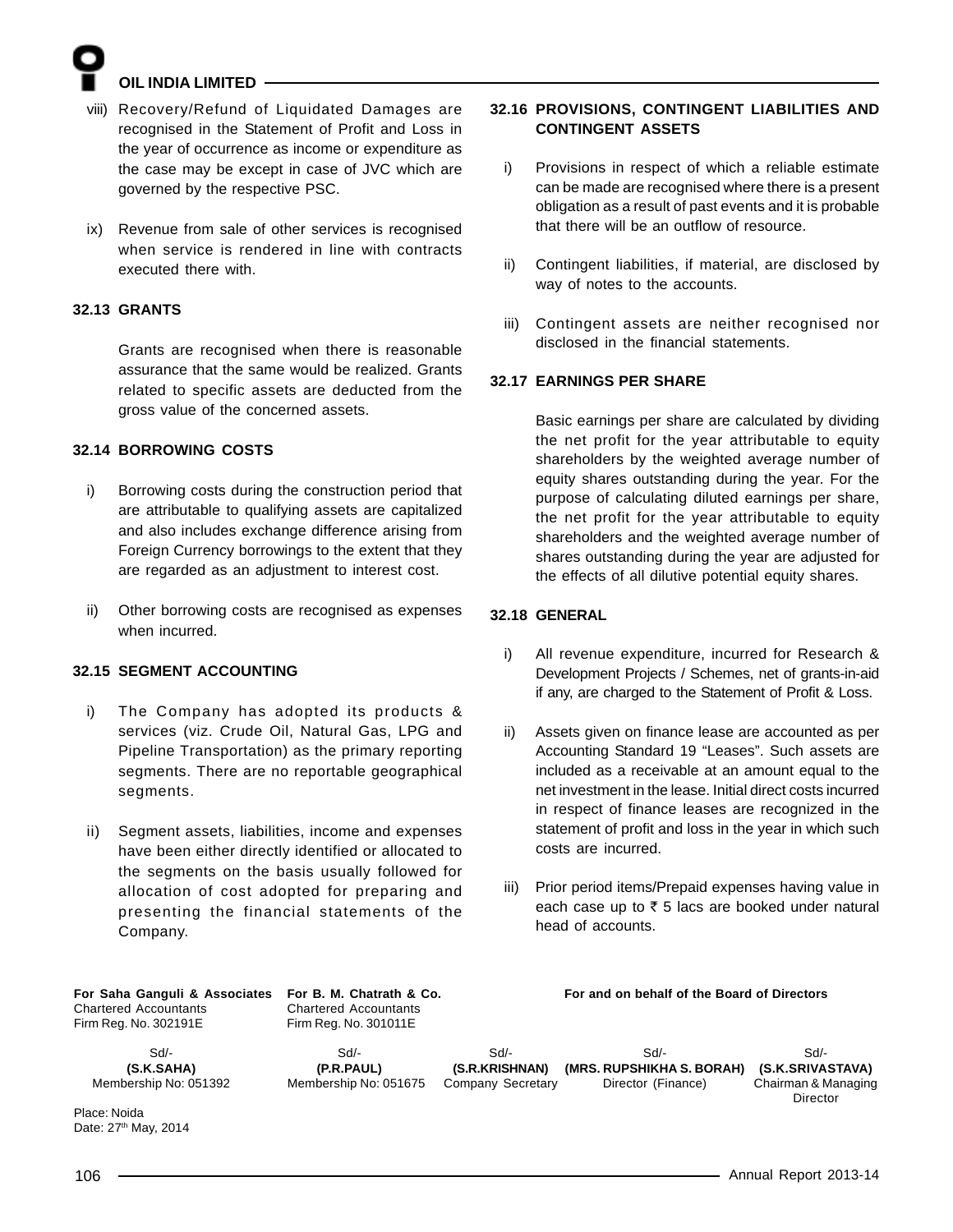viii) Recovery/Refund of Liquidated Damages are recognised in the Statement of Profit and Loss in the year of occurrence as income or expenditure as the case may be except in case of JVC which are governed by the respective PSC.

ix) Revenue from sale of other services is recognised when service is rendered in line with contracts executed there with.

### 32.13 GRANTS

Grants are recognised when there is reasonable assurance that the same would be realized. Grants related to specific assets are deducted from the gross value of the concerned assets.

### 32.14 BORROWING COSTS

i) Borrowing costs during the construction period that are attributable to qualifying assets are capitalized and also includes exchange difference arising from Foreign Currency borrowings to the extent that they are regarded as an adjustment to interest cost.

ii) Other borrowing costs are recognised as expenses when incurred.

### 32.15 SEGMENT ACCOUNTING

i) The Company has adopted its products & services (viz. Crude Oil, Natural Gas, LPG and Pipeline Transportation) as the primary reporting segments. There are no reportable geographical segments.

ii) Segment assets, liabilities, income and expenses have been either directly identified or allocated to the segments on the basis usually followed for allocation of cost adopted for preparing and presenting the financial statements of the Company.

### 32.16 PROVISIONS, CONTINGENT LIABILITIES AND CONTINGENT ASSETS

i) Provisions in respect of which a reliable estimate can be made are recognised where there is a present obligation as a result of past events and it is probable that there will be an outflow of resource.

ii) Contingent liabilities, if material, are disclosed by way of notes to the accounts.

iii) Contingent assets are neither recognised nor disclosed in the financial statements.

### 32.17 EARNINGS PER SHARE

Basic earnings per share are calculated by dividing the net profit for the year attributable to equity shareholders by the weighted average number of equity shares outstanding during the year. For the purpose of calculating diluted earnings per share, the net profit for the year attributable to equity shareholders and the weighted average number of shares outstanding during the year are adjusted for the effects of all dilutive potential equity shares.

### 32.18 GENERAL

i) All revenue expenditure, incurred for Research & Development Projects / Schemes, net of grants-in-aid if any, are charged to the Statement of Profit & Loss.

ii) Assets given on finance lease are accounted as per Accounting Standard 19 "Leases". Such assets are included as a receivable at an amount equal to the net investment in the lease. Initial direct costs incurred in respect of finance leases are recognized in the statement of profit and loss in the year in which such costs are incurred.

iii) Prior period items/Prepaid expenses having value in each case up to ₹ 5 lacs are booked under natural head of accounts.

**For Saha Ganguli & Associates**
Chartered Accountants
Firm Reg. No. 302191E

**For B. M. Chatrath & Co.**
Chartered Accountants
Firm Reg. No. 301011E

**For and on behalf of the Board of Directors**

| Sd/- | Sd/- | Sd/- | Sd/- | Sd/- |
|---|---|---|---|---|
| **(S.K.SAHA)** | **(P.R.PAUL)** | **(S.R.KRISHNAN)** | **(MRS. RUPSHIKHA S. BORAH)** | **(S.K.SRIVASTAVA)** |
| Membership No: 051392 | Membership No: 051675 | Company Secretary | Director (Finance) | Chairman & Managing Director |

Place: Noida
Date: 27th May, 2014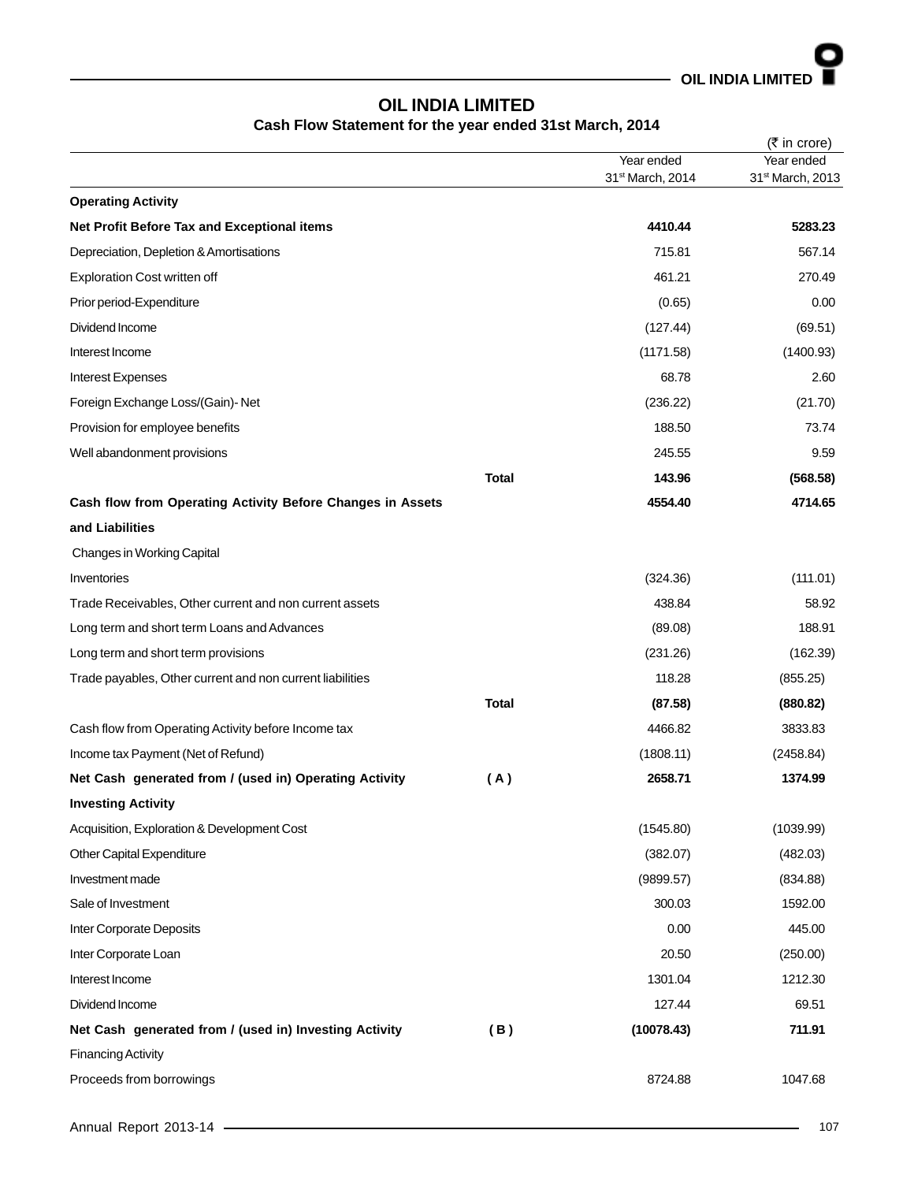# OIL INDIA LIMITED

## Cash Flow Statement for the year ended 31st March, 2014

(₹ in crore)

| | | Year ended 31st March, 2014 | Year ended 31st March, 2013 |
|---|---|---|---|
| **Operating Activity** | | | |
| **Net Profit Before Tax and Exceptional items** | | **4410.44** | **5283.23** |
| Depreciation, Depletion & Amortisations | | 715.81 | 567.14 |
| Exploration Cost written off | | 461.21 | 270.49 |
| Prior period-Expenditure | | (0.65) | 0.00 |
| Dividend Income | | (127.44) | (69.51) |
| Interest Income | | (1171.58) | (1400.93) |
| Interest Expenses | | 68.78 | 2.60 |
| Foreign Exchange Loss/(Gain)- Net | | (236.22) | (21.70) |
| Provision for employee benefits | | 188.50 | 73.74 |
| Well abandonment provisions | | 245.55 | 9.59 |
| | **Total** | **143.96** | **(568.58)** |
| **Cash flow from Operating Activity Before Changes in Assets and Liabilities** | | **4554.40** | **4714.65** |
| Changes in Working Capital | | | |
| Inventories | | (324.36) | (111.01) |
| Trade Receivables, Other current and non current assets | | 438.84 | 58.92 |
| Long term and short term Loans and Advances | | (89.08) | 188.91 |
| Long term and short term provisions | | (231.26) | (162.39) |
| Trade payables, Other current and non current liabilities | | 118.28 | (855.25) |
| | **Total** | **(87.58)** | **(880.82)** |
| Cash flow from Operating Activity before Income tax | | 4466.82 | 3833.83 |
| Income tax Payment (Net of Refund) | | (1808.11) | (2458.84) |
| **Net Cash generated from / (used in) Operating Activity** | **( A )** | **2658.71** | **1374.99** |
| **Investing Activity** | | | |
| Acquisition, Exploration & Development Cost | | (1545.80) | (1039.99) |
| Other Capital Expenditure | | (382.07) | (482.03) |
| Investment made | | (9899.57) | (834.88) |
| Sale of Investment | | 300.03 | 1592.00 |
| Inter Corporate Deposits | | 0.00 | 445.00 |
| Inter Corporate Loan | | 20.50 | (250.00) |
| Interest Income | | 1301.04 | 1212.30 |
| Dividend Income | | 127.44 | 69.51 |
| **Net Cash generated from / (used in) Investing Activity** | **( B )** | **(10078.43)** | **711.91** |
| Financing Activity | | | |
| Proceeds from borrowings | | 8724.88 | 1047.68 |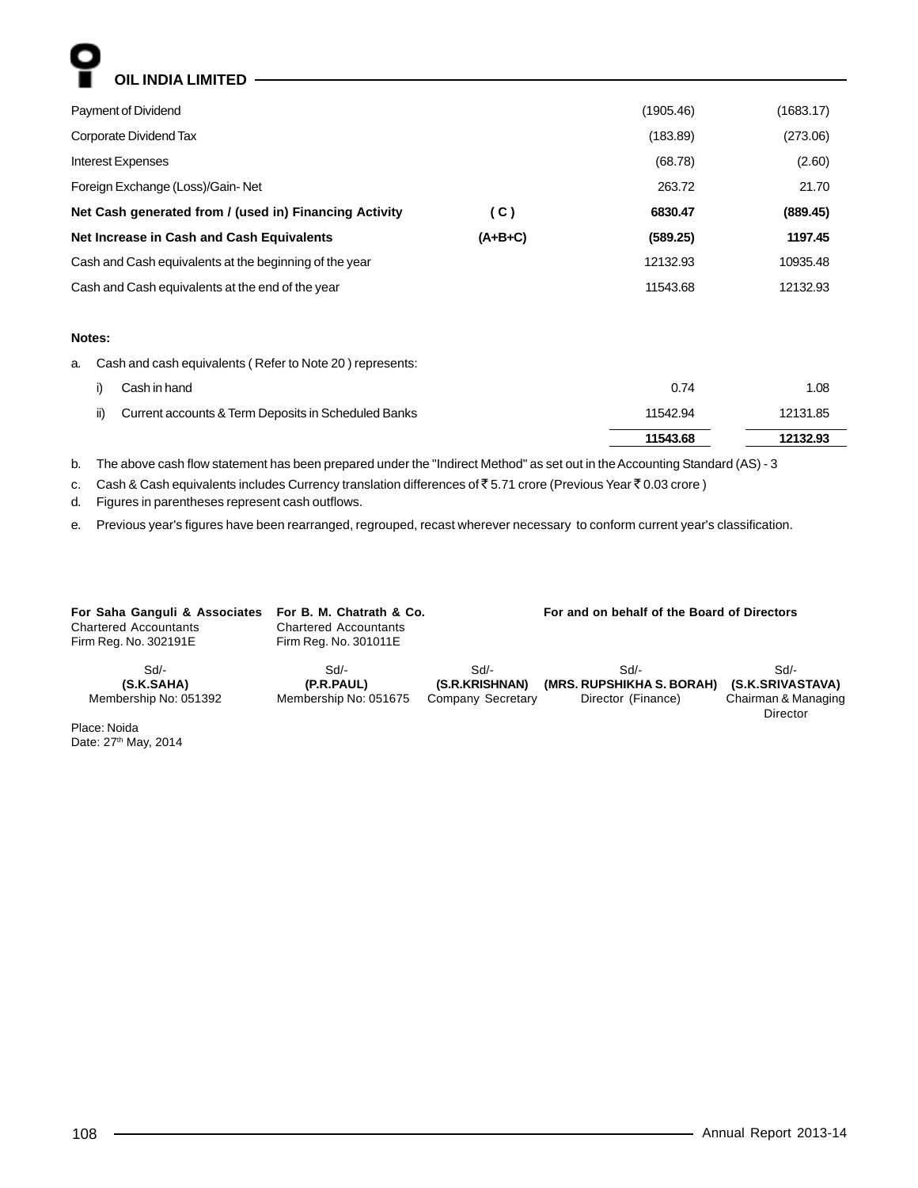| | | | |
|---|---|---|---|
| Payment of Dividend | | (1905.46) | (1683.17) |
| Corporate Dividend Tax | | (183.89) | (273.06) |
| Interest Expenses | | (68.78) | (2.60) |
| Foreign Exchange (Loss)/Gain- Net | | 263.72 | 21.70 |
| **Net Cash generated from / (used in) Financing Activity** | **( C )** | **6830.47** | **(889.45)** |
| **Net Increase in Cash and Cash Equivalents** | **(A+B+C)** | **(589.25)** | **1197.45** |
| Cash and Cash equivalents at the beginning of the year | | 12132.93 | 10935.48 |
| Cash and Cash equivalents at the end of the year | | 11543.68 | 12132.93 |

**Notes:**

a. Cash and cash equivalents ( Refer to Note 20 ) represents:

| | | |
|---|---|---|
| i) Cash in hand | 0.74 | 1.08 |
| ii) Current accounts & Term Deposits in Scheduled Banks | 11542.94 | 12131.85 |
| | **11543.68** | **12132.93** |

b. The above cash flow statement has been prepared under the "Indirect Method" as set out in the Accounting Standard (AS) - 3

c. Cash & Cash equivalents includes Currency translation differences of ₹ 5.71 crore (Previous Year ₹ 0.03 crore )

d. Figures in parentheses represent cash outflows.

e. Previous year's figures have been rearranged, regrouped, recast wherever necessary to conform current year's classification.

**For Saha Ganguli & Associates**
Chartered Accountants
Firm Reg. No. 302191E

**For B. M. Chatrath & Co.**
Chartered Accountants
Firm Reg. No. 301011E

**For and on behalf of the Board of Directors**

| Sd/- | Sd/- | Sd/- | Sd/- | Sd/- |
|---|---|---|---|---|
| **(S.K.SAHA)** | **(P.R.PAUL)** | **(S.R.KRISHNAN)** | **(MRS. RUPSHIKHA S. BORAH)** | **(S.K.SRIVASTAVA)** |
| Membership No: 051392 | Membership No: 051675 | Company Secretary | Director (Finance) | Chairman & Managing Director |

Place: Noida
Date: 27th May, 2014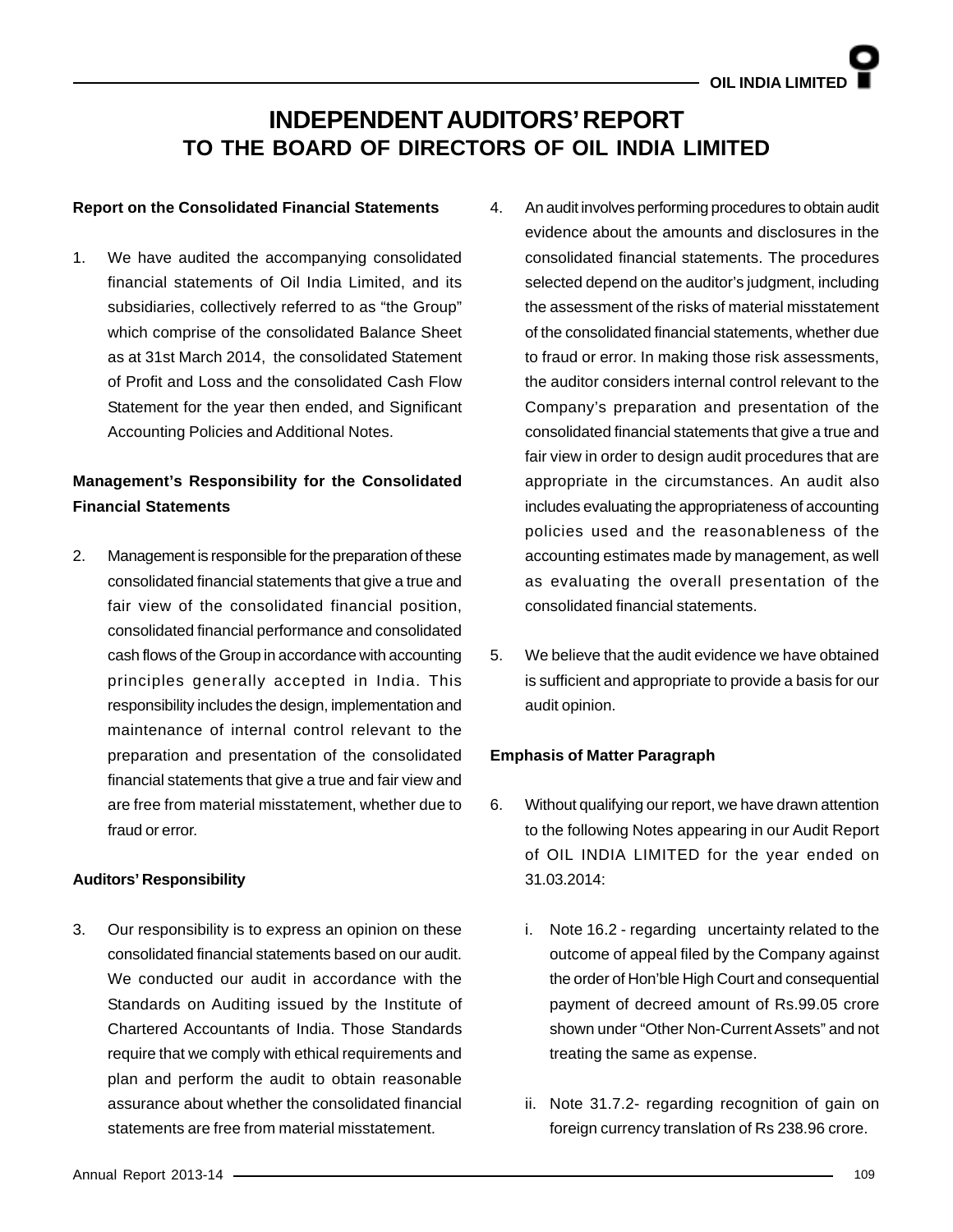# INDEPENDENT AUDITORS' REPORT
## TO THE BOARD OF DIRECTORS OF OIL INDIA LIMITED

**Report on the Consolidated Financial Statements**

1. We have audited the accompanying consolidated financial statements of Oil India Limited, and its subsidiaries, collectively referred to as "the Group" which comprise of the consolidated Balance Sheet as at 31st March 2014, the consolidated Statement of Profit and Loss and the consolidated Cash Flow Statement for the year then ended, and Significant Accounting Policies and Additional Notes.

**Management's Responsibility for the Consolidated Financial Statements**

2. Management is responsible for the preparation of these consolidated financial statements that give a true and fair view of the consolidated financial position, consolidated financial performance and consolidated cash flows of the Group in accordance with accounting principles generally accepted in India. This responsibility includes the design, implementation and maintenance of internal control relevant to the preparation and presentation of the consolidated financial statements that give a true and fair view and are free from material misstatement, whether due to fraud or error.

**Auditors' Responsibility**

3. Our responsibility is to express an opinion on these consolidated financial statements based on our audit. We conducted our audit in accordance with the Standards on Auditing issued by the Institute of Chartered Accountants of India. Those Standards require that we comply with ethical requirements and plan and perform the audit to obtain reasonable assurance about whether the consolidated financial statements are free from material misstatement.

4. An audit involves performing procedures to obtain audit evidence about the amounts and disclosures in the consolidated financial statements. The procedures selected depend on the auditor's judgment, including the assessment of the risks of material misstatement of the consolidated financial statements, whether due to fraud or error. In making those risk assessments, the auditor considers internal control relevant to the Company's preparation and presentation of the consolidated financial statements that give a true and fair view in order to design audit procedures that are appropriate in the circumstances. An audit also includes evaluating the appropriateness of accounting policies used and the reasonableness of the accounting estimates made by management, as well as evaluating the overall presentation of the consolidated financial statements.

5. We believe that the audit evidence we have obtained is sufficient and appropriate to provide a basis for our audit opinion.

**Emphasis of Matter Paragraph**

6. Without qualifying our report, we have drawn attention to the following Notes appearing in our Audit Report of OIL INDIA LIMITED for the year ended on 31.03.2014:

   i. Note 16.2 - regarding uncertainty related to the outcome of appeal filed by the Company against the order of Hon'ble High Court and consequential payment of decreed amount of Rs.99.05 crore shown under "Other Non-Current Assets" and not treating the same as expense.

   ii. Note 31.7.2- regarding recognition of gain on foreign currency translation of Rs 238.96 crore.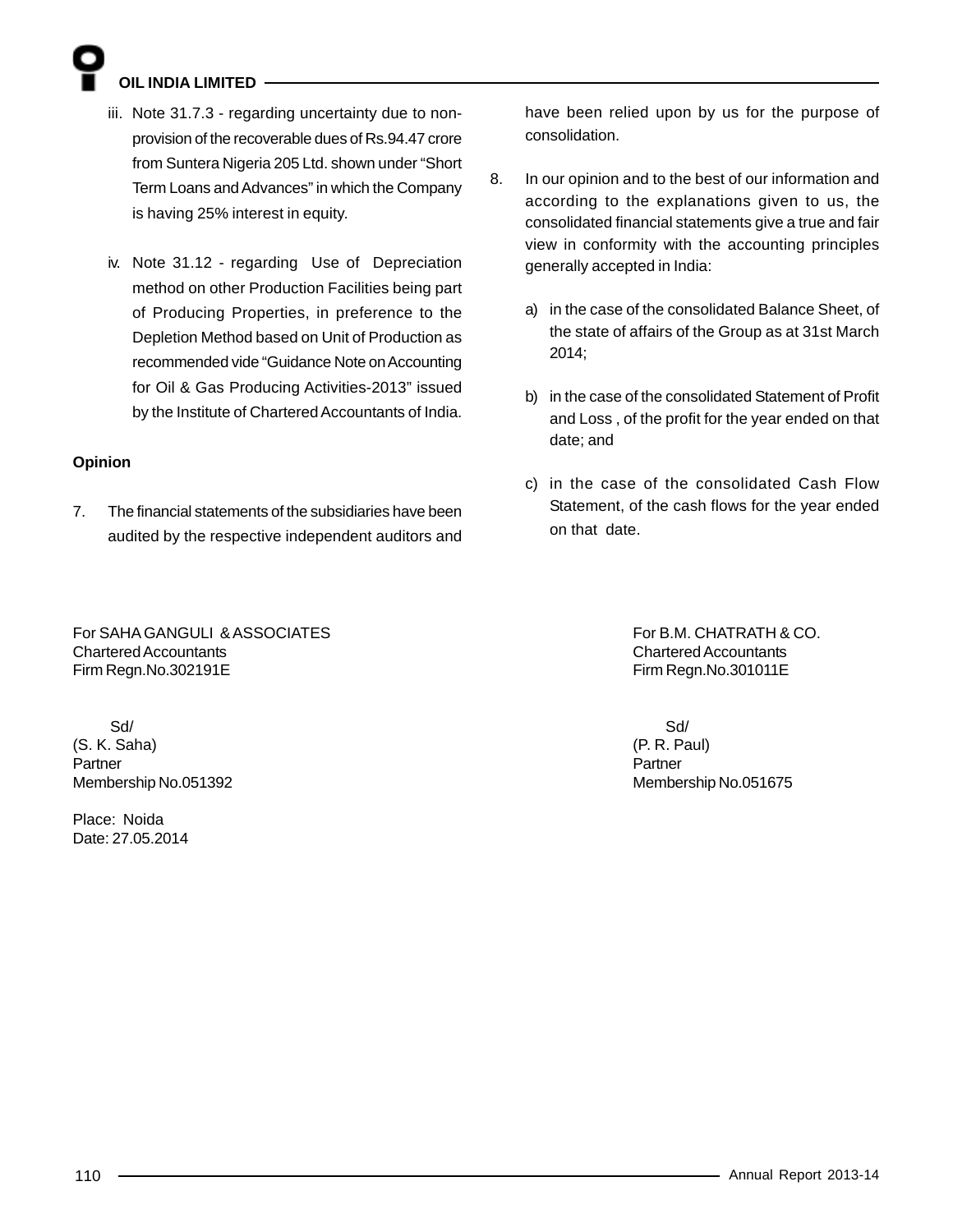iii. Note 31.7.3 - regarding uncertainty due to non-provision of the recoverable dues of Rs.94.47 crore from Suntera Nigeria 205 Ltd. shown under "Short Term Loans and Advances" in which the Company is having 25% interest in equity.

iv. Note 31.12 - regarding Use of Depreciation method on other Production Facilities being part of Producing Properties, in preference to the Depletion Method based on Unit of Production as recommended vide "Guidance Note on Accounting for Oil & Gas Producing Activities-2013" issued by the Institute of Chartered Accountants of India.

**Opinion**

7. The financial statements of the subsidiaries have been audited by the respective independent auditors and have been relied upon by us for the purpose of consolidation.

8. In our opinion and to the best of our information and according to the explanations given to us, the consolidated financial statements give a true and fair view in conformity with the accounting principles generally accepted in India:

   a) in the case of the consolidated Balance Sheet, of the state of affairs of the Group as at 31st March 2014;

   b) in the case of the consolidated Statement of Profit and Loss , of the profit for the year ended on that date; and

   c) in the case of the consolidated Cash Flow Statement, of the cash flows for the year ended on that date.

For SAHA GANGULI & ASSOCIATES
Chartered Accountants
Firm Regn.No.302191E

Sd/
(S. K. Saha)
Partner
Membership No.051392

For B.M. CHATRATH & CO.
Chartered Accountants
Firm Regn.No.301011E

Sd/
(P. R. Paul)
Partner
Membership No.051675

Place: Noida
Date: 27.05.2014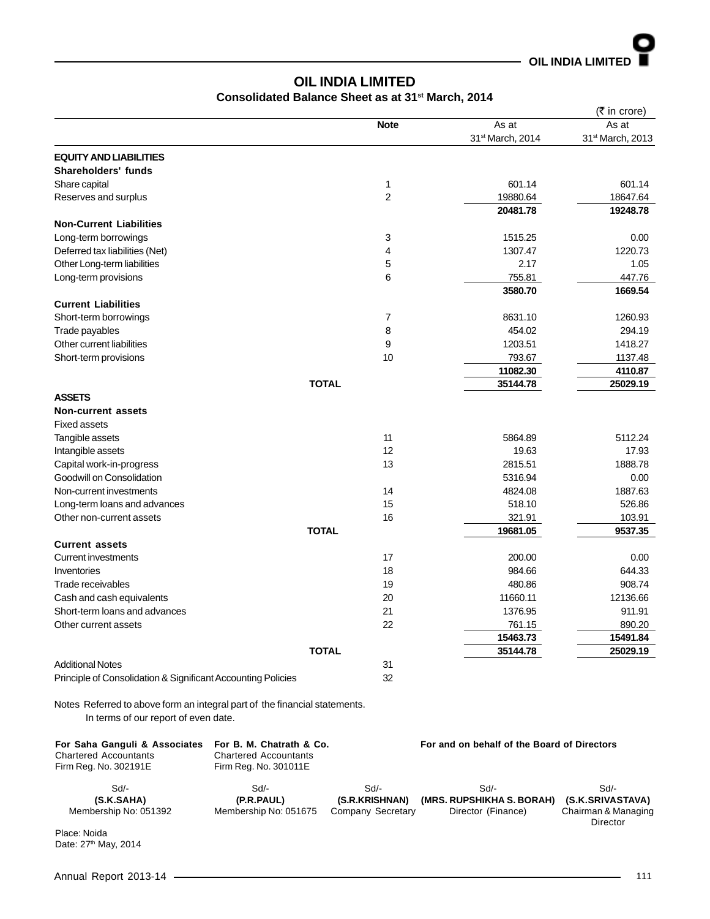# OIL INDIA LIMITED

## Consolidated Balance Sheet as at 31st March, 2014

(₹ in crore)

| | Note | As at 31st March, 2014 | As at 31st March, 2013 |
|---|---|---|---|
| **EQUITY AND LIABILITIES** | | | |
| **Shareholders' funds** | | | |
| Share capital | 1 | 601.14 | 601.14 |
| Reserves and surplus | 2 | 19880.64 | 18647.64 |
| | | **20481.78** | **19248.78** |
| **Non-Current Liabilities** | | | |
| Long-term borrowings | 3 | 1515.25 | 0.00 |
| Deferred tax liabilities (Net) | 4 | 1307.47 | 1220.73 |
| Other Long-term liabilities | 5 | 2.17 | 1.05 |
| Long-term provisions | 6 | 755.81 | 447.76 |
| | | **3580.70** | **1669.54** |
| **Current Liabilities** | | | |
| Short-term borrowings | 7 | 8631.10 | 1260.93 |
| Trade payables | 8 | 454.02 | 294.19 |
| Other current liabilities | 9 | 1203.51 | 1418.27 |
| Short-term provisions | 10 | 793.67 | 1137.48 |
| | | **11082.30** | **4110.87** |
| **TOTAL** | | **35144.78** | **25029.19** |
| **ASSETS** | | | |
| **Non-current assets** | | | |
| Fixed assets | | | |
| Tangible assets | 11 | 5864.89 | 5112.24 |
| Intangible assets | 12 | 19.63 | 17.93 |
| Capital work-in-progress | 13 | 2815.51 | 1888.78 |
| Goodwill on Consolidation | | 5316.94 | 0.00 |
| Non-current investments | 14 | 4824.08 | 1887.63 |
| Long-term loans and advances | 15 | 518.10 | 526.86 |
| Other non-current assets | 16 | 321.91 | 103.91 |
| **TOTAL** | | **19681.05** | **9537.35** |
| **Current assets** | | | |
| Current investments | 17 | 200.00 | 0.00 |
| Inventories | 18 | 984.66 | 644.33 |
| Trade receivables | 19 | 480.86 | 908.74 |
| Cash and cash equivalents | 20 | 11660.11 | 12136.66 |
| Short-term loans and advances | 21 | 1376.95 | 911.91 |
| Other current assets | 22 | 761.15 | 890.20 |
| | | **15463.73** | **15491.84** |
| **TOTAL** | | **35144.78** | **25029.19** |
| Additional Notes | 31 | | |
| Principle of Consolidation & Significant Accounting Policies | 32 | | |

Notes Referred to above form an integral part of the financial statements.
In terms of our report of even date.

| For Saha Ganguli & Associates | For B. M. Chatrath & Co. | For and on behalf of the Board of Directors | | |
|---|---|---|---|---|
| Chartered Accountants | Chartered Accountants | | | |
| Firm Reg. No. 302191E | Firm Reg. No. 301011E | | | |
| Sd/- | Sd/- | Sd/- | Sd/- | Sd/- |
| **(S.K.SAHA)** | **(P.R.PAUL)** | **(S.R.KRISHNAN)** | **(MRS. RUPSHIKHA S. BORAH)** | **(S.K.SRIVASTAVA)** |
| Membership No: 051392 | Membership No: 051675 | Company Secretary | Director (Finance) | Chairman & Managing Director |

Place: Noida
Date: 27th May, 2014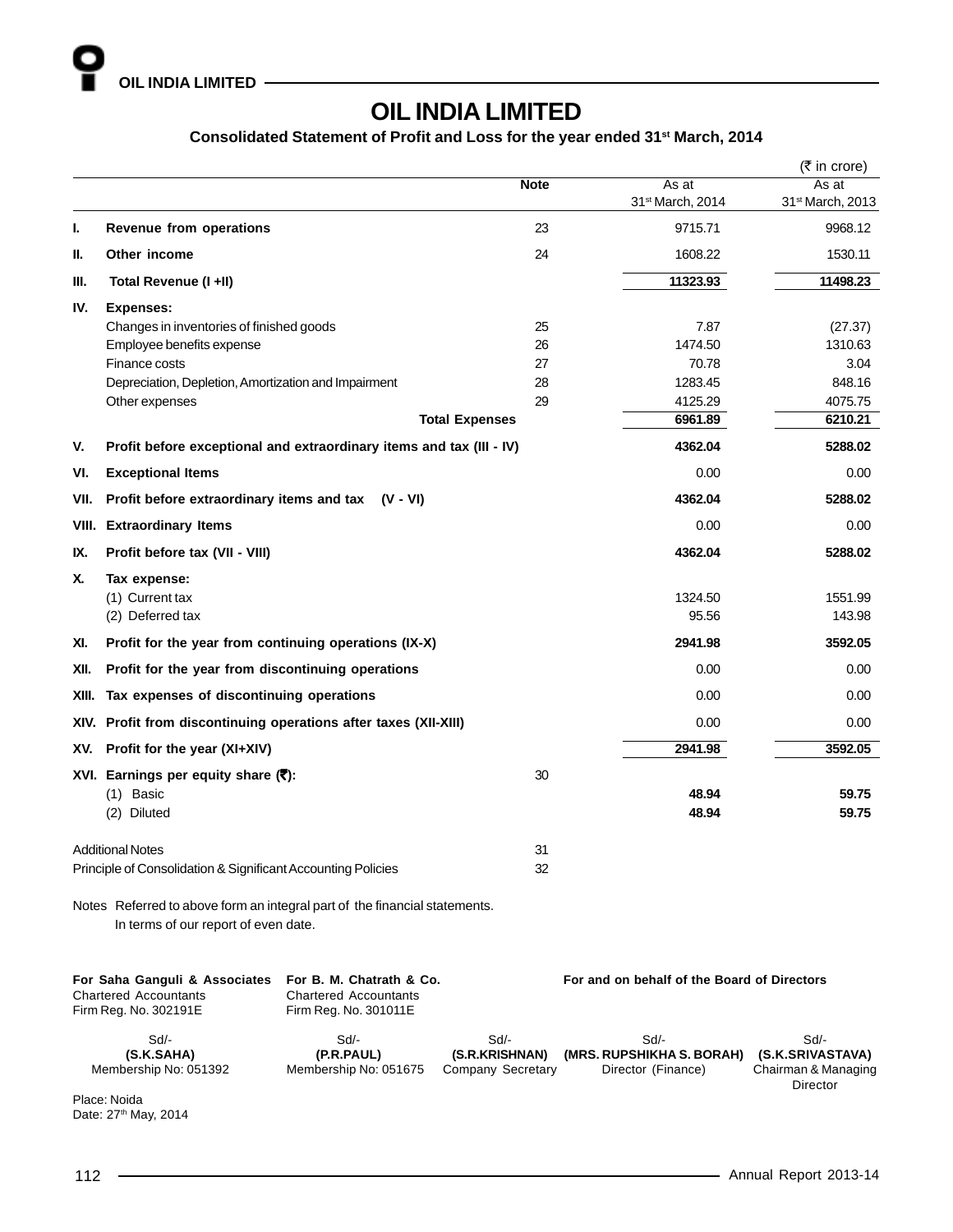# OIL INDIA LIMITED

### Consolidated Statement of Profit and Loss for the year ended 31st March, 2014

(₹ in crore)

| | | Note | As at 31st March, 2014 | As at 31st March, 2013 |
|---|---|---|---|---|
| I. | **Revenue from operations** | 23 | 9715.71 | 9968.12 |
| II. | **Other income** | 24 | 1608.22 | 1530.11 |
| III. | **Total Revenue (I +II)** | | **11323.93** | **11498.23** |
| IV. | **Expenses:** | | | |
| | Changes in inventories of finished goods | 25 | 7.87 | (27.37) |
| | Employee benefits expense | 26 | 1474.50 | 1310.63 |
| | Finance costs | 27 | 70.78 | 3.04 |
| | Depreciation, Depletion, Amortization and Impairment | 28 | 1283.45 | 848.16 |
| | Other expenses | 29 | 4125.29 | 4075.75 |
| | **Total Expenses** | | **6961.89** | **6210.21** |
| V. | **Profit before exceptional and extraordinary items and tax (III - IV)** | | **4362.04** | **5288.02** |
| VI. | **Exceptional Items** | | 0.00 | 0.00 |
| VII. | **Profit before extraordinary items and tax (V - VI)** | | **4362.04** | **5288.02** |
| VIII. | **Extraordinary Items** | | 0.00 | 0.00 |
| IX. | **Profit before tax (VII - VIII)** | | **4362.04** | **5288.02** |
| X. | **Tax expense:** | | | |
| | (1) Current tax | | 1324.50 | 1551.99 |
| | (2) Deferred tax | | 95.56 | 143.98 |
| XI. | **Profit for the year from continuing operations (IX-X)** | | **2941.98** | **3592.05** |
| XII. | **Profit for the year from discontinuing operations** | | 0.00 | 0.00 |
| XIII. | **Tax expenses of discontinuing operations** | | 0.00 | 0.00 |
| XIV. | **Profit from discontinuing operations after taxes (XII-XIII)** | | 0.00 | 0.00 |
| XV. | **Profit for the year (XI+XIV)** | | **2941.98** | **3592.05** |
| XVI. | **Earnings per equity share (₹):** | 30 | | |
| | (1) Basic | | **48.94** | **59.75** |
| | (2) Diluted | | **48.94** | **59.75** |
| | Additional Notes | 31 | | |
| | Principle of Consolidation & Significant Accounting Policies | 32 | | |

Notes Referred to above form an integral part of the financial statements.
In terms of our report of even date.

**For Saha Ganguli & Associates**
Chartered Accountants
Firm Reg. No. 302191E

Sd/-
**(S.K.SAHA)**
Membership No: 051392

**For B. M. Chatrath & Co.**
Chartered Accountants
Firm Reg. No. 301011E

Sd/-
**(P.R.PAUL)**
Membership No: 051675

**For and on behalf of the Board of Directors**

Sd/-
**(S.R.KRISHNAN)**
Company Secretary

Sd/-
**(MRS. RUPSHIKHA S. BORAH)**
Director (Finance)

Sd/-
**(S.K.SRIVASTAVA)**
Chairman & Managing Director

Place: Noida
Date: 27th May, 2014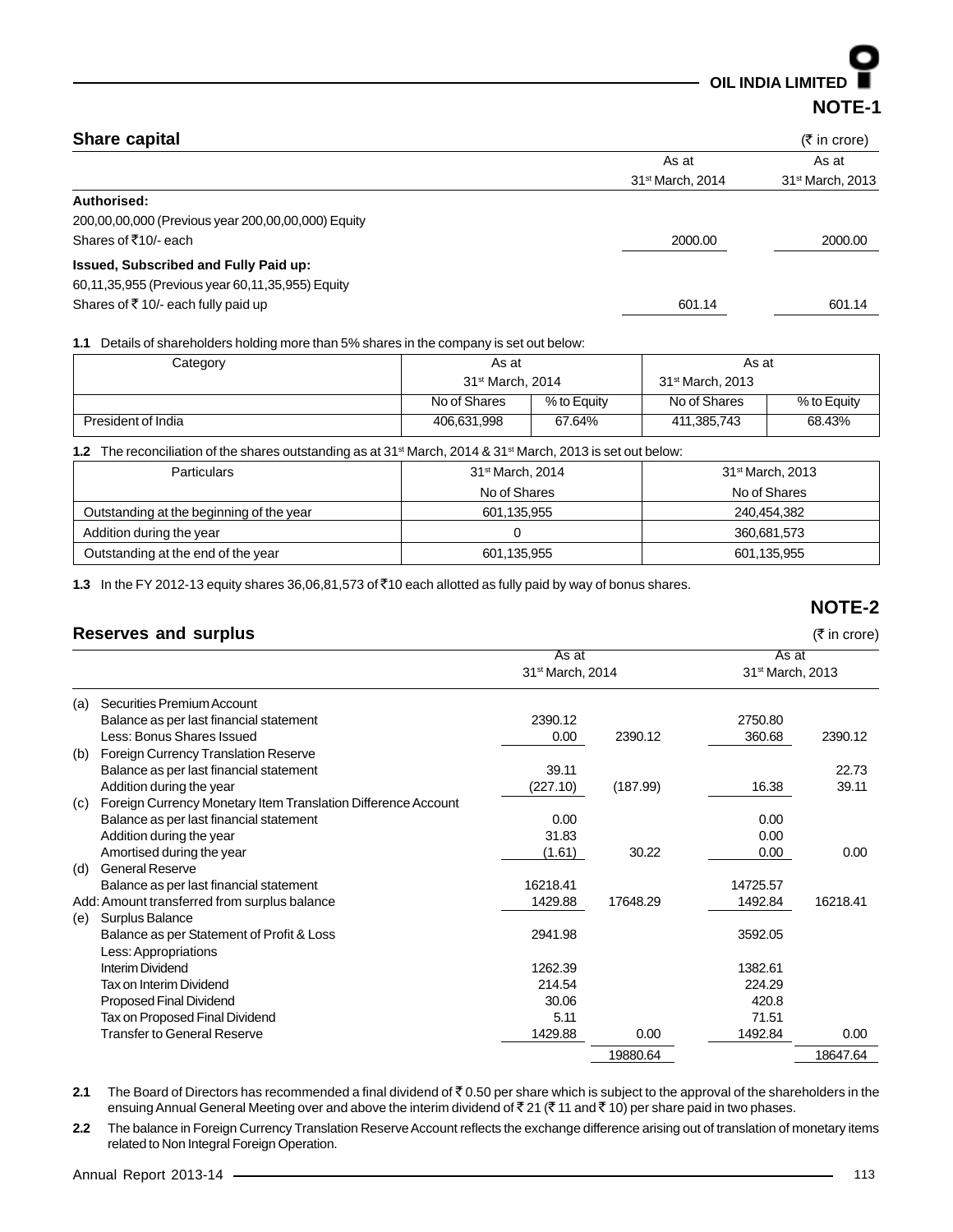## NOTE-1

### Share capital

(₹ in crore)

| | As at 31st March, 2014 | As at 31st March, 2013 |
|---|---|---|
| **Authorised:** | | |
| 200,00,00,000 (Previous year 200,00,00,000) Equity Shares of ₹10/- each | 2000.00 | 2000.00 |
| **Issued, Subscribed and Fully Paid up:** | | |
| 60,11,35,955 (Previous year 60,11,35,955) Equity Shares of ₹ 10/- each fully paid up | 601.14 | 601.14 |

**1.1** Details of shareholders holding more than 5% shares in the company is set out below:

| Category | As at 31st March, 2014 | | As at 31st March, 2013 | |
|---|---|---|---|---|
| | No of Shares | % to Equity | No of Shares | % to Equity |
| President of India | 406,631,998 | 67.64% | 411,385,743 | 68.43% |

**1.2** The reconciliation of the shares outstanding as at 31st March, 2014 & 31st March, 2013 is set out below:

| Particulars | 31st March, 2014 | 31st March, 2013 |
|---|---|---|
| | No of Shares | No of Shares |
| Outstanding at the beginning of the year | 601,135,955 | 240,454,382 |
| Addition during the year | 0 | 360,681,573 |
| Outstanding at the end of the year | 601,135,955 | 601,135,955 |

**1.3** In the FY 2012-13 equity shares 36,06,81,573 of ₹10 each allotted as fully paid by way of bonus shares.

## NOTE-2

### Reserves and surplus

(₹ in crore)

| | | As at 31st March, 2014 | | As at 31st March, 2013 | |
|---|---|---|---|---|---|
| (a) | Securities Premium Account | | | | |
| | Balance as per last financial statement | 2390.12 | | 2750.80 | |
| | Less: Bonus Shares Issued | 0.00 | 2390.12 | 360.68 | 2390.12 |
| (b) | Foreign Currency Translation Reserve | | | | |
| | Balance as per last financial statement | 39.11 | | | 22.73 |
| | Addition during the year | (227.10) | (187.99) | 16.38 | 39.11 |
| (c) | Foreign Currency Monetary Item Translation Difference Account | | | | |
| | Balance as per last financial statement | 0.00 | | 0.00 | |
| | Addition during the year | 31.83 | | 0.00 | |
| | Amortised during the year | (1.61) | 30.22 | 0.00 | 0.00 |
| (d) | General Reserve | | | | |
| | Balance as per last financial statement | 16218.41 | | 14725.57 | |
| | Add: Amount transferred from surplus balance | 1429.88 | 17648.29 | 1492.84 | 16218.41 |
| (e) | Surplus Balance | | | | |
| | Balance as per Statement of Profit & Loss | 2941.98 | | 3592.05 | |
| | Less: Appropriations | | | | |
| | Interim Dividend | 1262.39 | | 1382.61 | |
| | Tax on Interim Dividend | 214.54 | | 224.29 | |
| | Proposed Final Dividend | 30.06 | | 420.8 | |
| | Tax on Proposed Final Dividend | 5.11 | | 71.51 | |
| | Transfer to General Reserve | 1429.88 | 0.00 | 1492.84 | 0.00 |
| | | | 19880.64 | | 18647.64 |

**2.1** The Board of Directors has recommended a final dividend of ₹ 0.50 per share which is subject to the approval of the shareholders in the ensuing Annual General Meeting over and above the interim dividend of ₹ 21 (₹ 11 and ₹ 10) per share paid in two phases.

**2.2** The balance in Foreign Currency Translation Reserve Account reflects the exchange difference arising out of translation of monetary items related to Non Integral Foreign Operation.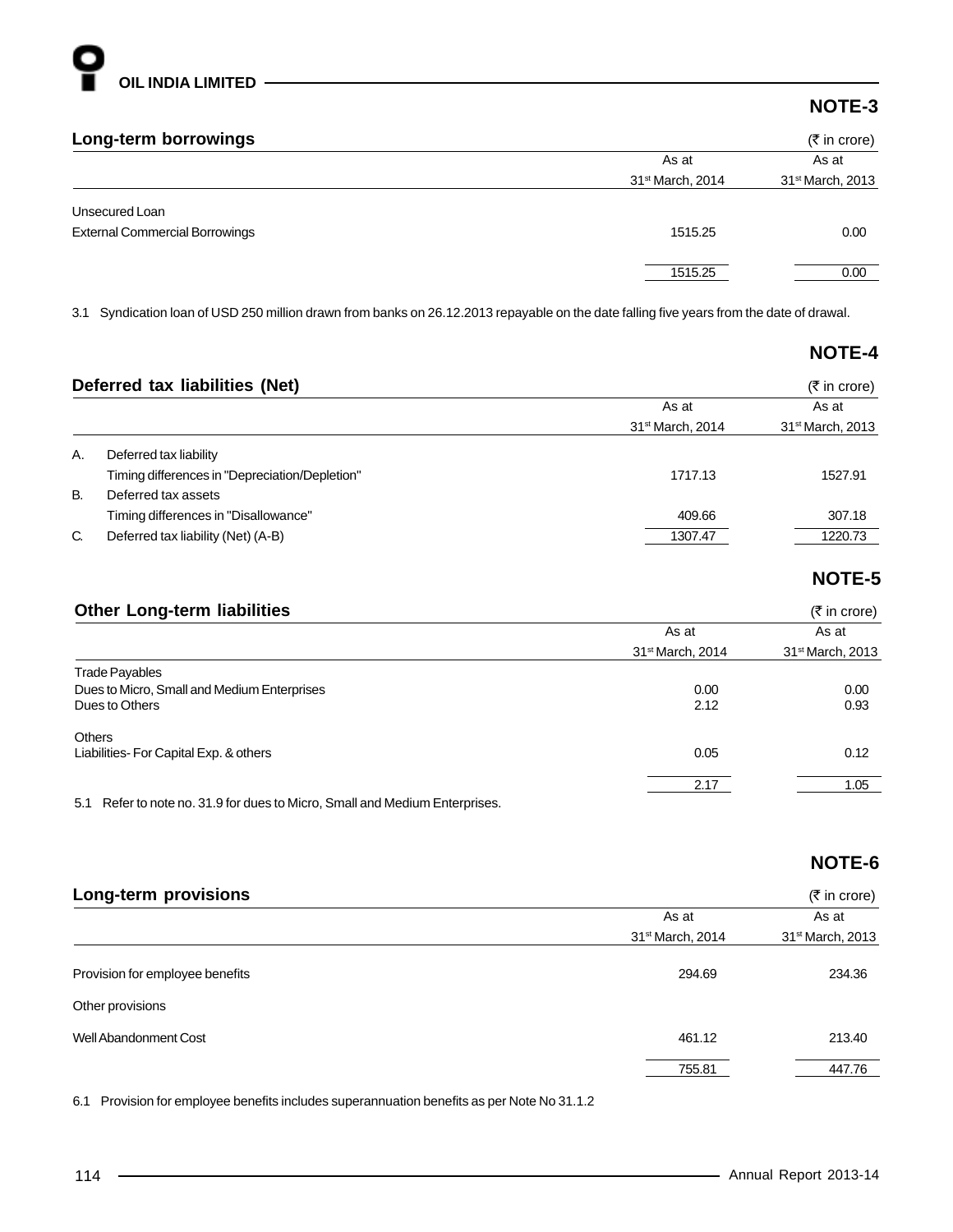## NOTE-3

### Long-term borrowings

(₹ in crore)

| | As at 31st March, 2014 | As at 31st March, 2013 |
|---|---|---|
| Unsecured Loan | | |
| External Commercial Borrowings | 1515.25 | 0.00 |
| | 1515.25 | 0.00 |

3.1 Syndication loan of USD 250 million drawn from banks on 26.12.2013 repayable on the date falling five years from the date of drawal.

## NOTE-4

### Deferred tax liabilities (Net)

(₹ in crore)

| | | As at 31st March, 2014 | As at 31st March, 2013 |
|---|---|---|---|
| A. | Deferred tax liability | | |
| | Timing differences in "Depreciation/Depletion" | 1717.13 | 1527.91 |
| B. | Deferred tax assets | | |
| | Timing differences in "Disallowance" | 409.66 | 307.18 |
| C. | Deferred tax liability (Net) (A-B) | 1307.47 | 1220.73 |

## NOTE-5

### Other Long-term liabilities

(₹ in crore)

| | As at 31st March, 2014 | As at 31st March, 2013 |
|---|---|---|
| Trade Payables | | |
| Dues to Micro, Small and Medium Enterprises | 0.00 | 0.00 |
| Dues to Others | 2.12 | 0.93 |
| Others | | |
| Liabilities- For Capital Exp. & others | 0.05 | 0.12 |
| | 2.17 | 1.05 |

5.1 Refer to note no. 31.9 for dues to Micro, Small and Medium Enterprises.

## NOTE-6

### Long-term provisions

(₹ in crore)

| | As at 31st March, 2014 | As at 31st March, 2013 |
|---|---|---|
| Provision for employee benefits | 294.69 | 234.36 |
| Other provisions | | |
| Well Abandonment Cost | 461.12 | 213.40 |
| | 755.81 | 447.76 |

6.1 Provision for employee benefits includes superannuation benefits as per Note No 31.1.2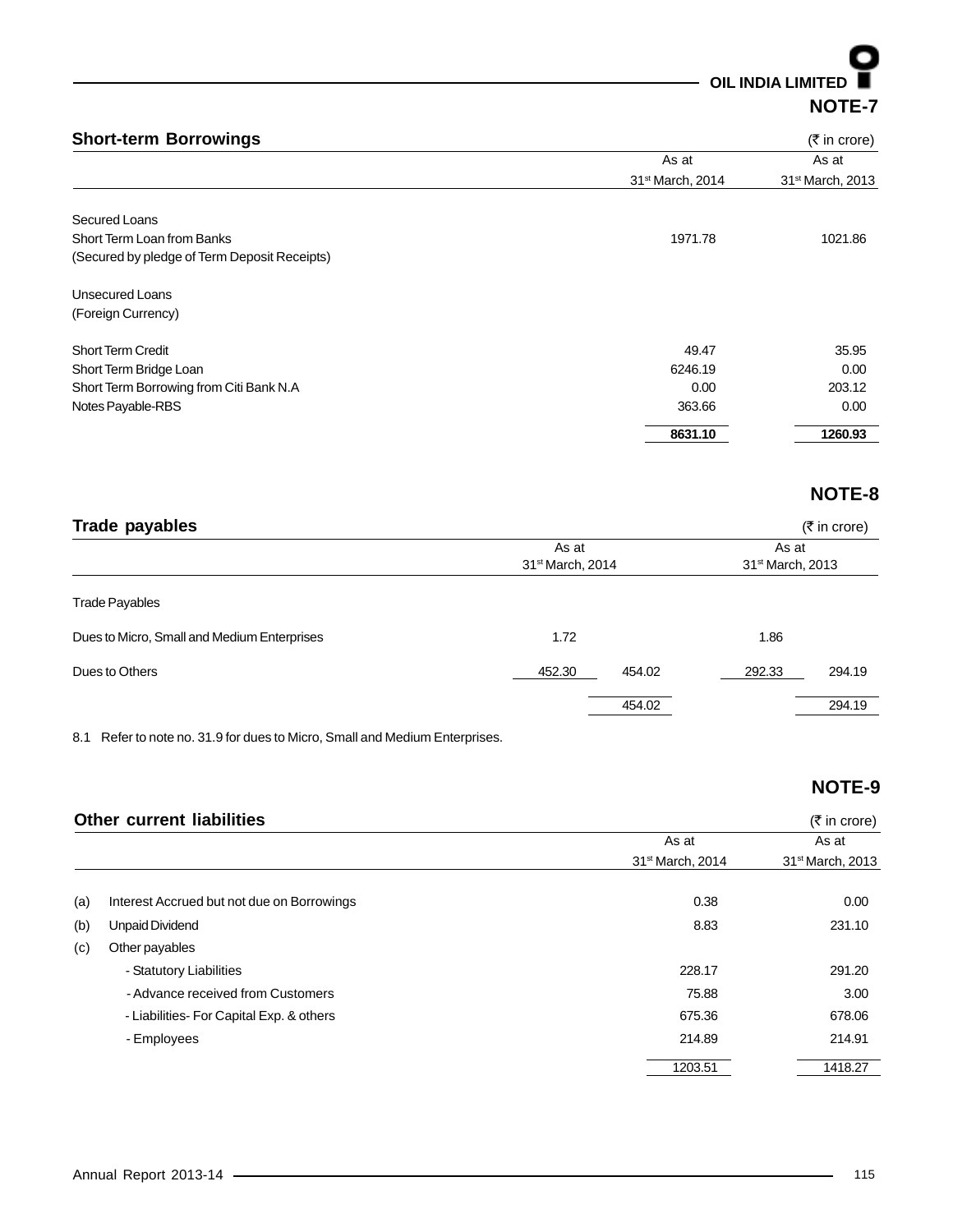## NOTE-7

### Short-term Borrowings

(₹ in crore)

| | As at 31st March, 2014 | As at 31st March, 2013 |
|---|---|---|
| Secured Loans | | |
| Short Term Loan from Banks | 1971.78 | 1021.86 |
| (Secured by pledge of Term Deposit Receipts) | | |
| Unsecured Loans | | |
| (Foreign Currency) | | |
| Short Term Credit | 49.47 | 35.95 |
| Short Term Bridge Loan | 6246.19 | 0.00 |
| Short Term Borrowing from Citi Bank N.A | 0.00 | 203.12 |
| Notes Payable-RBS | 363.66 | 0.00 |
| | **8631.10** | **1260.93** |

## NOTE-8

### Trade payables

(₹ in crore)

| | As at 31st March, 2014 | | As at 31st March, 2013 | |
|---|---|---|---|---|
| Trade Payables | | | | |
| Dues to Micro, Small and Medium Enterprises | 1.72 | | 1.86 | |
| Dues to Others | 452.30 | 454.02 | 292.33 | 294.19 |
| | | 454.02 | | 294.19 |

8.1 Refer to note no. 31.9 for dues to Micro, Small and Medium Enterprises.

## NOTE-9

### Other current liabilities

(₹ in crore)

| | | As at 31st March, 2014 | As at 31st March, 2013 |
|---|---|---|---|
| (a) | Interest Accrued but not due on Borrowings | 0.38 | 0.00 |
| (b) | Unpaid Dividend | 8.83 | 231.10 |
| (c) | Other payables | | |
| | - Statutory Liabilities | 228.17 | 291.20 |
| | - Advance received from Customers | 75.88 | 3.00 |
| | - Liabilities- For Capital Exp. & others | 675.36 | 678.06 |
| | - Employees | 214.89 | 214.91 |
| | | 1203.51 | 1418.27 |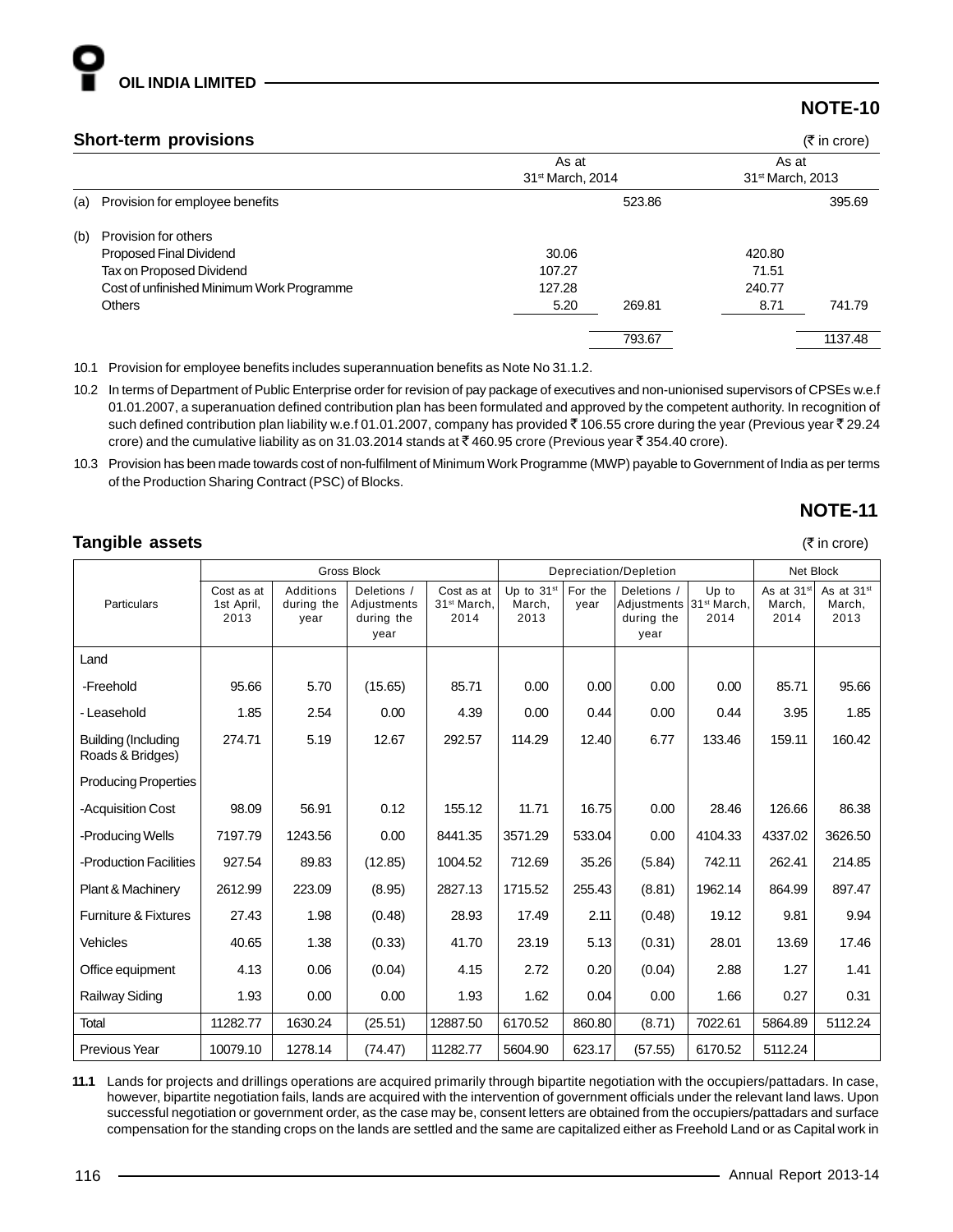## NOTE-10

### Short-term provisions

(₹ in crore)

| | | As at 31st March, 2014 | | As at 31st March, 2013 | |
|---|---|---|---|---|---|
| (a) | Provision for employee benefits | | 523.86 | | 395.69 |
| (b) | Provision for others | | | | |
| | Proposed Final Dividend | 30.06 | | 420.80 | |
| | Tax on Proposed Dividend | 107.27 | | 71.51 | |
| | Cost of unfinished Minimum Work Programme | 127.28 | | 240.77 | |
| | Others | 5.20 | 269.81 | 8.71 | 741.79 |
| | | | 793.67 | | 1137.48 |

10.1 Provision for employee benefits includes superannuation benefits as Note No 31.1.2.

10.2 In terms of Department of Public Enterprise order for revision of pay package of executives and non-unionised supervisors of CPSEs w.e.f 01.01.2007, a superanuation defined contribution plan has been formulated and approved by the competent authority. In recognition of such defined contribution plan liability w.e.f 01.01.2007, company has provided ₹ 106.55 crore during the year (Previous year ₹ 29.24 crore) and the cumulative liability as on 31.03.2014 stands at ₹ 460.95 crore (Previous year ₹ 354.40 crore).

10.3 Provision has been made towards cost of non-fulfilment of Minimum Work Programme (MWP) payable to Government of India as per terms of the Production Sharing Contract (PSC) of Blocks.

## NOTE-11

### Tangible assets

(₹ in crore)

| Particulars | Gross Block | | | | Depreciation/Depletion | | | | Net Block | |
|---|---|---|---|---|---|---|---|---|---|---|
| | Cost as at 1st April, 2013 | Additions during the year | Deletions / Adjustments during the year | Cost as at 31st March, 2014 | Up to 31st March, 2013 | For the year | Deletions / Adjustments during the year | Up to 31st March, 2014 | As at 31st March, 2014 | As at 31st March, 2013 |
| Land | | | | | | | | | | |
| -Freehold | 95.66 | 5.70 | (15.65) | 85.71 | 0.00 | 0.00 | 0.00 | 0.00 | 85.71 | 95.66 |
| - Leasehold | 1.85 | 2.54 | 0.00 | 4.39 | 0.00 | 0.44 | 0.00 | 0.44 | 3.95 | 1.85 |
| Building (Including Roads & Bridges) | 274.71 | 5.19 | 12.67 | 292.57 | 114.29 | 12.40 | 6.77 | 133.46 | 159.11 | 160.42 |
| Producing Properties | | | | | | | | | | |
| -Acquisition Cost | 98.09 | 56.91 | 0.12 | 155.12 | 11.71 | 16.75 | 0.00 | 28.46 | 126.66 | 86.38 |
| -Producing Wells | 7197.79 | 1243.56 | 0.00 | 8441.35 | 3571.29 | 533.04 | 0.00 | 4104.33 | 4337.02 | 3626.50 |
| -Production Facilities | 927.54 | 89.83 | (12.85) | 1004.52 | 712.69 | 35.26 | (5.84) | 742.11 | 262.41 | 214.85 |
| Plant & Machinery | 2612.99 | 223.09 | (8.95) | 2827.13 | 1715.52 | 255.43 | (8.81) | 1962.14 | 864.99 | 897.47 |
| Furniture & Fixtures | 27.43 | 1.98 | (0.48) | 28.93 | 17.49 | 2.11 | (0.48) | 19.12 | 9.81 | 9.94 |
| Vehicles | 40.65 | 1.38 | (0.33) | 41.70 | 23.19 | 5.13 | (0.31) | 28.01 | 13.69 | 17.46 |
| Office equipment | 4.13 | 0.06 | (0.04) | 4.15 | 2.72 | 0.20 | (0.04) | 2.88 | 1.27 | 1.41 |
| Railway Siding | 1.93 | 0.00 | 0.00 | 1.93 | 1.62 | 0.04 | 0.00 | 1.66 | 0.27 | 0.31 |
| Total | 11282.77 | 1630.24 | (25.51) | 12887.50 | 6170.52 | 860.80 | (8.71) | 7022.61 | 5864.89 | 5112.24 |
| Previous Year | 10079.10 | 1278.14 | (74.47) | 11282.77 | 5604.90 | 623.17 | (57.55) | 6170.52 | 5112.24 | |

**11.1** Lands for projects and drillings operations are acquired primarily through bipartite negotiation with the occupiers/pattadars. In case, however, bipartite negotiation fails, lands are acquired with the intervention of government officials under the relevant land laws. Upon successful negotiation or government order, as the case may be, consent letters are obtained from the occupiers/pattadars and surface compensation for the standing crops on the lands are settled and the same are capitalized either as Freehold Land or as Capital work in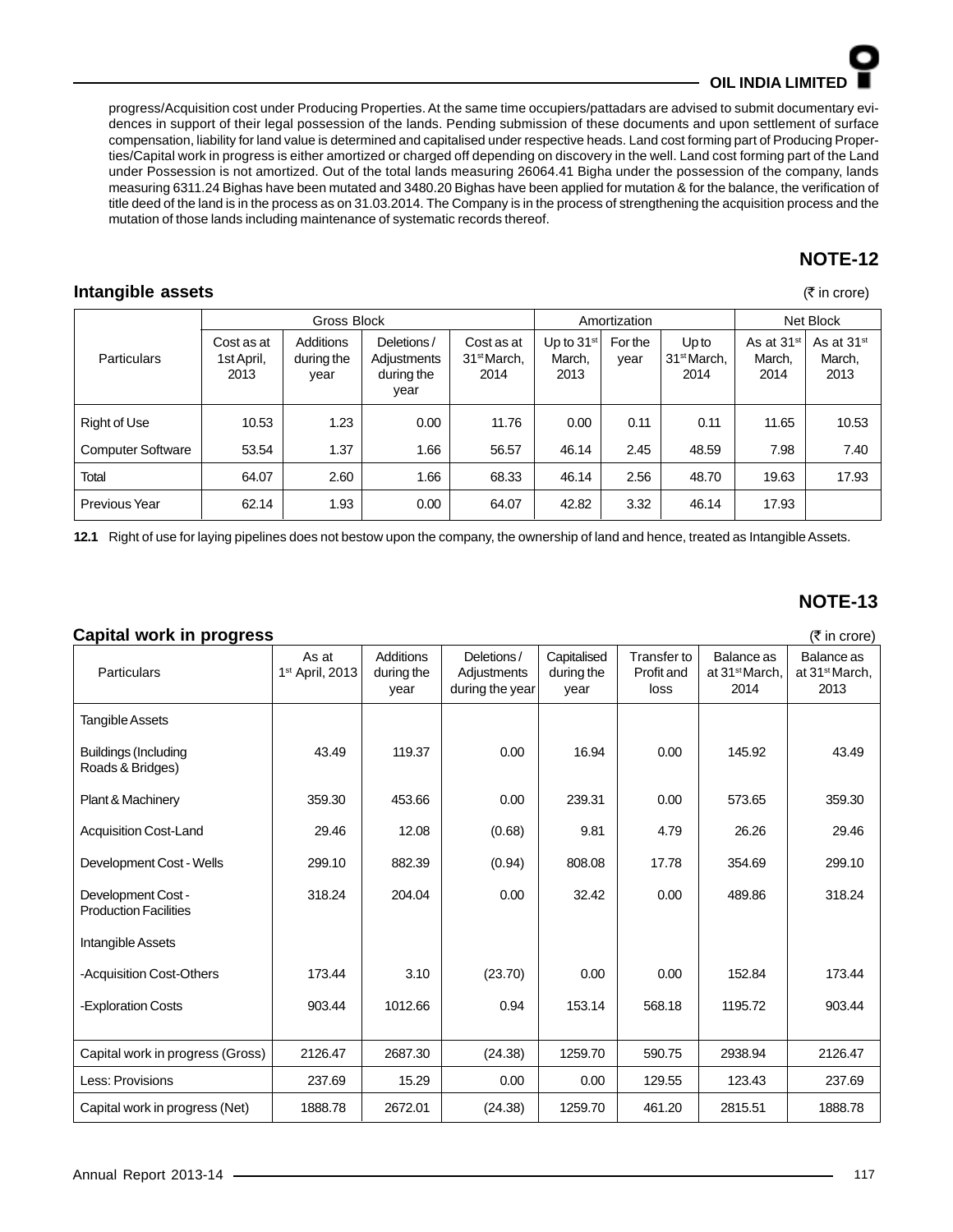progress/Acquisition cost under Producing Properties. At the same time occupiers/pattadars are advised to submit documentary evidences in support of their legal possession of the lands. Pending submission of these documents and upon settlement of surface compensation, liability for land value is determined and capitalised under respective heads. Land cost forming part of Producing Properties/Capital work in progress is either amortized or charged off depending on discovery in the well. Land cost forming part of the Land under Possession is not amortized. Out of the total lands measuring 26064.41 Bigha under the possession of the company, lands measuring 6311.24 Bighas have been mutated and 3480.20 Bighas have been applied for mutation & for the balance, the verification of title deed of the land is in the process as on 31.03.2014. The Company is in the process of strengthening the acquisition process and the mutation of those lands including maintenance of systematic records thereof.

## NOTE-12

### Intangible assets

(₹ in crore)

| Particulars | Gross Block | | | | Amortization | | | Net Block | |
|---|---|---|---|---|---|---|---|---|---|
| | Cost as at 1st April, 2013 | Additions during the year | Deletions / Adjustments during the year | Cost as at 31st March, 2014 | Up to 31st March, 2013 | For the year | Up to 31st March, 2014 | As at 31st March, 2014 | As at 31st March, 2013 |
| Right of Use | 10.53 | 1.23 | 0.00 | 11.76 | 0.00 | 0.11 | 0.11 | 11.65 | 10.53 |
| Computer Software | 53.54 | 1.37 | 1.66 | 56.57 | 46.14 | 2.45 | 48.59 | 7.98 | 7.40 |
| Total | 64.07 | 2.60 | 1.66 | 68.33 | 46.14 | 2.56 | 48.70 | 19.63 | 17.93 |
| Previous Year | 62.14 | 1.93 | 0.00 | 64.07 | 42.82 | 3.32 | 46.14 | 17.93 | |

**12.1** Right of use for laying pipelines does not bestow upon the company, the ownership of land and hence, treated as Intangible Assets.

## NOTE-13

### Capital work in progress

(₹ in crore)

| Particulars | As at 1st April, 2013 | Additions during the year | Deletions / Adjustments during the year | Capitalised during the year | Transfer to Profit and loss | Balance as at 31st March, 2014 | Balance as at 31st March, 2013 |
|---|---|---|---|---|---|---|---|
| Tangible Assets | | | | | | | |
| Buildings (Including Roads & Bridges) | 43.49 | 119.37 | 0.00 | 16.94 | 0.00 | 145.92 | 43.49 |
| Plant & Machinery | 359.30 | 453.66 | 0.00 | 239.31 | 0.00 | 573.65 | 359.30 |
| Acquisition Cost-Land | 29.46 | 12.08 | (0.68) | 9.81 | 4.79 | 26.26 | 29.46 |
| Development Cost - Wells | 299.10 | 882.39 | (0.94) | 808.08 | 17.78 | 354.69 | 299.10 |
| Development Cost - Production Facilities | 318.24 | 204.04 | 0.00 | 32.42 | 0.00 | 489.86 | 318.24 |
| Intangible Assets | | | | | | | |
| -Acquisition Cost-Others | 173.44 | 3.10 | (23.70) | 0.00 | 0.00 | 152.84 | 173.44 |
| -Exploration Costs | 903.44 | 1012.66 | 0.94 | 153.14 | 568.18 | 1195.72 | 903.44 |
| Capital work in progress (Gross) | 2126.47 | 2687.30 | (24.38) | 1259.70 | 590.75 | 2938.94 | 2126.47 |
| Less: Provisions | 237.69 | 15.29 | 0.00 | 0.00 | 129.55 | 123.43 | 237.69 |
| Capital work in progress (Net) | 1888.78 | 2672.01 | (24.38) | 1259.70 | 461.20 | 2815.51 | 1888.78 |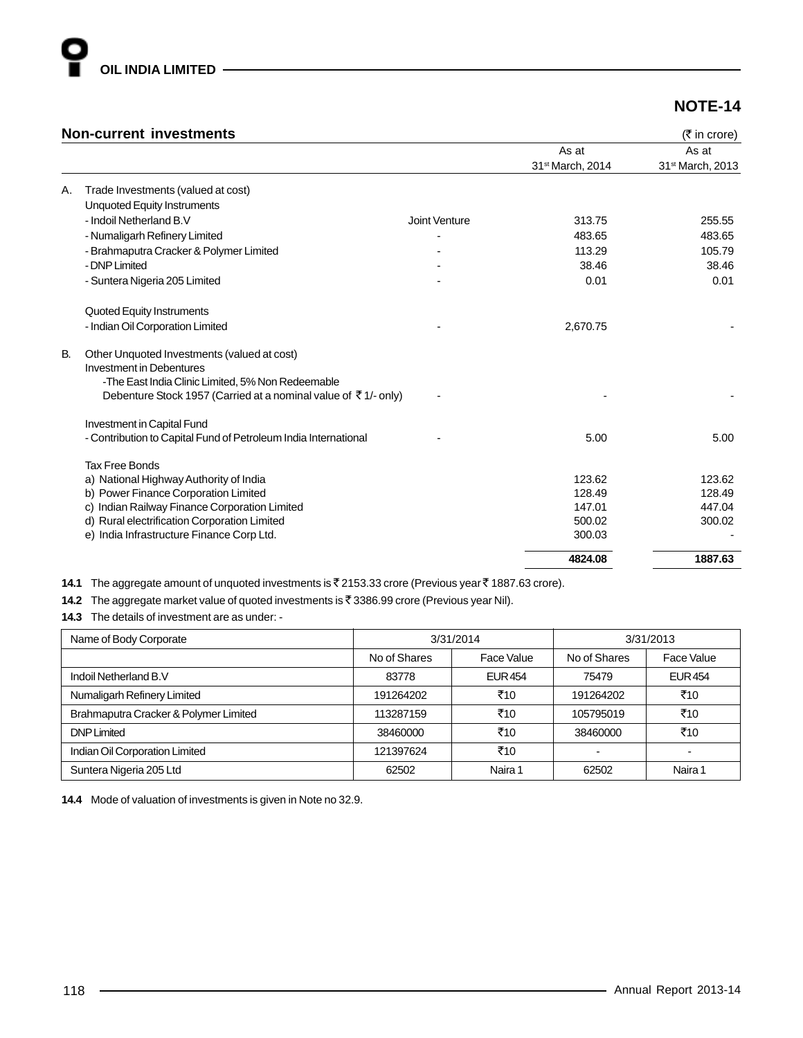## NOTE-14

### Non-current investments

(₹ in crore)

| | | | As at 31st March, 2014 | As at 31st March, 2013 |
|---|---|---|---|---|
| A. | Trade Investments (valued at cost) | | | |
| | Unquoted Equity Instruments | | | |
| | - Indoil Netherland B.V | Joint Venture | 313.75 | 255.55 |
| | - Numaligarh Refinery Limited | - | 483.65 | 483.65 |
| | - Brahmaputra Cracker & Polymer Limited | - | 113.29 | 105.79 |
| | - DNP Limited | - | 38.46 | 38.46 |
| | - Suntera Nigeria 205 Limited | - | 0.01 | 0.01 |
| | Quoted Equity Instruments | | | |
| | - Indian Oil Corporation Limited | - | 2,670.75 | - |
| B. | Other Unquoted Investments (valued at cost) | | | |
| | Investment in Debentures | | | |
| | -The East India Clinic Limited, 5% Non Redeemable Debenture Stock 1957 (Carried at a nominal value of ₹ 1/- only) | - | - | - |
| | Investment in Capital Fund | | | |
| | - Contribution to Capital Fund of Petroleum India International | - | 5.00 | 5.00 |
| | Tax Free Bonds | | | |
| | a) National Highway Authority of India | | 123.62 | 123.62 |
| | b) Power Finance Corporation Limited | | 128.49 | 128.49 |
| | c) Indian Railway Finance Corporation Limited | | 147.01 | 447.04 |
| | d) Rural electrification Corporation Limited | | 500.02 | 300.02 |
| | e) India Infrastructure Finance Corp Ltd. | | 300.03 | - |
| | | | **4824.08** | **1887.63** |

**14.1** The aggregate amount of unquoted investments is ₹ 2153.33 crore (Previous year ₹ 1887.63 crore).

**14.2** The aggregate market value of quoted investments is ₹ 3386.99 crore (Previous year Nil).

**14.3** The details of investment are as under: -

| Name of Body Corporate | 3/31/2014 | | 3/31/2013 | |
|---|---|---|---|---|
| | No of Shares | Face Value | No of Shares | Face Value |
| Indoil Netherland B.V | 83778 | EUR 454 | 75479 | EUR 454 |
| Numaligarh Refinery Limited | 191264202 | ₹10 | 191264202 | ₹10 |
| Brahmaputra Cracker & Polymer Limited | 113287159 | ₹10 | 105795019 | ₹10 |
| DNP Limited | 38460000 | ₹10 | 38460000 | ₹10 |
| Indian Oil Corporation Limited | 121397624 | ₹10 | - | - |
| Suntera Nigeria 205 Ltd | 62502 | Naira 1 | 62502 | Naira 1 |

**14.4** Mode of valuation of investments is given in Note no 32.9.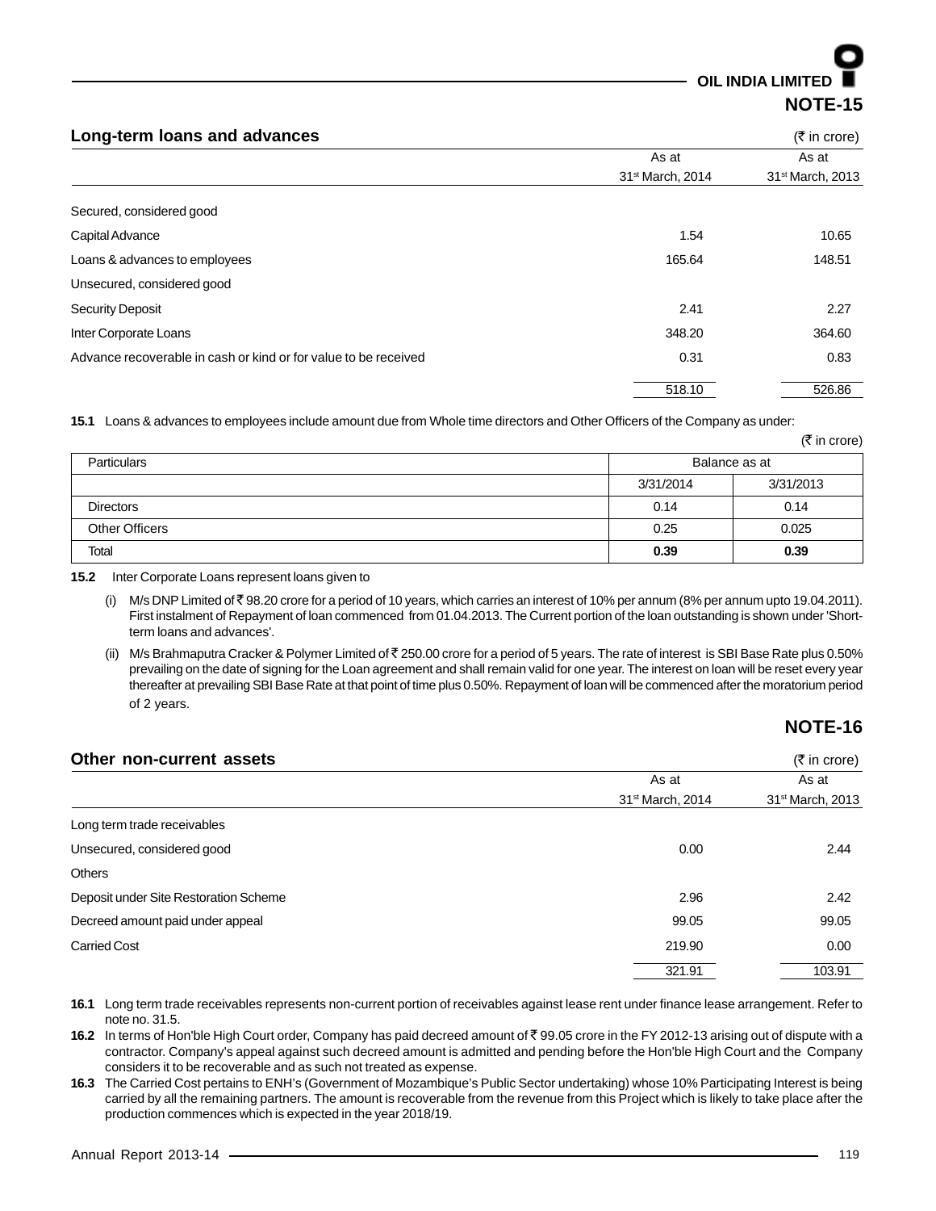## NOTE-15

### Long-term loans and advances

(₹ in crore)

| | As at 31st March, 2014 | As at 31st March, 2013 |
|---|---|---|
| Secured, considered good | | |
| Capital Advance | 1.54 | 10.65 |
| Loans & advances to employees | 165.64 | 148.51 |
| Unsecured, considered good | | |
| Security Deposit | 2.41 | 2.27 |
| Inter Corporate Loans | 348.20 | 364.60 |
| Advance recoverable in cash or kind or for value to be received | 0.31 | 0.83 |
| | 518.10 | 526.86 |

**15.1** Loans & advances to employees include amount due from Whole time directors and Other Officers of the Company as under:

(₹ in crore)

| Particulars | Balance as at | |
|---|---|---|
| | 3/31/2014 | 3/31/2013 |
| Directors | 0.14 | 0.14 |
| Other Officers | 0.25 | 0.025 |
| Total | **0.39** | **0.39** |

**15.2** Inter Corporate Loans represent loans given to

(i) M/s DNP Limited of ₹ 98.20 crore for a period of 10 years, which carries an interest of 10% per annum (8% per annum upto 19.04.2011). First instalment of Repayment of loan commenced from 01.04.2013. The Current portion of the loan outstanding is shown under 'Short-term loans and advances'.

(ii) M/s Brahmaputra Cracker & Polymer Limited of ₹ 250.00 crore for a period of 5 years. The rate of interest is SBI Base Rate plus 0.50% prevailing on the date of signing for the Loan agreement and shall remain valid for one year. The interest on loan will be reset every year thereafter at prevailing SBI Base Rate at that point of time plus 0.50%. Repayment of loan will be commenced after the moratorium period of 2 years.

## NOTE-16

### Other non-current assets

(₹ in crore)

| | As at 31st March, 2014 | As at 31st March, 2013 |
|---|---|---|
| Long term trade receivables | | |
| Unsecured, considered good | 0.00 | 2.44 |
| Others | | |
| Deposit under Site Restoration Scheme | 2.96 | 2.42 |
| Decreed amount paid under appeal | 99.05 | 99.05 |
| Carried Cost | 219.90 | 0.00 |
| | 321.91 | 103.91 |

**16.1** Long term trade receivables represents non-current portion of receivables against lease rent under finance lease arrangement. Refer to note no. 31.5.

**16.2** In terms of Hon'ble High Court order, Company has paid decreed amount of ₹ 99.05 crore in the FY 2012-13 arising out of dispute with a contractor. Company's appeal against such decreed amount is admitted and pending before the Hon'ble High Court and the Company considers it to be recoverable and as such not treated as expense.

**16.3** The Carried Cost pertains to ENH's (Government of Mozambique's Public Sector undertaking) whose 10% Participating Interest is being carried by all the remaining partners. The amount is recoverable from the revenue from this Project which is likely to take place after the production commences which is expected in the year 2018/19.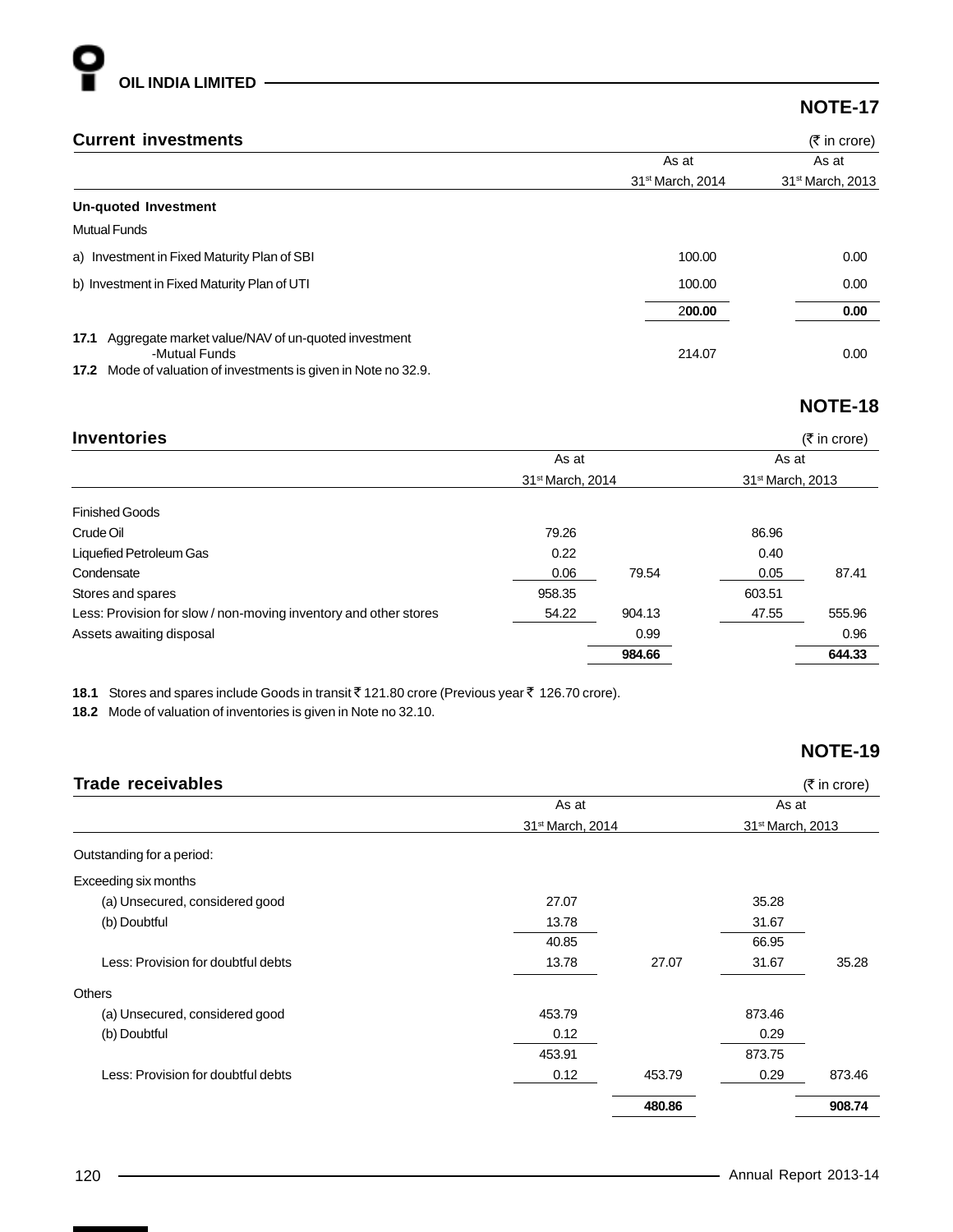## NOTE-17

### Current investments

(₹ in crore)

| | As at 31st March, 2014 | As at 31st March, 2013 |
|---|---|---|
| **Un-quoted Investment** | | |
| Mutual Funds | | |
| a) Investment in Fixed Maturity Plan of SBI | 100.00 | 0.00 |
| b) Investment in Fixed Maturity Plan of UTI | 100.00 | 0.00 |
| | **200.00** | **0.00** |
| **17.1** Aggregate market value/NAV of un-quoted investment -Mutual Funds | 214.07 | 0.00 |

**17.2** Mode of valuation of investments is given in Note no 32.9.

## NOTE-18

### Inventories

(₹ in crore)

| | As at 31st March, 2014 | | As at 31st March, 2013 | |
|---|---|---|---|---|
| Finished Goods | | | | |
| Crude Oil | 79.26 | | 86.96 | |
| Liquefied Petroleum Gas | 0.22 | | 0.40 | |
| Condensate | 0.06 | 79.54 | 0.05 | 87.41 |
| Stores and spares | 958.35 | | 603.51 | |
| Less: Provision for slow / non-moving inventory and other stores | 54.22 | 904.13 | 47.55 | 555.96 |
| Assets awaiting disposal | | 0.99 | | 0.96 |
| | | **984.66** | | **644.33** |

**18.1** Stores and spares include Goods in transit ₹ 121.80 crore (Previous year ₹ 126.70 crore).

**18.2** Mode of valuation of inventories is given in Note no 32.10.

## NOTE-19

### Trade receivables

(₹ in crore)

| | As at 31st March, 2014 | | As at 31st March, 2013 | |
|---|---|---|---|---|
| Outstanding for a period: | | | | |
| Exceeding six months | | | | |
| (a) Unsecured, considered good | 27.07 | | 35.28 | |
| (b) Doubtful | 13.78 | | 31.67 | |
| | 40.85 | | 66.95 | |
| Less: Provision for doubtful debts | 13.78 | 27.07 | 31.67 | 35.28 |
| Others | | | | |
| (a) Unsecured, considered good | 453.79 | | 873.46 | |
| (b) Doubtful | 0.12 | | 0.29 | |
| | 453.91 | | 873.75 | |
| Less: Provision for doubtful debts | 0.12 | 453.79 | 0.29 | 873.46 |
| | | **480.86** | | **908.74** |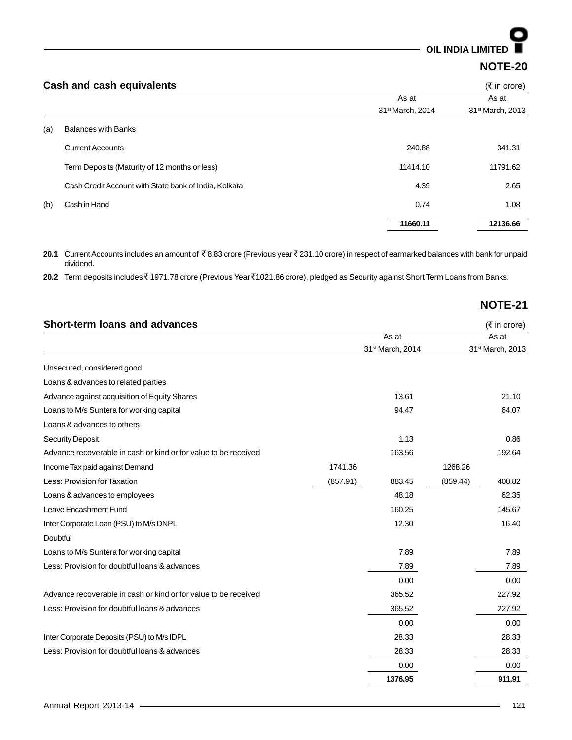## NOTE-20

### Cash and cash equivalents

(₹ in crore)

| | | As at 31st March, 2014 | As at 31st March, 2013 |
|---|---|---|---|
| (a) | Balances with Banks | | |
| | Current Accounts | 240.88 | 341.31 |
| | Term Deposits (Maturity of 12 months or less) | 11414.10 | 11791.62 |
| | Cash Credit Account with State bank of India, Kolkata | 4.39 | 2.65 |
| (b) | Cash in Hand | 0.74 | 1.08 |
| | | **11660.11** | **12136.66** |

**20.1** Current Accounts includes an amount of ₹ 8.83 crore (Previous year ₹ 231.10 crore) in respect of earmarked balances with bank for unpaid dividend.

**20.2** Term deposits includes ₹ 1971.78 crore (Previous Year ₹1021.86 crore), pledged as Security against Short Term Loans from Banks.

## NOTE-21

### Short-term loans and advances

(₹ in crore)

| | As at 31st March, 2014 | | As at 31st March, 2013 | |
|---|---|---|---|---|
| Unsecured, considered good | | | | |
| Loans & advances to related parties | | | | |
| Advance against acquisition of Equity Shares | | 13.61 | | 21.10 |
| Loans to M/s Suntera for working capital | | 94.47 | | 64.07 |
| Loans & advances to others | | | | |
| Security Deposit | | 1.13 | | 0.86 |
| Advance recoverable in cash or kind or for value to be received | | 163.56 | | 192.64 |
| Income Tax paid against Demand | 1741.36 | | 1268.26 | |
| Less: Provision for Taxation | (857.91) | 883.45 | (859.44) | 408.82 |
| Loans & advances to employees | | 48.18 | | 62.35 |
| Leave Encashment Fund | | 160.25 | | 145.67 |
| Inter Corporate Loan (PSU) to M/s DNPL | | 12.30 | | 16.40 |
| Doubtful | | | | |
| Loans to M/s Suntera for working capital | | 7.89 | | 7.89 |
| Less: Provision for doubtful loans & advances | | 7.89 | | 7.89 |
| | | 0.00 | | 0.00 |
| Advance recoverable in cash or kind or for value to be received | | 365.52 | | 227.92 |
| Less: Provision for doubtful loans & advances | | 365.52 | | 227.92 |
| | | 0.00 | | 0.00 |
| Inter Corporate Deposits (PSU) to M/s IDPL | | 28.33 | | 28.33 |
| Less: Provision for doubtful loans & advances | | 28.33 | | 28.33 |
| | | 0.00 | | 0.00 |
| | | **1376.95** | | **911.91** |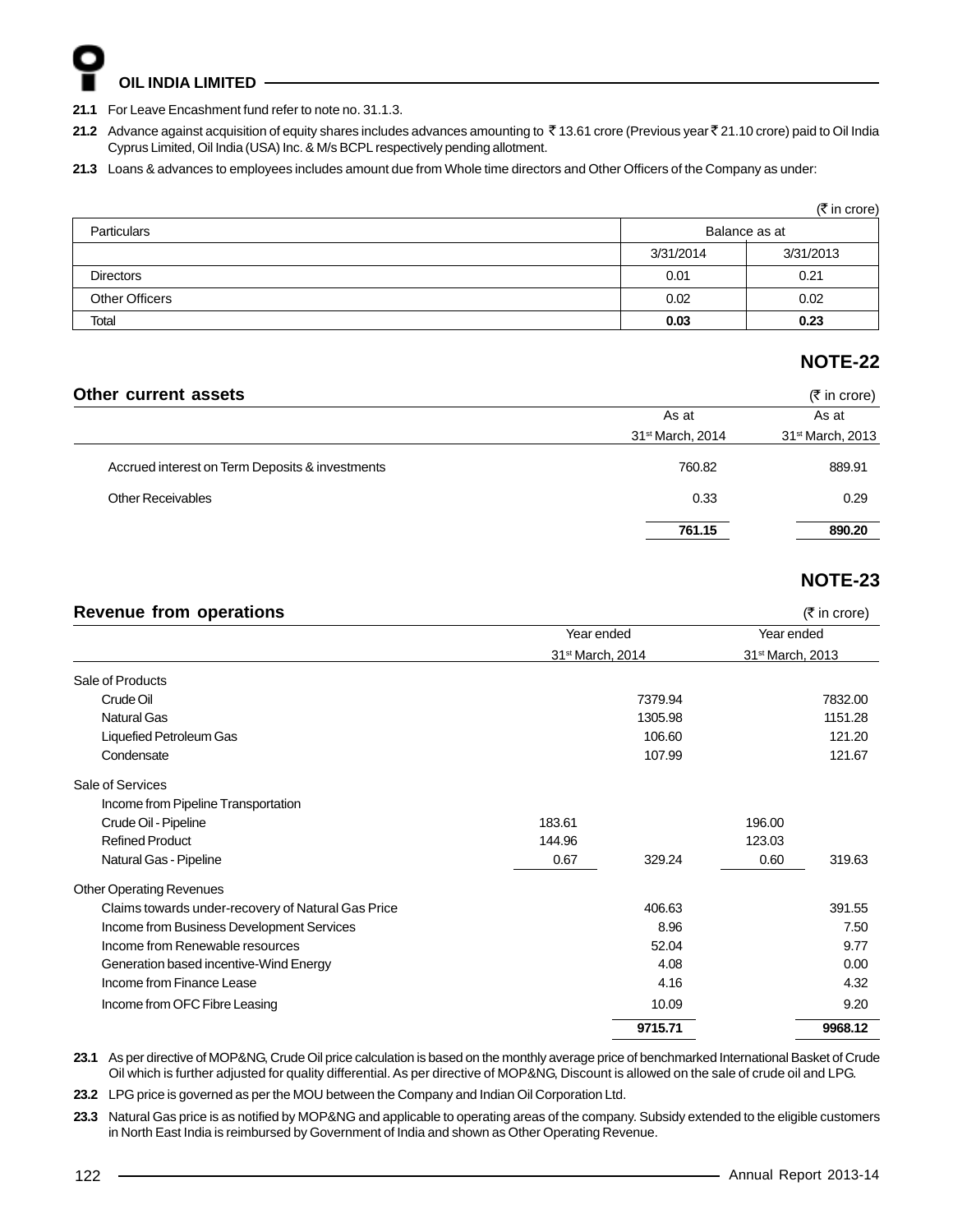**21.1** For Leave Encashment fund refer to note no. 31.1.3.

**21.2** Advance against acquisition of equity shares includes advances amounting to ₹ 13.61 crore (Previous year ₹ 21.10 crore) paid to Oil India Cyprus Limited, Oil India (USA) Inc. & M/s BCPL respectively pending allotment.

**21.3** Loans & advances to employees includes amount due from Whole time directors and Other Officers of the Company as under:

(₹ in crore)

| Particulars | Balance as at | |
|---|---|---|
| | 3/31/2014 | 3/31/2013 |
| Directors | 0.01 | 0.21 |
| Other Officers | 0.02 | 0.02 |
| Total | **0.03** | **0.23** |

## NOTE-22

### Other current assets

(₹ in crore)

| | As at 31st March, 2014 | As at 31st March, 2013 |
|---|---|---|
| Accrued interest on Term Deposits & investments | 760.82 | 889.91 |
| Other Receivables | 0.33 | 0.29 |
| | **761.15** | **890.20** |

## NOTE-23

### Revenue from operations

(₹ in crore)

| | Year ended 31st March, 2014 | | Year ended 31st March, 2013 | |
|---|---|---|---|---|
| Sale of Products | | | | |
| Crude Oil | | 7379.94 | | 7832.00 |
| Natural Gas | | 1305.98 | | 1151.28 |
| Liquefied Petroleum Gas | | 106.60 | | 121.20 |
| Condensate | | 107.99 | | 121.67 |
| Sale of Services | | | | |
| Income from Pipeline Transportation | | | | |
| Crude Oil - Pipeline | 183.61 | | 196.00 | |
| Refined Product | 144.96 | | 123.03 | |
| Natural Gas - Pipeline | 0.67 | 329.24 | 0.60 | 319.63 |
| Other Operating Revenues | | | | |
| Claims towards under-recovery of Natural Gas Price | | 406.63 | | 391.55 |
| Income from Business Development Services | | 8.96 | | 7.50 |
| Income from Renewable resources | | 52.04 | | 9.77 |
| Generation based incentive-Wind Energy | | 4.08 | | 0.00 |
| Income from Finance Lease | | 4.16 | | 4.32 |
| Income from OFC Fibre Leasing | | 10.09 | | 9.20 |
| | | **9715.71** | | **9968.12** |

**23.1** As per directive of MOP&NG, Crude Oil price calculation is based on the monthly average price of benchmarked International Basket of Crude Oil which is further adjusted for quality differential. As per directive of MOP&NG, Discount is allowed on the sale of crude oil and LPG.

**23.2** LPG price is governed as per the MOU between the Company and Indian Oil Corporation Ltd.

**23.3** Natural Gas price is as notified by MOP&NG and applicable to operating areas of the company. Subsidy extended to the eligible customers in North East India is reimbursed by Government of India and shown as Other Operating Revenue.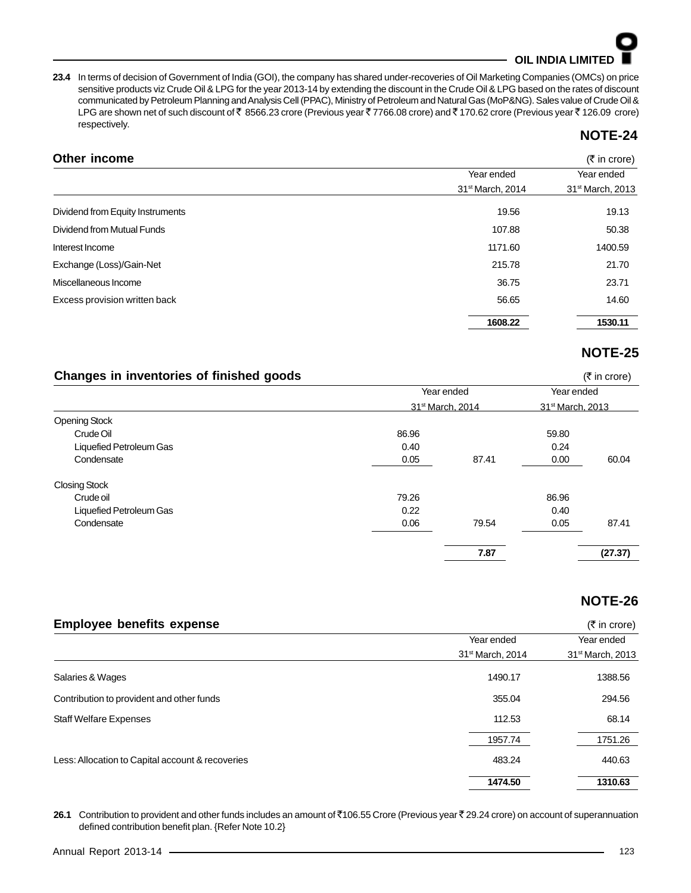**23.4** In terms of decision of Government of India (GOI), the company has shared under-recoveries of Oil Marketing Companies (OMCs) on price sensitive products viz Crude Oil & LPG for the year 2013-14 by extending the discount in the Crude Oil & LPG based on the rates of discount communicated by Petroleum Planning and Analysis Cell (PPAC), Ministry of Petroleum and Natural Gas (MoP&NG). Sales value of Crude Oil & LPG are shown net of such discount of ₹ 8566.23 crore (Previous year ₹ 7766.08 crore) and ₹ 170.62 crore (Previous year ₹ 126.09 crore) respectively.

## NOTE-24

### Other income

(₹ in crore)

| | Year ended 31st March, 2014 | Year ended 31st March, 2013 |
|---|---|---|
| Dividend from Equity Instruments | 19.56 | 19.13 |
| Dividend from Mutual Funds | 107.88 | 50.38 |
| Interest Income | 1171.60 | 1400.59 |
| Exchange (Loss)/Gain-Net | 215.78 | 21.70 |
| Miscellaneous Income | 36.75 | 23.71 |
| Excess provision written back | 56.65 | 14.60 |
| | **1608.22** | **1530.11** |

## NOTE-25

### Changes in inventories of finished goods

(₹ in crore)

| | Year ended 31st March, 2014 | | Year ended 31st March, 2013 | |
|---|---|---|---|---|
| Opening Stock | | | | |
| Crude Oil | 86.96 | | 59.80 | |
| Liquefied Petroleum Gas | 0.40 | | 0.24 | |
| Condensate | 0.05 | 87.41 | 0.00 | 60.04 |
| Closing Stock | | | | |
| Crude oil | 79.26 | | 86.96 | |
| Liquefied Petroleum Gas | 0.22 | | 0.40 | |
| Condensate | 0.06 | 79.54 | 0.05 | 87.41 |
| | | **7.87** | | **(27.37)** |

## NOTE-26

### Employee benefits expense

(₹ in crore)

| | Year ended 31st March, 2014 | Year ended 31st March, 2013 |
|---|---|---|
| Salaries & Wages | 1490.17 | 1388.56 |
| Contribution to provident and other funds | 355.04 | 294.56 |
| Staff Welfare Expenses | 112.53 | 68.14 |
| | 1957.74 | 1751.26 |
| Less: Allocation to Capital account & recoveries | 483.24 | 440.63 |
| | **1474.50** | **1310.63** |

**26.1** Contribution to provident and other funds includes an amount of ₹106.55 Crore (Previous year ₹ 29.24 crore) on account of superannuation defined contribution benefit plan. {Refer Note 10.2}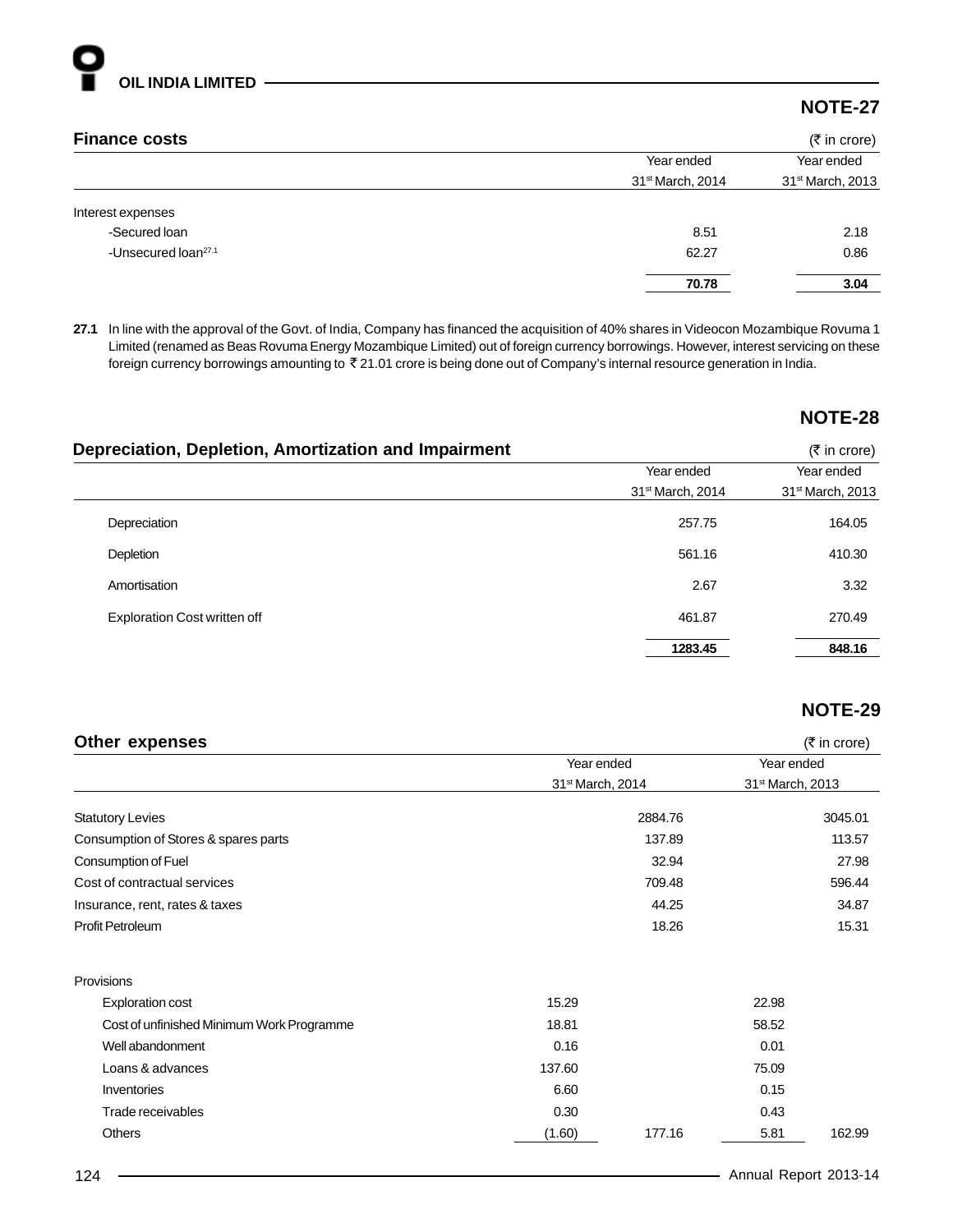## NOTE-27

### Finance costs

(₹ in crore)

| | Year ended 31st March, 2014 | Year ended 31st March, 2013 |
|---|---|---|
| Interest expenses | | |
| -Secured loan | 8.51 | 2.18 |
| -Unsecured loan[27.1] | 62.27 | 0.86 |
| | **70.78** | **3.04** |

**27.1** In line with the approval of the Govt. of India, Company has financed the acquisition of 40% shares in Videocon Mozambique Rovuma 1 Limited (renamed as Beas Rovuma Energy Mozambique Limited) out of foreign currency borrowings. However, interest servicing on these foreign currency borrowings amounting to ₹ 21.01 crore is being done out of Company's internal resource generation in India.

## NOTE-28

### Depreciation, Depletion, Amortization and Impairment

(₹ in crore)

| | Year ended 31st March, 2014 | Year ended 31st March, 2013 |
|---|---|---|
| Depreciation | 257.75 | 164.05 |
| Depletion | 561.16 | 410.30 |
| Amortisation | 2.67 | 3.32 |
| Exploration Cost written off | 461.87 | 270.49 |
| | **1283.45** | **848.16** |

## NOTE-29

### Other expenses

(₹ in crore)

| | Year ended 31st March, 2014 | | Year ended 31st March, 2013 | |
|---|---|---|---|---|
| Statutory Levies | | 2884.76 | | 3045.01 |
| Consumption of Stores & spares parts | | 137.89 | | 113.57 |
| Consumption of Fuel | | 32.94 | | 27.98 |
| Cost of contractual services | | 709.48 | | 596.44 |
| Insurance, rent, rates & taxes | | 44.25 | | 34.87 |
| Profit Petroleum | | 18.26 | | 15.31 |
| Provisions | | | | |
| Exploration cost | 15.29 | | 22.98 | |
| Cost of unfinished Minimum Work Programme | 18.81 | | 58.52 | |
| Well abandonment | 0.16 | | 0.01 | |
| Loans & advances | 137.60 | | 75.09 | |
| Inventories | 6.60 | | 0.15 | |
| Trade receivables | 0.30 | | 0.43 | |
| Others | (1.60) | 177.16 | 5.81 | 162.99 |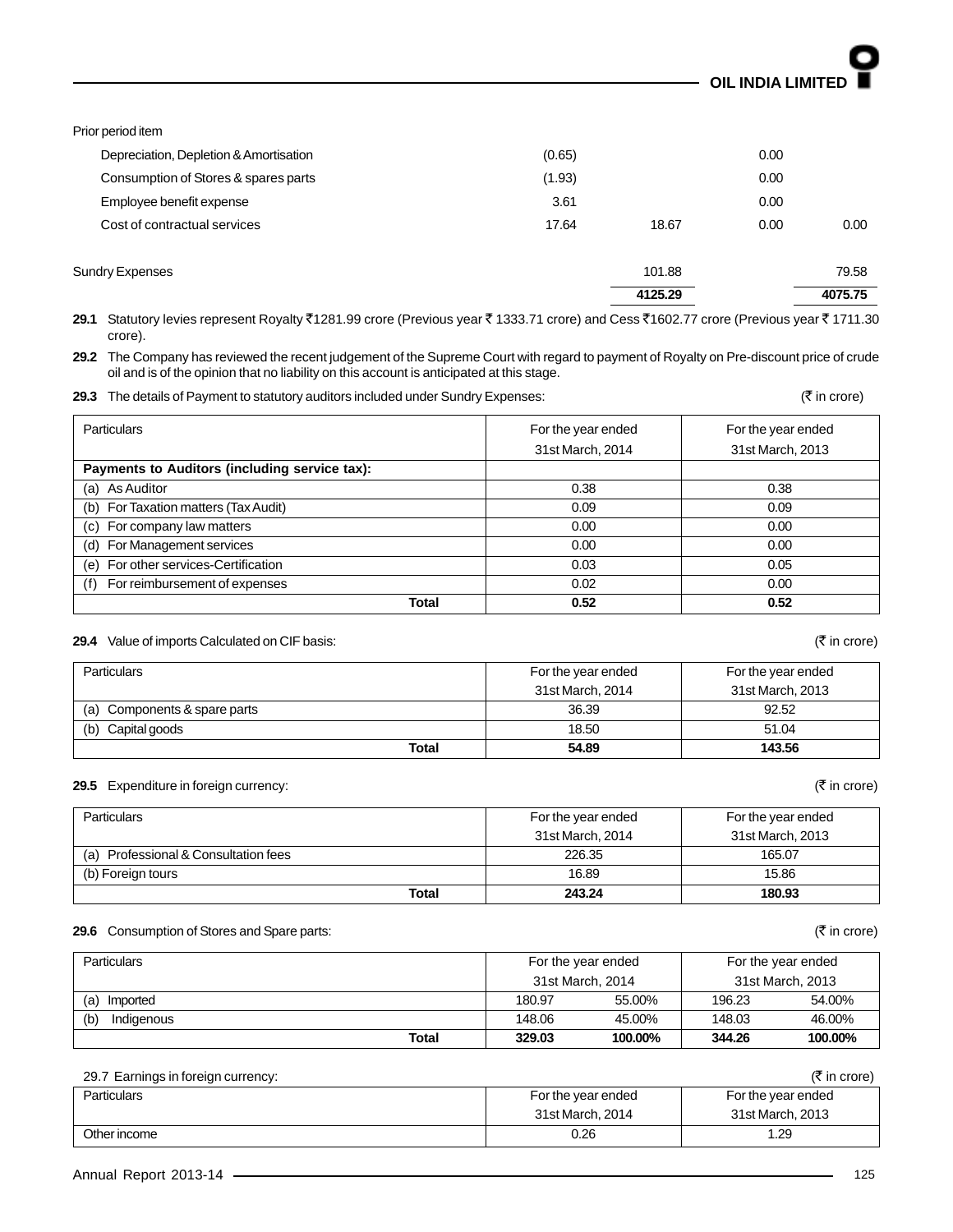Prior period item

| | | | | |
|---|---|---|---|---|
| Depreciation, Depletion & Amortisation | (0.65) | | 0.00 | |
| Consumption of Stores & spares parts | (1.93) | | 0.00 | |
| Employee benefit expense | 3.61 | | 0.00 | |
| Cost of contractual services | 17.64 | 18.67 | 0.00 | 0.00 |
| Sundry Expenses | | 101.88 | | 79.58 |
| | | **4125.29** | | **4075.75** |

**29.1** Statutory levies represent Royalty ₹1281.99 crore (Previous year ₹ 1333.71 crore) and Cess ₹1602.77 crore (Previous year ₹ 1711.30 crore).

**29.2** The Company has reviewed the recent judgement of the Supreme Court with regard to payment of Royalty on Pre-discount price of crude oil and is of the opinion that no liability on this account is anticipated at this stage.

**29.3** The details of Payment to statutory auditors included under Sundry Expenses: (₹ in crore)

| Particulars | For the year ended 31st March, 2014 | For the year ended 31st March, 2013 |
|---|---|---|
| **Payments to Auditors (including service tax):** | | |
| (a) As Auditor | 0.38 | 0.38 |
| (b) For Taxation matters (Tax Audit) | 0.09 | 0.09 |
| (c) For company law matters | 0.00 | 0.00 |
| (d) For Management services | 0.00 | 0.00 |
| (e) For other services-Certification | 0.03 | 0.05 |
| (f) For reimbursement of expenses | 0.02 | 0.00 |
| **Total** | **0.52** | **0.52** |

**29.4** Value of imports Calculated on CIF basis: (₹ in crore)

| Particulars | For the year ended 31st March, 2014 | For the year ended 31st March, 2013 |
|---|---|---|
| (a) Components & spare parts | 36.39 | 92.52 |
| (b) Capital goods | 18.50 | 51.04 |
| **Total** | **54.89** | **143.56** |

**29.5** Expenditure in foreign currency: (₹ in crore)

| Particulars | For the year ended 31st March, 2014 | For the year ended 31st March, 2013 |
|---|---|---|
| (a) Professional & Consultation fees | 226.35 | 165.07 |
| (b) Foreign tours | 16.89 | 15.86 |
| **Total** | **243.24** | **180.93** |

**29.6** Consumption of Stores and Spare parts: (₹ in crore)

| Particulars | For the year ended 31st March, 2014 | | For the year ended 31st March, 2013 | |
|---|---|---|---|---|
| (a) Imported | 180.97 | 55.00% | 196.23 | 54.00% |
| (b) Indigenous | 148.06 | 45.00% | 148.03 | 46.00% |
| **Total** | **329.03** | **100.00%** | **344.26** | **100.00%** |

29.7 Earnings in foreign currency: (₹ in crore)

| Particulars | For the year ended 31st March, 2014 | For the year ended 31st March, 2013 |
|---|---|---|
| Other income | 0.26 | 1.29 |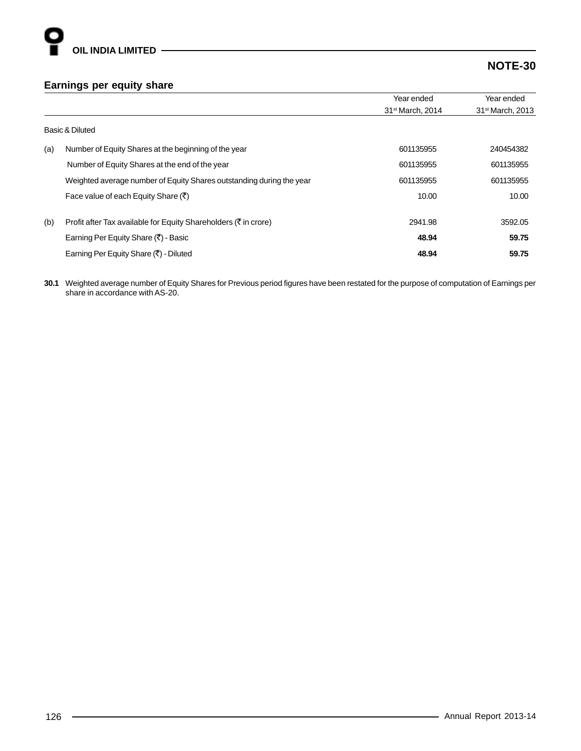## NOTE-30

### Earnings per equity share

| | | Year ended 31st March, 2014 | Year ended 31st March, 2013 |
|---|---|---|---|
| | Basic & Diluted | | |
| (a) | Number of Equity Shares at the beginning of the year | 601135955 | 240454382 |
| | Number of Equity Shares at the end of the year | 601135955 | 601135955 |
| | Weighted average number of Equity Shares outstanding during the year | 601135955 | 601135955 |
| | Face value of each Equity Share (₹) | 10.00 | 10.00 |
| (b) | Profit after Tax available for Equity Shareholders (₹ in crore) | 2941.98 | 3592.05 |
| | Earning Per Equity Share (₹) - Basic | **48.94** | **59.75** |
| | Earning Per Equity Share (₹) - Diluted | **48.94** | **59.75** |

**30.1** Weighted average number of Equity Shares for Previous period figures have been restated for the purpose of computation of Earnings per share in accordance with AS-20.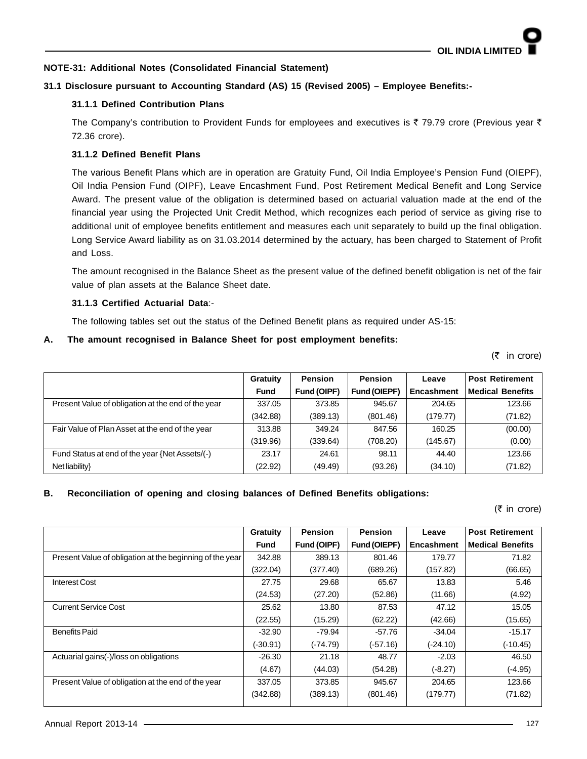## NOTE-31: Additional Notes (Consolidated Financial Statement)

### 31.1 Disclosure pursuant to Accounting Standard (AS) 15 (Revised 2005) – Employee Benefits:-

#### 31.1.1 Defined Contribution Plans

The Company's contribution to Provident Funds for employees and executives is ₹ 79.79 crore (Previous year ₹ 72.36 crore).

#### 31.1.2 Defined Benefit Plans

The various Benefit Plans which are in operation are Gratuity Fund, Oil India Employee's Pension Fund (OIEPF), Oil India Pension Fund (OIPF), Leave Encashment Fund, Post Retirement Medical Benefit and Long Service Award. The present value of the obligation is determined based on actuarial valuation made at the end of the financial year using the Projected Unit Credit Method, which recognizes each period of service as giving rise to additional unit of employee benefits entitlement and measures each unit separately to build up the final obligation. Long Service Award liability as on 31.03.2014 determined by the actuary, has been charged to Statement of Profit and Loss.

The amount recognised in the Balance Sheet as the present value of the defined benefit obligation is net of the fair value of plan assets at the Balance Sheet date.

#### 31.1.3 Certified Actuarial Data:-

The following tables set out the status of the Defined Benefit plans as required under AS-15:

**A. The amount recognised in Balance Sheet for post employment benefits:**

(₹ in crore)

| | Gratuity Fund | Pension Fund (OIPF) | Pension Fund (OIEPF) | Leave Encashment | Post Retirement Medical Benefits |
|---|---|---|---|---|---|
| Present Value of obligation at the end of the year | 337.05 | 373.85 | 945.67 | 204.65 | 123.66 |
| | (342.88) | (389.13) | (801.46) | (179.77) | (71.82) |
| Fair Value of Plan Asset at the end of the year | 313.88 | 349.24 | 847.56 | 160.25 | (00.00) |
| | (319.96) | (339.64) | (708.20) | (145.67) | (0.00) |
| Fund Status at end of the year {Net Assets/(-) Net liability} | 23.17 | 24.61 | 98.11 | 44.40 | 123.66 |
| | (22.92) | (49.49) | (93.26) | (34.10) | (71.82) |

**B. Reconciliation of opening and closing balances of Defined Benefits obligations:**

(₹ in crore)

| | Gratuity Fund | Pension Fund (OIPF) | Pension Fund (OIEPF) | Leave Encashment | Post Retirement Medical Benefits |
|---|---|---|---|---|---|
| Present Value of obligation at the beginning of the year | 342.88 | 389.13 | 801.46 | 179.77 | 71.82 |
| | (322.04) | (377.40) | (689.26) | (157.82) | (66.65) |
| Interest Cost | 27.75 | 29.68 | 65.67 | 13.83 | 5.46 |
| | (24.53) | (27.20) | (52.86) | (11.66) | (4.92) |
| Current Service Cost | 25.62 | 13.80 | 87.53 | 47.12 | 15.05 |
| | (22.55) | (15.29) | (62.22) | (42.66) | (15.65) |
| Benefits Paid | -32.90 | -79.94 | -57.76 | -34.04 | -15.17 |
| | (-30.91) | (-74.79) | (-57.16) | (-24.10) | (-10.45) |
| Actuarial gains(-)/loss on obligations | -26.30 | 21.18 | 48.77 | -2.03 | 46.50 |
| | (4.67) | (44.03) | (54.28) | (-8.27) | (-4.95) |
| Present Value of obligation at the end of the year | 337.05 | 373.85 | 945.67 | 204.65 | 123.66 |
| | (342.88) | (389.13) | (801.46) | (179.77) | (71.82) |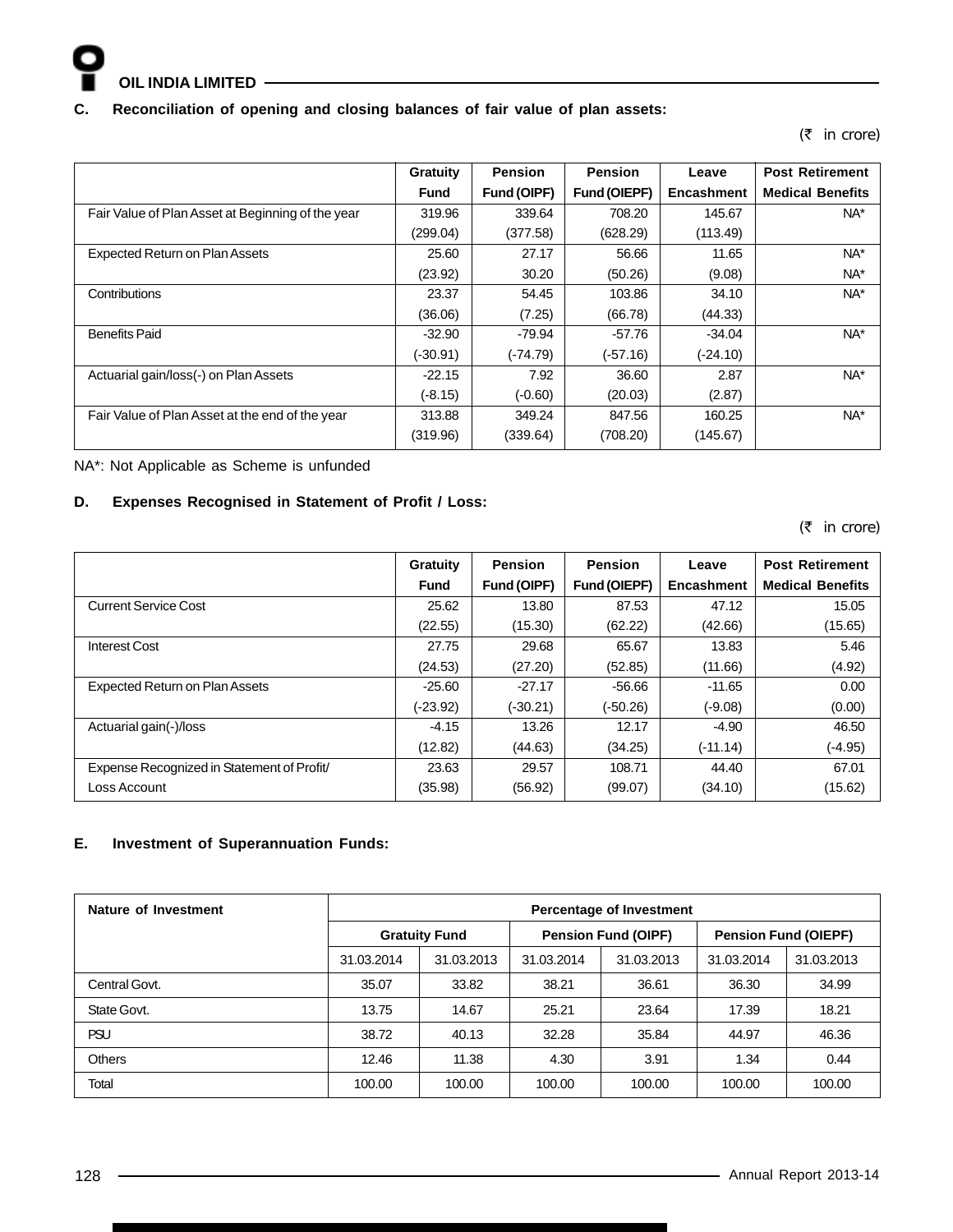## C. Reconciliation of opening and closing balances of fair value of plan assets:

(₹ in crore)

| | Gratuity Fund | Pension Fund (OIPF) | Pension Fund (OIEPF) | Leave Encashment | Post Retirement Medical Benefits |
|---|---|---|---|---|---|
| Fair Value of Plan Asset at Beginning of the year | 319.96<br>(299.04) | 339.64<br>(377.58) | 708.20<br>(628.29) | 145.67<br>(113.49) | NA* |
| Expected Return on Plan Assets | 25.60<br>(23.92) | 27.17<br>30.20 | 56.66<br>(50.26) | 11.65<br>(9.08) | NA*<br>NA* |
| Contributions | 23.37<br>(36.06) | 54.45<br>(7.25) | 103.86<br>(66.78) | 34.10<br>(44.33) | NA* |
| Benefits Paid | -32.90<br>(-30.91) | -79.94<br>(-74.79) | -57.76<br>(-57.16) | -34.04<br>(-24.10) | NA* |
| Actuarial gain/loss(-) on Plan Assets | -22.15<br>(-8.15) | 7.92<br>(-0.60) | 36.60<br>(20.03) | 2.87<br>(2.87) | NA* |
| Fair Value of Plan Asset at the end of the year | 313.88<br>(319.96) | 349.24<br>(339.64) | 847.56<br>(708.20) | 160.25<br>(145.67) | NA* |

NA*: Not Applicable as Scheme is unfunded

## D. Expenses Recognised in Statement of Profit / Loss:

(₹ in crore)

| | Gratuity Fund | Pension Fund (OIPF) | Pension Fund (OIEPF) | Leave Encashment | Post Retirement Medical Benefits |
|---|---|---|---|---|---|
| Current Service Cost | 25.62<br>(22.55) | 13.80<br>(15.30) | 87.53<br>(62.22) | 47.12<br>(42.66) | 15.05<br>(15.65) |
| Interest Cost | 27.75<br>(24.53) | 29.68<br>(27.20) | 65.67<br>(52.85) | 13.83<br>(11.66) | 5.46<br>(4.92) |
| Expected Return on Plan Assets | -25.60<br>(-23.92) | -27.17<br>(-30.21) | -56.66<br>(-50.26) | -11.65<br>(-9.08) | 0.00<br>(0.00) |
| Actuarial gain(-)/loss | -4.15<br>(12.82) | 13.26<br>(44.63) | 12.17<br>(34.25) | -4.90<br>(-11.14) | 46.50<br>(-4.95) |
| Expense Recognized in Statement of Profit/ Loss Account | 23.63<br>(35.98) | 29.57<br>(56.92) | 108.71<br>(99.07) | 44.40<br>(34.10) | 67.01<br>(15.62) |

## E. Investment of Superannuation Funds:

| Nature of Investment | Percentage of Investment | | | | | |
|---|---|---|---|---|---|---|
| | Gratuity Fund | | Pension Fund (OIPF) | | Pension Fund (OIEPF) | |
| | 31.03.2014 | 31.03.2013 | 31.03.2014 | 31.03.2013 | 31.03.2014 | 31.03.2013 |
| Central Govt. | 35.07 | 33.82 | 38.21 | 36.61 | 36.30 | 34.99 |
| State Govt. | 13.75 | 14.67 | 25.21 | 23.64 | 17.39 | 18.21 |
| PSU | 38.72 | 40.13 | 32.28 | 35.84 | 44.97 | 46.36 |
| Others | 12.46 | 11.38 | 4.30 | 3.91 | 1.34 | 0.44 |
| Total | 100.00 | 100.00 | 100.00 | 100.00 | 100.00 | 100.00 |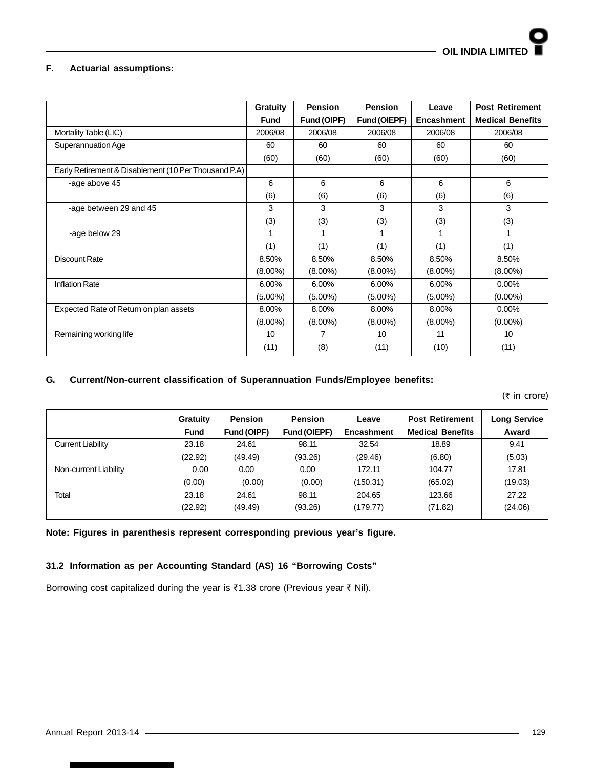### F. Actuarial assumptions:

| | Gratuity Fund | Pension Fund (OIPF) | Pension Fund (OIEPF) | Leave Encashment | Post Retirement Medical Benefits |
|---|---|---|---|---|---|
| Mortality Table (LIC) | 2006/08 | 2006/08 | 2006/08 | 2006/08 | 2006/08 |
| Superannuation Age | 60<br>(60) | 60<br>(60) | 60<br>(60) | 60<br>(60) | 60<br>(60) |
| Early Retirement & Disablement (10 Per Thousand P.A) | | | | | |
| -age above 45 | 6<br>(6) | 6<br>(6) | 6<br>(6) | 6<br>(6) | 6<br>(6) |
| -age between 29 and 45 | 3<br>(3) | 3<br>(3) | 3<br>(3) | 3<br>(3) | 3<br>(3) |
| -age below 29 | 1<br>(1) | 1<br>(1) | 1<br>(1) | 1<br>(1) | 1<br>(1) |
| Discount Rate | 8.50%<br>(8.00%) | 8.50%<br>(8.00%) | 8.50%<br>(8.00%) | 8.50%<br>(8.00%) | 8.50%<br>(8.00%) |
| Inflation Rate | 6.00%<br>(5.00%) | 6.00%<br>(5.00%) | 6.00%<br>(5.00%) | 6.00%<br>(5.00%) | 0.00%<br>(0.00%) |
| Expected Rate of Return on plan assets | 8.00%<br>(8.00%) | 8.00%<br>(8.00%) | 8.00%<br>(8.00%) | 8.00%<br>(8.00%) | 0.00%<br>(0.00%) |
| Remaining working life | 10<br>(11) | 7<br>(8) | 10<br>(11) | 11<br>(10) | 10<br>(11) |

### G. Current/Non-current classification of Superannuation Funds/Employee benefits:

(₹ in crore)

| | Gratuity Fund | Pension Fund (OIPF) | Pension Fund (OIEPF) | Leave Encashment | Post Retirement Medical Benefits | Long Service Award |
|---|---|---|---|---|---|---|
| Current Liability | 23.18<br>(22.92) | 24.61<br>(49.49) | 98.11<br>(93.26) | 32.54<br>(29.46) | 18.89<br>(6.80) | 9.41<br>(5.03) |
| Non-current Liability | 0.00<br>(0.00) | 0.00<br>(0.00) | 0.00<br>(0.00) | 172.11<br>(150.31) | 104.77<br>(65.02) | 17.81<br>(19.03) |
| Total | 23.18<br>(22.92) | 24.61<br>(49.49) | 98.11<br>(93.26) | 204.65<br>(179.77) | 123.66<br>(71.82) | 27.22<br>(24.06) |

**Note: Figures in parenthesis represent corresponding previous year's figure.**

### 31.2 Information as per Accounting Standard (AS) 16 "Borrowing Costs"

Borrowing cost capitalized during the year is ₹1.38 crore (Previous year ₹ Nil).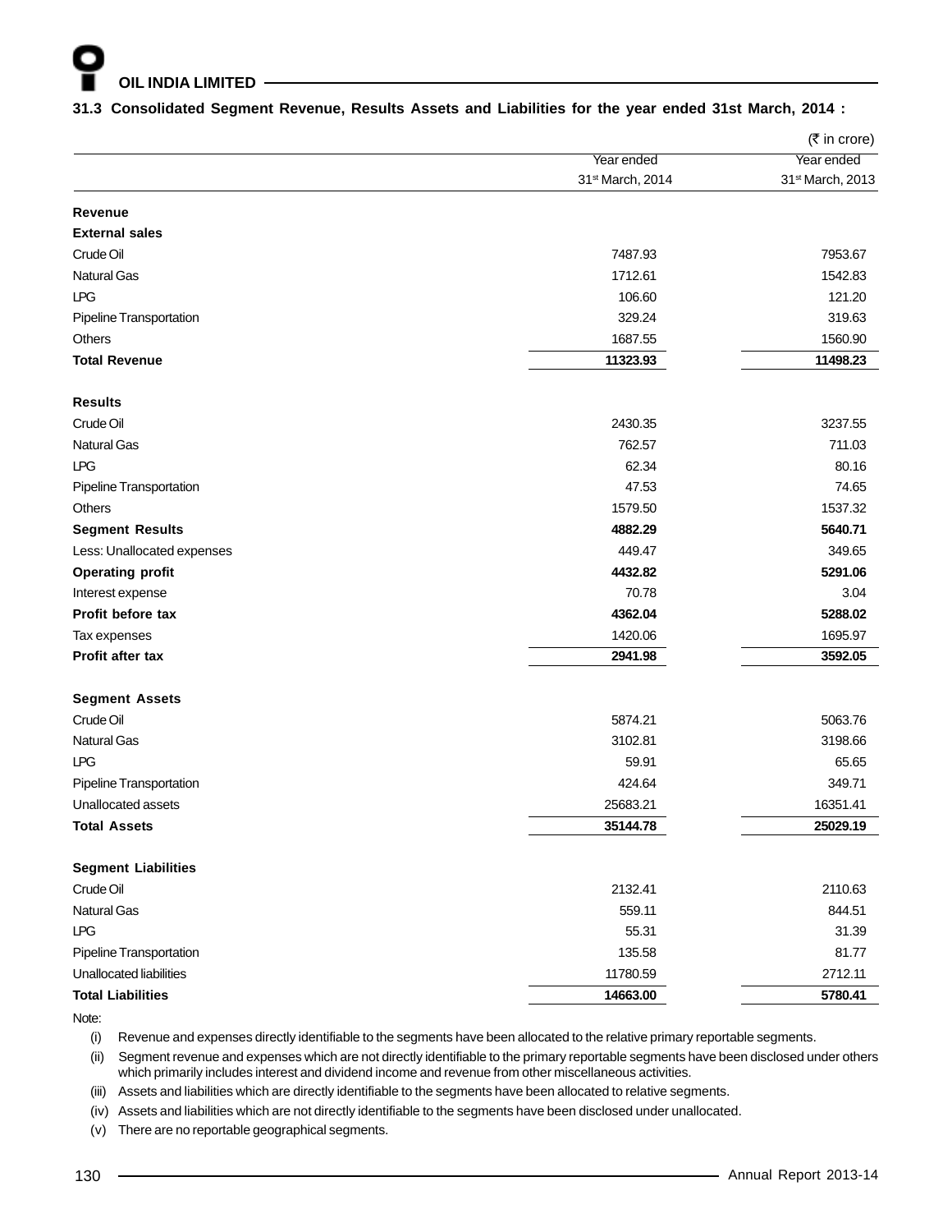### 31.3 Consolidated Segment Revenue, Results Assets and Liabilities for the year ended 31st March, 2014 :

(₹ in crore)

| | Year ended 31st March, 2014 | Year ended 31st March, 2013 |
|---|---|---|
| **Revenue** | | |
| **External sales** | | |
| Crude Oil | 7487.93 | 7953.67 |
| Natural Gas | 1712.61 | 1542.83 |
| LPG | 106.60 | 121.20 |
| Pipeline Transportation | 329.24 | 319.63 |
| Others | 1687.55 | 1560.90 |
| **Total Revenue** | **11323.93** | **11498.23** |
| **Results** | | |
| Crude Oil | 2430.35 | 3237.55 |
| Natural Gas | 762.57 | 711.03 |
| LPG | 62.34 | 80.16 |
| Pipeline Transportation | 47.53 | 74.65 |
| Others | 1579.50 | 1537.32 |
| **Segment Results** | **4882.29** | **5640.71** |
| Less: Unallocated expenses | 449.47 | 349.65 |
| **Operating profit** | **4432.82** | **5291.06** |
| Interest expense | 70.78 | 3.04 |
| **Profit before tax** | **4362.04** | **5288.02** |
| Tax expenses | 1420.06 | 1695.97 |
| **Profit after tax** | **2941.98** | **3592.05** |
| **Segment Assets** | | |
| Crude Oil | 5874.21 | 5063.76 |
| Natural Gas | 3102.81 | 3198.66 |
| LPG | 59.91 | 65.65 |
| Pipeline Transportation | 424.64 | 349.71 |
| Unallocated assets | 25683.21 | 16351.41 |
| **Total Assets** | **35144.78** | **25029.19** |
| **Segment Liabilities** | | |
| Crude Oil | 2132.41 | 2110.63 |
| Natural Gas | 559.11 | 844.51 |
| LPG | 55.31 | 31.39 |
| Pipeline Transportation | 135.58 | 81.77 |
| Unallocated liabilities | 11780.59 | 2712.11 |
| **Total Liabilities** | **14663.00** | **5780.41** |

Note:

(i) Revenue and expenses directly identifiable to the segments have been allocated to the relative primary reportable segments.

(ii) Segment revenue and expenses which are not directly identifiable to the primary reportable segments have been disclosed under others which primarily includes interest and dividend income and revenue from other miscellaneous activities.

(iii) Assets and liabilities which are directly identifiable to the segments have been allocated to relative segments.

(iv) Assets and liabilities which are not directly identifiable to the segments have been disclosed under unallocated.

(v) There are no reportable geographical segments.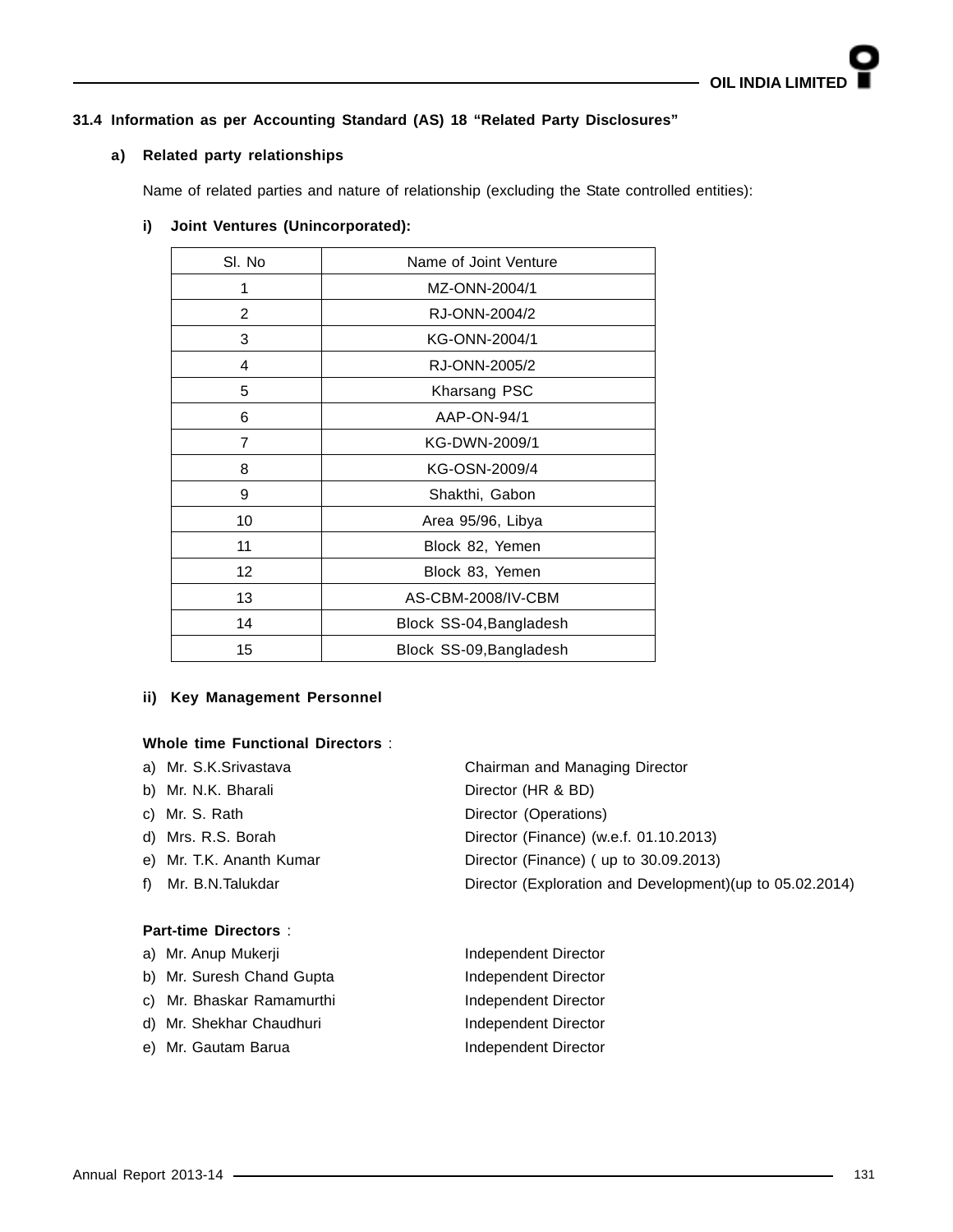### 31.4 Information as per Accounting Standard (AS) 18 "Related Party Disclosures"

**a) Related party relationships**

Name of related parties and nature of relationship (excluding the State controlled entities):

**i) Joint Ventures (Unincorporated):**

| Sl. No | Name of Joint Venture |
|---|---|
| 1 | MZ-ONN-2004/1 |
| 2 | RJ-ONN-2004/2 |
| 3 | KG-ONN-2004/1 |
| 4 | RJ-ONN-2005/2 |
| 5 | Kharsang PSC |
| 6 | AAP-ON-94/1 |
| 7 | KG-DWN-2009/1 |
| 8 | KG-OSN-2009/4 |
| 9 | Shakthi, Gabon |
| 10 | Area 95/96, Libya |
| 11 | Block 82, Yemen |
| 12 | Block 83, Yemen |
| 13 | AS-CBM-2008/IV-CBM |
| 14 | Block SS-04,Bangladesh |
| 15 | Block SS-09,Bangladesh |

**ii) Key Management Personnel**

**Whole time Functional Directors** :

| | |
|---|---|
| a) Mr. S.K.Srivastava | Chairman and Managing Director |
| b) Mr. N.K. Bharali | Director (HR & BD) |
| c) Mr. S. Rath | Director (Operations) |
| d) Mrs. R.S. Borah | Director (Finance) (w.e.f. 01.10.2013) |
| e) Mr. T.K. Ananth Kumar | Director (Finance) ( up to 30.09.2013) |
| f) Mr. B.N.Talukdar | Director (Exploration and Development)(up to 05.02.2014) |

**Part-time Directors** :

| | |
|---|---|
| a) Mr. Anup Mukerji | Independent Director |
| b) Mr. Suresh Chand Gupta | Independent Director |
| c) Mr. Bhaskar Ramamurthi | Independent Director |
| d) Mr. Shekhar Chaudhuri | Independent Director |
| e) Mr. Gautam Barua | Independent Director |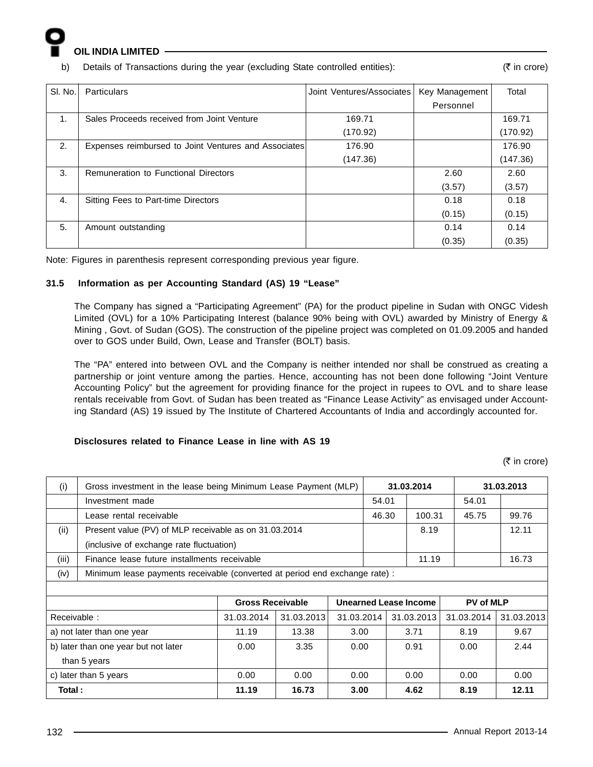b) Details of Transactions during the year (excluding State controlled entities): (₹ in crore)

| Sl. No. | Particulars | Joint Ventures/Associates | Key Management Personnel | Total |
|---|---|---|---|---|
| 1. | Sales Proceeds received from Joint Venture | 169.71<br>(170.92) | | 169.71<br>(170.92) |
| 2. | Expenses reimbursed to Joint Ventures and Associates | 176.90<br>(147.36) | | 176.90<br>(147.36) |
| 3. | Remuneration to Functional Directors | | 2.60<br>(3.57) | 2.60<br>(3.57) |
| 4. | Sitting Fees to Part-time Directors | | 0.18<br>(0.15) | 0.18<br>(0.15) |
| 5. | Amount outstanding | | 0.14<br>(0.35) | 0.14<br>(0.35) |

Note: Figures in parenthesis represent corresponding previous year figure.

### 31.5 Information as per Accounting Standard (AS) 19 "Lease"

The Company has signed a "Participating Agreement" (PA) for the product pipeline in Sudan with ONGC Videsh Limited (OVL) for a 10% Participating Interest (balance 90% being with OVL) awarded by Ministry of Energy & Mining , Govt. of Sudan (GOS). The construction of the pipeline project was completed on 01.09.2005 and handed over to GOS under Build, Own, Lease and Transfer (BOLT) basis.

The "PA" entered into between OVL and the Company is neither intended nor shall be construed as creating a partnership or joint venture among the parties. Hence, accounting has not been done following "Joint Venture Accounting Policy" but the agreement for providing finance for the project in rupees to OVL and to share lease rentals receivable from Govt. of Sudan has been treated as "Finance Lease Activity" as envisaged under Accounting Standard (AS) 19 issued by The Institute of Chartered Accountants of India and accordingly accounted for.

**Disclosures related to Finance Lease in line with AS 19**

(₹ in crore)

| | | 31.03.2014 | | 31.03.2013 | |
|---|---|---|---|---|---|
| (i) | Gross investment in the lease being Minimum Lease Payment (MLP) | | | | |
| | Investment made | 54.01 | | 54.01 | |
| | Lease rental receivable | 46.30 | 100.31 | 45.75 | 99.76 |
| (ii) | Present value (PV) of MLP receivable as on 31.03.2014 (inclusive of exchange rate fluctuation) | | 8.19 | | 12.11 |
| (iii) | Finance lease future installments receivable | | 11.19 | | 16.73 |
| (iv) | Minimum lease payments receivable (converted at period end exchange rate) : | | | | |

| | Gross Receivable | | Unearned Lease Income | | PV of MLP | |
|---|---|---|---|---|---|---|
| Receivable : | 31.03.2014 | 31.03.2013 | 31.03.2014 | 31.03.2013 | 31.03.2014 | 31.03.2013 |
| a) not later than one year | 11.19 | 13.38 | 3.00 | 3.71 | 8.19 | 9.67 |
| b) later than one year but not later than 5 years | 0.00 | 3.35 | 0.00 | 0.91 | 0.00 | 2.44 |
| c) later than 5 years | 0.00 | 0.00 | 0.00 | 0.00 | 0.00 | 0.00 |
| **Total :** | **11.19** | **16.73** | **3.00** | **4.62** | **8.19** | **12.11** |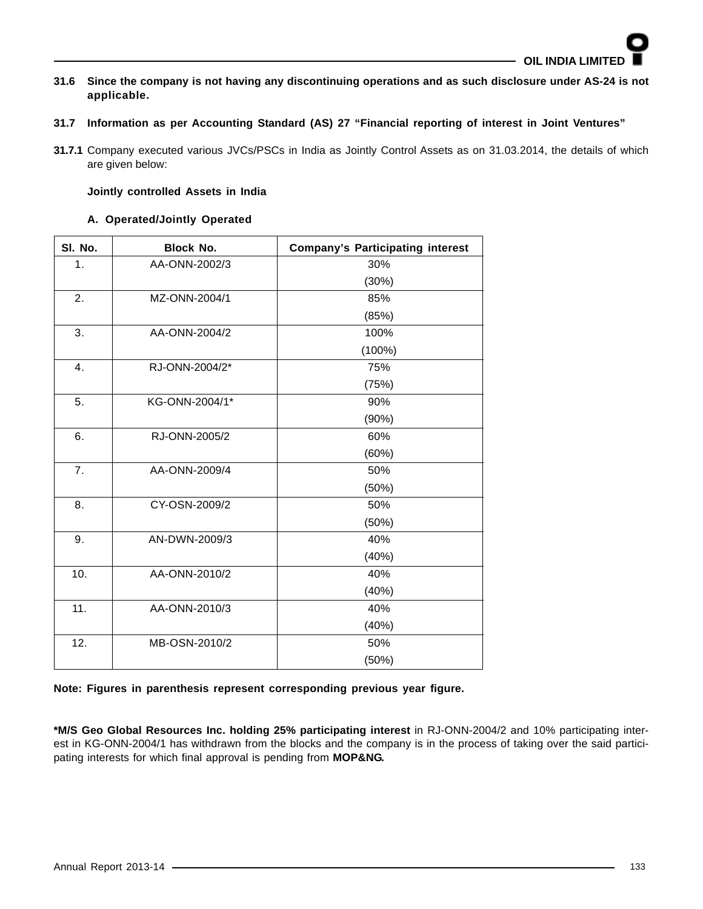**31.6 Since the company is not having any discontinuing operations and as such disclosure under AS-24 is not applicable.**

**31.7 Information as per Accounting Standard (AS) 27 "Financial reporting of interest in Joint Ventures"**

**31.7.1** Company executed various JVCs/PSCs in India as Jointly Control Assets as on 31.03.2014, the details of which are given below:

**Jointly controlled Assets in India**

**A. Operated/Jointly Operated**

| Sl. No. | Block No. | Company's Participating interest |
|---|---|---|
| 1. | AA-ONN-2002/3 | 30% (30%) |
| 2. | MZ-ONN-2004/1 | 85% (85%) |
| 3. | AA-ONN-2004/2 | 100% (100%) |
| 4. | RJ-ONN-2004/2* | 75% (75%) |
| 5. | KG-ONN-2004/1* | 90% (90%) |
| 6. | RJ-ONN-2005/2 | 60% (60%) |
| 7. | AA-ONN-2009/4 | 50% (50%) |
| 8. | CY-OSN-2009/2 | 50% (50%) |
| 9. | AN-DWN-2009/3 | 40% (40%) |
| 10. | AA-ONN-2010/2 | 40% (40%) |
| 11. | AA-ONN-2010/3 | 40% (40%) |
| 12. | MB-OSN-2010/2 | 50% (50%) |

**Note: Figures in parenthesis represent corresponding previous year figure.**

**\*M/S Geo Global Resources Inc. holding 25% participating interest** in RJ-ONN-2004/2 and 10% participating interest in KG-ONN-2004/1 has withdrawn from the blocks and the company is in the process of taking over the said participating interests for which final approval is pending from **MOP&NG.**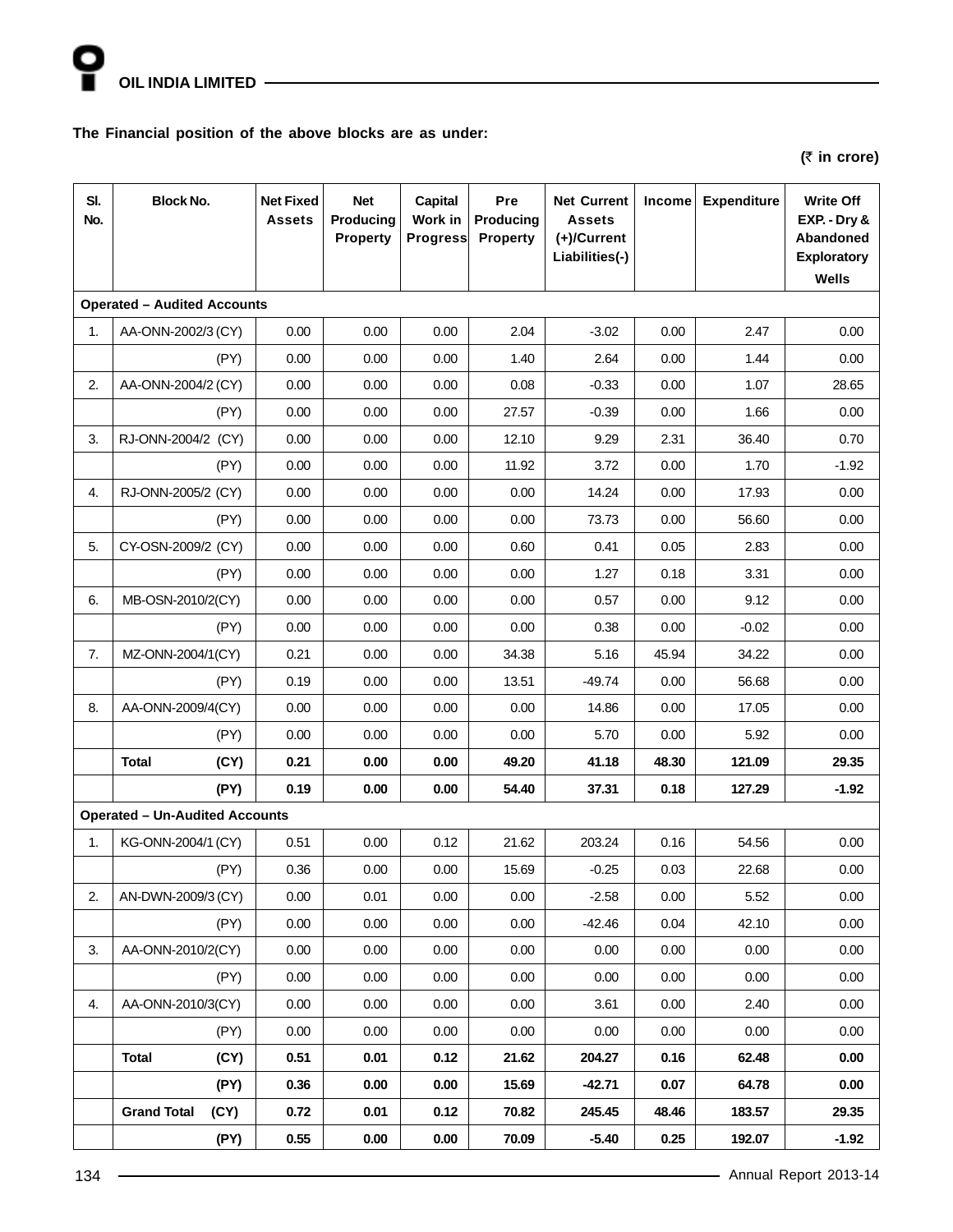**The Financial position of the above blocks are as under:**

(₹ in crore)

| Sl. No. | Block No. | Net Fixed Assets | Net Producing Property | Capital Work in Progress | Pre Producing Property | Net Current Assets (+)/Current Liabilities(-) | Income | Expenditure | Write Off EXP. - Dry & Abandoned Exploratory Wells |
|---|---|---|---|---|---|---|---|---|---|
| **Operated – Audited Accounts** | | | | | | | | | |
| 1. | AA-ONN-2002/3 (CY) | 0.00 | 0.00 | 0.00 | 2.04 | -3.02 | 0.00 | 2.47 | 0.00 |
| | (PY) | 0.00 | 0.00 | 0.00 | 1.40 | 2.64 | 0.00 | 1.44 | 0.00 |
| 2. | AA-ONN-2004/2 (CY) | 0.00 | 0.00 | 0.00 | 0.08 | -0.33 | 0.00 | 1.07 | 28.65 |
| | (PY) | 0.00 | 0.00 | 0.00 | 27.57 | -0.39 | 0.00 | 1.66 | 0.00 |
| 3. | RJ-ONN-2004/2 (CY) | 0.00 | 0.00 | 0.00 | 12.10 | 9.29 | 2.31 | 36.40 | 0.70 |
| | (PY) | 0.00 | 0.00 | 0.00 | 11.92 | 3.72 | 0.00 | 1.70 | -1.92 |
| 4. | RJ-ONN-2005/2 (CY) | 0.00 | 0.00 | 0.00 | 0.00 | 14.24 | 0.00 | 17.93 | 0.00 |
| | (PY) | 0.00 | 0.00 | 0.00 | 0.00 | 73.73 | 0.00 | 56.60 | 0.00 |
| 5. | CY-OSN-2009/2 (CY) | 0.00 | 0.00 | 0.00 | 0.60 | 0.41 | 0.05 | 2.83 | 0.00 |
| | (PY) | 0.00 | 0.00 | 0.00 | 0.00 | 1.27 | 0.18 | 3.31 | 0.00 |
| 6. | MB-OSN-2010/2(CY) | 0.00 | 0.00 | 0.00 | 0.00 | 0.57 | 0.00 | 9.12 | 0.00 |
| | (PY) | 0.00 | 0.00 | 0.00 | 0.00 | 0.38 | 0.00 | -0.02 | 0.00 |
| 7. | MZ-ONN-2004/1(CY) | 0.21 | 0.00 | 0.00 | 34.38 | 5.16 | 45.94 | 34.22 | 0.00 |
| | (PY) | 0.19 | 0.00 | 0.00 | 13.51 | -49.74 | 0.00 | 56.68 | 0.00 |
| 8. | AA-ONN-2009/4(CY) | 0.00 | 0.00 | 0.00 | 0.00 | 14.86 | 0.00 | 17.05 | 0.00 |
| | (PY) | 0.00 | 0.00 | 0.00 | 0.00 | 5.70 | 0.00 | 5.92 | 0.00 |
| | **Total (CY)** | **0.21** | **0.00** | **0.00** | **49.20** | **41.18** | **48.30** | **121.09** | **29.35** |
| | **(PY)** | **0.19** | **0.00** | **0.00** | **54.40** | **37.31** | **0.18** | **127.29** | **-1.92** |
| **Operated – Un-Audited Accounts** | | | | | | | | | |
| 1. | KG-ONN-2004/1 (CY) | 0.51 | 0.00 | 0.12 | 21.62 | 203.24 | 0.16 | 54.56 | 0.00 |
| | (PY) | 0.36 | 0.00 | 0.00 | 15.69 | -0.25 | 0.03 | 22.68 | 0.00 |
| 2. | AN-DWN-2009/3 (CY) | 0.00 | 0.01 | 0.00 | 0.00 | -2.58 | 0.00 | 5.52 | 0.00 |
| | (PY) | 0.00 | 0.00 | 0.00 | 0.00 | -42.46 | 0.04 | 42.10 | 0.00 |
| 3. | AA-ONN-2010/2(CY) | 0.00 | 0.00 | 0.00 | 0.00 | 0.00 | 0.00 | 0.00 | 0.00 |
| | (PY) | 0.00 | 0.00 | 0.00 | 0.00 | 0.00 | 0.00 | 0.00 | 0.00 |
| 4. | AA-ONN-2010/3(CY) | 0.00 | 0.00 | 0.00 | 0.00 | 3.61 | 0.00 | 2.40 | 0.00 |
| | (PY) | 0.00 | 0.00 | 0.00 | 0.00 | 0.00 | 0.00 | 0.00 | 0.00 |
| | **Total (CY)** | **0.51** | **0.01** | **0.12** | **21.62** | **204.27** | **0.16** | **62.48** | **0.00** |
| | **(PY)** | **0.36** | **0.00** | **0.00** | **15.69** | **-42.71** | **0.07** | **64.78** | **0.00** |
| | **Grand Total (CY)** | **0.72** | **0.01** | **0.12** | **70.82** | **245.45** | **48.46** | **183.57** | **29.35** |
| | **(PY)** | **0.55** | **0.00** | **0.00** | **70.09** | **-5.40** | **0.25** | **192.07** | **-1.92** |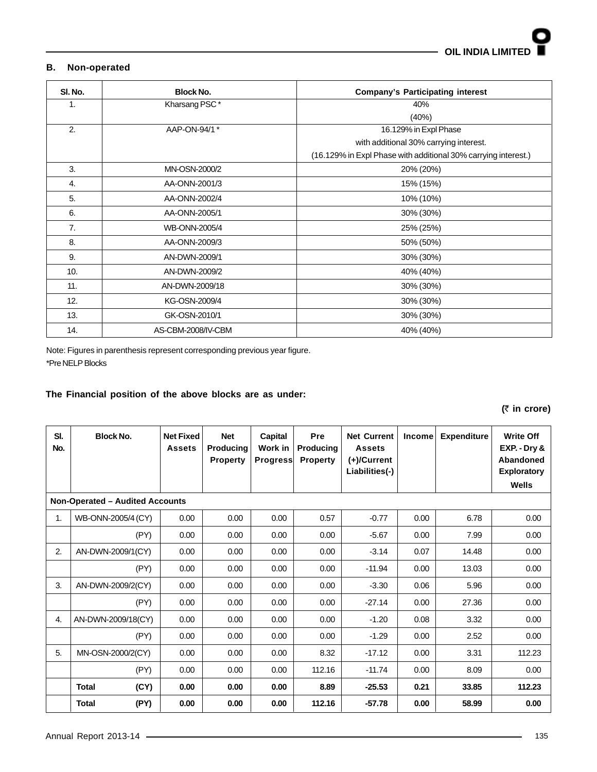## B. Non-operated

| Sl. No. | Block No. | Company's Participating interest |
|---|---|---|
| 1. | Kharsang PSC * | 40%<br>(40%) |
| 2. | AAP-ON-94/1 * | 16.129% in Expl Phase<br>with additional 30% carrying interest.<br>(16.129% in Expl Phase with additional 30% carrying interest.) |
| 3. | MN-OSN-2000/2 | 20% (20%) |
| 4. | AA-ONN-2001/3 | 15% (15%) |
| 5. | AA-ONN-2002/4 | 10% (10%) |
| 6. | AA-ONN-2005/1 | 30% (30%) |
| 7. | WB-ONN-2005/4 | 25% (25%) |
| 8. | AA-ONN-2009/3 | 50% (50%) |
| 9. | AN-DWN-2009/1 | 30% (30%) |
| 10. | AN-DWN-2009/2 | 40% (40%) |
| 11. | AN-DWN-2009/18 | 30% (30%) |
| 12. | KG-OSN-2009/4 | 30% (30%) |
| 13. | GK-OSN-2010/1 | 30% (30%) |
| 14. | AS-CBM-2008/IV-CBM | 40% (40%) |

Note: Figures in parenthesis represent corresponding previous year figure.
*Pre NELP Blocks

**The Financial position of the above blocks are as under:**

**(₹ in crore)**

| Sl. No. | Block No. | Net Fixed Assets | Net Producing Property | Capital Work in Progress | Pre Producing Property | Net Current Assets (+)/Current Liabilities(-) | Income | Expenditure | Write Off EXP. - Dry & Abandoned Exploratory Wells |
|---|---|---|---|---|---|---|---|---|---|
| **Non-Operated – Audited Accounts** | | | | | | | | | |
| 1. | WB-ONN-2005/4 (CY) | 0.00 | 0.00 | 0.00 | 0.57 | -0.77 | 0.00 | 6.78 | 0.00 |
| | (PY) | 0.00 | 0.00 | 0.00 | 0.00 | -5.67 | 0.00 | 7.99 | 0.00 |
| 2. | AN-DWN-2009/1(CY) | 0.00 | 0.00 | 0.00 | 0.00 | -3.14 | 0.07 | 14.48 | 0.00 |
| | (PY) | 0.00 | 0.00 | 0.00 | 0.00 | -11.94 | 0.00 | 13.03 | 0.00 |
| 3. | AN-DWN-2009/2(CY) | 0.00 | 0.00 | 0.00 | 0.00 | -3.30 | 0.06 | 5.96 | 0.00 |
| | (PY) | 0.00 | 0.00 | 0.00 | 0.00 | -27.14 | 0.00 | 27.36 | 0.00 |
| 4. | AN-DWN-2009/18(CY) | 0.00 | 0.00 | 0.00 | 0.00 | -1.20 | 0.08 | 3.32 | 0.00 |
| | (PY) | 0.00 | 0.00 | 0.00 | 0.00 | -1.29 | 0.00 | 2.52 | 0.00 |
| 5. | MN-OSN-2000/2(CY) | 0.00 | 0.00 | 0.00 | 8.32 | -17.12 | 0.00 | 3.31 | 112.23 |
| | (PY) | 0.00 | 0.00 | 0.00 | 112.16 | -11.74 | 0.00 | 8.09 | 0.00 |
| | **Total (CY)** | **0.00** | **0.00** | **0.00** | **8.89** | **-25.53** | **0.21** | **33.85** | **112.23** |
| | **Total (PY)** | **0.00** | **0.00** | **0.00** | **112.16** | **-57.78** | **0.00** | **58.99** | **0.00** |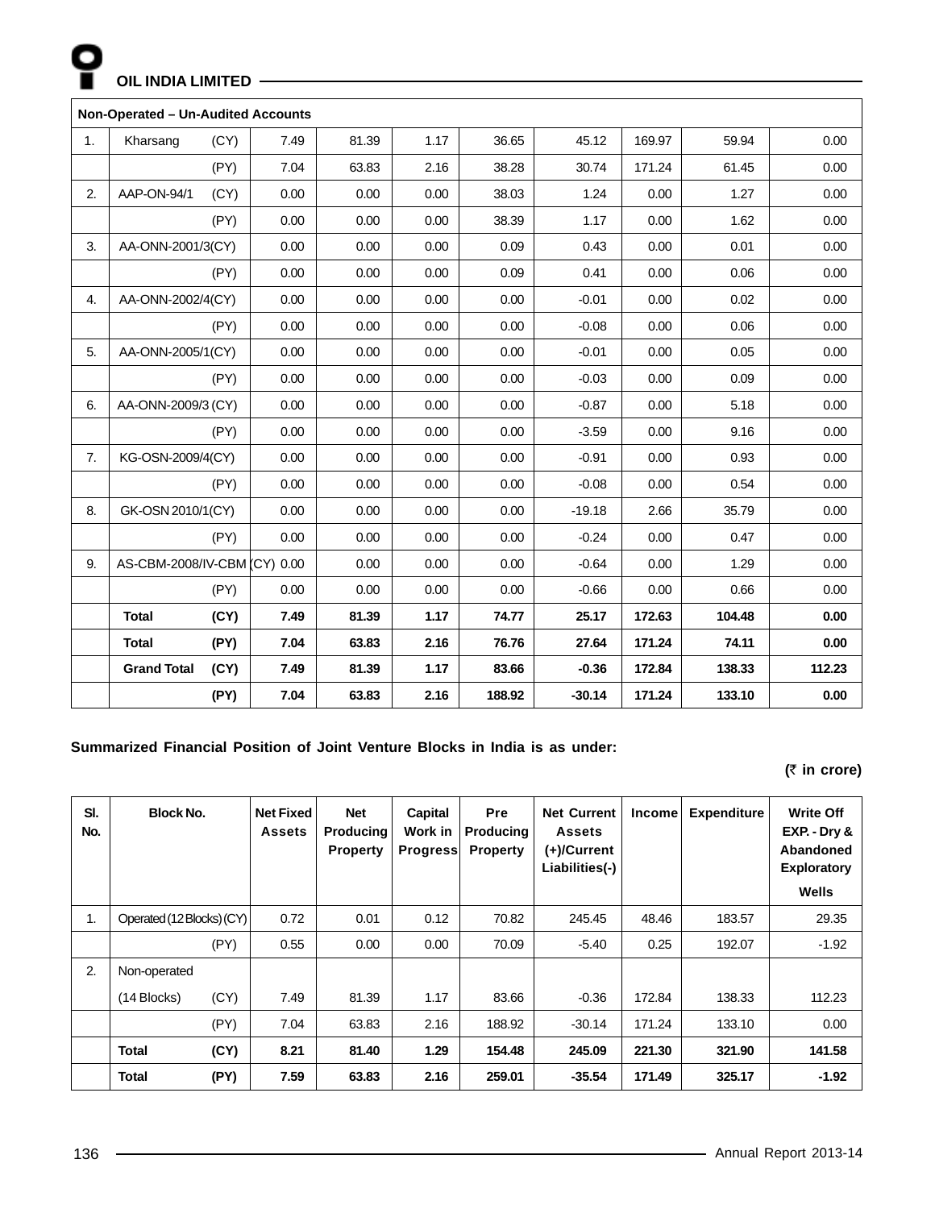| Non-Operated – Un-Audited Accounts | | | | | | | | | | |
|---|---|---|---|---|---|---|---|---|---|---|
| 1. | Kharsang | (CY) | 7.49 | 81.39 | 1.17 | 36.65 | 45.12 | 169.97 | 59.94 | 0.00 |
| | | (PY) | 7.04 | 63.83 | 2.16 | 38.28 | 30.74 | 171.24 | 61.45 | 0.00 |
| 2. | AAP-ON-94/1 | (CY) | 0.00 | 0.00 | 0.00 | 38.03 | 1.24 | 0.00 | 1.27 | 0.00 |
| | | (PY) | 0.00 | 0.00 | 0.00 | 38.39 | 1.17 | 0.00 | 1.62 | 0.00 |
| 3. | AA-ONN-2001/3 | (CY) | 0.00 | 0.00 | 0.00 | 0.09 | 0.43 | 0.00 | 0.01 | 0.00 |
| | | (PY) | 0.00 | 0.00 | 0.00 | 0.09 | 0.41 | 0.00 | 0.06 | 0.00 |
| 4. | AA-ONN-2002/4 | (CY) | 0.00 | 0.00 | 0.00 | 0.00 | -0.01 | 0.00 | 0.02 | 0.00 |
| | | (PY) | 0.00 | 0.00 | 0.00 | 0.00 | -0.08 | 0.00 | 0.06 | 0.00 |
| 5. | AA-ONN-2005/1 | (CY) | 0.00 | 0.00 | 0.00 | 0.00 | -0.01 | 0.00 | 0.05 | 0.00 |
| | | (PY) | 0.00 | 0.00 | 0.00 | 0.00 | -0.03 | 0.00 | 0.09 | 0.00 |
| 6. | AA-ONN-2009/3 | (CY) | 0.00 | 0.00 | 0.00 | 0.00 | -0.87 | 0.00 | 5.18 | 0.00 |
| | | (PY) | 0.00 | 0.00 | 0.00 | 0.00 | -3.59 | 0.00 | 9.16 | 0.00 |
| 7. | KG-OSN-2009/4 | (CY) | 0.00 | 0.00 | 0.00 | 0.00 | -0.91 | 0.00 | 0.93 | 0.00 |
| | | (PY) | 0.00 | 0.00 | 0.00 | 0.00 | -0.08 | 0.00 | 0.54 | 0.00 |
| 8. | GK-OSN 2010/1 | (CY) | 0.00 | 0.00 | 0.00 | 0.00 | -19.18 | 2.66 | 35.79 | 0.00 |
| | | (PY) | 0.00 | 0.00 | 0.00 | 0.00 | -0.24 | 0.00 | 0.47 | 0.00 |
| 9. | AS-CBM-2008/IV-CBM | (CY) | 0.00 | 0.00 | 0.00 | 0.00 | -0.64 | 0.00 | 1.29 | 0.00 |
| | | (PY) | 0.00 | 0.00 | 0.00 | 0.00 | -0.66 | 0.00 | 0.66 | 0.00 |
| | **Total** | **(CY)** | **7.49** | **81.39** | **1.17** | **74.77** | **25.17** | **172.63** | **104.48** | **0.00** |
| | **Total** | **(PY)** | **7.04** | **63.83** | **2.16** | **76.76** | **27.64** | **171.24** | **74.11** | **0.00** |
| | **Grand Total** | **(CY)** | **7.49** | **81.39** | **1.17** | **83.66** | **-0.36** | **172.84** | **138.33** | **112.23** |
| | | **(PY)** | **7.04** | **63.83** | **2.16** | **188.92** | **-30.14** | **171.24** | **133.10** | **0.00** |

**Summarized Financial Position of Joint Venture Blocks in India is as under:**

**(₹ in crore)**

| Sl. No. | Block No. | | Net Fixed Assets | Net Producing Property | Capital Work in Progress | Pre Producing Property | Net Current Assets (+)/Current Liabilities(-) | Income | Expenditure | Write Off EXP. - Dry & Abandoned Exploratory Wells |
|---|---|---|---|---|---|---|---|---|---|---|
| 1. | Operated (12 Blocks) | (CY) | 0.72 | 0.01 | 0.12 | 70.82 | 245.45 | 48.46 | 183.57 | 29.35 |
| | | (PY) | 0.55 | 0.00 | 0.00 | 70.09 | -5.40 | 0.25 | 192.07 | -1.92 |
| 2. | Non-operated (14 Blocks) | (CY) | 7.49 | 81.39 | 1.17 | 83.66 | -0.36 | 172.84 | 138.33 | 112.23 |
| | | (PY) | 7.04 | 63.83 | 2.16 | 188.92 | -30.14 | 171.24 | 133.10 | 0.00 |
| | **Total** | **(CY)** | **8.21** | **81.40** | **1.29** | **154.48** | **245.09** | **221.30** | **321.90** | **141.58** |
| | **Total** | **(PY)** | **7.59** | **63.83** | **2.16** | **259.01** | **-35.54** | **171.49** | **325.17** | **-1.92** |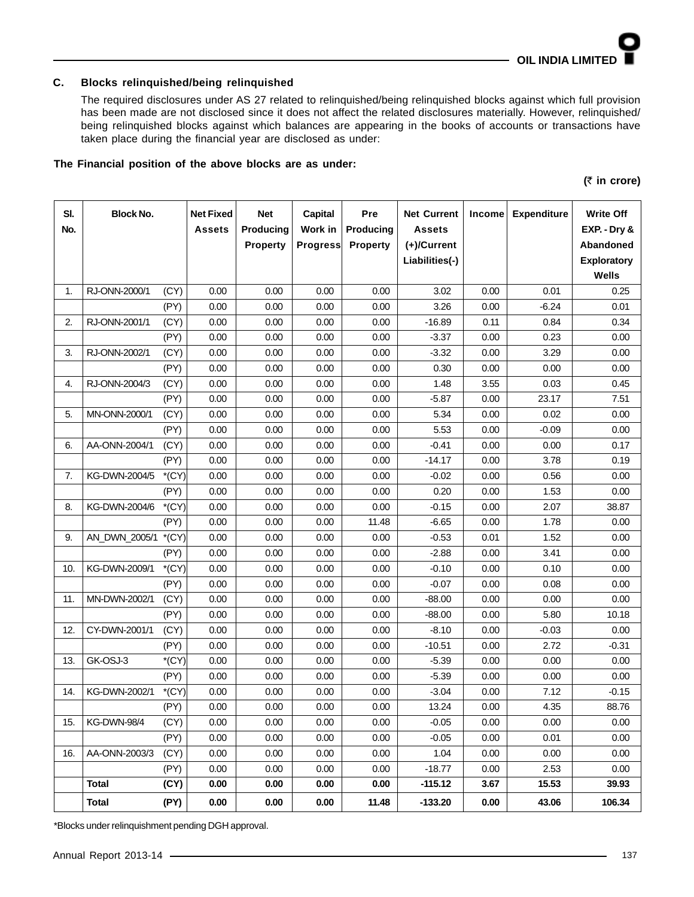## C. Blocks relinquished/being relinquished

The required disclosures under AS 27 related to relinquished/being relinquished blocks against which full provision has been made are not disclosed since it does not affect the related disclosures materially. However, relinquished/ being relinquished blocks against which balances are appearing in the books of accounts or transactions have taken place during the financial year are disclosed as under:

**The Financial position of the above blocks are as under:**

**(₹ in crore)**

| Sl. No. | Block No. | | Net Fixed Assets | Net Producing Property | Capital Work in Progress | Pre Producing Property | Net Current Assets (+)/Current Liabilities(-) | Income | Expenditure | Write Off EXP. - Dry & Abandoned Exploratory Wells |
|---|---|---|---|---|---|---|---|---|---|---|
| 1. | RJ-ONN-2000/1 | (CY) | 0.00 | 0.00 | 0.00 | 0.00 | 3.02 | 0.00 | 0.01 | 0.25 |
| | | (PY) | 0.00 | 0.00 | 0.00 | 0.00 | 3.26 | 0.00 | -6.24 | 0.01 |
| 2. | RJ-ONN-2001/1 | (CY) | 0.00 | 0.00 | 0.00 | 0.00 | -16.89 | 0.11 | 0.84 | 0.34 |
| | | (PY) | 0.00 | 0.00 | 0.00 | 0.00 | -3.37 | 0.00 | 0.23 | 0.00 |
| 3. | RJ-ONN-2002/1 | (CY) | 0.00 | 0.00 | 0.00 | 0.00 | -3.32 | 0.00 | 3.29 | 0.00 |
| | | (PY) | 0.00 | 0.00 | 0.00 | 0.00 | 0.30 | 0.00 | 0.00 | 0.00 |
| 4. | RJ-ONN-2004/3 | (CY) | 0.00 | 0.00 | 0.00 | 0.00 | 1.48 | 3.55 | 0.03 | 0.45 |
| | | (PY) | 0.00 | 0.00 | 0.00 | 0.00 | -5.87 | 0.00 | 23.17 | 7.51 |
| 5. | MN-ONN-2000/1 | (CY) | 0.00 | 0.00 | 0.00 | 0.00 | 5.34 | 0.00 | 0.02 | 0.00 |
| | | (PY) | 0.00 | 0.00 | 0.00 | 0.00 | 5.53 | 0.00 | -0.09 | 0.00 |
| 6. | AA-ONN-2004/1 | (CY) | 0.00 | 0.00 | 0.00 | 0.00 | -0.41 | 0.00 | 0.00 | 0.17 |
| | | (PY) | 0.00 | 0.00 | 0.00 | 0.00 | -14.17 | 0.00 | 3.78 | 0.19 |
| 7. | KG-DWN-2004/5 | *(CY) | 0.00 | 0.00 | 0.00 | 0.00 | -0.02 | 0.00 | 0.56 | 0.00 |
| | | (PY) | 0.00 | 0.00 | 0.00 | 0.00 | 0.20 | 0.00 | 1.53 | 0.00 |
| 8. | KG-DWN-2004/6 | *(CY) | 0.00 | 0.00 | 0.00 | 0.00 | -0.15 | 0.00 | 2.07 | 38.87 |
| | | (PY) | 0.00 | 0.00 | 0.00 | 11.48 | -6.65 | 0.00 | 1.78 | 0.00 |
| 9. | AN_DWN_2005/1 | *(CY) | 0.00 | 0.00 | 0.00 | 0.00 | -0.53 | 0.01 | 1.52 | 0.00 |
| | | (PY) | 0.00 | 0.00 | 0.00 | 0.00 | -2.88 | 0.00 | 3.41 | 0.00 |
| 10. | KG-DWN-2009/1 | *(CY) | 0.00 | 0.00 | 0.00 | 0.00 | -0.10 | 0.00 | 0.10 | 0.00 |
| | | (PY) | 0.00 | 0.00 | 0.00 | 0.00 | -0.07 | 0.00 | 0.08 | 0.00 |
| 11. | MN-DWN-2002/1 | (CY) | 0.00 | 0.00 | 0.00 | 0.00 | -88.00 | 0.00 | 0.00 | 0.00 |
| | | (PY) | 0.00 | 0.00 | 0.00 | 0.00 | -88.00 | 0.00 | 5.80 | 10.18 |
| 12. | CY-DWN-2001/1 | (CY) | 0.00 | 0.00 | 0.00 | 0.00 | -8.10 | 0.00 | -0.03 | 0.00 |
| | | (PY) | 0.00 | 0.00 | 0.00 | 0.00 | -10.51 | 0.00 | 2.72 | -0.31 |
| 13. | GK-OSJ-3 | *(CY) | 0.00 | 0.00 | 0.00 | 0.00 | -5.39 | 0.00 | 0.00 | 0.00 |
| | | (PY) | 0.00 | 0.00 | 0.00 | 0.00 | -5.39 | 0.00 | 0.00 | 0.00 |
| 14. | KG-DWN-2002/1 | *(CY) | 0.00 | 0.00 | 0.00 | 0.00 | -3.04 | 0.00 | 7.12 | -0.15 |
| | | (PY) | 0.00 | 0.00 | 0.00 | 0.00 | 13.24 | 0.00 | 4.35 | 88.76 |
| 15. | KG-DWN-98/4 | (CY) | 0.00 | 0.00 | 0.00 | 0.00 | -0.05 | 0.00 | 0.00 | 0.00 |
| | | (PY) | 0.00 | 0.00 | 0.00 | 0.00 | -0.05 | 0.00 | 0.01 | 0.00 |
| 16. | AA-ONN-2003/3 | (CY) | 0.00 | 0.00 | 0.00 | 0.00 | 1.04 | 0.00 | 0.00 | 0.00 |
| | | (PY) | 0.00 | 0.00 | 0.00 | 0.00 | -18.77 | 0.00 | 2.53 | 0.00 |
| | **Total** | **(CY)** | **0.00** | **0.00** | **0.00** | **0.00** | **-115.12** | **3.67** | **15.53** | **39.93** |
| | **Total** | **(PY)** | **0.00** | **0.00** | **0.00** | **11.48** | **-133.20** | **0.00** | **43.06** | **106.34** |

*Blocks under relinquishment pending DGH approval.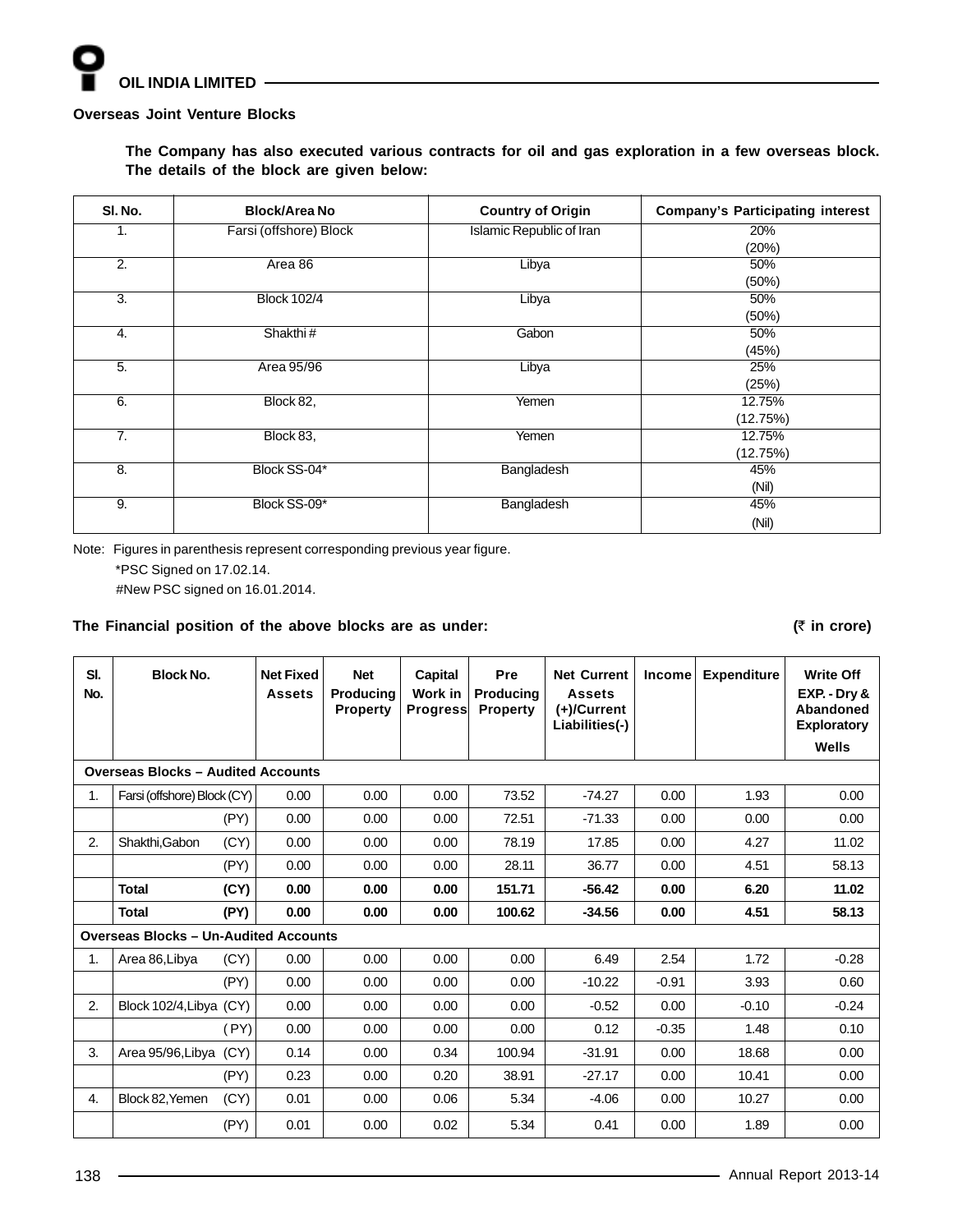## Overseas Joint Venture Blocks

**The Company has also executed various contracts for oil and gas exploration in a few overseas block. The details of the block are given below:**

| Sl. No. | Block/Area No | Country of Origin | Company's Participating interest |
|---|---|---|---|
| 1. | Farsi (offshore) Block | Islamic Republic of Iran | 20% (20%) |
| 2. | Area 86 | Libya | 50% (50%) |
| 3. | Block 102/4 | Libya | 50% (50%) |
| 4. | Shakthi # | Gabon | 50% (45%) |
| 5. | Area 95/96 | Libya | 25% (25%) |
| 6. | Block 82, | Yemen | 12.75% (12.75%) |
| 7. | Block 83, | Yemen | 12.75% (12.75%) |
| 8. | Block SS-04* | Bangladesh | 45% (Nil) |
| 9. | Block SS-09* | Bangladesh | 45% (Nil) |

Note: Figures in parenthesis represent corresponding previous year figure.

*PSC Signed on 17.02.14.

#New PSC signed on 16.01.2014.

**The Financial position of the above blocks are as under:** **(₹ in crore)**

| Sl. No. | Block No. | | Net Fixed Assets | Net Producing Property | Capital Work in Progress | Pre Producing Property | Net Current Assets (+)/Current Liabilities(-) | Income | Expenditure | Write Off EXP. - Dry & Abandoned Exploratory Wells |
|---|---|---|---|---|---|---|---|---|---|---|
| **Overseas Blocks – Audited Accounts** | | | | | | | | | | |
| 1. | Farsi (offshore) Block | (CY) | 0.00 | 0.00 | 0.00 | 73.52 | -74.27 | 0.00 | 1.93 | 0.00 |
| | | (PY) | 0.00 | 0.00 | 0.00 | 72.51 | -71.33 | 0.00 | 0.00 | 0.00 |
| 2. | Shakthi,Gabon | (CY) | 0.00 | 0.00 | 0.00 | 78.19 | 17.85 | 0.00 | 4.27 | 11.02 |
| | | (PY) | 0.00 | 0.00 | 0.00 | 28.11 | 36.77 | 0.00 | 4.51 | 58.13 |
| | **Total** | **(CY)** | **0.00** | **0.00** | **0.00** | **151.71** | **-56.42** | **0.00** | **6.20** | **11.02** |
| | **Total** | **(PY)** | **0.00** | **0.00** | **0.00** | **100.62** | **-34.56** | **0.00** | **4.51** | **58.13** |
| **Overseas Blocks – Un-Audited Accounts** | | | | | | | | | | |
| 1. | Area 86,Libya | (CY) | 0.00 | 0.00 | 0.00 | 0.00 | 6.49 | 2.54 | 1.72 | -0.28 |
| | | (PY) | 0.00 | 0.00 | 0.00 | 0.00 | -10.22 | -0.91 | 3.93 | 0.60 |
| 2. | Block 102/4,Libya | (CY) | 0.00 | 0.00 | 0.00 | 0.00 | -0.52 | 0.00 | -0.10 | -0.24 |
| | | (PY) | 0.00 | 0.00 | 0.00 | 0.00 | 0.12 | -0.35 | 1.48 | 0.10 |
| 3. | Area 95/96,Libya | (CY) | 0.14 | 0.00 | 0.34 | 100.94 | -31.91 | 0.00 | 18.68 | 0.00 |
| | | (PY) | 0.23 | 0.00 | 0.20 | 38.91 | -27.17 | 0.00 | 10.41 | 0.00 |
| 4. | Block 82,Yemen | (CY) | 0.01 | 0.00 | 0.06 | 5.34 | -4.06 | 0.00 | 10.27 | 0.00 |
| | | (PY) | 0.01 | 0.00 | 0.02 | 5.34 | 0.41 | 0.00 | 1.89 | 0.00 |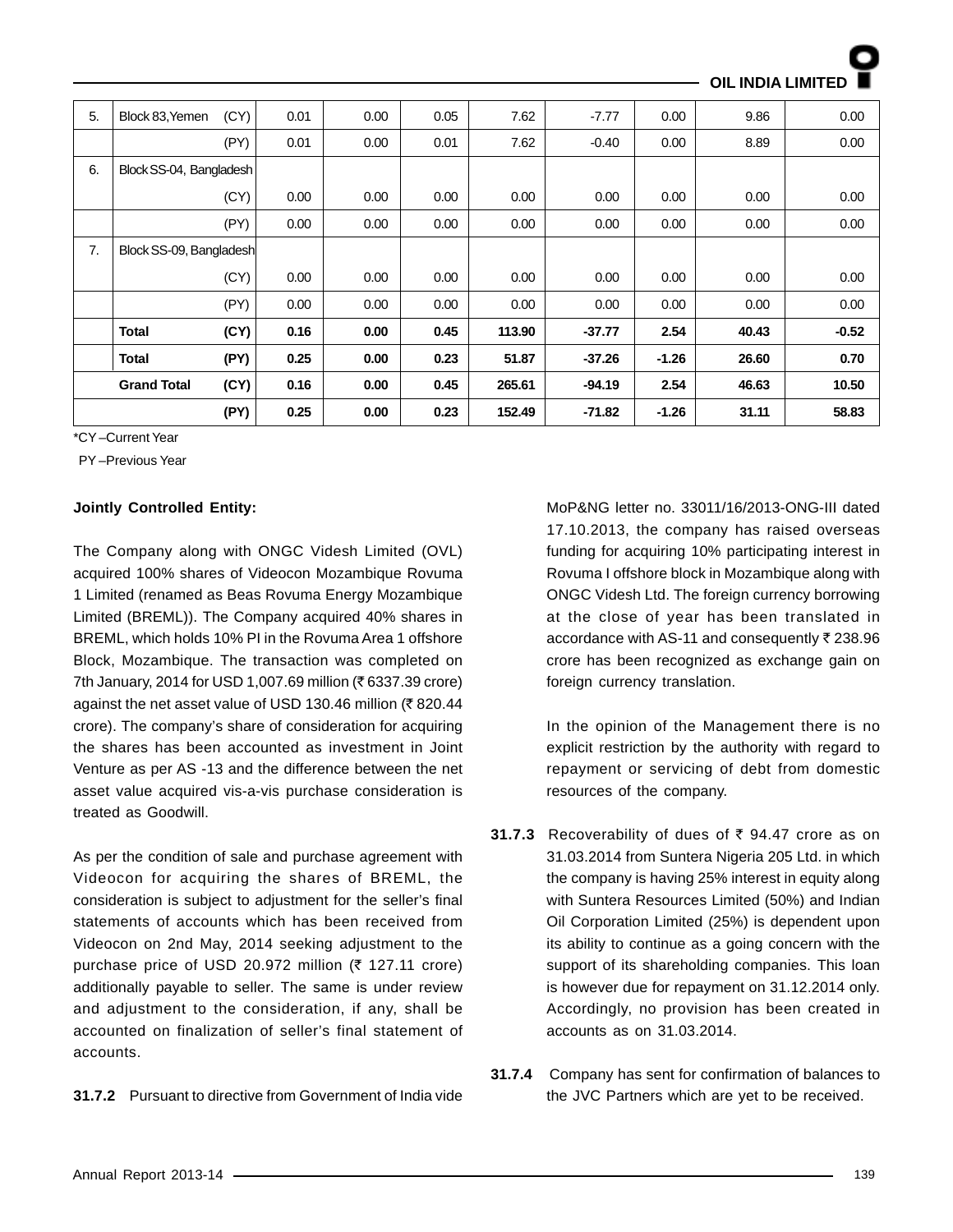| | | | | | | | | | |
|---|---|---|---|---|---|---|---|---|---|
| 5. | Block 83,Yemen (CY) | 0.01 | 0.00 | 0.05 | 7.62 | -7.77 | 0.00 | 9.86 | 0.00 |
| | (PY) | 0.01 | 0.00 | 0.01 | 7.62 | -0.40 | 0.00 | 8.89 | 0.00 |
| 6. | Block SS-04, Bangladesh | | | | | | | | |
| | (CY) | 0.00 | 0.00 | 0.00 | 0.00 | 0.00 | 0.00 | 0.00 | 0.00 |
| | (PY) | 0.00 | 0.00 | 0.00 | 0.00 | 0.00 | 0.00 | 0.00 | 0.00 |
| 7. | Block SS-09, Bangladesh | | | | | | | | |
| | (CY) | 0.00 | 0.00 | 0.00 | 0.00 | 0.00 | 0.00 | 0.00 | 0.00 |
| | (PY) | 0.00 | 0.00 | 0.00 | 0.00 | 0.00 | 0.00 | 0.00 | 0.00 |
| | **Total (CY)** | **0.16** | **0.00** | **0.45** | **113.90** | **-37.77** | **2.54** | **40.43** | **-0.52** |
| | **Total (PY)** | **0.25** | **0.00** | **0.23** | **51.87** | **-37.26** | **-1.26** | **26.60** | **0.70** |
| | **Grand Total (CY)** | **0.16** | **0.00** | **0.45** | **265.61** | **-94.19** | **2.54** | **46.63** | **10.50** |
| | **(PY)** | **0.25** | **0.00** | **0.23** | **152.49** | **-71.82** | **-1.26** | **31.11** | **58.83** |

*CY –Current Year

PY –Previous Year

**Jointly Controlled Entity:**

The Company along with ONGC Videsh Limited (OVL) acquired 100% shares of Videocon Mozambique Rovuma 1 Limited (renamed as Beas Rovuma Energy Mozambique Limited (BREML)). The Company acquired 40% shares in BREML, which holds 10% PI in the Rovuma Area 1 offshore Block, Mozambique. The transaction was completed on 7th January, 2014 for USD 1,007.69 million (₹ 6337.39 crore) against the net asset value of USD 130.46 million (₹ 820.44 crore). The company's share of consideration for acquiring the shares has been accounted as investment in Joint Venture as per AS -13 and the difference between the net asset value acquired vis-a-vis purchase consideration is treated as Goodwill.

As per the condition of sale and purchase agreement with Videocon for acquiring the shares of BREML, the consideration is subject to adjustment for the seller's final statements of accounts which has been received from Videocon on 2nd May, 2014 seeking adjustment to the purchase price of USD 20.972 million (₹ 127.11 crore) additionally payable to seller. The same is under review and adjustment to the consideration, if any, shall be accounted on finalization of seller's final statement of accounts.

**31.7.2** Pursuant to directive from Government of India vide MoP&NG letter no. 33011/16/2013-ONG-III dated 17.10.2013, the company has raised overseas funding for acquiring 10% participating interest in Rovuma I offshore block in Mozambique along with ONGC Videsh Ltd. The foreign currency borrowing at the close of year has been translated in accordance with AS-11 and consequently ₹ 238.96 crore has been recognized as exchange gain on foreign currency translation.

In the opinion of the Management there is no explicit restriction by the authority with regard to repayment or servicing of debt from domestic resources of the company.

**31.7.3** Recoverability of dues of ₹ 94.47 crore as on 31.03.2014 from Suntera Nigeria 205 Ltd. in which the company is having 25% interest in equity along with Suntera Resources Limited (50%) and Indian Oil Corporation Limited (25%) is dependent upon its ability to continue as a going concern with the support of its shareholding companies. This loan is however due for repayment on 31.12.2014 only. Accordingly, no provision has been created in accounts as on 31.03.2014.

**31.7.4** Company has sent for confirmation of balances to the JVC Partners which are yet to be received.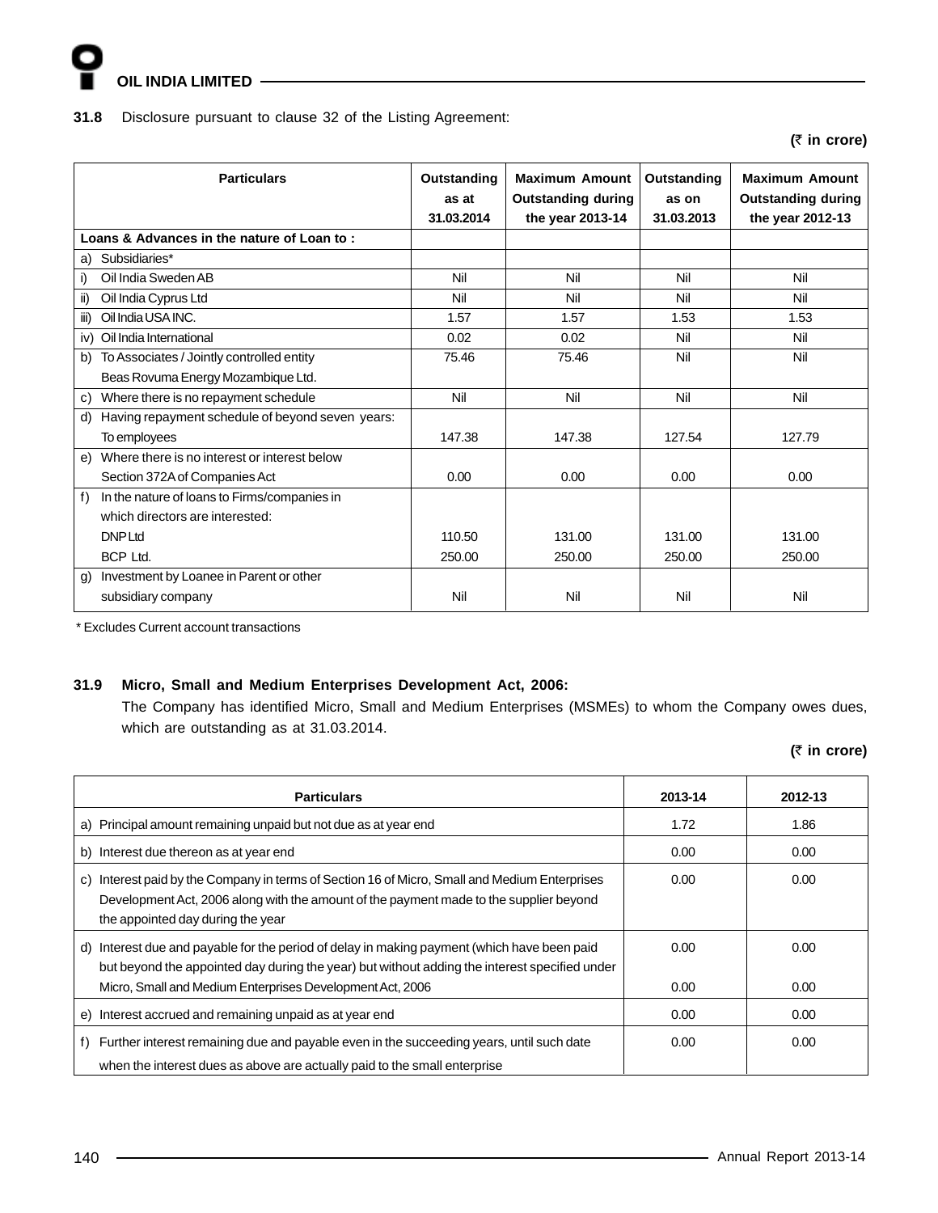**31.8** Disclosure pursuant to clause 32 of the Listing Agreement:

**(₹ in crore)**

| Particulars | Outstanding as at 31.03.2014 | Maximum Amount Outstanding during the year 2013-14 | Outstanding as on 31.03.2013 | Maximum Amount Outstanding during the year 2012-13 |
|---|---|---|---|---|
| **Loans & Advances in the nature of Loan to :** | | | | |
| a) Subsidiaries* | | | | |
| i) Oil India Sweden AB | Nil | Nil | Nil | Nil |
| ii) Oil India Cyprus Ltd | Nil | Nil | Nil | Nil |
| iii) Oil India USA INC. | 1.57 | 1.57 | 1.53 | 1.53 |
| iv) Oil India International | 0.02 | 0.02 | Nil | Nil |
| b) To Associates / Jointly controlled entity Beas Rovuma Energy Mozambique Ltd. | 75.46 | 75.46 | Nil | Nil |
| c) Where there is no repayment schedule | Nil | Nil | Nil | Nil |
| d) Having repayment schedule of beyond seven years: To employees | 147.38 | 147.38 | 127.54 | 127.79 |
| e) Where there is no interest or interest below Section 372A of Companies Act | 0.00 | 0.00 | 0.00 | 0.00 |
| f) In the nature of loans to Firms/companies in which directors are interested: | | | | |
| DNP Ltd | 110.50 | 131.00 | 131.00 | 131.00 |
| BCP Ltd. | 250.00 | 250.00 | 250.00 | 250.00 |
| g) Investment by Loanee in Parent or other subsidiary company | Nil | Nil | Nil | Nil |

\* Excludes Current account transactions

**31.9 Micro, Small and Medium Enterprises Development Act, 2006:**

The Company has identified Micro, Small and Medium Enterprises (MSMEs) to whom the Company owes dues, which are outstanding as at 31.03.2014.

**(₹ in crore)**

| Particulars | 2013-14 | 2012-13 |
|---|---|---|
| a) Principal amount remaining unpaid but not due as at year end | 1.72 | 1.86 |
| b) Interest due thereon as at year end | 0.00 | 0.00 |
| c) Interest paid by the Company in terms of Section 16 of Micro, Small and Medium Enterprises Development Act, 2006 along with the amount of the payment made to the supplier beyond the appointed day during the year | 0.00 | 0.00 |
| d) Interest due and payable for the period of delay in making payment (which have been paid but beyond the appointed day during the year) but without adding the interest specified under Micro, Small and Medium Enterprises Development Act, 2006 | 0.00<br>0.00 | 0.00<br>0.00 |
| e) Interest accrued and remaining unpaid as at year end | 0.00 | 0.00 |
| f) Further interest remaining due and payable even in the succeeding years, until such date when the interest dues as above are actually paid to the small enterprise | 0.00 | 0.00 |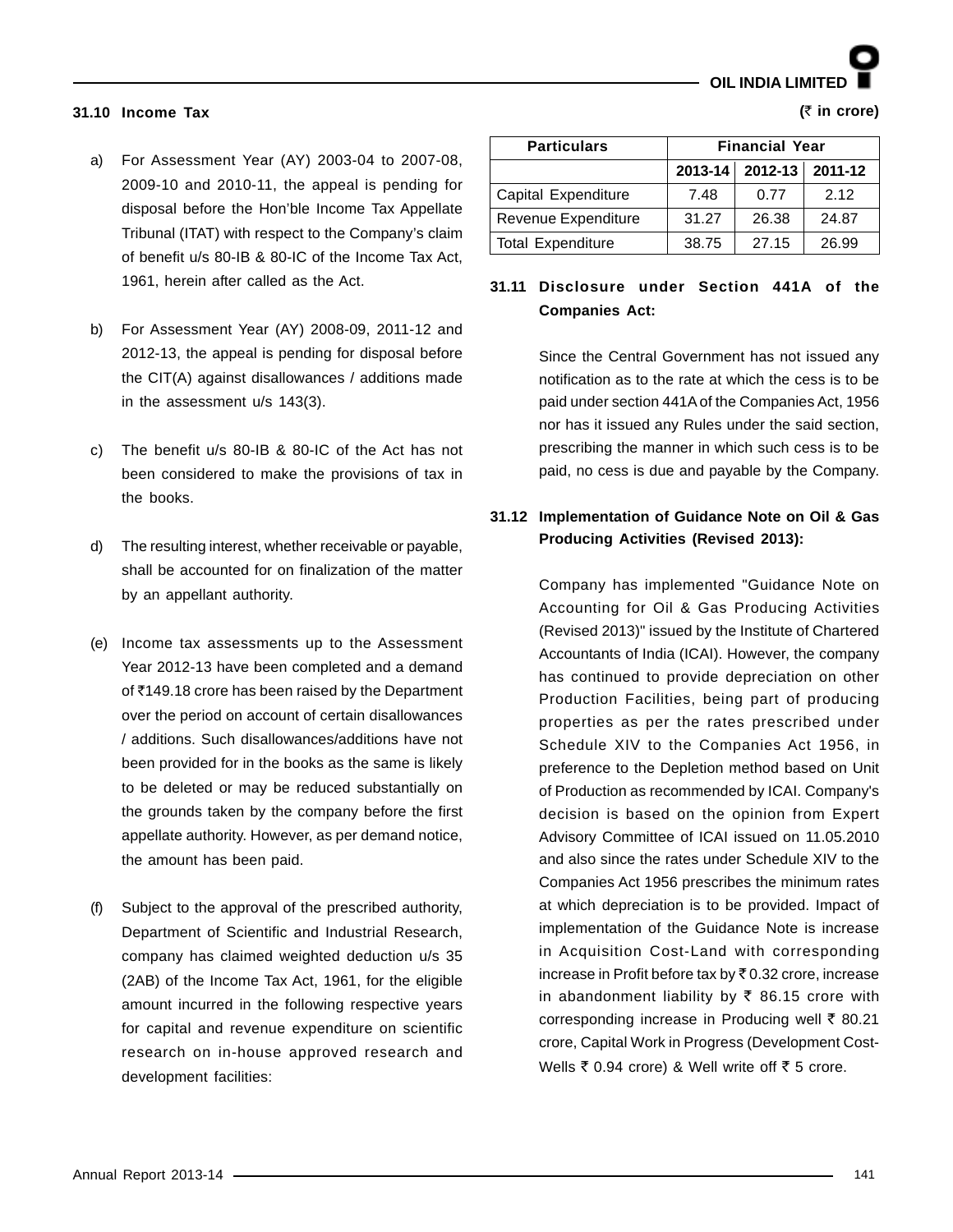## 31.10 Income Tax

a) For Assessment Year (AY) 2003-04 to 2007-08, 2009-10 and 2010-11, the appeal is pending for disposal before the Hon'ble Income Tax Appellate Tribunal (ITAT) with respect to the Company's claim of benefit u/s 80-IB & 80-IC of the Income Tax Act, 1961, herein after called as the Act.

b) For Assessment Year (AY) 2008-09, 2011-12 and 2012-13, the appeal is pending for disposal before the CIT(A) against disallowances / additions made in the assessment u/s 143(3).

c) The benefit u/s 80-IB & 80-IC of the Act has not been considered to make the provisions of tax in the books.

d) The resulting interest, whether receivable or payable, shall be accounted for on finalization of the matter by an appellant authority.

(e) Income tax assessments up to the Assessment Year 2012-13 have been completed and a demand of ₹149.18 crore has been raised by the Department over the period on account of certain disallowances / additions. Such disallowances/additions have not been provided for in the books as the same is likely to be deleted or may be reduced substantially on the grounds taken by the company before the first appellate authority. However, as per demand notice, the amount has been paid.

(f) Subject to the approval of the prescribed authority, Department of Scientific and Industrial Research, company has claimed weighted deduction u/s 35 (2AB) of the Income Tax Act, 1961, for the eligible amount incurred in the following respective years for capital and revenue expenditure on scientific research on in-house approved research and development facilities:

(₹ in crore)

| Particulars | Financial Year | | |
|---|---|---|---|
| | 2013-14 | 2012-13 | 2011-12 |
| Capital Expenditure | 7.48 | 0.77 | 2.12 |
| Revenue Expenditure | 31.27 | 26.38 | 24.87 |
| Total Expenditure | 38.75 | 27.15 | 26.99 |

## 31.11 Disclosure under Section 441A of the Companies Act:

Since the Central Government has not issued any notification as to the rate at which the cess is to be paid under section 441A of the Companies Act, 1956 nor has it issued any Rules under the said section, prescribing the manner in which such cess is to be paid, no cess is due and payable by the Company.

## 31.12 Implementation of Guidance Note on Oil & Gas Producing Activities (Revised 2013):

Company has implemented "Guidance Note on Accounting for Oil & Gas Producing Activities (Revised 2013)" issued by the Institute of Chartered Accountants of India (ICAI). However, the company has continued to provide depreciation on other Production Facilities, being part of producing properties as per the rates prescribed under Schedule XIV to the Companies Act 1956, in preference to the Depletion method based on Unit of Production as recommended by ICAI. Company's decision is based on the opinion from Expert Advisory Committee of ICAI issued on 11.05.2010 and also since the rates under Schedule XIV to the Companies Act 1956 prescribes the minimum rates at which depreciation is to be provided. Impact of implementation of the Guidance Note is increase in Acquisition Cost-Land with corresponding increase in Profit before tax by ₹ 0.32 crore, increase in abandonment liability by ₹ 86.15 crore with corresponding increase in Producing well ₹ 80.21 crore, Capital Work in Progress (Development Cost-Wells ₹ 0.94 crore) & Well write off ₹ 5 crore.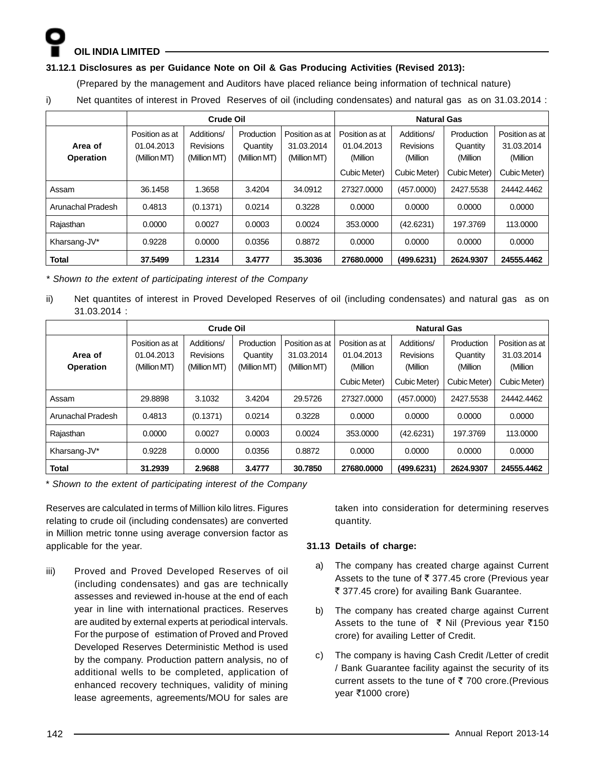**31.12.1 Disclosures as per Guidance Note on Oil & Gas Producing Activities (Revised 2013):**

(Prepared by the management and Auditors have placed reliance being information of technical nature)

i) Net quantites of interest in Proved Reserves of oil (including condensates) and natural gas as on 31.03.2014 :

| Area of Operation | Crude Oil | | | | Natural Gas | | | |
|---|---|---|---|---|---|---|---|---|
| | Position as at 01.04.2013 (Million MT) | Additions/ Revisions (Million MT) | Production Quantity (Million MT) | Position as at 31.03.2014 (Million MT) | Position as at 01.04.2013 (Million Cubic Meter) | Additions/ Revisions (Million Cubic Meter) | Production Quantity (Million Cubic Meter) | Position as at 31.03.2014 (Million Cubic Meter) |
| Assam | 36.1458 | 1.3658 | 3.4204 | 34.0912 | 27327.0000 | (457.0000) | 2427.5538 | 24442.4462 |
| Arunachal Pradesh | 0.4813 | (0.1371) | 0.0214 | 0.3228 | 0.0000 | 0.0000 | 0.0000 | 0.0000 |
| Rajasthan | 0.0000 | 0.0027 | 0.0003 | 0.0024 | 353.0000 | (42.6231) | 197.3769 | 113.0000 |
| Kharsang-JV* | 0.9228 | 0.0000 | 0.0356 | 0.8872 | 0.0000 | 0.0000 | 0.0000 | 0.0000 |
| **Total** | **37.5499** | **1.2314** | **3.4777** | **35.3036** | **27680.0000** | **(499.6231)** | **2624.9307** | **24555.4462** |

*\* Shown to the extent of participating interest of the Company*

ii) Net quantites of interest in Proved Developed Reserves of oil (including condensates) and natural gas as on 31.03.2014 :

| Area of Operation | Crude Oil | | | | Natural Gas | | | |
|---|---|---|---|---|---|---|---|---|
| | Position as at 01.04.2013 (Million MT) | Additions/ Revisions (Million MT) | Production Quantity (Million MT) | Position as at 31.03.2014 (Million MT) | Position as at 01.04.2013 (Million Cubic Meter) | Additions/ Revisions (Million Cubic Meter) | Production Quantity (Million Cubic Meter) | Position as at 31.03.2014 (Million Cubic Meter) |
| Assam | 29.8898 | 3.1032 | 3.4204 | 29.5726 | 27327.0000 | (457.0000) | 2427.5538 | 24442.4462 |
| Arunachal Pradesh | 0.4813 | (0.1371) | 0.0214 | 0.3228 | 0.0000 | 0.0000 | 0.0000 | 0.0000 |
| Rajasthan | 0.0000 | 0.0027 | 0.0003 | 0.0024 | 353.0000 | (42.6231) | 197.3769 | 113.0000 |
| Kharsang-JV* | 0.9228 | 0.0000 | 0.0356 | 0.8872 | 0.0000 | 0.0000 | 0.0000 | 0.0000 |
| **Total** | **31.2939** | **2.9688** | **3.4777** | **30.7850** | **27680.0000** | **(499.6231)** | **2624.9307** | **24555.4462** |

*\* Shown to the extent of participating interest of the Company*

Reserves are calculated in terms of Million kilo litres. Figures relating to crude oil (including condensates) are converted in Million metric tonne using average conversion factor as applicable for the year.

iii) Proved and Proved Developed Reserves of oil (including condensates) and gas are technically assesses and reviewed in-house at the end of each year in line with international practices. Reserves are audited by external experts at periodical intervals. For the purpose of estimation of Proved and Proved Developed Reserves Deterministic Method is used by the company. Production pattern analysis, no of additional wells to be completed, application of enhanced recovery techniques, validity of mining lease agreements, agreements/MOU for sales are taken into consideration for determining reserves quantity.

**31.13 Details of charge:**

a) The company has created charge against Current Assets to the tune of ₹ 377.45 crore (Previous year ₹ 377.45 crore) for availing Bank Guarantee.

b) The company has created charge against Current Assets to the tune of ₹ Nil (Previous year ₹150 crore) for availing Letter of Credit.

c) The company is having Cash Credit /Letter of credit / Bank Guarantee facility against the security of its current assets to the tune of ₹ 700 crore.(Previous year ₹1000 crore)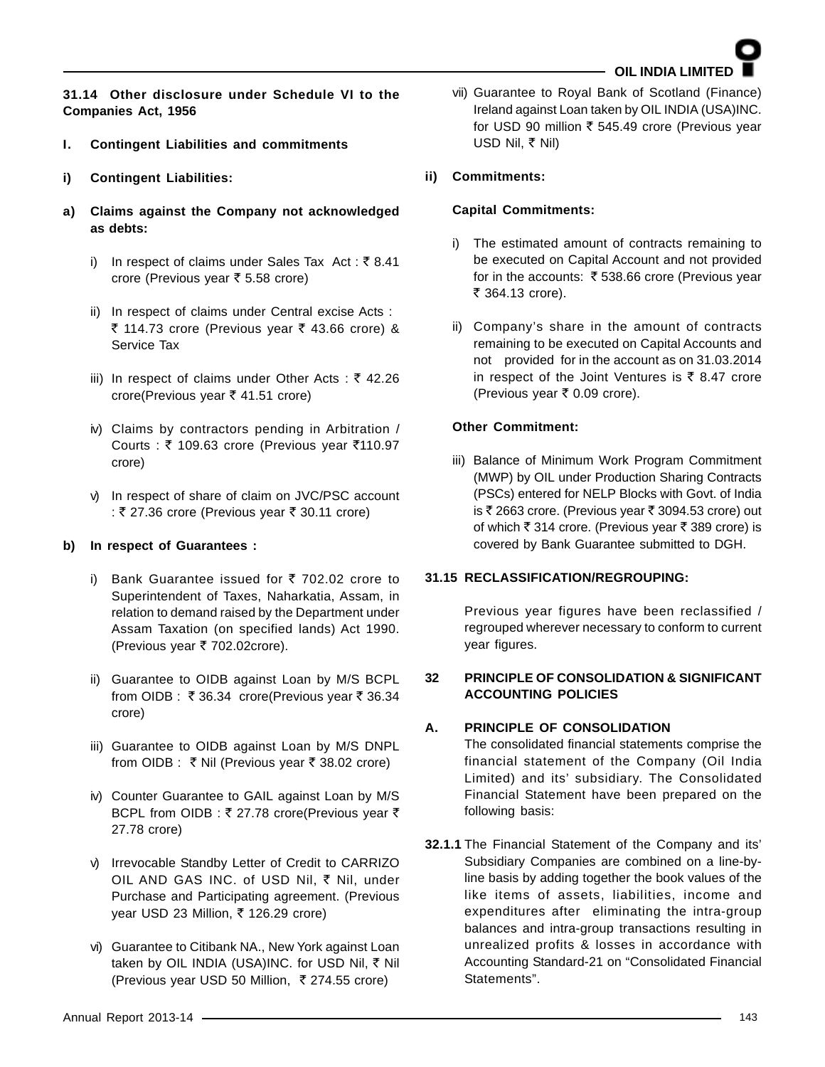**31.14 Other disclosure under Schedule VI to the Companies Act, 1956**

**I. Contingent Liabilities and commitments**

**i) Contingent Liabilities:**

**a) Claims against the Company not acknowledged as debts:**

i) In respect of claims under Sales Tax Act : ₹ 8.41 crore (Previous year ₹ 5.58 crore)

ii) In respect of claims under Central excise Acts : ₹ 114.73 crore (Previous year ₹ 43.66 crore) & Service Tax

iii) In respect of claims under Other Acts : ₹ 42.26 crore(Previous year ₹ 41.51 crore)

iv) Claims by contractors pending in Arbitration / Courts : ₹ 109.63 crore (Previous year ₹110.97 crore)

v) In respect of share of claim on JVC/PSC account : ₹ 27.36 crore (Previous year ₹ 30.11 crore)

**b) In respect of Guarantees :**

i) Bank Guarantee issued for ₹ 702.02 crore to Superintendent of Taxes, Naharkatia, Assam, in relation to demand raised by the Department under Assam Taxation (on specified lands) Act 1990. (Previous year ₹ 702.02crore).

ii) Guarantee to OIDB against Loan by M/S BCPL from OIDB : ₹ 36.34 crore(Previous year ₹ 36.34 crore)

iii) Guarantee to OIDB against Loan by M/S DNPL from OIDB : ₹ Nil (Previous year ₹ 38.02 crore)

iv) Counter Guarantee to GAIL against Loan by M/S BCPL from OIDB : ₹ 27.78 crore(Previous year ₹ 27.78 crore)

v) Irrevocable Standby Letter of Credit to CARRIZO OIL AND GAS INC. of USD Nil, ₹ Nil, under Purchase and Participating agreement. (Previous year USD 23 Million, ₹ 126.29 crore)

vi) Guarantee to Citibank NA., New York against Loan taken by OIL INDIA (USA)INC. for USD Nil, ₹ Nil (Previous year USD 50 Million, ₹ 274.55 crore)

vii) Guarantee to Royal Bank of Scotland (Finance) Ireland against Loan taken by OIL INDIA (USA)INC. for USD 90 million ₹ 545.49 crore (Previous year USD Nil, ₹ Nil)

**ii) Commitments:**

**Capital Commitments:**

i) The estimated amount of contracts remaining to be executed on Capital Account and not provided for in the accounts: ₹ 538.66 crore (Previous year ₹ 364.13 crore).

ii) Company's share in the amount of contracts remaining to be executed on Capital Accounts and not provided for in the account as on 31.03.2014 in respect of the Joint Ventures is ₹ 8.47 crore (Previous year ₹ 0.09 crore).

**Other Commitment:**

iii) Balance of Minimum Work Program Commitment (MWP) by OIL under Production Sharing Contracts (PSCs) entered for NELP Blocks with Govt. of India is ₹ 2663 crore. (Previous year ₹ 3094.53 crore) out of which ₹ 314 crore. (Previous year ₹ 389 crore) is covered by Bank Guarantee submitted to DGH.

**31.15 RECLASSIFICATION/REGROUPING:**

Previous year figures have been reclassified / regrouped wherever necessary to conform to current year figures.

**32 PRINCIPLE OF CONSOLIDATION & SIGNIFICANT ACCOUNTING POLICIES**

**A. PRINCIPLE OF CONSOLIDATION**

The consolidated financial statements comprise the financial statement of the Company (Oil India Limited) and its' subsidiary. The Consolidated Financial Statement have been prepared on the following basis:

**32.1.1** The Financial Statement of the Company and its' Subsidiary Companies are combined on a line-by-line basis by adding together the book values of the like items of assets, liabilities, income and expenditures after eliminating the intra-group balances and intra-group transactions resulting in unrealized profits & losses in accordance with Accounting Standard-21 on "Consolidated Financial Statements".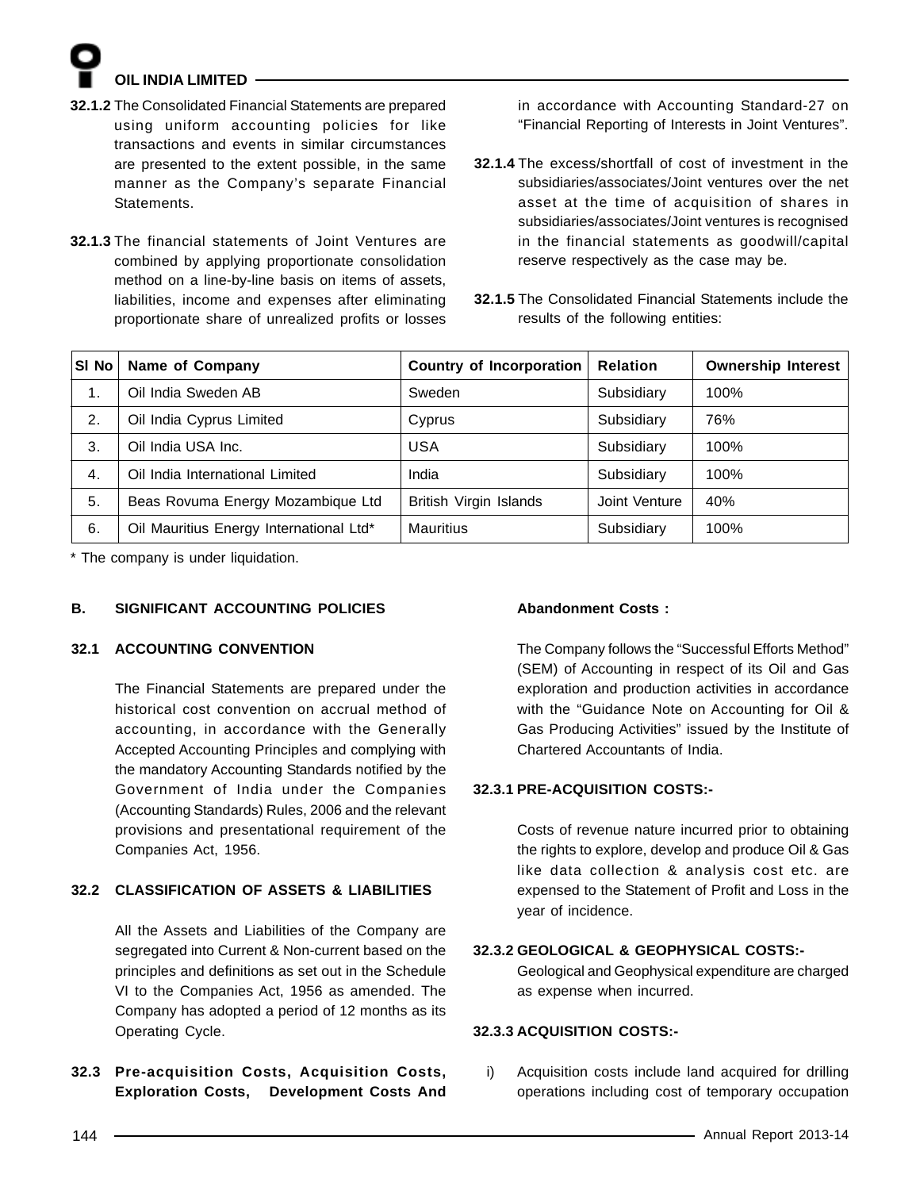**32.1.2** The Consolidated Financial Statements are prepared using uniform accounting policies for like transactions and events in similar circumstances are presented to the extent possible, in the same manner as the Company's separate Financial Statements.

**32.1.3** The financial statements of Joint Ventures are combined by applying proportionate consolidation method on a line-by-line basis on items of assets, liabilities, income and expenses after eliminating proportionate share of unrealized profits or losses in accordance with Accounting Standard-27 on "Financial Reporting of Interests in Joint Ventures".

**32.1.4** The excess/shortfall of cost of investment in the subsidiaries/associates/Joint ventures over the net asset at the time of acquisition of shares in subsidiaries/associates/Joint ventures is recognised in the financial statements as goodwill/capital reserve respectively as the case may be.

**32.1.5** The Consolidated Financial Statements include the results of the following entities:

| Sl No | Name of Company | Country of Incorporation | Relation | Ownership Interest |
|---|---|---|---|---|
| 1. | Oil India Sweden AB | Sweden | Subsidiary | 100% |
| 2. | Oil India Cyprus Limited | Cyprus | Subsidiary | 76% |
| 3. | Oil India USA Inc. | USA | Subsidiary | 100% |
| 4. | Oil India International Limited | India | Subsidiary | 100% |
| 5. | Beas Rovuma Energy Mozambique Ltd | British Virgin Islands | Joint Venture | 40% |
| 6. | Oil Mauritius Energy International Ltd* | Mauritius | Subsidiary | 100% |

\* The company is under liquidation.

## B. SIGNIFICANT ACCOUNTING POLICIES

### 32.1 ACCOUNTING CONVENTION

The Financial Statements are prepared under the historical cost convention on accrual method of accounting, in accordance with the Generally Accepted Accounting Principles and complying with the mandatory Accounting Standards notified by the Government of India under the Companies (Accounting Standards) Rules, 2006 and the relevant provisions and presentational requirement of the Companies Act, 1956.

### 32.2 CLASSIFICATION OF ASSETS & LIABILITIES

All the Assets and Liabilities of the Company are segregated into Current & Non-current based on the principles and definitions as set out in the Schedule VI to the Companies Act, 1956 as amended. The Company has adopted a period of 12 months as its Operating Cycle.

### 32.3 Pre-acquisition Costs, Acquisition Costs, Exploration Costs, Development Costs And Abandonment Costs :

The Company follows the "Successful Efforts Method" (SEM) of Accounting in respect of its Oil and Gas exploration and production activities in accordance with the "Guidance Note on Accounting for Oil & Gas Producing Activities" issued by the Institute of Chartered Accountants of India.

#### 32.3.1 PRE-ACQUISITION COSTS:-

Costs of revenue nature incurred prior to obtaining the rights to explore, develop and produce Oil & Gas like data collection & analysis cost etc. are expensed to the Statement of Profit and Loss in the year of incidence.

#### 32.3.2 GEOLOGICAL & GEOPHYSICAL COSTS:-

Geological and Geophysical expenditure are charged as expense when incurred.

#### 32.3.3 ACQUISITION COSTS:-

i) Acquisition costs include land acquired for drilling operations including cost of temporary occupation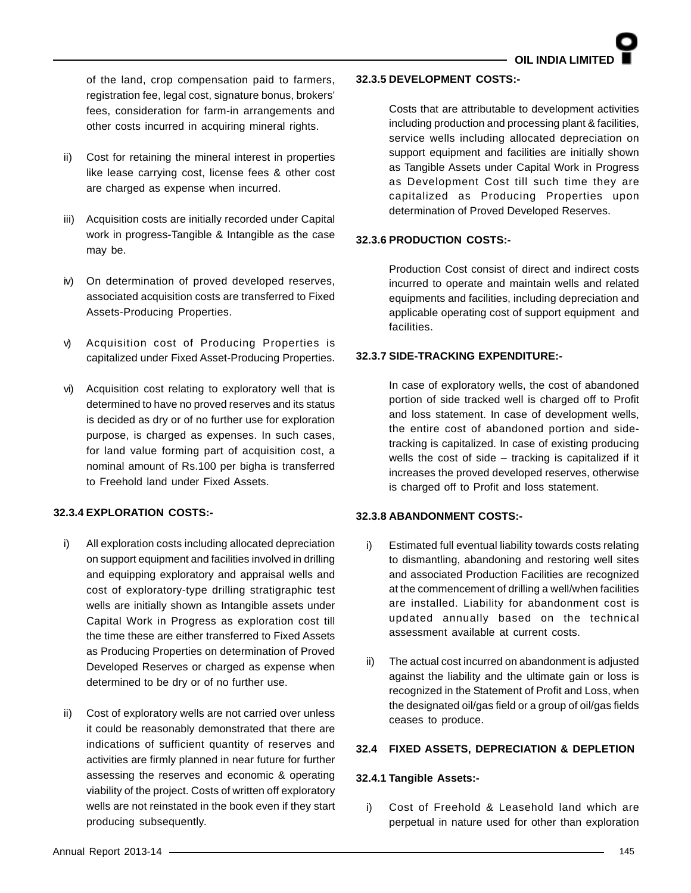of the land, crop compensation paid to farmers, registration fee, legal cost, signature bonus, brokers' fees, consideration for farm-in arrangements and other costs incurred in acquiring mineral rights.

ii) Cost for retaining the mineral interest in properties like lease carrying cost, license fees & other cost are charged as expense when incurred.

iii) Acquisition costs are initially recorded under Capital work in progress-Tangible & Intangible as the case may be.

iv) On determination of proved developed reserves, associated acquisition costs are transferred to Fixed Assets-Producing Properties.

v) Acquisition cost of Producing Properties is capitalized under Fixed Asset-Producing Properties.

vi) Acquisition cost relating to exploratory well that is determined to have no proved reserves and its status is decided as dry or of no further use for exploration purpose, is charged as expenses. In such cases, for land value forming part of acquisition cost, a nominal amount of Rs.100 per bigha is transferred to Freehold land under Fixed Assets.

**32.3.4 EXPLORATION COSTS:-**

i) All exploration costs including allocated depreciation on support equipment and facilities involved in drilling and equipping exploratory and appraisal wells and cost of exploratory-type drilling stratigraphic test wells are initially shown as Intangible assets under Capital Work in Progress as exploration cost till the time these are either transferred to Fixed Assets as Producing Properties on determination of Proved Developed Reserves or charged as expense when determined to be dry or of no further use.

ii) Cost of exploratory wells are not carried over unless it could be reasonably demonstrated that there are indications of sufficient quantity of reserves and activities are firmly planned in near future for further assessing the reserves and economic & operating viability of the project. Costs of written off exploratory wells are not reinstated in the book even if they start producing subsequently.

**32.3.5 DEVELOPMENT COSTS:-**

Costs that are attributable to development activities including production and processing plant & facilities, service wells including allocated depreciation on support equipment and facilities are initially shown as Tangible Assets under Capital Work in Progress as Development Cost till such time they are capitalized as Producing Properties upon determination of Proved Developed Reserves.

**32.3.6 PRODUCTION COSTS:-**

Production Cost consist of direct and indirect costs incurred to operate and maintain wells and related equipments and facilities, including depreciation and applicable operating cost of support equipment and facilities.

**32.3.7 SIDE-TRACKING EXPENDITURE:-**

In case of exploratory wells, the cost of abandoned portion of side tracked well is charged off to Profit and loss statement. In case of development wells, the entire cost of abandoned portion and side-tracking is capitalized. In case of existing producing wells the cost of side – tracking is capitalized if it increases the proved developed reserves, otherwise is charged off to Profit and loss statement.

**32.3.8 ABANDONMENT COSTS:-**

i) Estimated full eventual liability towards costs relating to dismantling, abandoning and restoring well sites and associated Production Facilities are recognized at the commencement of drilling a well/when facilities are installed. Liability for abandonment cost is updated annually based on the technical assessment available at current costs.

ii) The actual cost incurred on abandonment is adjusted against the liability and the ultimate gain or loss is recognized in the Statement of Profit and Loss, when the designated oil/gas field or a group of oil/gas fields ceases to produce.

**32.4 FIXED ASSETS, DEPRECIATION & DEPLETION**

**32.4.1 Tangible Assets:-**

i) Cost of Freehold & Leasehold land which are perpetual in nature used for other than exploration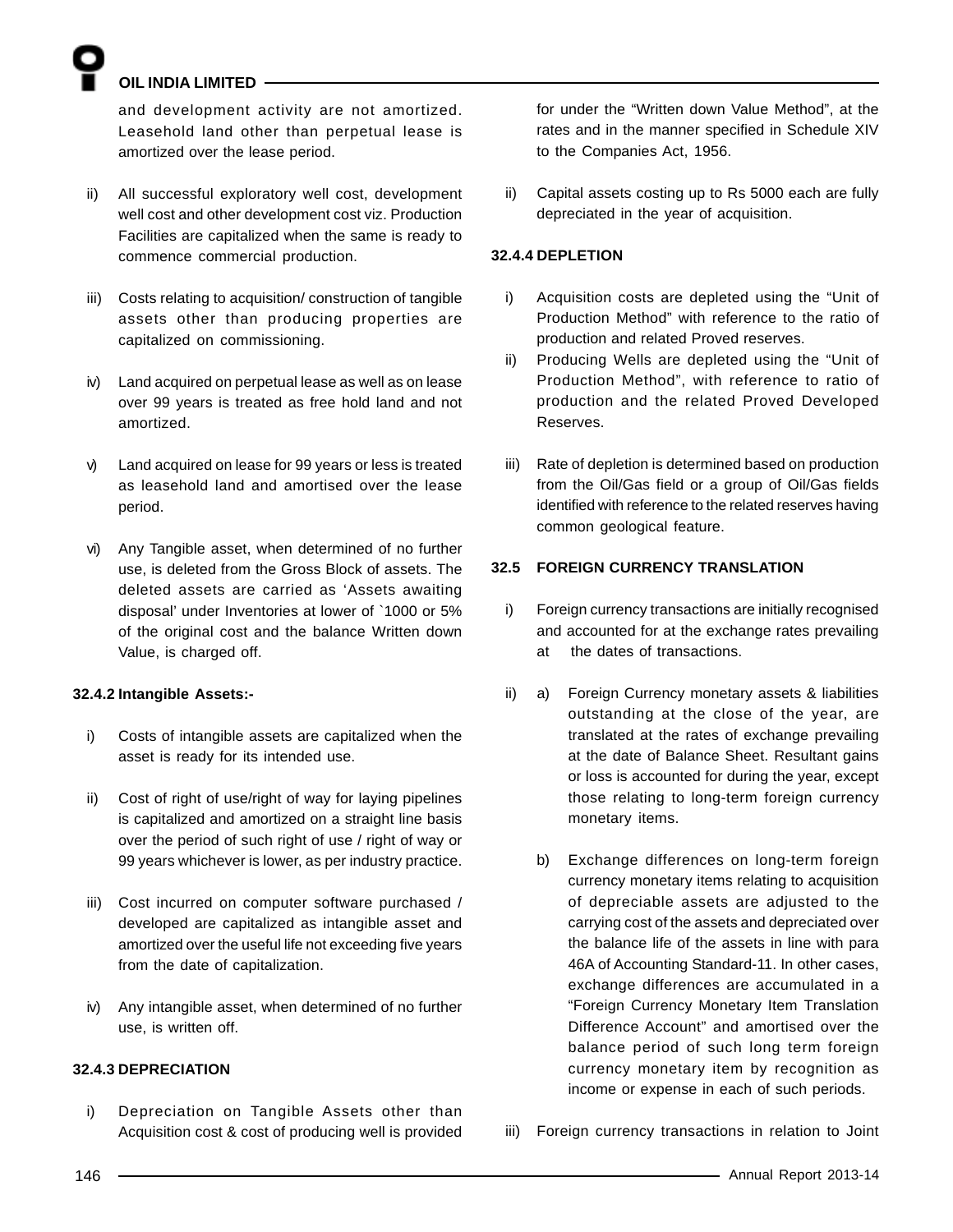and development activity are not amortized. Leasehold land other than perpetual lease is amortized over the lease period.

ii) All successful exploratory well cost, development well cost and other development cost viz. Production Facilities are capitalized when the same is ready to commence commercial production.

iii) Costs relating to acquisition/ construction of tangible assets other than producing properties are capitalized on commissioning.

iv) Land acquired on perpetual lease as well as on lease over 99 years is treated as free hold land and not amortized.

v) Land acquired on lease for 99 years or less is treated as leasehold land and amortised over the lease period.

vi) Any Tangible asset, when determined of no further use, is deleted from the Gross Block of assets. The deleted assets are carried as 'Assets awaiting disposal' under Inventories at lower of `1000 or 5% of the original cost and the balance Written down Value, is charged off.

**32.4.2 Intangible Assets:-**

i) Costs of intangible assets are capitalized when the asset is ready for its intended use.

ii) Cost of right of use/right of way for laying pipelines is capitalized and amortized on a straight line basis over the period of such right of use / right of way or 99 years whichever is lower, as per industry practice.

iii) Cost incurred on computer software purchased / developed are capitalized as intangible asset and amortized over the useful life not exceeding five years from the date of capitalization.

iv) Any intangible asset, when determined of no further use, is written off.

**32.4.3 DEPRECIATION**

i) Depreciation on Tangible Assets other than Acquisition cost & cost of producing well is provided for under the "Written down Value Method", at the rates and in the manner specified in Schedule XIV to the Companies Act, 1956.

ii) Capital assets costing up to Rs 5000 each are fully depreciated in the year of acquisition.

**32.4.4 DEPLETION**

i) Acquisition costs are depleted using the "Unit of Production Method" with reference to the ratio of production and related Proved reserves.

ii) Producing Wells are depleted using the "Unit of Production Method", with reference to ratio of production and the related Proved Developed Reserves.

iii) Rate of depletion is determined based on production from the Oil/Gas field or a group of Oil/Gas fields identified with reference to the related reserves having common geological feature.

**32.5 FOREIGN CURRENCY TRANSLATION**

i) Foreign currency transactions are initially recognised and accounted for at the exchange rates prevailing at the dates of transactions.

ii) a) Foreign Currency monetary assets & liabilities outstanding at the close of the year, are translated at the rates of exchange prevailing at the date of Balance Sheet. Resultant gains or loss is accounted for during the year, except those relating to long-term foreign currency monetary items.

b) Exchange differences on long-term foreign currency monetary items relating to acquisition of depreciable assets are adjusted to the carrying cost of the assets and depreciated over the balance life of the assets in line with para 46A of Accounting Standard-11. In other cases, exchange differences are accumulated in a "Foreign Currency Monetary Item Translation Difference Account" and amortised over the balance period of such long term foreign currency monetary item by recognition as income or expense in each of such periods.

iii) Foreign currency transactions in relation to Joint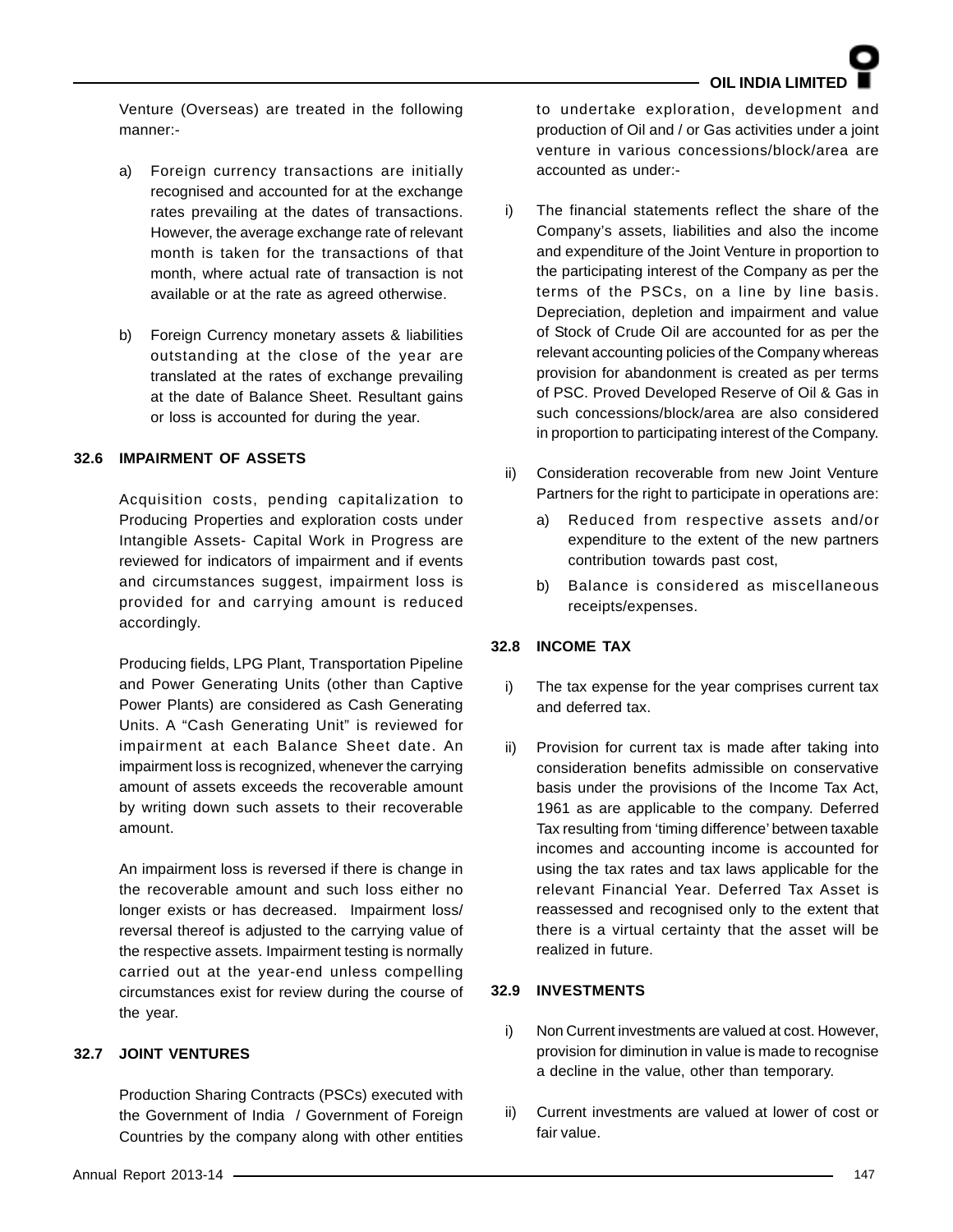Venture (Overseas) are treated in the following manner:-

a) Foreign currency transactions are initially recognised and accounted for at the exchange rates prevailing at the dates of transactions. However, the average exchange rate of relevant month is taken for the transactions of that month, where actual rate of transaction is not available or at the rate as agreed otherwise.

b) Foreign Currency monetary assets & liabilities outstanding at the close of the year are translated at the rates of exchange prevailing at the date of Balance Sheet. Resultant gains or loss is accounted for during the year.

### 32.6 IMPAIRMENT OF ASSETS

Acquisition costs, pending capitalization to Producing Properties and exploration costs under Intangible Assets- Capital Work in Progress are reviewed for indicators of impairment and if events and circumstances suggest, impairment loss is provided for and carrying amount is reduced accordingly.

Producing fields, LPG Plant, Transportation Pipeline and Power Generating Units (other than Captive Power Plants) are considered as Cash Generating Units. A "Cash Generating Unit" is reviewed for impairment at each Balance Sheet date. An impairment loss is recognized, whenever the carrying amount of assets exceeds the recoverable amount by writing down such assets to their recoverable amount.

An impairment loss is reversed if there is change in the recoverable amount and such loss either no longer exists or has decreased. Impairment loss/ reversal thereof is adjusted to the carrying value of the respective assets. Impairment testing is normally carried out at the year-end unless compelling circumstances exist for review during the course of the year.

### 32.7 JOINT VENTURES

Production Sharing Contracts (PSCs) executed with the Government of India / Government of Foreign Countries by the company along with other entities to undertake exploration, development and production of Oil and / or Gas activities under a joint venture in various concessions/block/area are accounted as under:-

i) The financial statements reflect the share of the Company's assets, liabilities and also the income and expenditure of the Joint Venture in proportion to the participating interest of the Company as per the terms of the PSCs, on a line by line basis. Depreciation, depletion and impairment and value of Stock of Crude Oil are accounted for as per the relevant accounting policies of the Company whereas provision for abandonment is created as per terms of PSC. Proved Developed Reserve of Oil & Gas in such concessions/block/area are also considered in proportion to participating interest of the Company.

ii) Consideration recoverable from new Joint Venture Partners for the right to participate in operations are:

   a) Reduced from respective assets and/or expenditure to the extent of the new partners contribution towards past cost,

   b) Balance is considered as miscellaneous receipts/expenses.

### 32.8 INCOME TAX

i) The tax expense for the year comprises current tax and deferred tax.

ii) Provision for current tax is made after taking into consideration benefits admissible on conservative basis under the provisions of the Income Tax Act, 1961 as are applicable to the company. Deferred Tax resulting from 'timing difference' between taxable incomes and accounting income is accounted for using the tax rates and tax laws applicable for the relevant Financial Year. Deferred Tax Asset is reassessed and recognised only to the extent that there is a virtual certainty that the asset will be realized in future.

### 32.9 INVESTMENTS

i) Non Current investments are valued at cost. However, provision for diminution in value is made to recognise a decline in the value, other than temporary.

ii) Current investments are valued at lower of cost or fair value.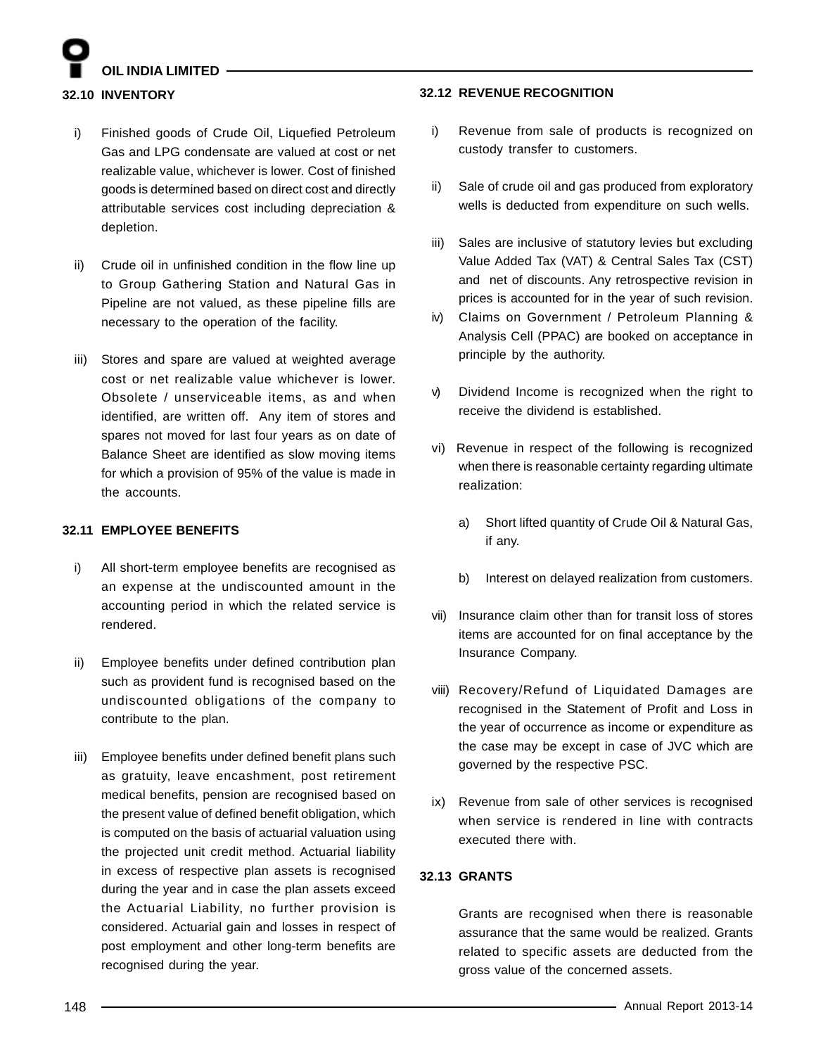### 32.10 INVENTORY

i) Finished goods of Crude Oil, Liquefied Petroleum Gas and LPG condensate are valued at cost or net realizable value, whichever is lower. Cost of finished goods is determined based on direct cost and directly attributable services cost including depreciation & depletion.

ii) Crude oil in unfinished condition in the flow line up to Group Gathering Station and Natural Gas in Pipeline are not valued, as these pipeline fills are necessary to the operation of the facility.

iii) Stores and spare are valued at weighted average cost or net realizable value whichever is lower. Obsolete / unserviceable items, as and when identified, are written off. Any item of stores and spares not moved for last four years as on date of Balance Sheet are identified as slow moving items for which a provision of 95% of the value is made in the accounts.

### 32.11 EMPLOYEE BENEFITS

i) All short-term employee benefits are recognised as an expense at the undiscounted amount in the accounting period in which the related service is rendered.

ii) Employee benefits under defined contribution plan such as provident fund is recognised based on the undiscounted obligations of the company to contribute to the plan.

iii) Employee benefits under defined benefit plans such as gratuity, leave encashment, post retirement medical benefits, pension are recognised based on the present value of defined benefit obligation, which is computed on the basis of actuarial valuation using the projected unit credit method. Actuarial liability in excess of respective plan assets is recognised during the year and in case the plan assets exceed the Actuarial Liability, no further provision is considered. Actuarial gain and losses in respect of post employment and other long-term benefits are recognised during the year.

### 32.12 REVENUE RECOGNITION

i) Revenue from sale of products is recognized on custody transfer to customers.

ii) Sale of crude oil and gas produced from exploratory wells is deducted from expenditure on such wells.

iii) Sales are inclusive of statutory levies but excluding Value Added Tax (VAT) & Central Sales Tax (CST) and net of discounts. Any retrospective revision in prices is accounted for in the year of such revision.

iv) Claims on Government / Petroleum Planning & Analysis Cell (PPAC) are booked on acceptance in principle by the authority.

v) Dividend Income is recognized when the right to receive the dividend is established.

vi) Revenue in respect of the following is recognized when there is reasonable certainty regarding ultimate realization:

   a) Short lifted quantity of Crude Oil & Natural Gas, if any.

   b) Interest on delayed realization from customers.

vii) Insurance claim other than for transit loss of stores items are accounted for on final acceptance by the Insurance Company.

viii) Recovery/Refund of Liquidated Damages are recognised in the Statement of Profit and Loss in the year of occurrence as income or expenditure as the case may be except in case of JVC which are governed by the respective PSC.

ix) Revenue from sale of other services is recognised when service is rendered in line with contracts executed there with.

### 32.13 GRANTS

Grants are recognised when there is reasonable assurance that the same would be realized. Grants related to specific assets are deducted from the gross value of the concerned assets.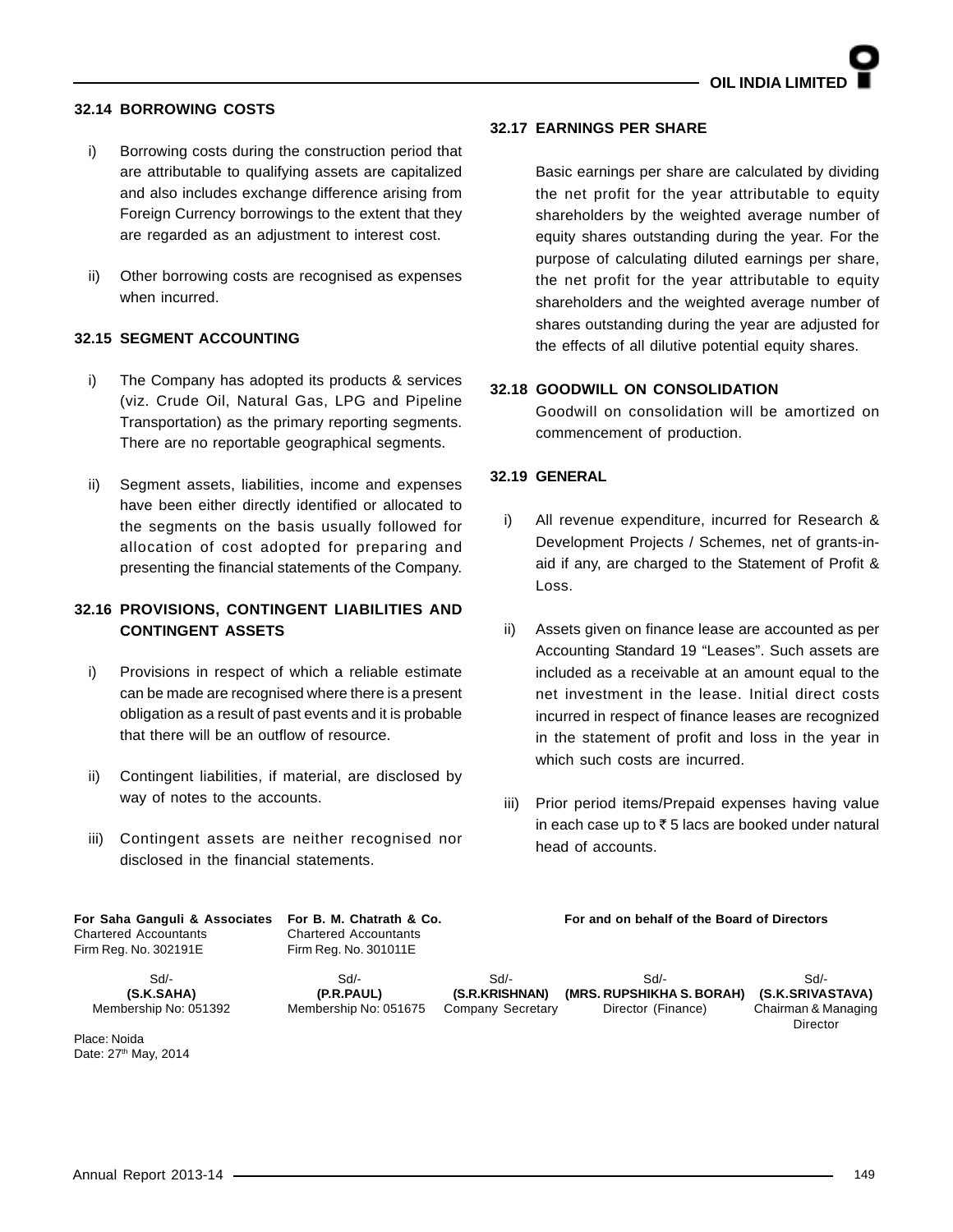### 32.14 BORROWING COSTS

i) Borrowing costs during the construction period that are attributable to qualifying assets are capitalized and also includes exchange difference arising from Foreign Currency borrowings to the extent that they are regarded as an adjustment to interest cost.

ii) Other borrowing costs are recognised as expenses when incurred.

### 32.15 SEGMENT ACCOUNTING

i) The Company has adopted its products & services (viz. Crude Oil, Natural Gas, LPG and Pipeline Transportation) as the primary reporting segments. There are no reportable geographical segments.

ii) Segment assets, liabilities, income and expenses have been either directly identified or allocated to the segments on the basis usually followed for allocation of cost adopted for preparing and presenting the financial statements of the Company.

### 32.16 PROVISIONS, CONTINGENT LIABILITIES AND CONTINGENT ASSETS

i) Provisions in respect of which a reliable estimate can be made are recognised where there is a present obligation as a result of past events and it is probable that there will be an outflow of resource.

ii) Contingent liabilities, if material, are disclosed by way of notes to the accounts.

iii) Contingent assets are neither recognised nor disclosed in the financial statements.

### 32.17 EARNINGS PER SHARE

Basic earnings per share are calculated by dividing the net profit for the year attributable to equity shareholders by the weighted average number of equity shares outstanding during the year. For the purpose of calculating diluted earnings per share, the net profit for the year attributable to equity shareholders and the weighted average number of shares outstanding during the year are adjusted for the effects of all dilutive potential equity shares.

### 32.18 GOODWILL ON CONSOLIDATION

Goodwill on consolidation will be amortized on commencement of production.

### 32.19 GENERAL

i) All revenue expenditure, incurred for Research & Development Projects / Schemes, net of grants-in-aid if any, are charged to the Statement of Profit & Loss.

ii) Assets given on finance lease are accounted as per Accounting Standard 19 "Leases". Such assets are included as a receivable at an amount equal to the net investment in the lease. Initial direct costs incurred in respect of finance leases are recognized in the statement of profit and loss in the year in which such costs are incurred.

iii) Prior period items/Prepaid expenses having value in each case up to ₹ 5 lacs are booked under natural head of accounts.

**For Saha Ganguli & Associates**
Chartered Accountants
Firm Reg. No. 302191E

**For B. M. Chatrath & Co.**
Chartered Accountants
Firm Reg. No. 301011E

**For and on behalf of the Board of Directors**

| Sd/- | Sd/- | Sd/- | Sd/- | Sd/- |
|---|---|---|---|---|
| **(S.K.SAHA)** | **(P.R.PAUL)** | **(S.R.KRISHNAN)** | **(MRS. RUPSHIKHA S. BORAH)** | **(S.K.SRIVASTAVA)** |
| Membership No: 051392 | Membership No: 051675 | Company Secretary | Director (Finance) | Chairman & Managing Director |

Place: Noida
Date: 27th May, 2014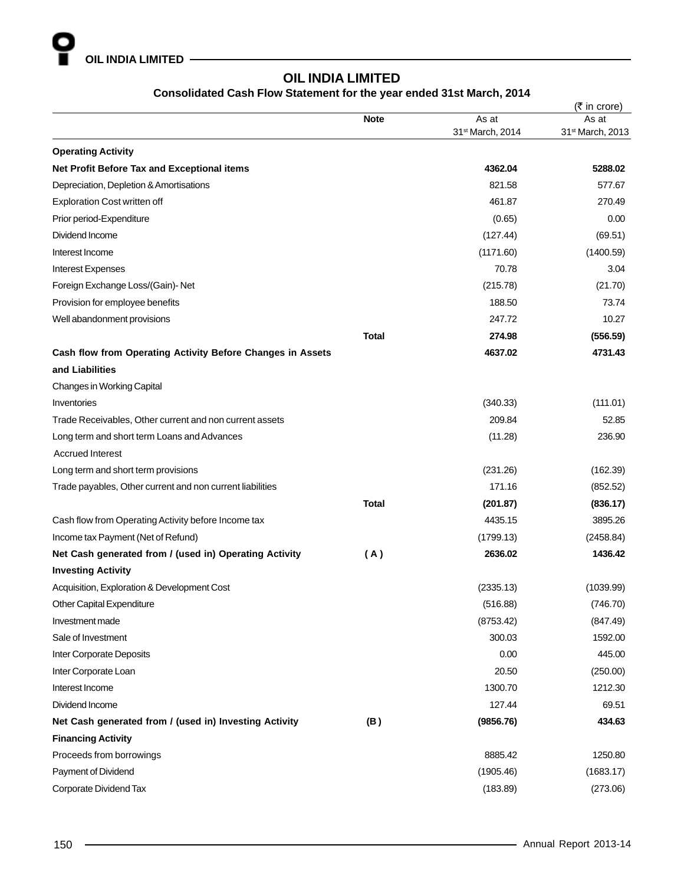# OIL INDIA LIMITED

## Consolidated Cash Flow Statement for the year ended 31st March, 2014

(₹ in crore)

| | Note | As at 31st March, 2014 | As at 31st March, 2013 |
|---|---|---|---|
| **Operating Activity** | | | |
| **Net Profit Before Tax and Exceptional items** | | **4362.04** | **5288.02** |
| Depreciation, Depletion & Amortisations | | 821.58 | 577.67 |
| Exploration Cost written off | | 461.87 | 270.49 |
| Prior period-Expenditure | | (0.65) | 0.00 |
| Dividend Income | | (127.44) | (69.51) |
| Interest Income | | (1171.60) | (1400.59) |
| Interest Expenses | | 70.78 | 3.04 |
| Foreign Exchange Loss/(Gain)- Net | | (215.78) | (21.70) |
| Provision for employee benefits | | 188.50 | 73.74 |
| Well abandonment provisions | | 247.72 | 10.27 |
| | **Total** | **274.98** | **(556.59)** |
| **Cash flow from Operating Activity Before Changes in Assets and Liabilities** | | **4637.02** | **4731.43** |
| Changes in Working Capital | | | |
| Inventories | | (340.33) | (111.01) |
| Trade Receivables, Other current and non current assets | | 209.84 | 52.85 |
| Long term and short term Loans and Advances | | (11.28) | 236.90 |
| Accrued Interest | | | |
| Long term and short term provisions | | (231.26) | (162.39) |
| Trade payables, Other current and non current liabilities | | 171.16 | (852.52) |
| | **Total** | **(201.87)** | **(836.17)** |
| Cash flow from Operating Activity before Income tax | | 4435.15 | 3895.26 |
| Income tax Payment (Net of Refund) | | (1799.13) | (2458.84) |
| **Net Cash generated from / (used in) Operating Activity** | **( A )** | **2636.02** | **1436.42** |
| **Investing Activity** | | | |
| Acquisition, Exploration & Development Cost | | (2335.13) | (1039.99) |
| Other Capital Expenditure | | (516.88) | (746.70) |
| Investment made | | (8753.42) | (847.49) |
| Sale of Investment | | 300.03 | 1592.00 |
| Inter Corporate Deposits | | 0.00 | 445.00 |
| Inter Corporate Loan | | 20.50 | (250.00) |
| Interest Income | | 1300.70 | 1212.30 |
| Dividend Income | | 127.44 | 69.51 |
| **Net Cash generated from / (used in) Investing Activity** | **(B )** | **(9856.76)** | **434.63** |
| **Financing Activity** | | | |
| Proceeds from borrowings | | 8885.42 | 1250.80 |
| Payment of Dividend | | (1905.46) | (1683.17) |
| Corporate Dividend Tax | | (183.89) | (273.06) |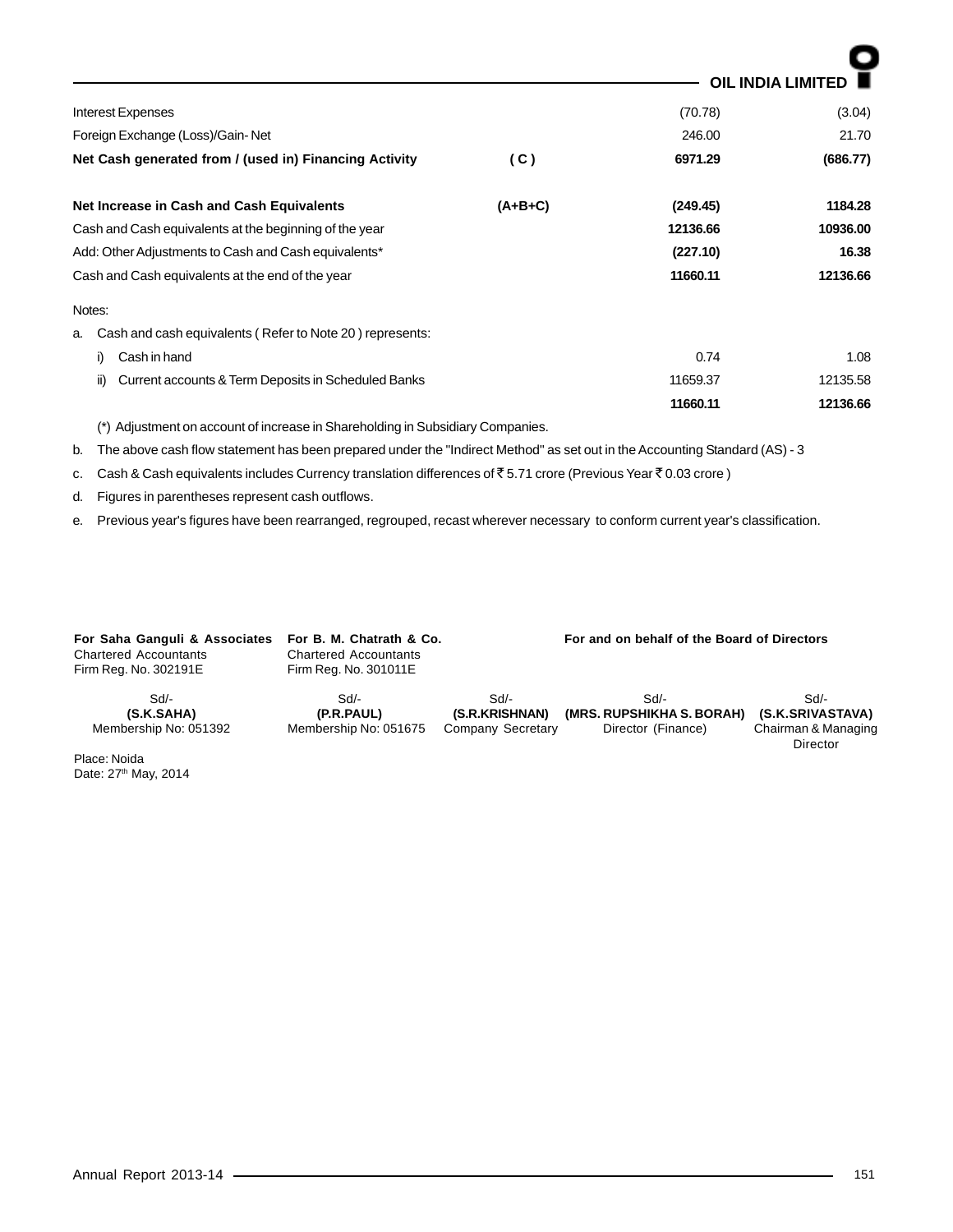| | | | |
|---|---|---|---|
| Interest Expenses | | (70.78) | (3.04) |
| Foreign Exchange (Loss)/Gain- Net | | 246.00 | 21.70 |
| **Net Cash generated from / (used in) Financing Activity** | **( C )** | **6971.29** | **(686.77)** |
| **Net Increase in Cash and Cash Equivalents** | **(A+B+C)** | **(249.45)** | **1184.28** |
| Cash and Cash equivalents at the beginning of the year | | **12136.66** | **10936.00** |
| Add: Other Adjustments to Cash and Cash equivalents* | | **(227.10)** | **16.38** |
| Cash and Cash equivalents at the end of the year | | **11660.11** | **12136.66** |

Notes:

a. Cash and cash equivalents ( Refer to Note 20 ) represents:

| | | |
|---|---|---|
| i) Cash in hand | 0.74 | 1.08 |
| ii) Current accounts & Term Deposits in Scheduled Banks | 11659.37 | 12135.58 |
| | **11660.11** | **12136.66** |

(*) Adjustment on account of increase in Shareholding in Subsidiary Companies.

b. The above cash flow statement has been prepared under the "Indirect Method" as set out in the Accounting Standard (AS) - 3

c. Cash & Cash equivalents includes Currency translation differences of ₹ 5.71 crore (Previous Year ₹ 0.03 crore )

d. Figures in parentheses represent cash outflows.

e. Previous year's figures have been rearranged, regrouped, recast wherever necessary to conform current year's classification.

**For Saha Ganguli & Associates**
Chartered Accountants
Firm Reg. No. 302191E

**For B. M. Chatrath & Co.**
Chartered Accountants
Firm Reg. No. 301011E

**For and on behalf of the Board of Directors**

| | | | | |
|---|---|---|---|---|
| Sd/- | Sd/- | Sd/- | Sd/- | Sd/- |
| **(S.K.SAHA)** | **(P.R.PAUL)** | **(S.R.KRISHNAN)** | **(MRS. RUPSHIKHA S. BORAH)** | **(S.K.SRIVASTAVA)** |
| Membership No: 051392 | Membership No: 051675 | Company Secretary | Director (Finance) | Chairman & Managing Director |

Place: Noida
Date: 27th May, 2014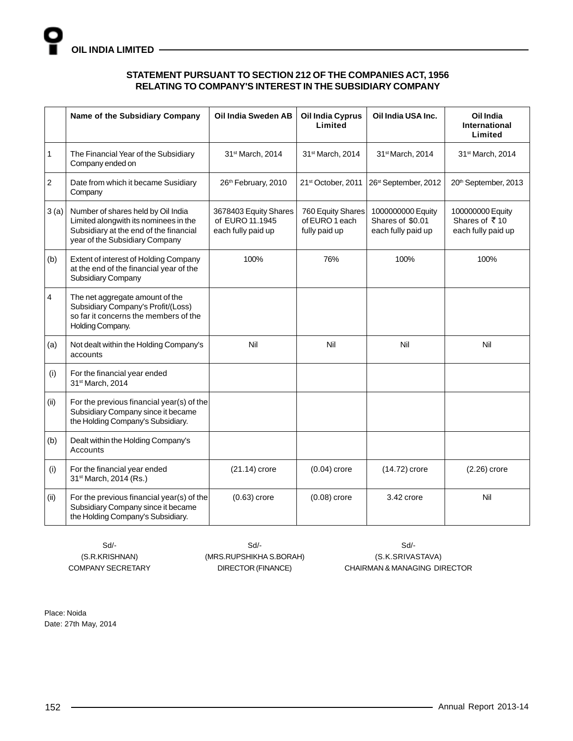## STATEMENT PURSUANT TO SECTION 212 OF THE COMPANIES ACT, 1956 RELATING TO COMPANY'S INTEREST IN THE SUBSIDIARY COMPANY

| | Name of the Subsidiary Company | Oil India Sweden AB | Oil India Cyprus Limited | Oil India USA Inc. | Oil India International Limited |
|---|---|---|---|---|---|
| 1 | The Financial Year of the Subsidiary Company ended on | 31st March, 2014 | 31st March, 2014 | 31st March, 2014 | 31st March, 2014 |
| 2 | Date from which it became Susidiary Company | 26th February, 2010 | 21st October, 2011 | 26st September, 2012 | 20th September, 2013 |
| 3 (a) | Number of shares held by Oil India Limited alongwith its nominees in the Subsidiary at the end of the financial year of the Subsidiary Company | 3678403 Equity Shares of EURO 11.1945 each fully paid up | 760 Equity Shares of EURO 1 each fully paid up | 1000000000 Equity Shares of $0.01 each fully paid up | 100000000 Equity Shares of ₹ 10 each fully paid up |
| (b) | Extent of interest of Holding Company at the end of the financial year of the Subsidiary Company | 100% | 76% | 100% | 100% |
| 4 | The net aggregate amount of the Subsidiary Company's Profit/(Loss) so far it concerns the members of the Holding Company. | | | | |
| (a) | Not dealt within the Holding Company's accounts | Nil | Nil | Nil | Nil |
| (i) | For the financial year ended 31st March, 2014 | | | | |
| (ii) | For the previous financial year(s) of the Subsidiary Company since it became the Holding Company's Subsidiary. | | | | |
| (b) | Dealt within the Holding Company's Accounts | | | | |
| (i) | For the financial year ended 31st March, 2014 (Rs.) | (21.14) crore | (0.04) crore | (14.72) crore | (2.26) crore |
| (ii) | For the previous financial year(s) of the Subsidiary Company since it became the Holding Company's Subsidiary. | (0.63) crore | (0.08) crore | 3.42 crore | Nil |

Sd/-
(S.R.KRISHNAN)
COMPANY SECRETARY

Sd/-
(MRS.RUPSHIKHA S.BORAH)
DIRECTOR (FINANCE)

Sd/-
(S.K.SRIVASTAVA)
CHAIRMAN & MANAGING DIRECTOR

Place: Noida
Date: 27th May, 2014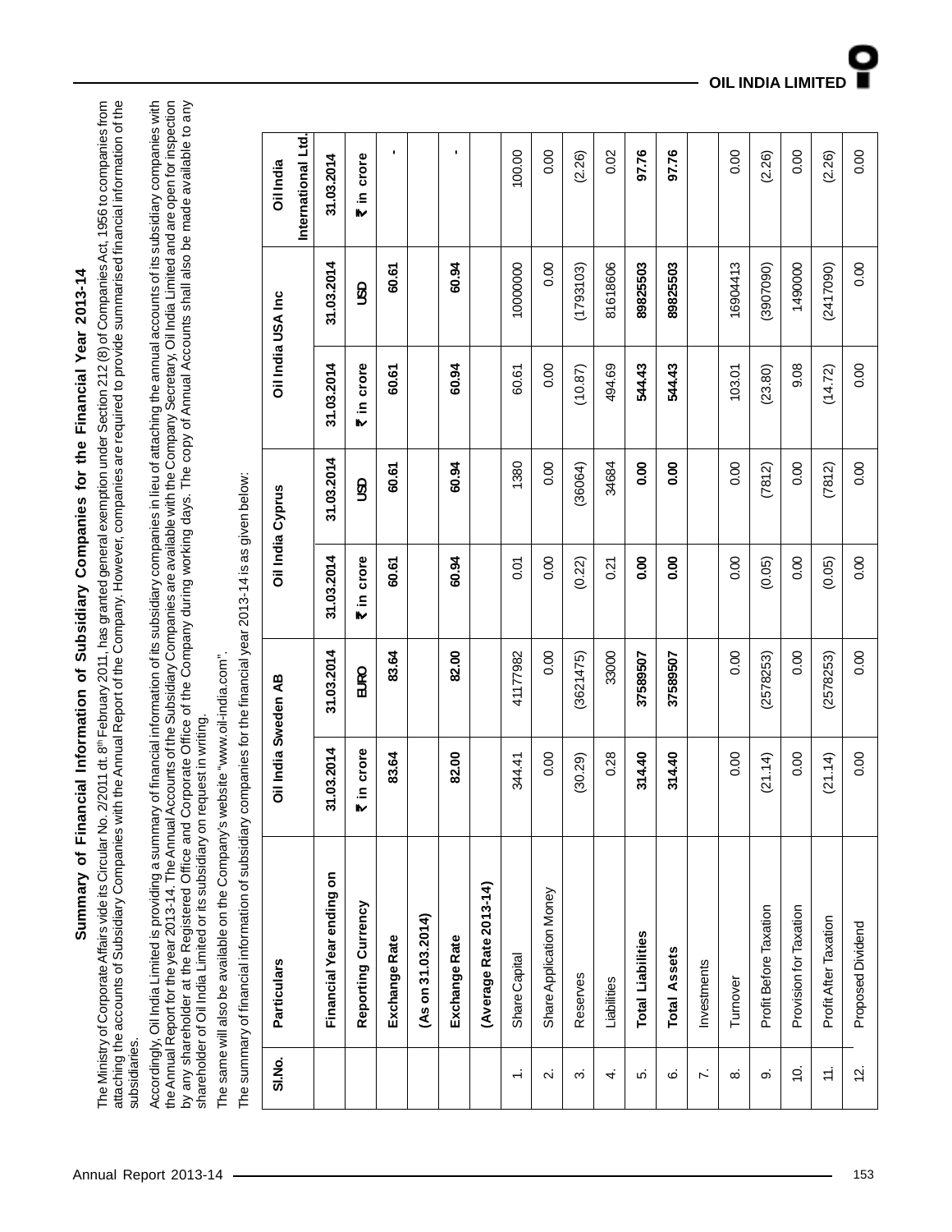## Summary of Financial Information of Subsidiary Companies for the Financial Year 2013-14

The Ministry of Corporate Affairs vide its Circular No. 2/2011 dt. 8[th] February 2011, has granted general exemption under Section 212 (8) of Companies Act, 1956 to companies from attaching the accounts of Subsidiary Companies with the Annual Report of the Company. However, companies are required to provide summarised financial information of the subsidiaries.

Accordingly, Oil India Limited is providing a summary of financial information of its subsidiary companies in lieu of attaching the annual accounts of its subsidiary companies with the Annual Report for the year 2013-14. The Annual Accounts of the Subsidiary Companies are available with the Company Secretary, Oil India Limited and are open for inspection by any shareholder at the Registered Office and Corporate Office of the Company during working days. The copy of Annual Accounts shall also be made available to any shareholder of Oil India Limited or its subsidiary on request in writing.

The same will also be available on the Company's website "www.oil-india.com".

The summary of financial information of subsidiary companies for the financial year 2013-14 is as given below:

| Sl.No. | Particulars | Oil India Sweden AB | | Oil India Cyprus | | Oil India USA Inc | | Oil India International Ltd. |
|---|---|---|---|---|---|---|---|---|
| | **Financial Year ending on** | **31.03.2014** | **31.03.2014** | **31.03.2014** | **31.03.2014** | **31.03.2014** | **31.03.2014** | **31.03.2014** |
| | **Reporting Currency** | **₹ in crore** | **EURO** | **₹ in crore** | **USD** | **₹ in crore** | **USD** | **₹ in crore** |
| | **Exchange Rate** | **83.64** | **83.64** | **60.61** | **60.61** | **60.61** | **60.61** | **-** |
| | **(As on 31.03.2014)** | | | | | | | |
| | **Exchange Rate** | **82.00** | **82.00** | **60.94** | **60.94** | **60.94** | **60.94** | **-** |
| | **(Average Rate 2013-14)** | | | | | | | |
| 1. | Share Capital | 344.41 | 41177982 | 0.01 | 1380 | 60.61 | 10000000 | 100.00 |
| 2. | Share Application Money | 0.00 | 0.00 | 0.00 | 0.00 | 0.00 | 0.00 | 0.00 |
| 3. | Reserves | (30.29) | (3621475) | (0.22) | (36064) | (10.87) | (1793103) | (2.26) |
| 4. | Liabilities | 0.28 | 33000 | 0.21 | 34684 | 494.69 | 81618606 | 0.02 |
| 5. | **Total Liabilities** | **314.40** | **37589507** | **0.00** | **0.00** | **544.43** | **89825503** | **97.76** |
| 6. | **Total Assets** | **314.40** | **37589507** | **0.00** | **0.00** | **544.43** | **89825503** | **97.76** |
| 7. | Investments | | | | | | | |
| 8. | Turnover | 0.00 | 0.00 | 0.00 | 0.00 | 103.01 | 16904413 | 0.00 |
| 9. | Profit Before Taxation | (21.14) | (2578253) | (0.05) | (7812) | (23.80) | (3907090) | (2.26) |
| 10. | Provision for Taxation | 0.00 | 0.00 | 0.00 | 0.00 | 9.08 | 1490000 | 0.00 |
| 11. | Profit After Taxation | (21.14) | (2578253) | (0.05) | (7812) | (14.72) | (2417090) | (2.26) |
| 12. | Proposed Dividend | 0.00 | 0.00 | 0.00 | 0.00 | 0.00 | 0.00 | 0.00 |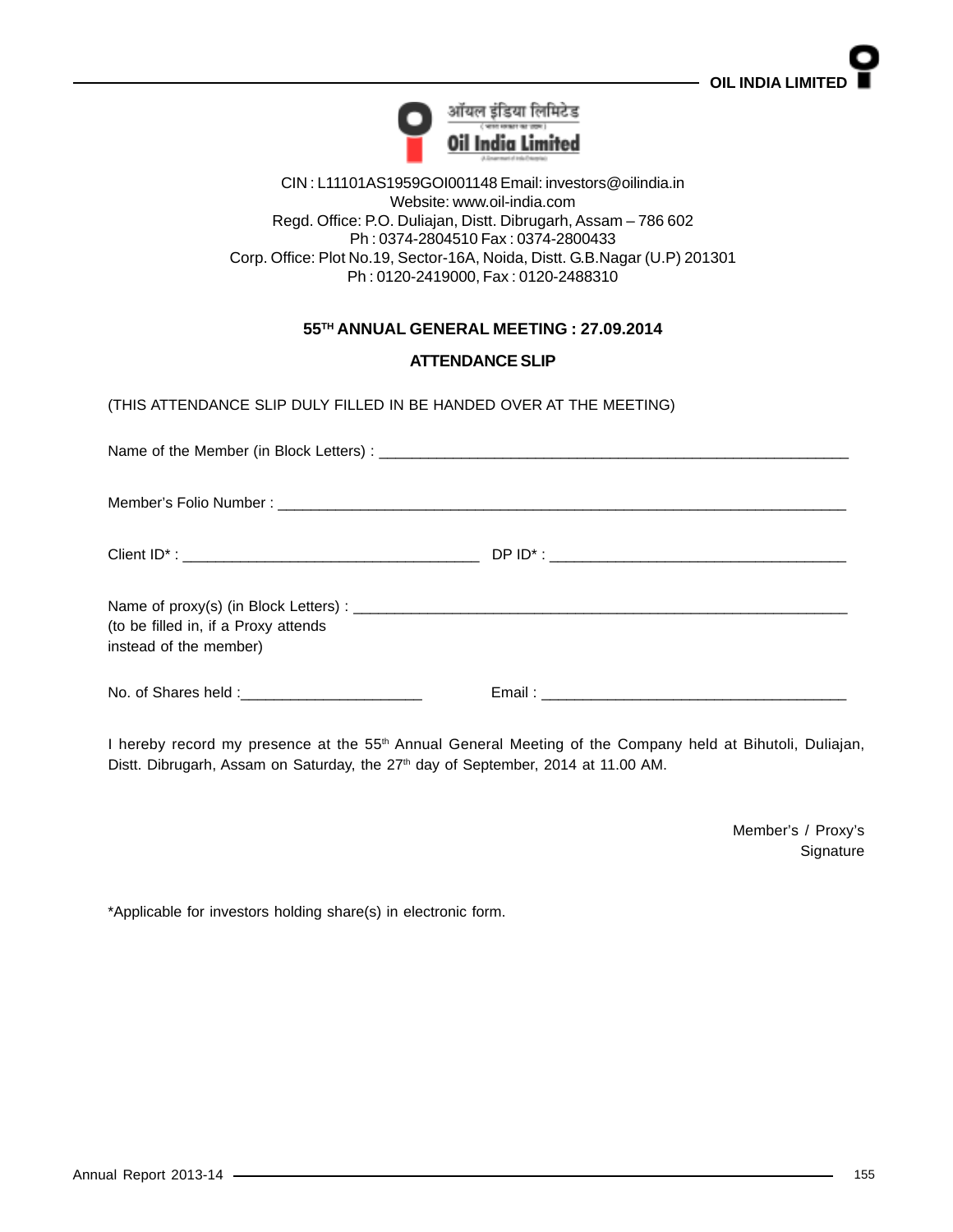ऑयल इंडिया लिमिटेड

Oil India Limited

CIN : L11101AS1959GOI001148 Email: investors@oilindia.in
Website: www.oil-india.com
Regd. Office: P.O. Duliajan, Distt. Dibrugarh, Assam – 786 602
Ph : 0374-2804510 Fax : 0374-2800433
Corp. Office: Plot No.19, Sector-16A, Noida, Distt. G.B.Nagar (U.P) 201301
Ph : 0120-2419000, Fax : 0120-2488310

## 55TH ANNUAL GENERAL MEETING : 27.09.2014

## ATTENDANCE SLIP

(THIS ATTENDANCE SLIP DULY FILLED IN BE HANDED OVER AT THE MEETING)

Name of the Member (in Block Letters) : ______________________________________________

Member's Folio Number : ______________________________________________

Client ID* : ____________________________ DP ID* : ____________________________

Name of proxy(s) (in Block Letters) : ______________________________________________
(to be filled in, if a Proxy attends instead of the member)

No. of Shares held :____________________ Email : ____________________________

I hereby record my presence at the 55th Annual General Meeting of the Company held at Bihutoli, Duliajan, Distt. Dibrugarh, Assam on Saturday, the 27th day of September, 2014 at 11.00 AM.

Member's / Proxy's
Signature

*Applicable for investors holding share(s) in electronic form.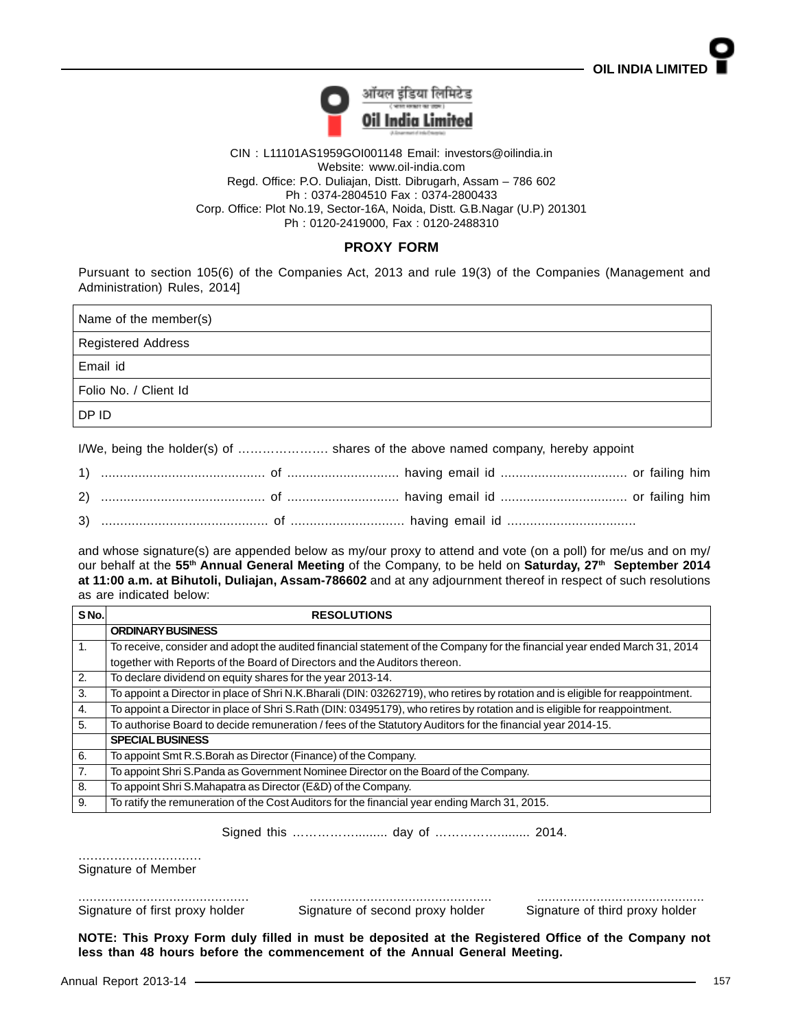ऑयल इंडिया लिमिटेड

**Oil India Limited**

CIN : L11101AS1959GOI001148 Email: investors@oilindia.in
Website: www.oil-india.com
Regd. Office: P.O. Duliajan, Distt. Dibrugarh, Assam – 786 602
Ph : 0374-2804510 Fax : 0374-2800433
Corp. Office: Plot No.19, Sector-16A, Noida, Distt. G.B.Nagar (U.P) 201301
Ph : 0120-2419000, Fax : 0120-2488310

## PROXY FORM

Pursuant to section 105(6) of the Companies Act, 2013 and rule 19(3) of the Companies (Management and Administration) Rules, 2014]

| Name of the member(s) |
|---|
| Registered Address |
| Email id |
| Folio No. / Client Id |
| DP ID |

I/We, being the holder(s) of …………………. shares of the above named company, hereby appoint

1) ............................................ of .............................. having email id .................................. or failing him

2) ............................................ of .............................. having email id .................................. or failing him

3) ............................................ of .............................. having email id ..................................

and whose signature(s) are appended below as my/our proxy to attend and vote (on a poll) for me/us and on my/our behalf at the **55th Annual General Meeting** of the Company, to be held on **Saturday, 27th September 2014 at 11:00 a.m. at Bihutoli, Duliajan, Assam-786602** and at any adjournment thereof in respect of such resolutions as are indicated below:

| S No. | RESOLUTIONS |
|---|---|
| | **ORDINARY BUSINESS** |
| 1. | To receive, consider and adopt the audited financial statement of the Company for the financial year ended March 31, 2014 together with Reports of the Board of Directors and the Auditors thereon. |
| 2. | To declare dividend on equity shares for the year 2013-14. |
| 3. | To appoint a Director in place of Shri N.K.Bharali (DIN: 03262719), who retires by rotation and is eligible for reappointment. |
| 4. | To appoint a Director in place of Shri S.Rath (DIN: 03495179), who retires by rotation and is eligible for reappointment. |
| 5. | To authorise Board to decide remuneration / fees of the Statutory Auditors for the financial year 2014-15. |
| | **SPECIAL BUSINESS** |
| 6. | To appoint Smt R.S.Borah as Director (Finance) of the Company. |
| 7. | To appoint Shri S.Panda as Government Nominee Director on the Board of the Company. |
| 8. | To appoint Shri S.Mahapatra as Director (E&D) of the Company. |
| 9. | To ratify the remuneration of the Cost Auditors for the financial year ending March 31, 2015. |

Signed this ……………......... day of ……………......... 2014.

……………………………
Signature of Member

............................................ ............................................... ............................................
Signature of first proxy holder Signature of second proxy holder Signature of third proxy holder

**NOTE: This Proxy Form duly filled in must be deposited at the Registered Office of the Company not less than 48 hours before the commencement of the Annual General Meeting.**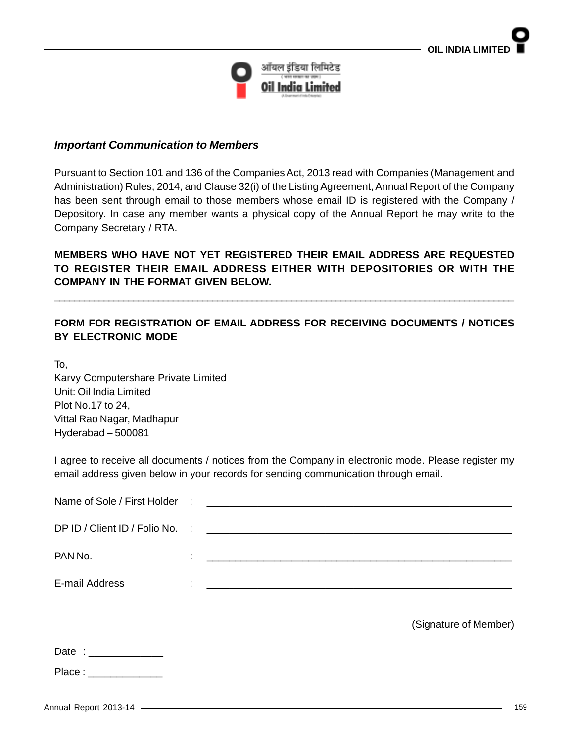*Important Communication to Members*

Pursuant to Section 101 and 136 of the Companies Act, 2013 read with Companies (Management and Administration) Rules, 2014, and Clause 32(i) of the Listing Agreement, Annual Report of the Company has been sent through email to those members whose email ID is registered with the Company / Depository. In case any member wants a physical copy of the Annual Report he may write to the Company Secretary / RTA.

**MEMBERS WHO HAVE NOT YET REGISTERED THEIR EMAIL ADDRESS ARE REQUESTED TO REGISTER THEIR EMAIL ADDRESS EITHER WITH DEPOSITORIES OR WITH THE COMPANY IN THE FORMAT GIVEN BELOW.**

---

**FORM FOR REGISTRATION OF EMAIL ADDRESS FOR RECEIVING DOCUMENTS / NOTICES BY ELECTRONIC MODE**

To,
Karvy Computershare Private Limited
Unit: Oil India Limited
Plot No.17 to 24,
Vittal Rao Nagar, Madhapur
Hyderabad – 500081

I agree to receive all documents / notices from the Company in electronic mode. Please register my email address given below in your records for sending communication through email.

Name of Sole / First Holder : ______________________________________________

DP ID / Client ID / Folio No. : ______________________________________________

PAN No. : ______________________________________________

E-mail Address : ______________________________________________

(Signature of Member)

Date : _____________

Place : _____________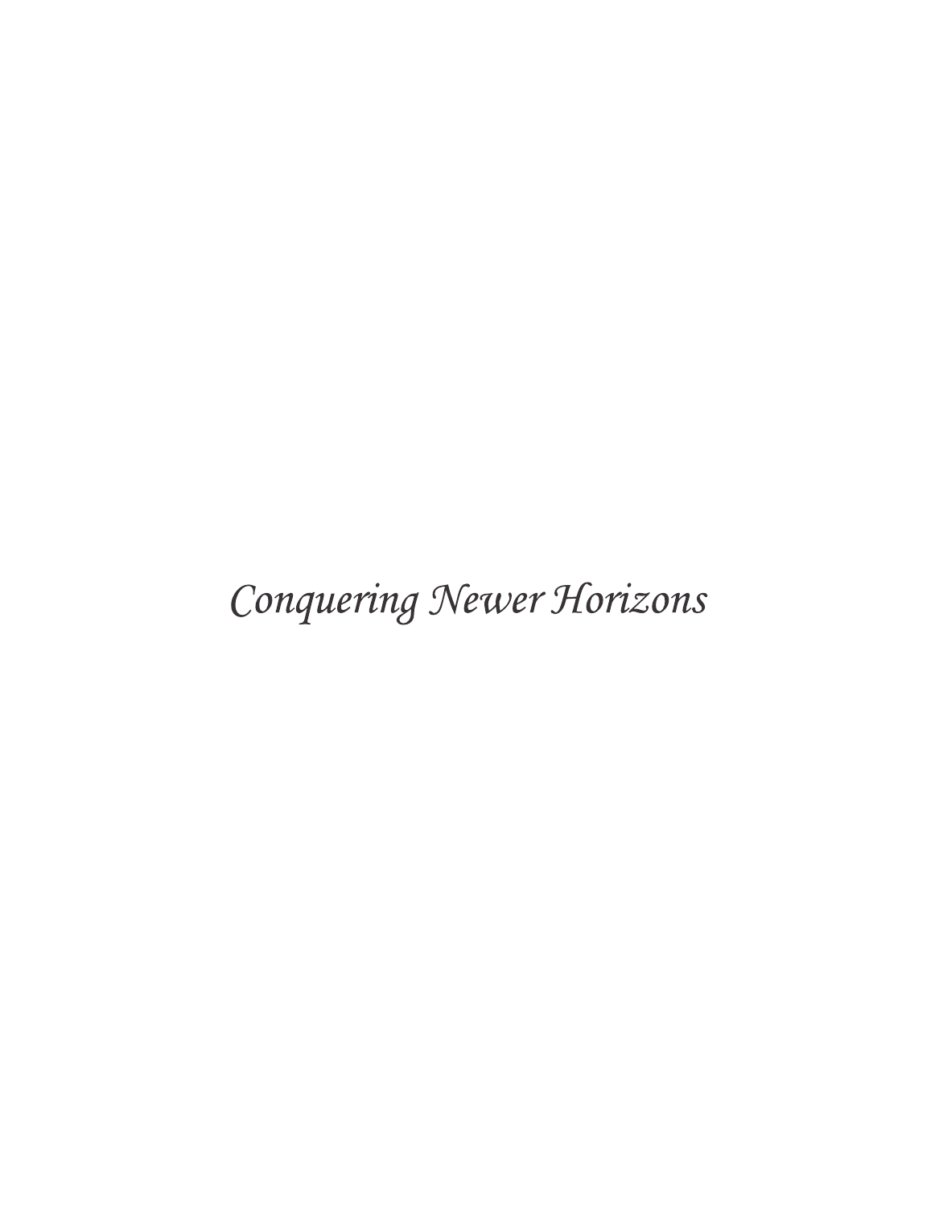*Conquering Newer Horizons*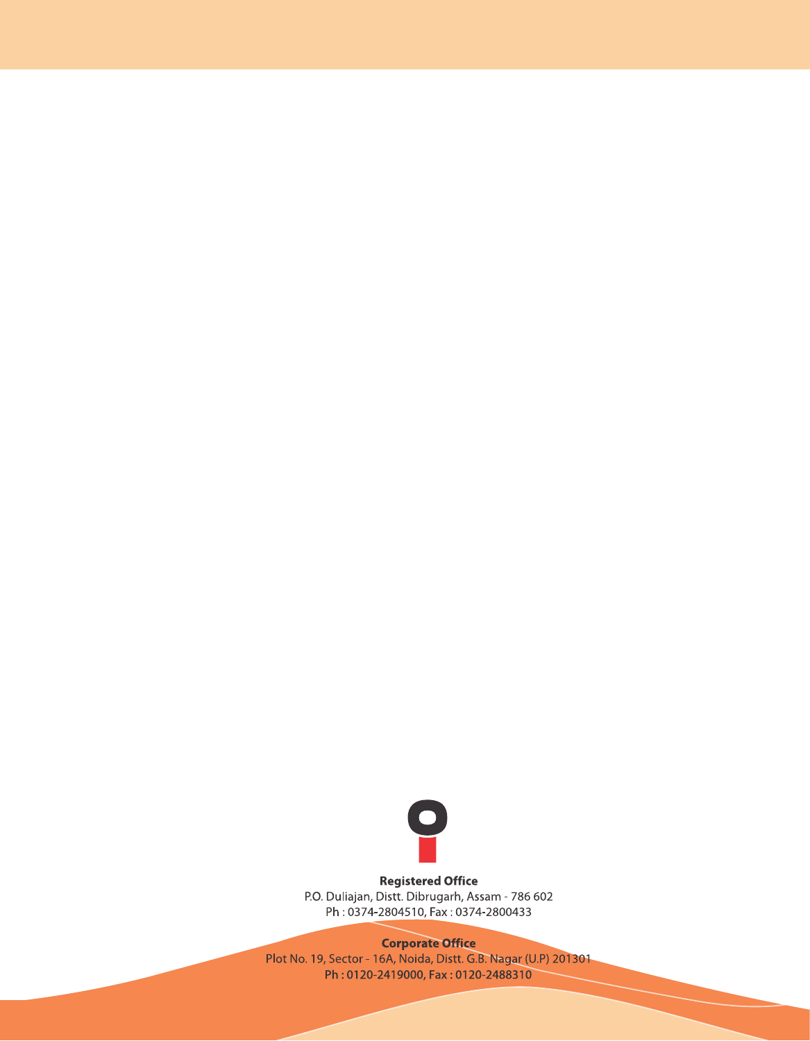**Registered Office**

P.O. Duliajan, Distt. Dibrugarh, Assam - 786 602

Ph : 0374-2804510, Fax : 0374-2800433

**Corporate Office**

Plot No. 19, Sector - 16A, Noida, Distt. G.B. Nagar (U.P) 201301

Ph : 0120-2419000, Fax : 0120-2488310